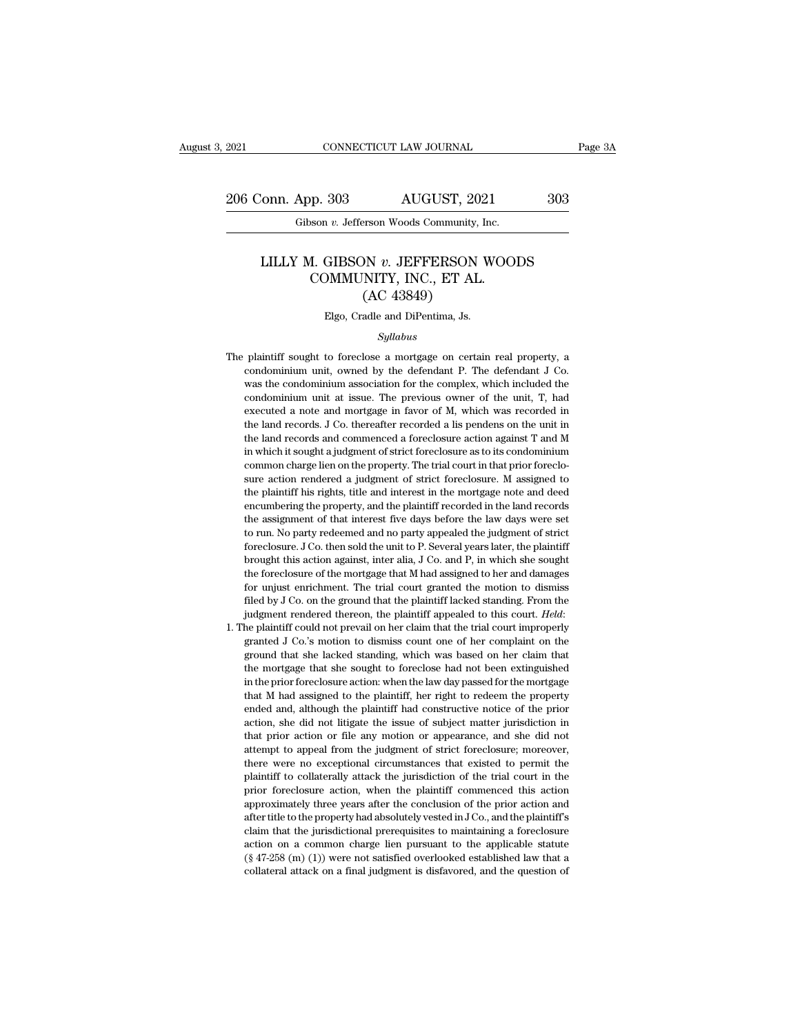# LILLY M. GIBSON *v.* JEFFERSON WOODS COMMUNITY, INC., ET AL.

(AC 43849)

Elgo, Cradle and DiPentima, Js.

*Syllabus*

The plaintiff sought to foreclose a mortgage on certain real property, a condominium unit, owned by the defendant P. The defendant J Co. was the condominium association for the complex, which included the condominium unit at issue. The previous owner of the unit, T, had executed a note and mortgage in favor of M, which was recorded in the land records. J Co. thereafter recorded a lis pendens on the unit in the land records and commenced a foreclosure action against T and M in which it sought a judgment of strict foreclosure as to its condominium common charge lien on the property. The trial court in that prior foreclosure action rendered a judgment of strict foreclosure. M assigned to the plaintiff his rights, title and interest in the mortgage note and deed encumbering the property, and the plaintiff recorded in the land records the assignment of that interest five days before the law days were set to run. No party redeemed and no party appealed the judgment of strict foreclosure. J Co. then sold the unit to P. Several years later, the plaintiff brought this action against, inter alia, J Co. and P, in which she sought the foreclosure of the mortgage that M had assigned to her and damages for unjust enrichment. The trial court granted the motion to dismiss filed by J Co. on the ground that the plaintiff lacked standing. From the judgment rendered thereon, the plaintiff appealed to this court. *Held*:

1. The plaintiff could not prevail on her claim that the trial court improperly granted J Co.'s motion to dismiss count one of her complaint on the ground that she lacked standing, which was based on her claim that the mortgage that she sought to foreclose had not been extinguished in the prior foreclosure action: when the law day passed for the mortgage that M had assigned to the plaintiff, her right to redeem the property ended and, although the plaintiff had constructive notice of the prior action, she did not litigate the issue of subject matter jurisdiction in that prior action or file any motion or appearance, and she did not attempt to appeal from the judgment of strict foreclosure; moreover, there were no exceptional circumstances that existed to permit the plaintiff to collaterally attack the jurisdiction of the trial court in the prior foreclosure action, when the plaintiff commenced this action approximately three years after the conclusion of the prior action and after title to the property had absolutely vested in J Co., and the plaintiff's claim that the jurisdictional prerequisites to maintaining a foreclosure action on a common charge lien pursuant to the applicable statute (§ 47-258 (m) (1)) were not satisfied overlooked established law that a collateral attack on a final judgment is disfavored, and the question of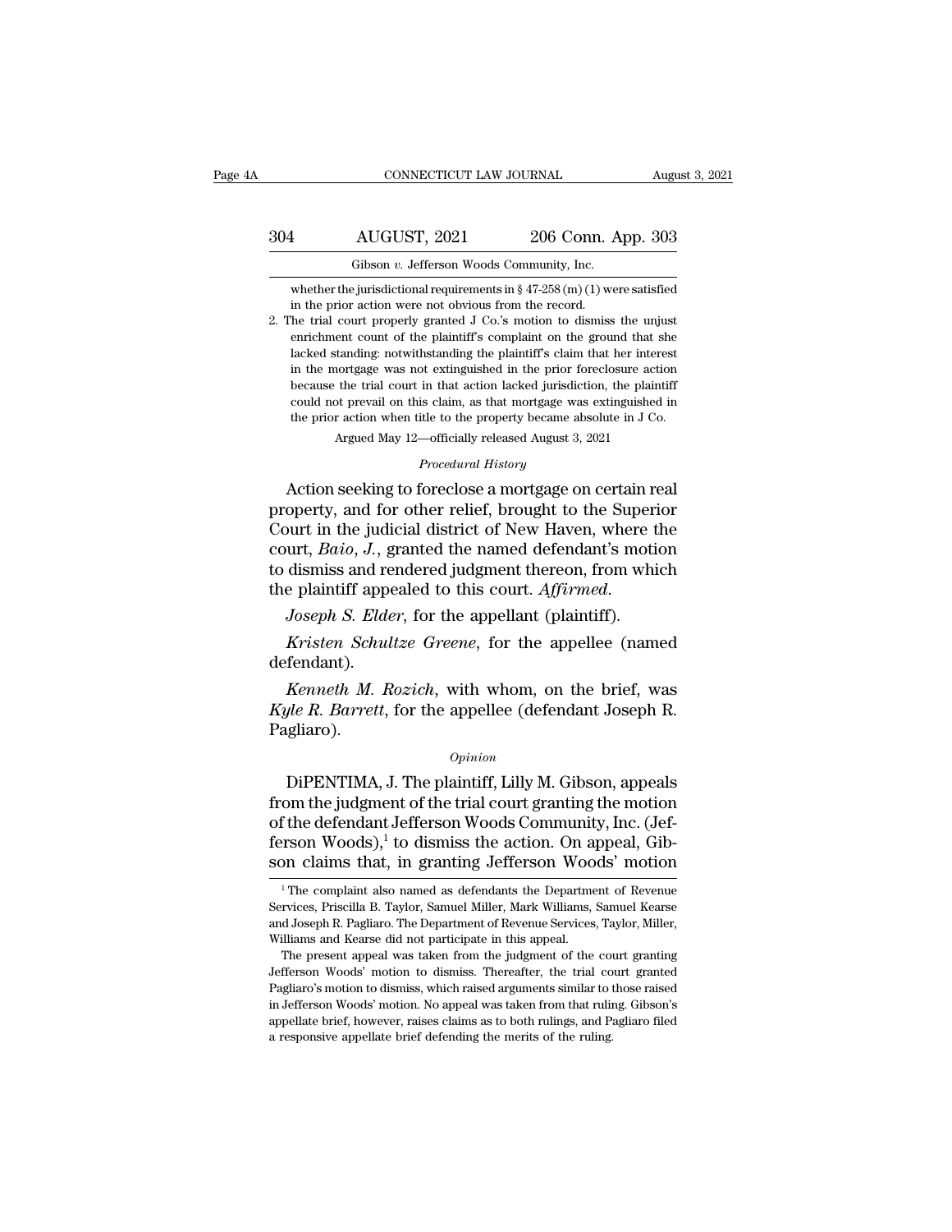whether the jurisdictional requirements in § 47-258 (m) (1) were satisfied in the prior action were not obvious from the record.

2. The trial court properly granted J Co.'s motion to dismiss the unjust enrichment count of the plaintiff's complaint on the ground that she lacked standing: notwithstanding the plaintiff's claim that her interest in the mortgage was not extinguished in the prior foreclosure action because the trial court in that action lacked jurisdiction, the plaintiff could not prevail on this claim, as that mortgage was extinguished in the prior action when title to the property became absolute in J Co.

Argued May 12—officially released August 3, 2021

*Procedural History*

Action seeking to foreclose a mortgage on certain real property, and for other relief, brought to the Superior Court in the judicial district of New Haven, where the court, *Baio, J.*, granted the named defendant's motion to dismiss and rendered judgment thereon, from which the plaintiff appealed to this court. *Affirmed.*

*Joseph S. Elder*, for the appellant (plaintiff).

*Kristen Schultze Greene*, for the appellee (named defendant).

*Kenneth M. Rozich*, with whom, on the brief, was *Kyle R. Barrett*, for the appellee (defendant Joseph R. Pagliaro).

*Opinion*

DiPENTIMA, J. The plaintiff, Lilly M. Gibson, appeals from the judgment of the trial court granting the motion of the defendant Jefferson Woods Community, Inc. (Jefferson Woods),[1] to dismiss the action. On appeal, Gibson claims that, in granting Jefferson Woods' motion

[1] The complaint also named as defendants the Department of Revenue Services, Priscilla B. Taylor, Samuel Miller, Mark Williams, Samuel Kearse and Joseph R. Pagliaro. The Department of Revenue Services, Taylor, Miller, Williams and Kearse did not participate in this appeal.

The present appeal was taken from the judgment of the court granting Jefferson Woods' motion to dismiss. Thereafter, the trial court granted Pagliaro's motion to dismiss, which raised arguments similar to those raised in Jefferson Woods' motion. No appeal was taken from that ruling. Gibson's appellate brief, however, raises claims as to both rulings, and Pagliaro filed a responsive appellate brief defending the merits of the ruling.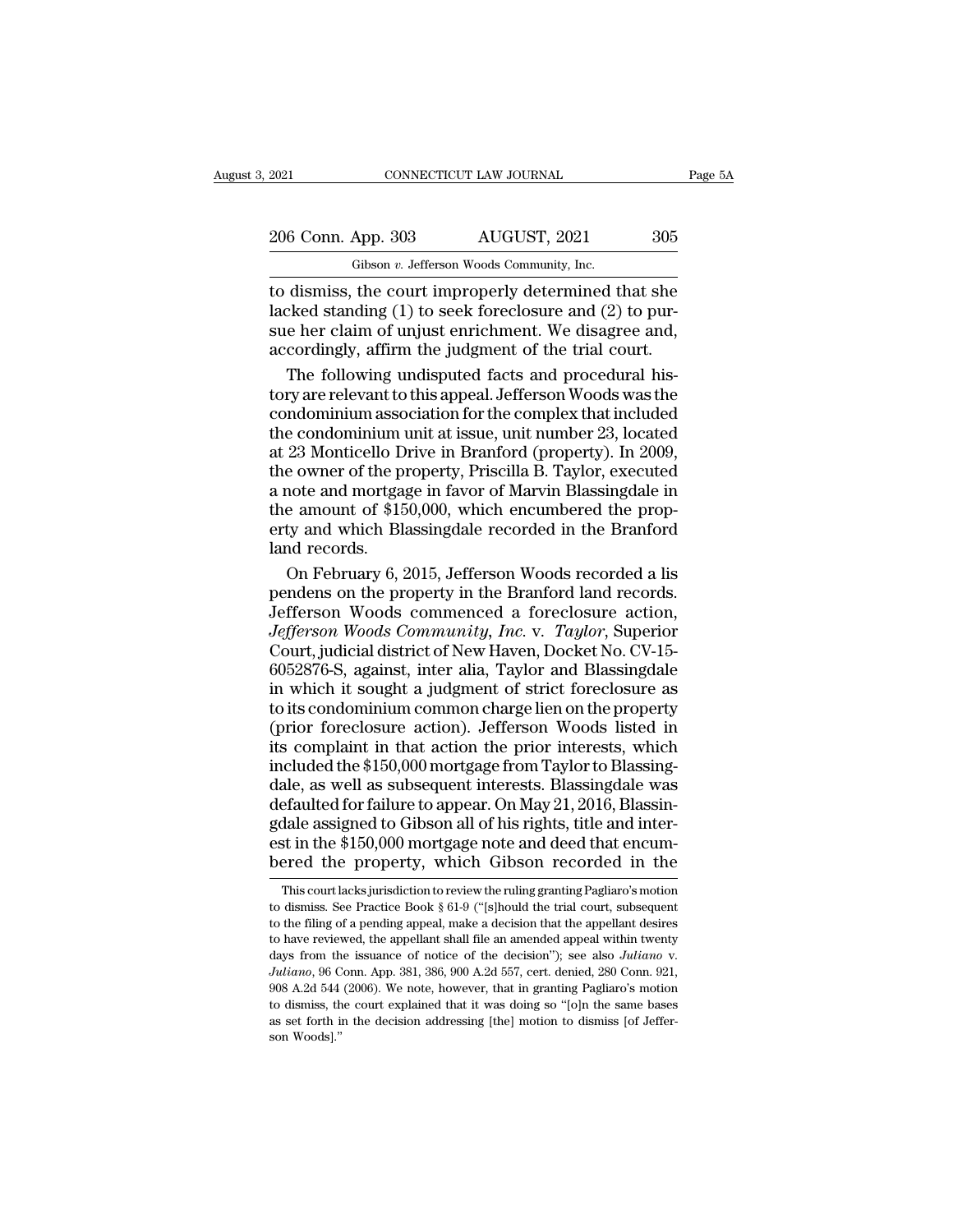to dismiss, the court improperly determined that she lacked standing (1) to seek foreclosure and (2) to pursue her claim of unjust enrichment. We disagree and, accordingly, affirm the judgment of the trial court.

The following undisputed facts and procedural history are relevant to this appeal. Jefferson Woods was the condominium association for the complex that included the condominium unit at issue, unit number 23, located at 23 Monticello Drive in Branford (property). In 2009, the owner of the property, Priscilla B. Taylor, executed a note and mortgage in favor of Marvin Blassingdale in the amount of $150,000, which encumbered the property and which Blassingdale recorded in the Branford land records.

On February 6, 2015, Jefferson Woods recorded a lis pendens on the property in the Branford land records. Jefferson Woods commenced a foreclosure action, *Jefferson Woods Community, Inc.* v. *Taylor*, Superior Court, judicial district of New Haven, Docket No. CV-15-6052876-S, against, inter alia, Taylor and Blassingdale in which it sought a judgment of strict foreclosure as to its condominium common charge lien on the property (prior foreclosure action). Jefferson Woods listed in its complaint in that action the prior interests, which included the $150,000 mortgage from Taylor to Blassingdale, as well as subsequent interests. Blassingdale was defaulted for failure to appear. On May 21, 2016, Blassingdale assigned to Gibson all of his rights, title and interest in the $150,000 mortgage note and deed that encumbered the property, which Gibson recorded in the

This court lacks jurisdiction to review the ruling granting Pagliaro's motion to dismiss. See Practice Book § 61-9 ("[s]hould the trial court, subsequent to the filing of a pending appeal, make a decision that the appellant desires to have reviewed, the appellant shall file an amended appeal within twenty days from the issuance of notice of the decision"); see also *Juliano* v. *Juliano*, 96 Conn. App. 381, 386, 900 A.2d 557, cert. denied, 280 Conn. 921, 908 A.2d 544 (2006). We note, however, that in granting Pagliaro's motion to dismiss, the court explained that it was doing so "[o]n the same bases as set forth in the decision addressing [the] motion to dismiss [of Jefferson Woods]."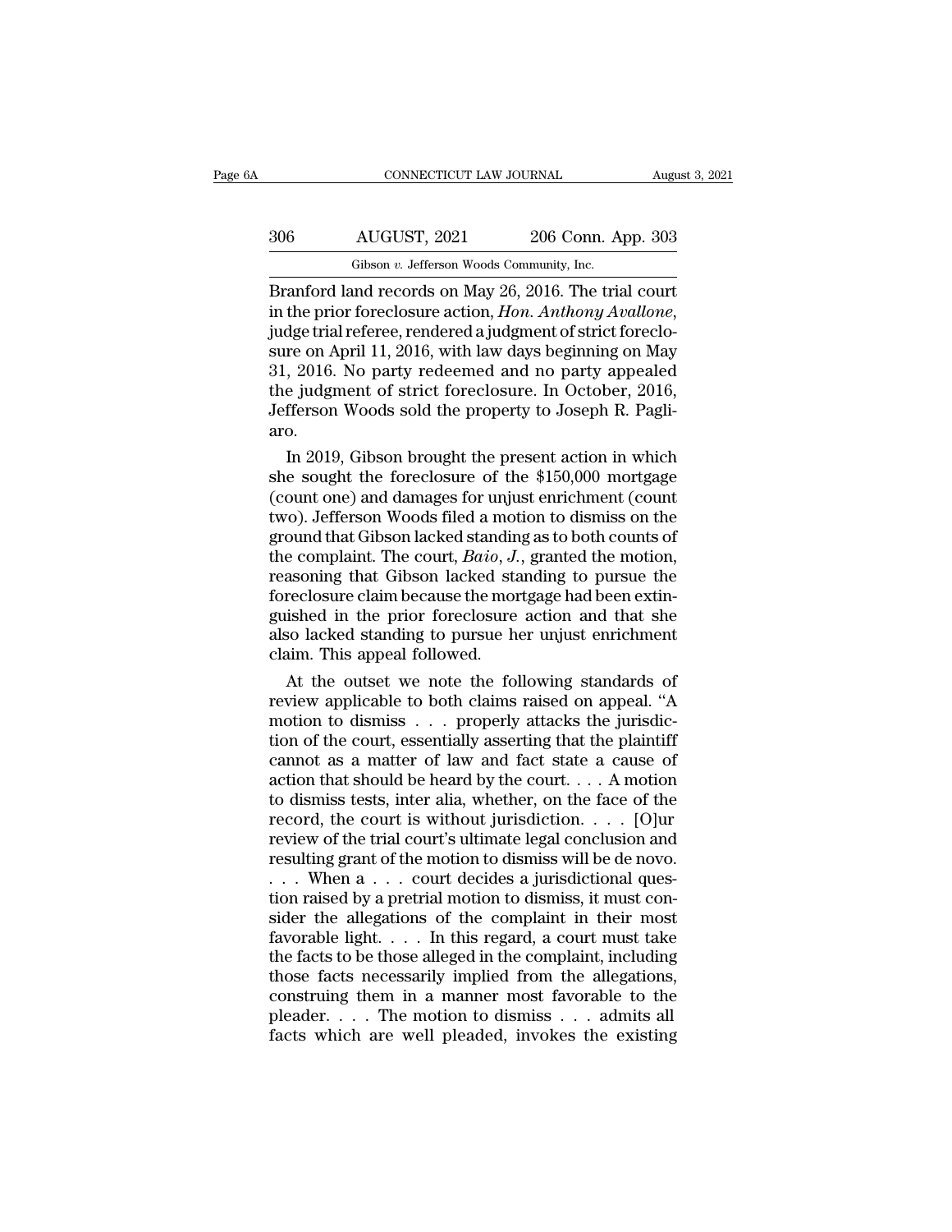Branford land records on May 26, 2016. The trial court in the prior foreclosure action, *Hon. Anthony Avallone*, judge trial referee, rendered a judgment of strict foreclosure on April 11, 2016, with law days beginning on May 31, 2016. No party redeemed and no party appealed the judgment of strict foreclosure. In October, 2016, Jefferson Woods sold the property to Joseph R. Pagliaro.

In 2019, Gibson brought the present action in which she sought the foreclosure of the $150,000 mortgage (count one) and damages for unjust enrichment (count two). Jefferson Woods filed a motion to dismiss on the ground that Gibson lacked standing as to both counts of the complaint. The court, *Baio, J.*, granted the motion, reasoning that Gibson lacked standing to pursue the foreclosure claim because the mortgage had been extinguished in the prior foreclosure action and that she also lacked standing to pursue her unjust enrichment claim. This appeal followed.

At the outset we note the following standards of review applicable to both claims raised on appeal. "A motion to dismiss . . . properly attacks the jurisdiction of the court, essentially asserting that the plaintiff cannot as a matter of law and fact state a cause of action that should be heard by the court. . . . A motion to dismiss tests, inter alia, whether, on the face of the record, the court is without jurisdiction. . . . [O]ur review of the trial court's ultimate legal conclusion and resulting grant of the motion to dismiss will be de novo. . . . When a . . . court decides a jurisdictional question raised by a pretrial motion to dismiss, it must consider the allegations of the complaint in their most favorable light. . . . In this regard, a court must take the facts to be those alleged in the complaint, including those facts necessarily implied from the allegations, construing them in a manner most favorable to the pleader. . . . The motion to dismiss . . . admits all facts which are well pleaded, invokes the existing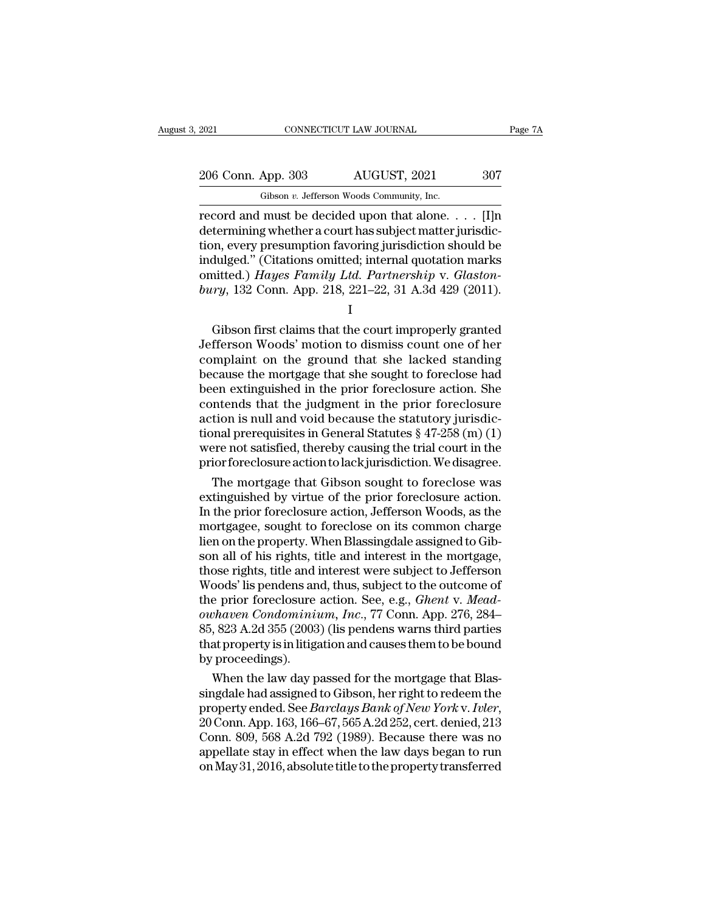record and must be decided upon that alone. . . . [I]n determining whether a court has subject matter jurisdiction, every presumption favoring jurisdiction should be indulged." (Citations omitted; internal quotation marks omitted.) *Hayes Family Ltd. Partnership* v. *Glastonbury*, 132 Conn. App. 218, 221–22, 31 A.3d 429 (2011).

I

Gibson first claims that the court improperly granted Jefferson Woods' motion to dismiss count one of her complaint on the ground that she lacked standing because the mortgage that she sought to foreclose had been extinguished in the prior foreclosure action. She contends that the judgment in the prior foreclosure action is null and void because the statutory jurisdictional prerequisites in General Statutes § 47-258 (m) (1) were not satisfied, thereby causing the trial court in the prior foreclosure action to lack jurisdiction. We disagree.

The mortgage that Gibson sought to foreclose was extinguished by virtue of the prior foreclosure action. In the prior foreclosure action, Jefferson Woods, as the mortgagee, sought to foreclose on its common charge lien on the property. When Blassingdale assigned to Gibson all of his rights, title and interest in the mortgage, those rights, title and interest were subject to Jefferson Woods' lis pendens and, thus, subject to the outcome of the prior foreclosure action. See, e.g., *Ghent* v. *Meadowhaven Condominium, Inc.*, 77 Conn. App. 276, 284–85, 823 A.2d 355 (2003) (lis pendens warns third parties that property is in litigation and causes them to be bound by proceedings).

When the law day passed for the mortgage that Blassingdale had assigned to Gibson, her right to redeem the property ended. See *Barclays Bank of New York* v. *Ivler*, 20 Conn. App. 163, 166–67, 565 A.2d 252, cert. denied, 213 Conn. 809, 568 A.2d 792 (1989). Because there was no appellate stay in effect when the law days began to run on May 31, 2016, absolute title to the property transferred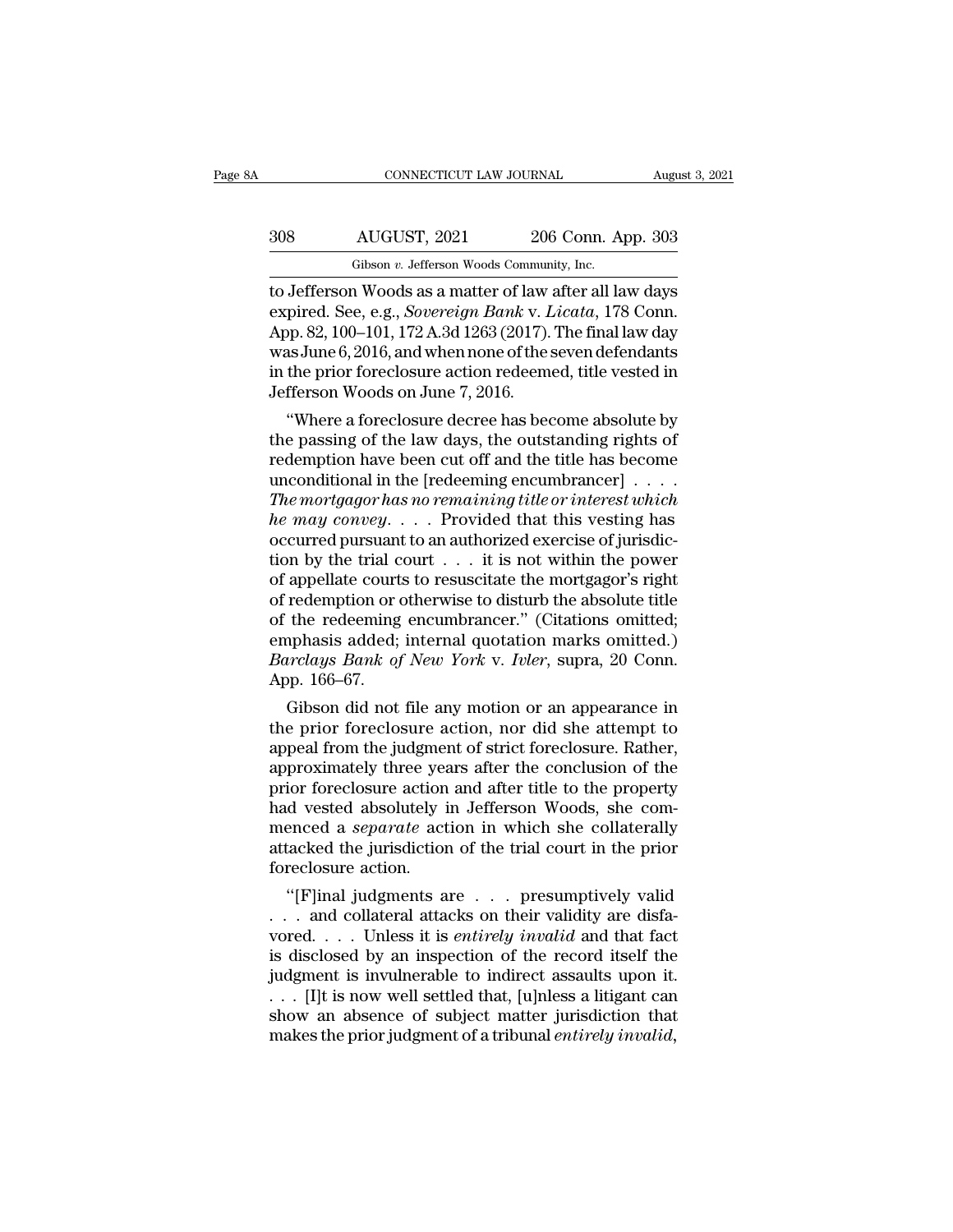to Jefferson Woods as a matter of law after all law days expired. See, e.g., *Sovereign Bank* v. *Licata*, 178 Conn. App. 82, 100–101, 172 A.3d 1263 (2017). The final law day was June 6, 2016, and when none of the seven defendants in the prior foreclosure action redeemed, title vested in Jefferson Woods on June 7, 2016.

"Where a foreclosure decree has become absolute by the passing of the law days, the outstanding rights of redemption have been cut off and the title has become unconditional in the [redeeming encumbrancer] . . . . *The mortgagor has no remaining title or interest which he may convey*. . . . Provided that this vesting has occurred pursuant to an authorized exercise of jurisdiction by the trial court . . . it is not within the power of appellate courts to resuscitate the mortgagor's right of redemption or otherwise to disturb the absolute title of the redeeming encumbrancer." (Citations omitted; emphasis added; internal quotation marks omitted.) *Barclays Bank of New York* v. *Ivler*, supra, 20 Conn. App. 166–67.

Gibson did not file any motion or an appearance in the prior foreclosure action, nor did she attempt to appeal from the judgment of strict foreclosure. Rather, approximately three years after the conclusion of the prior foreclosure action and after title to the property had vested absolutely in Jefferson Woods, she commenced a *separate* action in which she collaterally attacked the jurisdiction of the trial court in the prior foreclosure action.

"[F]inal judgments are . . . presumptively valid . . . and collateral attacks on their validity are disfavored. . . . Unless it is *entirely invalid* and that fact is disclosed by an inspection of the record itself the judgment is invulnerable to indirect assaults upon it. . . . [I]t is now well settled that, [u]nless a litigant can show an absence of subject matter jurisdiction that makes the prior judgment of a tribunal *entirely invalid*,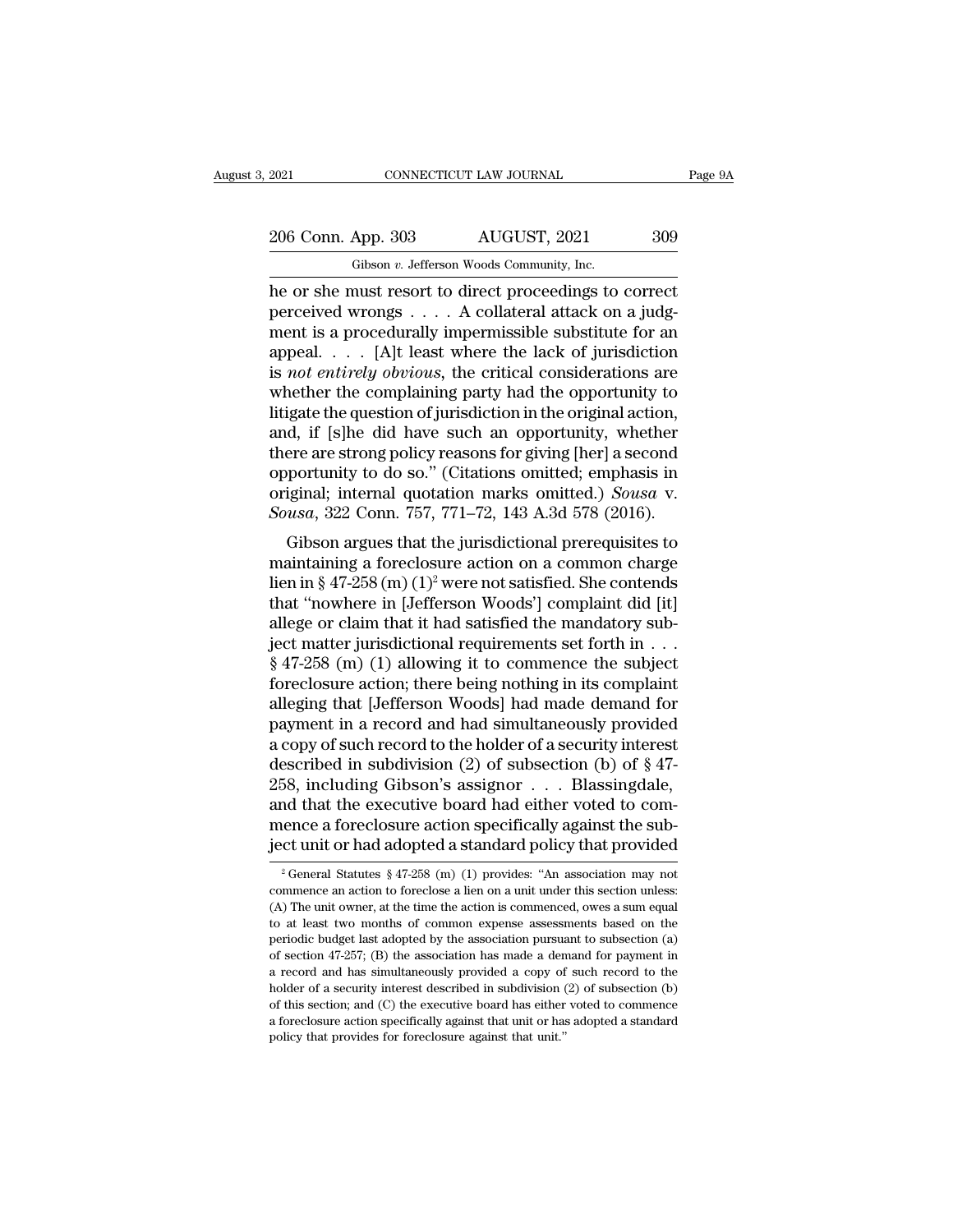he or she must resort to direct proceedings to correct perceived wrongs . . . . A collateral attack on a judgment is a procedurally impermissible substitute for an appeal. . . . [A]t least where the lack of jurisdiction is *not entirely obvious*, the critical considerations are whether the complaining party had the opportunity to litigate the question of jurisdiction in the original action, and, if [s]he did have such an opportunity, whether there are strong policy reasons for giving [her] a second opportunity to do so." (Citations omitted; emphasis in original; internal quotation marks omitted.) *Sousa* v. *Sousa*, 322 Conn. 757, 771–72, 143 A.3d 578 (2016).

Gibson argues that the jurisdictional prerequisites to maintaining a foreclosure action on a common charge lien in § 47-258 (m) (1)[2] were not satisfied. She contends that "nowhere in [Jefferson Woods'] complaint did [it] allege or claim that it had satisfied the mandatory subject matter jurisdictional requirements set forth in . . . § 47-258 (m) (1) allowing it to commence the subject foreclosure action; there being nothing in its complaint alleging that [Jefferson Woods] had made demand for payment in a record and had simultaneously provided a copy of such record to the holder of a security interest described in subdivision (2) of subsection (b) of § 47-258, including Gibson's assignor . . . Blassingdale, and that the executive board had either voted to commence a foreclosure action specifically against the subject unit or had adopted a standard policy that provided

[2] General Statutes § 47-258 (m) (1) provides: "An association may not commence an action to foreclose a lien on a unit under this section unless: (A) The unit owner, at the time the action is commenced, owes a sum equal to at least two months of common expense assessments based on the periodic budget last adopted by the association pursuant to subsection (a) of section 47-257; (B) the association has made a demand for payment in a record and has simultaneously provided a copy of such record to the holder of a security interest described in subdivision (2) of subsection (b) of this section; and (C) the executive board has either voted to commence a foreclosure action specifically against that unit or has adopted a standard policy that provides for foreclosure against that unit."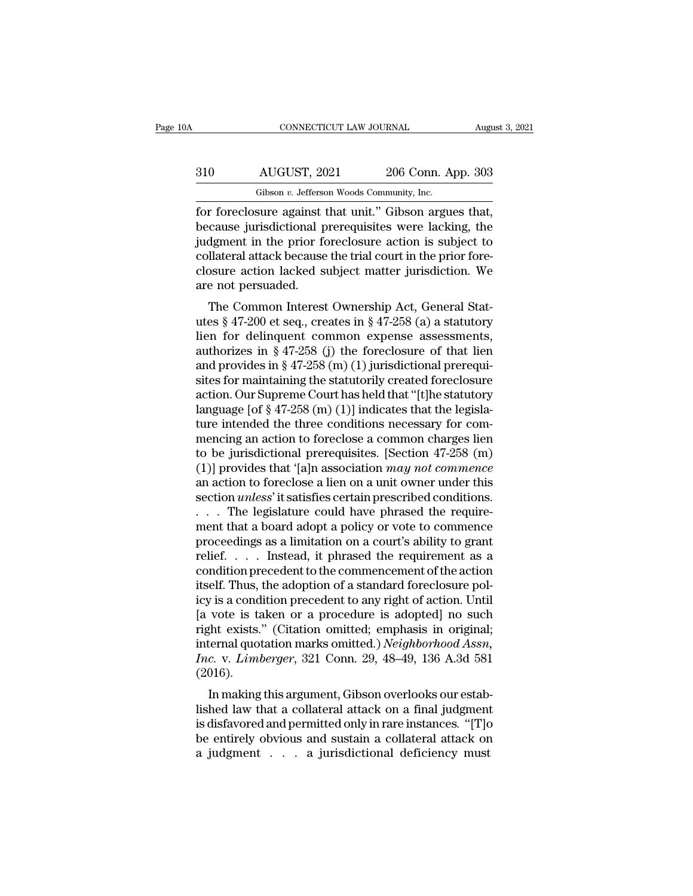for foreclosure against that unit." Gibson argues that, because jurisdictional prerequisites were lacking, the judgment in the prior foreclosure action is subject to collateral attack because the trial court in the prior foreclosure action lacked subject matter jurisdiction. We are not persuaded.

The Common Interest Ownership Act, General Statutes § 47-200 et seq., creates in § 47-258 (a) a statutory lien for delinquent common expense assessments, authorizes in § 47-258 (j) the foreclosure of that lien and provides in § 47-258 (m) (1) jurisdictional prerequisites for maintaining the statutorily created foreclosure action. Our Supreme Court has held that "[t]he statutory language [of § 47-258 (m) (1)] indicates that the legislature intended the three conditions necessary for commencing an action to foreclose a common charges lien to be jurisdictional prerequisites. [Section 47-258 (m) (1)] provides that '[a]n association *may not commence* an action to foreclose a lien on a unit owner under this section *unless*' it satisfies certain prescribed conditions. . . . The legislature could have phrased the requirement that a board adopt a policy or vote to commence proceedings as a limitation on a court's ability to grant relief. . . . Instead, it phrased the requirement as a condition precedent to the commencement of the action itself. Thus, the adoption of a standard foreclosure policy is a condition precedent to any right of action. Until [a vote is taken or a procedure is adopted] no such right exists." (Citation omitted; emphasis in original; internal quotation marks omitted.) *Neighborhood Assn, Inc.* v. *Limberger*, 321 Conn. 29, 48–49, 136 A.3d 581 (2016).

In making this argument, Gibson overlooks our established law that a collateral attack on a final judgment is disfavored and permitted only in rare instances. "[T]o be entirely obvious and sustain a collateral attack on a judgment . . . a jurisdictional deficiency must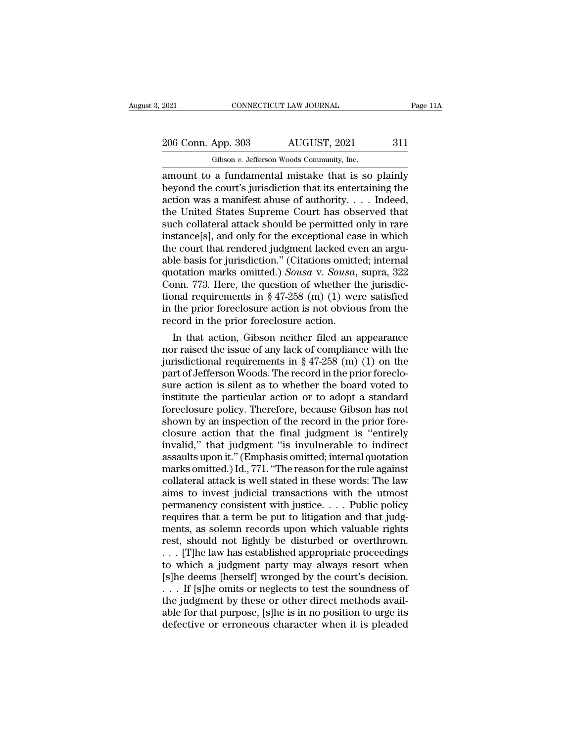amount to a fundamental mistake that is so plainly beyond the court's jurisdiction that its entertaining the action was a manifest abuse of authority. . . . Indeed, the United States Supreme Court has observed that such collateral attack should be permitted only in rare instance[s], and only for the exceptional case in which the court that rendered judgment lacked even an arguable basis for jurisdiction." (Citations omitted; internal quotation marks omitted.) *Sousa* v. *Sousa*, supra, 322 Conn. 773. Here, the question of whether the jurisdictional requirements in § 47-258 (m) (1) were satisfied in the prior foreclosure action is not obvious from the record in the prior foreclosure action.

In that action, Gibson neither filed an appearance nor raised the issue of any lack of compliance with the jurisdictional requirements in § 47-258 (m) (1) on the part of Jefferson Woods. The record in the prior foreclosure action is silent as to whether the board voted to institute the particular action or to adopt a standard foreclosure policy. Therefore, because Gibson has not shown by an inspection of the record in the prior foreclosure action that the final judgment is "entirely invalid," that judgment "is invulnerable to indirect assaults upon it." (Emphasis omitted; internal quotation marks omitted.) Id., 771. "The reason for the rule against collateral attack is well stated in these words: The law aims to invest judicial transactions with the utmost permanency consistent with justice. . . . Public policy requires that a term be put to litigation and that judgments, as solemn records upon which valuable rights rest, should not lightly be disturbed or overthrown. . . . [T]he law has established appropriate proceedings to which a judgment party may always resort when [s]he deems [herself] wronged by the court's decision. . . . If [s]he omits or neglects to test the soundness of the judgment by these or other direct methods available for that purpose, [s]he is in no position to urge its defective or erroneous character when it is pleaded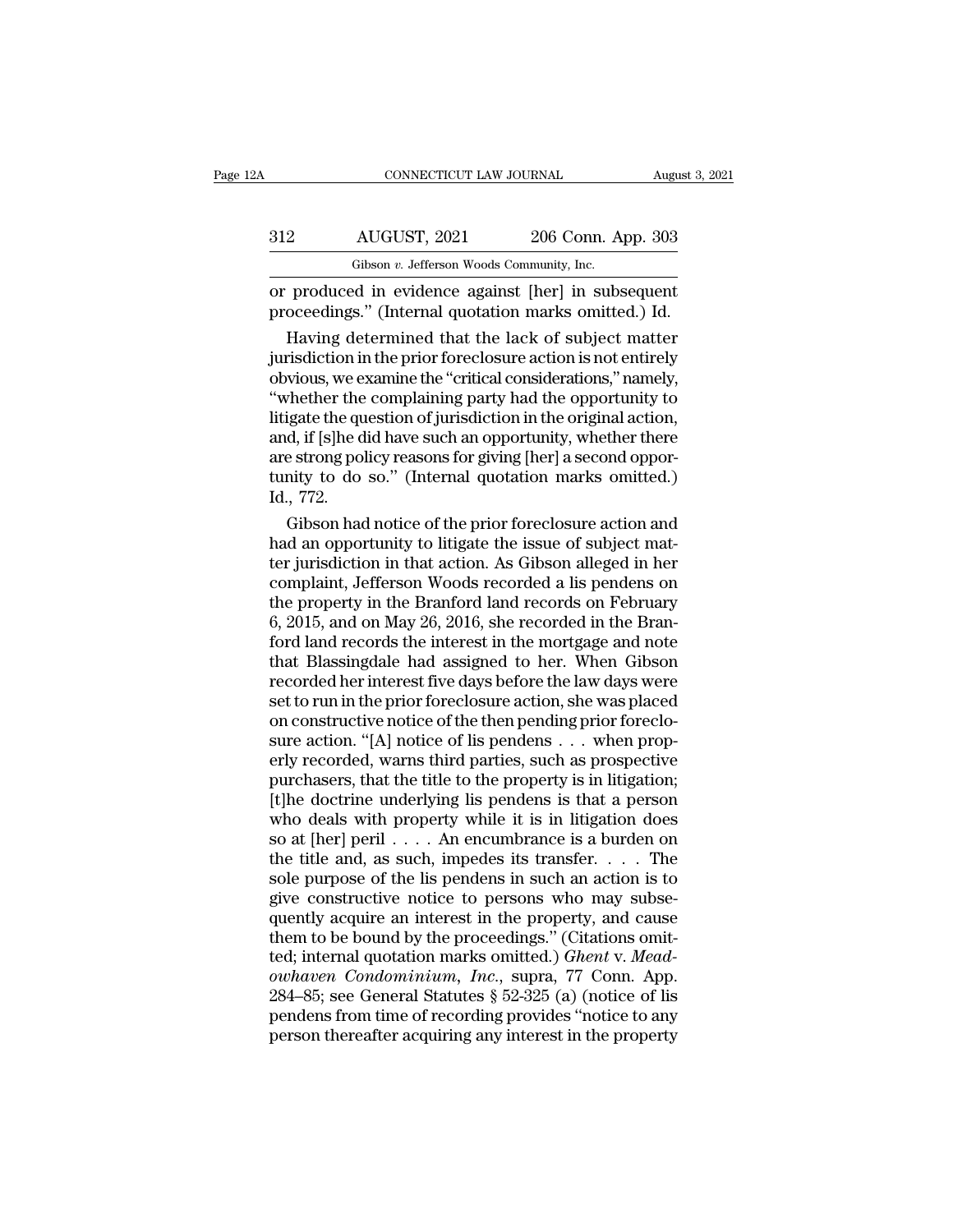or produced in evidence against [her] in subsequent proceedings." (Internal quotation marks omitted.) Id.

Having determined that the lack of subject matter jurisdiction in the prior foreclosure action is not entirely obvious, we examine the "critical considerations," namely, "whether the complaining party had the opportunity to litigate the question of jurisdiction in the original action, and, if [s]he did have such an opportunity, whether there are strong policy reasons for giving [her] a second opportunity to do so." (Internal quotation marks omitted.) Id., 772.

Gibson had notice of the prior foreclosure action and had an opportunity to litigate the issue of subject matter jurisdiction in that action. As Gibson alleged in her complaint, Jefferson Woods recorded a lis pendens on the property in the Branford land records on February 6, 2015, and on May 26, 2016, she recorded in the Branford land records the interest in the mortgage and note that Blassingdale had assigned to her. When Gibson recorded her interest five days before the law days were set to run in the prior foreclosure action, she was placed on constructive notice of the then pending prior foreclosure action. "[A] notice of lis pendens . . . when properly recorded, warns third parties, such as prospective purchasers, that the title to the property is in litigation; [t]he doctrine underlying lis pendens is that a person who deals with property while it is in litigation does so at [her] peril . . . . An encumbrance is a burden on the title and, as such, impedes its transfer. . . . The sole purpose of the lis pendens in such an action is to give constructive notice to persons who may subsequently acquire an interest in the property, and cause them to be bound by the proceedings." (Citations omitted; internal quotation marks omitted.) *Ghent* v. *Meadowhaven Condominium, Inc.*, supra, 77 Conn. App. 284–85; see General Statutes § 52-325 (a) (notice of lis pendens from time of recording provides "notice to any person thereafter acquiring any interest in the property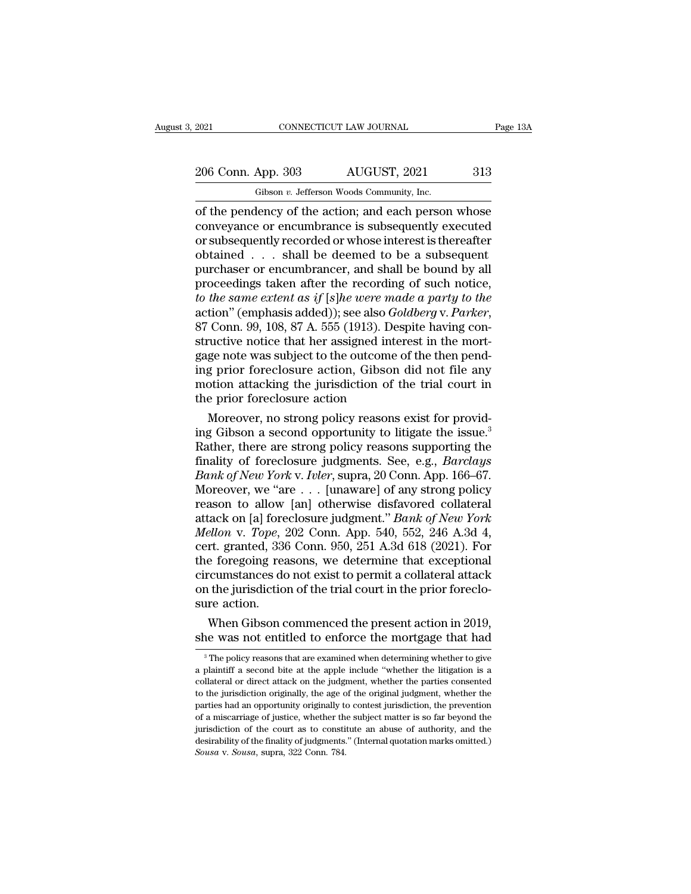of the pendency of the action; and each person whose conveyance or encumbrance is subsequently executed or subsequently recorded or whose interest is thereafter obtained . . . shall be deemed to be a subsequent purchaser or encumbrancer, and shall be bound by all proceedings taken after the recording of such notice, *to the same extent as if [s]he were made a party to the* action" (emphasis added)); see also *Goldberg* v. *Parker*, 87 Conn. 99, 108, 87 A. 555 (1913). Despite having constructive notice that her assigned interest in the mortgage note was subject to the outcome of the then pending prior foreclosure action, Gibson did not file any motion attacking the jurisdiction of the trial court in the prior foreclosure action

Moreover, no strong policy reasons exist for providing Gibson a second opportunity to litigate the issue.[3] Rather, there are strong policy reasons supporting the finality of foreclosure judgments. See, e.g., *Barclays Bank of New York* v. *Ivler*, supra, 20 Conn. App. 166–67. Moreover, we "are . . . [unaware] of any strong policy reason to allow [an] otherwise disfavored collateral attack on [a] foreclosure judgment." *Bank of New York Mellon* v. *Tope*, 202 Conn. App. 540, 552, 246 A.3d 4, cert. granted, 336 Conn. 950, 251 A.3d 618 (2021). For the foregoing reasons, we determine that exceptional circumstances do not exist to permit a collateral attack on the jurisdiction of the trial court in the prior foreclosure action.

When Gibson commenced the present action in 2019, she was not entitled to enforce the mortgage that had

[3] The policy reasons that are examined when determining whether to give a plaintiff a second bite at the apple include "whether the litigation is a collateral or direct attack on the judgment, whether the parties consented to the jurisdiction originally, the age of the original judgment, whether the parties had an opportunity originally to contest jurisdiction, the prevention of a miscarriage of justice, whether the subject matter is so far beyond the jurisdiction of the court as to constitute an abuse of authority, and the desirability of the finality of judgments." (Internal quotation marks omitted.) *Sousa* v. *Sousa*, supra, 322 Conn. 784.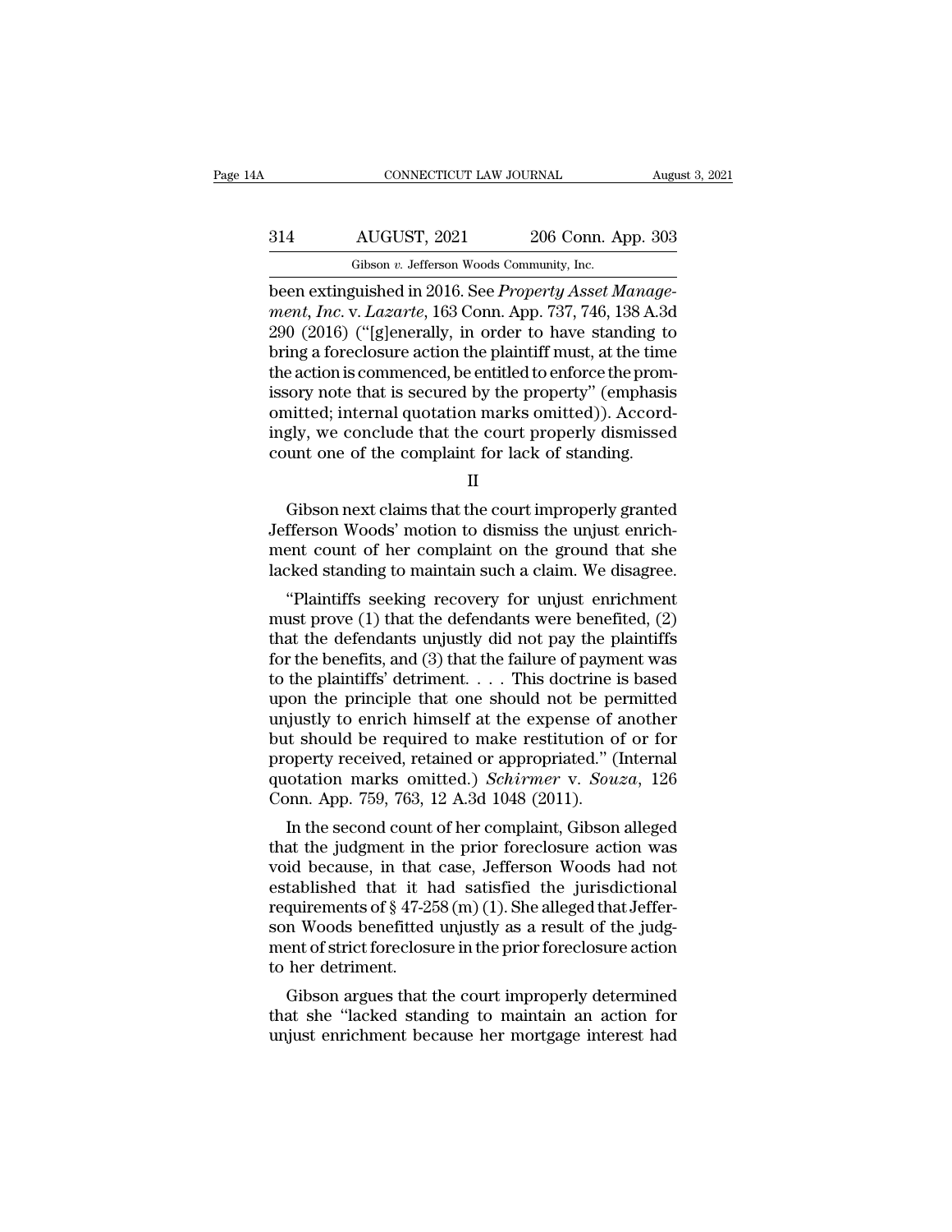been extinguished in 2016. See *Property Asset Management, Inc.* v. *Lazarte*, 163 Conn. App. 737, 746, 138 A.3d 290 (2016) ("[g]enerally, in order to have standing to bring a foreclosure action the plaintiff must, at the time the action is commenced, be entitled to enforce the promissory note that is secured by the property" (emphasis omitted; internal quotation marks omitted)). Accordingly, we conclude that the court properly dismissed count one of the complaint for lack of standing.

II

Gibson next claims that the court improperly granted Jefferson Woods' motion to dismiss the unjust enrichment count of her complaint on the ground that she lacked standing to maintain such a claim. We disagree.

"Plaintiffs seeking recovery for unjust enrichment must prove (1) that the defendants were benefited, (2) that the defendants unjustly did not pay the plaintiffs for the benefits, and (3) that the failure of payment was to the plaintiffs' detriment. . . . This doctrine is based upon the principle that one should not be permitted unjustly to enrich himself at the expense of another but should be required to make restitution of or for property received, retained or appropriated." (Internal quotation marks omitted.) *Schirmer* v. *Souza*, 126 Conn. App. 759, 763, 12 A.3d 1048 (2011).

In the second count of her complaint, Gibson alleged that the judgment in the prior foreclosure action was void because, in that case, Jefferson Woods had not established that it had satisfied the jurisdictional requirements of § 47-258 (m) (1). She alleged that Jefferson Woods benefitted unjustly as a result of the judgment of strict foreclosure in the prior foreclosure action to her detriment.

Gibson argues that the court improperly determined that she "lacked standing to maintain an action for unjust enrichment because her mortgage interest had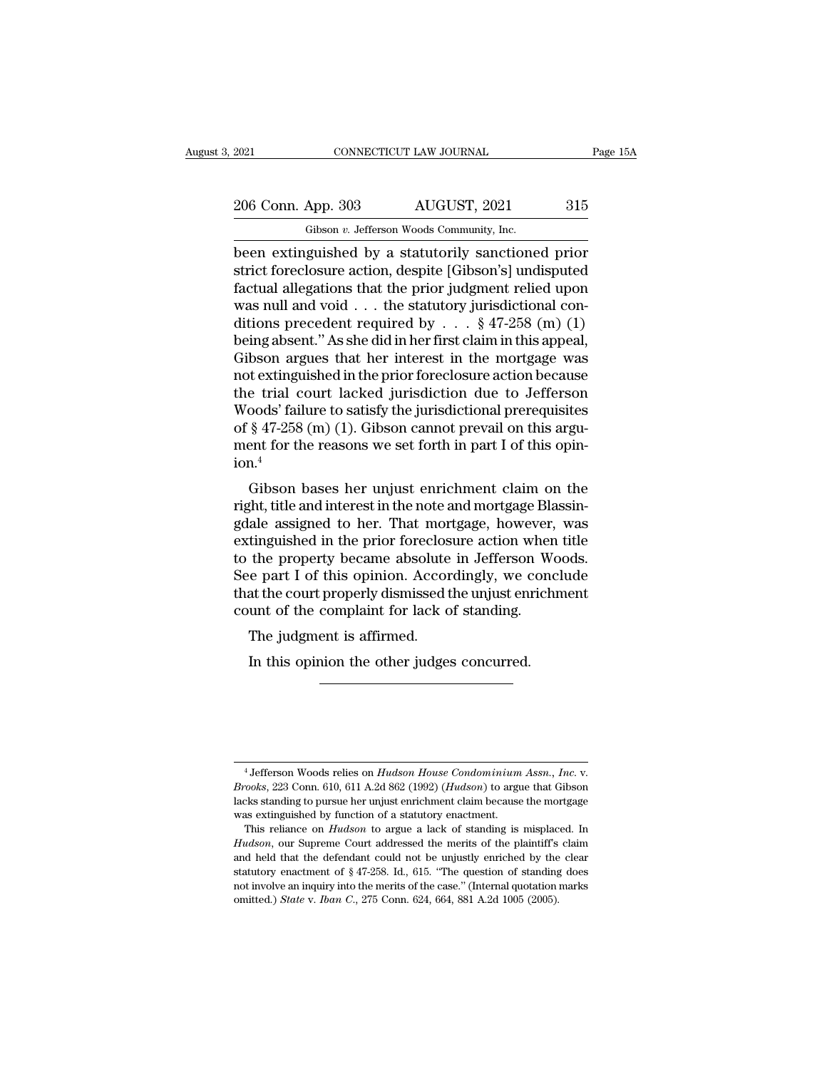been extinguished by a statutorily sanctioned prior strict foreclosure action, despite [Gibson's] undisputed factual allegations that the prior judgment relied upon was null and void . . . the statutory jurisdictional conditions precedent required by . . . § 47-258 (m) (1) being absent." As she did in her first claim in this appeal, Gibson argues that her interest in the mortgage was not extinguished in the prior foreclosure action because the trial court lacked jurisdiction due to Jefferson Woods' failure to satisfy the jurisdictional prerequisites of § 47-258 (m) (1). Gibson cannot prevail on this argument for the reasons we set forth in part I of this opinion.[4]

Gibson bases her unjust enrichment claim on the right, title and interest in the note and mortgage Blassingdale assigned to her. That mortgage, however, was extinguished in the prior foreclosure action when title to the property became absolute in Jefferson Woods. See part I of this opinion. Accordingly, we conclude that the court properly dismissed the unjust enrichment count of the complaint for lack of standing.

The judgment is affirmed.

In this opinion the other judges concurred.

---

[4] Jefferson Woods relies on *Hudson House Condominium Assn., Inc.* v. *Brooks*, 223 Conn. 610, 611 A.2d 862 (1992) (*Hudson*) to argue that Gibson lacks standing to pursue her unjust enrichment claim because the mortgage was extinguished by function of a statutory enactment.

This reliance on *Hudson* to argue a lack of standing is misplaced. In *Hudson*, our Supreme Court addressed the merits of the plaintiff's claim and held that the defendant could not be unjustly enriched by the clear statutory enactment of § 47-258. Id., 615. "The question of standing does not involve an inquiry into the merits of the case." (Internal quotation marks omitted.) *State* v. *Iban C.*, 275 Conn. 624, 664, 881 A.2d 1005 (2005).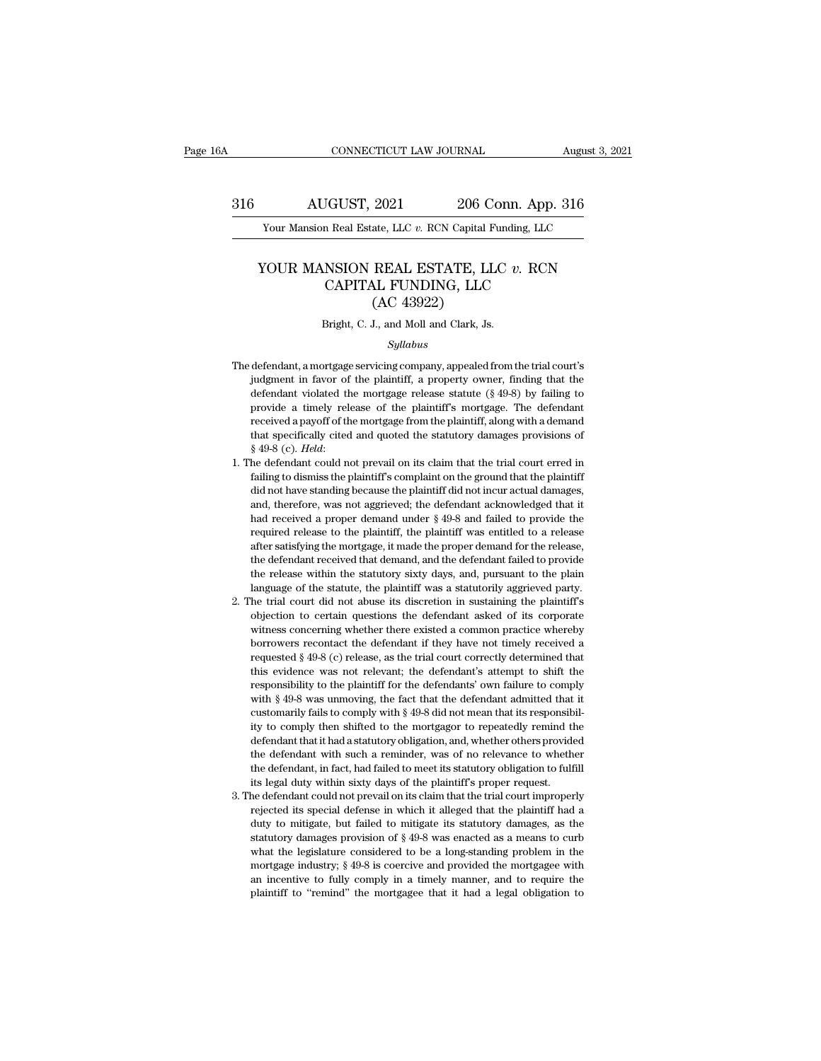# YOUR MANSION REAL ESTATE, LLC *v.* RCN CAPITAL FUNDING, LLC
## (AC 43922)

Bright, C. J., and Moll and Clark, Js.

*Syllabus*

The defendant, a mortgage servicing company, appealed from the trial court's judgment in favor of the plaintiff, a property owner, finding that the defendant violated the mortgage release statute (§ 49-8) by failing to provide a timely release of the plaintiff's mortgage. The defendant received a payoff of the mortgage from the plaintiff, along with a demand that specifically cited and quoted the statutory damages provisions of § 49-8 (c). *Held*:

1. The defendant could not prevail on its claim that the trial court erred in failing to dismiss the plaintiff's complaint on the ground that the plaintiff did not have standing because the plaintiff did not incur actual damages, and, therefore, was not aggrieved; the defendant acknowledged that it had received a proper demand under § 49-8 and failed to provide the required release to the plaintiff, the plaintiff was entitled to a release after satisfying the mortgage, it made the proper demand for the release, the defendant received that demand, and the defendant failed to provide the release within the statutory sixty days, and, pursuant to the plain language of the statute, the plaintiff was a statutorily aggrieved party.
2. The trial court did not abuse its discretion in sustaining the plaintiff's objection to certain questions the defendant asked of its corporate witness concerning whether there existed a common practice whereby borrowers recontact the defendant if they have not timely received a requested § 49-8 (c) release, as the trial court correctly determined that this evidence was not relevant; the defendant's attempt to shift the responsibility to the plaintiff for the defendants' own failure to comply with § 49-8 was unmoving, the fact that the defendant admitted that it customarily fails to comply with § 49-8 did not mean that its responsibility to comply then shifted to the mortgagor to repeatedly remind the defendant that it had a statutory obligation, and, whether others provided the defendant with such a reminder, was of no relevance to whether the defendant, in fact, had failed to meet its statutory obligation to fulfill its legal duty within sixty days of the plaintiff's proper request.
3. The defendant could not prevail on its claim that the trial court improperly rejected its special defense in which it alleged that the plaintiff had a duty to mitigate, but failed to mitigate its statutory damages, as the statutory damages provision of § 49-8 was enacted as a means to curb what the legislature considered to be a long-standing problem in the mortgage industry; § 49-8 is coercive and provided the mortgagee with an incentive to fully comply in a timely manner, and to require the plaintiff to "remind" the mortgagee that it had a legal obligation to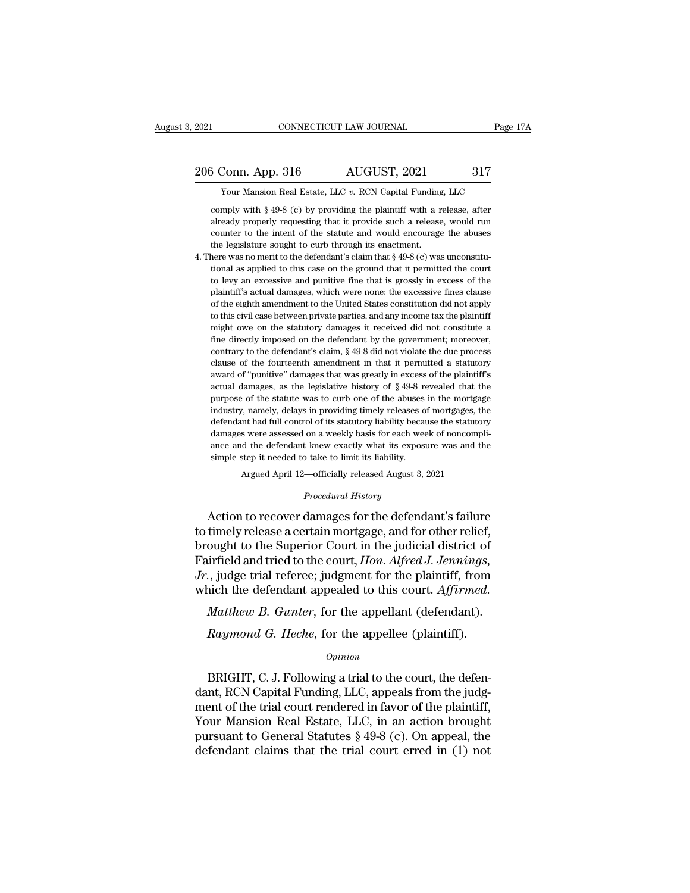comply with § 49-8 (c) by providing the plaintiff with a release, after already properly requesting that it provide such a release, would run counter to the intent of the statute and would encourage the abuses the legislature sought to curb through its enactment.

4. There was no merit to the defendant's claim that § 49-8 (c) was unconstitutional as applied to this case on the ground that it permitted the court to levy an excessive and punitive fine that is grossly in excess of the plaintiff's actual damages, which were none: the excessive fines clause of the eighth amendment to the United States constitution did not apply to this civil case between private parties, and any income tax the plaintiff might owe on the statutory damages it received did not constitute a fine directly imposed on the defendant by the government; moreover, contrary to the defendant's claim, § 49-8 did not violate the due process clause of the fourteenth amendment in that it permitted a statutory award of "punitive" damages that was greatly in excess of the plaintiff's actual damages, as the legislative history of § 49-8 revealed that the purpose of the statute was to curb one of the abuses in the mortgage industry, namely, delays in providing timely releases of mortgages, the defendant had full control of its statutory liability because the statutory damages were assessed on a weekly basis for each week of noncompliance and the defendant knew exactly what its exposure was and the simple step it needed to take to limit its liability.

Argued April 12—officially released August 3, 2021

*Procedural History*

Action to recover damages for the defendant's failure to timely release a certain mortgage, and for other relief, brought to the Superior Court in the judicial district of Fairfield and tried to the court, *Hon. Alfred J. Jennings, Jr.*, judge trial referee; judgment for the plaintiff, from which the defendant appealed to this court. *Affirmed.*

*Matthew B. Gunter*, for the appellant (defendant).

*Raymond G. Heche*, for the appellee (plaintiff).

*Opinion*

BRIGHT, C. J. Following a trial to the court, the defendant, RCN Capital Funding, LLC, appeals from the judgment of the trial court rendered in favor of the plaintiff, Your Mansion Real Estate, LLC, in an action brought pursuant to General Statutes § 49-8 (c). On appeal, the defendant claims that the trial court erred in (1) not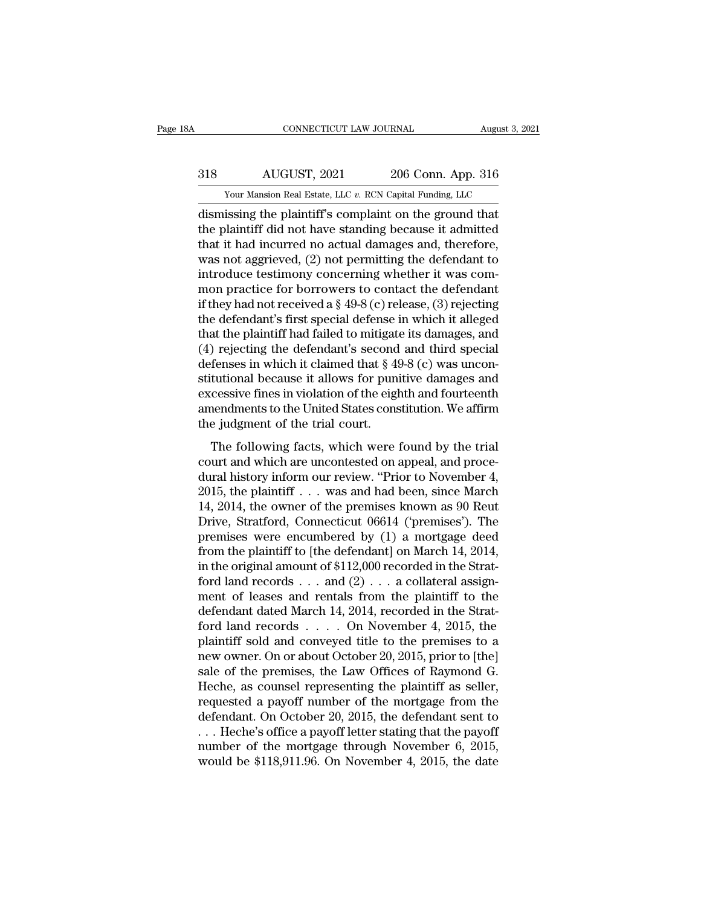dismissing the plaintiff's complaint on the ground that the plaintiff did not have standing because it admitted that it had incurred no actual damages and, therefore, was not aggrieved, (2) not permitting the defendant to introduce testimony concerning whether it was common practice for borrowers to contact the defendant if they had not received a § 49-8 (c) release, (3) rejecting the defendant's first special defense in which it alleged that the plaintiff had failed to mitigate its damages, and (4) rejecting the defendant's second and third special defenses in which it claimed that § 49-8 (c) was unconstitutional because it allows for punitive damages and excessive fines in violation of the eighth and fourteenth amendments to the United States constitution. We affirm the judgment of the trial court.

The following facts, which were found by the trial court and which are uncontested on appeal, and procedural history inform our review. "Prior to November 4, 2015, the plaintiff . . . was and had been, since March 14, 2014, the owner of the premises known as 90 Reut Drive, Stratford, Connecticut 06614 ('premises'). The premises were encumbered by (1) a mortgage deed from the plaintiff to [the defendant] on March 14, 2014, in the original amount of $112,000 recorded in the Stratford land records . . . and (2) . . . a collateral assignment of leases and rentals from the plaintiff to the defendant dated March 14, 2014, recorded in the Stratford land records . . . . On November 4, 2015, the plaintiff sold and conveyed title to the premises to a new owner. On or about October 20, 2015, prior to [the] sale of the premises, the Law Offices of Raymond G. Heche, as counsel representing the plaintiff as seller, requested a payoff number of the mortgage from the defendant. On October 20, 2015, the defendant sent to . . . Heche's office a payoff letter stating that the payoff number of the mortgage through November 6, 2015, would be $118,911.96. On November 4, 2015, the date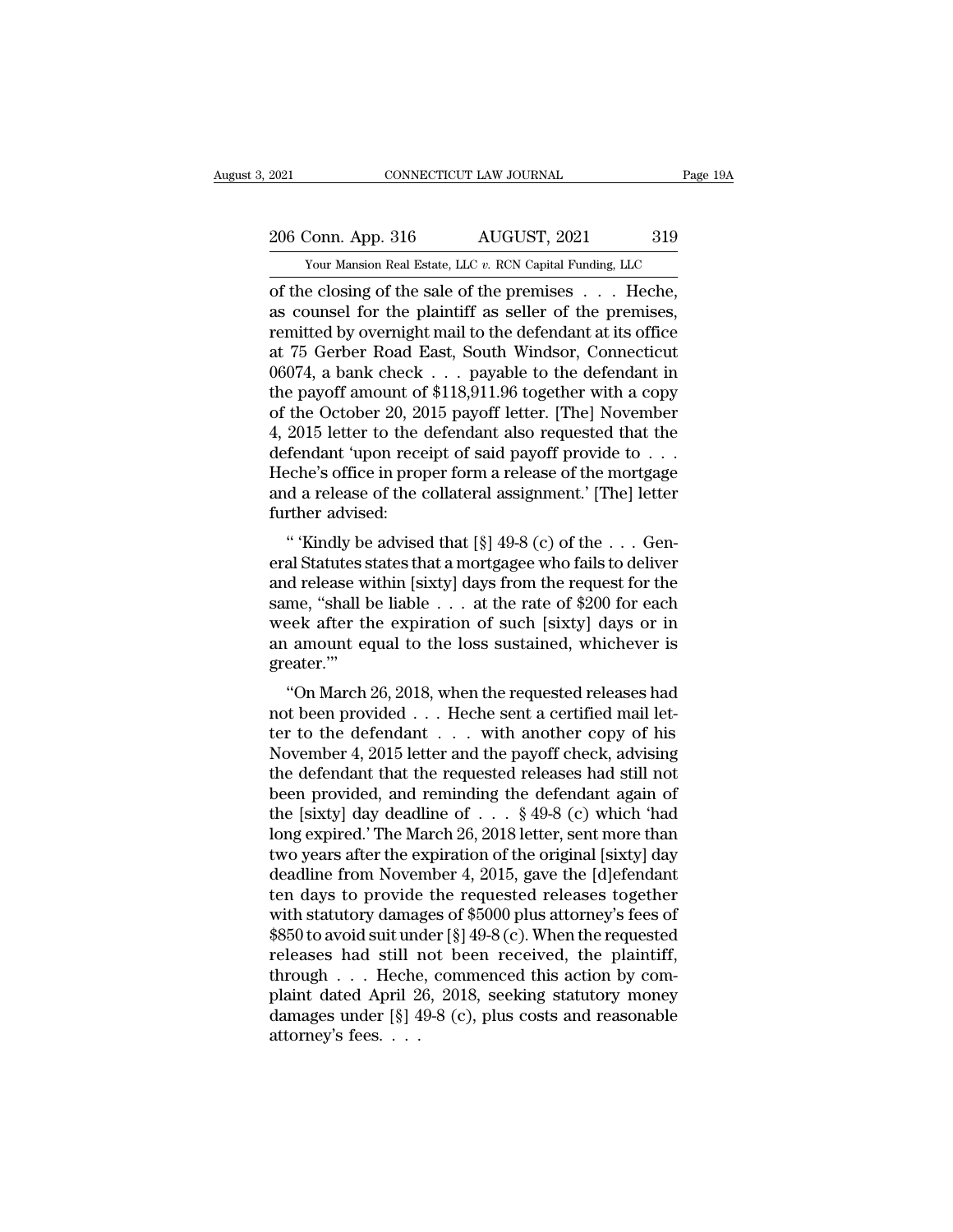of the closing of the sale of the premises . . . Heche, as counsel for the plaintiff as seller of the premises, remitted by overnight mail to the defendant at its office at 75 Gerber Road East, South Windsor, Connecticut 06074, a bank check . . . payable to the defendant in the payoff amount of $118,911.96 together with a copy of the October 20, 2015 payoff letter. [The] November 4, 2015 letter to the defendant also requested that the defendant 'upon receipt of said payoff provide to . . . Heche's office in proper form a release of the mortgage and a release of the collateral assignment.' [The] letter further advised:

" 'Kindly be advised that [§] 49-8 (c) of the . . . General Statutes states that a mortgagee who fails to deliver and release within [sixty] days from the request for the same, "shall be liable . . . at the rate of $200 for each week after the expiration of such [sixty] days or in an amount equal to the loss sustained, whichever is greater."'

"On March 26, 2018, when the requested releases had not been provided . . . Heche sent a certified mail letter to the defendant . . . with another copy of his November 4, 2015 letter and the payoff check, advising the defendant that the requested releases had still not been provided, and reminding the defendant again of the [sixty] day deadline of . . . § 49-8 (c) which 'had long expired.' The March 26, 2018 letter, sent more than two years after the expiration of the original [sixty] day deadline from November 4, 2015, gave the [d]efendant ten days to provide the requested releases together with statutory damages of $5000 plus attorney's fees of $850 to avoid suit under [§] 49-8 (c). When the requested releases had still not been received, the plaintiff, through . . . Heche, commenced this action by complaint dated April 26, 2018, seeking statutory money damages under [§] 49-8 (c), plus costs and reasonable attorney's fees. . . .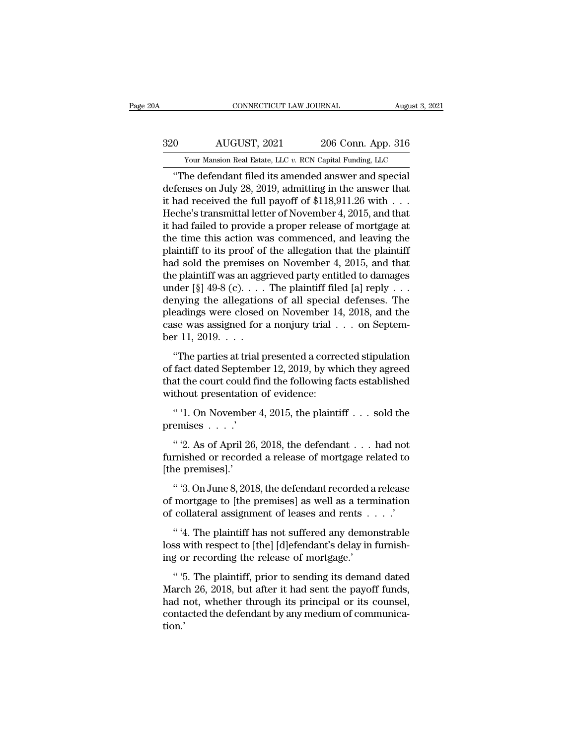"The defendant filed its amended answer and special defenses on July 28, 2019, admitting in the answer that it had received the full payoff of $118,911.26 with . . . Heche's transmittal letter of November 4, 2015, and that it had failed to provide a proper release of mortgage at the time this action was commenced, and leaving the plaintiff to its proof of the allegation that the plaintiff had sold the premises on November 4, 2015, and that the plaintiff was an aggrieved party entitled to damages under [§] 49-8 (c). . . . The plaintiff filed [a] reply . . . denying the allegations of all special defenses. The pleadings were closed on November 14, 2018, and the case was assigned for a nonjury trial . . . on September 11, 2019. . . .

"The parties at trial presented a corrected stipulation of fact dated September 12, 2019, by which they agreed that the court could find the following facts established without presentation of evidence:

" '1. On November 4, 2015, the plaintiff . . . sold the premises . . . .'

" '2. As of April 26, 2018, the defendant . . . had not furnished or recorded a release of mortgage related to [the premises].'

" '3. On June 8, 2018, the defendant recorded a release of mortgage to [the premises] as well as a termination of collateral assignment of leases and rents . . . .'

" '4. The plaintiff has not suffered any demonstrable loss with respect to [the] [d]efendant's delay in furnishing or recording the release of mortgage.'

" '5. The plaintiff, prior to sending its demand dated March 26, 2018, but after it had sent the payoff funds, had not, whether through its principal or its counsel, contacted the defendant by any medium of communication.'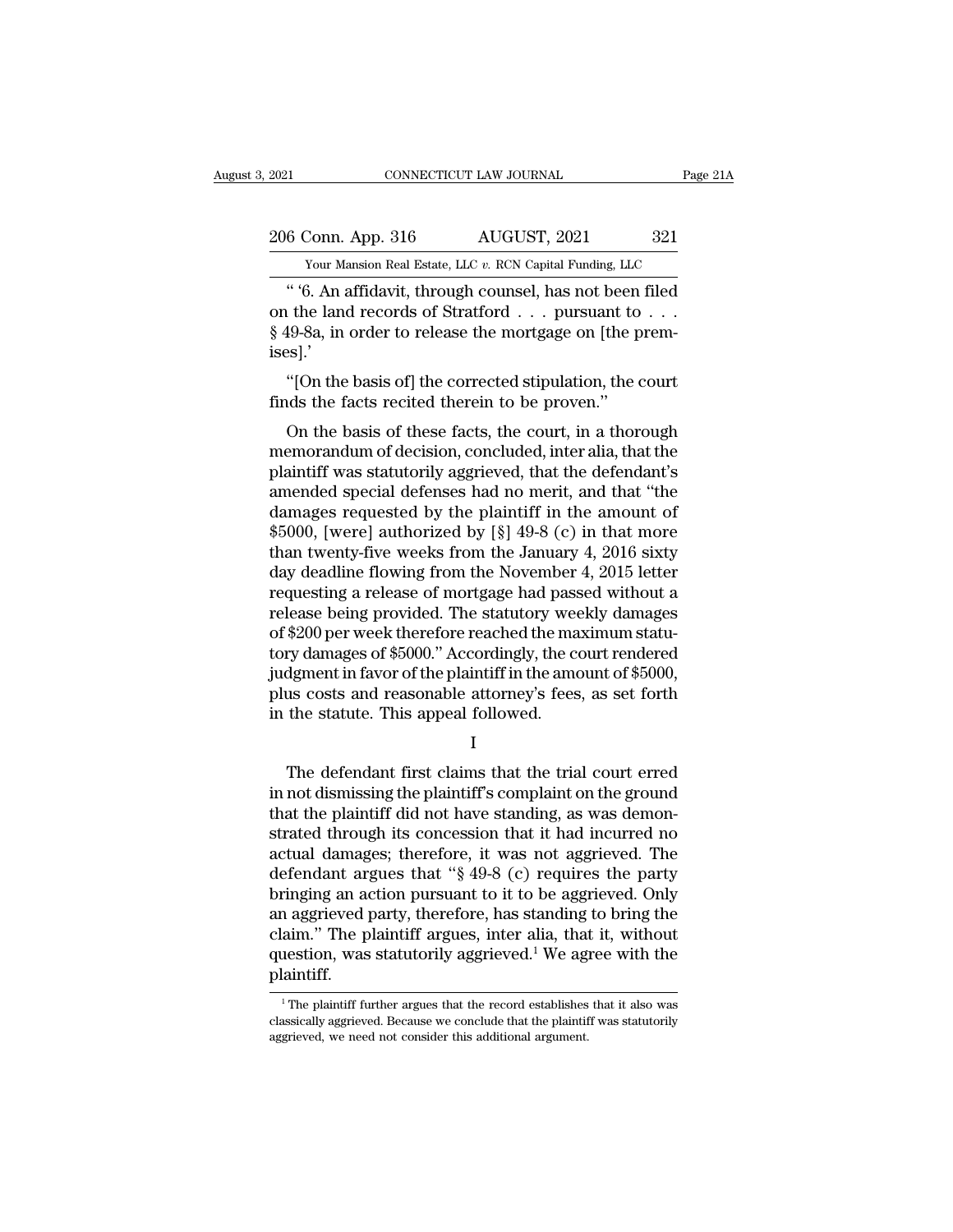"'6. An affidavit, through counsel, has not been filed on the land records of Stratford . . . pursuant to . . . § 49-8a, in order to release the mortgage on [the premises].'

"[On the basis of] the corrected stipulation, the court finds the facts recited therein to be proven."

On the basis of these facts, the court, in a thorough memorandum of decision, concluded, inter alia, that the plaintiff was statutorily aggrieved, that the defendant's amended special defenses had no merit, and that "the damages requested by the plaintiff in the amount of $5000, [were] authorized by [§] 49-8 (c) in that more than twenty-five weeks from the January 4, 2016 sixty day deadline flowing from the November 4, 2015 letter requesting a release of mortgage had passed without a release being provided. The statutory weekly damages of $200 per week therefore reached the maximum statutory damages of $5000." Accordingly, the court rendered judgment in favor of the plaintiff in the amount of $5000, plus costs and reasonable attorney's fees, as set forth in the statute. This appeal followed.

I

The defendant first claims that the trial court erred in not dismissing the plaintiff's complaint on the ground that the plaintiff did not have standing, as was demonstrated through its concession that it had incurred no actual damages; therefore, it was not aggrieved. The defendant argues that "§ 49-8 (c) requires the party bringing an action pursuant to it to be aggrieved. Only an aggrieved party, therefore, has standing to bring the claim." The plaintiff argues, inter alia, that it, without question, was statutorily aggrieved.[1] We agree with the plaintiff.

[1] The plaintiff further argues that the record establishes that it also was classically aggrieved. Because we conclude that the plaintiff was statutorily aggrieved, we need not consider this additional argument.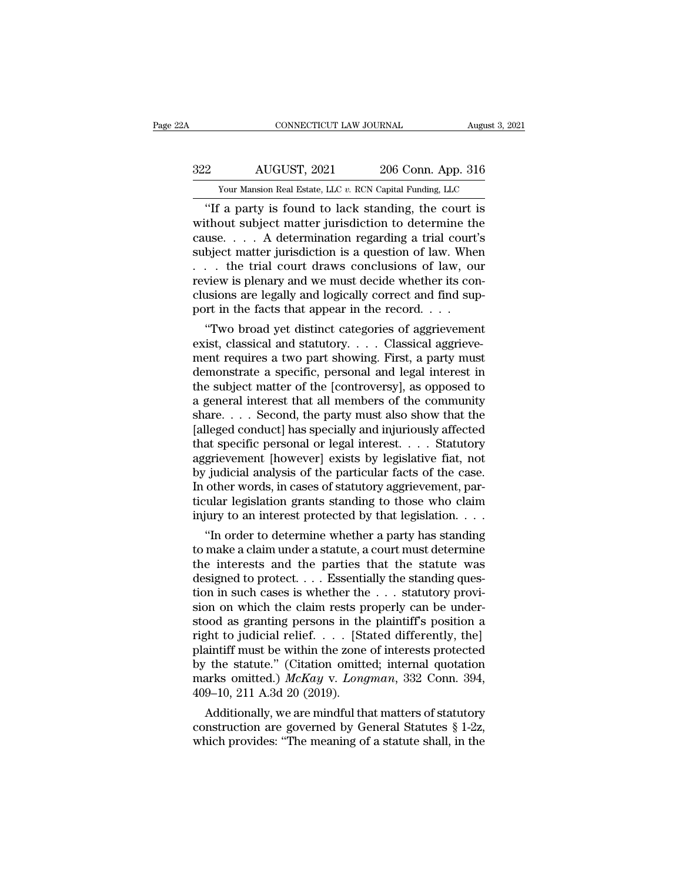"If a party is found to lack standing, the court is without subject matter jurisdiction to determine the cause. . . . A determination regarding a trial court's subject matter jurisdiction is a question of law. When . . . the trial court draws conclusions of law, our review is plenary and we must decide whether its conclusions are legally and logically correct and find support in the facts that appear in the record. . . .

"Two broad yet distinct categories of aggrievement exist, classical and statutory. . . . Classical aggrievement requires a two part showing. First, a party must demonstrate a specific, personal and legal interest in the subject matter of the [controversy], as opposed to a general interest that all members of the community share. . . . Second, the party must also show that the [alleged conduct] has specially and injuriously affected that specific personal or legal interest. . . . Statutory aggrievement [however] exists by legislative fiat, not by judicial analysis of the particular facts of the case. In other words, in cases of statutory aggrievement, particular legislation grants standing to those who claim injury to an interest protected by that legislation. . . .

"In order to determine whether a party has standing to make a claim under a statute, a court must determine the interests and the parties that the statute was designed to protect. . . . Essentially the standing question in such cases is whether the . . . statutory provision on which the claim rests properly can be understood as granting persons in the plaintiff's position a right to judicial relief. . . . [Stated differently, the] plaintiff must be within the zone of interests protected by the statute." (Citation omitted; internal quotation marks omitted.) *McKay* v. *Longman*, 332 Conn. 394, 409–10, 211 A.3d 20 (2019).

Additionally, we are mindful that matters of statutory construction are governed by General Statutes § 1-2z, which provides: "The meaning of a statute shall, in the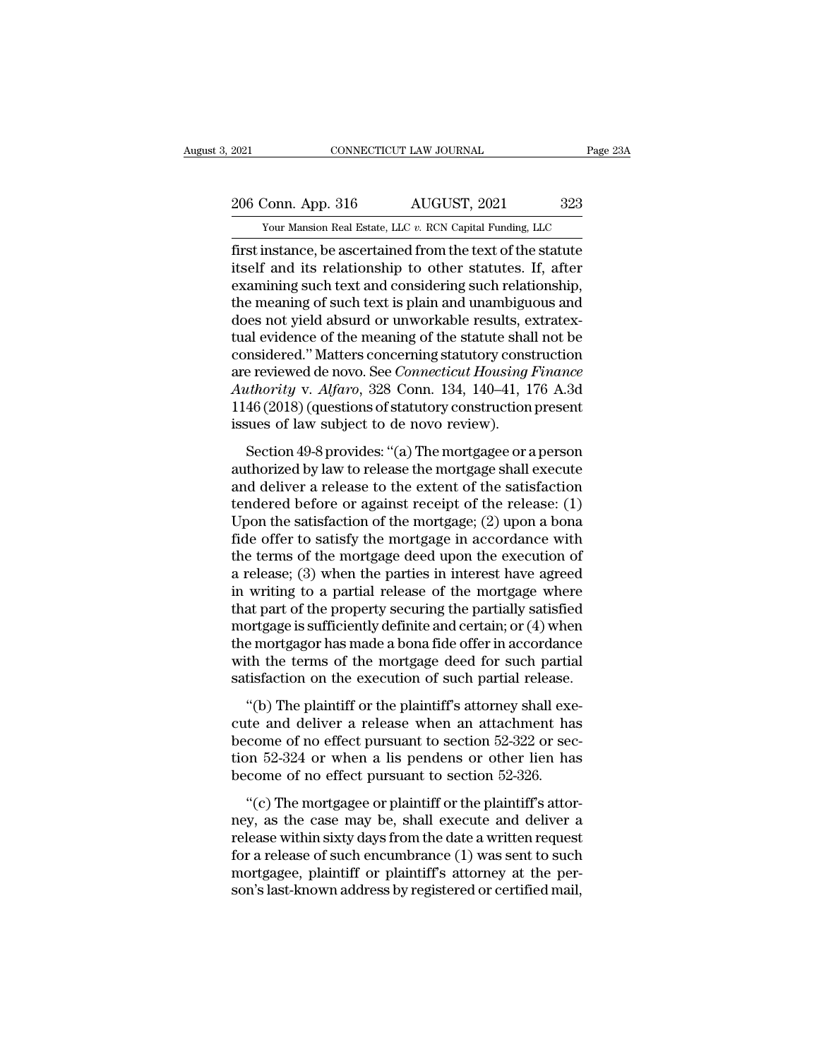first instance, be ascertained from the text of the statute itself and its relationship to other statutes. If, after examining such text and considering such relationship, the meaning of such text is plain and unambiguous and does not yield absurd or unworkable results, extratextual evidence of the meaning of the statute shall not be considered." Matters concerning statutory construction are reviewed de novo. See *Connecticut Housing Finance Authority* v. *Alfaro*, 328 Conn. 134, 140–41, 176 A.3d 1146 (2018) (questions of statutory construction present issues of law subject to de novo review).

Section 49-8 provides: "(a) The mortgagee or a person authorized by law to release the mortgage shall execute and deliver a release to the extent of the satisfaction tendered before or against receipt of the release: (1) Upon the satisfaction of the mortgage; (2) upon a bona fide offer to satisfy the mortgage in accordance with the terms of the mortgage deed upon the execution of a release; (3) when the parties in interest have agreed in writing to a partial release of the mortgage where that part of the property securing the partially satisfied mortgage is sufficiently definite and certain; or (4) when the mortgagor has made a bona fide offer in accordance with the terms of the mortgage deed for such partial satisfaction on the execution of such partial release.

"(b) The plaintiff or the plaintiff's attorney shall execute and deliver a release when an attachment has become of no effect pursuant to section 52-322 or section 52-324 or when a lis pendens or other lien has become of no effect pursuant to section 52-326.

"(c) The mortgagee or plaintiff or the plaintiff's attorney, as the case may be, shall execute and deliver a release within sixty days from the date a written request for a release of such encumbrance (1) was sent to such mortgagee, plaintiff or plaintiff's attorney at the person's last-known address by registered or certified mail,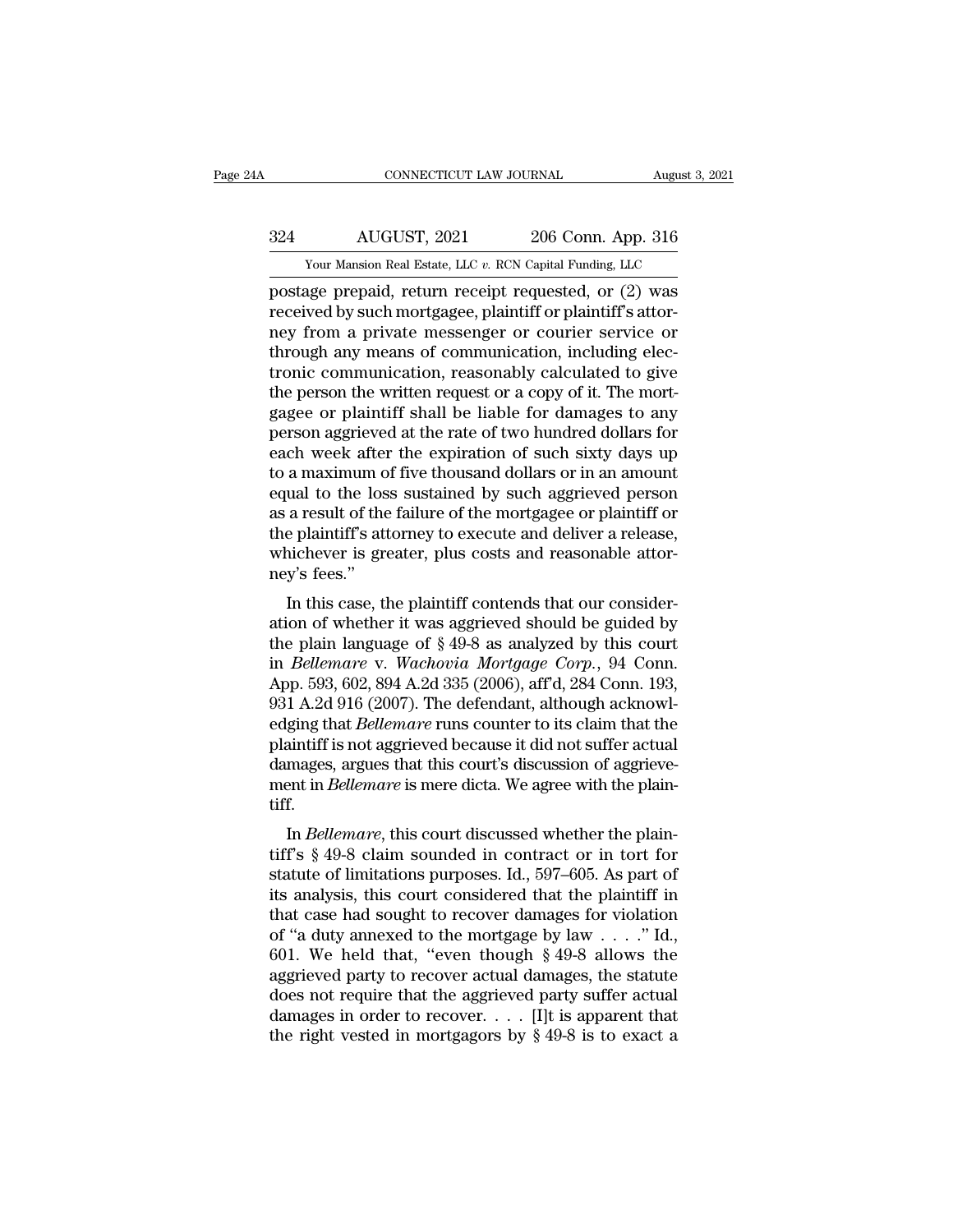postage prepaid, return receipt requested, or (2) was received by such mortgagee, plaintiff or plaintiff's attorney from a private messenger or courier service or through any means of communication, including electronic communication, reasonably calculated to give the person the written request or a copy of it. The mortgagee or plaintiff shall be liable for damages to any person aggrieved at the rate of two hundred dollars for each week after the expiration of such sixty days up to a maximum of five thousand dollars or in an amount equal to the loss sustained by such aggrieved person as a result of the failure of the mortgagee or plaintiff or the plaintiff's attorney to execute and deliver a release, whichever is greater, plus costs and reasonable attorney's fees."

In this case, the plaintiff contends that our consideration of whether it was aggrieved should be guided by the plain language of § 49-8 as analyzed by this court in *Bellemare* v. *Wachovia Mortgage Corp.*, 94 Conn. App. 593, 602, 894 A.2d 335 (2006), aff'd, 284 Conn. 193, 931 A.2d 916 (2007). The defendant, although acknowledging that *Bellemare* runs counter to its claim that the plaintiff is not aggrieved because it did not suffer actual damages, argues that this court's discussion of aggrievement in *Bellemare* is mere dicta. We agree with the plaintiff.

In *Bellemare*, this court discussed whether the plaintiff's § 49-8 claim sounded in contract or in tort for statute of limitations purposes. Id., 597–605. As part of its analysis, this court considered that the plaintiff in that case had sought to recover damages for violation of "a duty annexed to the mortgage by law . . . ." Id., 601. We held that, "even though § 49-8 allows the aggrieved party to recover actual damages, the statute does not require that the aggrieved party suffer actual damages in order to recover. . . . [I]t is apparent that the right vested in mortgagors by § 49-8 is to exact a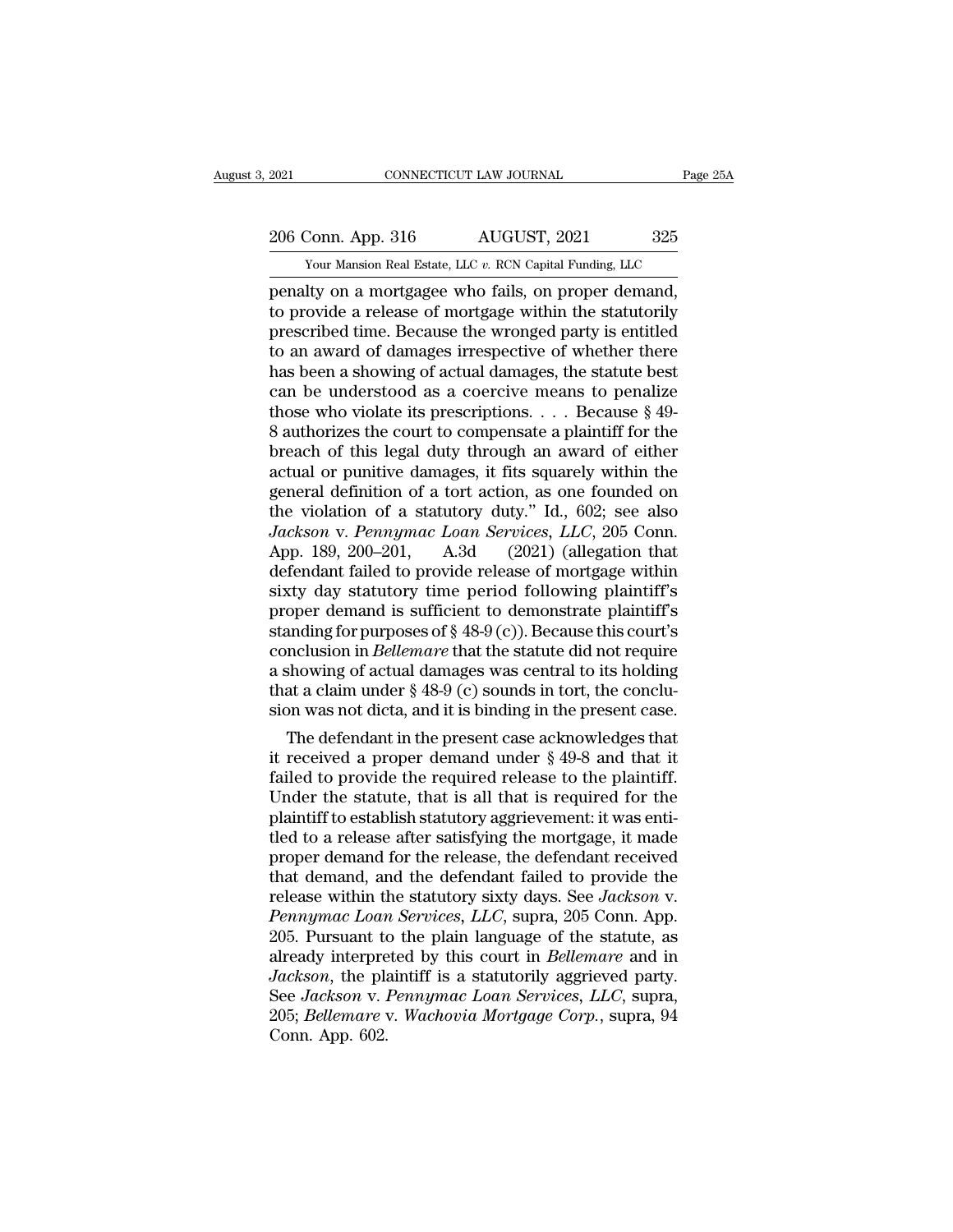penalty on a mortgagee who fails, on proper demand, to provide a release of mortgage within the statutorily prescribed time. Because the wronged party is entitled to an award of damages irrespective of whether there has been a showing of actual damages, the statute best can be understood as a coercive means to penalize those who violate its prescriptions. . . . Because § 49-8 authorizes the court to compensate a plaintiff for the breach of this legal duty through an award of either actual or punitive damages, it fits squarely within the general definition of a tort action, as one founded on the violation of a statutory duty." Id., 602; see also *Jackson* v. *Pennymac Loan Services, LLC*, 205 Conn. App. 189, 200–201, A.3d (2021) (allegation that defendant failed to provide release of mortgage within sixty day statutory time period following plaintiff's proper demand is sufficient to demonstrate plaintiff's standing for purposes of § 48-9 (c)). Because this court's conclusion in *Bellemare* that the statute did not require a showing of actual damages was central to its holding that a claim under § 48-9 (c) sounds in tort, the conclusion was not dicta, and it is binding in the present case.

The defendant in the present case acknowledges that it received a proper demand under § 49-8 and that it failed to provide the required release to the plaintiff. Under the statute, that is all that is required for the plaintiff to establish statutory aggrievement: it was entitled to a release after satisfying the mortgage, it made proper demand for the release, the defendant received that demand, and the defendant failed to provide the release within the statutory sixty days. See *Jackson* v. *Pennymac Loan Services, LLC*, supra, 205 Conn. App. 205. Pursuant to the plain language of the statute, as already interpreted by this court in *Bellemare* and in *Jackson*, the plaintiff is a statutorily aggrieved party. See *Jackson* v. *Pennymac Loan Services, LLC*, supra, 205; *Bellemare* v. *Wachovia Mortgage Corp.*, supra, 94 Conn. App. 602.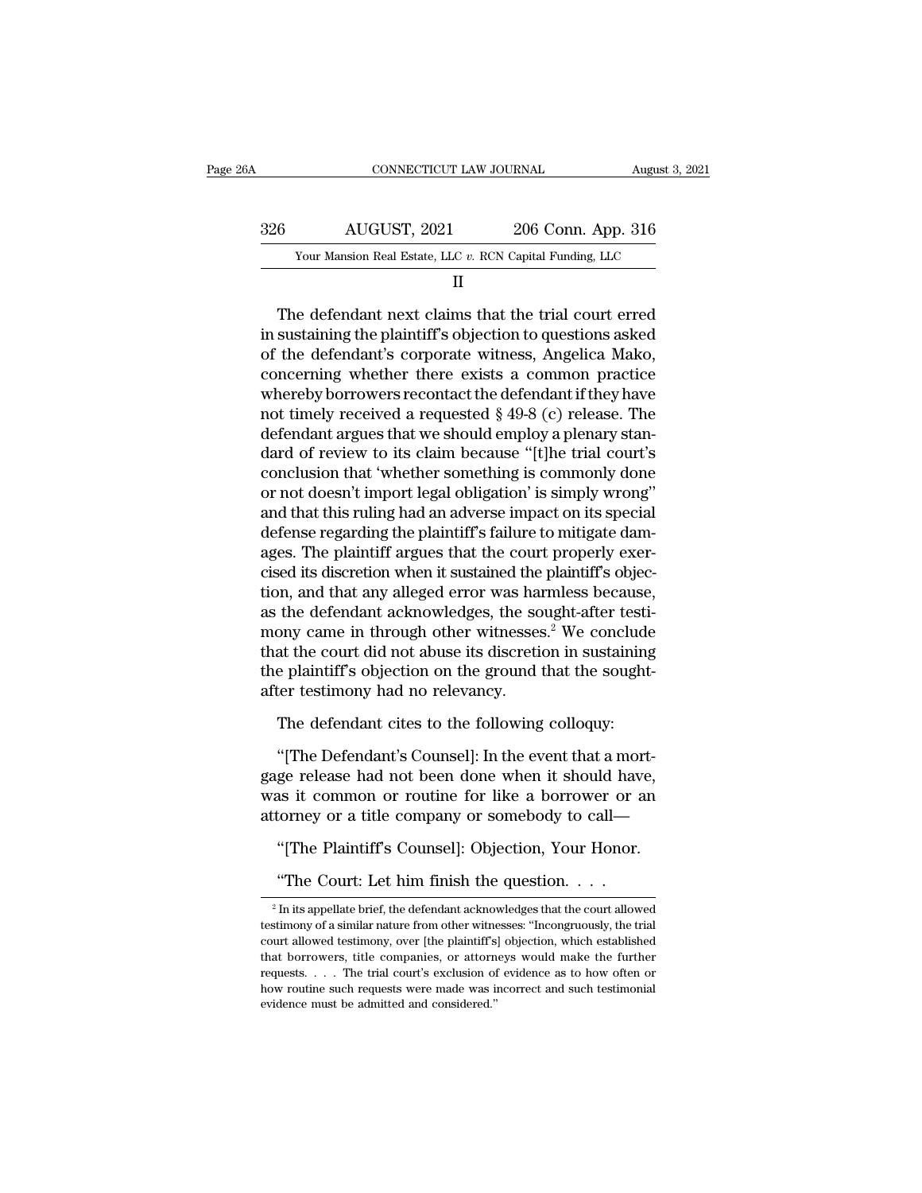II

The defendant next claims that the trial court erred in sustaining the plaintiff's objection to questions asked of the defendant's corporate witness, Angelica Mako, concerning whether there exists a common practice whereby borrowers recontact the defendant if they have not timely received a requested § 49-8 (c) release. The defendant argues that we should employ a plenary standard of review to its claim because "[t]he trial court's conclusion that 'whether something is commonly done or not doesn't import legal obligation' is simply wrong" and that this ruling had an adverse impact on its special defense regarding the plaintiff's failure to mitigate damages. The plaintiff argues that the court properly exercised its discretion when it sustained the plaintiff's objection, and that any alleged error was harmless because, as the defendant acknowledges, the sought-after testimony came in through other witnesses.[2] We conclude that the court did not abuse its discretion in sustaining the plaintiff's objection on the ground that the sought-after testimony had no relevancy.

The defendant cites to the following colloquy:

"[The Defendant's Counsel]: In the event that a mortgage release had not been done when it should have, was it common or routine for like a borrower or an attorney or a title company or somebody to call—

"[The Plaintiff's Counsel]: Objection, Your Honor.

"The Court: Let him finish the question. . . .

---

[2] In its appellate brief, the defendant acknowledges that the court allowed testimony of a similar nature from other witnesses: "Incongruously, the trial court allowed testimony, over [the plaintiff's] objection, which established that borrowers, title companies, or attorneys would make the further requests. . . . The trial court's exclusion of evidence as to how often or how routine such requests were made was incorrect and such testimonial evidence must be admitted and considered."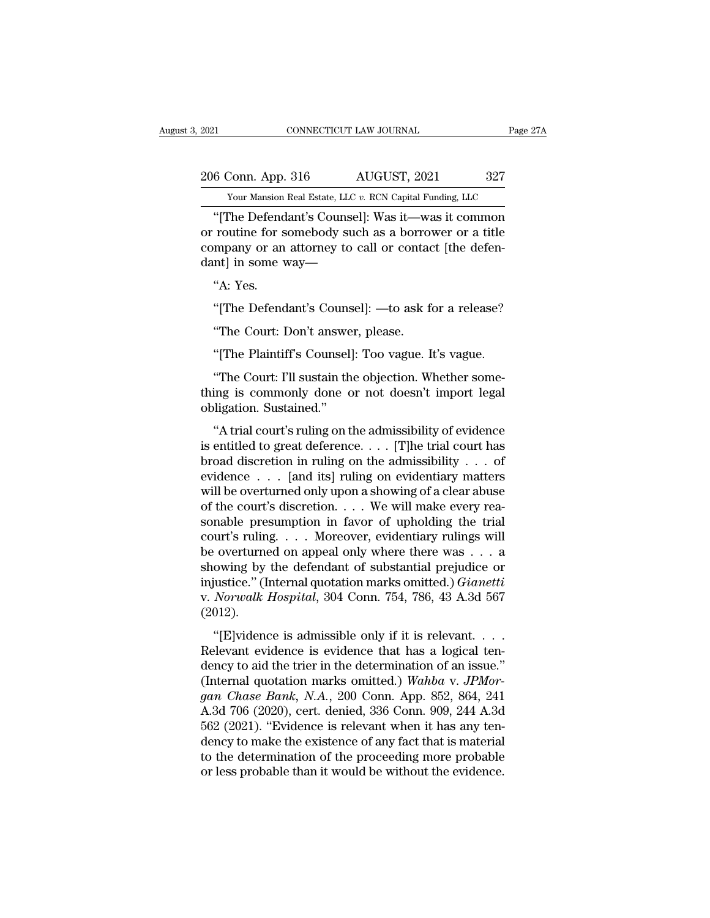"[The Defendant's Counsel]: Was it—was it common or routine for somebody such as a borrower or a title company or an attorney to call or contact [the defendant] in some way—

"A: Yes.

"[The Defendant's Counsel]: —to ask for a release?

"The Court: Don't answer, please.

"[The Plaintiff's Counsel]: Too vague. It's vague.

"The Court: I'll sustain the objection. Whether something is commonly done or not doesn't import legal obligation. Sustained."

"A trial court's ruling on the admissibility of evidence is entitled to great deference. . . . [T]he trial court has broad discretion in ruling on the admissibility . . . of evidence . . . [and its] ruling on evidentiary matters will be overturned only upon a showing of a clear abuse of the court's discretion. . . . We will make every reasonable presumption in favor of upholding the trial court's ruling. . . . Moreover, evidentiary rulings will be overturned on appeal only where there was . . . a showing by the defendant of substantial prejudice or injustice." (Internal quotation marks omitted.) *Gianetti* v. *Norwalk Hospital*, 304 Conn. 754, 786, 43 A.3d 567 (2012).

"[E]vidence is admissible only if it is relevant. . . . Relevant evidence is evidence that has a logical tendency to aid the trier in the determination of an issue." (Internal quotation marks omitted.) *Wahba* v. *JPMorgan Chase Bank, N.A.*, 200 Conn. App. 852, 864, 241 A.3d 706 (2020), cert. denied, 336 Conn. 909, 244 A.3d 562 (2021). "Evidence is relevant when it has any tendency to make the existence of any fact that is material to the determination of the proceeding more probable or less probable than it would be without the evidence.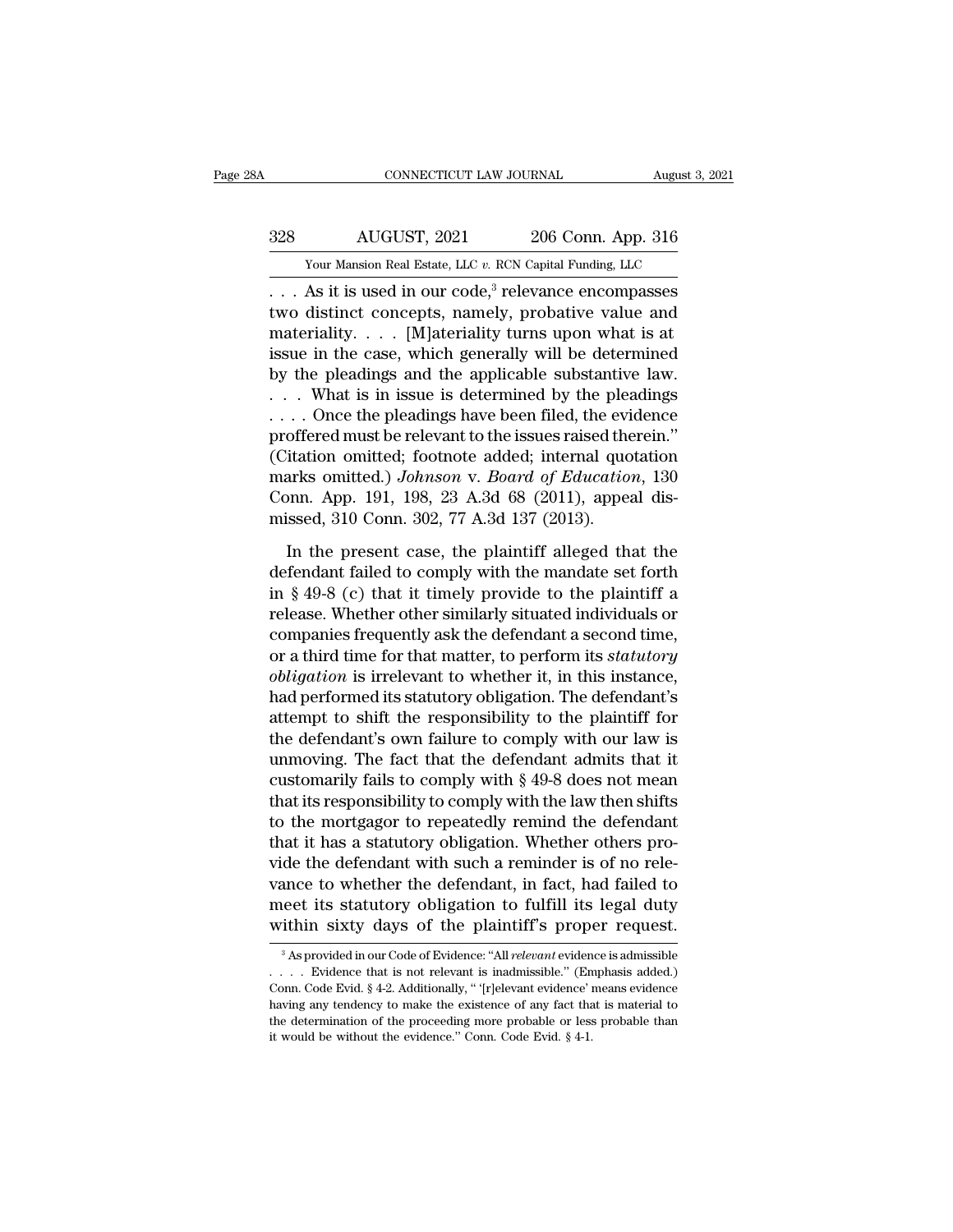. . . As it is used in our code,[3] relevance encompasses two distinct concepts, namely, probative value and materiality. . . . [M]ateriality turns upon what is at issue in the case, which generally will be determined by the pleadings and the applicable substantive law. . . . What is in issue is determined by the pleadings . . . . Once the pleadings have been filed, the evidence proffered must be relevant to the issues raised therein." (Citation omitted; footnote added; internal quotation marks omitted.) *Johnson* v. *Board of Education*, 130 Conn. App. 191, 198, 23 A.3d 68 (2011), appeal dismissed, 310 Conn. 302, 77 A.3d 137 (2013).

In the present case, the plaintiff alleged that the defendant failed to comply with the mandate set forth in § 49-8 (c) that it timely provide to the plaintiff a release. Whether other similarly situated individuals or companies frequently ask the defendant a second time, or a third time for that matter, to perform its *statutory obligation* is irrelevant to whether it, in this instance, had performed its statutory obligation. The defendant's attempt to shift the responsibility to the plaintiff for the defendant's own failure to comply with our law is unmoving. The fact that the defendant admits that it customarily fails to comply with § 49-8 does not mean that its responsibility to comply with the law then shifts to the mortgagor to repeatedly remind the defendant that it has a statutory obligation. Whether others provide the defendant with such a reminder is of no relevance to whether the defendant, in fact, had failed to meet its statutory obligation to fulfill its legal duty within sixty days of the plaintiff's proper request.

---

[3] As provided in our Code of Evidence: "All *relevant* evidence is admissible . . . . Evidence that is not relevant is inadmissible." (Emphasis added.) Conn. Code Evid. § 4-2. Additionally, " '[r]elevant evidence' means evidence having any tendency to make the existence of any fact that is material to the determination of the proceeding more probable or less probable than it would be without the evidence." Conn. Code Evid. § 4-1.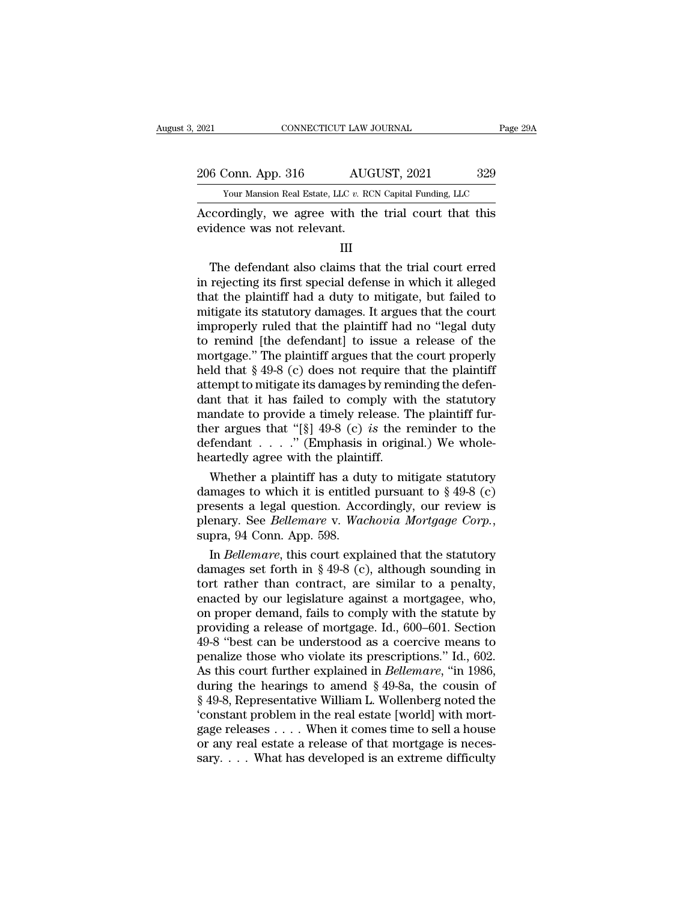Accordingly, we agree with the trial court that this evidence was not relevant.

III

The defendant also claims that the trial court erred in rejecting its first special defense in which it alleged that the plaintiff had a duty to mitigate, but failed to mitigate its statutory damages. It argues that the court improperly ruled that the plaintiff had no "legal duty to remind [the defendant] to issue a release of the mortgage." The plaintiff argues that the court properly held that § 49-8 (c) does not require that the plaintiff attempt to mitigate its damages by reminding the defendant that it has failed to comply with the statutory mandate to provide a timely release. The plaintiff further argues that "[§] 49-8 (c) *is* the reminder to the defendant . . . ." (Emphasis in original.) We wholeheartedly agree with the plaintiff.

Whether a plaintiff has a duty to mitigate statutory damages to which it is entitled pursuant to § 49-8 (c) presents a legal question. Accordingly, our review is plenary. See *Bellemare* v. *Wachovia Mortgage Corp.*, supra, 94 Conn. App. 598.

In *Bellemare*, this court explained that the statutory damages set forth in § 49-8 (c), although sounding in tort rather than contract, are similar to a penalty, enacted by our legislature against a mortgagee, who, on proper demand, fails to comply with the statute by providing a release of mortgage. Id., 600–601. Section 49-8 "best can be understood as a coercive means to penalize those who violate its prescriptions." Id., 602. As this court further explained in *Bellemare*, "in 1986, during the hearings to amend § 49-8a, the cousin of § 49-8, Representative William L. Wollenberg noted the 'constant problem in the real estate [world] with mortgage releases . . . . When it comes time to sell a house or any real estate a release of that mortgage is necessary. . . . What has developed is an extreme difficulty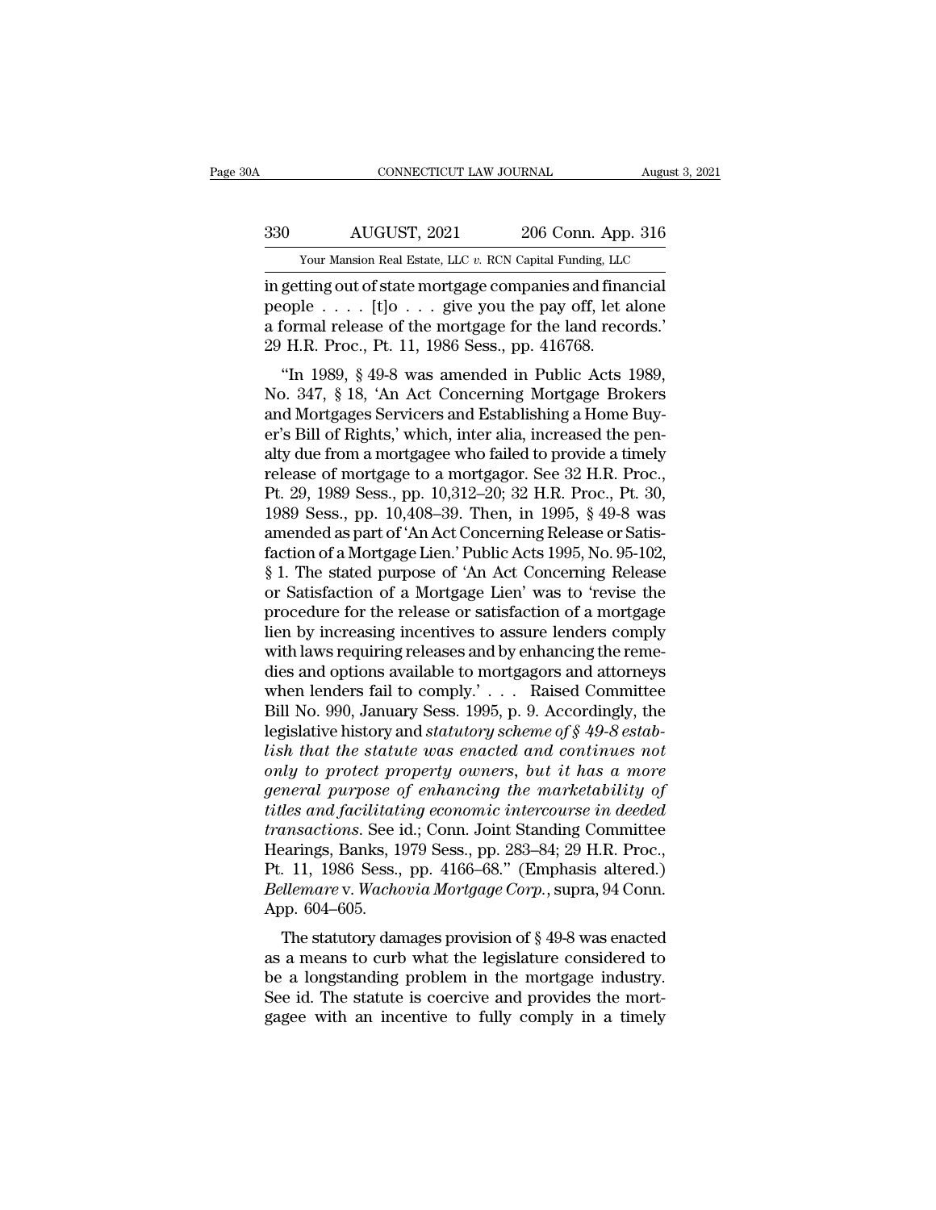in getting out of state mortgage companies and financial people . . . . [t]o . . . give you the pay off, let alone a formal release of the mortgage for the land records.' 29 H.R. Proc., Pt. 11, 1986 Sess., pp. 416768.

"In 1989, § 49-8 was amended in Public Acts 1989, No. 347, § 18, 'An Act Concerning Mortgage Brokers and Mortgages Servicers and Establishing a Home Buyer's Bill of Rights,' which, inter alia, increased the penalty due from a mortgagee who failed to provide a timely release of mortgage to a mortgagor. See 32 H.R. Proc., Pt. 29, 1989 Sess., pp. 10,312–20; 32 H.R. Proc., Pt. 30, 1989 Sess., pp. 10,408–39. Then, in 1995, § 49-8 was amended as part of 'An Act Concerning Release or Satisfaction of a Mortgage Lien.' Public Acts 1995, No. 95-102, § 1. The stated purpose of 'An Act Concerning Release or Satisfaction of a Mortgage Lien' was to 'revise the procedure for the release or satisfaction of a mortgage lien by increasing incentives to assure lenders comply with laws requiring releases and by enhancing the remedies and options available to mortgagors and attorneys when lenders fail to comply.' . . . Raised Committee Bill No. 990, January Sess. 1995, p. 9. Accordingly, the legislative history and *statutory scheme of § 49-8 establish that the statute was enacted and continues not only to protect property owners, but it has a more general purpose of enhancing the marketability of titles and facilitating economic intercourse in deeded transactions*. See id.; Conn. Joint Standing Committee Hearings, Banks, 1979 Sess., pp. 283–84; 29 H.R. Proc., Pt. 11, 1986 Sess., pp. 4166–68." (Emphasis altered.) *Bellemare* v. *Wachovia Mortgage Corp.*, supra, 94 Conn. App. 604–605.

The statutory damages provision of § 49-8 was enacted as a means to curb what the legislature considered to be a longstanding problem in the mortgage industry. See id. The statute is coercive and provides the mortgagee with an incentive to fully comply in a timely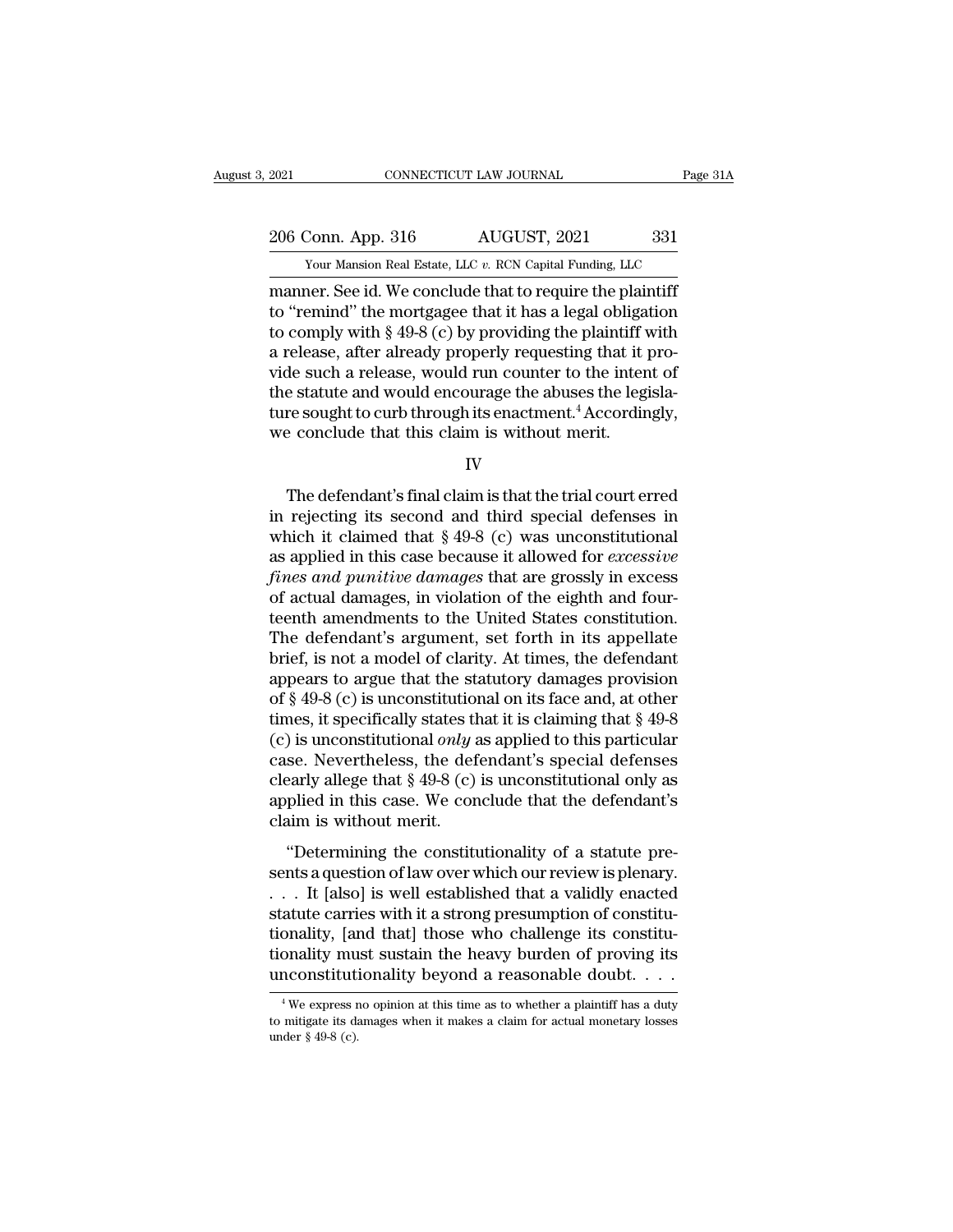manner. See id. We conclude that to require the plaintiff to "remind" the mortgagee that it has a legal obligation to comply with § 49-8 (c) by providing the plaintiff with a release, after already properly requesting that it provide such a release, would run counter to the intent of the statute and would encourage the abuses the legislature sought to curb through its enactment.[4] Accordingly, we conclude that this claim is without merit.

IV

The defendant's final claim is that the trial court erred in rejecting its second and third special defenses in which it claimed that § 49-8 (c) was unconstitutional as applied in this case because it allowed for *excessive fines and punitive damages* that are grossly in excess of actual damages, in violation of the eighth and fourteenth amendments to the United States constitution. The defendant's argument, set forth in its appellate brief, is not a model of clarity. At times, the defendant appears to argue that the statutory damages provision of § 49-8 (c) is unconstitutional on its face and, at other times, it specifically states that it is claiming that § 49-8 (c) is unconstitutional *only* as applied to this particular case. Nevertheless, the defendant's special defenses clearly allege that § 49-8 (c) is unconstitutional only as applied in this case. We conclude that the defendant's claim is without merit.

"Determining the constitutionality of a statute presents a question of law over which our review is plenary. . . . It [also] is well established that a validly enacted statute carries with it a strong presumption of constitutionality, [and that] those who challenge its constitutionality must sustain the heavy burden of proving its unconstitutionality beyond a reasonable doubt. . . .

[4] We express no opinion at this time as to whether a plaintiff has a duty to mitigate its damages when it makes a claim for actual monetary losses under § 49-8 (c).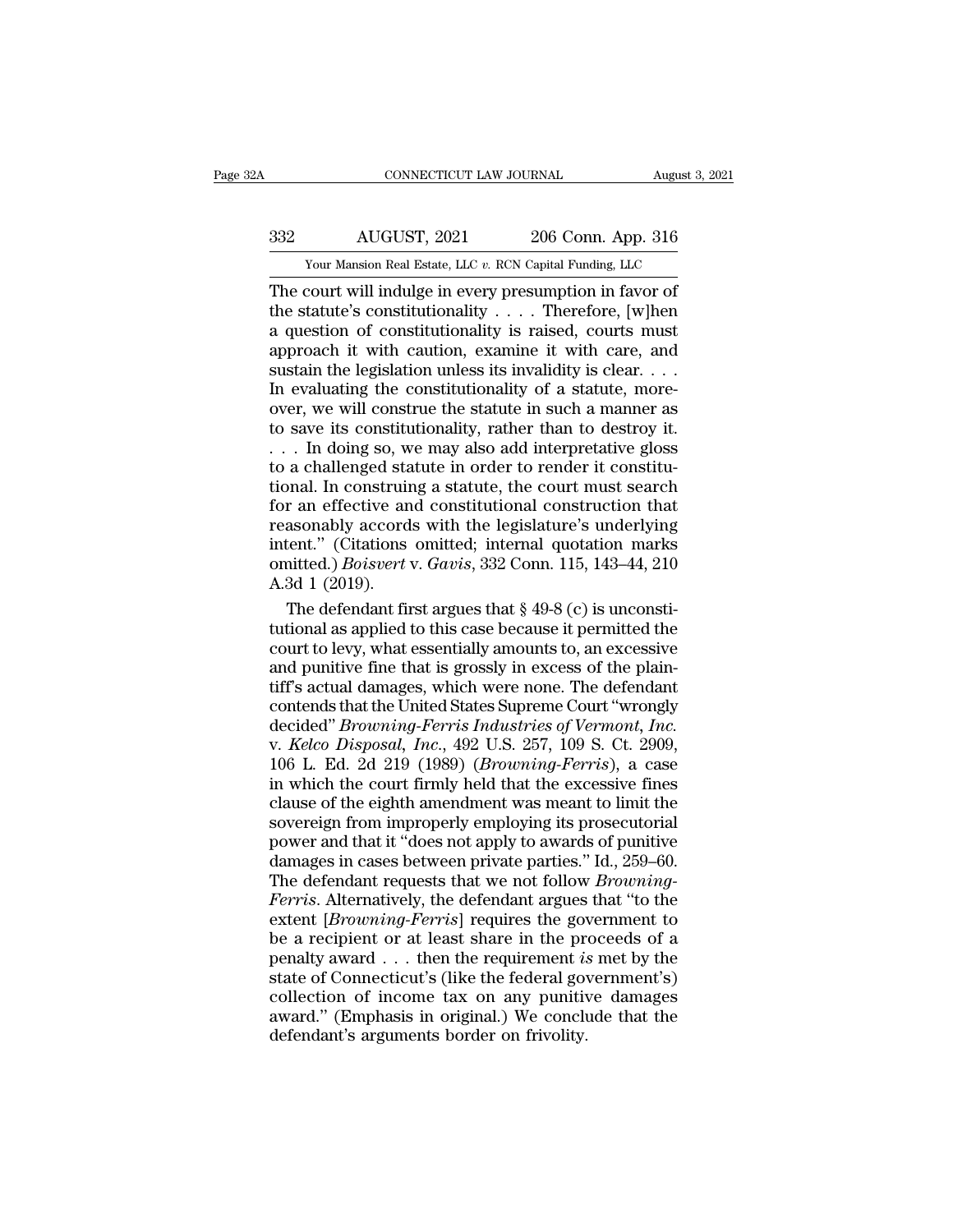The court will indulge in every presumption in favor of the statute's constitutionality . . . . Therefore, [w]hen a question of constitutionality is raised, courts must approach it with caution, examine it with care, and sustain the legislation unless its invalidity is clear. . . . In evaluating the constitutionality of a statute, moreover, we will construe the statute in such a manner as to save its constitutionality, rather than to destroy it. . . . In doing so, we may also add interpretative gloss to a challenged statute in order to render it constitutional. In construing a statute, the court must search for an effective and constitutional construction that reasonably accords with the legislature's underlying intent." (Citations omitted; internal quotation marks omitted.) *Boisvert* v. *Gavis*, 332 Conn. 115, 143–44, 210 A.3d 1 (2019).

The defendant first argues that § 49-8 (c) is unconstitutional as applied to this case because it permitted the court to levy, what essentially amounts to, an excessive and punitive fine that is grossly in excess of the plaintiff's actual damages, which were none. The defendant contends that the United States Supreme Court "wrongly decided" *Browning-Ferris Industries of Vermont, Inc.* v. *Kelco Disposal, Inc.*, 492 U.S. 257, 109 S. Ct. 2909, 106 L. Ed. 2d 219 (1989) (*Browning-Ferris*), a case in which the court firmly held that the excessive fines clause of the eighth amendment was meant to limit the sovereign from improperly employing its prosecutorial power and that it "does not apply to awards of punitive damages in cases between private parties." Id., 259–60. The defendant requests that we not follow *Browning-Ferris*. Alternatively, the defendant argues that "to the extent [*Browning-Ferris*] requires the government to be a recipient or at least share in the proceeds of a penalty award . . . then the requirement *is* met by the state of Connecticut's (like the federal government's) collection of income tax on any punitive damages award." (Emphasis in original.) We conclude that the defendant's arguments border on frivolity.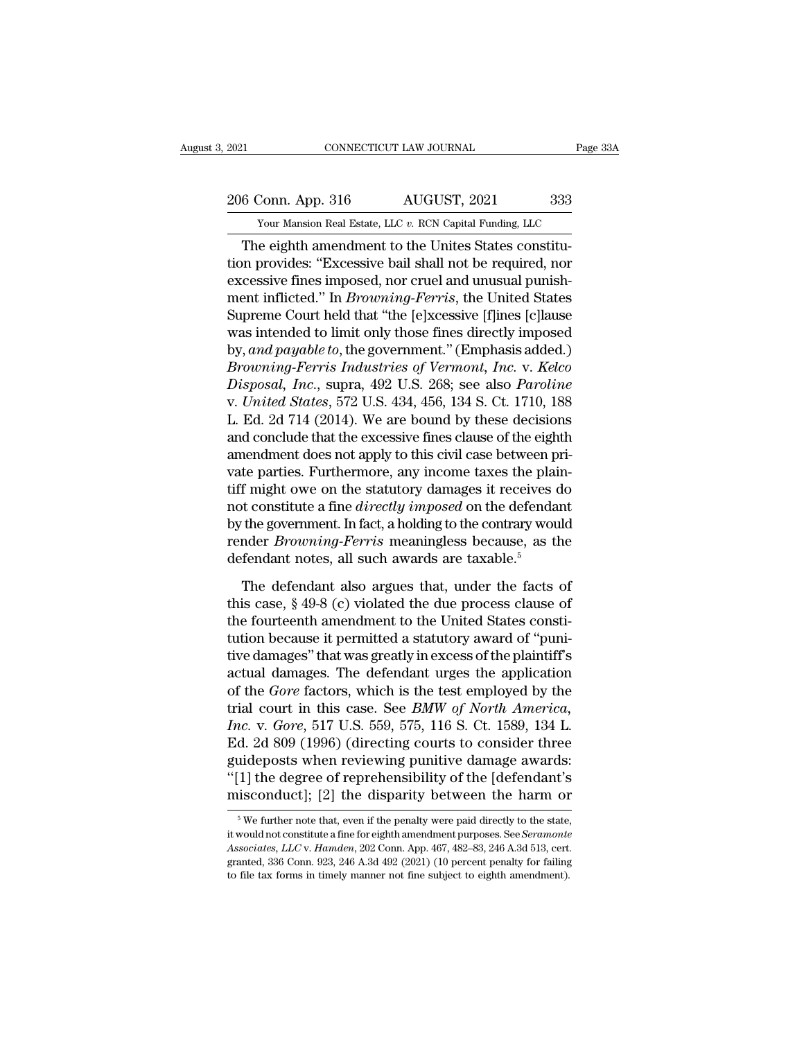The eighth amendment to the Unites States constitution provides: "Excessive bail shall not be required, nor excessive fines imposed, nor cruel and unusual punishment inflicted." In *Browning-Ferris*, the United States Supreme Court held that "the [e]xcessive [f]ines [c]lause was intended to limit only those fines directly imposed by, *and payable to*, the government." (Emphasis added.) *Browning-Ferris Industries of Vermont, Inc.* v. *Kelco Disposal, Inc.*, supra, 492 U.S. 268; see also *Paroline* v. *United States*, 572 U.S. 434, 456, 134 S. Ct. 1710, 188 L. Ed. 2d 714 (2014). We are bound by these decisions and conclude that the excessive fines clause of the eighth amendment does not apply to this civil case between private parties. Furthermore, any income taxes the plaintiff might owe on the statutory damages it receives do not constitute a fine *directly imposed* on the defendant by the government. In fact, a holding to the contrary would render *Browning-Ferris* meaningless because, as the defendant notes, all such awards are taxable.[5]

The defendant also argues that, under the facts of this case, § 49-8 (c) violated the due process clause of the fourteenth amendment to the United States constitution because it permitted a statutory award of "punitive damages" that was greatly in excess of the plaintiff's actual damages. The defendant urges the application of the *Gore* factors, which is the test employed by the trial court in this case. See *BMW of North America, Inc.* v. *Gore*, 517 U.S. 559, 575, 116 S. Ct. 1589, 134 L. Ed. 2d 809 (1996) (directing courts to consider three guideposts when reviewing punitive damage awards: "[1] the degree of reprehensibility of the [defendant's misconduct]; [2] the disparity between the harm or

---

[5] We further note that, even if the penalty were paid directly to the state, it would not constitute a fine for eighth amendment purposes. See *Seramonte Associates, LLC* v. *Hamden*, 202 Conn. App. 467, 482–83, 246 A.3d 513, cert. granted, 336 Conn. 923, 246 A.3d 492 (2021) (10 percent penalty for failing to file tax forms in timely manner not fine subject to eighth amendment).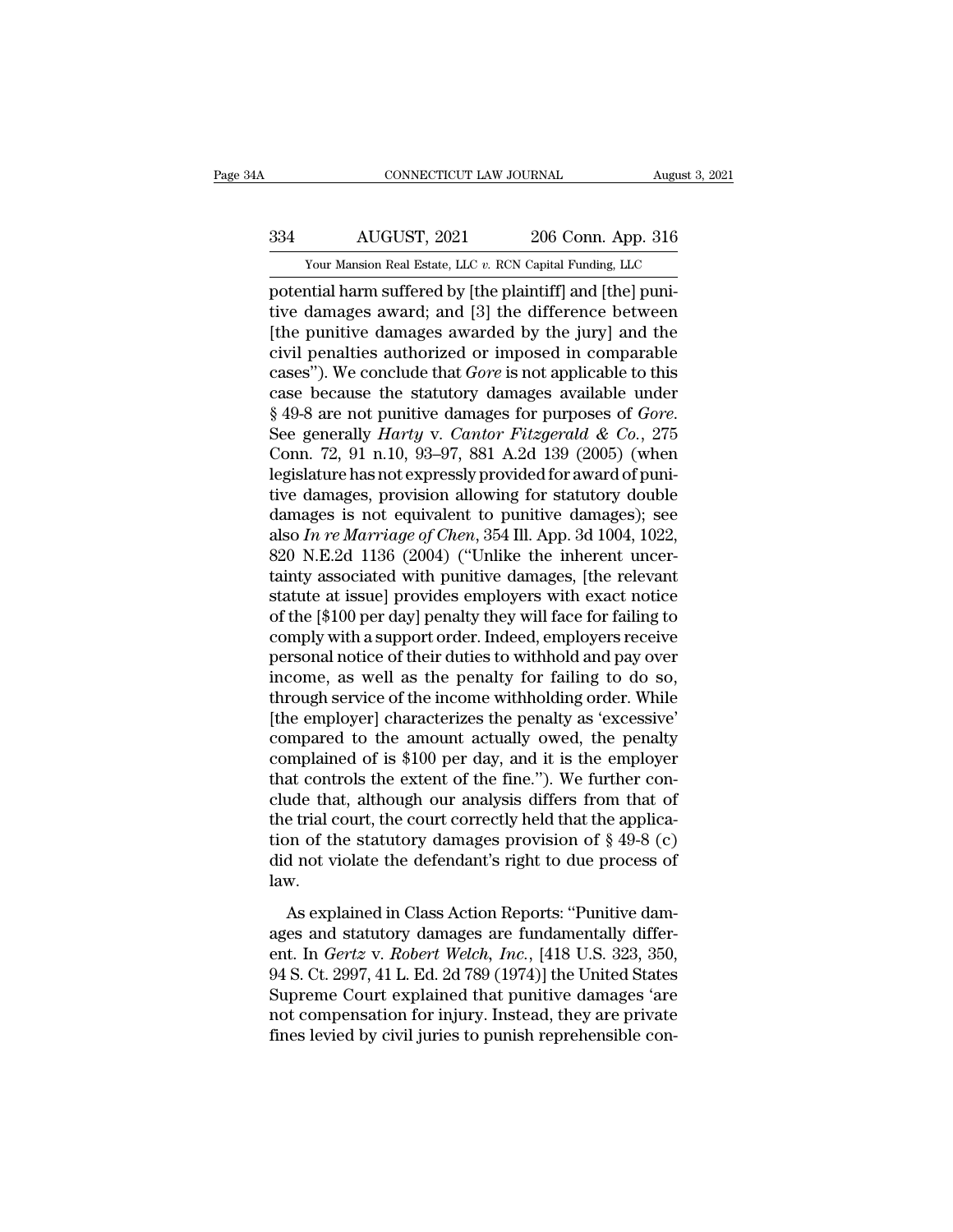potential harm suffered by [the plaintiff] and [the] punitive damages award; and [3] the difference between [the punitive damages awarded by the jury] and the civil penalties authorized or imposed in comparable cases"). We conclude that *Gore* is not applicable to this case because the statutory damages available under § 49-8 are not punitive damages for purposes of *Gore*. See generally *Harty* v. *Cantor Fitzgerald & Co.*, 275 Conn. 72, 91 n.10, 93–97, 881 A.2d 139 (2005) (when legislature has not expressly provided for award of punitive damages, provision allowing for statutory double damages is not equivalent to punitive damages); see also *In re Marriage of Chen*, 354 Ill. App. 3d 1004, 1022, 820 N.E.2d 1136 (2004) ("Unlike the inherent uncertainty associated with punitive damages, [the relevant statute at issue] provides employers with exact notice of the [$100 per day] penalty they will face for failing to comply with a support order. Indeed, employers receive personal notice of their duties to withhold and pay over income, as well as the penalty for failing to do so, through service of the income withholding order. While [the employer] characterizes the penalty as 'excessive' compared to the amount actually owed, the penalty complained of is $100 per day, and it is the employer that controls the extent of the fine."). We further conclude that, although our analysis differs from that of the trial court, the court correctly held that the application of the statutory damages provision of § 49-8 (c) did not violate the defendant's right to due process of law.

As explained in Class Action Reports: "Punitive damages and statutory damages are fundamentally different. In *Gertz* v. *Robert Welch, Inc.*, [418 U.S. 323, 350, 94 S. Ct. 2997, 41 L. Ed. 2d 789 (1974)] the United States Supreme Court explained that punitive damages 'are not compensation for injury. Instead, they are private fines levied by civil juries to punish reprehensible con-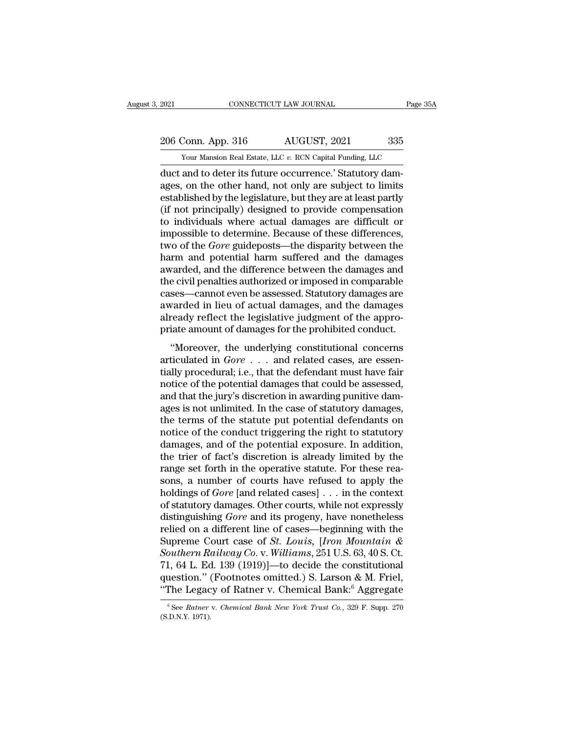duct and to deter its future occurrence.' Statutory damages, on the other hand, not only are subject to limits established by the legislature, but they are at least partly (if not principally) designed to provide compensation to individuals where actual damages are difficult or impossible to determine. Because of these differences, two of the *Gore* guideposts—the disparity between the harm and potential harm suffered and the damages awarded, and the difference between the damages and the civil penalties authorized or imposed in comparable cases—cannot even be assessed. Statutory damages are awarded in lieu of actual damages, and the damages already reflect the legislative judgment of the appropriate amount of damages for the prohibited conduct.

"Moreover, the underlying constitutional concerns articulated in *Gore* . . . and related cases, are essentially procedural; i.e., that the defendant must have fair notice of the potential damages that could be assessed, and that the jury's discretion in awarding punitive damages is not unlimited. In the case of statutory damages, the terms of the statute put potential defendants on notice of the conduct triggering the right to statutory damages, and of the potential exposure. In addition, the trier of fact's discretion is already limited by the range set forth in the operative statute. For these reasons, a number of courts have refused to apply the holdings of *Gore* [and related cases] . . . in the context of statutory damages. Other courts, while not expressly distinguishing *Gore* and its progeny, have nonetheless relied on a different line of cases—beginning with the Supreme Court case of *St. Louis*, [*Iron Mountain & Southern Railway Co.* v. *Williams*, 251 U.S. 63, 40 S. Ct. 71, 64 L. Ed. 139 (1919)]—to decide the constitutional question." (Footnotes omitted.) S. Larson & M. Friel, "The Legacy of Ratner v. Chemical Bank:[6] Aggregate

[6] See *Ratner* v. *Chemical Bank New York Trust Co.*, 329 F. Supp. 270 (S.D.N.Y. 1971).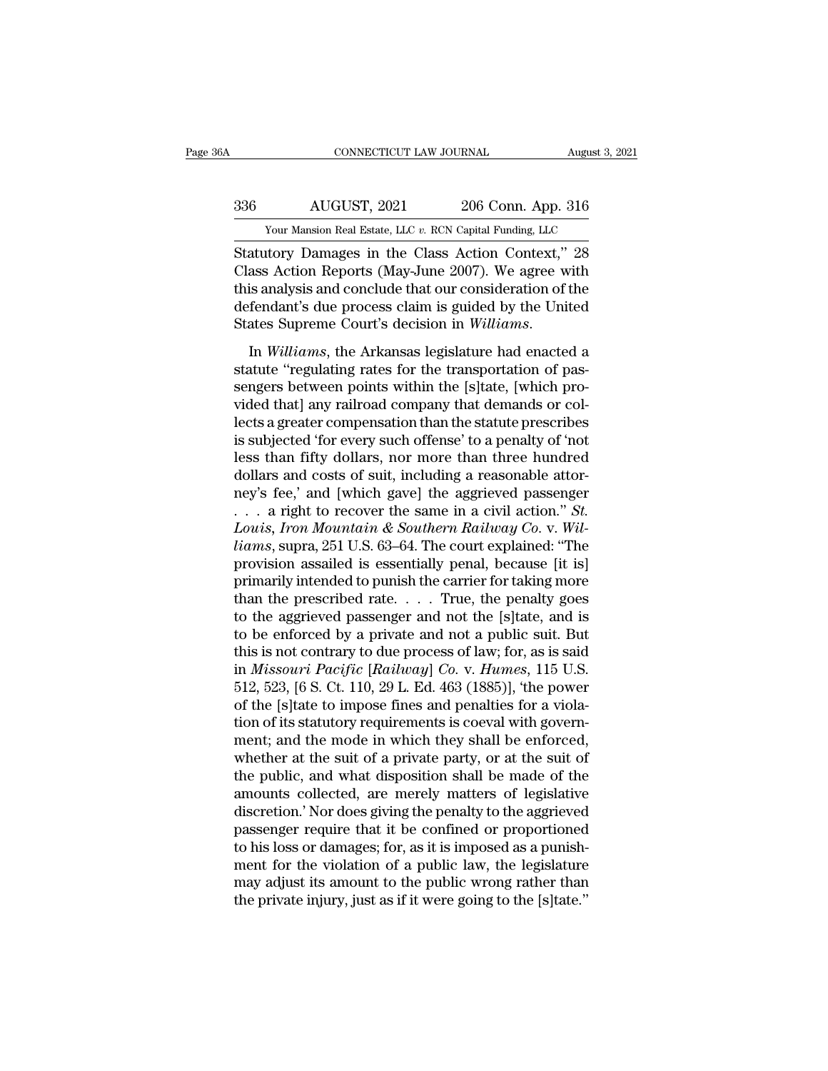Statutory Damages in the Class Action Context," 28 Class Action Reports (May-June 2007). We agree with this analysis and conclude that our consideration of the defendant's due process claim is guided by the United States Supreme Court's decision in *Williams*.

In *Williams*, the Arkansas legislature had enacted a statute "regulating rates for the transportation of passengers between points within the [s]tate, [which provided that] any railroad company that demands or collects a greater compensation than the statute prescribes is subjected 'for every such offense' to a penalty of 'not less than fifty dollars, nor more than three hundred dollars and costs of suit, including a reasonable attorney's fee,' and [which gave] the aggrieved passenger . . . a right to recover the same in a civil action." *St. Louis, Iron Mountain & Southern Railway Co.* v. *Williams*, supra, 251 U.S. 63–64. The court explained: "The provision assailed is essentially penal, because [it is] primarily intended to punish the carrier for taking more than the prescribed rate. . . . True, the penalty goes to the aggrieved passenger and not the [s]tate, and is to be enforced by a private and not a public suit. But this is not contrary to due process of law; for, as is said in *Missouri Pacific* [*Railway*] *Co.* v. *Humes*, 115 U.S. 512, 523, [6 S. Ct. 110, 29 L. Ed. 463 (1885)], 'the power of the [s]tate to impose fines and penalties for a violation of its statutory requirements is coeval with government; and the mode in which they shall be enforced, whether at the suit of a private party, or at the suit of the public, and what disposition shall be made of the amounts collected, are merely matters of legislative discretion.' Nor does giving the penalty to the aggrieved passenger require that it be confined or proportioned to his loss or damages; for, as it is imposed as a punishment for the violation of a public law, the legislature may adjust its amount to the public wrong rather than the private injury, just as if it were going to the [s]tate."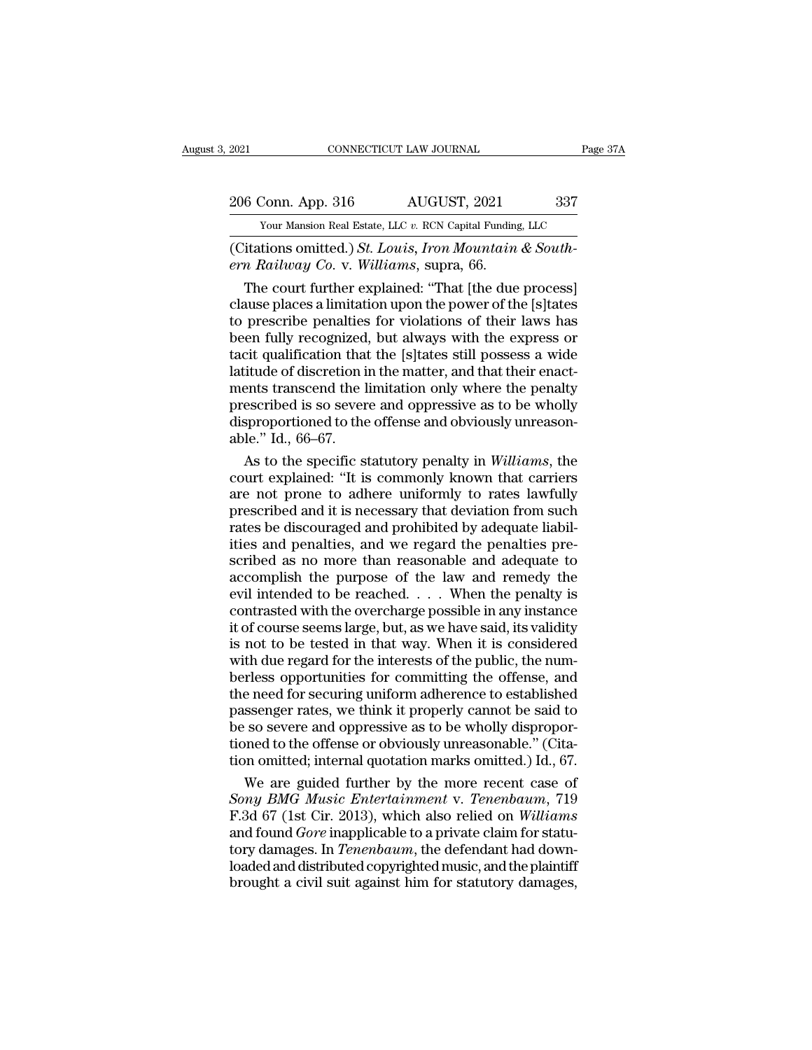(Citations omitted.) *St. Louis, Iron Mountain & Southern Railway Co.* v. *Williams*, supra, 66.

The court further explained: "That [the due process] clause places a limitation upon the power of the [s]tates to prescribe penalties for violations of their laws has been fully recognized, but always with the express or tacit qualification that the [s]tates still possess a wide latitude of discretion in the matter, and that their enactments transcend the limitation only where the penalty prescribed is so severe and oppressive as to be wholly disproportioned to the offense and obviously unreasonable." Id., 66–67.

As to the specific statutory penalty in *Williams*, the court explained: "It is commonly known that carriers are not prone to adhere uniformly to rates lawfully prescribed and it is necessary that deviation from such rates be discouraged and prohibited by adequate liabilities and penalties, and we regard the penalties prescribed as no more than reasonable and adequate to accomplish the purpose of the law and remedy the evil intended to be reached. . . . When the penalty is contrasted with the overcharge possible in any instance it of course seems large, but, as we have said, its validity is not to be tested in that way. When it is considered with due regard for the interests of the public, the numberless opportunities for committing the offense, and the need for securing uniform adherence to established passenger rates, we think it properly cannot be said to be so severe and oppressive as to be wholly disproportioned to the offense or obviously unreasonable." (Citation omitted; internal quotation marks omitted.) Id., 67.

We are guided further by the more recent case of *Sony BMG Music Entertainment* v. *Tenenbaum*, 719 F.3d 67 (1st Cir. 2013), which also relied on *Williams* and found *Gore* inapplicable to a private claim for statutory damages. In *Tenenbaum*, the defendant had downloaded and distributed copyrighted music, and the plaintiff brought a civil suit against him for statutory damages,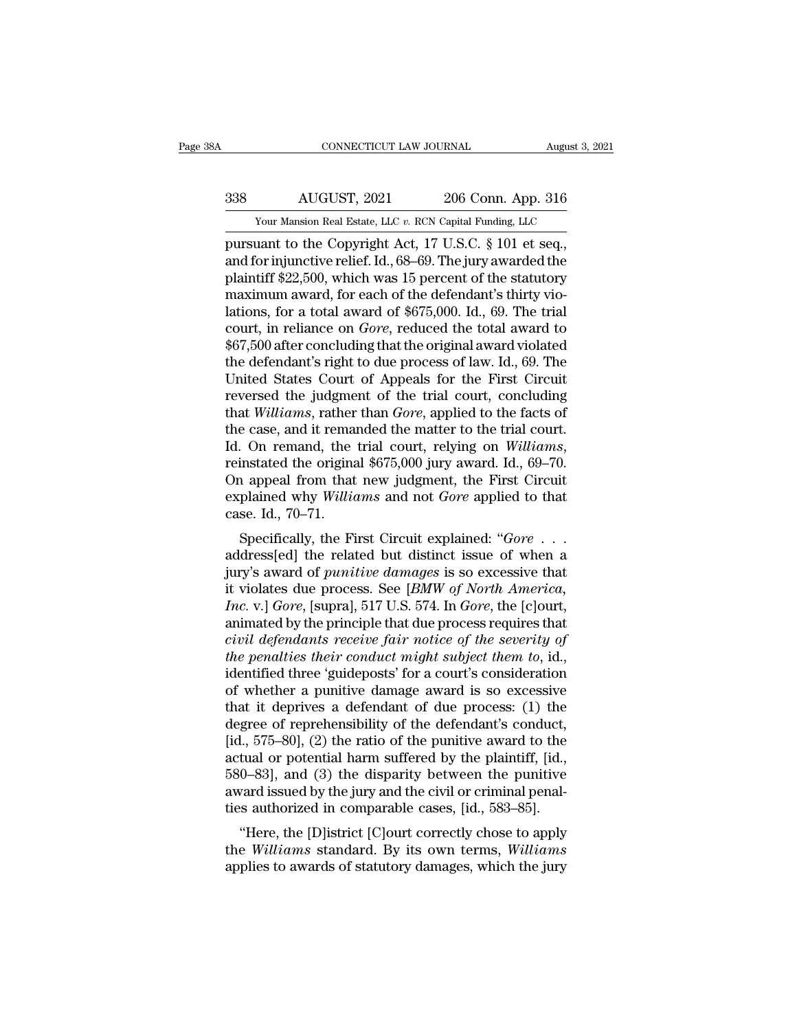pursuant to the Copyright Act, 17 U.S.C. § 101 et seq., and for injunctive relief. Id., 68–69. The jury awarded the plaintiff $22,500, which was 15 percent of the statutory maximum award, for each of the defendant's thirty violations, for a total award of $675,000. Id., 69. The trial court, in reliance on *Gore*, reduced the total award to $67,500 after concluding that the original award violated the defendant's right to due process of law. Id., 69. The United States Court of Appeals for the First Circuit reversed the judgment of the trial court, concluding that *Williams*, rather than *Gore*, applied to the facts of the case, and it remanded the matter to the trial court. Id. On remand, the trial court, relying on *Williams*, reinstated the original $675,000 jury award. Id., 69–70. On appeal from that new judgment, the First Circuit explained why *Williams* and not *Gore* applied to that case. Id., 70–71.

Specifically, the First Circuit explained: "*Gore* . . . address[ed] the related but distinct issue of when a jury's award of *punitive damages* is so excessive that it violates due process. See [*BMW of North America, Inc.* v.] *Gore*, [supra], 517 U.S. 574. In *Gore*, the [c]ourt, animated by the principle that due process requires that *civil defendants receive fair notice of the severity of the penalties their conduct might subject them to*, id., identified three 'guideposts' for a court's consideration of whether a punitive damage award is so excessive that it deprives a defendant of due process: (1) the degree of reprehensibility of the defendant's conduct, [id., 575–80], (2) the ratio of the punitive award to the actual or potential harm suffered by the plaintiff, [id., 580–83], and (3) the disparity between the punitive award issued by the jury and the civil or criminal penalties authorized in comparable cases, [id., 583–85].

"Here, the [D]istrict [C]ourt correctly chose to apply the *Williams* standard. By its own terms, *Williams* applies to awards of statutory damages, which the jury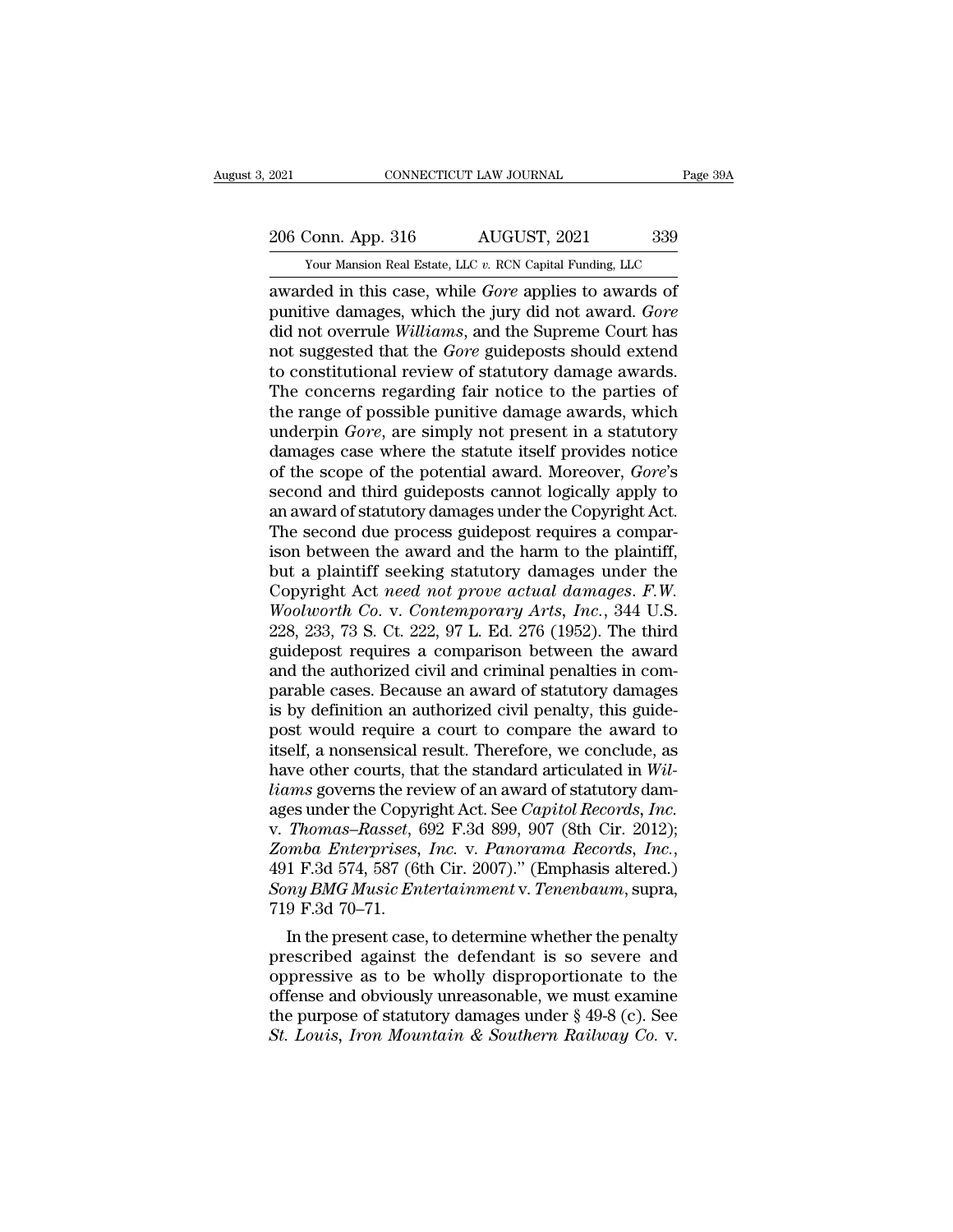awarded in this case, while *Gore* applies to awards of punitive damages, which the jury did not award. *Gore* did not overrule *Williams*, and the Supreme Court has not suggested that the *Gore* guideposts should extend to constitutional review of statutory damage awards. The concerns regarding fair notice to the parties of the range of possible punitive damage awards, which underpin *Gore*, are simply not present in a statutory damages case where the statute itself provides notice of the scope of the potential award. Moreover, *Gore*'s second and third guideposts cannot logically apply to an award of statutory damages under the Copyright Act. The second due process guidepost requires a comparison between the award and the harm to the plaintiff, but a plaintiff seeking statutory damages under the Copyright Act *need not prove actual damages*. *F.W. Woolworth Co.* v. *Contemporary Arts, Inc.*, 344 U.S. 228, 233, 73 S. Ct. 222, 97 L. Ed. 276 (1952). The third guidepost requires a comparison between the award and the authorized civil and criminal penalties in comparable cases. Because an award of statutory damages is by definition an authorized civil penalty, this guidepost would require a court to compare the award to itself, a nonsensical result. Therefore, we conclude, as have other courts, that the standard articulated in *Williams* governs the review of an award of statutory damages under the Copyright Act. See *Capitol Records, Inc.* v. *Thomas–Rasset*, 692 F.3d 899, 907 (8th Cir. 2012); *Zomba Enterprises, Inc.* v. *Panorama Records, Inc.*, 491 F.3d 574, 587 (6th Cir. 2007)." (Emphasis altered.) *Sony BMG Music Entertainment* v. *Tenenbaum*, supra, 719 F.3d 70–71.

In the present case, to determine whether the penalty prescribed against the defendant is so severe and oppressive as to be wholly disproportionate to the offense and obviously unreasonable, we must examine the purpose of statutory damages under § 49-8 (c). See *St. Louis, Iron Mountain & Southern Railway Co.* v.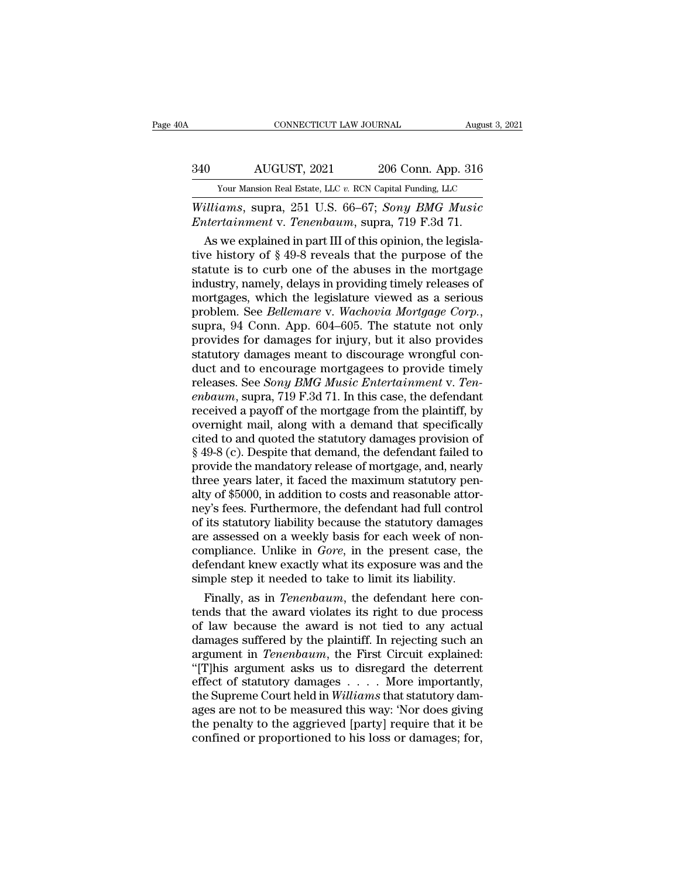*Williams*, supra, 251 U.S. 66–67; *Sony BMG Music Entertainment* v. *Tenenbaum*, supra, 719 F.3d 71.

As we explained in part III of this opinion, the legislative history of § 49-8 reveals that the purpose of the statute is to curb one of the abuses in the mortgage industry, namely, delays in providing timely releases of mortgages, which the legislature viewed as a serious problem. See *Bellemare* v. *Wachovia Mortgage Corp.*, supra, 94 Conn. App. 604–605. The statute not only provides for damages for injury, but it also provides statutory damages meant to discourage wrongful conduct and to encourage mortgagees to provide timely releases. See *Sony BMG Music Entertainment* v. *Tenenbaum*, supra, 719 F.3d 71. In this case, the defendant received a payoff of the mortgage from the plaintiff, by overnight mail, along with a demand that specifically cited to and quoted the statutory damages provision of § 49-8 (c). Despite that demand, the defendant failed to provide the mandatory release of mortgage, and, nearly three years later, it faced the maximum statutory penalty of $5000, in addition to costs and reasonable attorney's fees. Furthermore, the defendant had full control of its statutory liability because the statutory damages are assessed on a weekly basis for each week of noncompliance. Unlike in *Gore*, in the present case, the defendant knew exactly what its exposure was and the simple step it needed to take to limit its liability.

Finally, as in *Tenenbaum*, the defendant here contends that the award violates its right to due process of law because the award is not tied to any actual damages suffered by the plaintiff. In rejecting such an argument in *Tenenbaum*, the First Circuit explained: "[T]his argument asks us to disregard the deterrent effect of statutory damages . . . . More importantly, the Supreme Court held in *Williams* that statutory damages are not to be measured this way: 'Nor does giving the penalty to the aggrieved [party] require that it be confined or proportioned to his loss or damages; for,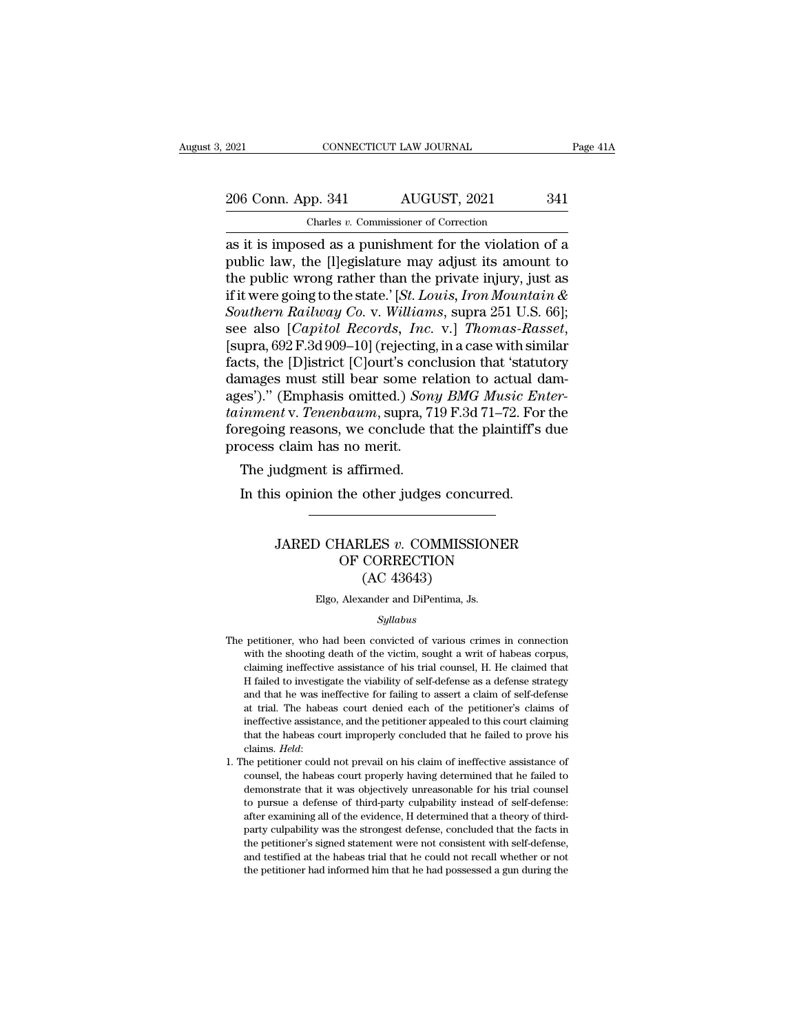as it is imposed as a punishment for the violation of a public law, the [l]egislature may adjust its amount to the public wrong rather than the private injury, just as if it were going to the state.' [*St. Louis, Iron Mountain & Southern Railway Co.* v. *Williams*, supra 251 U.S. 66]; see also [*Capitol Records, Inc.* v.] *Thomas-Rasset*, [supra, 692 F.3d 909–10] (rejecting, in a case with similar facts, the [D]istrict [C]ourt's conclusion that 'statutory damages must still bear some relation to actual damages')." (Emphasis omitted.) *Sony BMG Music Entertainment* v. *Tenenbaum*, supra, 719 F.3d 71–72. For the foregoing reasons, we conclude that the plaintiff's due process claim has no merit.

The judgment is affirmed.

In this opinion the other judges concurred.

---

# JARED CHARLES *v.* COMMISSIONER OF CORRECTION (AC 43643)

Elgo, Alexander and DiPentima, Js.

*Syllabus*

The petitioner, who had been convicted of various crimes in connection with the shooting death of the victim, sought a writ of habeas corpus, claiming ineffective assistance of his trial counsel, H. He claimed that H failed to investigate the viability of self-defense as a defense strategy and that he was ineffective for failing to assert a claim of self-defense at trial. The habeas court denied each of the petitioner's claims of ineffective assistance, and the petitioner appealed to this court claiming that the habeas court improperly concluded that he failed to prove his claims. *Held*:

1. The petitioner could not prevail on his claim of ineffective assistance of counsel, the habeas court properly having determined that he failed to demonstrate that it was objectively unreasonable for his trial counsel to pursue a defense of third-party culpability instead of self-defense: after examining all of the evidence, H determined that a theory of third-party culpability was the strongest defense, concluded that the facts in the petitioner's signed statement were not consistent with self-defense, and testified at the habeas trial that he could not recall whether or not the petitioner had informed him that he had possessed a gun during the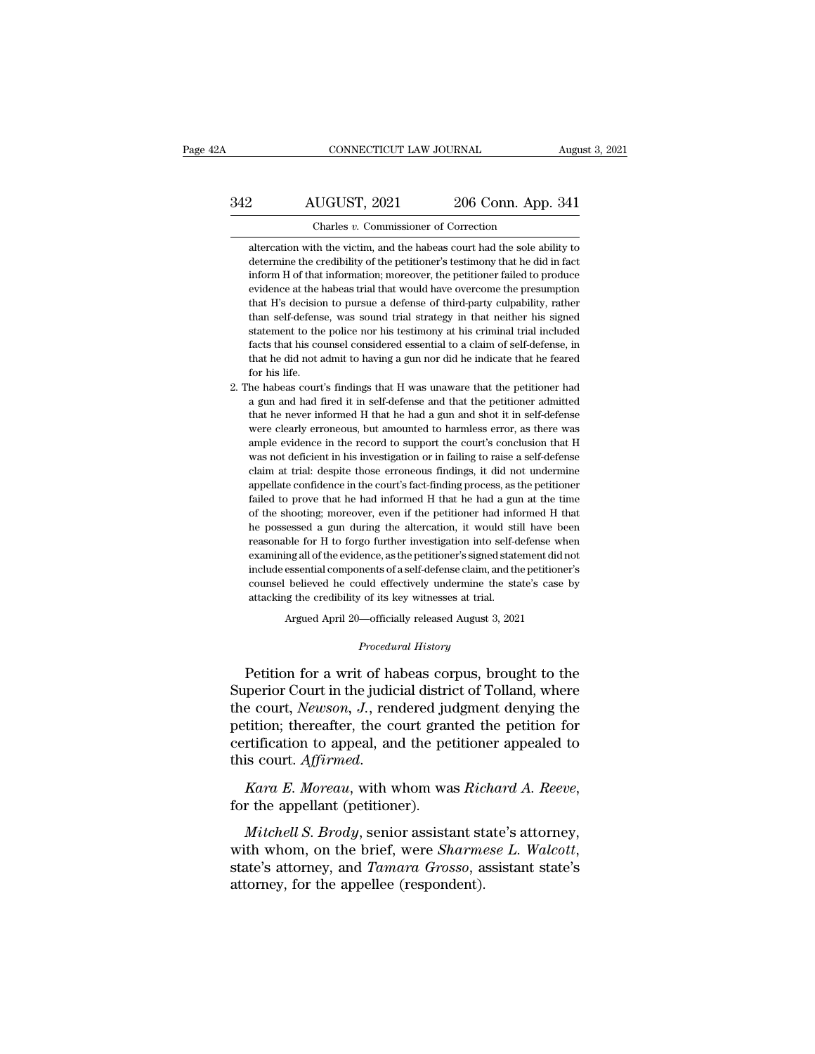altercation with the victim, and the habeas court had the sole ability to determine the credibility of the petitioner's testimony that he did in fact inform H of that information; moreover, the petitioner failed to produce evidence at the habeas trial that would have overcome the presumption that H's decision to pursue a defense of third-party culpability, rather than self-defense, was sound trial strategy in that neither his signed statement to the police nor his testimony at his criminal trial included facts that his counsel considered essential to a claim of self-defense, in that he did not admit to having a gun nor did he indicate that he feared for his life.

2. The habeas court's findings that H was unaware that the petitioner had a gun and had fired it in self-defense and that the petitioner admitted that he never informed H that he had a gun and shot it in self-defense were clearly erroneous, but amounted to harmless error, as there was ample evidence in the record to support the court's conclusion that H was not deficient in his investigation or in failing to raise a self-defense claim at trial: despite those erroneous findings, it did not undermine appellate confidence in the court's fact-finding process, as the petitioner failed to prove that he had informed H that he had a gun at the time of the shooting; moreover, even if the petitioner had informed H that he possessed a gun during the altercation, it would still have been reasonable for H to forgo further investigation into self-defense when examining all of the evidence, as the petitioner's signed statement did not include essential components of a self-defense claim, and the petitioner's counsel believed he could effectively undermine the state's case by attacking the credibility of its key witnesses at trial.

Argued April 20—officially released August 3, 2021

*Procedural History*

Petition for a writ of habeas corpus, brought to the Superior Court in the judicial district of Tolland, where the court, *Newson, J.*, rendered judgment denying the petition; thereafter, the court granted the petition for certification to appeal, and the petitioner appealed to this court. *Affirmed.*

*Kara E. Moreau*, with whom was *Richard A. Reeve*, for the appellant (petitioner).

*Mitchell S. Brody*, senior assistant state's attorney, with whom, on the brief, were *Sharmese L. Walcott*, state's attorney, and *Tamara Grosso*, assistant state's attorney, for the appellee (respondent).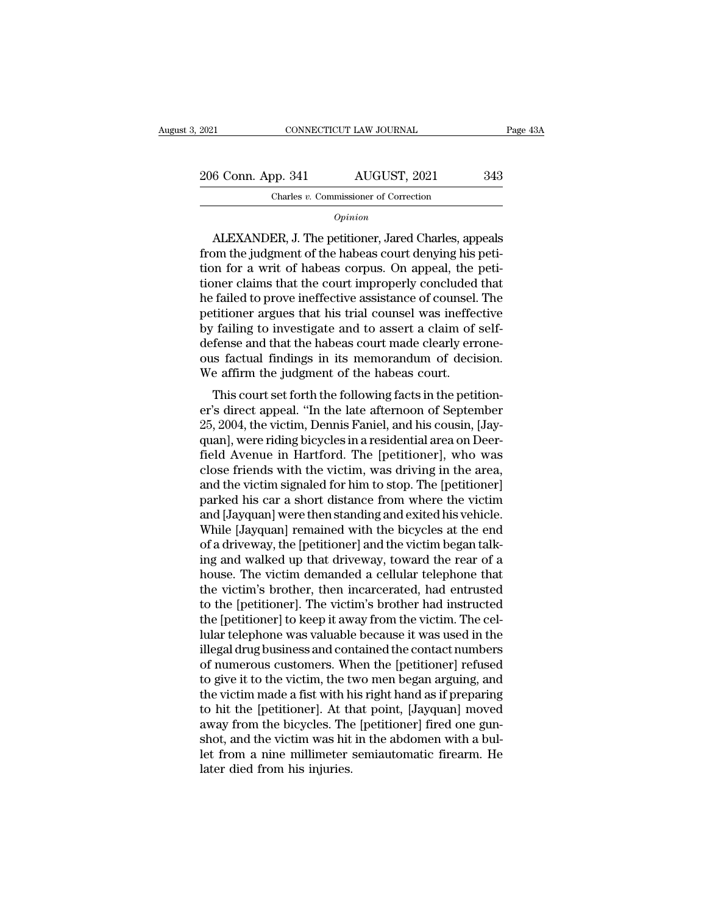*Opinion*

ALEXANDER, J. The petitioner, Jared Charles, appeals from the judgment of the habeas court denying his petition for a writ of habeas corpus. On appeal, the petitioner claims that the court improperly concluded that he failed to prove ineffective assistance of counsel. The petitioner argues that his trial counsel was ineffective by failing to investigate and to assert a claim of self-defense and that the habeas court made clearly erroneous factual findings in its memorandum of decision. We affirm the judgment of the habeas court.

This court set forth the following facts in the petitioner's direct appeal. "In the late afternoon of September 25, 2004, the victim, Dennis Faniel, and his cousin, [Jayquan], were riding bicycles in a residential area on Deerfield Avenue in Hartford. The [petitioner], who was close friends with the victim, was driving in the area, and the victim signaled for him to stop. The [petitioner] parked his car a short distance from where the victim and [Jayquan] were then standing and exited his vehicle. While [Jayquan] remained with the bicycles at the end of a driveway, the [petitioner] and the victim began talking and walked up that driveway, toward the rear of a house. The victim demanded a cellular telephone that the victim's brother, then incarcerated, had entrusted to the [petitioner]. The victim's brother had instructed the [petitioner] to keep it away from the victim. The cellular telephone was valuable because it was used in the illegal drug business and contained the contact numbers of numerous customers. When the [petitioner] refused to give it to the victim, the two men began arguing, and the victim made a fist with his right hand as if preparing to hit the [petitioner]. At that point, [Jayquan] moved away from the bicycles. The [petitioner] fired one gunshot, and the victim was hit in the abdomen with a bullet from a nine millimeter semiautomatic firearm. He later died from his injuries.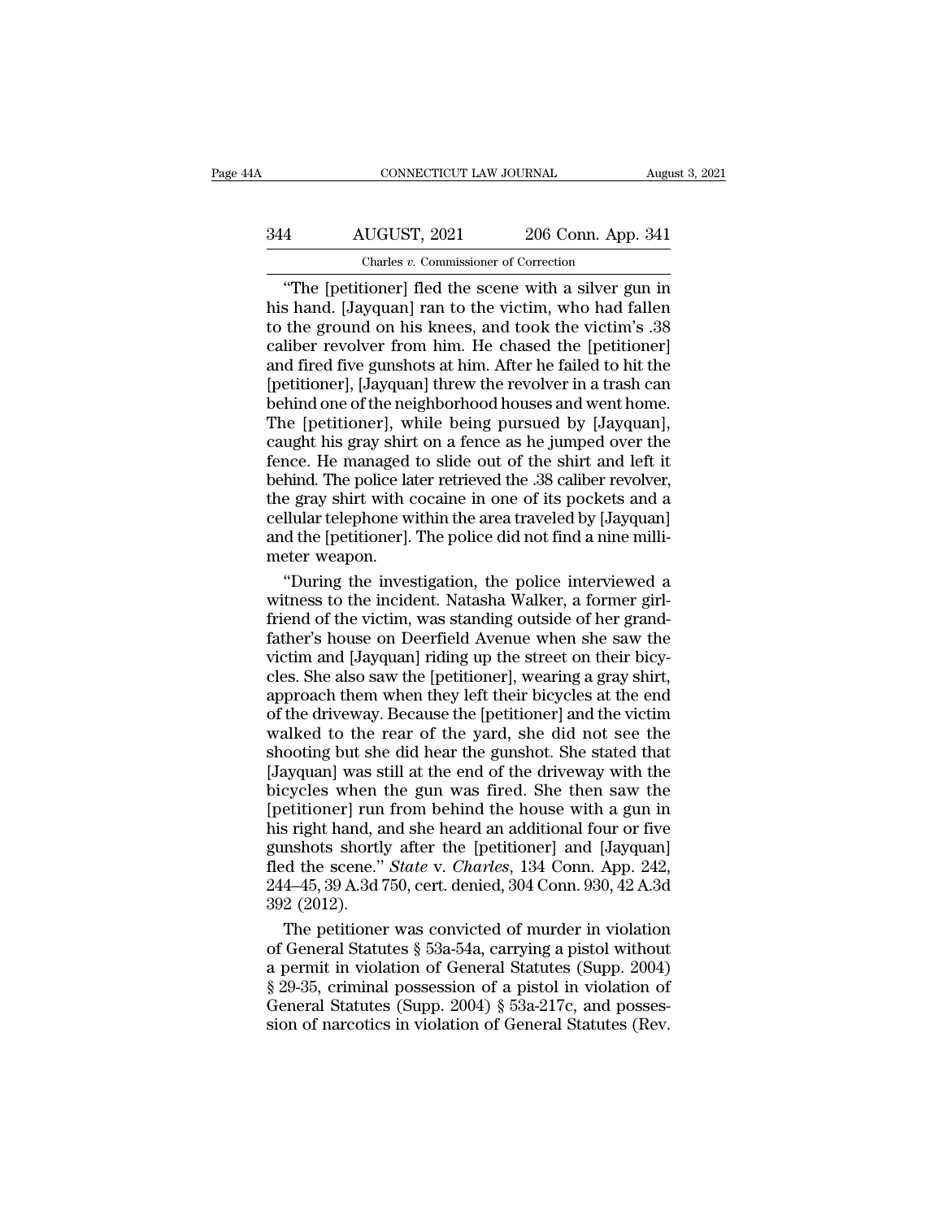"The [petitioner] fled the scene with a silver gun in his hand. [Jayquan] ran to the victim, who had fallen to the ground on his knees, and took the victim's .38 caliber revolver from him. He chased the [petitioner] and fired five gunshots at him. After he failed to hit the [petitioner], [Jayquan] threw the revolver in a trash can behind one of the neighborhood houses and went home. The [petitioner], while being pursued by [Jayquan], caught his gray shirt on a fence as he jumped over the fence. He managed to slide out of the shirt and left it behind. The police later retrieved the .38 caliber revolver, the gray shirt with cocaine in one of its pockets and a cellular telephone within the area traveled by [Jayquan] and the [petitioner]. The police did not find a nine millimeter weapon.

"During the investigation, the police interviewed a witness to the incident. Natasha Walker, a former girlfriend of the victim, was standing outside of her grandfather's house on Deerfield Avenue when she saw the victim and [Jayquan] riding up the street on their bicycles. She also saw the [petitioner], wearing a gray shirt, approach them when they left their bicycles at the end of the driveway. Because the [petitioner] and the victim walked to the rear of the yard, she did not see the shooting but she did hear the gunshot. She stated that [Jayquan] was still at the end of the driveway with the bicycles when the gun was fired. She then saw the [petitioner] run from behind the house with a gun in his right hand, and she heard an additional four or five gunshots shortly after the [petitioner] and [Jayquan] fled the scene." *State* v. *Charles*, 134 Conn. App. 242, 244–45, 39 A.3d 750, cert. denied, 304 Conn. 930, 42 A.3d 392 (2012).

The petitioner was convicted of murder in violation of General Statutes § 53a-54a, carrying a pistol without a permit in violation of General Statutes (Supp. 2004) § 29-35, criminal possession of a pistol in violation of General Statutes (Supp. 2004) § 53a-217c, and possession of narcotics in violation of General Statutes (Rev.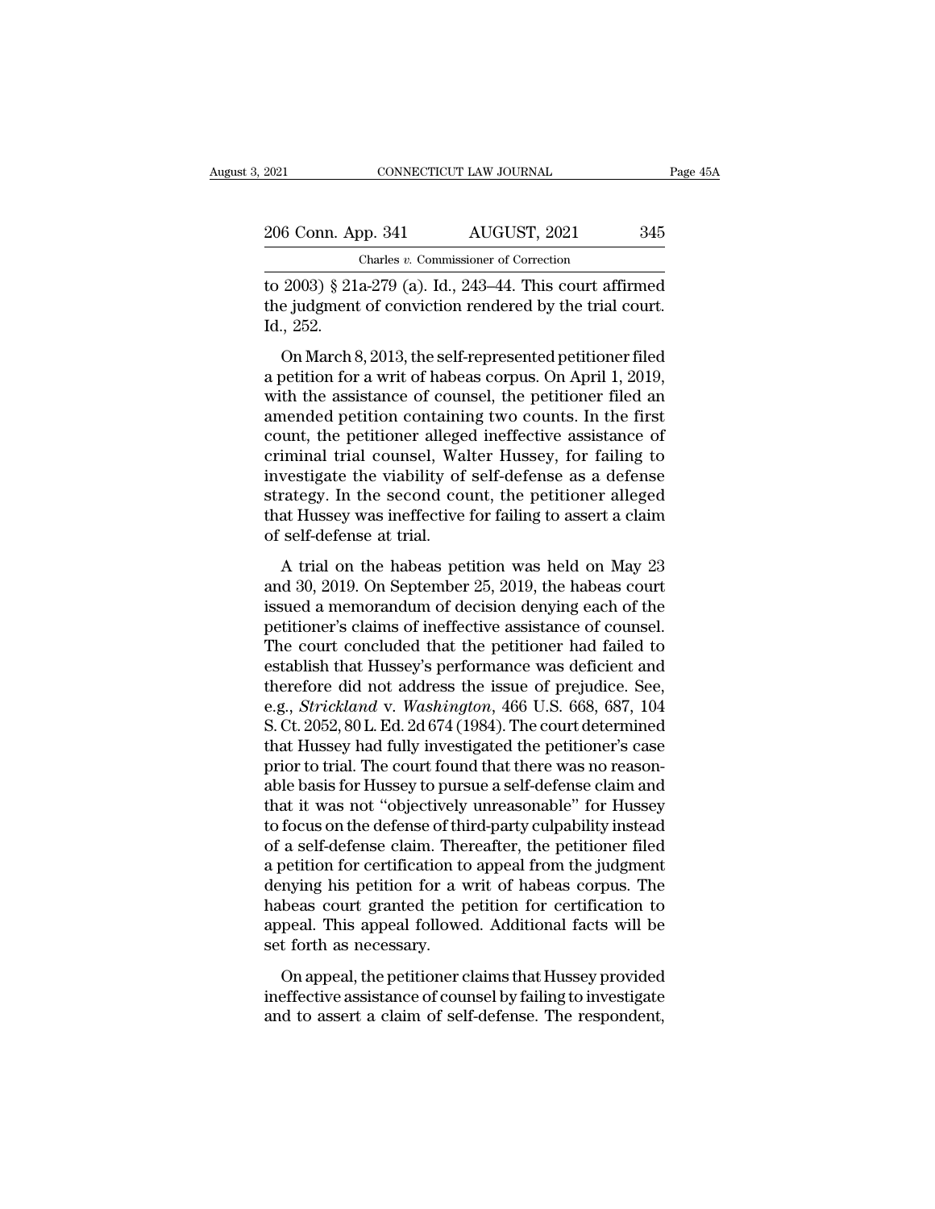to 2003) § 21a-279 (a). Id., 243–44. This court affirmed the judgment of conviction rendered by the trial court. Id., 252.

On March 8, 2013, the self-represented petitioner filed a petition for a writ of habeas corpus. On April 1, 2019, with the assistance of counsel, the petitioner filed an amended petition containing two counts. In the first count, the petitioner alleged ineffective assistance of criminal trial counsel, Walter Hussey, for failing to investigate the viability of self-defense as a defense strategy. In the second count, the petitioner alleged that Hussey was ineffective for failing to assert a claim of self-defense at trial.

A trial on the habeas petition was held on May 23 and 30, 2019. On September 25, 2019, the habeas court issued a memorandum of decision denying each of the petitioner's claims of ineffective assistance of counsel. The court concluded that the petitioner had failed to establish that Hussey's performance was deficient and therefore did not address the issue of prejudice. See, e.g., *Strickland* v. *Washington*, 466 U.S. 668, 687, 104 S. Ct. 2052, 80 L. Ed. 2d 674 (1984). The court determined that Hussey had fully investigated the petitioner's case prior to trial. The court found that there was no reasonable basis for Hussey to pursue a self-defense claim and that it was not "objectively unreasonable" for Hussey to focus on the defense of third-party culpability instead of a self-defense claim. Thereafter, the petitioner filed a petition for certification to appeal from the judgment denying his petition for a writ of habeas corpus. The habeas court granted the petition for certification to appeal. This appeal followed. Additional facts will be set forth as necessary.

On appeal, the petitioner claims that Hussey provided ineffective assistance of counsel by failing to investigate and to assert a claim of self-defense. The respondent,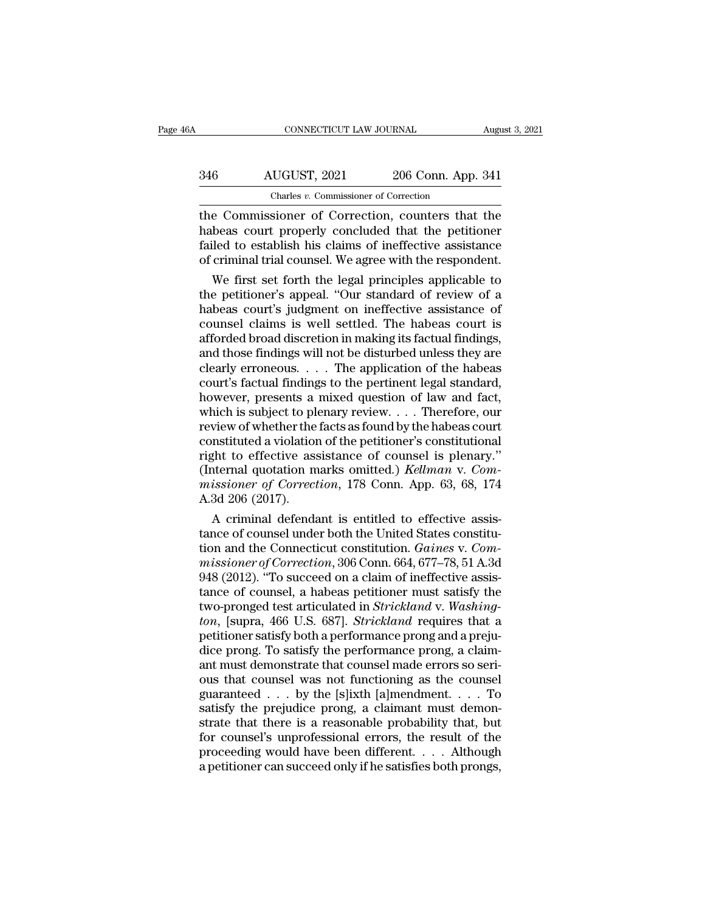the Commissioner of Correction, counters that the habeas court properly concluded that the petitioner failed to establish his claims of ineffective assistance of criminal trial counsel. We agree with the respondent.

We first set forth the legal principles applicable to the petitioner's appeal. "Our standard of review of a habeas court's judgment on ineffective assistance of counsel claims is well settled. The habeas court is afforded broad discretion in making its factual findings, and those findings will not be disturbed unless they are clearly erroneous. . . . The application of the habeas court's factual findings to the pertinent legal standard, however, presents a mixed question of law and fact, which is subject to plenary review. . . . Therefore, our review of whether the facts as found by the habeas court constituted a violation of the petitioner's constitutional right to effective assistance of counsel is plenary." (Internal quotation marks omitted.) *Kellman* v. *Commissioner of Correction*, 178 Conn. App. 63, 68, 174 A.3d 206 (2017).

A criminal defendant is entitled to effective assistance of counsel under both the United States constitution and the Connecticut constitution. *Gaines* v. *Commissioner of Correction*, 306 Conn. 664, 677–78, 51 A.3d 948 (2012). "To succeed on a claim of ineffective assistance of counsel, a habeas petitioner must satisfy the two-pronged test articulated in *Strickland* v. *Washington*, [supra, 466 U.S. 687]. *Strickland* requires that a petitioner satisfy both a performance prong and a prejudice prong. To satisfy the performance prong, a claimant must demonstrate that counsel made errors so serious that counsel was not functioning as the counsel guaranteed . . . by the [s]ixth [a]mendment. . . . To satisfy the prejudice prong, a claimant must demonstrate that there is a reasonable probability that, but for counsel's unprofessional errors, the result of the proceeding would have been different. . . . Although a petitioner can succeed only if he satisfies both prongs,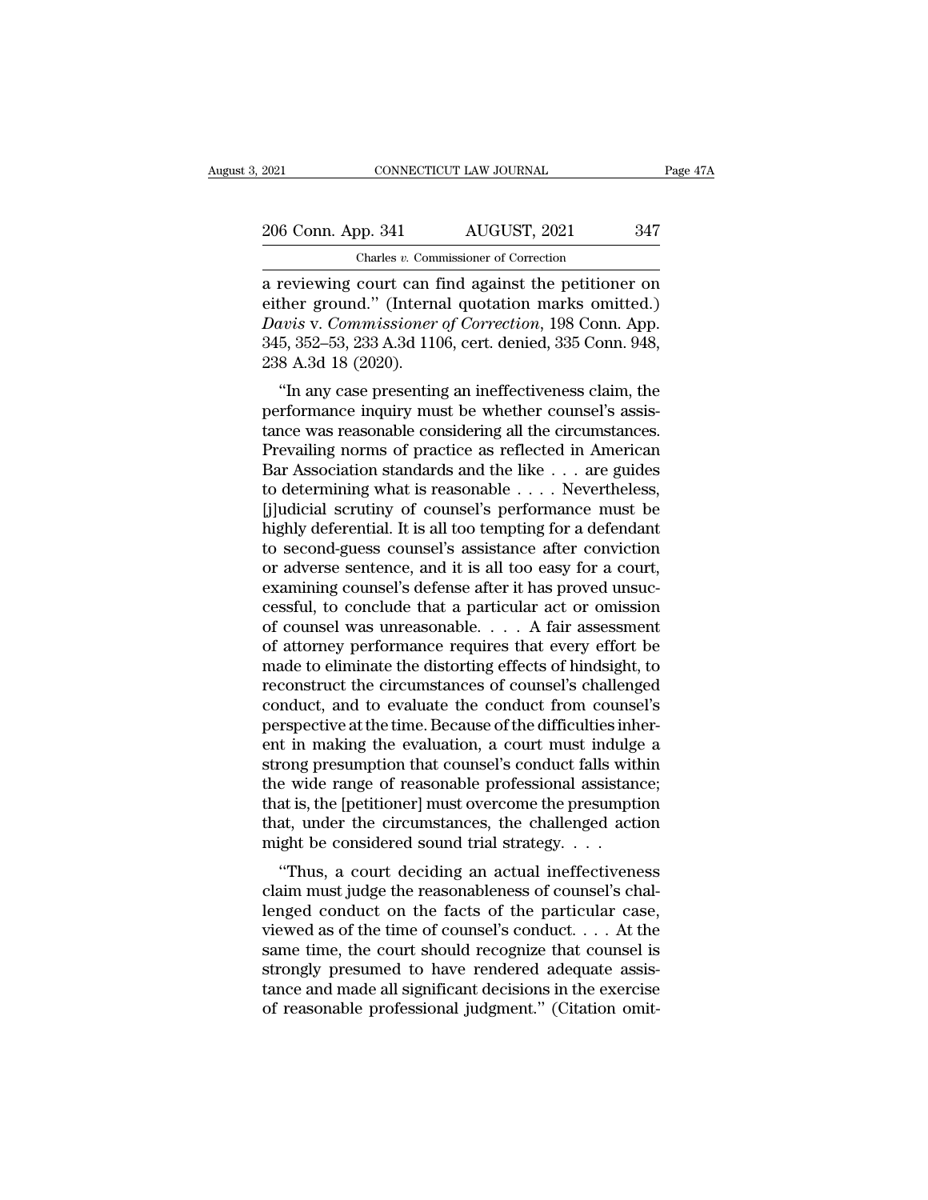a reviewing court can find against the petitioner on either ground." (Internal quotation marks omitted.) *Davis* v. *Commissioner of Correction*, 198 Conn. App. 345, 352–53, 233 A.3d 1106, cert. denied, 335 Conn. 948, 238 A.3d 18 (2020).

"In any case presenting an ineffectiveness claim, the performance inquiry must be whether counsel's assistance was reasonable considering all the circumstances. Prevailing norms of practice as reflected in American Bar Association standards and the like . . . are guides to determining what is reasonable . . . . Nevertheless, [j]udicial scrutiny of counsel's performance must be highly deferential. It is all too tempting for a defendant to second-guess counsel's assistance after conviction or adverse sentence, and it is all too easy for a court, examining counsel's defense after it has proved unsuccessful, to conclude that a particular act or omission of counsel was unreasonable. . . . A fair assessment of attorney performance requires that every effort be made to eliminate the distorting effects of hindsight, to reconstruct the circumstances of counsel's challenged conduct, and to evaluate the conduct from counsel's perspective at the time. Because of the difficulties inherent in making the evaluation, a court must indulge a strong presumption that counsel's conduct falls within the wide range of reasonable professional assistance; that is, the [petitioner] must overcome the presumption that, under the circumstances, the challenged action might be considered sound trial strategy. . . .

"Thus, a court deciding an actual ineffectiveness claim must judge the reasonableness of counsel's challenged conduct on the facts of the particular case, viewed as of the time of counsel's conduct. . . . At the same time, the court should recognize that counsel is strongly presumed to have rendered adequate assistance and made all significant decisions in the exercise of reasonable professional judgment." (Citation omit-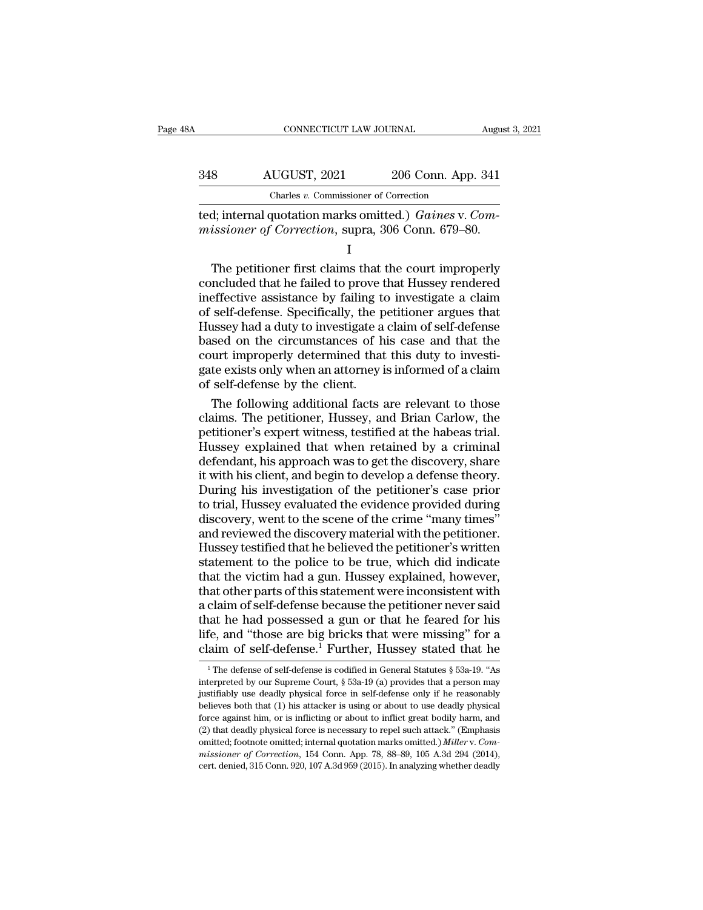ted; internal quotation marks omitted.) *Gaines* v. *Commissioner of Correction*, supra, 306 Conn. 679–80.

I

The petitioner first claims that the court improperly concluded that he failed to prove that Hussey rendered ineffective assistance by failing to investigate a claim of self-defense. Specifically, the petitioner argues that Hussey had a duty to investigate a claim of self-defense based on the circumstances of his case and that the court improperly determined that this duty to investigate exists only when an attorney is informed of a claim of self-defense by the client.

The following additional facts are relevant to those claims. The petitioner, Hussey, and Brian Carlow, the petitioner's expert witness, testified at the habeas trial. Hussey explained that when retained by a criminal defendant, his approach was to get the discovery, share it with his client, and begin to develop a defense theory. During his investigation of the petitioner's case prior to trial, Hussey evaluated the evidence provided during discovery, went to the scene of the crime "many times" and reviewed the discovery material with the petitioner. Hussey testified that he believed the petitioner's written statement to the police to be true, which did indicate that the victim had a gun. Hussey explained, however, that other parts of this statement were inconsistent with a claim of self-defense because the petitioner never said that he had possessed a gun or that he feared for his life, and "those are big bricks that were missing" for a claim of self-defense.[1] Further, Hussey stated that he

[1] The defense of self-defense is codified in General Statutes § 53a-19. "As interpreted by our Supreme Court, § 53a-19 (a) provides that a person may justifiably use deadly physical force in self-defense only if he reasonably believes both that (1) his attacker is using or about to use deadly physical force against him, or is inflicting or about to inflict great bodily harm, and (2) that deadly physical force is necessary to repel such attack." (Emphasis omitted; footnote omitted; internal quotation marks omitted.) *Miller* v. *Commissioner of Correction*, 154 Conn. App. 78, 88–89, 105 A.3d 294 (2014), cert. denied, 315 Conn. 920, 107 A.3d 959 (2015). In analyzing whether deadly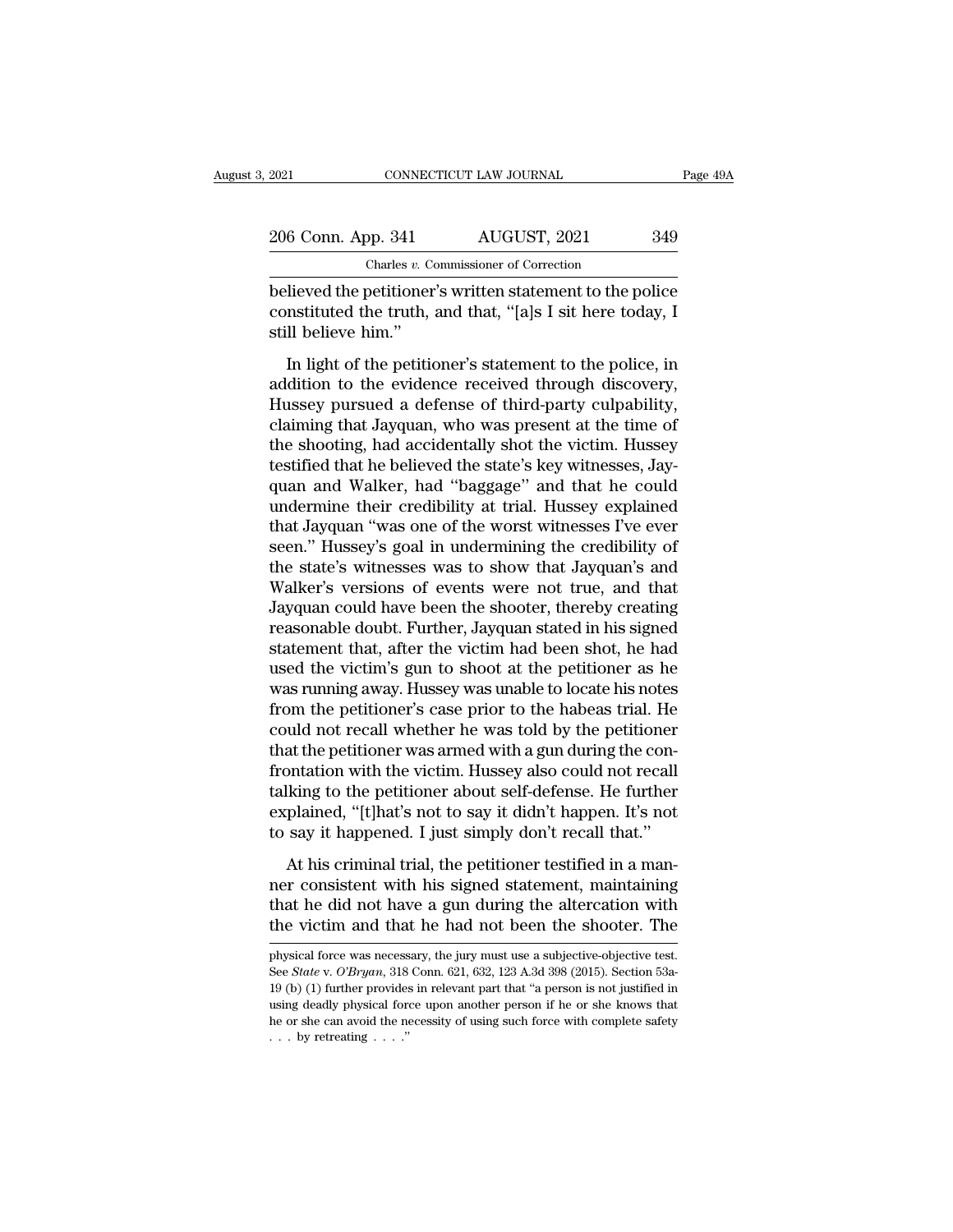believed the petitioner's written statement to the police constituted the truth, and that, "[a]s I sit here today, I still believe him."

In light of the petitioner's statement to the police, in addition to the evidence received through discovery, Hussey pursued a defense of third-party culpability, claiming that Jayquan, who was present at the time of the shooting, had accidentally shot the victim. Hussey testified that he believed the state's key witnesses, Jayquan and Walker, had "baggage" and that he could undermine their credibility at trial. Hussey explained that Jayquan "was one of the worst witnesses I've ever seen." Hussey's goal in undermining the credibility of the state's witnesses was to show that Jayquan's and Walker's versions of events were not true, and that Jayquan could have been the shooter, thereby creating reasonable doubt. Further, Jayquan stated in his signed statement that, after the victim had been shot, he had used the victim's gun to shoot at the petitioner as he was running away. Hussey was unable to locate his notes from the petitioner's case prior to the habeas trial. He could not recall whether he was told by the petitioner that the petitioner was armed with a gun during the confrontation with the victim. Hussey also could not recall talking to the petitioner about self-defense. He further explained, "[t]hat's not to say it didn't happen. It's not to say it happened. I just simply don't recall that."

At his criminal trial, the petitioner testified in a manner consistent with his signed statement, maintaining that he did not have a gun during the altercation with the victim and that he had not been the shooter. The

physical force was necessary, the jury must use a subjective-objective test. See *State* v. *O'Bryan*, 318 Conn. 621, 632, 123 A.3d 398 (2015). Section 53a-19 (b) (1) further provides in relevant part that "a person is not justified in using deadly physical force upon another person if he or she knows that he or she can avoid the necessity of using such force with complete safety . . . by retreating . . . ."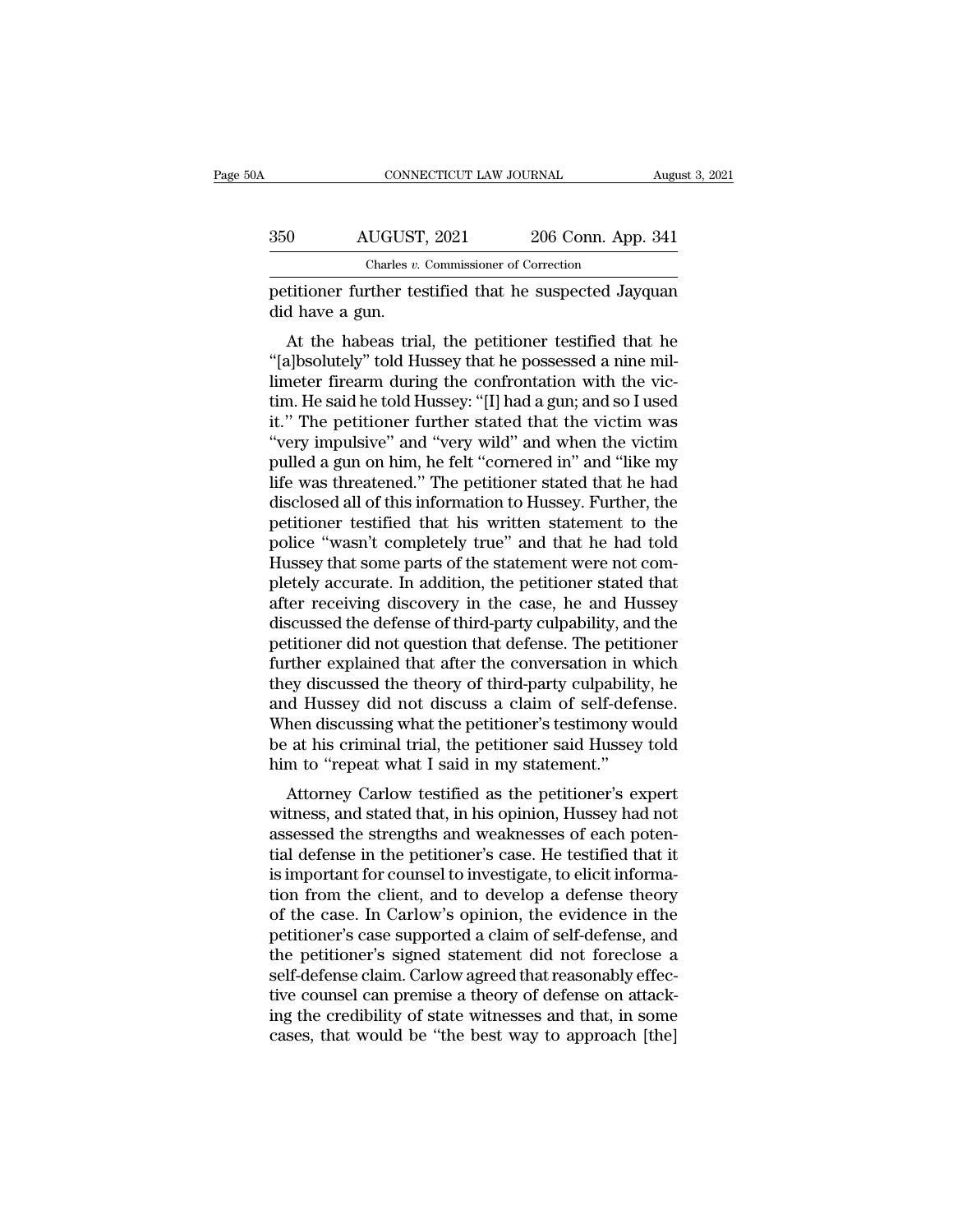petitioner further testified that he suspected Jayquan did have a gun.

At the habeas trial, the petitioner testified that he "[a]bsolutely" told Hussey that he possessed a nine millimeter firearm during the confrontation with the victim. He said he told Hussey: "[I] had a gun; and so I used it." The petitioner further stated that the victim was "very impulsive" and "very wild" and when the victim pulled a gun on him, he felt "cornered in" and "like my life was threatened." The petitioner stated that he had disclosed all of this information to Hussey. Further, the petitioner testified that his written statement to the police "wasn't completely true" and that he had told Hussey that some parts of the statement were not completely accurate. In addition, the petitioner stated that after receiving discovery in the case, he and Hussey discussed the defense of third-party culpability, and the petitioner did not question that defense. The petitioner further explained that after the conversation in which they discussed the theory of third-party culpability, he and Hussey did not discuss a claim of self-defense. When discussing what the petitioner's testimony would be at his criminal trial, the petitioner said Hussey told him to "repeat what I said in my statement."

Attorney Carlow testified as the petitioner's expert witness, and stated that, in his opinion, Hussey had not assessed the strengths and weaknesses of each potential defense in the petitioner's case. He testified that it is important for counsel to investigate, to elicit information from the client, and to develop a defense theory of the case. In Carlow's opinion, the evidence in the petitioner's case supported a claim of self-defense, and the petitioner's signed statement did not foreclose a self-defense claim. Carlow agreed that reasonably effective counsel can premise a theory of defense on attacking the credibility of state witnesses and that, in some cases, that would be "the best way to approach [the]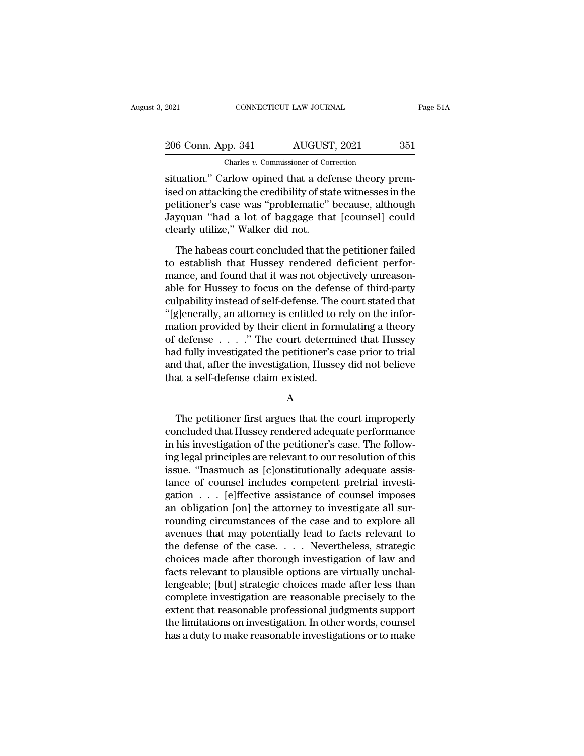situation." Carlow opined that a defense theory premised on attacking the credibility of state witnesses in the petitioner's case was "problematic" because, although Jayquan "had a lot of baggage that [counsel] could clearly utilize," Walker did not.

The habeas court concluded that the petitioner failed to establish that Hussey rendered deficient performance, and found that it was not objectively unreasonable for Hussey to focus on the defense of third-party culpability instead of self-defense. The court stated that "[g]enerally, an attorney is entitled to rely on the information provided by their client in formulating a theory of defense . . . ." The court determined that Hussey had fully investigated the petitioner's case prior to trial and that, after the investigation, Hussey did not believe that a self-defense claim existed.

A

The petitioner first argues that the court improperly concluded that Hussey rendered adequate performance in his investigation of the petitioner's case. The following legal principles are relevant to our resolution of this issue. "Inasmuch as [c]onstitutionally adequate assistance of counsel includes competent pretrial investigation . . . [e]ffective assistance of counsel imposes an obligation [on] the attorney to investigate all surrounding circumstances of the case and to explore all avenues that may potentially lead to facts relevant to the defense of the case. . . . Nevertheless, strategic choices made after thorough investigation of law and facts relevant to plausible options are virtually unchallengeable; [but] strategic choices made after less than complete investigation are reasonable precisely to the extent that reasonable professional judgments support the limitations on investigation. In other words, counsel has a duty to make reasonable investigations or to make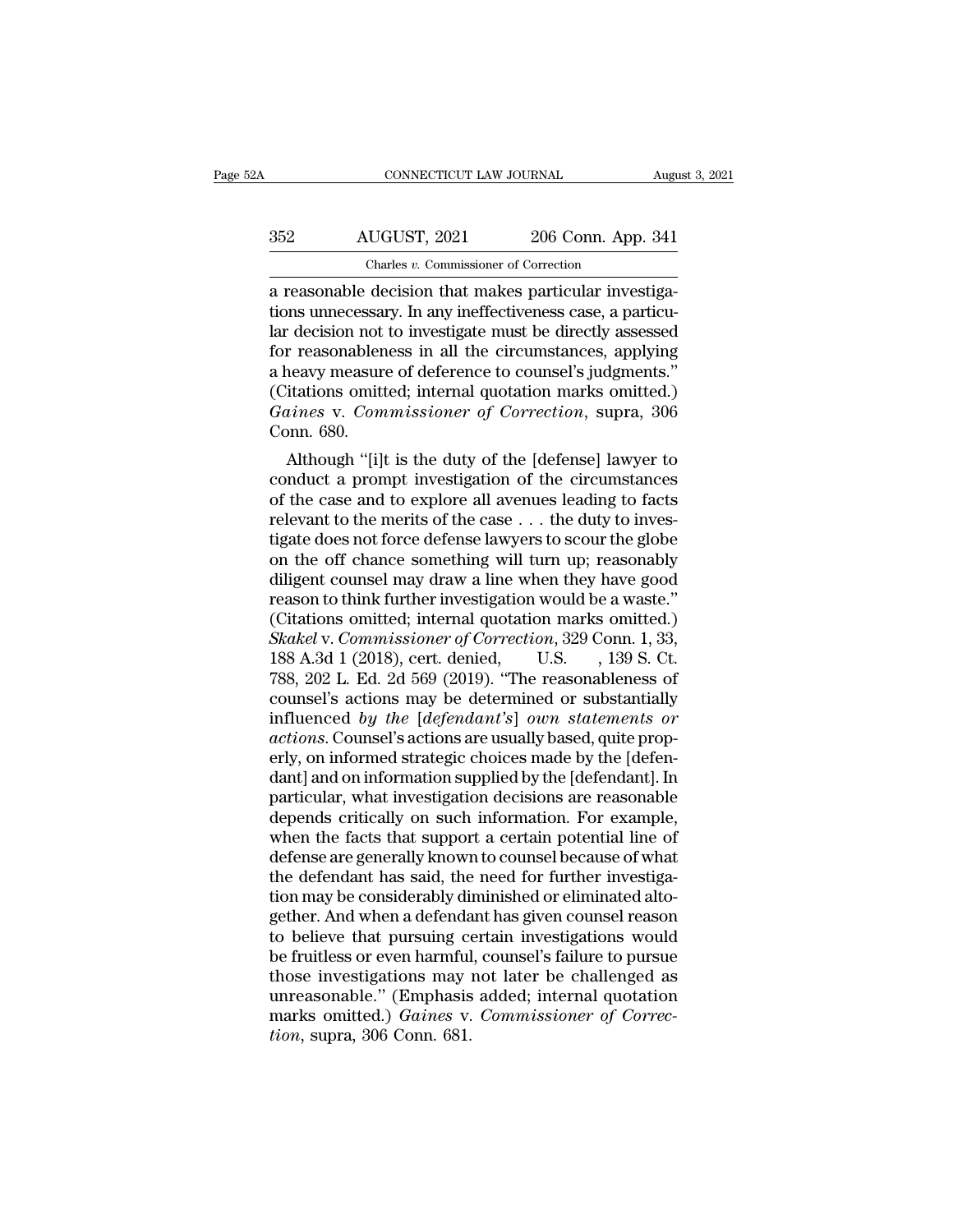a reasonable decision that makes particular investigations unnecessary. In any ineffectiveness case, a particular decision not to investigate must be directly assessed for reasonableness in all the circumstances, applying a heavy measure of deference to counsel's judgments." (Citations omitted; internal quotation marks omitted.) *Gaines* v. *Commissioner of Correction*, supra, 306 Conn. 680.

Although "[i]t is the duty of the [defense] lawyer to conduct a prompt investigation of the circumstances of the case and to explore all avenues leading to facts relevant to the merits of the case . . . the duty to investigate does not force defense lawyers to scour the globe on the off chance something will turn up; reasonably diligent counsel may draw a line when they have good reason to think further investigation would be a waste." (Citations omitted; internal quotation marks omitted.) *Skakel* v. *Commissioner of Correction*, 329 Conn. 1, 33, 188 A.3d 1 (2018), cert. denied, U.S. , 139 S. Ct. 788, 202 L. Ed. 2d 569 (2019). "The reasonableness of counsel's actions may be determined or substantially influenced *by the* [*defendant's*] *own statements or actions*. Counsel's actions are usually based, quite properly, on informed strategic choices made by the [defendant] and on information supplied by the [defendant]. In particular, what investigation decisions are reasonable depends critically on such information. For example, when the facts that support a certain potential line of defense are generally known to counsel because of what the defendant has said, the need for further investigation may be considerably diminished or eliminated altogether. And when a defendant has given counsel reason to believe that pursuing certain investigations would be fruitless or even harmful, counsel's failure to pursue those investigations may not later be challenged as unreasonable." (Emphasis added; internal quotation marks omitted.) *Gaines* v. *Commissioner of Correction*, supra, 306 Conn. 681.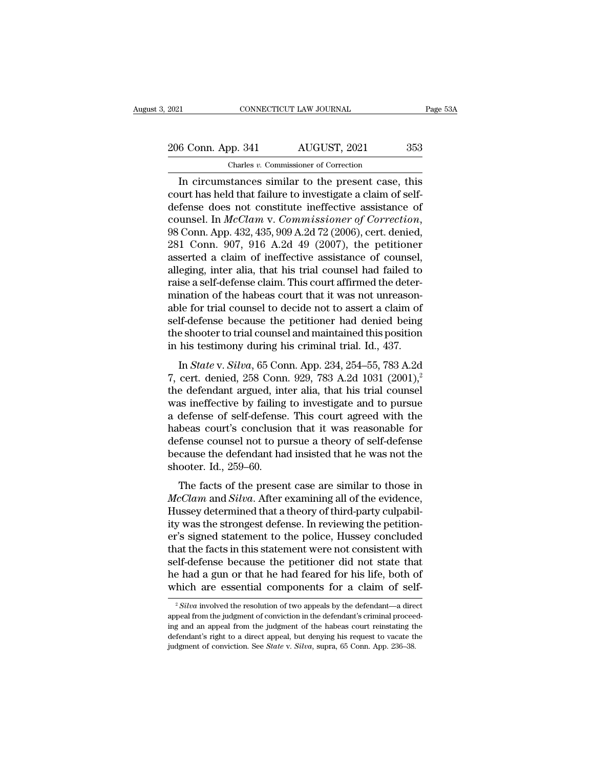In circumstances similar to the present case, this court has held that failure to investigate a claim of self-defense does not constitute ineffective assistance of counsel. In *McClam* v. *Commissioner of Correction*, 98 Conn. App. 432, 435, 909 A.2d 72 (2006), cert. denied, 281 Conn. 907, 916 A.2d 49 (2007), the petitioner asserted a claim of ineffective assistance of counsel, alleging, inter alia, that his trial counsel had failed to raise a self-defense claim. This court affirmed the determination of the habeas court that it was not unreasonable for trial counsel to decide not to assert a claim of self-defense because the petitioner had denied being the shooter to trial counsel and maintained this position in his testimony during his criminal trial. Id., 437.

In *State* v. *Silva*, 65 Conn. App. 234, 254–55, 783 A.2d 7, cert. denied, 258 Conn. 929, 783 A.2d 1031 (2001),[2] the defendant argued, inter alia, that his trial counsel was ineffective by failing to investigate and to pursue a defense of self-defense. This court agreed with the habeas court's conclusion that it was reasonable for defense counsel not to pursue a theory of self-defense because the defendant had insisted that he was not the shooter. Id., 259–60.

The facts of the present case are similar to those in *McClam* and *Silva*. After examining all of the evidence, Hussey determined that a theory of third-party culpability was the strongest defense. In reviewing the petitioner's signed statement to the police, Hussey concluded that the facts in this statement were not consistent with self-defense because the petitioner did not state that he had a gun or that he had feared for his life, both of which are essential components for a claim of self-

[2] *Silva* involved the resolution of two appeals by the defendant—a direct appeal from the judgment of conviction in the defendant's criminal proceeding and an appeal from the judgment of the habeas court reinstating the defendant's right to a direct appeal, but denying his request to vacate the judgment of conviction. See *State* v. *Silva*, supra, 65 Conn. App. 236–38.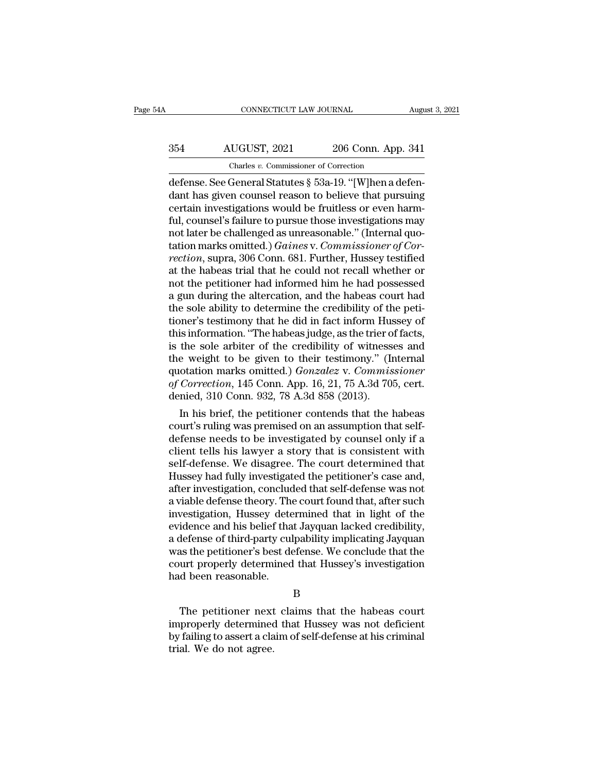defense. See General Statutes § 53a-19. "[W]hen a defendant has given counsel reason to believe that pursuing certain investigations would be fruitless or even harmful, counsel's failure to pursue those investigations may not later be challenged as unreasonable." (Internal quotation marks omitted.) *Gaines* v. *Commissioner of Correction*, supra, 306 Conn. 681. Further, Hussey testified at the habeas trial that he could not recall whether or not the petitioner had informed him he had possessed a gun during the altercation, and the habeas court had the sole ability to determine the credibility of the petitioner's testimony that he did in fact inform Hussey of this information. "The habeas judge, as the trier of facts, is the sole arbiter of the credibility of witnesses and the weight to be given to their testimony." (Internal quotation marks omitted.) *Gonzalez* v. *Commissioner of Correction*, 145 Conn. App. 16, 21, 75 A.3d 705, cert. denied, 310 Conn. 932, 78 A.3d 858 (2013).

In his brief, the petitioner contends that the habeas court's ruling was premised on an assumption that self-defense needs to be investigated by counsel only if a client tells his lawyer a story that is consistent with self-defense. We disagree. The court determined that Hussey had fully investigated the petitioner's case and, after investigation, concluded that self-defense was not a viable defense theory. The court found that, after such investigation, Hussey determined that in light of the evidence and his belief that Jayquan lacked credibility, a defense of third-party culpability implicating Jayquan was the petitioner's best defense. We conclude that the court properly determined that Hussey's investigation had been reasonable.

B

The petitioner next claims that the habeas court improperly determined that Hussey was not deficient by failing to assert a claim of self-defense at his criminal trial. We do not agree.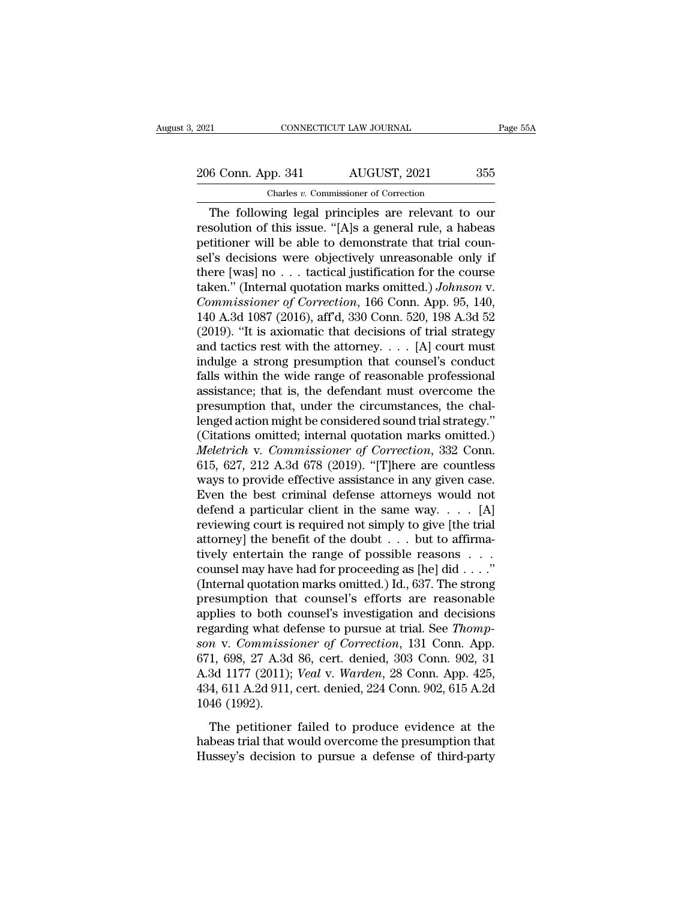The following legal principles are relevant to our resolution of this issue. "[A]s a general rule, a habeas petitioner will be able to demonstrate that trial counsel's decisions were objectively unreasonable only if there [was] no . . . tactical justification for the course taken." (Internal quotation marks omitted.) *Johnson* v. *Commissioner of Correction*, 166 Conn. App. 95, 140, 140 A.3d 1087 (2016), aff'd, 330 Conn. 520, 198 A.3d 52 (2019). "It is axiomatic that decisions of trial strategy and tactics rest with the attorney. . . . [A] court must indulge a strong presumption that counsel's conduct falls within the wide range of reasonable professional assistance; that is, the defendant must overcome the presumption that, under the circumstances, the challenged action might be considered sound trial strategy." (Citations omitted; internal quotation marks omitted.) *Meletrich* v. *Commissioner of Correction*, 332 Conn. 615, 627, 212 A.3d 678 (2019). "[T]here are countless ways to provide effective assistance in any given case. Even the best criminal defense attorneys would not defend a particular client in the same way. . . . [A] reviewing court is required not simply to give [the trial attorney] the benefit of the doubt . . . but to affirmatively entertain the range of possible reasons . . . counsel may have had for proceeding as [he] did . . . ." (Internal quotation marks omitted.) Id., 637. The strong presumption that counsel's efforts are reasonable applies to both counsel's investigation and decisions regarding what defense to pursue at trial. See *Thompson* v. *Commissioner of Correction*, 131 Conn. App. 671, 698, 27 A.3d 86, cert. denied, 303 Conn. 902, 31 A.3d 1177 (2011); *Veal* v. *Warden*, 28 Conn. App. 425, 434, 611 A.2d 911, cert. denied, 224 Conn. 902, 615 A.2d 1046 (1992).

The petitioner failed to produce evidence at the habeas trial that would overcome the presumption that Hussey's decision to pursue a defense of third-party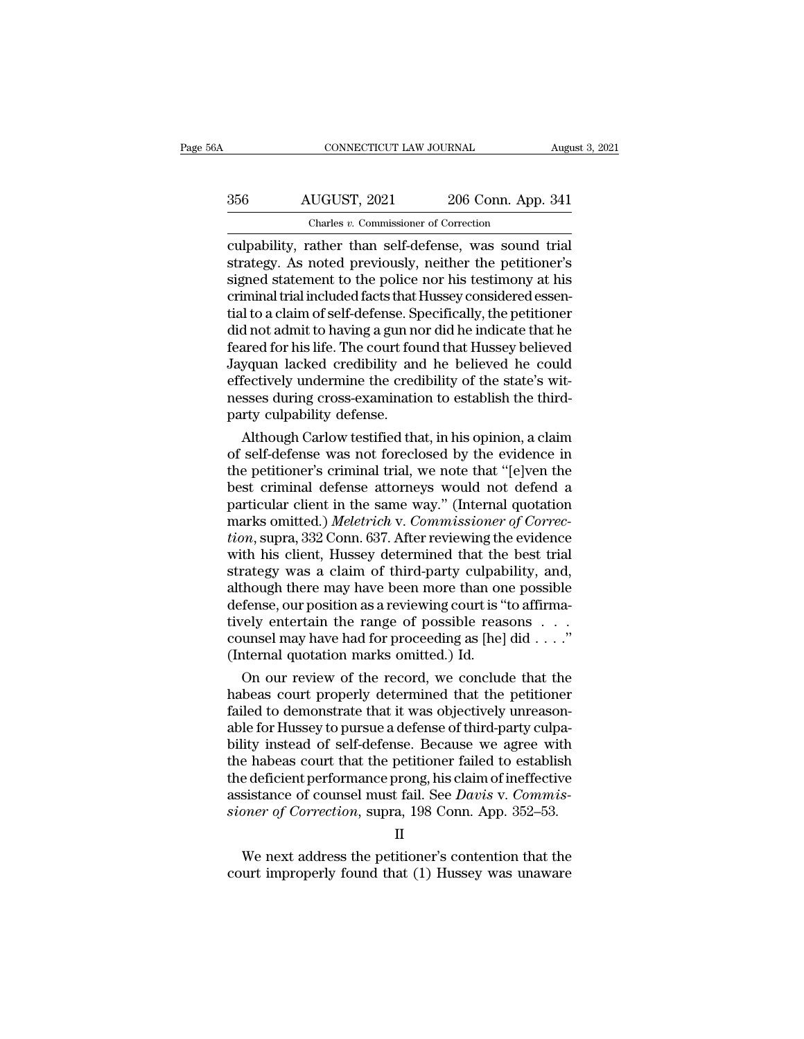culpability, rather than self-defense, was sound trial strategy. As noted previously, neither the petitioner's signed statement to the police nor his testimony at his criminal trial included facts that Hussey considered essential to a claim of self-defense. Specifically, the petitioner did not admit to having a gun nor did he indicate that he feared for his life. The court found that Hussey believed Jayquan lacked credibility and he believed he could effectively undermine the credibility of the state's witnesses during cross-examination to establish the third-party culpability defense.

Although Carlow testified that, in his opinion, a claim of self-defense was not foreclosed by the evidence in the petitioner's criminal trial, we note that "[e]ven the best criminal defense attorneys would not defend a particular client in the same way." (Internal quotation marks omitted.) *Meletrich* v. *Commissioner of Correction*, supra, 332 Conn. 637. After reviewing the evidence with his client, Hussey determined that the best trial strategy was a claim of third-party culpability, and, although there may have been more than one possible defense, our position as a reviewing court is "to affirmatively entertain the range of possible reasons . . . counsel may have had for proceeding as [he] did . . . ." (Internal quotation marks omitted.) Id.

On our review of the record, we conclude that the habeas court properly determined that the petitioner failed to demonstrate that it was objectively unreasonable for Hussey to pursue a defense of third-party culpability instead of self-defense. Because we agree with the habeas court that the petitioner failed to establish the deficient performance prong, his claim of ineffective assistance of counsel must fail. See *Davis* v. *Commissioner of Correction*, supra, 198 Conn. App. 352–53.

II

We next address the petitioner's contention that the court improperly found that (1) Hussey was unaware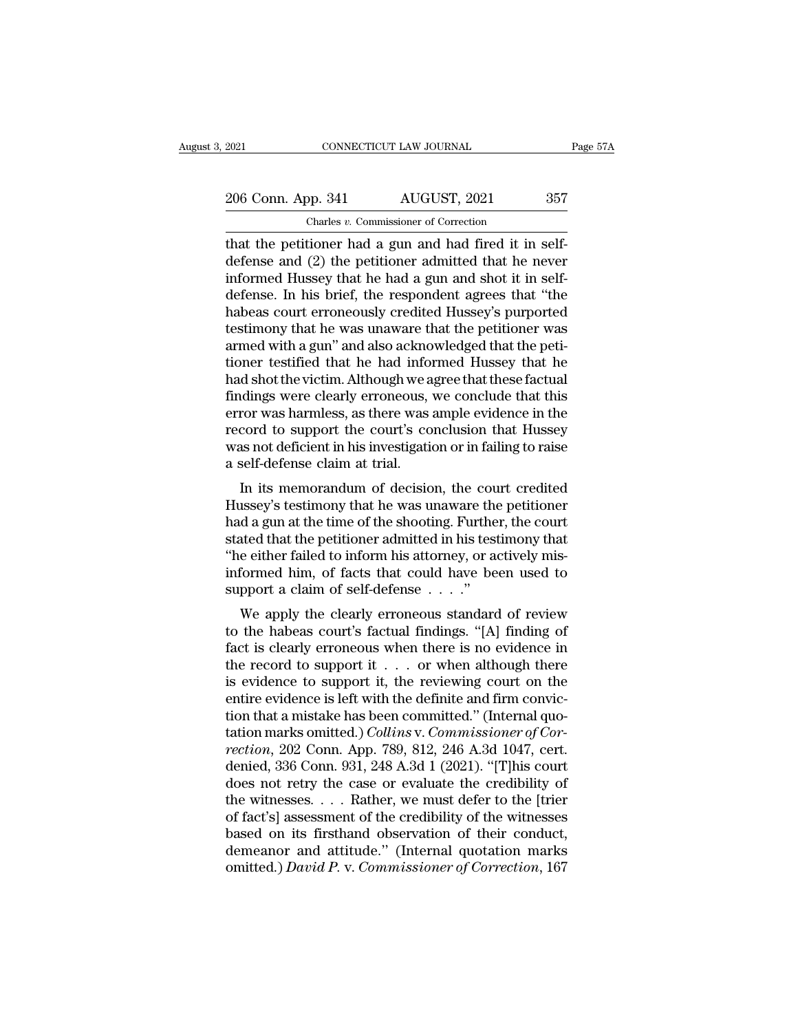that the petitioner had a gun and had fired it in self-defense and (2) the petitioner admitted that he never informed Hussey that he had a gun and shot it in self-defense. In his brief, the respondent agrees that "the habeas court erroneously credited Hussey's purported testimony that he was unaware that the petitioner was armed with a gun" and also acknowledged that the petitioner testified that he had informed Hussey that he had shot the victim. Although we agree that these factual findings were clearly erroneous, we conclude that this error was harmless, as there was ample evidence in the record to support the court's conclusion that Hussey was not deficient in his investigation or in failing to raise a self-defense claim at trial.

In its memorandum of decision, the court credited Hussey's testimony that he was unaware the petitioner had a gun at the time of the shooting. Further, the court stated that the petitioner admitted in his testimony that "he either failed to inform his attorney, or actively misinformed him, of facts that could have been used to support a claim of self-defense . . . ."

We apply the clearly erroneous standard of review to the habeas court's factual findings. "[A] finding of fact is clearly erroneous when there is no evidence in the record to support it . . . or when although there is evidence to support it, the reviewing court on the entire evidence is left with the definite and firm conviction that a mistake has been committed." (Internal quotation marks omitted.) *Collins* v. *Commissioner of Correction*, 202 Conn. App. 789, 812, 246 A.3d 1047, cert. denied, 336 Conn. 931, 248 A.3d 1 (2021). "[T]his court does not retry the case or evaluate the credibility of the witnesses. . . . Rather, we must defer to the [trier of fact's] assessment of the credibility of the witnesses based on its firsthand observation of their conduct, demeanor and attitude." (Internal quotation marks omitted.) *David P.* v. *Commissioner of Correction*, 167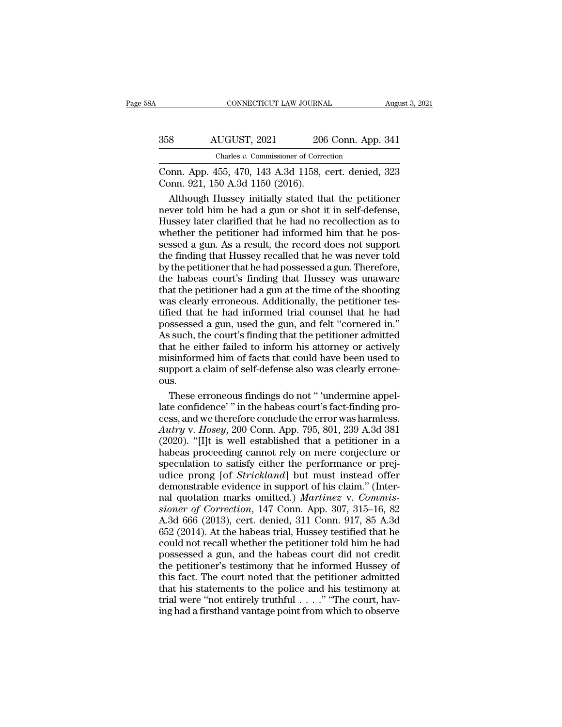Conn. App. 455, 470, 143 A.3d 1158, cert. denied, 323 Conn. 921, 150 A.3d 1150 (2016).

Although Hussey initially stated that the petitioner never told him he had a gun or shot it in self-defense, Hussey later clarified that he had no recollection as to whether the petitioner had informed him that he possessed a gun. As a result, the record does not support the finding that Hussey recalled that he was never told by the petitioner that he had possessed a gun. Therefore, the habeas court's finding that Hussey was unaware that the petitioner had a gun at the time of the shooting was clearly erroneous. Additionally, the petitioner testified that he had informed trial counsel that he had possessed a gun, used the gun, and felt "cornered in." As such, the court's finding that the petitioner admitted that he either failed to inform his attorney or actively misinformed him of facts that could have been used to support a claim of self-defense also was clearly erroneous.

These erroneous findings do not " 'undermine appellate confidence' " in the habeas court's fact-finding process, and we therefore conclude the error was harmless. *Autry* v. *Hosey*, 200 Conn. App. 795, 801, 239 A.3d 381 (2020). "[I]t is well established that a petitioner in a habeas proceeding cannot rely on mere conjecture or speculation to satisfy either the performance or prejudice prong [of *Strickland*] but must instead offer demonstrable evidence in support of his claim." (Internal quotation marks omitted.) *Martinez* v. *Commissioner of Correction*, 147 Conn. App. 307, 315–16, 82 A.3d 666 (2013), cert. denied, 311 Conn. 917, 85 A.3d 652 (2014). At the habeas trial, Hussey testified that he could not recall whether the petitioner told him he had possessed a gun, and the habeas court did not credit the petitioner's testimony that he informed Hussey of this fact. The court noted that the petitioner admitted that his statements to the police and his testimony at trial were "not entirely truthful . . . ." "The court, having had a firsthand vantage point from which to observe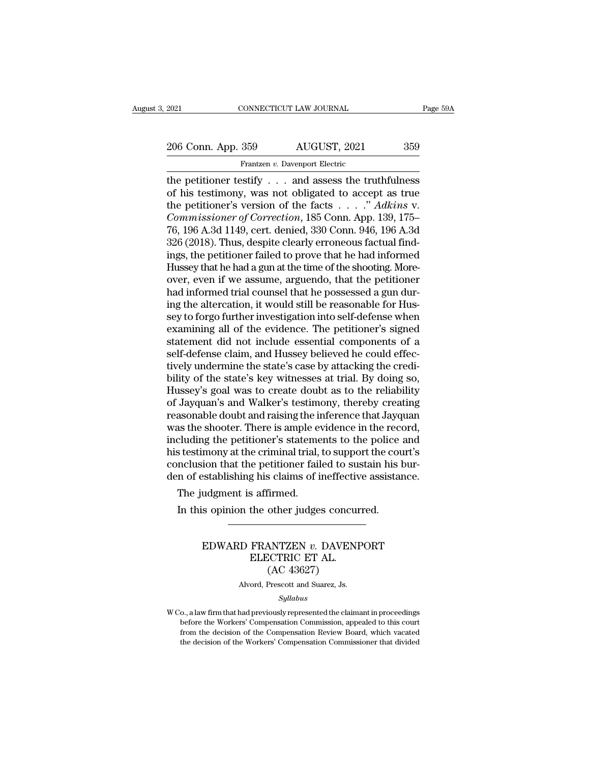the petitioner testify . . . and assess the truthfulness of his testimony, was not obligated to accept as true the petitioner's version of the facts . . . ." *Adkins* v. *Commissioner of Correction*, 185 Conn. App. 139, 175–76, 196 A.3d 1149, cert. denied, 330 Conn. 946, 196 A.3d 326 (2018). Thus, despite clearly erroneous factual findings, the petitioner failed to prove that he had informed Hussey that he had a gun at the time of the shooting. Moreover, even if we assume, arguendo, that the petitioner had informed trial counsel that he possessed a gun during the altercation, it would still be reasonable for Hussey to forgo further investigation into self-defense when examining all of the evidence. The petitioner's signed statement did not include essential components of a self-defense claim, and Hussey believed he could effectively undermine the state's case by attacking the credibility of the state's key witnesses at trial. By doing so, Hussey's goal was to create doubt as to the reliability of Jayquan's and Walker's testimony, thereby creating reasonable doubt and raising the inference that Jayquan was the shooter. There is ample evidence in the record, including the petitioner's statements to the police and his testimony at the criminal trial, to support the court's conclusion that the petitioner failed to sustain his burden of establishing his claims of ineffective assistance.

The judgment is affirmed.

In this opinion the other judges concurred.

---

# EDWARD FRANTZEN *v.* DAVENPORT ELECTRIC ET AL.
## (AC 43627)

Alvord, Prescott and Suarez, Js.

*Syllabus*

W Co., a law firm that had previously represented the claimant in proceedings before the Workers' Compensation Commission, appealed to this court from the decision of the Compensation Review Board, which vacated the decision of the Workers' Compensation Commissioner that divided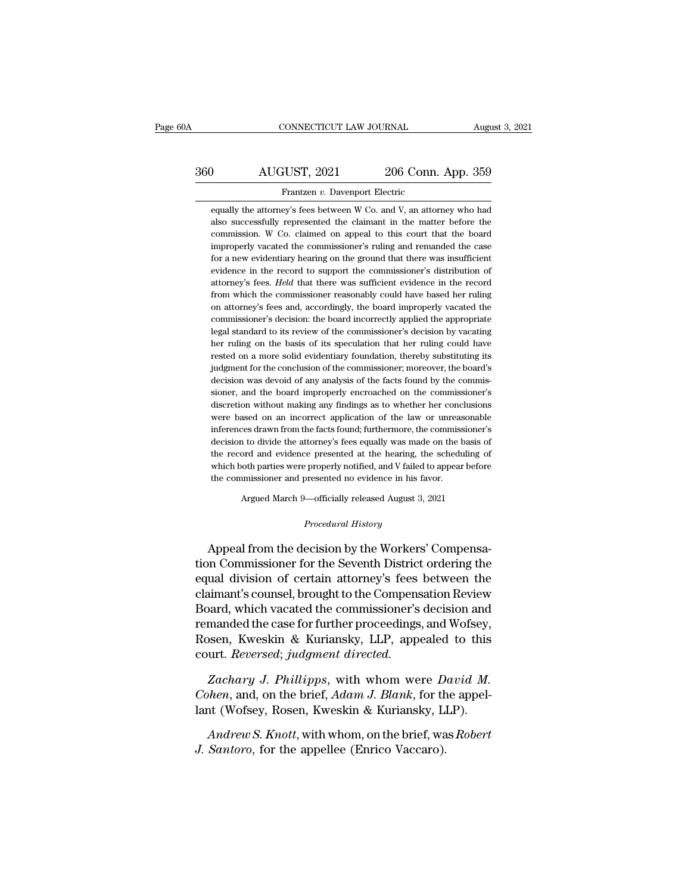equally the attorney's fees between W Co. and V, an attorney who had also successfully represented the claimant in the matter before the commission. W Co. claimed on appeal to this court that the board improperly vacated the commissioner's ruling and remanded the case for a new evidentiary hearing on the ground that there was insufficient evidence in the record to support the commissioner's distribution of attorney's fees. *Held* that there was sufficient evidence in the record from which the commissioner reasonably could have based her ruling on attorney's fees and, accordingly, the board improperly vacated the commissioner's decision: the board incorrectly applied the appropriate legal standard to its review of the commissioner's decision by vacating her ruling on the basis of its speculation that her ruling could have rested on a more solid evidentiary foundation, thereby substituting its judgment for the conclusion of the commissioner; moreover, the board's decision was devoid of any analysis of the facts found by the commissioner, and the board improperly encroached on the commissioner's discretion without making any findings as to whether her conclusions were based on an incorrect application of the law or unreasonable inferences drawn from the facts found; furthermore, the commissioner's decision to divide the attorney's fees equally was made on the basis of the record and evidence presented at the hearing, the scheduling of which both parties were properly notified, and V failed to appear before the commissioner and presented no evidence in his favor.

Argued March 9—officially released August 3, 2021

*Procedural History*

Appeal from the decision by the Workers' Compensation Commissioner for the Seventh District ordering the equal division of certain attorney's fees between the claimant's counsel, brought to the Compensation Review Board, which vacated the commissioner's decision and remanded the case for further proceedings, and Wofsey, Rosen, Kweskin & Kuriansky, LLP, appealed to this court. *Reversed*; *judgment directed.*

*Zachary J. Phillipps*, with whom were *David M. Cohen*, and, on the brief, *Adam J. Blank*, for the appellant (Wofsey, Rosen, Kweskin & Kuriansky, LLP).

*Andrew S. Knott*, with whom, on the brief, was *Robert J. Santoro*, for the appellee (Enrico Vaccaro).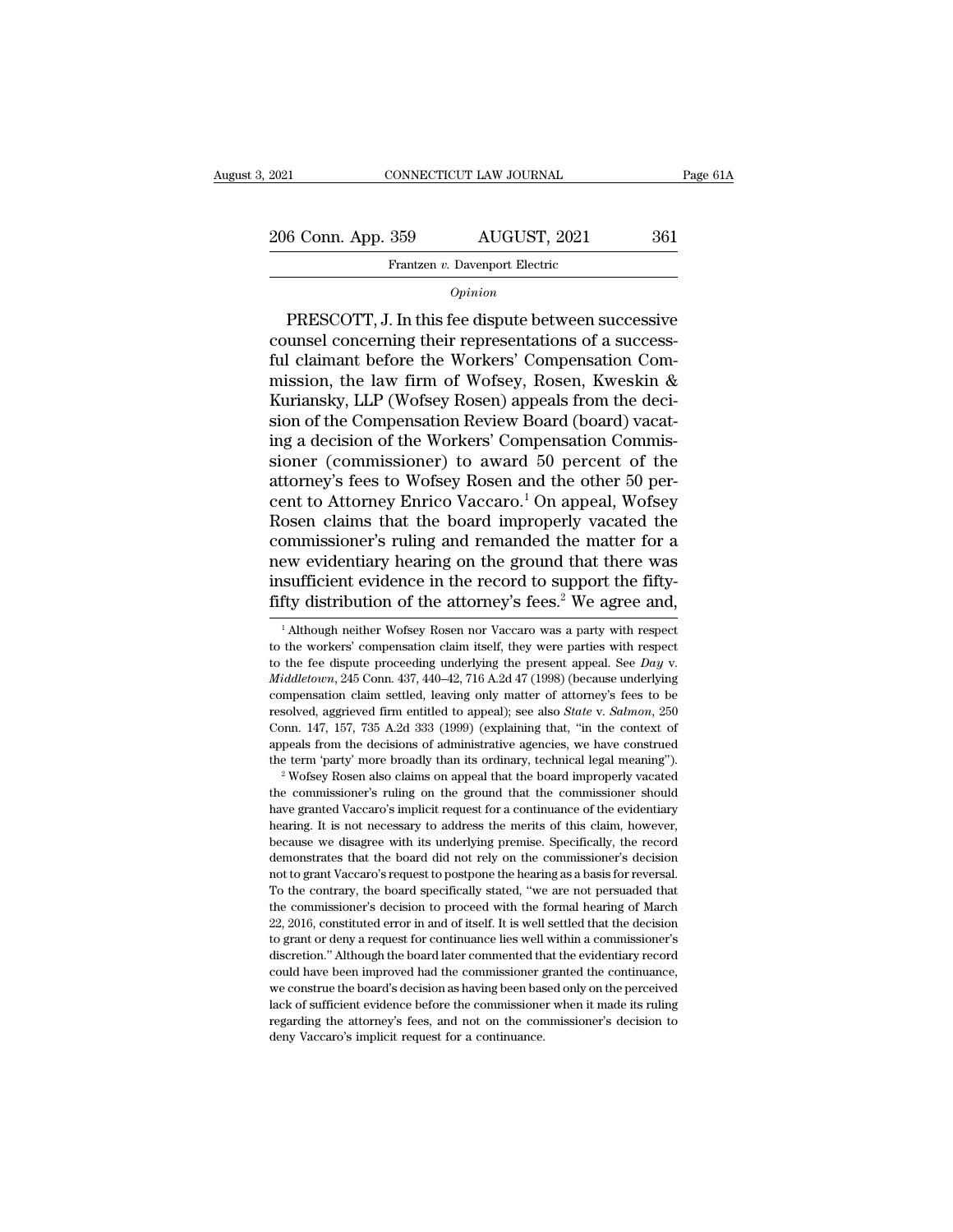*Opinion*

PRESCOTT, J. In this fee dispute between successive counsel concerning their representations of a successful claimant before the Workers' Compensation Commission, the law firm of Wofsey, Rosen, Kweskin & Kuriansky, LLP (Wofsey Rosen) appeals from the decision of the Compensation Review Board (board) vacating a decision of the Workers' Compensation Commissioner (commissioner) to award 50 percent of the attorney's fees to Wofsey Rosen and the other 50 percent to Attorney Enrico Vaccaro.[1] On appeal, Wofsey Rosen claims that the board improperly vacated the commissioner's ruling and remanded the matter for a new evidentiary hearing on the ground that there was insufficient evidence in the record to support the fifty-fifty distribution of the attorney's fees.[2] We agree and,

[1] Although neither Wofsey Rosen nor Vaccaro was a party with respect to the workers' compensation claim itself, they were parties with respect to the fee dispute proceeding underlying the present appeal. See *Day* v. *Middletown*, 245 Conn. 437, 440–42, 716 A.2d 47 (1998) (because underlying compensation claim settled, leaving only matter of attorney's fees to be resolved, aggrieved firm entitled to appeal); see also *State* v. *Salmon*, 250 Conn. 147, 157, 735 A.2d 333 (1999) (explaining that, "in the context of appeals from the decisions of administrative agencies, we have construed the term 'party' more broadly than its ordinary, technical legal meaning").

[2] Wofsey Rosen also claims on appeal that the board improperly vacated the commissioner's ruling on the ground that the commissioner should have granted Vaccaro's implicit request for a continuance of the evidentiary hearing. It is not necessary to address the merits of this claim, however, because we disagree with its underlying premise. Specifically, the record demonstrates that the board did not rely on the commissioner's decision not to grant Vaccaro's request to postpone the hearing as a basis for reversal. To the contrary, the board specifically stated, "we are not persuaded that the commissioner's decision to proceed with the formal hearing of March 22, 2016, constituted error in and of itself. It is well settled that the decision to grant or deny a request for continuance lies well within a commissioner's discretion." Although the board later commented that the evidentiary record could have been improved had the commissioner granted the continuance, we construe the board's decision as having been based only on the perceived lack of sufficient evidence before the commissioner when it made its ruling regarding the attorney's fees, and not on the commissioner's decision to deny Vaccaro's implicit request for a continuance.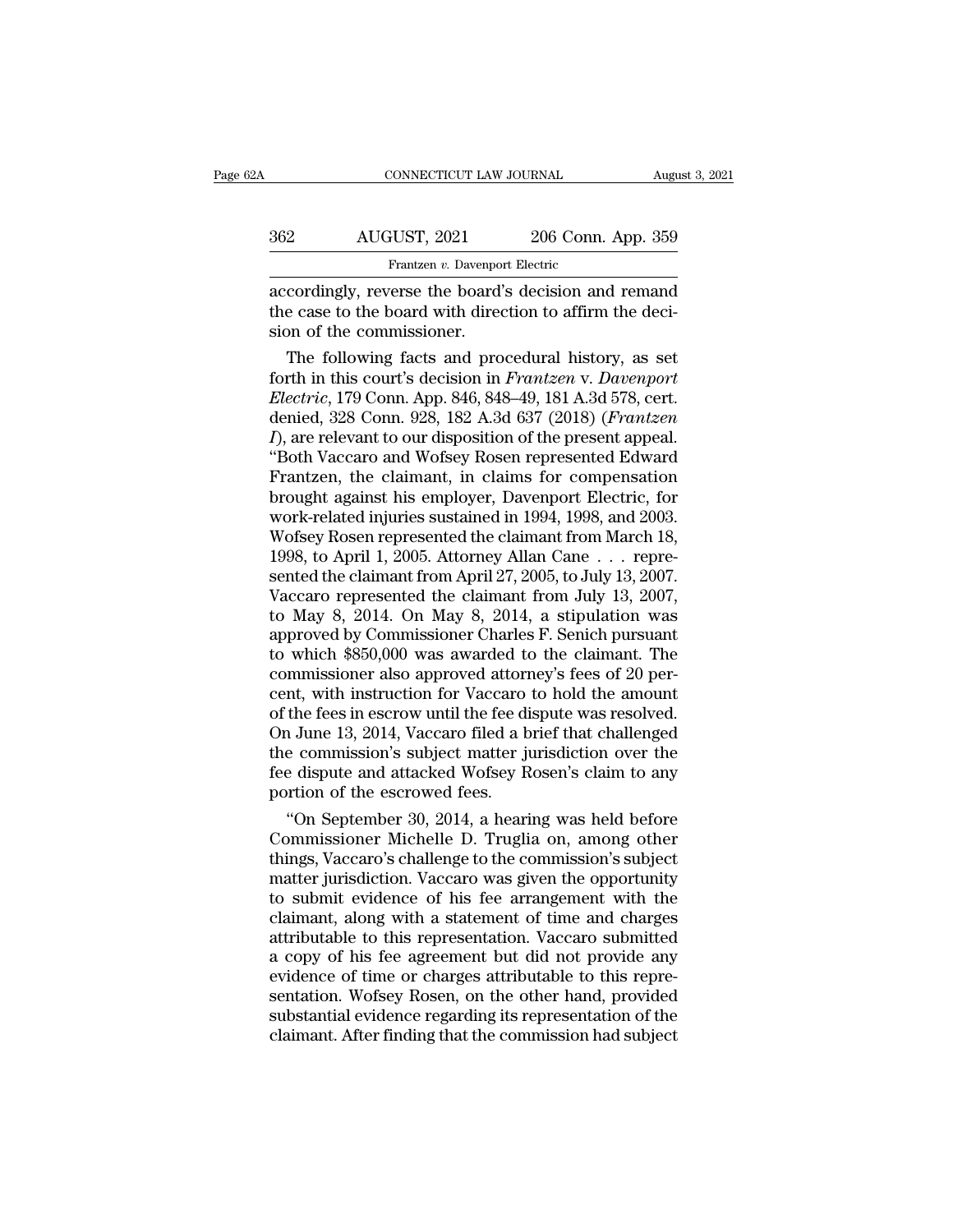accordingly, reverse the board's decision and remand the case to the board with direction to affirm the decision of the commissioner.

The following facts and procedural history, as set forth in this court's decision in *Frantzen* v. *Davenport Electric*, 179 Conn. App. 846, 848–49, 181 A.3d 578, cert. denied, 328 Conn. 928, 182 A.3d 637 (2018) (*Frantzen I*), are relevant to our disposition of the present appeal. "Both Vaccaro and Wofsey Rosen represented Edward Frantzen, the claimant, in claims for compensation brought against his employer, Davenport Electric, for work-related injuries sustained in 1994, 1998, and 2003. Wofsey Rosen represented the claimant from March 18, 1998, to April 1, 2005. Attorney Allan Cane . . . represented the claimant from April 27, 2005, to July 13, 2007. Vaccaro represented the claimant from July 13, 2007, to May 8, 2014. On May 8, 2014, a stipulation was approved by Commissioner Charles F. Senich pursuant to which \$850,000 was awarded to the claimant. The commissioner also approved attorney's fees of 20 percent, with instruction for Vaccaro to hold the amount of the fees in escrow until the fee dispute was resolved. On June 13, 2014, Vaccaro filed a brief that challenged the commission's subject matter jurisdiction over the fee dispute and attacked Wofsey Rosen's claim to any portion of the escrowed fees.

"On September 30, 2014, a hearing was held before Commissioner Michelle D. Truglia on, among other things, Vaccaro's challenge to the commission's subject matter jurisdiction. Vaccaro was given the opportunity to submit evidence of his fee arrangement with the claimant, along with a statement of time and charges attributable to this representation. Vaccaro submitted a copy of his fee agreement but did not provide any evidence of time or charges attributable to this representation. Wofsey Rosen, on the other hand, provided substantial evidence regarding its representation of the claimant. After finding that the commission had subject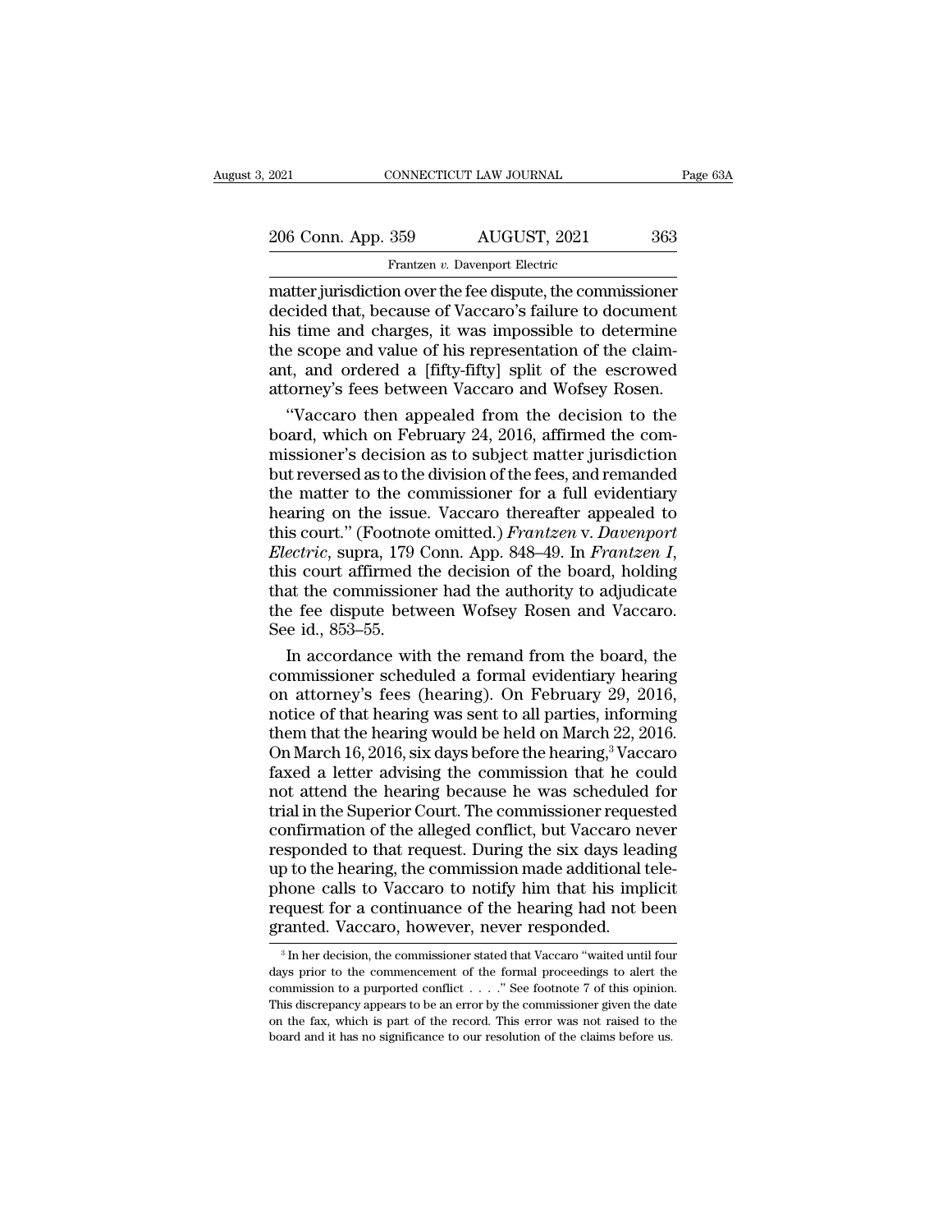matter jurisdiction over the fee dispute, the commissioner decided that, because of Vaccaro's failure to document his time and charges, it was impossible to determine the scope and value of his representation of the claimant, and ordered a [fifty-fifty] split of the escrowed attorney's fees between Vaccaro and Wofsey Rosen.

"Vaccaro then appealed from the decision to the board, which on February 24, 2016, affirmed the commissioner's decision as to subject matter jurisdiction but reversed as to the division of the fees, and remanded the matter to the commissioner for a full evidentiary hearing on the issue. Vaccaro thereafter appealed to this court." (Footnote omitted.) *Frantzen* v. *Davenport Electric*, supra, 179 Conn. App. 848–49. In *Frantzen I*, this court affirmed the decision of the board, holding that the commissioner had the authority to adjudicate the fee dispute between Wofsey Rosen and Vaccaro. See id., 853–55.

In accordance with the remand from the board, the commissioner scheduled a formal evidentiary hearing on attorney's fees (hearing). On February 29, 2016, notice of that hearing was sent to all parties, informing them that the hearing would be held on March 22, 2016. On March 16, 2016, six days before the hearing,[3] Vaccaro faxed a letter advising the commission that he could not attend the hearing because he was scheduled for trial in the Superior Court. The commissioner requested confirmation of the alleged conflict, but Vaccaro never responded to that request. During the six days leading up to the hearing, the commission made additional telephone calls to Vaccaro to notify him that his implicit request for a continuance of the hearing had not been granted. Vaccaro, however, never responded.

[3] In her decision, the commissioner stated that Vaccaro "waited until four days prior to the commencement of the formal proceedings to alert the commission to a purported conflict . . . ." See footnote 7 of this opinion. This discrepancy appears to be an error by the commissioner given the date on the fax, which is part of the record. This error was not raised to the board and it has no significance to our resolution of the claims before us.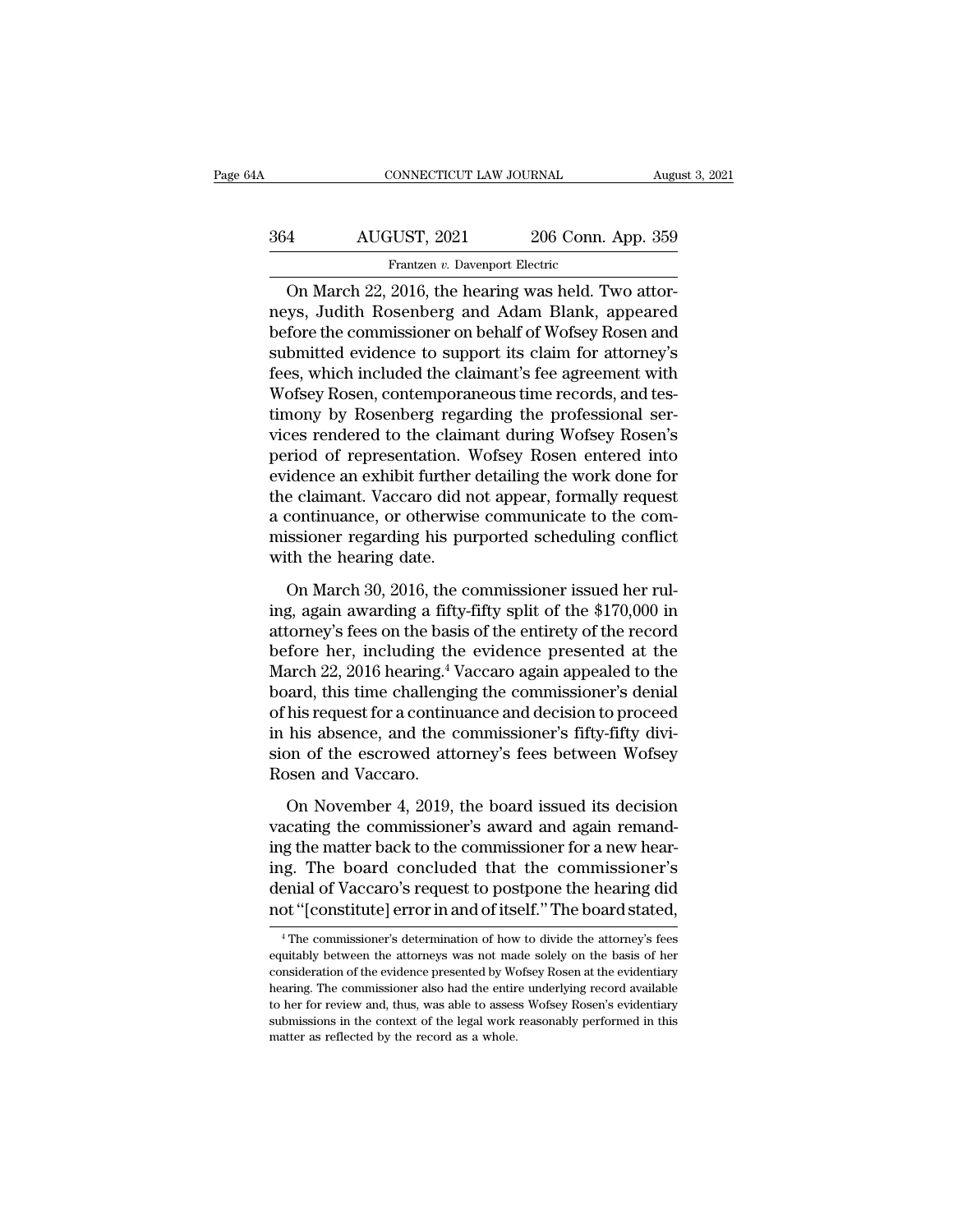On March 22, 2016, the hearing was held. Two attorneys, Judith Rosenberg and Adam Blank, appeared before the commissioner on behalf of Wofsey Rosen and submitted evidence to support its claim for attorney's fees, which included the claimant's fee agreement with Wofsey Rosen, contemporaneous time records, and testimony by Rosenberg regarding the professional services rendered to the claimant during Wofsey Rosen's period of representation. Wofsey Rosen entered into evidence an exhibit further detailing the work done for the claimant. Vaccaro did not appear, formally request a continuance, or otherwise communicate to the commissioner regarding his purported scheduling conflict with the hearing date.

On March 30, 2016, the commissioner issued her ruling, again awarding a fifty-fifty split of the $170,000 in attorney's fees on the basis of the entirety of the record before her, including the evidence presented at the March 22, 2016 hearing.[4] Vaccaro again appealed to the board, this time challenging the commissioner's denial of his request for a continuance and decision to proceed in his absence, and the commissioner's fifty-fifty division of the escrowed attorney's fees between Wofsey Rosen and Vaccaro.

On November 4, 2019, the board issued its decision vacating the commissioner's award and again remanding the matter back to the commissioner for a new hearing. The board concluded that the commissioner's denial of Vaccaro's request to postpone the hearing did not "[constitute] error in and of itself." The board stated,

[4] The commissioner's determination of how to divide the attorney's fees equitably between the attorneys was not made solely on the basis of her consideration of the evidence presented by Wofsey Rosen at the evidentiary hearing. The commissioner also had the entire underlying record available to her for review and, thus, was able to assess Wofsey Rosen's evidentiary submissions in the context of the legal work reasonably performed in this matter as reflected by the record as a whole.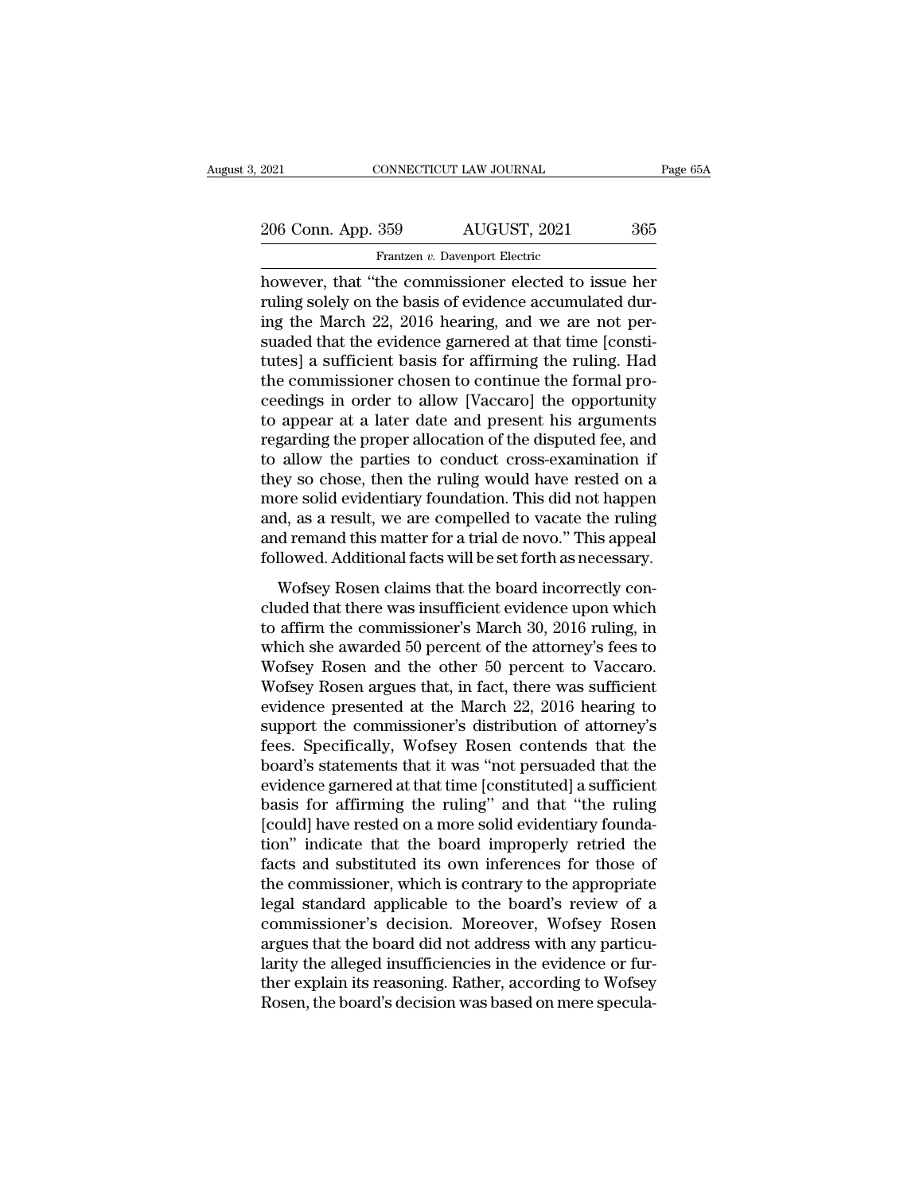however, that "the commissioner elected to issue her ruling solely on the basis of evidence accumulated during the March 22, 2016 hearing, and we are not persuaded that the evidence garnered at that time [constitutes] a sufficient basis for affirming the ruling. Had the commissioner chosen to continue the formal proceedings in order to allow [Vaccaro] the opportunity to appear at a later date and present his arguments regarding the proper allocation of the disputed fee, and to allow the parties to conduct cross-examination if they so chose, then the ruling would have rested on a more solid evidentiary foundation. This did not happen and, as a result, we are compelled to vacate the ruling and remand this matter for a trial de novo." This appeal followed. Additional facts will be set forth as necessary.

Wofsey Rosen claims that the board incorrectly concluded that there was insufficient evidence upon which to affirm the commissioner's March 30, 2016 ruling, in which she awarded 50 percent of the attorney's fees to Wofsey Rosen and the other 50 percent to Vaccaro. Wofsey Rosen argues that, in fact, there was sufficient evidence presented at the March 22, 2016 hearing to support the commissioner's distribution of attorney's fees. Specifically, Wofsey Rosen contends that the board's statements that it was "not persuaded that the evidence garnered at that time [constituted] a sufficient basis for affirming the ruling" and that "the ruling [could] have rested on a more solid evidentiary foundation" indicate that the board improperly retried the facts and substituted its own inferences for those of the commissioner, which is contrary to the appropriate legal standard applicable to the board's review of a commissioner's decision. Moreover, Wofsey Rosen argues that the board did not address with any particularity the alleged insufficiencies in the evidence or further explain its reasoning. Rather, according to Wofsey Rosen, the board's decision was based on mere specula-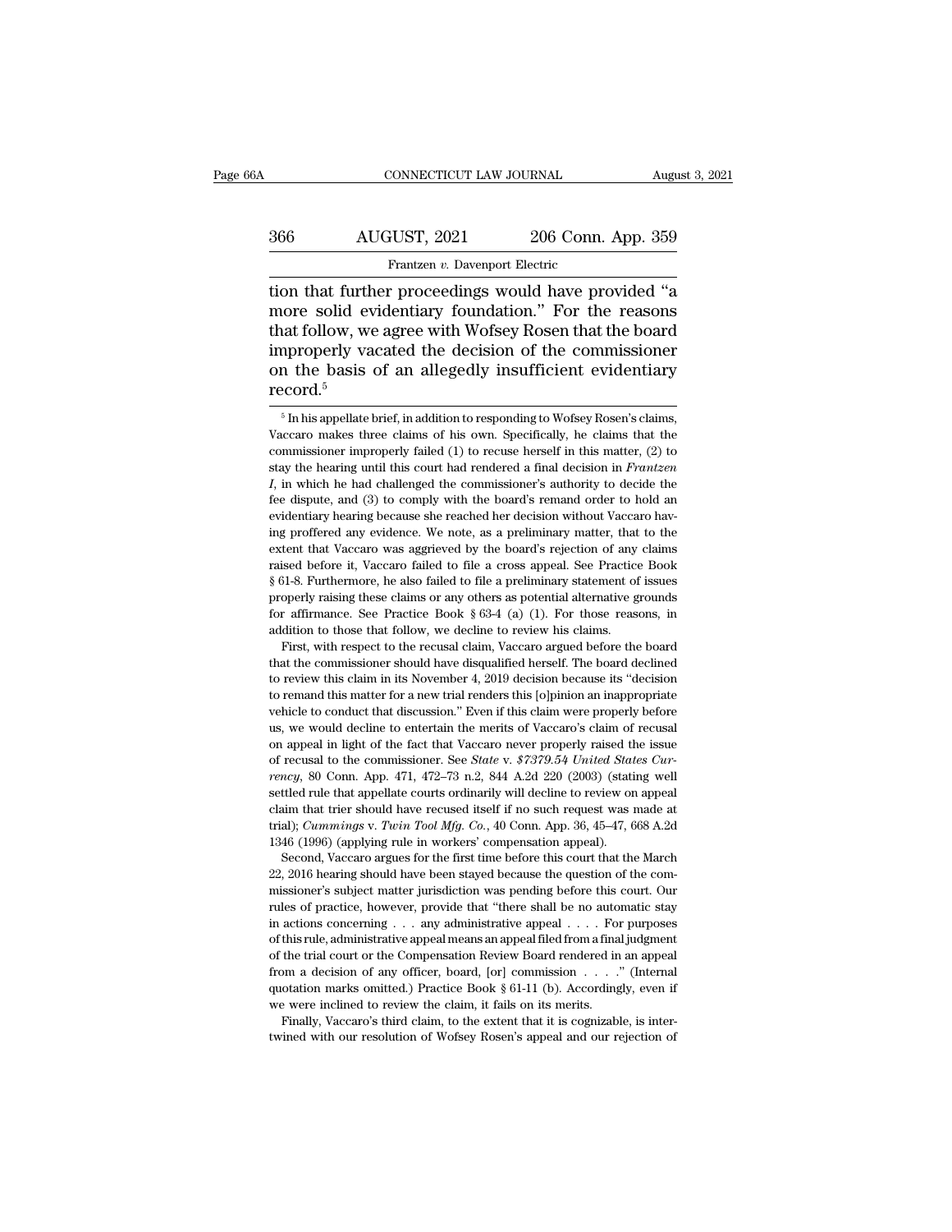tion that further proceedings would have provided "a more solid evidentiary foundation." For the reasons that follow, we agree with Wofsey Rosen that the board improperly vacated the decision of the commissioner on the basis of an allegedly insufficient evidentiary record.[5]

[5] In his appellate brief, in addition to responding to Wofsey Rosen's claims, Vaccaro makes three claims of his own. Specifically, he claims that the commissioner improperly failed (1) to recuse herself in this matter, (2) to stay the hearing until this court had rendered a final decision in *Frantzen I*, in which he had challenged the commissioner's authority to decide the fee dispute, and (3) to comply with the board's remand order to hold an evidentiary hearing because she reached her decision without Vaccaro having proffered any evidence. We note, as a preliminary matter, that to the extent that Vaccaro was aggrieved by the board's rejection of any claims raised before it, Vaccaro failed to file a cross appeal. See Practice Book § 61-8. Furthermore, he also failed to file a preliminary statement of issues properly raising these claims or any others as potential alternative grounds for affirmance. See Practice Book § 63-4 (a) (1). For those reasons, in addition to those that follow, we decline to review his claims.

First, with respect to the recusal claim, Vaccaro argued before the board that the commissioner should have disqualified herself. The board declined to review this claim in its November 4, 2019 decision because its "decision to remand this matter for a new trial renders this [o]pinion an inappropriate vehicle to conduct that discussion." Even if this claim were properly before us, we would decline to entertain the merits of Vaccaro's claim of recusal on appeal in light of the fact that Vaccaro never properly raised the issue of recusal to the commissioner. See *State* v. *$7379.54 United States Currency*, 80 Conn. App. 471, 472–73 n.2, 844 A.2d 220 (2003) (stating well settled rule that appellate courts ordinarily will decline to review on appeal claim that trier should have recused itself if no such request was made at trial); *Cummings* v. *Twin Tool Mfg. Co.*, 40 Conn. App. 36, 45–47, 668 A.2d 1346 (1996) (applying rule in workers' compensation appeal).

Second, Vaccaro argues for the first time before this court that the March 22, 2016 hearing should have been stayed because the question of the commissioner's subject matter jurisdiction was pending before this court. Our rules of practice, however, provide that "there shall be no automatic stay in actions concerning . . . any administrative appeal . . . . For purposes of this rule, administrative appeal means an appeal filed from a final judgment of the trial court or the Compensation Review Board rendered in an appeal from a decision of any officer, board, [or] commission . . . ." (Internal quotation marks omitted.) Practice Book § 61-11 (b). Accordingly, even if we were inclined to review the claim, it fails on its merits.

Finally, Vaccaro's third claim, to the extent that it is cognizable, is intertwined with our resolution of Wofsey Rosen's appeal and our rejection of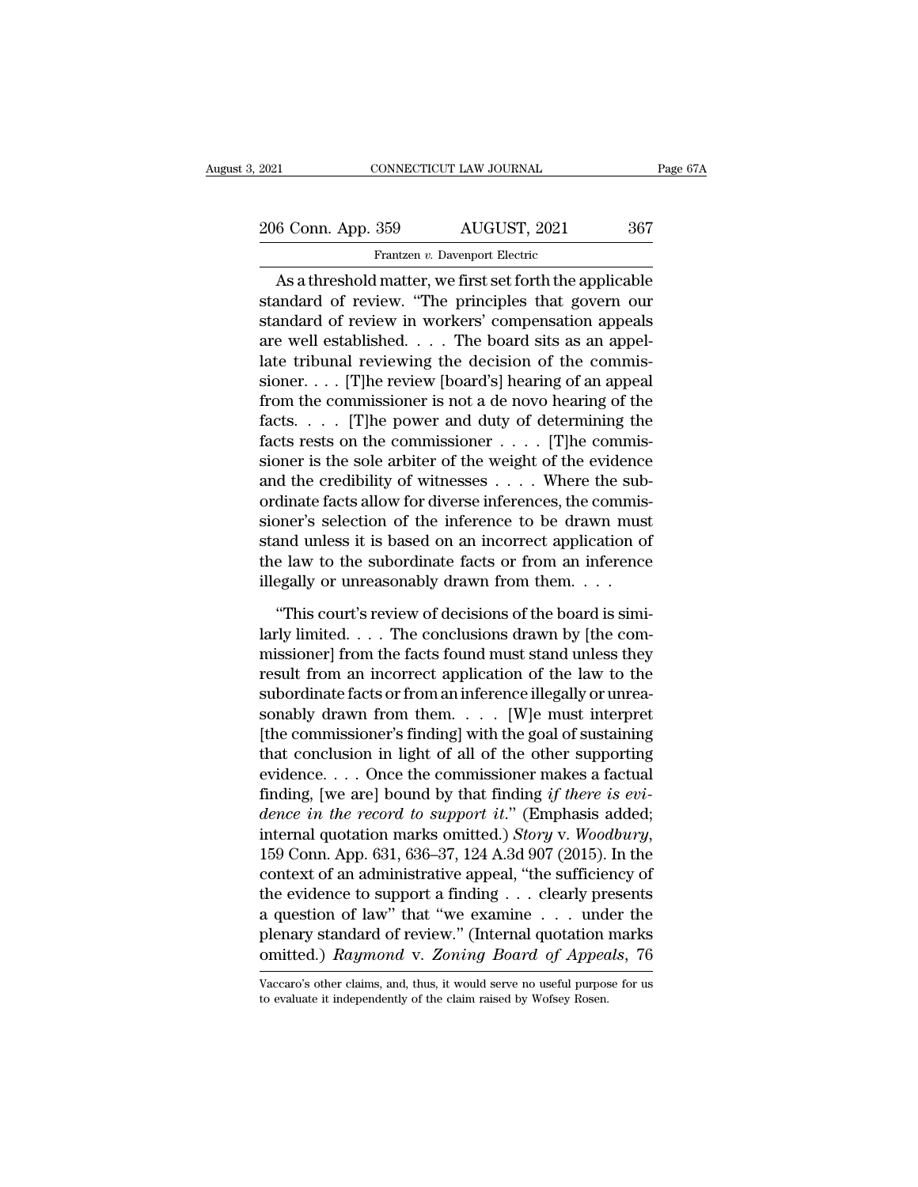As a threshold matter, we first set forth the applicable standard of review. "The principles that govern our standard of review in workers' compensation appeals are well established. . . . The board sits as an appellate tribunal reviewing the decision of the commissioner. . . . [T]he review [board's] hearing of an appeal from the commissioner is not a de novo hearing of the facts. . . . [T]he power and duty of determining the facts rests on the commissioner . . . . [T]he commissioner is the sole arbiter of the weight of the evidence and the credibility of witnesses . . . . Where the subordinate facts allow for diverse inferences, the commissioner's selection of the inference to be drawn must stand unless it is based on an incorrect application of the law to the subordinate facts or from an inference illegally or unreasonably drawn from them. . . .

"This court's review of decisions of the board is similarly limited. . . . The conclusions drawn by [the commissioner] from the facts found must stand unless they result from an incorrect application of the law to the subordinate facts or from an inference illegally or unreasonably drawn from them. . . . [W]e must interpret [the commissioner's finding] with the goal of sustaining that conclusion in light of all of the other supporting evidence. . . . Once the commissioner makes a factual finding, [we are] bound by that finding *if there is evidence in the record to support it*." (Emphasis added; internal quotation marks omitted.) *Story* v. *Woodbury*, 159 Conn. App. 631, 636–37, 124 A.3d 907 (2015). In the context of an administrative appeal, "the sufficiency of the evidence to support a finding . . . clearly presents a question of law" that "we examine . . . under the plenary standard of review." (Internal quotation marks omitted.) *Raymond* v. *Zoning Board of Appeals*, 76

Vaccaro's other claims, and, thus, it would serve no useful purpose for us to evaluate it independently of the claim raised by Wofsey Rosen.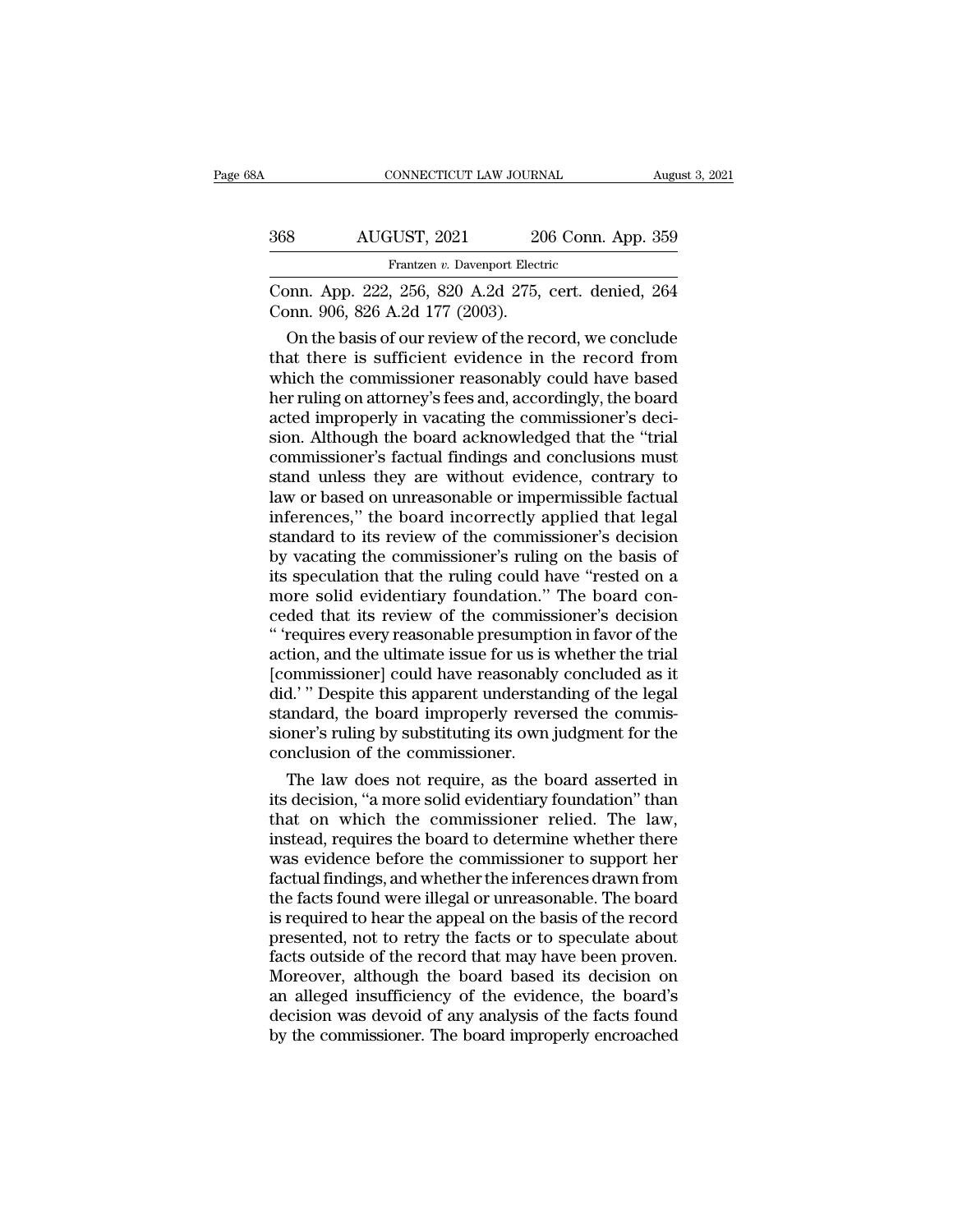Conn. App. 222, 256, 820 A.2d 275, cert. denied, 264 Conn. 906, 826 A.2d 177 (2003).

On the basis of our review of the record, we conclude that there is sufficient evidence in the record from which the commissioner reasonably could have based her ruling on attorney's fees and, accordingly, the board acted improperly in vacating the commissioner's decision. Although the board acknowledged that the "trial commissioner's factual findings and conclusions must stand unless they are without evidence, contrary to law or based on unreasonable or impermissible factual inferences," the board incorrectly applied that legal standard to its review of the commissioner's decision by vacating the commissioner's ruling on the basis of its speculation that the ruling could have "rested on a more solid evidentiary foundation." The board conceded that its review of the commissioner's decision " 'requires every reasonable presumption in favor of the action, and the ultimate issue for us is whether the trial [commissioner] could have reasonably concluded as it did.' " Despite this apparent understanding of the legal standard, the board improperly reversed the commissioner's ruling by substituting its own judgment for the conclusion of the commissioner.

The law does not require, as the board asserted in its decision, "a more solid evidentiary foundation" than that on which the commissioner relied. The law, instead, requires the board to determine whether there was evidence before the commissioner to support her factual findings, and whether the inferences drawn from the facts found were illegal or unreasonable. The board is required to hear the appeal on the basis of the record presented, not to retry the facts or to speculate about facts outside of the record that may have been proven. Moreover, although the board based its decision on an alleged insufficiency of the evidence, the board's decision was devoid of any analysis of the facts found by the commissioner. The board improperly encroached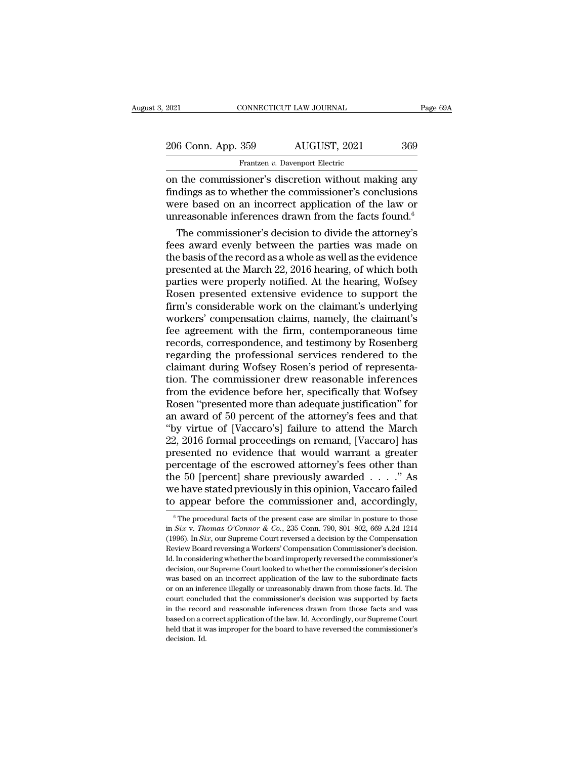on the commissioner's discretion without making any findings as to whether the commissioner's conclusions were based on an incorrect application of the law or unreasonable inferences drawn from the facts found.[6]

The commissioner's decision to divide the attorney's fees award evenly between the parties was made on the basis of the record as a whole as well as the evidence presented at the March 22, 2016 hearing, of which both parties were properly notified. At the hearing, Wofsey Rosen presented extensive evidence to support the firm's considerable work on the claimant's underlying workers' compensation claims, namely, the claimant's fee agreement with the firm, contemporaneous time records, correspondence, and testimony by Rosenberg regarding the professional services rendered to the claimant during Wofsey Rosen's period of representation. The commissioner drew reasonable inferences from the evidence before her, specifically that Wofsey Rosen "presented more than adequate justification" for an award of 50 percent of the attorney's fees and that "by virtue of [Vaccaro's] failure to attend the March 22, 2016 formal proceedings on remand, [Vaccaro] has presented no evidence that would warrant a greater percentage of the escrowed attorney's fees other than the 50 [percent] share previously awarded . . . ." As we have stated previously in this opinion, Vaccaro failed to appear before the commissioner and, accordingly,

[6] The procedural facts of the present case are similar in posture to those in *Six* v. *Thomas O'Connor & Co.*, 235 Conn. 790, 801–802, 669 A.2d 1214 (1996). In *Six*, our Supreme Court reversed a decision by the Compensation Review Board reversing a Workers' Compensation Commissioner's decision. Id. In considering whether the board improperly reversed the commissioner's decision, our Supreme Court looked to whether the commissioner's decision was based on an incorrect application of the law to the subordinate facts or on an inference illegally or unreasonably drawn from those facts. Id. The court concluded that the commissioner's decision was supported by facts in the record and reasonable inferences drawn from those facts and was based on a correct application of the law. Id. Accordingly, our Supreme Court held that it was improper for the board to have reversed the commissioner's decision. Id.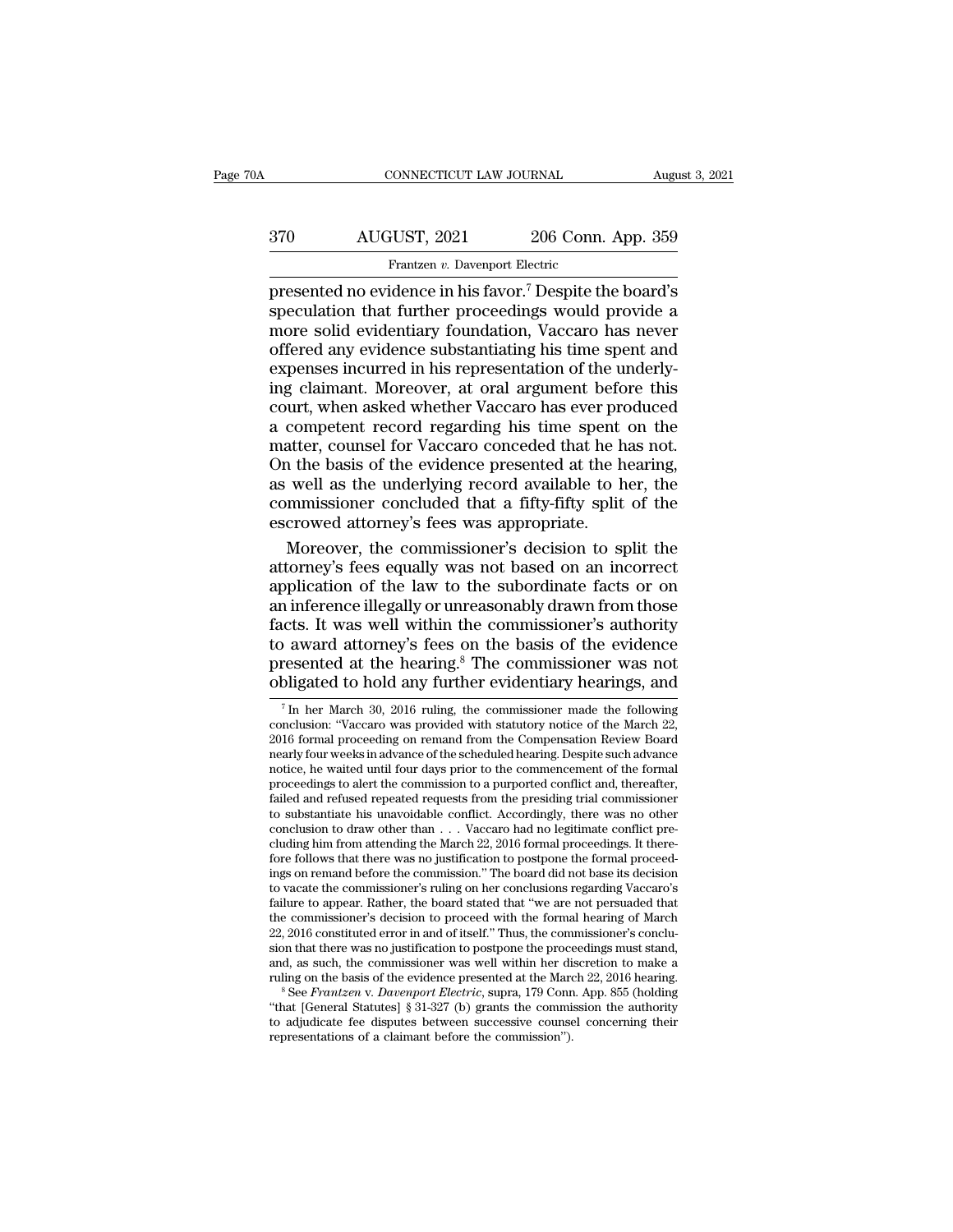presented no evidence in his favor.[7] Despite the board's speculation that further proceedings would provide a more solid evidentiary foundation, Vaccaro has never offered any evidence substantiating his time spent and expenses incurred in his representation of the underlying claimant. Moreover, at oral argument before this court, when asked whether Vaccaro has ever produced a competent record regarding his time spent on the matter, counsel for Vaccaro conceded that he has not. On the basis of the evidence presented at the hearing, as well as the underlying record available to her, the commissioner concluded that a fifty-fifty split of the escrowed attorney's fees was appropriate.

Moreover, the commissioner's decision to split the attorney's fees equally was not based on an incorrect application of the law to the subordinate facts or on an inference illegally or unreasonably drawn from those facts. It was well within the commissioner's authority to award attorney's fees on the basis of the evidence presented at the hearing.[8] The commissioner was not obligated to hold any further evidentiary hearings, and

---

[7] In her March 30, 2016 ruling, the commissioner made the following conclusion: "Vaccaro was provided with statutory notice of the March 22, 2016 formal proceeding on remand from the Compensation Review Board nearly four weeks in advance of the scheduled hearing. Despite such advance notice, he waited until four days prior to the commencement of the formal proceedings to alert the commission to a purported conflict and, thereafter, failed and refused repeated requests from the presiding trial commissioner to substantiate his unavoidable conflict. Accordingly, there was no other conclusion to draw other than . . . Vaccaro had no legitimate conflict precluding him from attending the March 22, 2016 formal proceedings. It therefore follows that there was no justification to postpone the formal proceedings on remand before the commission." The board did not base its decision to vacate the commissioner's ruling on her conclusions regarding Vaccaro's failure to appear. Rather, the board stated that "we are not persuaded that the commissioner's decision to proceed with the formal hearing of March 22, 2016 constituted error in and of itself." Thus, the commissioner's conclusion that there was no justification to postpone the proceedings must stand, and, as such, the commissioner was well within her discretion to make a ruling on the basis of the evidence presented at the March 22, 2016 hearing.

[8] See *Frantzen* v. *Davenport Electric*, supra, 179 Conn. App. 855 (holding "that [General Statutes] § 31-327 (b) grants the commission the authority to adjudicate fee disputes between successive counsel concerning their representations of a claimant before the commission").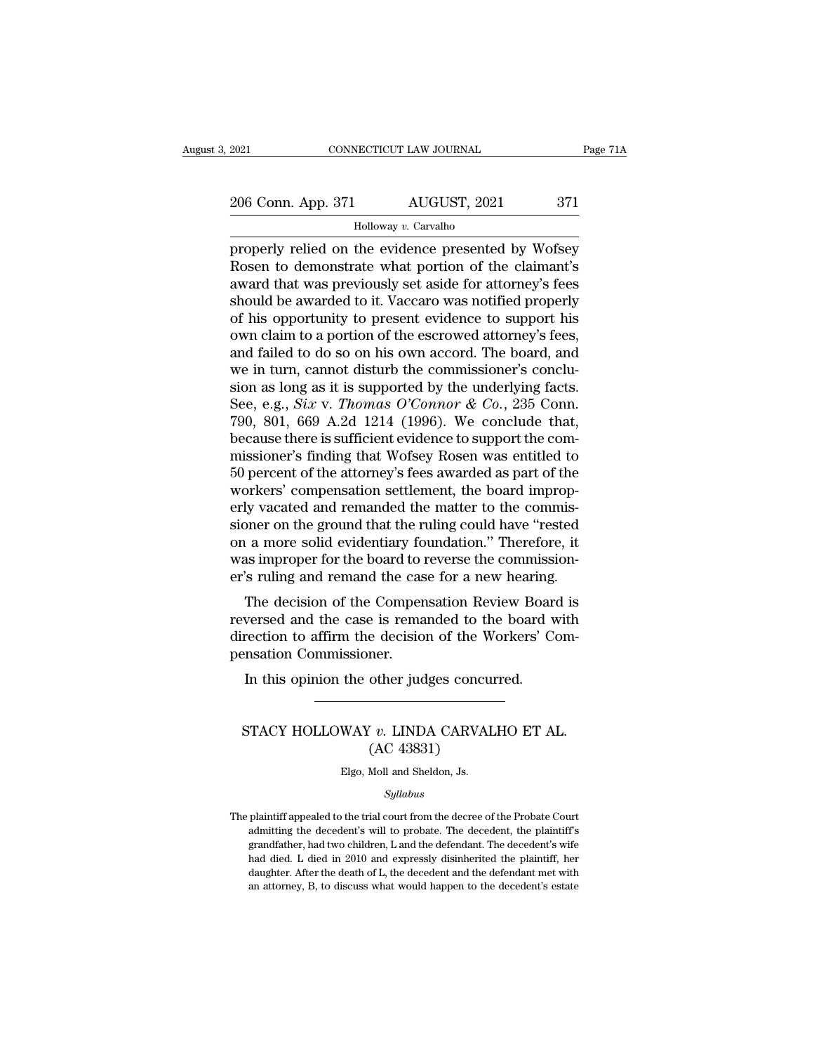properly relied on the evidence presented by Wofsey Rosen to demonstrate what portion of the claimant's award that was previously set aside for attorney's fees should be awarded to it. Vaccaro was notified properly of his opportunity to present evidence to support his own claim to a portion of the escrowed attorney's fees, and failed to do so on his own accord. The board, and we in turn, cannot disturb the commissioner's conclusion as long as it is supported by the underlying facts. See, e.g., *Six* v. *Thomas O'Connor & Co.*, 235 Conn. 790, 801, 669 A.2d 1214 (1996). We conclude that, because there is sufficient evidence to support the commissioner's finding that Wofsey Rosen was entitled to 50 percent of the attorney's fees awarded as part of the workers' compensation settlement, the board improperly vacated and remanded the matter to the commissioner on the ground that the ruling could have "rested on a more solid evidentiary foundation." Therefore, it was improper for the board to reverse the commissioner's ruling and remand the case for a new hearing.

The decision of the Compensation Review Board is reversed and the case is remanded to the board with direction to affirm the decision of the Workers' Compensation Commissioner.

In this opinion the other judges concurred.

---

## STACY HOLLOWAY *v.* LINDA CARVALHO ET AL.
## (AC 43831)

Elgo, Moll and Sheldon, Js.

*Syllabus*

The plaintiff appealed to the trial court from the decree of the Probate Court admitting the decedent's will to probate. The decedent, the plaintiff's grandfather, had two children, L and the defendant. The decedent's wife had died. L died in 2010 and expressly disinherited the plaintiff, her daughter. After the death of L, the decedent and the defendant met with an attorney, B, to discuss what would happen to the decedent's estate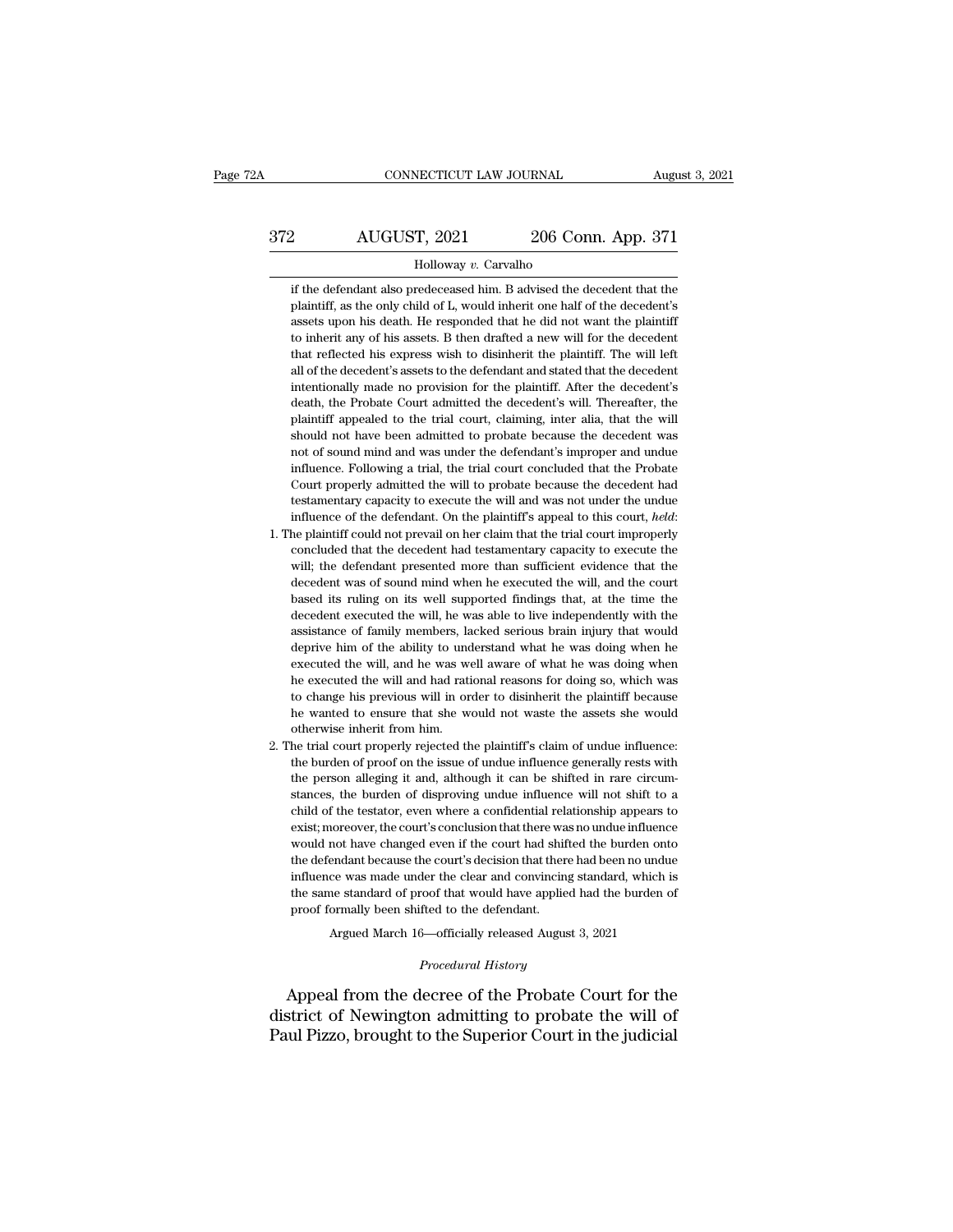if the defendant also predeceased him. B advised the decedent that the plaintiff, as the only child of L, would inherit one half of the decedent's assets upon his death. He responded that he did not want the plaintiff to inherit any of his assets. B then drafted a new will for the decedent that reflected his express wish to disinherit the plaintiff. The will left all of the decedent's assets to the defendant and stated that the decedent intentionally made no provision for the plaintiff. After the decedent's death, the Probate Court admitted the decedent's will. Thereafter, the plaintiff appealed to the trial court, claiming, inter alia, that the will should not have been admitted to probate because the decedent was not of sound mind and was under the defendant's improper and undue influence. Following a trial, the trial court concluded that the Probate Court properly admitted the will to probate because the decedent had testamentary capacity to execute the will and was not under the undue influence of the defendant. On the plaintiff's appeal to this court, *held*:

1. The plaintiff could not prevail on her claim that the trial court improperly concluded that the decedent had testamentary capacity to execute the will; the defendant presented more than sufficient evidence that the decedent was of sound mind when he executed the will, and the court based its ruling on its well supported findings that, at the time the decedent executed the will, he was able to live independently with the assistance of family members, lacked serious brain injury that would deprive him of the ability to understand what he was doing when he executed the will, and he was well aware of what he was doing when he executed the will and had rational reasons for doing so, which was to change his previous will in order to disinherit the plaintiff because he wanted to ensure that she would not waste the assets she would otherwise inherit from him.

2. The trial court properly rejected the plaintiff's claim of undue influence: the burden of proof on the issue of undue influence generally rests with the person alleging it and, although it can be shifted in rare circumstances, the burden of disproving undue influence will not shift to a child of the testator, even where a confidential relationship appears to exist; moreover, the court's conclusion that there was no undue influence would not have changed even if the court had shifted the burden onto the defendant because the court's decision that there had been no undue influence was made under the clear and convincing standard, which is the same standard of proof that would have applied had the burden of proof formally been shifted to the defendant.

Argued March 16—officially released August 3, 2021

*Procedural History*

Appeal from the decree of the Probate Court for the district of Newington admitting to probate the will of Paul Pizzo, brought to the Superior Court in the judicial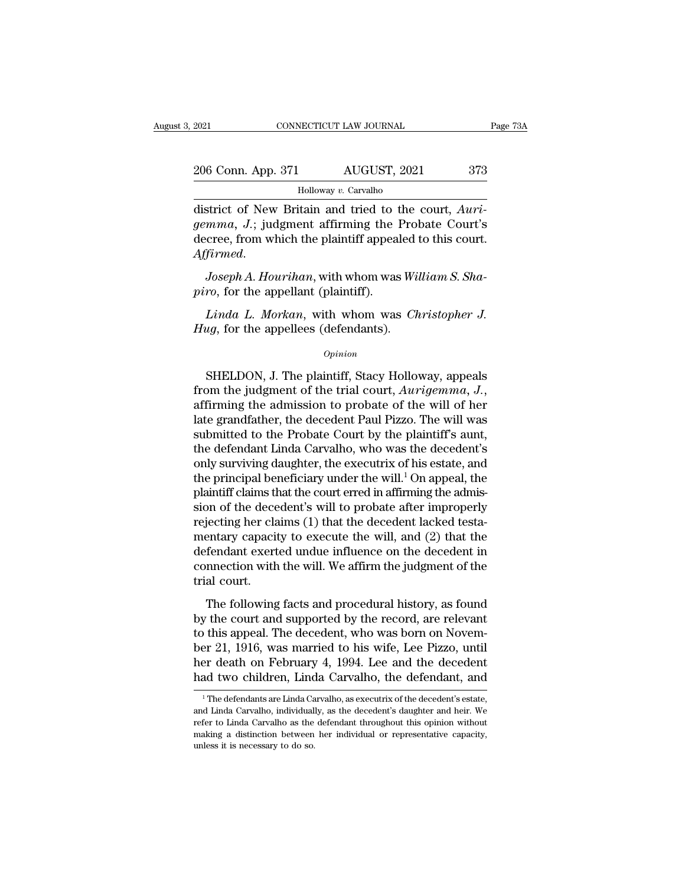district of New Britain and tried to the court, *Aurigemma, J.*; judgment affirming the Probate Court's decree, from which the plaintiff appealed to this court. *Affirmed.*

*Joseph A. Hourihan*, with whom was *William S. Shapiro*, for the appellant (plaintiff).

*Linda L. Morkan*, with whom was *Christopher J. Hug*, for the appellees (defendants).

*Opinion*

SHELDON, J. The plaintiff, Stacy Holloway, appeals from the judgment of the trial court, *Aurigemma, J.*, affirming the admission to probate of the will of her late grandfather, the decedent Paul Pizzo. The will was submitted to the Probate Court by the plaintiff's aunt, the defendant Linda Carvalho, who was the decedent's only surviving daughter, the executrix of his estate, and the principal beneficiary under the will.[1] On appeal, the plaintiff claims that the court erred in affirming the admission of the decedent's will to probate after improperly rejecting her claims (1) that the decedent lacked testamentary capacity to execute the will, and (2) that the defendant exerted undue influence on the decedent in connection with the will. We affirm the judgment of the trial court.

The following facts and procedural history, as found by the court and supported by the record, are relevant to this appeal. The decedent, who was born on November 21, 1916, was married to his wife, Lee Pizzo, until her death on February 4, 1994. Lee and the decedent had two children, Linda Carvalho, the defendant, and

[1] The defendants are Linda Carvalho, as executrix of the decedent's estate, and Linda Carvalho, individually, as the decedent's daughter and heir. We refer to Linda Carvalho as the defendant throughout this opinion without making a distinction between her individual or representative capacity, unless it is necessary to do so.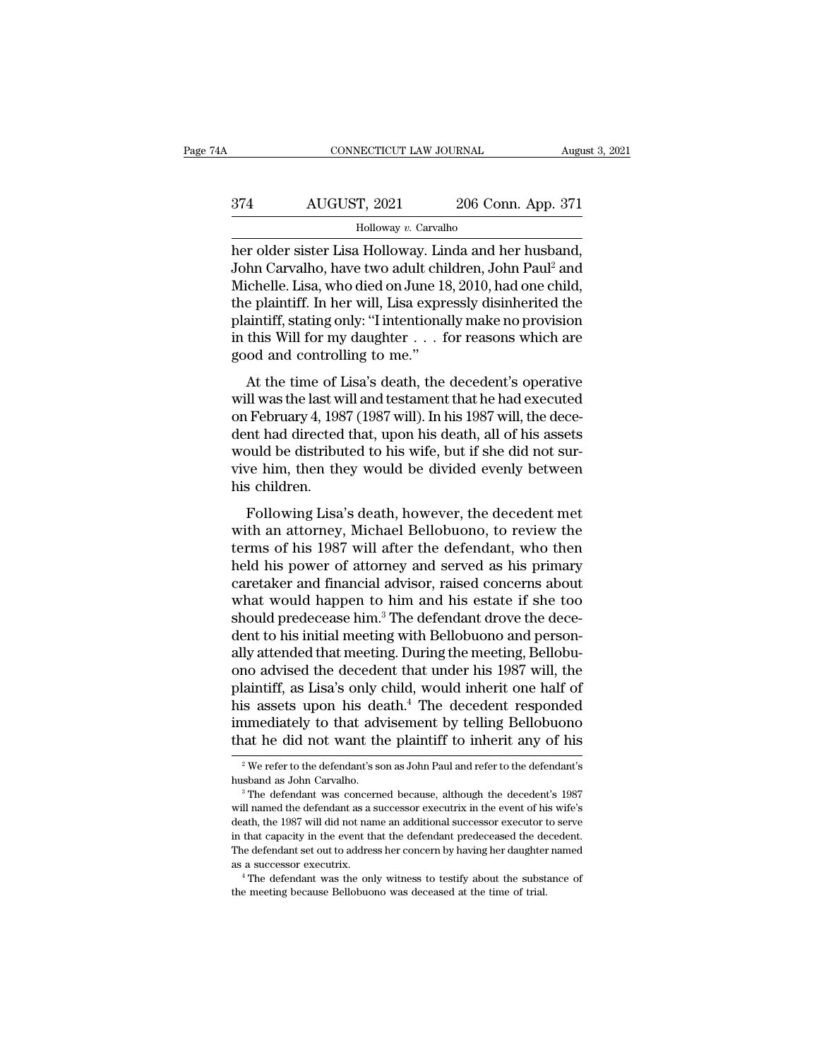her older sister Lisa Holloway. Linda and her husband, John Carvalho, have two adult children, John Paul[2] and Michelle. Lisa, who died on June 18, 2010, had one child, the plaintiff. In her will, Lisa expressly disinherited the plaintiff, stating only: "I intentionally make no provision in this Will for my daughter . . . for reasons which are good and controlling to me."

At the time of Lisa's death, the decedent's operative will was the last will and testament that he had executed on February 4, 1987 (1987 will). In his 1987 will, the decedent had directed that, upon his death, all of his assets would be distributed to his wife, but if she did not survive him, then they would be divided evenly between his children.

Following Lisa's death, however, the decedent met with an attorney, Michael Bellobuono, to review the terms of his 1987 will after the defendant, who then held his power of attorney and served as his primary caretaker and financial advisor, raised concerns about what would happen to him and his estate if she too should predecease him.[3] The defendant drove the decedent to his initial meeting with Bellobuono and personally attended that meeting. During the meeting, Bellobuono advised the decedent that under his 1987 will, the plaintiff, as Lisa's only child, would inherit one half of his assets upon his death.[4] The decedent responded immediately to that advisement by telling Bellobuono that he did not want the plaintiff to inherit any of his

[2] We refer to the defendant's son as John Paul and refer to the defendant's husband as John Carvalho.

[3] The defendant was concerned because, although the decedent's 1987 will named the defendant as a successor executrix in the event of his wife's death, the 1987 will did not name an additional successor executor to serve in that capacity in the event that the defendant predeceased the decedent. The defendant set out to address her concern by having her daughter named as a successor executrix.

[4] The defendant was the only witness to testify about the substance of the meeting because Bellobuono was deceased at the time of trial.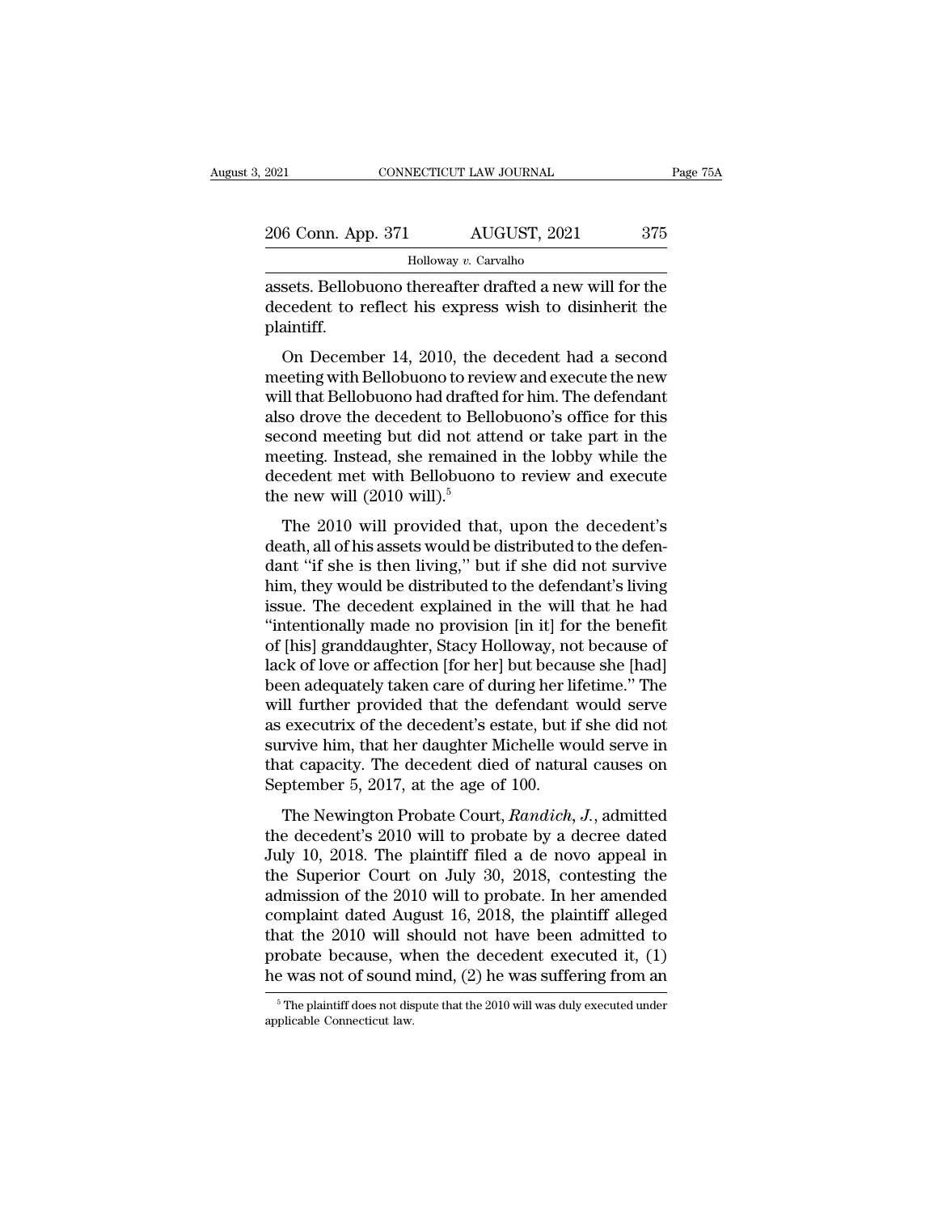assets. Bellobuono thereafter drafted a new will for the decedent to reflect his express wish to disinherit the plaintiff.

On December 14, 2010, the decedent had a second meeting with Bellobuono to review and execute the new will that Bellobuono had drafted for him. The defendant also drove the decedent to Bellobuono's office for this second meeting but did not attend or take part in the meeting. Instead, she remained in the lobby while the decedent met with Bellobuono to review and execute the new will (2010 will).[5]

The 2010 will provided that, upon the decedent's death, all of his assets would be distributed to the defendant "if she is then living," but if she did not survive him, they would be distributed to the defendant's living issue. The decedent explained in the will that he had "intentionally made no provision [in it] for the benefit of [his] granddaughter, Stacy Holloway, not because of lack of love or affection [for her] but because she [had] been adequately taken care of during her lifetime." The will further provided that the defendant would serve as executrix of the decedent's estate, but if she did not survive him, that her daughter Michelle would serve in that capacity. The decedent died of natural causes on September 5, 2017, at the age of 100.

The Newington Probate Court, *Randich, J.*, admitted the decedent's 2010 will to probate by a decree dated July 10, 2018. The plaintiff filed a de novo appeal in the Superior Court on July 30, 2018, contesting the admission of the 2010 will to probate. In her amended complaint dated August 16, 2018, the plaintiff alleged that the 2010 will should not have been admitted to probate because, when the decedent executed it, (1) he was not of sound mind, (2) he was suffering from an

[5] The plaintiff does not dispute that the 2010 will was duly executed under applicable Connecticut law.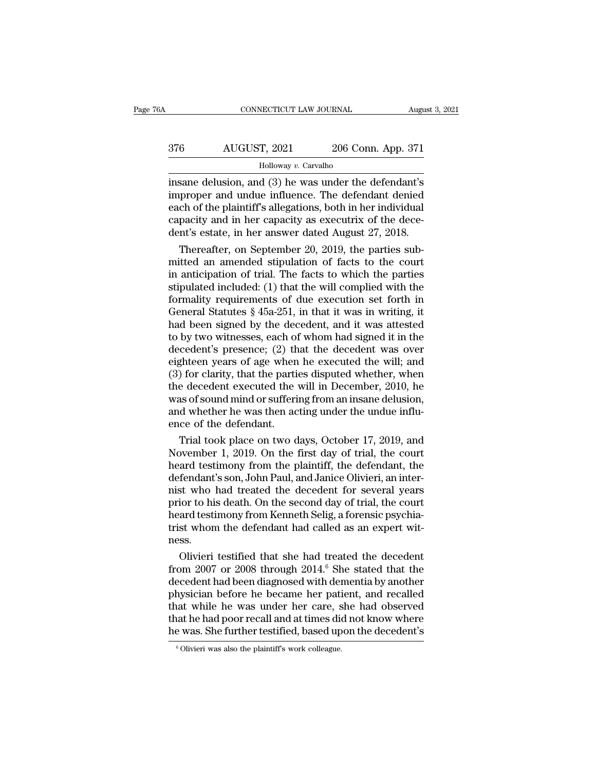insane delusion, and (3) he was under the defendant's improper and undue influence. The defendant denied each of the plaintiff's allegations, both in her individual capacity and in her capacity as executrix of the decedent's estate, in her answer dated August 27, 2018.

Thereafter, on September 20, 2019, the parties submitted an amended stipulation of facts to the court in anticipation of trial. The facts to which the parties stipulated included: (1) that the will complied with the formality requirements of due execution set forth in General Statutes § 45a-251, in that it was in writing, it had been signed by the decedent, and it was attested to by two witnesses, each of whom had signed it in the decedent's presence; (2) that the decedent was over eighteen years of age when he executed the will; and (3) for clarity, that the parties disputed whether, when the decedent executed the will in December, 2010, he was of sound mind or suffering from an insane delusion, and whether he was then acting under the undue influence of the defendant.

Trial took place on two days, October 17, 2019, and November 1, 2019. On the first day of trial, the court heard testimony from the plaintiff, the defendant, the defendant's son, John Paul, and Janice Olivieri, an internist who had treated the decedent for several years prior to his death. On the second day of trial, the court heard testimony from Kenneth Selig, a forensic psychiatrist whom the defendant had called as an expert witness.

Olivieri testified that she had treated the decedent from 2007 or 2008 through 2014.[6] She stated that the decedent had been diagnosed with dementia by another physician before he became her patient, and recalled that while he was under her care, she had observed that he had poor recall and at times did not know where he was. She further testified, based upon the decedent's

[6] Olivieri was also the plaintiff's work colleague.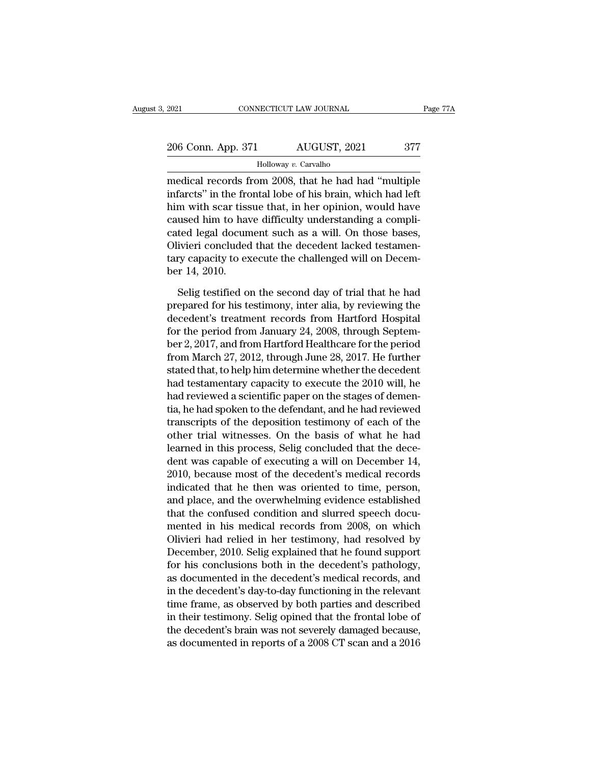medical records from 2008, that he had had "multiple infarcts" in the frontal lobe of his brain, which had left him with scar tissue that, in her opinion, would have caused him to have difficulty understanding a complicated legal document such as a will. On those bases, Olivieri concluded that the decedent lacked testamentary capacity to execute the challenged will on December 14, 2010.

Selig testified on the second day of trial that he had prepared for his testimony, inter alia, by reviewing the decedent's treatment records from Hartford Hospital for the period from January 24, 2008, through September 2, 2017, and from Hartford Healthcare for the period from March 27, 2012, through June 28, 2017. He further stated that, to help him determine whether the decedent had testamentary capacity to execute the 2010 will, he had reviewed a scientific paper on the stages of dementia, he had spoken to the defendant, and he had reviewed transcripts of the deposition testimony of each of the other trial witnesses. On the basis of what he had learned in this process, Selig concluded that the decedent was capable of executing a will on December 14, 2010, because most of the decedent's medical records indicated that he then was oriented to time, person, and place, and the overwhelming evidence established that the confused condition and slurred speech documented in his medical records from 2008, on which Olivieri had relied in her testimony, had resolved by December, 2010. Selig explained that he found support for his conclusions both in the decedent's pathology, as documented in the decedent's medical records, and in the decedent's day-to-day functioning in the relevant time frame, as observed by both parties and described in their testimony. Selig opined that the frontal lobe of the decedent's brain was not severely damaged because, as documented in reports of a 2008 CT scan and a 2016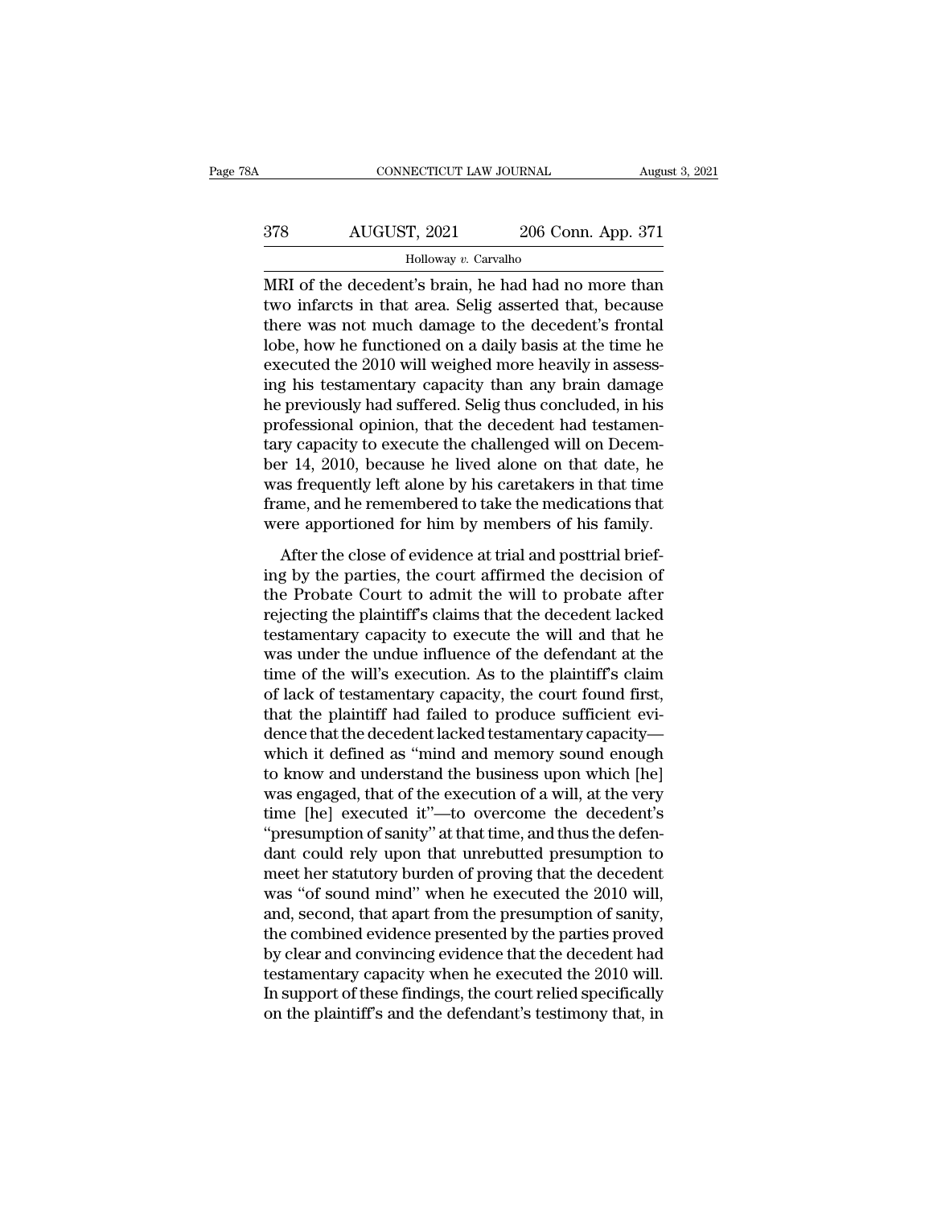MRI of the decedent's brain, he had had no more than two infarcts in that area. Selig asserted that, because there was not much damage to the decedent's frontal lobe, how he functioned on a daily basis at the time he executed the 2010 will weighed more heavily in assessing his testamentary capacity than any brain damage he previously had suffered. Selig thus concluded, in his professional opinion, that the decedent had testamentary capacity to execute the challenged will on December 14, 2010, because he lived alone on that date, he was frequently left alone by his caretakers in that time frame, and he remembered to take the medications that were apportioned for him by members of his family.

After the close of evidence at trial and posttrial briefing by the parties, the court affirmed the decision of the Probate Court to admit the will to probate after rejecting the plaintiff's claims that the decedent lacked testamentary capacity to execute the will and that he was under the undue influence of the defendant at the time of the will's execution. As to the plaintiff's claim of lack of testamentary capacity, the court found first, that the plaintiff had failed to produce sufficient evidence that the decedent lacked testamentary capacity—which it defined as "mind and memory sound enough to know and understand the business upon which [he] was engaged, that of the execution of a will, at the very time [he] executed it"—to overcome the decedent's "presumption of sanity" at that time, and thus the defendant could rely upon that unrebutted presumption to meet her statutory burden of proving that the decedent was "of sound mind" when he executed the 2010 will, and, second, that apart from the presumption of sanity, the combined evidence presented by the parties proved by clear and convincing evidence that the decedent had testamentary capacity when he executed the 2010 will. In support of these findings, the court relied specifically on the plaintiff's and the defendant's testimony that, in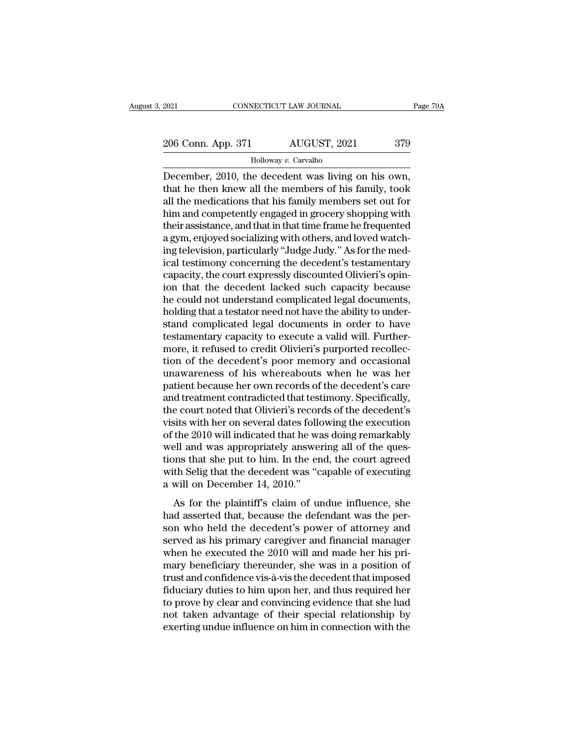December, 2010, the decedent was living on his own, that he then knew all the members of his family, took all the medications that his family members set out for him and competently engaged in grocery shopping with their assistance, and that in that time frame he frequented a gym, enjoyed socializing with others, and loved watching television, particularly "Judge Judy." As for the medical testimony concerning the decedent's testamentary capacity, the court expressly discounted Olivieri's opinion that the decedent lacked such capacity because he could not understand complicated legal documents, holding that a testator need not have the ability to understand complicated legal documents in order to have testamentary capacity to execute a valid will. Furthermore, it refused to credit Olivieri's purported recollection of the decedent's poor memory and occasional unawareness of his whereabouts when he was her patient because her own records of the decedent's care and treatment contradicted that testimony. Specifically, the court noted that Olivieri's records of the decedent's visits with her on several dates following the execution of the 2010 will indicated that he was doing remarkably well and was appropriately answering all of the questions that she put to him. In the end, the court agreed with Selig that the decedent was "capable of executing a will on December 14, 2010."

As for the plaintiff's claim of undue influence, she had asserted that, because the defendant was the person who held the decedent's power of attorney and served as his primary caregiver and financial manager when he executed the 2010 will and made her his primary beneficiary thereunder, she was in a position of trust and confidence vis-à-vis the decedent that imposed fiduciary duties to him upon her, and thus required her to prove by clear and convincing evidence that she had not taken advantage of their special relationship by exerting undue influence on him in connection with the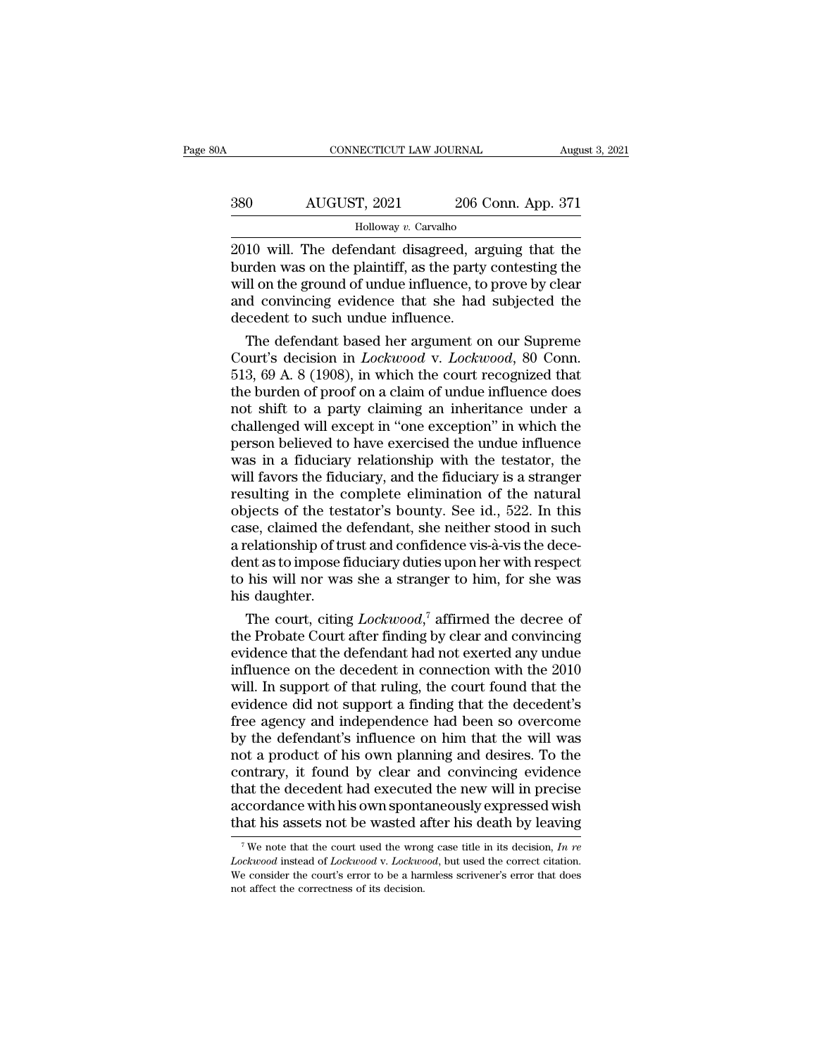2010 will. The defendant disagreed, arguing that the burden was on the plaintiff, as the party contesting the will on the ground of undue influence, to prove by clear and convincing evidence that she had subjected the decedent to such undue influence.

The defendant based her argument on our Supreme Court's decision in *Lockwood* v. *Lockwood*, 80 Conn. 513, 69 A. 8 (1908), in which the court recognized that the burden of proof on a claim of undue influence does not shift to a party claiming an inheritance under a challenged will except in "one exception" in which the person believed to have exercised the undue influence was in a fiduciary relationship with the testator, the will favors the fiduciary, and the fiduciary is a stranger resulting in the complete elimination of the natural objects of the testator's bounty. See id., 522. In this case, claimed the defendant, she neither stood in such a relationship of trust and confidence vis-à-vis the decedent as to impose fiduciary duties upon her with respect to his will nor was she a stranger to him, for she was his daughter.

The court, citing *Lockwood*,[7] affirmed the decree of the Probate Court after finding by clear and convincing evidence that the defendant had not exerted any undue influence on the decedent in connection with the 2010 will. In support of that ruling, the court found that the evidence did not support a finding that the decedent's free agency and independence had been so overcome by the defendant's influence on him that the will was not a product of his own planning and desires. To the contrary, it found by clear and convincing evidence that the decedent had executed the new will in precise accordance with his own spontaneously expressed wish that his assets not be wasted after his death by leaving

[7] We note that the court used the wrong case title in its decision, *In re Lockwood* instead of *Lockwood* v. *Lockwood*, but used the correct citation. We consider the court's error to be a harmless scrivener's error that does not affect the correctness of its decision.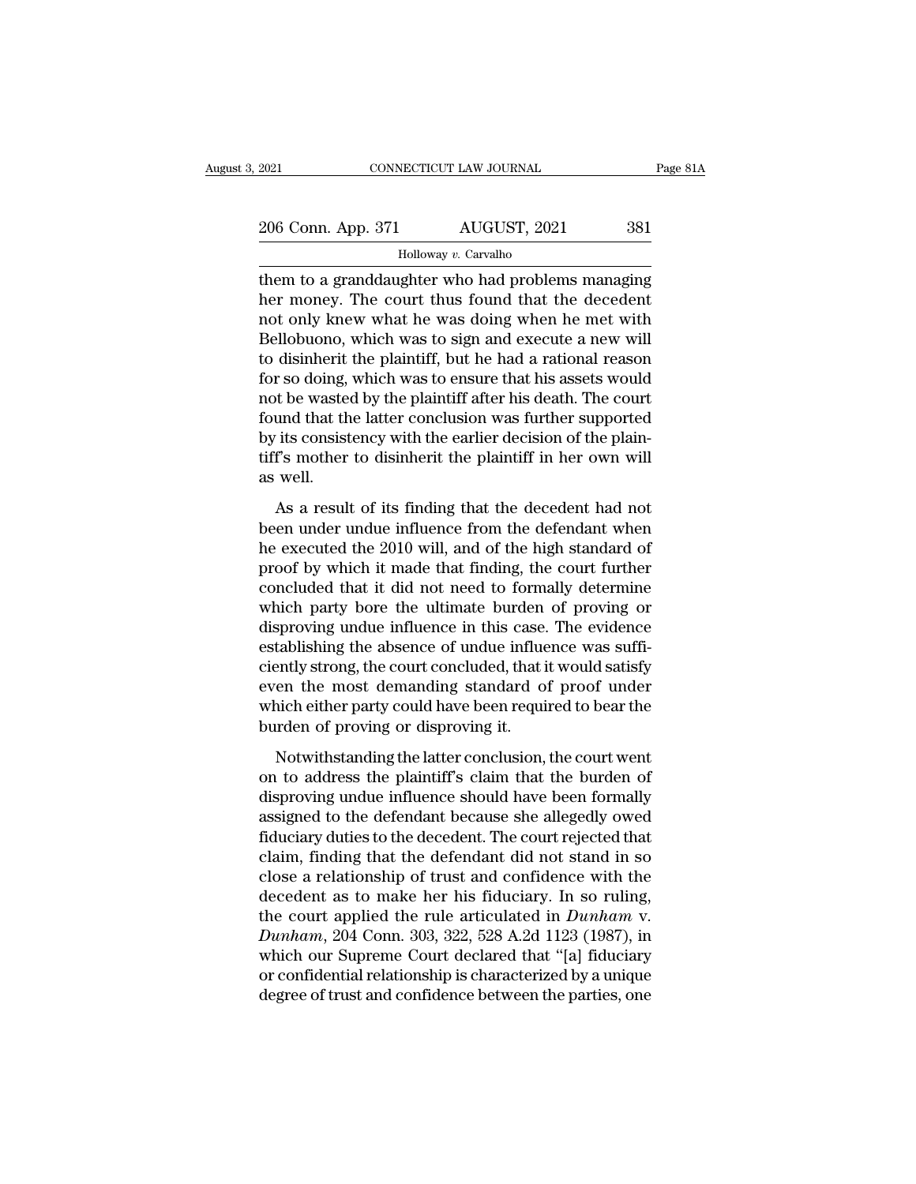them to a granddaughter who had problems managing her money. The court thus found that the decedent not only knew what he was doing when he met with Bellobuono, which was to sign and execute a new will to disinherit the plaintiff, but he had a rational reason for so doing, which was to ensure that his assets would not be wasted by the plaintiff after his death. The court found that the latter conclusion was further supported by its consistency with the earlier decision of the plaintiff's mother to disinherit the plaintiff in her own will as well.

As a result of its finding that the decedent had not been under undue influence from the defendant when he executed the 2010 will, and of the high standard of proof by which it made that finding, the court further concluded that it did not need to formally determine which party bore the ultimate burden of proving or disproving undue influence in this case. The evidence establishing the absence of undue influence was sufficiently strong, the court concluded, that it would satisfy even the most demanding standard of proof under which either party could have been required to bear the burden of proving or disproving it.

Notwithstanding the latter conclusion, the court went on to address the plaintiff's claim that the burden of disproving undue influence should have been formally assigned to the defendant because she allegedly owed fiduciary duties to the decedent. The court rejected that claim, finding that the defendant did not stand in so close a relationship of trust and confidence with the decedent as to make her his fiduciary. In so ruling, the court applied the rule articulated in *Dunham* v. *Dunham*, 204 Conn. 303, 322, 528 A.2d 1123 (1987), in which our Supreme Court declared that "[a] fiduciary or confidential relationship is characterized by a unique degree of trust and confidence between the parties, one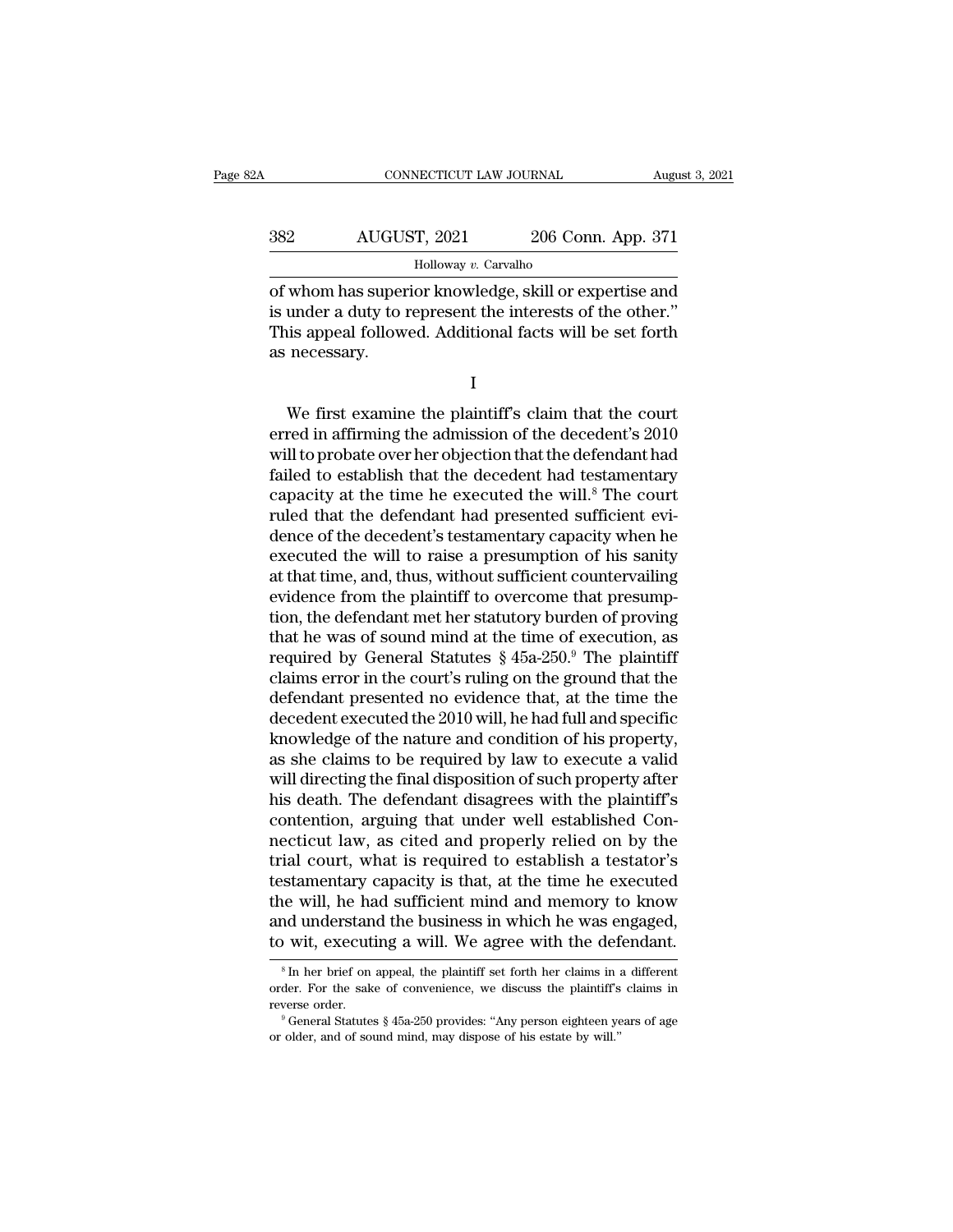of whom has superior knowledge, skill or expertise and is under a duty to represent the interests of the other." This appeal followed. Additional facts will be set forth as necessary.

I

We first examine the plaintiff's claim that the court erred in affirming the admission of the decedent's 2010 will to probate over her objection that the defendant had failed to establish that the decedent had testamentary capacity at the time he executed the will.[8] The court ruled that the defendant had presented sufficient evidence of the decedent's testamentary capacity when he executed the will to raise a presumption of his sanity at that time, and, thus, without sufficient countervailing evidence from the plaintiff to overcome that presumption, the defendant met her statutory burden of proving that he was of sound mind at the time of execution, as required by General Statutes § 45a-250.[9] The plaintiff claims error in the court's ruling on the ground that the defendant presented no evidence that, at the time the decedent executed the 2010 will, he had full and specific knowledge of the nature and condition of his property, as she claims to be required by law to execute a valid will directing the final disposition of such property after his death. The defendant disagrees with the plaintiff's contention, arguing that under well established Connecticut law, as cited and properly relied on by the trial court, what is required to establish a testator's testamentary capacity is that, at the time he executed the will, he had sufficient mind and memory to know and understand the business in which he was engaged, to wit, executing a will. We agree with the defendant.

---

[8] In her brief on appeal, the plaintiff set forth her claims in a different order. For the sake of convenience, we discuss the plaintiff's claims in reverse order.

[9] General Statutes § 45a-250 provides: "Any person eighteen years of age or older, and of sound mind, may dispose of his estate by will."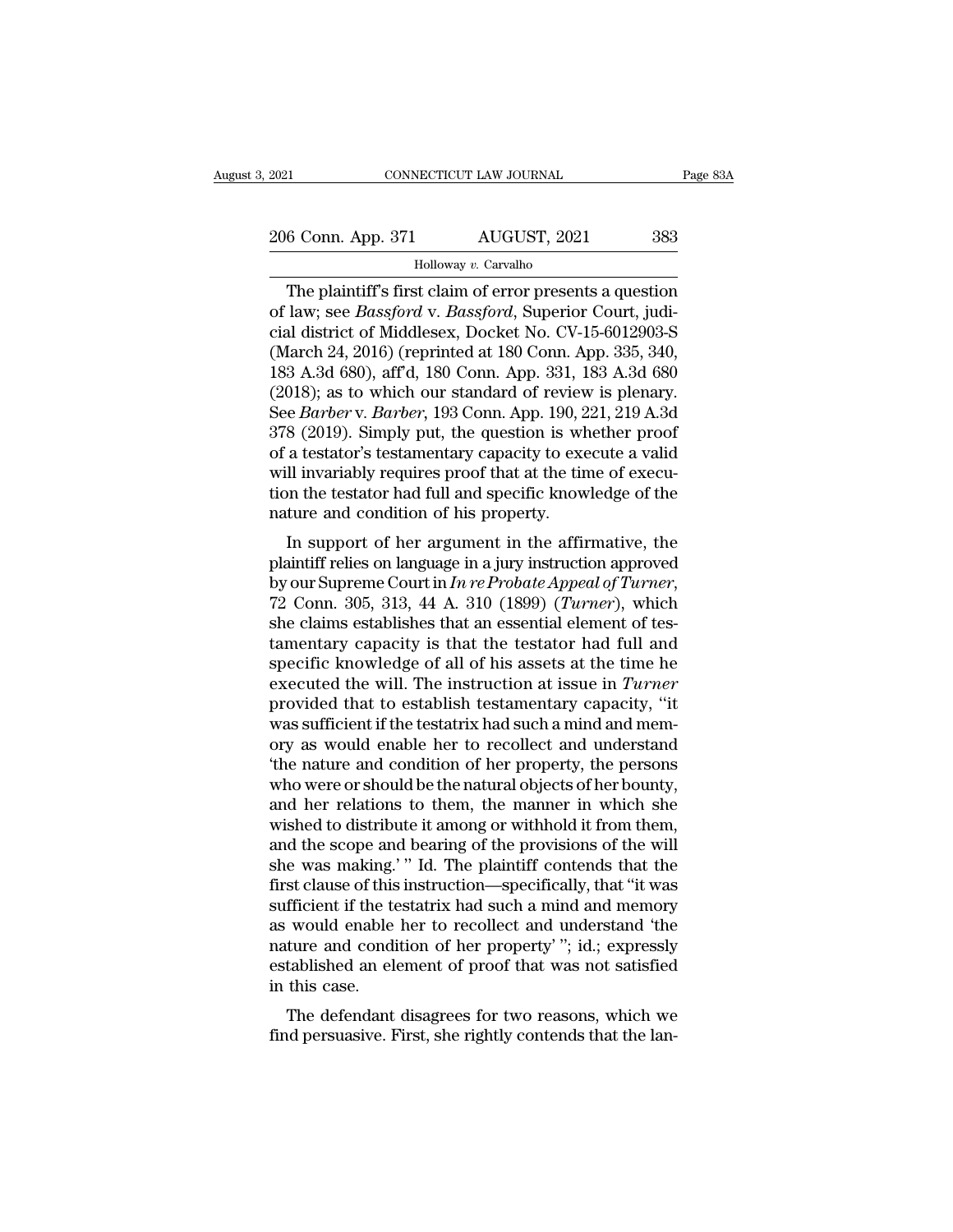The plaintiff's first claim of error presents a question of law; see *Bassford* v. *Bassford*, Superior Court, judicial district of Middlesex, Docket No. CV-15-6012903-S (March 24, 2016) (reprinted at 180 Conn. App. 335, 340, 183 A.3d 680), aff'd, 180 Conn. App. 331, 183 A.3d 680 (2018); as to which our standard of review is plenary. See *Barber* v. *Barber*, 193 Conn. App. 190, 221, 219 A.3d 378 (2019). Simply put, the question is whether proof of a testator's testamentary capacity to execute a valid will invariably requires proof that at the time of execution the testator had full and specific knowledge of the nature and condition of his property.

In support of her argument in the affirmative, the plaintiff relies on language in a jury instruction approved by our Supreme Court in *In re Probate Appeal of Turner*, 72 Conn. 305, 313, 44 A. 310 (1899) (*Turner*), which she claims establishes that an essential element of testamentary capacity is that the testator had full and specific knowledge of all of his assets at the time he executed the will. The instruction at issue in *Turner* provided that to establish testamentary capacity, "it was sufficient if the testatrix had such a mind and memory as would enable her to recollect and understand 'the nature and condition of her property, the persons who were or should be the natural objects of her bounty, and her relations to them, the manner in which she wished to distribute it among or withhold it from them, and the scope and bearing of the provisions of the will she was making.' " Id. The plaintiff contends that the first clause of this instruction—specifically, that "it was sufficient if the testatrix had such a mind and memory as would enable her to recollect and understand 'the nature and condition of her property' "; id.; expressly established an element of proof that was not satisfied in this case.

The defendant disagrees for two reasons, which we find persuasive. First, she rightly contends that the lan-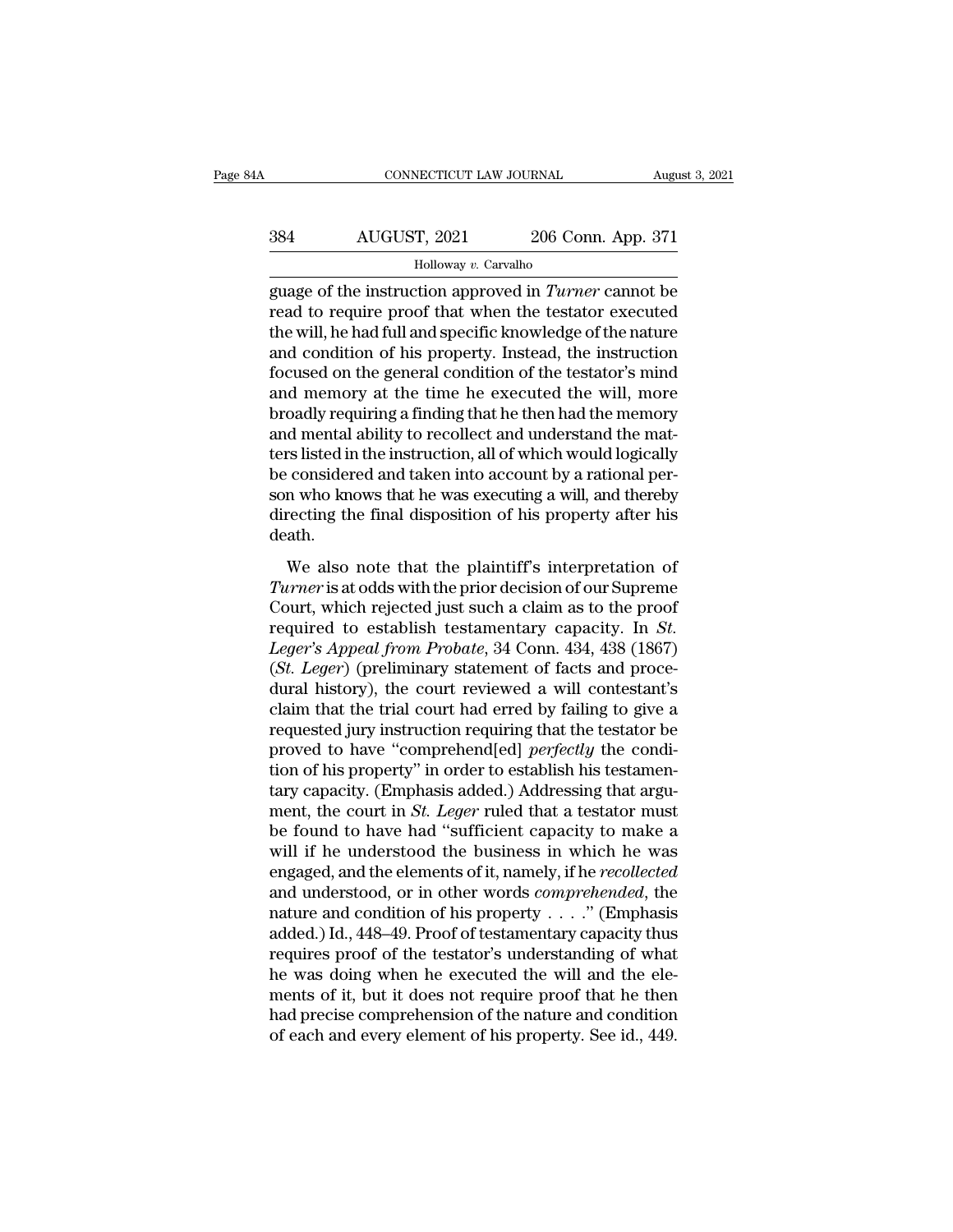guage of the instruction approved in *Turner* cannot be read to require proof that when the testator executed the will, he had full and specific knowledge of the nature and condition of his property. Instead, the instruction focused on the general condition of the testator's mind and memory at the time he executed the will, more broadly requiring a finding that he then had the memory and mental ability to recollect and understand the matters listed in the instruction, all of which would logically be considered and taken into account by a rational person who knows that he was executing a will, and thereby directing the final disposition of his property after his death.

We also note that the plaintiff's interpretation of *Turner* is at odds with the prior decision of our Supreme Court, which rejected just such a claim as to the proof required to establish testamentary capacity. In *St. Leger's Appeal from Probate*, 34 Conn. 434, 438 (1867) (*St. Leger*) (preliminary statement of facts and procedural history), the court reviewed a will contestant's claim that the trial court had erred by failing to give a requested jury instruction requiring that the testator be proved to have "comprehend[ed] *perfectly* the condition of his property" in order to establish his testamentary capacity. (Emphasis added.) Addressing that argument, the court in *St. Leger* ruled that a testator must be found to have had "sufficient capacity to make a will if he understood the business in which he was engaged, and the elements of it, namely, if he *recollected* and understood, or in other words *comprehended*, the nature and condition of his property . . . ." (Emphasis added.) Id., 448–49. Proof of testamentary capacity thus requires proof of the testator's understanding of what he was doing when he executed the will and the elements of it, but it does not require proof that he then had precise comprehension of the nature and condition of each and every element of his property. See id., 449.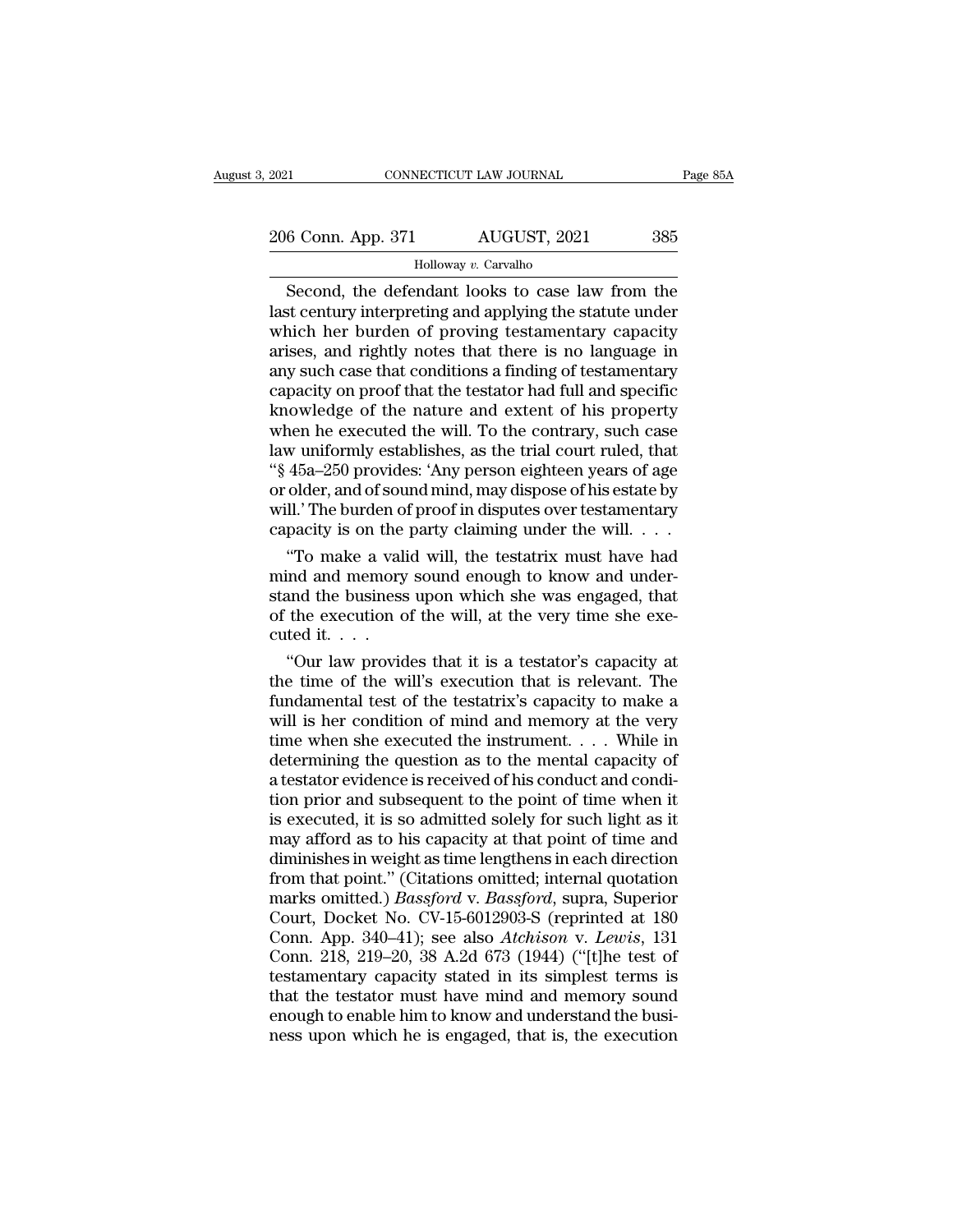Second, the defendant looks to case law from the last century interpreting and applying the statute under which her burden of proving testamentary capacity arises, and rightly notes that there is no language in any such case that conditions a finding of testamentary capacity on proof that the testator had full and specific knowledge of the nature and extent of his property when he executed the will. To the contrary, such case law uniformly establishes, as the trial court ruled, that "§ 45a–250 provides: 'Any person eighteen years of age or older, and of sound mind, may dispose of his estate by will.' The burden of proof in disputes over testamentary capacity is on the party claiming under the will. . . .

"To make a valid will, the testatrix must have had mind and memory sound enough to know and understand the business upon which she was engaged, that of the execution of the will, at the very time she executed it. . . .

"Our law provides that it is a testator's capacity at the time of the will's execution that is relevant. The fundamental test of the testatrix's capacity to make a will is her condition of mind and memory at the very time when she executed the instrument. . . . While in determining the question as to the mental capacity of a testator evidence is received of his conduct and condition prior and subsequent to the point of time when it is executed, it is so admitted solely for such light as it may afford as to his capacity at that point of time and diminishes in weight as time lengthens in each direction from that point." (Citations omitted; internal quotation marks omitted.) *Bassford* v. *Bassford*, supra, Superior Court, Docket No. CV-15-6012903-S (reprinted at 180 Conn. App. 340–41); see also *Atchison* v. *Lewis*, 131 Conn. 218, 219–20, 38 A.2d 673 (1944) ("[t]he test of testamentary capacity stated in its simplest terms is that the testator must have mind and memory sound enough to enable him to know and understand the business upon which he is engaged, that is, the execution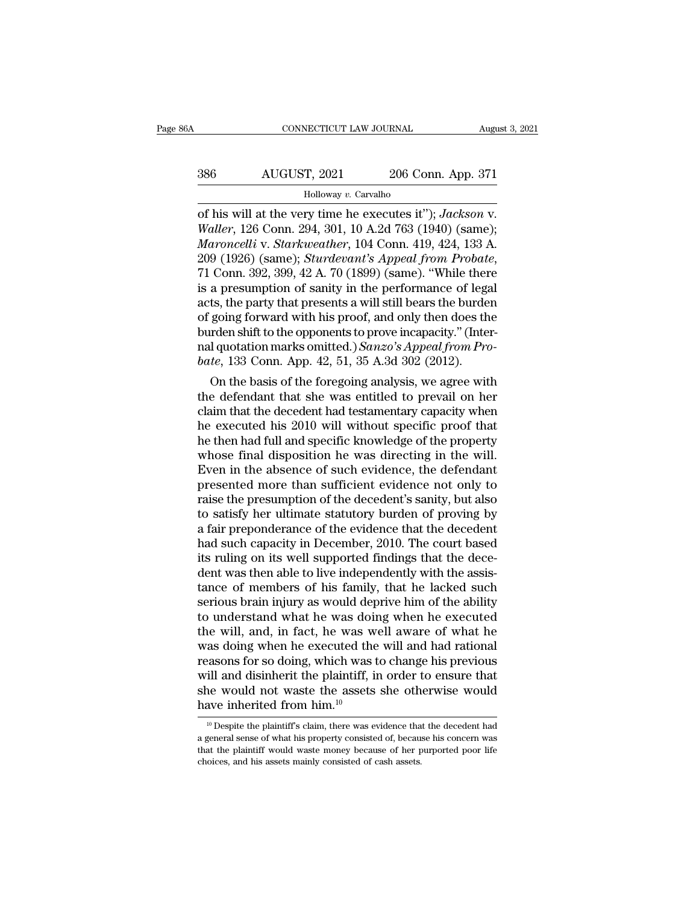of his will at the very time he executes it"); *Jackson* v. *Waller*, 126 Conn. 294, 301, 10 A.2d 763 (1940) (same); *Maroncelli* v. *Starkweather*, 104 Conn. 419, 424, 133 A. 209 (1926) (same); *Sturdevant's Appeal from Probate*, 71 Conn. 392, 399, 42 A. 70 (1899) (same). "While there is a presumption of sanity in the performance of legal acts, the party that presents a will still bears the burden of going forward with his proof, and only then does the burden shift to the opponents to prove incapacity." (Internal quotation marks omitted.) *Sanzo's Appeal from Probate*, 133 Conn. App. 42, 51, 35 A.3d 302 (2012).

On the basis of the foregoing analysis, we agree with the defendant that she was entitled to prevail on her claim that the decedent had testamentary capacity when he executed his 2010 will without specific proof that he then had full and specific knowledge of the property whose final disposition he was directing in the will. Even in the absence of such evidence, the defendant presented more than sufficient evidence not only to raise the presumption of the decedent's sanity, but also to satisfy her ultimate statutory burden of proving by a fair preponderance of the evidence that the decedent had such capacity in December, 2010. The court based its ruling on its well supported findings that the decedent was then able to live independently with the assistance of members of his family, that he lacked such serious brain injury as would deprive him of the ability to understand what he was doing when he executed the will, and, in fact, he was well aware of what he was doing when he executed the will and had rational reasons for so doing, which was to change his previous will and disinherit the plaintiff, in order to ensure that she would not waste the assets she otherwise would have inherited from him.[10]

[10] Despite the plaintiff's claim, there was evidence that the decedent had a general sense of what his property consisted of, because his concern was that the plaintiff would waste money because of her purported poor life choices, and his assets mainly consisted of cash assets.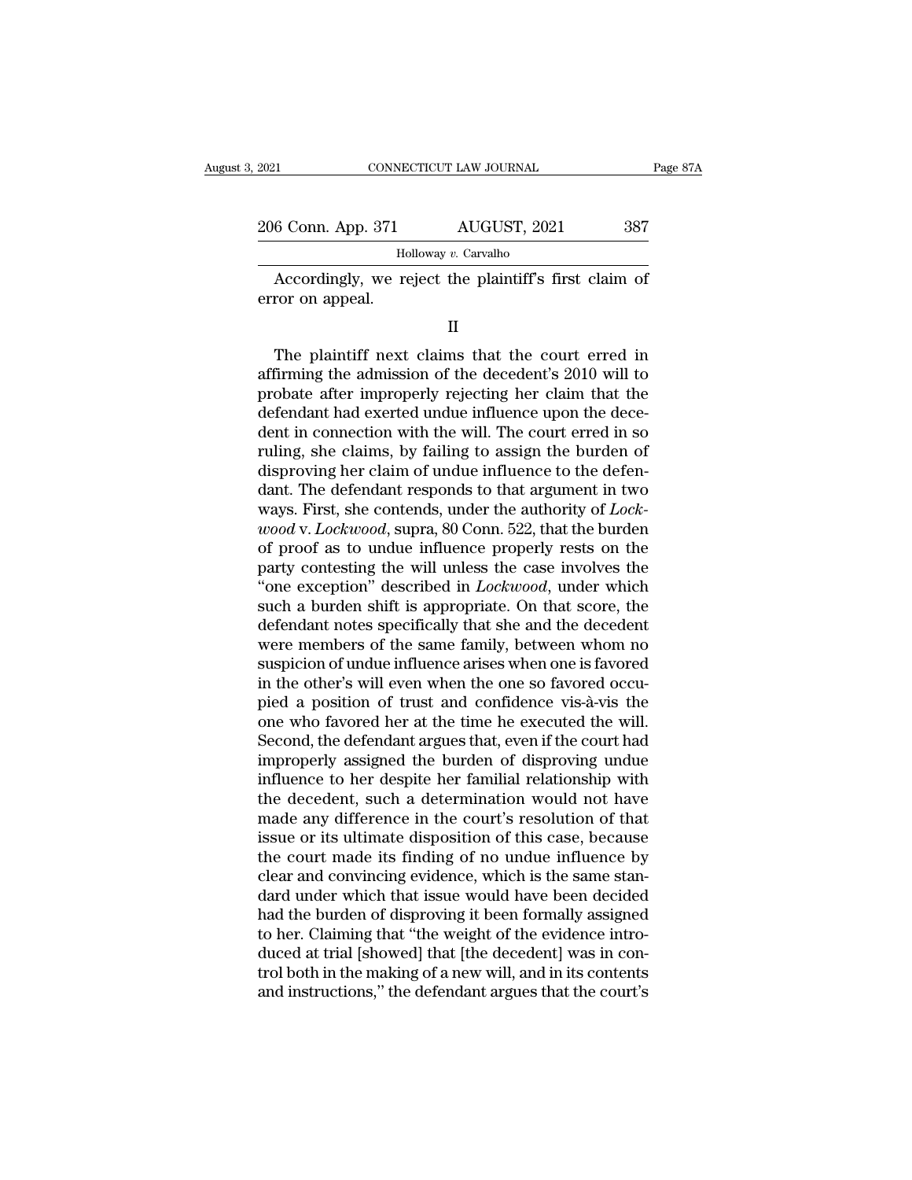Accordingly, we reject the plaintiff's first claim of error on appeal.

II

The plaintiff next claims that the court erred in affirming the admission of the decedent's 2010 will to probate after improperly rejecting her claim that the defendant had exerted undue influence upon the decedent in connection with the will. The court erred in so ruling, she claims, by failing to assign the burden of disproving her claim of undue influence to the defendant. The defendant responds to that argument in two ways. First, she contends, under the authority of *Lockwood* v. *Lockwood*, supra, 80 Conn. 522, that the burden of proof as to undue influence properly rests on the party contesting the will unless the case involves the "one exception" described in *Lockwood*, under which such a burden shift is appropriate. On that score, the defendant notes specifically that she and the decedent were members of the same family, between whom no suspicion of undue influence arises when one is favored in the other's will even when the one so favored occupied a position of trust and confidence vis-à-vis the one who favored her at the time he executed the will. Second, the defendant argues that, even if the court had improperly assigned the burden of disproving undue influence to her despite her familial relationship with the decedent, such a determination would not have made any difference in the court's resolution of that issue or its ultimate disposition of this case, because the court made its finding of no undue influence by clear and convincing evidence, which is the same standard under which that issue would have been decided had the burden of disproving it been formally assigned to her. Claiming that "the weight of the evidence introduced at trial [showed] that [the decedent] was in control both in the making of a new will, and in its contents and instructions," the defendant argues that the court's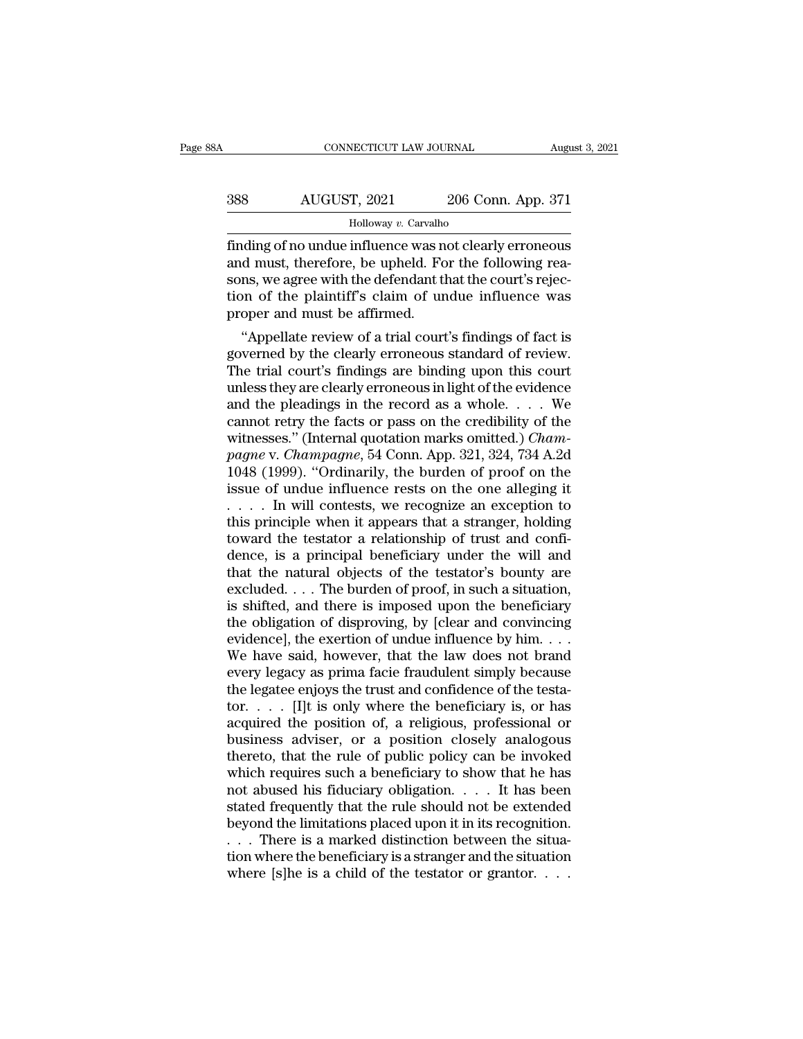finding of no undue influence was not clearly erroneous and must, therefore, be upheld. For the following reasons, we agree with the defendant that the court's rejection of the plaintiff's claim of undue influence was proper and must be affirmed.

"Appellate review of a trial court's findings of fact is governed by the clearly erroneous standard of review. The trial court's findings are binding upon this court unless they are clearly erroneous in light of the evidence and the pleadings in the record as a whole. . . . We cannot retry the facts or pass on the credibility of the witnesses." (Internal quotation marks omitted.) *Champagne* v. *Champagne*, 54 Conn. App. 321, 324, 734 A.2d 1048 (1999). "Ordinarily, the burden of proof on the issue of undue influence rests on the one alleging it . . . . In will contests, we recognize an exception to this principle when it appears that a stranger, holding toward the testator a relationship of trust and confidence, is a principal beneficiary under the will and that the natural objects of the testator's bounty are excluded. . . . The burden of proof, in such a situation, is shifted, and there is imposed upon the beneficiary the obligation of disproving, by [clear and convincing evidence], the exertion of undue influence by him. . . . We have said, however, that the law does not brand every legacy as prima facie fraudulent simply because the legatee enjoys the trust and confidence of the testator. . . . [I]t is only where the beneficiary is, or has acquired the position of, a religious, professional or business adviser, or a position closely analogous thereto, that the rule of public policy can be invoked which requires such a beneficiary to show that he has not abused his fiduciary obligation. . . . It has been stated frequently that the rule should not be extended beyond the limitations placed upon it in its recognition. . . . There is a marked distinction between the situation where the beneficiary is a stranger and the situation where [s]he is a child of the testator or grantor. . . .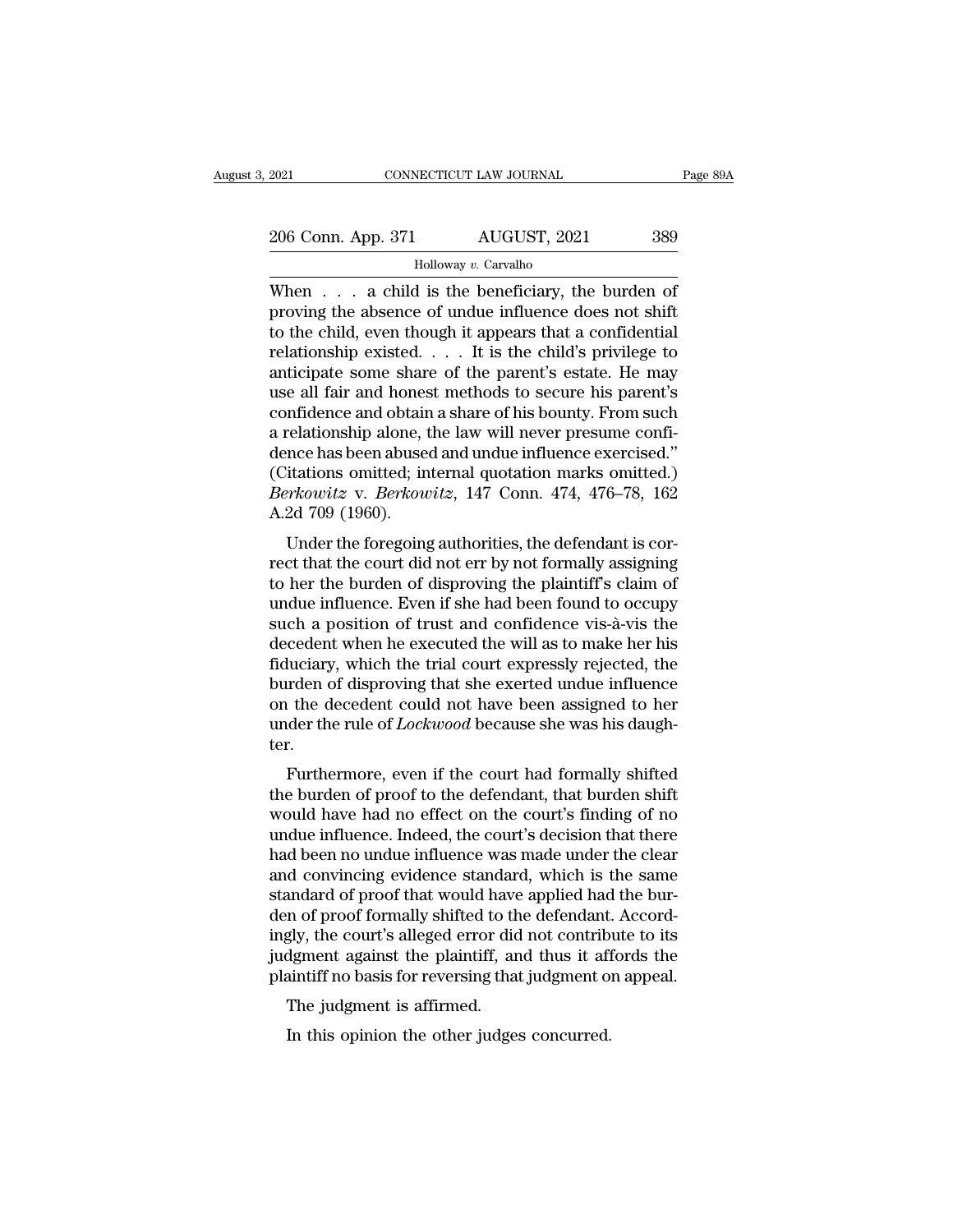When . . . a child is the beneficiary, the burden of proving the absence of undue influence does not shift to the child, even though it appears that a confidential relationship existed. . . . It is the child's privilege to anticipate some share of the parent's estate. He may use all fair and honest methods to secure his parent's confidence and obtain a share of his bounty. From such a relationship alone, the law will never presume confidence has been abused and undue influence exercised." (Citations omitted; internal quotation marks omitted.) *Berkowitz* v. *Berkowitz*, 147 Conn. 474, 476–78, 162 A.2d 709 (1960).

Under the foregoing authorities, the defendant is correct that the court did not err by not formally assigning to her the burden of disproving the plaintiff's claim of undue influence. Even if she had been found to occupy such a position of trust and confidence vis-à-vis the decedent when he executed the will as to make her his fiduciary, which the trial court expressly rejected, the burden of disproving that she exerted undue influence on the decedent could not have been assigned to her under the rule of *Lockwood* because she was his daughter.

Furthermore, even if the court had formally shifted the burden of proof to the defendant, that burden shift would have had no effect on the court's finding of no undue influence. Indeed, the court's decision that there had been no undue influence was made under the clear and convincing evidence standard, which is the same standard of proof that would have applied had the burden of proof formally shifted to the defendant. Accordingly, the court's alleged error did not contribute to its judgment against the plaintiff, and thus it affords the plaintiff no basis for reversing that judgment on appeal.

The judgment is affirmed.

In this opinion the other judges concurred.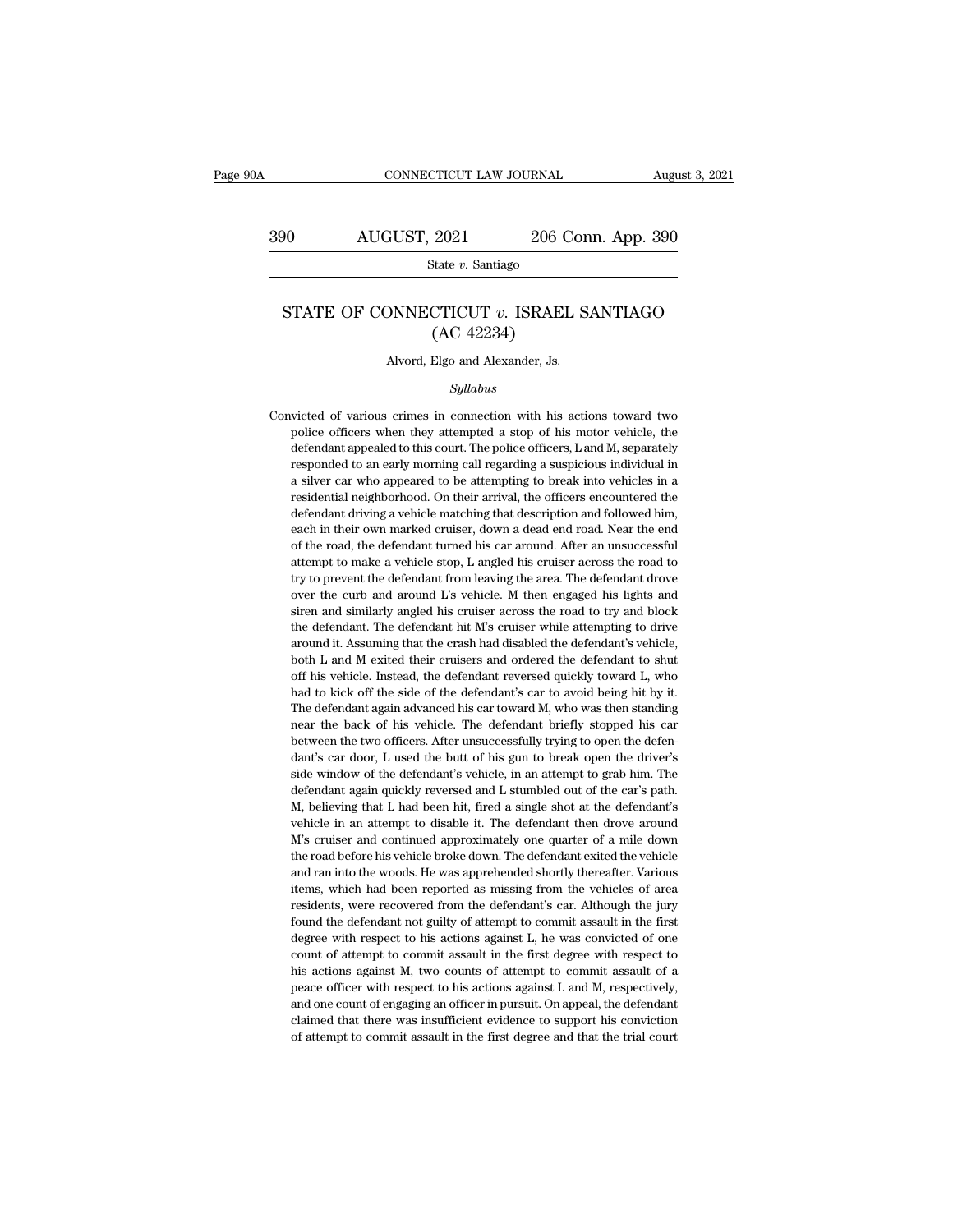# STATE OF CONNECTICUT *v.* ISRAEL SANTIAGO (AC 42234)

Alvord, Elgo and Alexander, Js.

*Syllabus*

Convicted of various crimes in connection with his actions toward two police officers when they attempted a stop of his motor vehicle, the defendant appealed to this court. The police officers, L and M, separately responded to an early morning call regarding a suspicious individual in a silver car who appeared to be attempting to break into vehicles in a residential neighborhood. On their arrival, the officers encountered the defendant driving a vehicle matching that description and followed him, each in their own marked cruiser, down a dead end road. Near the end of the road, the defendant turned his car around. After an unsuccessful attempt to make a vehicle stop, L angled his cruiser across the road to try to prevent the defendant from leaving the area. The defendant drove over the curb and around L's vehicle. M then engaged his lights and siren and similarly angled his cruiser across the road to try and block the defendant. The defendant hit M's cruiser while attempting to drive around it. Assuming that the crash had disabled the defendant's vehicle, both L and M exited their cruisers and ordered the defendant to shut off his vehicle. Instead, the defendant reversed quickly toward L, who had to kick off the side of the defendant's car to avoid being hit by it. The defendant again advanced his car toward M, who was then standing near the back of his vehicle. The defendant briefly stopped his car between the two officers. After unsuccessfully trying to open the defendant's car door, L used the butt of his gun to break open the driver's side window of the defendant's vehicle, in an attempt to grab him. The defendant again quickly reversed and L stumbled out of the car's path. M, believing that L had been hit, fired a single shot at the defendant's vehicle in an attempt to disable it. The defendant then drove around M's cruiser and continued approximately one quarter of a mile down the road before his vehicle broke down. The defendant exited the vehicle and ran into the woods. He was apprehended shortly thereafter. Various items, which had been reported as missing from the vehicles of area residents, were recovered from the defendant's car. Although the jury found the defendant not guilty of attempt to commit assault in the first degree with respect to his actions against L, he was convicted of one count of attempt to commit assault in the first degree with respect to his actions against M, two counts of attempt to commit assault of a peace officer with respect to his actions against L and M, respectively, and one count of engaging an officer in pursuit. On appeal, the defendant claimed that there was insufficient evidence to support his conviction of attempt to commit assault in the first degree and that the trial court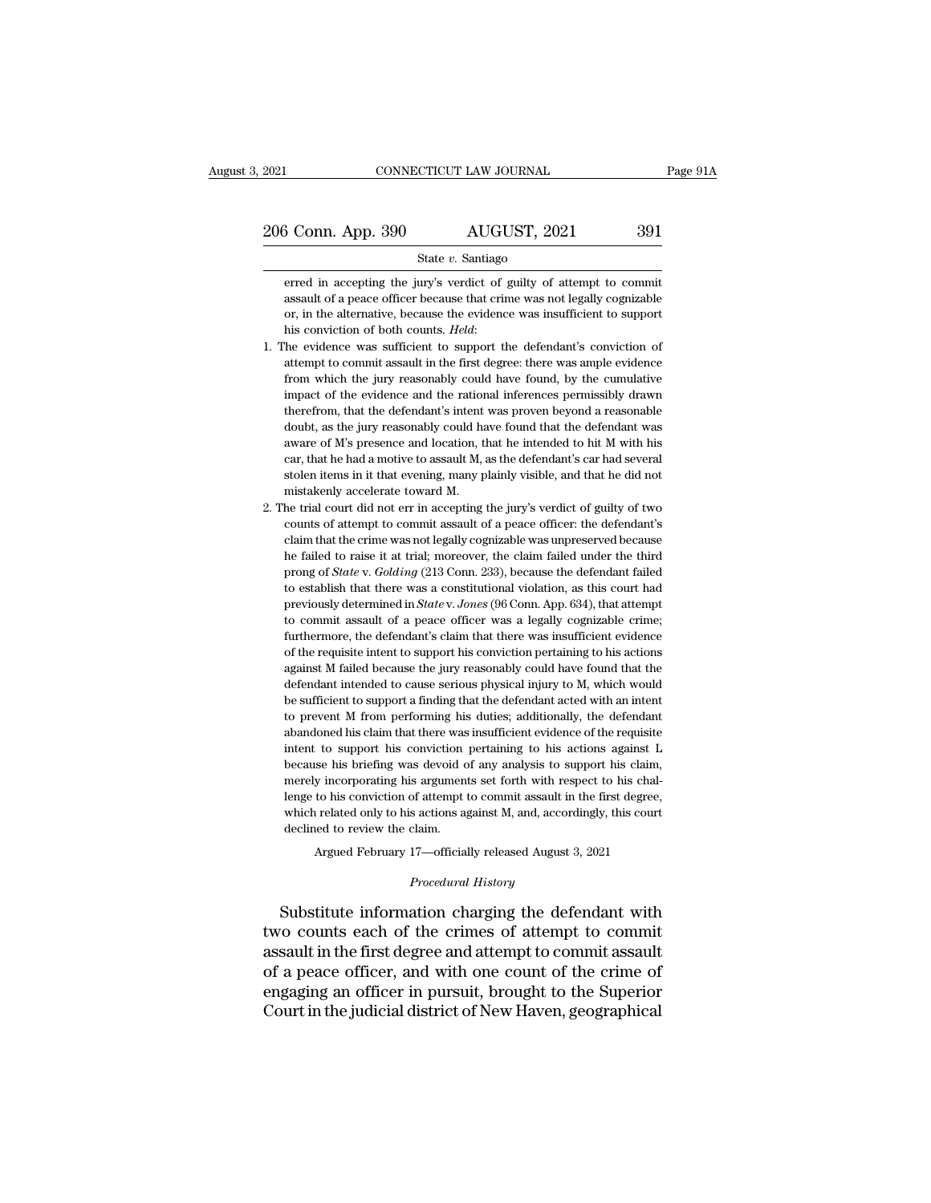erred in accepting the jury's verdict of guilty of attempt to commit assault of a peace officer because that crime was not legally cognizable or, in the alternative, because the evidence was insufficient to support his conviction of both counts. *Held*:

1. The evidence was sufficient to support the defendant's conviction of attempt to commit assault in the first degree: there was ample evidence from which the jury reasonably could have found, by the cumulative impact of the evidence and the rational inferences permissibly drawn therefrom, that the defendant's intent was proven beyond a reasonable doubt, as the jury reasonably could have found that the defendant was aware of M's presence and location, that he intended to hit M with his car, that he had a motive to assault M, as the defendant's car had several stolen items in it that evening, many plainly visible, and that he did not mistakenly accelerate toward M.

2. The trial court did not err in accepting the jury's verdict of guilty of two counts of attempt to commit assault of a peace officer: the defendant's claim that the crime was not legally cognizable was unpreserved because he failed to raise it at trial; moreover, the claim failed under the third prong of *State* v. *Golding* (213 Conn. 233), because the defendant failed to establish that there was a constitutional violation, as this court had previously determined in *State* v. *Jones* (96 Conn. App. 634), that attempt to commit assault of a peace officer was a legally cognizable crime; furthermore, the defendant's claim that there was insufficient evidence of the requisite intent to support his conviction pertaining to his actions against M failed because the jury reasonably could have found that the defendant intended to cause serious physical injury to M, which would be sufficient to support a finding that the defendant acted with an intent to prevent M from performing his duties; additionally, the defendant abandoned his claim that there was insufficient evidence of the requisite intent to support his conviction pertaining to his actions against L because his briefing was devoid of any analysis to support his claim, merely incorporating his arguments set forth with respect to his challenge to his conviction of attempt to commit assault in the first degree, which related only to his actions against M, and, accordingly, this court declined to review the claim.

Argued February 17—officially released August 3, 2021

*Procedural History*

Substitute information charging the defendant with two counts each of the crimes of attempt to commit assault in the first degree and attempt to commit assault of a peace officer, and with one count of the crime of engaging an officer in pursuit, brought to the Superior Court in the judicial district of New Haven, geographical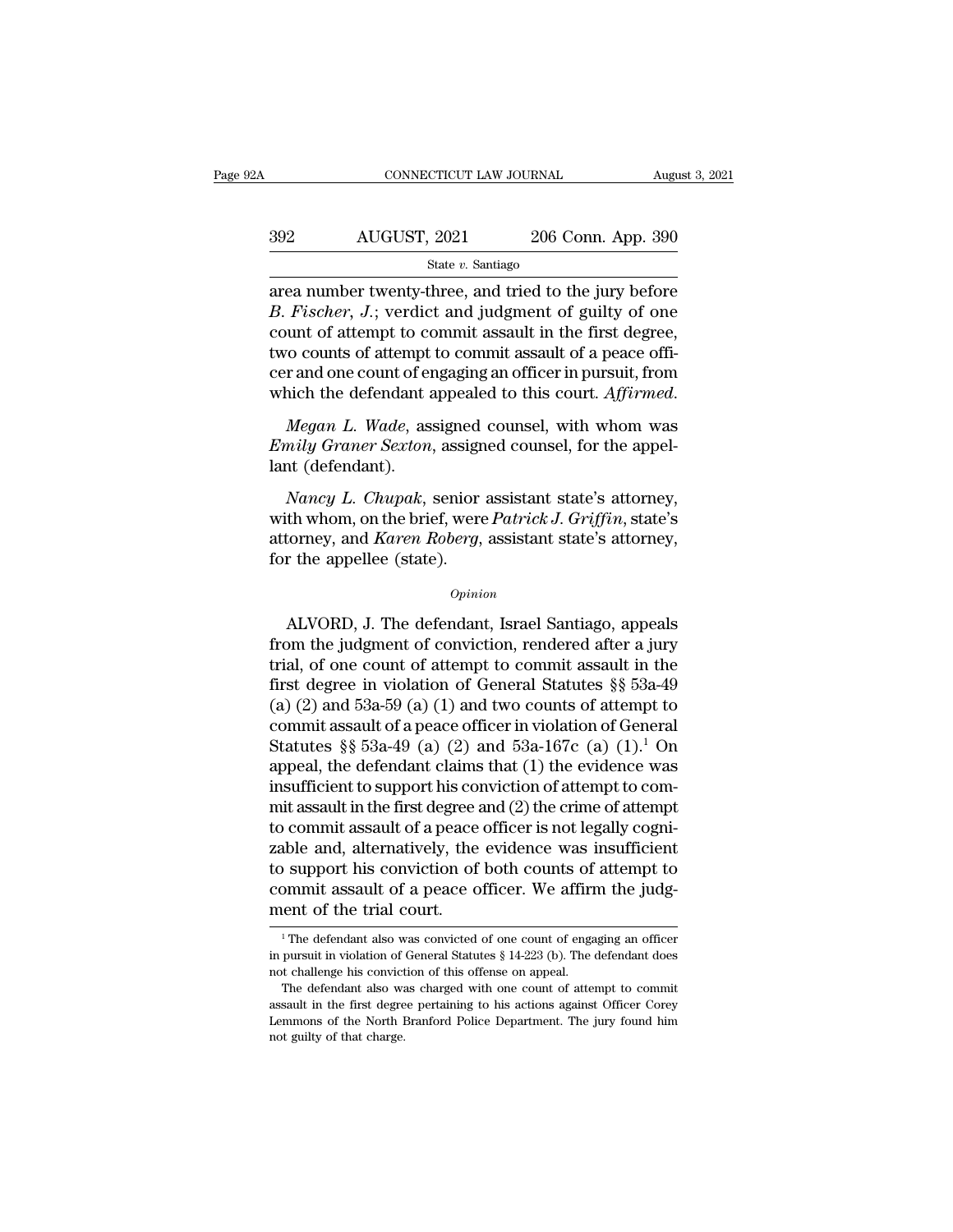area number twenty-three, and tried to the jury before *B. Fischer*, *J.*; verdict and judgment of guilty of one count of attempt to commit assault in the first degree, two counts of attempt to commit assault of a peace officer and one count of engaging an officer in pursuit, from which the defendant appealed to this court. *Affirmed*.

*Megan L. Wade*, assigned counsel, with whom was *Emily Graner Sexton*, assigned counsel, for the appellant (defendant).

*Nancy L. Chupak*, senior assistant state's attorney, with whom, on the brief, were *Patrick J. Griffin*, state's attorney, and *Karen Roberg*, assistant state's attorney, for the appellee (state).

*Opinion*

ALVORD, J. The defendant, Israel Santiago, appeals from the judgment of conviction, rendered after a jury trial, of one count of attempt to commit assault in the first degree in violation of General Statutes §§ 53a-49 (a) (2) and 53a-59 (a) (1) and two counts of attempt to commit assault of a peace officer in violation of General Statutes §§ 53a-49 (a) (2) and 53a-167c (a) (1).[1] On appeal, the defendant claims that (1) the evidence was insufficient to support his conviction of attempt to commit assault in the first degree and (2) the crime of attempt to commit assault of a peace officer is not legally cognizable and, alternatively, the evidence was insufficient to support his conviction of both counts of attempt to commit assault of a peace officer. We affirm the judgment of the trial court.

[1] The defendant also was convicted of one count of engaging an officer in pursuit in violation of General Statutes § 14-223 (b). The defendant does not challenge his conviction of this offense on appeal.

The defendant also was charged with one count of attempt to commit assault in the first degree pertaining to his actions against Officer Corey Lemmons of the North Branford Police Department. The jury found him not guilty of that charge.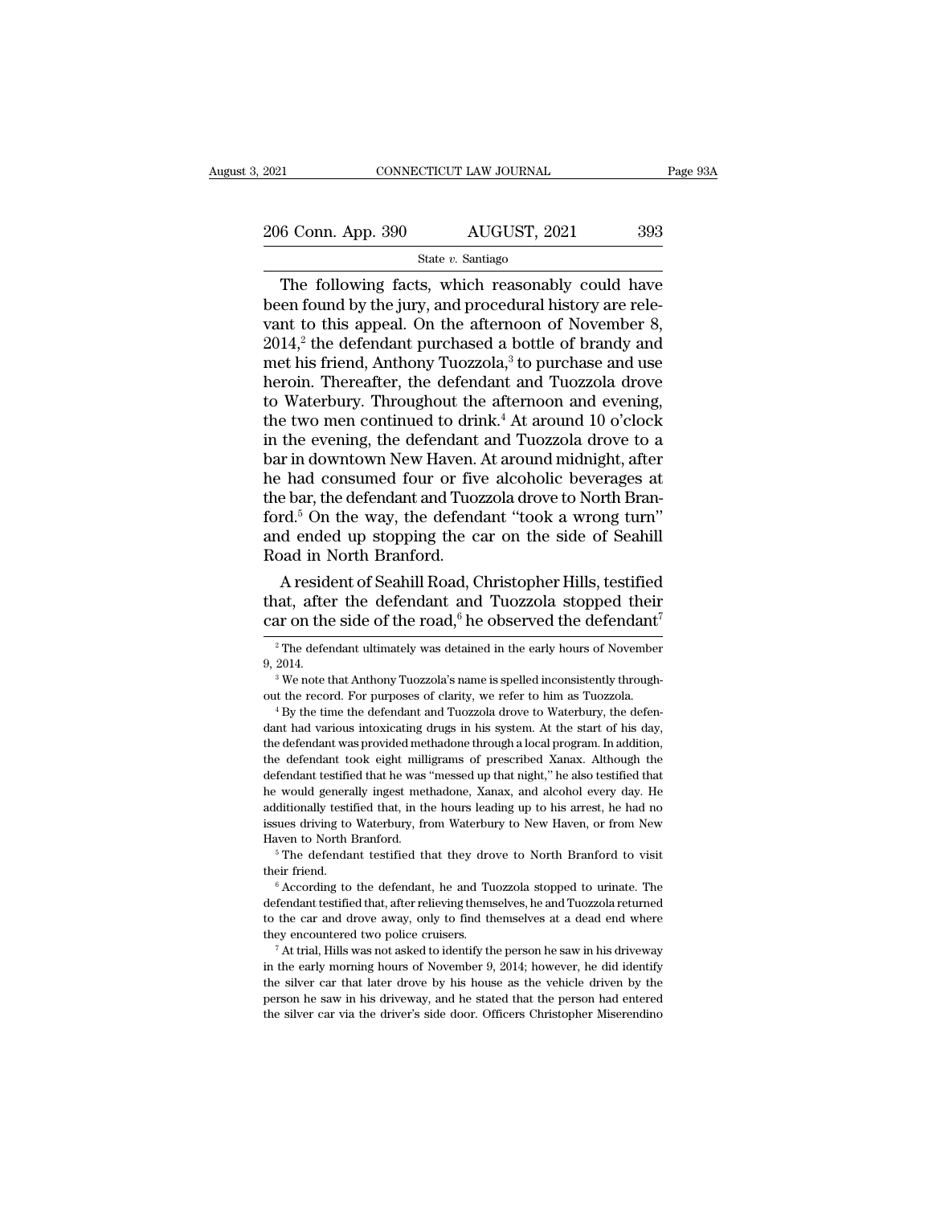The following facts, which reasonably could have been found by the jury, and procedural history are relevant to this appeal. On the afternoon of November 8, 2014,[2] the defendant purchased a bottle of brandy and met his friend, Anthony Tuozzola,[3] to purchase and use heroin. Thereafter, the defendant and Tuozzola drove to Waterbury. Throughout the afternoon and evening, the two men continued to drink.[4] At around 10 o'clock in the evening, the defendant and Tuozzola drove to a bar in downtown New Haven. At around midnight, after he had consumed four or five alcoholic beverages at the bar, the defendant and Tuozzola drove to North Branford.[5] On the way, the defendant "took a wrong turn" and ended up stopping the car on the side of Seahill Road in North Branford.

A resident of Seahill Road, Christopher Hills, testified that, after the defendant and Tuozzola stopped their car on the side of the road,[6] he observed the defendant[7]

---

[2] The defendant ultimately was detained in the early hours of November 9, 2014.

[3] We note that Anthony Tuozzola's name is spelled inconsistently throughout the record. For purposes of clarity, we refer to him as Tuozzola.

[4] By the time the defendant and Tuozzola drove to Waterbury, the defendant had various intoxicating drugs in his system. At the start of his day, the defendant was provided methadone through a local program. In addition, the defendant took eight milligrams of prescribed Xanax. Although the defendant testified that he was "messed up that night," he also testified that he would generally ingest methadone, Xanax, and alcohol every day. He additionally testified that, in the hours leading up to his arrest, he had no issues driving to Waterbury, from Waterbury to New Haven, or from New Haven to North Branford.

[5] The defendant testified that they drove to North Branford to visit their friend.

[6] According to the defendant, he and Tuozzola stopped to urinate. The defendant testified that, after relieving themselves, he and Tuozzola returned to the car and drove away, only to find themselves at a dead end where they encountered two police cruisers.

[7] At trial, Hills was not asked to identify the person he saw in his driveway in the early morning hours of November 9, 2014; however, he did identify the silver car that later drove by his house as the vehicle driven by the person he saw in his driveway, and he stated that the person had entered the silver car via the driver's side door. Officers Christopher Miserendino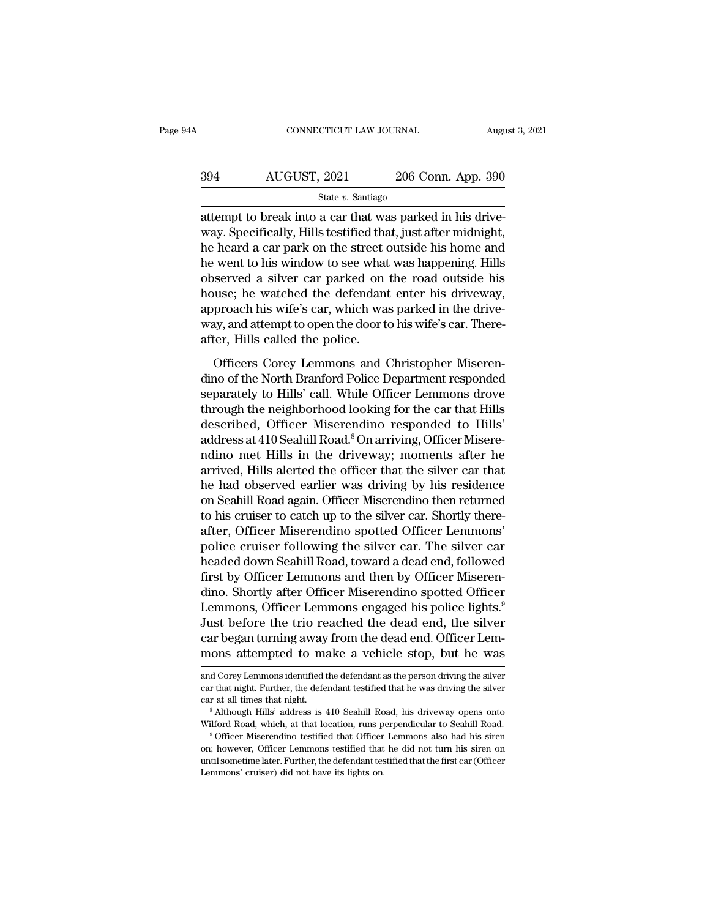attempt to break into a car that was parked in his driveway. Specifically, Hills testified that, just after midnight, he heard a car park on the street outside his home and he went to his window to see what was happening. Hills observed a silver car parked on the road outside his house; he watched the defendant enter his driveway, approach his wife's car, which was parked in the driveway, and attempt to open the door to his wife's car. Thereafter, Hills called the police.

Officers Corey Lemmons and Christopher Miserendino of the North Branford Police Department responded separately to Hills' call. While Officer Lemmons drove through the neighborhood looking for the car that Hills described, Officer Miserendino responded to Hills' address at 410 Seahill Road.[8] On arriving, Officer Miserendino met Hills in the driveway; moments after he arrived, Hills alerted the officer that the silver car that he had observed earlier was driving by his residence on Seahill Road again. Officer Miserendino then returned to his cruiser to catch up to the silver car. Shortly thereafter, Officer Miserendino spotted Officer Lemmons' police cruiser following the silver car. The silver car headed down Seahill Road, toward a dead end, followed first by Officer Lemmons and then by Officer Miserendino. Shortly after Officer Miserendino spotted Officer Lemmons, Officer Lemmons engaged his police lights.[9] Just before the trio reached the dead end, the silver car began turning away from the dead end. Officer Lemmons attempted to make a vehicle stop, but he was

---

and Corey Lemmons identified the defendant as the person driving the silver car that night. Further, the defendant testified that he was driving the silver car at all times that night.

[8] Although Hills' address is 410 Seahill Road, his driveway opens onto Wilford Road, which, at that location, runs perpendicular to Seahill Road.

[9] Officer Miserendino testified that Officer Lemmons also had his siren on; however, Officer Lemmons testified that he did not turn his siren on until sometime later. Further, the defendant testified that the first car (Officer Lemmons' cruiser) did not have its lights on.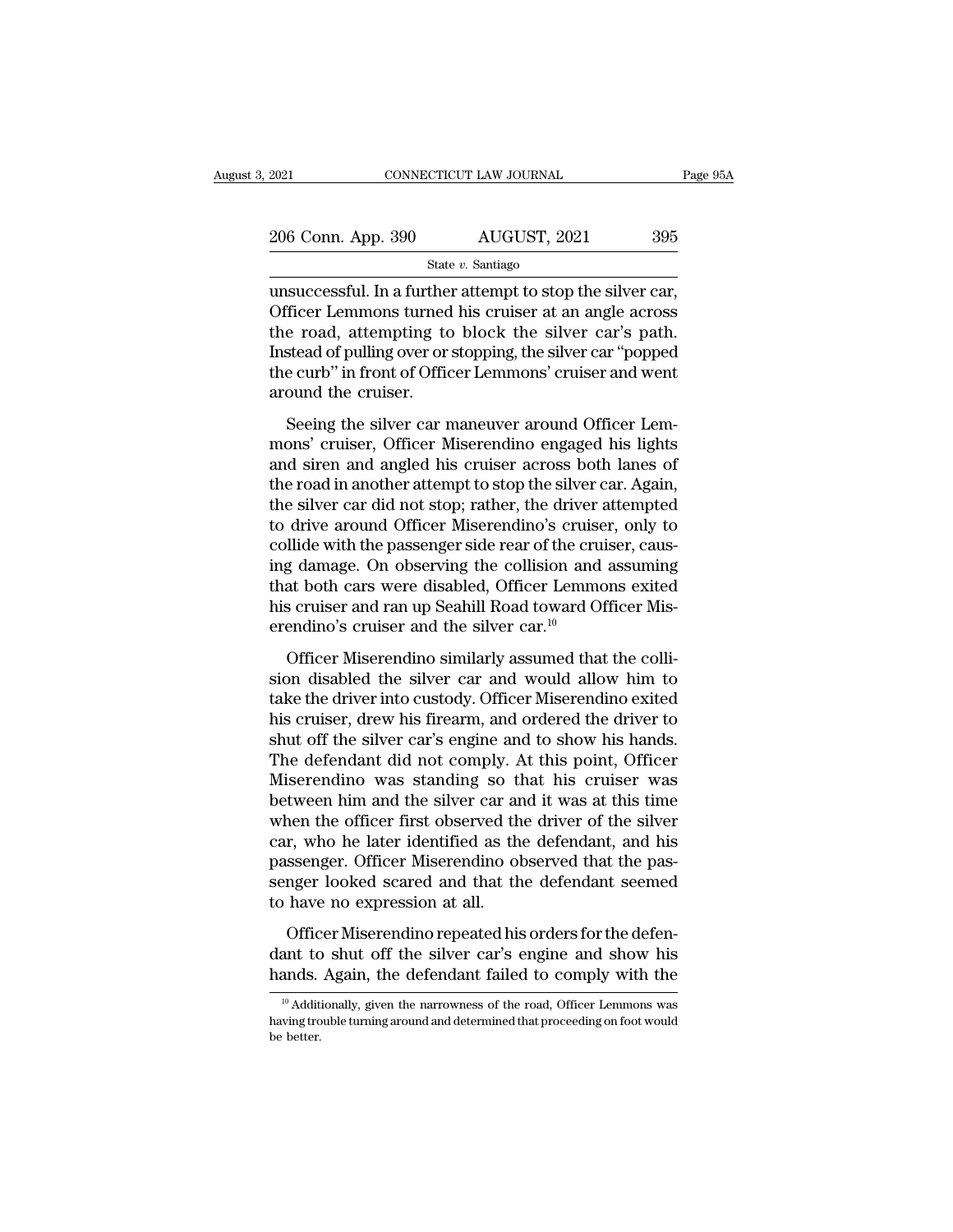unsuccessful. In a further attempt to stop the silver car, Officer Lemmons turned his cruiser at an angle across the road, attempting to block the silver car's path. Instead of pulling over or stopping, the silver car "popped the curb" in front of Officer Lemmons' cruiser and went around the cruiser.

Seeing the silver car maneuver around Officer Lemmons' cruiser, Officer Miserendino engaged his lights and siren and angled his cruiser across both lanes of the road in another attempt to stop the silver car. Again, the silver car did not stop; rather, the driver attempted to drive around Officer Miserendino's cruiser, only to collide with the passenger side rear of the cruiser, causing damage. On observing the collision and assuming that both cars were disabled, Officer Lemmons exited his cruiser and ran up Seahill Road toward Officer Miserendino's cruiser and the silver car.[10]

Officer Miserendino similarly assumed that the collision disabled the silver car and would allow him to take the driver into custody. Officer Miserendino exited his cruiser, drew his firearm, and ordered the driver to shut off the silver car's engine and to show his hands. The defendant did not comply. At this point, Officer Miserendino was standing so that his cruiser was between him and the silver car and it was at this time when the officer first observed the driver of the silver car, who he later identified as the defendant, and his passenger. Officer Miserendino observed that the passenger looked scared and that the defendant seemed to have no expression at all.

Officer Miserendino repeated his orders for the defendant to shut off the silver car's engine and show his hands. Again, the defendant failed to comply with the

[10] Additionally, given the narrowness of the road, Officer Lemmons was having trouble turning around and determined that proceeding on foot would be better.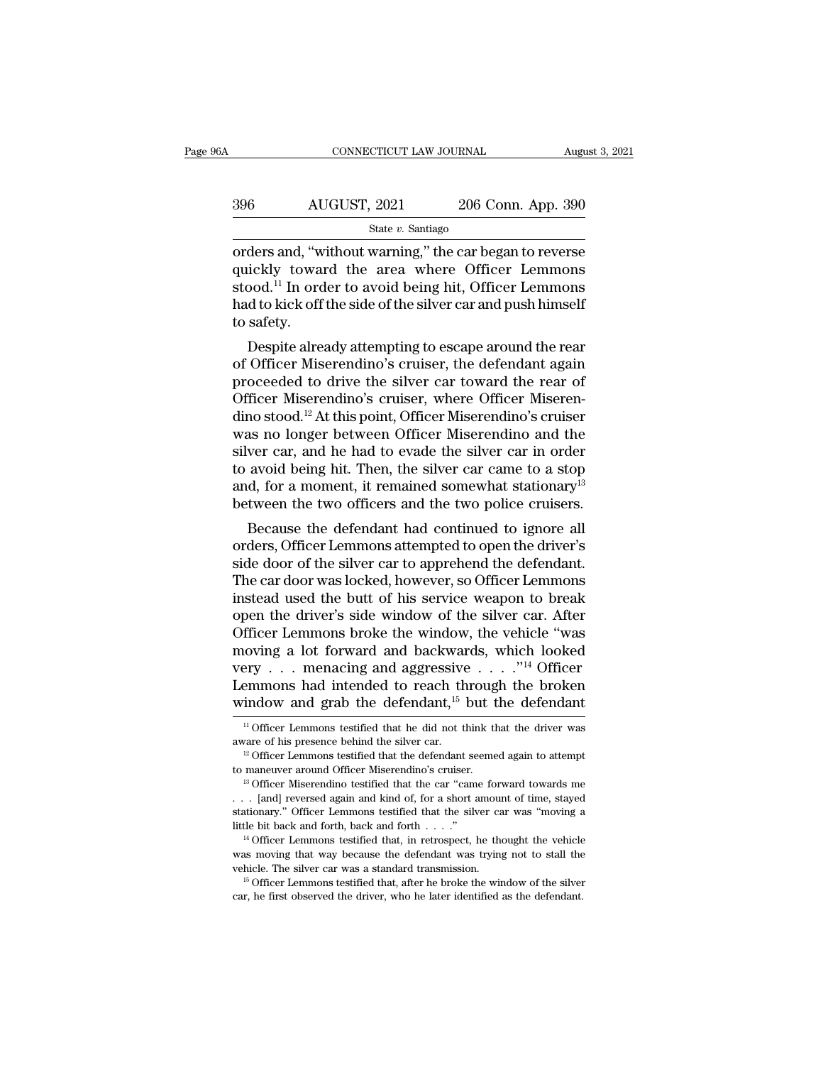orders and, "without warning," the car began to reverse quickly toward the area where Officer Lemmons stood.[11] In order to avoid being hit, Officer Lemmons had to kick off the side of the silver car and push himself to safety.

Despite already attempting to escape around the rear of Officer Miserendino's cruiser, the defendant again proceeded to drive the silver car toward the rear of Officer Miserendino's cruiser, where Officer Miserendino stood.[12] At this point, Officer Miserendino's cruiser was no longer between Officer Miserendino and the silver car, and he had to evade the silver car in order to avoid being hit. Then, the silver car came to a stop and, for a moment, it remained somewhat stationary[13] between the two officers and the two police cruisers.

Because the defendant had continued to ignore all orders, Officer Lemmons attempted to open the driver's side door of the silver car to apprehend the defendant. The car door was locked, however, so Officer Lemmons instead used the butt of his service weapon to break open the driver's side window of the silver car. After Officer Lemmons broke the window, the vehicle "was moving a lot forward and backwards, which looked very . . . menacing and aggressive . . . ."[14] Officer Lemmons had intended to reach through the broken window and grab the defendant,[15] but the defendant

---

[11] Officer Lemmons testified that he did not think that the driver was aware of his presence behind the silver car.

[12] Officer Lemmons testified that the defendant seemed again to attempt to maneuver around Officer Miserendino's cruiser.

[13] Officer Miserendino testified that the car "came forward towards me . . . [and] reversed again and kind of, for a short amount of time, stayed stationary." Officer Lemmons testified that the silver car was "moving a little bit back and forth, back and forth . . . ."

[14] Officer Lemmons testified that, in retrospect, he thought the vehicle was moving that way because the defendant was trying not to stall the vehicle. The silver car was a standard transmission.

[15] Officer Lemmons testified that, after he broke the window of the silver car, he first observed the driver, who he later identified as the defendant.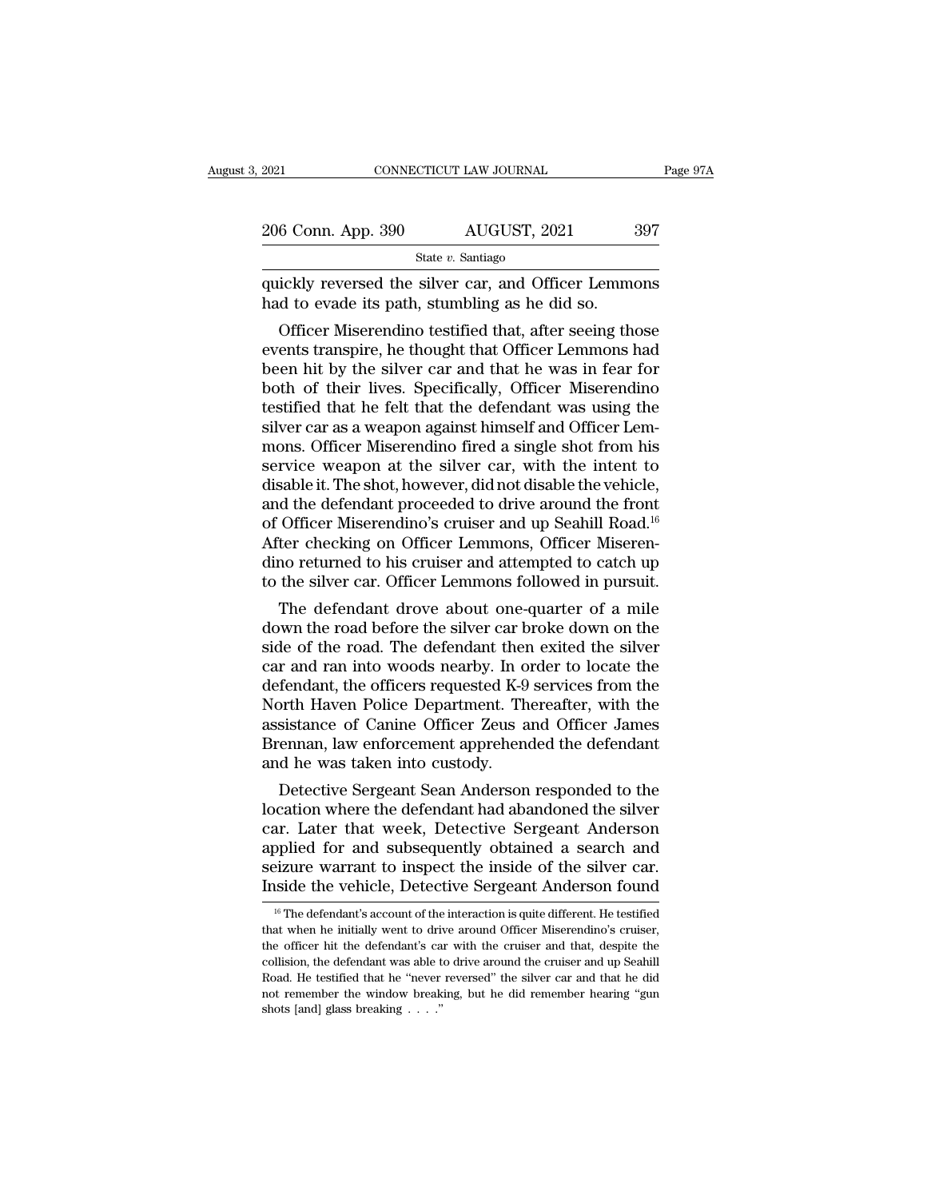quickly reversed the silver car, and Officer Lemmons had to evade its path, stumbling as he did so.

Officer Miserendino testified that, after seeing those events transpire, he thought that Officer Lemmons had been hit by the silver car and that he was in fear for both of their lives. Specifically, Officer Miserendino testified that he felt that the defendant was using the silver car as a weapon against himself and Officer Lemmons. Officer Miserendino fired a single shot from his service weapon at the silver car, with the intent to disable it. The shot, however, did not disable the vehicle, and the defendant proceeded to drive around the front of Officer Miserendino's cruiser and up Seahill Road.[16] After checking on Officer Lemmons, Officer Miserendino returned to his cruiser and attempted to catch up to the silver car. Officer Lemmons followed in pursuit.

The defendant drove about one-quarter of a mile down the road before the silver car broke down on the side of the road. The defendant then exited the silver car and ran into woods nearby. In order to locate the defendant, the officers requested K-9 services from the North Haven Police Department. Thereafter, with the assistance of Canine Officer Zeus and Officer James Brennan, law enforcement apprehended the defendant and he was taken into custody.

Detective Sergeant Sean Anderson responded to the location where the defendant had abandoned the silver car. Later that week, Detective Sergeant Anderson applied for and subsequently obtained a search and seizure warrant to inspect the inside of the silver car. Inside the vehicle, Detective Sergeant Anderson found

[16] The defendant's account of the interaction is quite different. He testified that when he initially went to drive around Officer Miserendino's cruiser, the officer hit the defendant's car with the cruiser and that, despite the collision, the defendant was able to drive around the cruiser and up Seahill Road. He testified that he "never reversed" the silver car and that he did not remember the window breaking, but he did remember hearing "gun shots [and] glass breaking . . . ."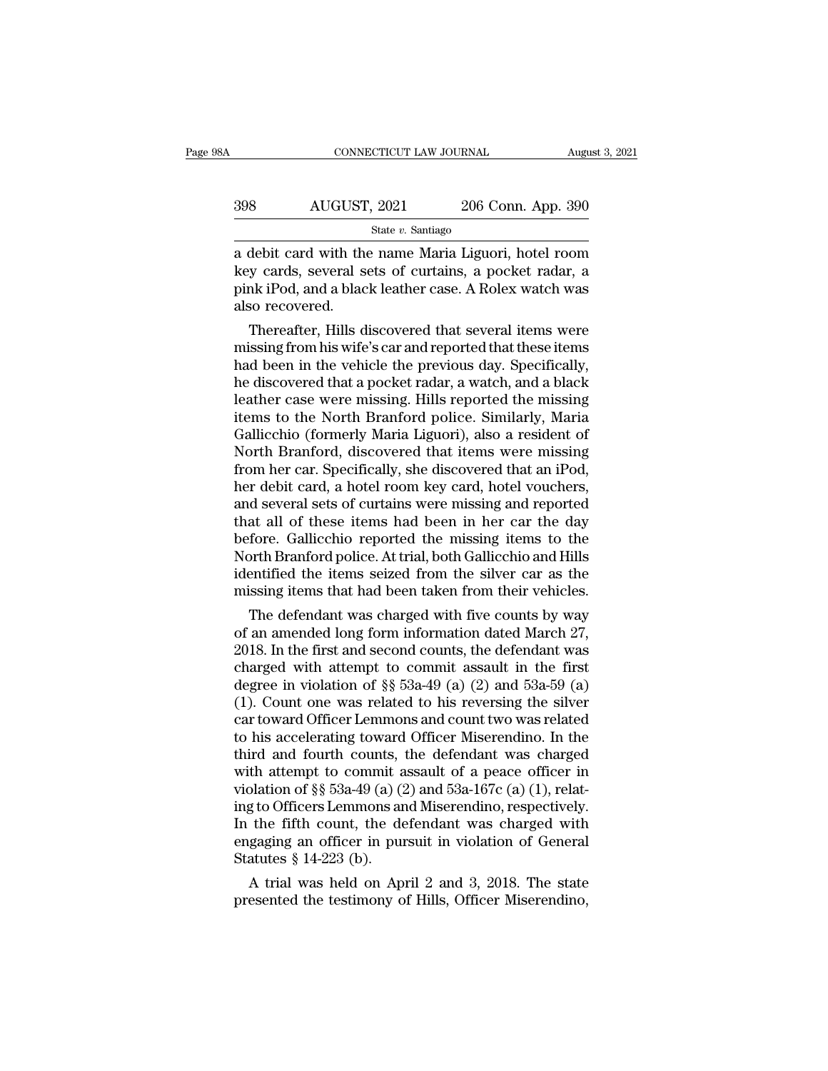a debit card with the name Maria Liguori, hotel room key cards, several sets of curtains, a pocket radar, a pink iPod, and a black leather case. A Rolex watch was also recovered.

Thereafter, Hills discovered that several items were missing from his wife's car and reported that these items had been in the vehicle the previous day. Specifically, he discovered that a pocket radar, a watch, and a black leather case were missing. Hills reported the missing items to the North Branford police. Similarly, Maria Gallicchio (formerly Maria Liguori), also a resident of North Branford, discovered that items were missing from her car. Specifically, she discovered that an iPod, her debit card, a hotel room key card, hotel vouchers, and several sets of curtains were missing and reported that all of these items had been in her car the day before. Gallicchio reported the missing items to the North Branford police. At trial, both Gallicchio and Hills identified the items seized from the silver car as the missing items that had been taken from their vehicles.

The defendant was charged with five counts by way of an amended long form information dated March 27, 2018. In the first and second counts, the defendant was charged with attempt to commit assault in the first degree in violation of §§ 53a-49 (a) (2) and 53a-59 (a) (1). Count one was related to his reversing the silver car toward Officer Lemmons and count two was related to his accelerating toward Officer Miserendino. In the third and fourth counts, the defendant was charged with attempt to commit assault of a peace officer in violation of §§ 53a-49 (a) (2) and 53a-167c (a) (1), relating to Officers Lemmons and Miserendino, respectively. In the fifth count, the defendant was charged with engaging an officer in pursuit in violation of General Statutes § 14-223 (b).

A trial was held on April 2 and 3, 2018. The state presented the testimony of Hills, Officer Miserendino,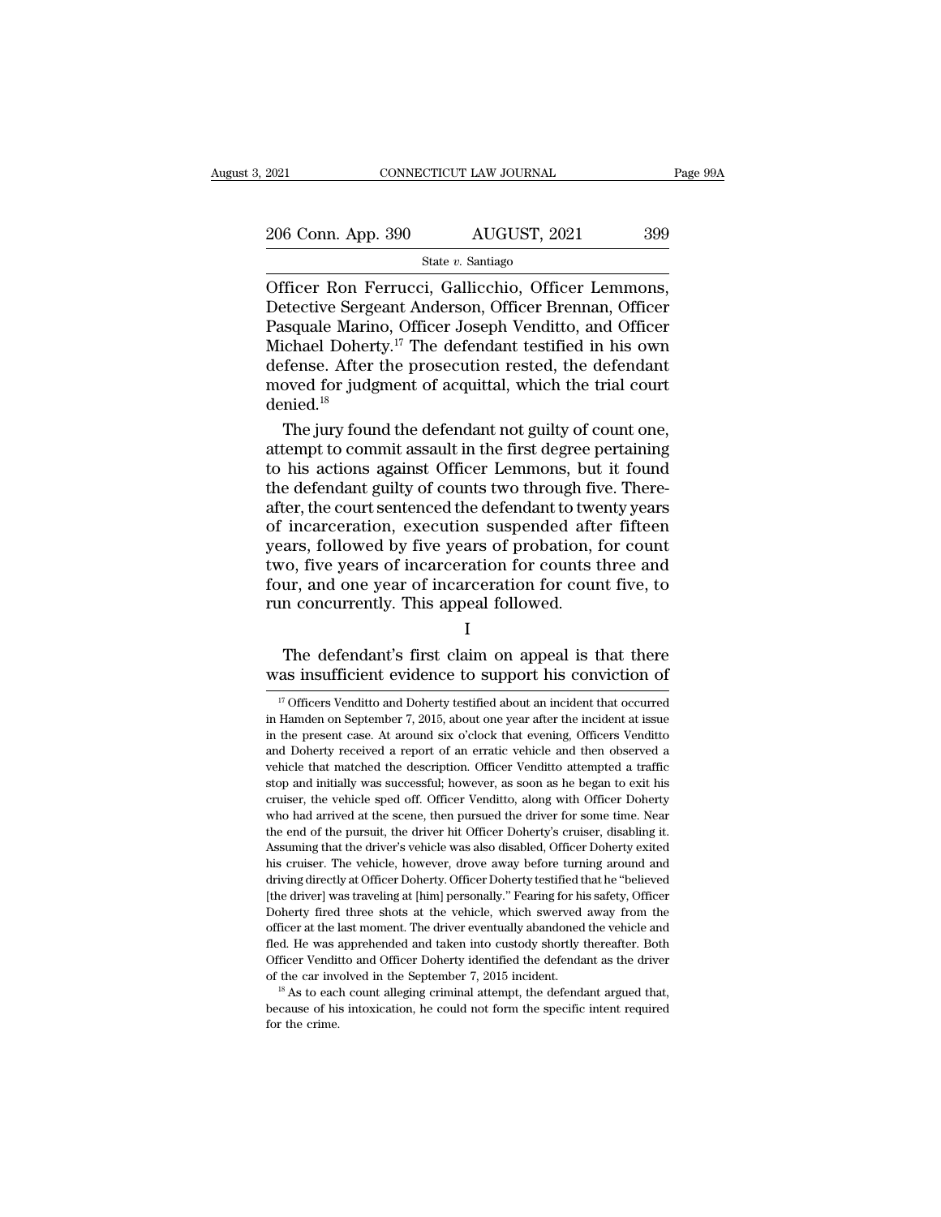Officer Ron Ferrucci, Gallicchio, Officer Lemmons, Detective Sergeant Anderson, Officer Brennan, Officer Pasquale Marino, Officer Joseph Venditto, and Officer Michael Doherty.[17] The defendant testified in his own defense. After the prosecution rested, the defendant moved for judgment of acquittal, which the trial court denied.[18]

The jury found the defendant not guilty of count one, attempt to commit assault in the first degree pertaining to his actions against Officer Lemmons, but it found the defendant guilty of counts two through five. Thereafter, the court sentenced the defendant to twenty years of incarceration, execution suspended after fifteen years, followed by five years of probation, for count two, five years of incarceration for counts three and four, and one year of incarceration for count five, to run concurrently. This appeal followed.

I

The defendant's first claim on appeal is that there was insufficient evidence to support his conviction of

[17] Officers Venditto and Doherty testified about an incident that occurred in Hamden on September 7, 2015, about one year after the incident at issue in the present case. At around six o'clock that evening, Officers Venditto and Doherty received a report of an erratic vehicle and then observed a vehicle that matched the description. Officer Venditto attempted a traffic stop and initially was successful; however, as soon as he began to exit his cruiser, the vehicle sped off. Officer Venditto, along with Officer Doherty who had arrived at the scene, then pursued the driver for some time. Near the end of the pursuit, the driver hit Officer Doherty's cruiser, disabling it. Assuming that the driver's vehicle was also disabled, Officer Doherty exited his cruiser. The vehicle, however, drove away before turning around and driving directly at Officer Doherty. Officer Doherty testified that he "believed [the driver] was traveling at [him] personally." Fearing for his safety, Officer Doherty fired three shots at the vehicle, which swerved away from the officer at the last moment. The driver eventually abandoned the vehicle and fled. He was apprehended and taken into custody shortly thereafter. Both Officer Venditto and Officer Doherty identified the defendant as the driver of the car involved in the September 7, 2015 incident.

[18] As to each count alleging criminal attempt, the defendant argued that, because of his intoxication, he could not form the specific intent required for the crime.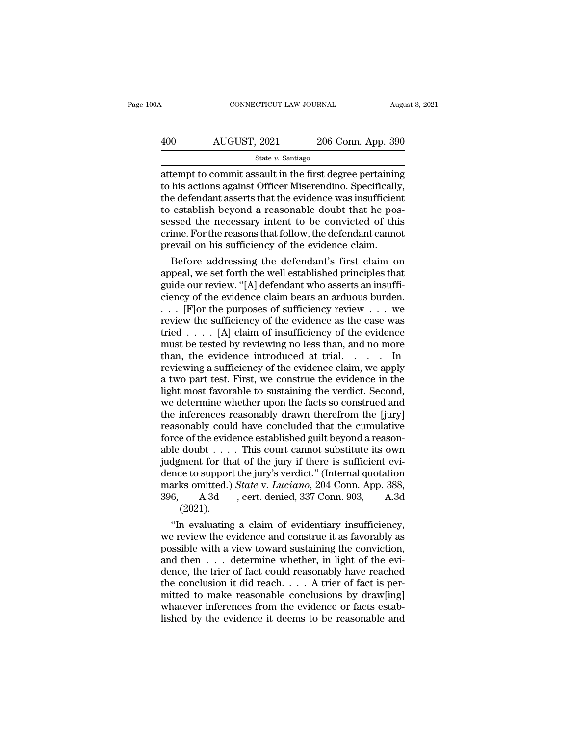attempt to commit assault in the first degree pertaining to his actions against Officer Miserendino. Specifically, the defendant asserts that the evidence was insufficient to establish beyond a reasonable doubt that he possessed the necessary intent to be convicted of this crime. For the reasons that follow, the defendant cannot prevail on his sufficiency of the evidence claim.

Before addressing the defendant's first claim on appeal, we set forth the well established principles that guide our review. "[A] defendant who asserts an insufficiency of the evidence claim bears an arduous burden. . . . [F]or the purposes of sufficiency review . . . we review the sufficiency of the evidence as the case was tried . . . . [A] claim of insufficiency of the evidence must be tested by reviewing no less than, and no more than, the evidence introduced at trial. . . . In reviewing a sufficiency of the evidence claim, we apply a two part test. First, we construe the evidence in the light most favorable to sustaining the verdict. Second, we determine whether upon the facts so construed and the inferences reasonably drawn therefrom the [jury] reasonably could have concluded that the cumulative force of the evidence established guilt beyond a reasonable doubt . . . . This court cannot substitute its own judgment for that of the jury if there is sufficient evidence to support the jury's verdict." (Internal quotation marks omitted.) *State* v. *Luciano*, 204 Conn. App. 388, 396, A.3d , cert. denied, 337 Conn. 903, A.3d (2021).

"In evaluating a claim of evidentiary insufficiency, we review the evidence and construe it as favorably as possible with a view toward sustaining the conviction, and then . . . determine whether, in light of the evidence, the trier of fact could reasonably have reached the conclusion it did reach. . . . A trier of fact is permitted to make reasonable conclusions by draw[ing] whatever inferences from the evidence or facts established by the evidence it deems to be reasonable and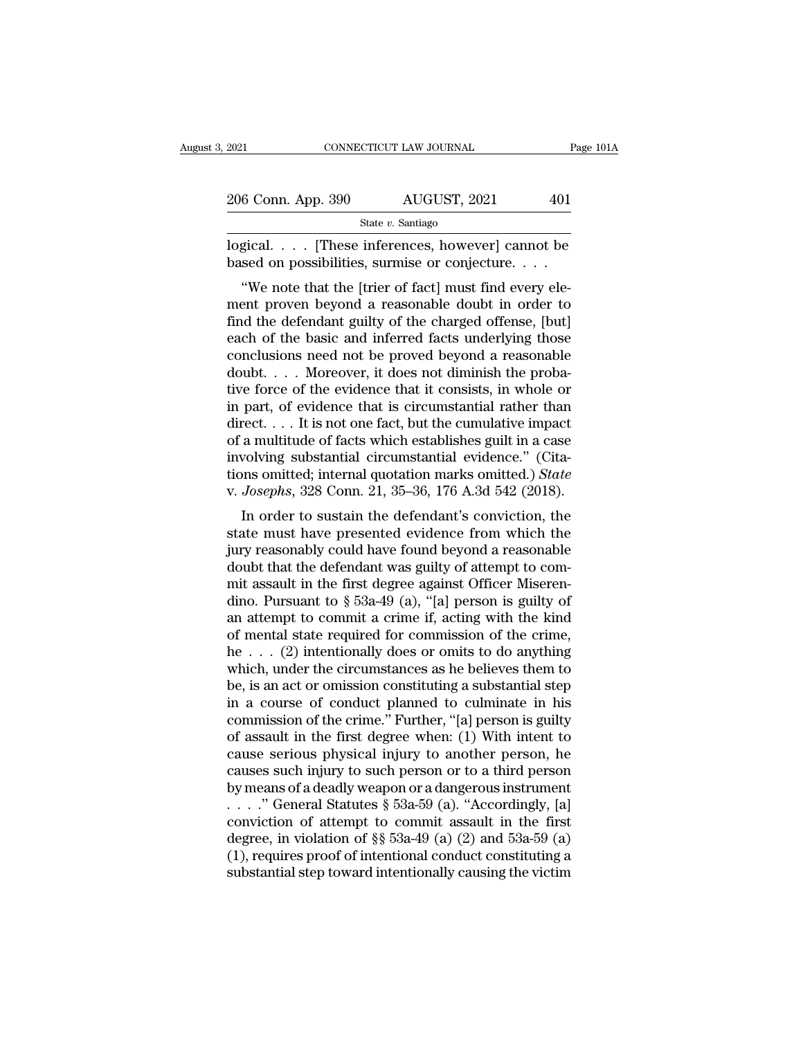logical. . . . [These inferences, however] cannot be based on possibilities, surmise or conjecture. . . .

"We note that the [trier of fact] must find every element proven beyond a reasonable doubt in order to find the defendant guilty of the charged offense, [but] each of the basic and inferred facts underlying those conclusions need not be proved beyond a reasonable doubt. . . . Moreover, it does not diminish the probative force of the evidence that it consists, in whole or in part, of evidence that is circumstantial rather than direct. . . . It is not one fact, but the cumulative impact of a multitude of facts which establishes guilt in a case involving substantial circumstantial evidence." (Citations omitted; internal quotation marks omitted.) *State* v. *Josephs*, 328 Conn. 21, 35–36, 176 A.3d 542 (2018).

In order to sustain the defendant's conviction, the state must have presented evidence from which the jury reasonably could have found beyond a reasonable doubt that the defendant was guilty of attempt to commit assault in the first degree against Officer Miserendino. Pursuant to § 53a-49 (a), "[a] person is guilty of an attempt to commit a crime if, acting with the kind of mental state required for commission of the crime, he . . . (2) intentionally does or omits to do anything which, under the circumstances as he believes them to be, is an act or omission constituting a substantial step in a course of conduct planned to culminate in his commission of the crime." Further, "[a] person is guilty of assault in the first degree when: (1) With intent to cause serious physical injury to another person, he causes such injury to such person or to a third person by means of a deadly weapon or a dangerous instrument . . . ." General Statutes § 53a-59 (a). "Accordingly, [a] conviction of attempt to commit assault in the first degree, in violation of §§ 53a-49 (a) (2) and 53a-59 (a) (1), requires proof of intentional conduct constituting a substantial step toward intentionally causing the victim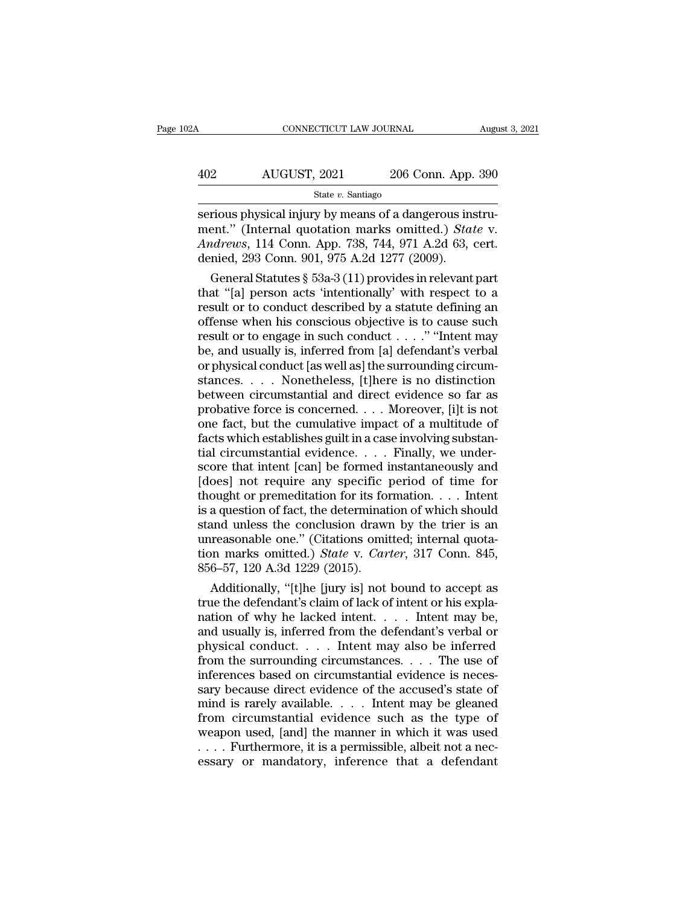serious physical injury by means of a dangerous instrument." (Internal quotation marks omitted.) *State* v. *Andrews*, 114 Conn. App. 738, 744, 971 A.2d 63, cert. denied, 293 Conn. 901, 975 A.2d 1277 (2009).

General Statutes § 53a-3 (11) provides in relevant part that "[a] person acts 'intentionally' with respect to a result or to conduct described by a statute defining an offense when his conscious objective is to cause such result or to engage in such conduct . . . ." "Intent may be, and usually is, inferred from [a] defendant's verbal or physical conduct [as well as] the surrounding circumstances. . . . Nonetheless, [t]here is no distinction between circumstantial and direct evidence so far as probative force is concerned. . . . Moreover, [i]t is not one fact, but the cumulative impact of a multitude of facts which establishes guilt in a case involving substantial circumstantial evidence. . . . Finally, we underscore that intent [can] be formed instantaneously and [does] not require any specific period of time for thought or premeditation for its formation. . . . Intent is a question of fact, the determination of which should stand unless the conclusion drawn by the trier is an unreasonable one." (Citations omitted; internal quotation marks omitted.) *State* v. *Carter*, 317 Conn. 845, 856–57, 120 A.3d 1229 (2015).

Additionally, "[t]he [jury is] not bound to accept as true the defendant's claim of lack of intent or his explanation of why he lacked intent. . . . Intent may be, and usually is, inferred from the defendant's verbal or physical conduct. . . . Intent may also be inferred from the surrounding circumstances. . . . The use of inferences based on circumstantial evidence is necessary because direct evidence of the accused's state of mind is rarely available. . . . Intent may be gleaned from circumstantial evidence such as the type of weapon used, [and] the manner in which it was used . . . . Furthermore, it is a permissible, albeit not a necessary or mandatory, inference that a defendant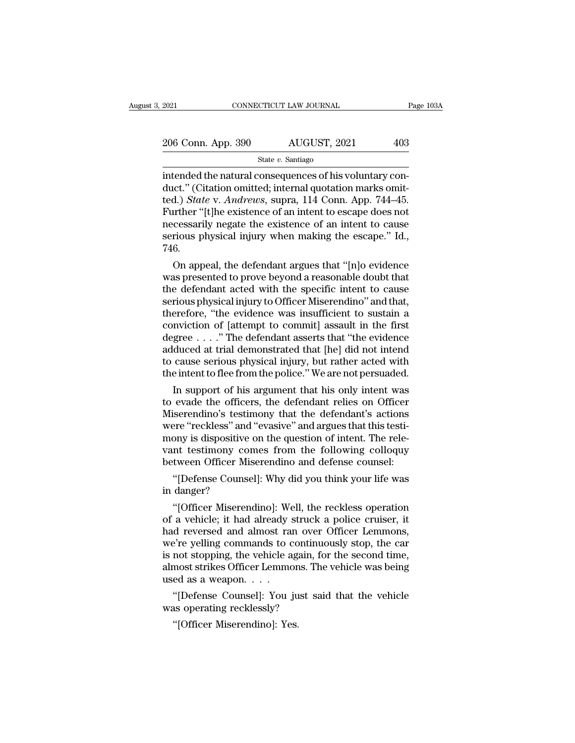intended the natural consequences of his voluntary conduct." (Citation omitted; internal quotation marks omitted.) *State* v. *Andrews*, supra, 114 Conn. App. 744–45. Further "[t]he existence of an intent to escape does not necessarily negate the existence of an intent to cause serious physical injury when making the escape." Id., 746.

On appeal, the defendant argues that "[n]o evidence was presented to prove beyond a reasonable doubt that the defendant acted with the specific intent to cause serious physical injury to Officer Miserendino" and that, therefore, "the evidence was insufficient to sustain a conviction of [attempt to commit] assault in the first degree . . . ." The defendant asserts that "the evidence adduced at trial demonstrated that [he] did not intend to cause serious physical injury, but rather acted with the intent to flee from the police." We are not persuaded.

In support of his argument that his only intent was to evade the officers, the defendant relies on Officer Miserendino's testimony that the defendant's actions were "reckless" and "evasive" and argues that this testimony is dispositive on the question of intent. The relevant testimony comes from the following colloquy between Officer Miserendino and defense counsel:

"[Defense Counsel]: Why did you think your life was in danger?

"[Officer Miserendino]: Well, the reckless operation of a vehicle; it had already struck a police cruiser, it had reversed and almost ran over Officer Lemmons, we're yelling commands to continuously stop, the car is not stopping, the vehicle again, for the second time, almost strikes Officer Lemmons. The vehicle was being used as a weapon. . . .

"[Defense Counsel]: You just said that the vehicle was operating recklessly?

"[Officer Miserendino]: Yes.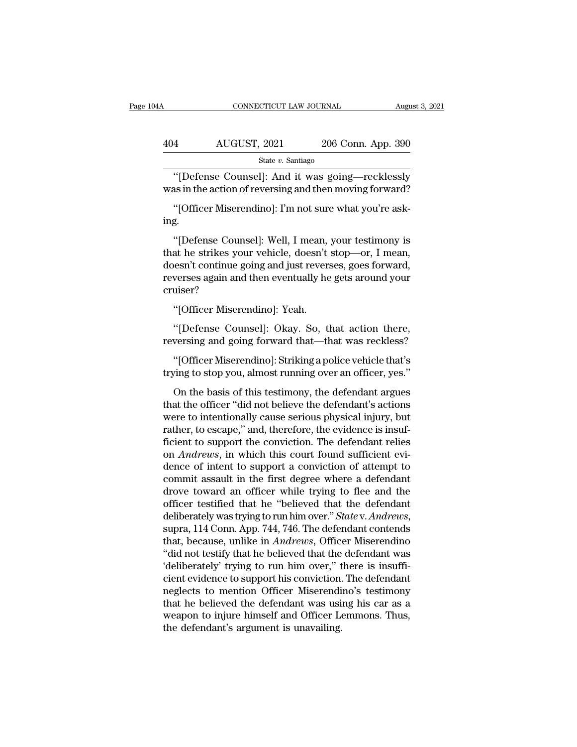"[Defense Counsel]: And it was going—recklessly was in the action of reversing and then moving forward?

"[Officer Miserendino]: I'm not sure what you're asking.

"[Defense Counsel]: Well, I mean, your testimony is that he strikes your vehicle, doesn't stop—or, I mean, doesn't continue going and just reverses, goes forward, reverses again and then eventually he gets around your cruiser?

"[Officer Miserendino]: Yeah.

"[Defense Counsel]: Okay. So, that action there, reversing and going forward that—that was reckless?

"[Officer Miserendino]: Striking a police vehicle that's trying to stop you, almost running over an officer, yes."

On the basis of this testimony, the defendant argues that the officer "did not believe the defendant's actions were to intentionally cause serious physical injury, but rather, to escape," and, therefore, the evidence is insufficient to support the conviction. The defendant relies on *Andrews*, in which this court found sufficient evidence of intent to support a conviction of attempt to commit assault in the first degree where a defendant drove toward an officer while trying to flee and the officer testified that he "believed that the defendant deliberately was trying to run him over." *State* v. *Andrews*, supra, 114 Conn. App. 744, 746. The defendant contends that, because, unlike in *Andrews*, Officer Miserendino "did not testify that he believed that the defendant was 'deliberately' trying to run him over," there is insufficient evidence to support his conviction. The defendant neglects to mention Officer Miserendino's testimony that he believed the defendant was using his car as a weapon to injure himself and Officer Lemmons. Thus, the defendant's argument is unavailing.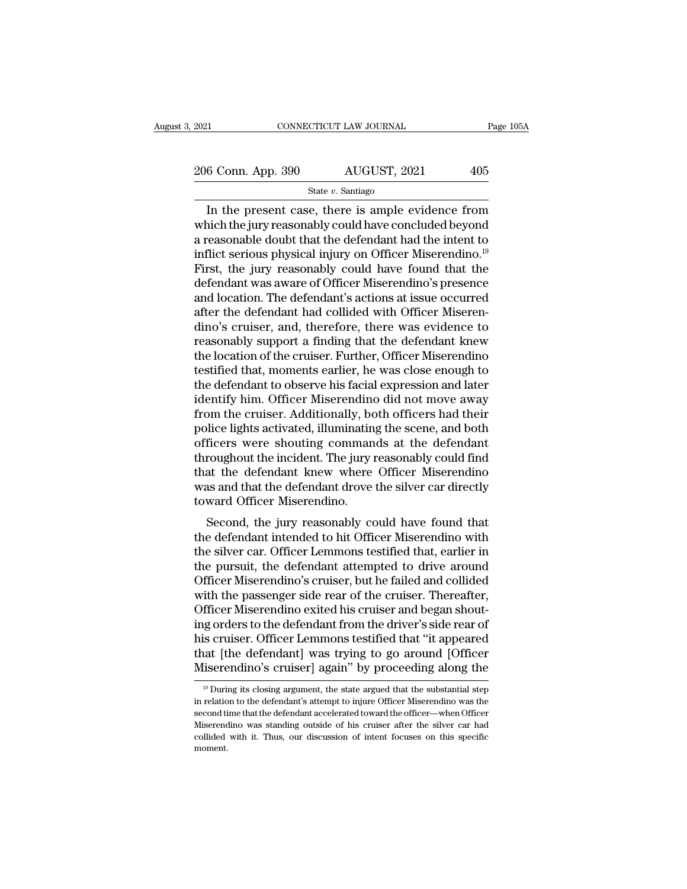In the present case, there is ample evidence from which the jury reasonably could have concluded beyond a reasonable doubt that the defendant had the intent to inflict serious physical injury on Officer Miserendino.[19] First, the jury reasonably could have found that the defendant was aware of Officer Miserendino's presence and location. The defendant's actions at issue occurred after the defendant had collided with Officer Miserendino's cruiser, and, therefore, there was evidence to reasonably support a finding that the defendant knew the location of the cruiser. Further, Officer Miserendino testified that, moments earlier, he was close enough to the defendant to observe his facial expression and later identify him. Officer Miserendino did not move away from the cruiser. Additionally, both officers had their police lights activated, illuminating the scene, and both officers were shouting commands at the defendant throughout the incident. The jury reasonably could find that the defendant knew where Officer Miserendino was and that the defendant drove the silver car directly toward Officer Miserendino.

Second, the jury reasonably could have found that the defendant intended to hit Officer Miserendino with the silver car. Officer Lemmons testified that, earlier in the pursuit, the defendant attempted to drive around Officer Miserendino's cruiser, but he failed and collided with the passenger side rear of the cruiser. Thereafter, Officer Miserendino exited his cruiser and began shouting orders to the defendant from the driver's side rear of his cruiser. Officer Lemmons testified that "it appeared that [the defendant] was trying to go around [Officer Miserendino's cruiser] again" by proceeding along the

[19] During its closing argument, the state argued that the substantial step in relation to the defendant's attempt to injure Officer Miserendino was the second time that the defendant accelerated toward the officer—when Officer Miserendino was standing outside of his cruiser after the silver car had collided with it. Thus, our discussion of intent focuses on this specific moment.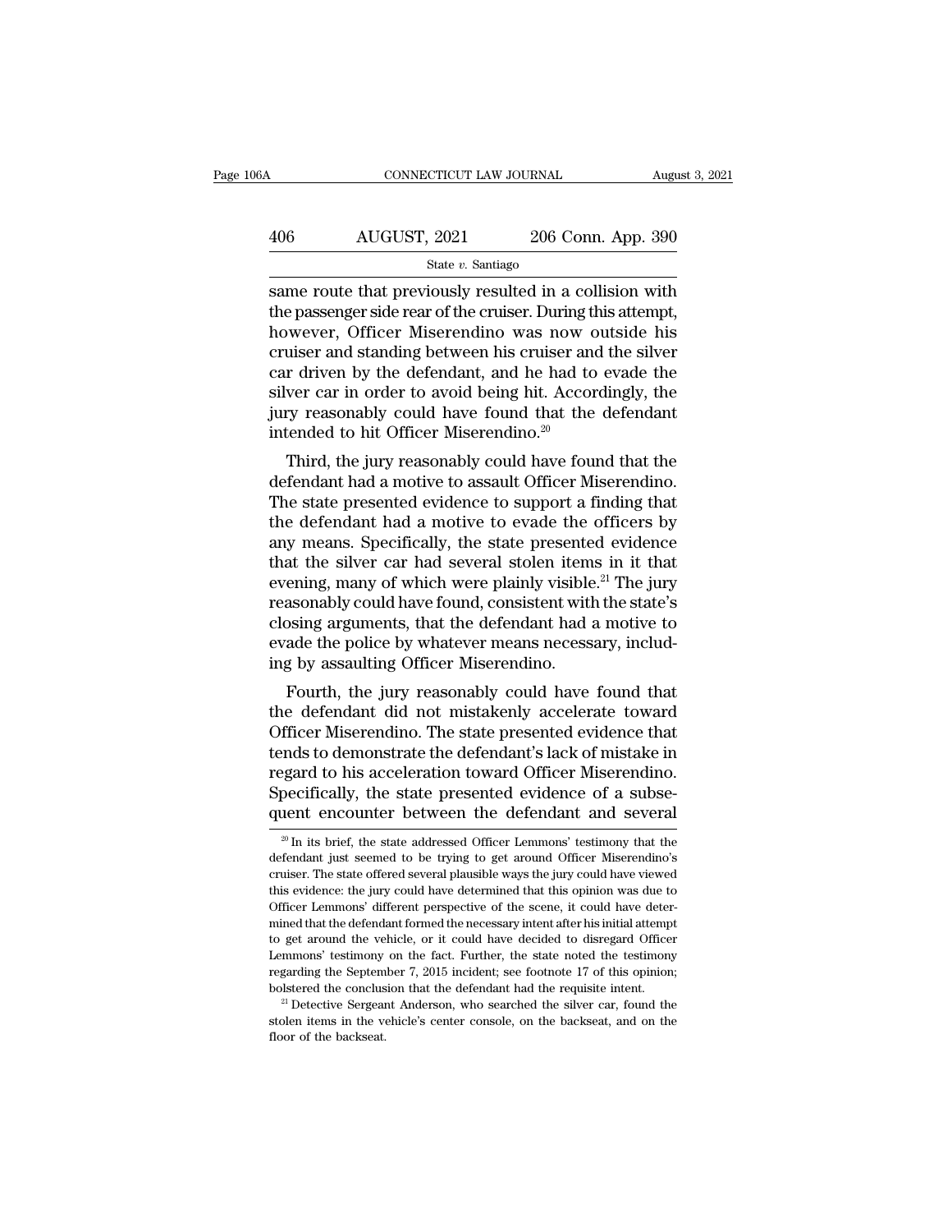same route that previously resulted in a collision with the passenger side rear of the cruiser. During this attempt, however, Officer Miserendino was now outside his cruiser and standing between his cruiser and the silver car driven by the defendant, and he had to evade the silver car in order to avoid being hit. Accordingly, the jury reasonably could have found that the defendant intended to hit Officer Miserendino.[20]

Third, the jury reasonably could have found that the defendant had a motive to assault Officer Miserendino. The state presented evidence to support a finding that the defendant had a motive to evade the officers by any means. Specifically, the state presented evidence that the silver car had several stolen items in it that evening, many of which were plainly visible.[21] The jury reasonably could have found, consistent with the state's closing arguments, that the defendant had a motive to evade the police by whatever means necessary, including by assaulting Officer Miserendino.

Fourth, the jury reasonably could have found that the defendant did not mistakenly accelerate toward Officer Miserendino. The state presented evidence that tends to demonstrate the defendant's lack of mistake in regard to his acceleration toward Officer Miserendino. Specifically, the state presented evidence of a subsequent encounter between the defendant and several

[20] In its brief, the state addressed Officer Lemmons' testimony that the defendant just seemed to be trying to get around Officer Miserendino's cruiser. The state offered several plausible ways the jury could have viewed this evidence: the jury could have determined that this opinion was due to Officer Lemmons' different perspective of the scene, it could have determined that the defendant formed the necessary intent after his initial attempt to get around the vehicle, or it could have decided to disregard Officer Lemmons' testimony on the fact. Further, the state noted the testimony regarding the September 7, 2015 incident; see footnote 17 of this opinion; bolstered the conclusion that the defendant had the requisite intent.

[21] Detective Sergeant Anderson, who searched the silver car, found the stolen items in the vehicle's center console, on the backseat, and on the floor of the backseat.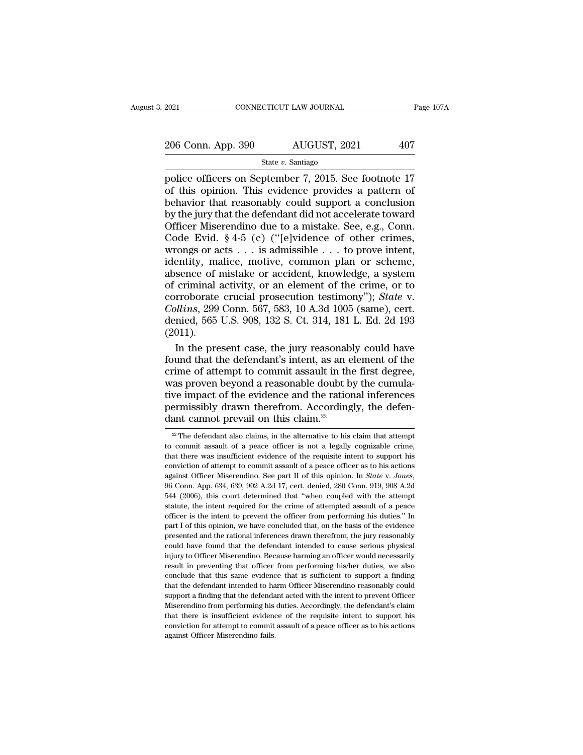police officers on September 7, 2015. See footnote 17 of this opinion. This evidence provides a pattern of behavior that reasonably could support a conclusion by the jury that the defendant did not accelerate toward Officer Miserendino due to a mistake. See, e.g., Conn. Code Evid. § 4-5 (c) ("[e]vidence of other crimes, wrongs or acts . . . is admissible . . . to prove intent, identity, malice, motive, common plan or scheme, absence of mistake or accident, knowledge, a system of criminal activity, or an element of the crime, or to corroborate crucial prosecution testimony"); *State* v. *Collins*, 299 Conn. 567, 583, 10 A.3d 1005 (same), cert. denied, 565 U.S. 908, 132 S. Ct. 314, 181 L. Ed. 2d 193 (2011).

In the present case, the jury reasonably could have found that the defendant's intent, as an element of the crime of attempt to commit assault in the first degree, was proven beyond a reasonable doubt by the cumulative impact of the evidence and the rational inferences permissibly drawn therefrom. Accordingly, the defendant cannot prevail on this claim.[22]

---

[22] The defendant also claims, in the alternative to his claim that attempt to commit assault of a peace officer is not a legally cognizable crime, that there was insufficient evidence of the requisite intent to support his conviction of attempt to commit assault of a peace officer as to his actions against Officer Miserendino. See part II of this opinion. In *State* v. *Jones*, 96 Conn. App. 634, 639, 902 A.2d 17, cert. denied, 280 Conn. 919, 908 A.2d 544 (2006), this court determined that "when coupled with the attempt statute, the intent required for the crime of attempted assault of a peace officer is the intent to prevent the officer from performing his duties." In part I of this opinion, we have concluded that, on the basis of the evidence presented and the rational inferences drawn therefrom, the jury reasonably could have found that the defendant intended to cause serious physical injury to Officer Miserendino. Because harming an officer would necessarily result in preventing that officer from performing his/her duties, we also conclude that this same evidence that is sufficient to support a finding that the defendant intended to harm Officer Miserendino reasonably could support a finding that the defendant acted with the intent to prevent Officer Miserendino from performing his duties. Accordingly, the defendant's claim that there is insufficient evidence of the requisite intent to support his conviction for attempt to commit assault of a peace officer as to his actions against Officer Miserendino fails.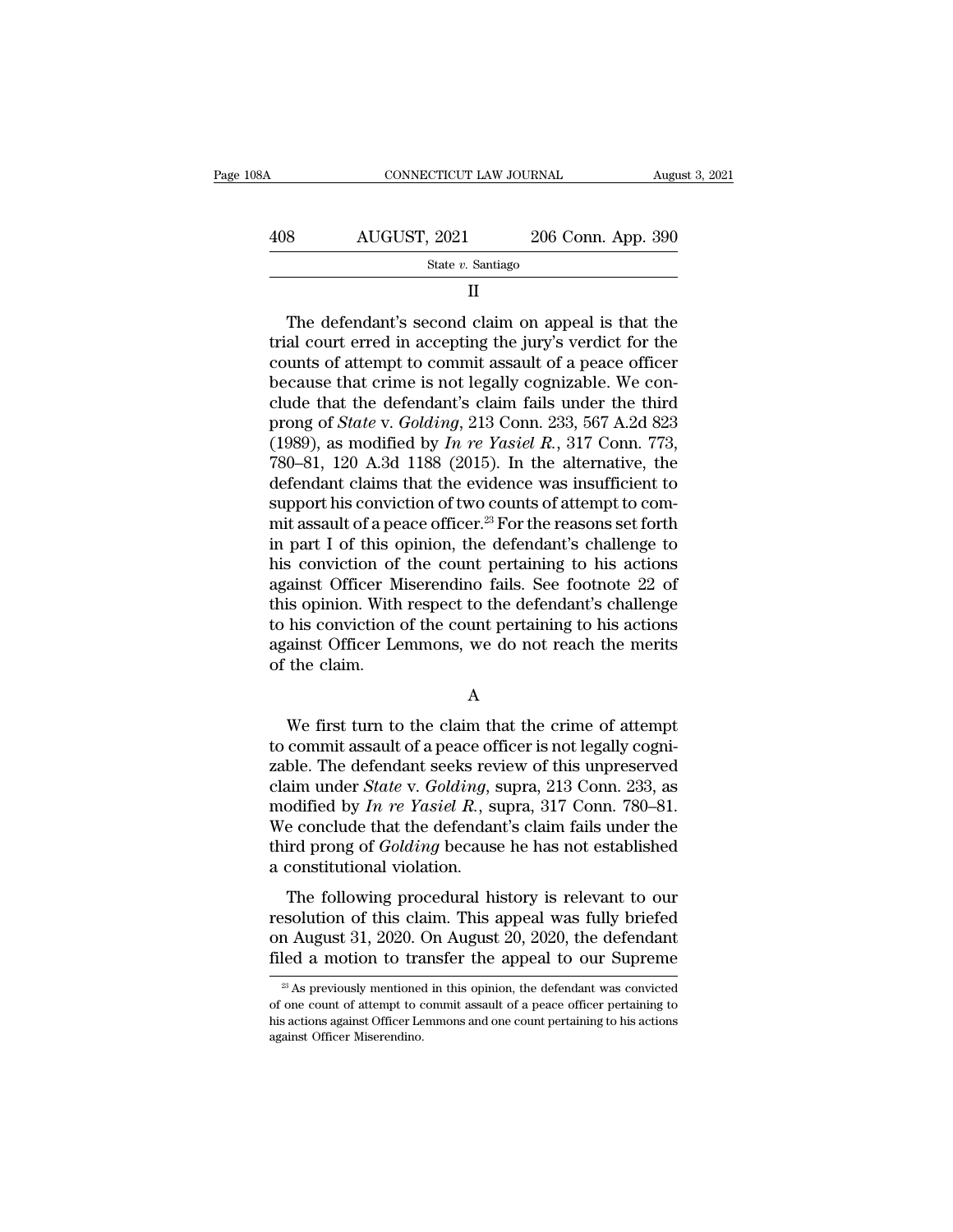II

The defendant's second claim on appeal is that the trial court erred in accepting the jury's verdict for the counts of attempt to commit assault of a peace officer because that crime is not legally cognizable. We conclude that the defendant's claim fails under the third prong of *State* v. *Golding*, 213 Conn. 233, 567 A.2d 823 (1989), as modified by *In re Yasiel R.*, 317 Conn. 773, 780–81, 120 A.3d 1188 (2015). In the alternative, the defendant claims that the evidence was insufficient to support his conviction of two counts of attempt to commit assault of a peace officer.[23] For the reasons set forth in part I of this opinion, the defendant's challenge to his conviction of the count pertaining to his actions against Officer Miserendino fails. See footnote 22 of this opinion. With respect to the defendant's challenge to his conviction of the count pertaining to his actions against Officer Lemmons, we do not reach the merits of the claim.

A

We first turn to the claim that the crime of attempt to commit assault of a peace officer is not legally cognizable. The defendant seeks review of this unpreserved claim under *State* v. *Golding*, supra, 213 Conn. 233, as modified by *In re Yasiel R.*, supra, 317 Conn. 780–81. We conclude that the defendant's claim fails under the third prong of *Golding* because he has not established a constitutional violation.

The following procedural history is relevant to our resolution of this claim. This appeal was fully briefed on August 31, 2020. On August 20, 2020, the defendant filed a motion to transfer the appeal to our Supreme

[23] As previously mentioned in this opinion, the defendant was convicted of one count of attempt to commit assault of a peace officer pertaining to his actions against Officer Lemmons and one count pertaining to his actions against Officer Miserendino.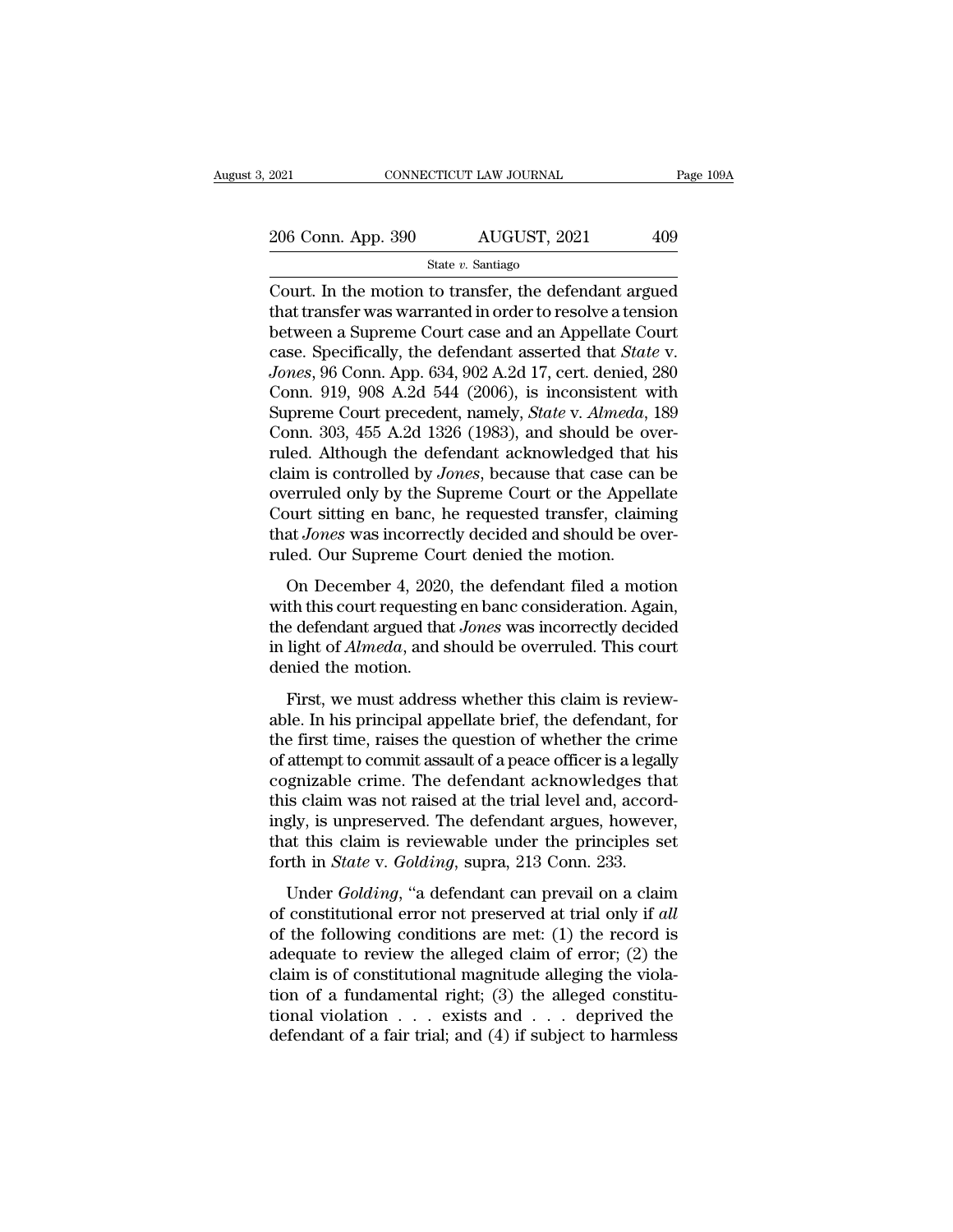Court. In the motion to transfer, the defendant argued that transfer was warranted in order to resolve a tension between a Supreme Court case and an Appellate Court case. Specifically, the defendant asserted that *State* v. *Jones*, 96 Conn. App. 634, 902 A.2d 17, cert. denied, 280 Conn. 919, 908 A.2d 544 (2006), is inconsistent with Supreme Court precedent, namely, *State* v. *Almeda*, 189 Conn. 303, 455 A.2d 1326 (1983), and should be overruled. Although the defendant acknowledged that his claim is controlled by *Jones*, because that case can be overruled only by the Supreme Court or the Appellate Court sitting en banc, he requested transfer, claiming that *Jones* was incorrectly decided and should be overruled. Our Supreme Court denied the motion.

On December 4, 2020, the defendant filed a motion with this court requesting en banc consideration. Again, the defendant argued that *Jones* was incorrectly decided in light of *Almeda*, and should be overruled. This court denied the motion.

First, we must address whether this claim is reviewable. In his principal appellate brief, the defendant, for the first time, raises the question of whether the crime of attempt to commit assault of a peace officer is a legally cognizable crime. The defendant acknowledges that this claim was not raised at the trial level and, accordingly, is unpreserved. The defendant argues, however, that this claim is reviewable under the principles set forth in *State* v. *Golding*, supra, 213 Conn. 233.

Under *Golding*, "a defendant can prevail on a claim of constitutional error not preserved at trial only if *all* of the following conditions are met: (1) the record is adequate to review the alleged claim of error; (2) the claim is of constitutional magnitude alleging the violation of a fundamental right; (3) the alleged constitutional violation . . . exists and . . . deprived the defendant of a fair trial; and (4) if subject to harmless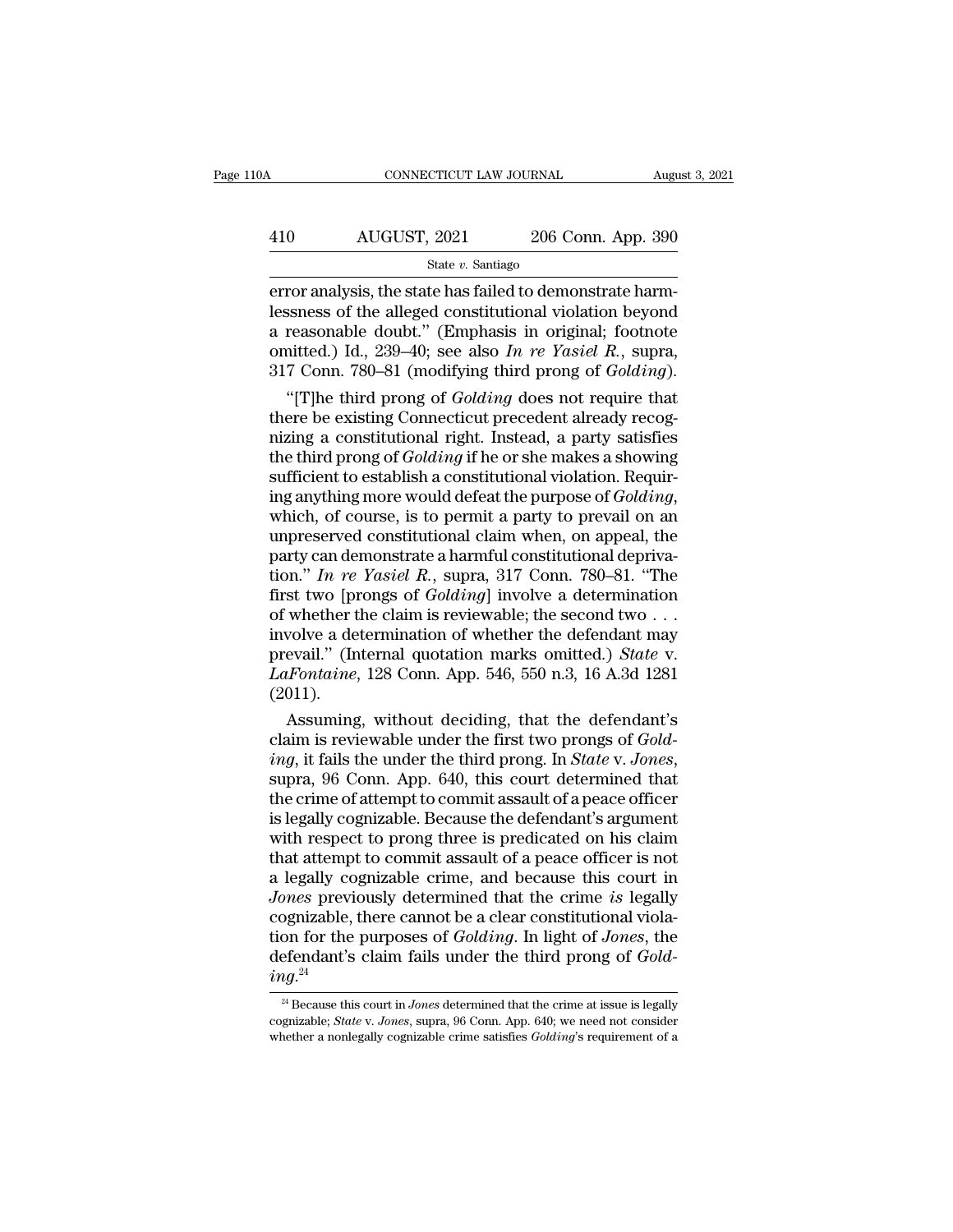error analysis, the state has failed to demonstrate harmlessness of the alleged constitutional violation beyond a reasonable doubt." (Emphasis in original; footnote omitted.) Id., 239–40; see also *In re Yasiel R.*, supra, 317 Conn. 780–81 (modifying third prong of *Golding*).

"[T]he third prong of *Golding* does not require that there be existing Connecticut precedent already recognizing a constitutional right. Instead, a party satisfies the third prong of *Golding* if he or she makes a showing sufficient to establish a constitutional violation. Requiring anything more would defeat the purpose of *Golding*, which, of course, is to permit a party to prevail on an unpreserved constitutional claim when, on appeal, the party can demonstrate a harmful constitutional deprivation." *In re Yasiel R.*, supra, 317 Conn. 780–81. "The first two [prongs of *Golding*] involve a determination of whether the claim is reviewable; the second two . . . involve a determination of whether the defendant may prevail." (Internal quotation marks omitted.) *State* v. *LaFontaine*, 128 Conn. App. 546, 550 n.3, 16 A.3d 1281 (2011).

Assuming, without deciding, that the defendant's claim is reviewable under the first two prongs of *Golding*, it fails the under the third prong. In *State* v. *Jones*, supra, 96 Conn. App. 640, this court determined that the crime of attempt to commit assault of a peace officer is legally cognizable. Because the defendant's argument with respect to prong three is predicated on his claim that attempt to commit assault of a peace officer is not a legally cognizable crime, and because this court in *Jones* previously determined that the crime *is* legally cognizable, there cannot be a clear constitutional violation for the purposes of *Golding*. In light of *Jones*, the defendant's claim fails under the third prong of *Golding*.[24]

[24] Because this court in *Jones* determined that the crime at issue is legally cognizable; *State* v. *Jones*, supra, 96 Conn. App. 640; we need not consider whether a nonlegally cognizable crime satisfies *Golding*'s requirement of a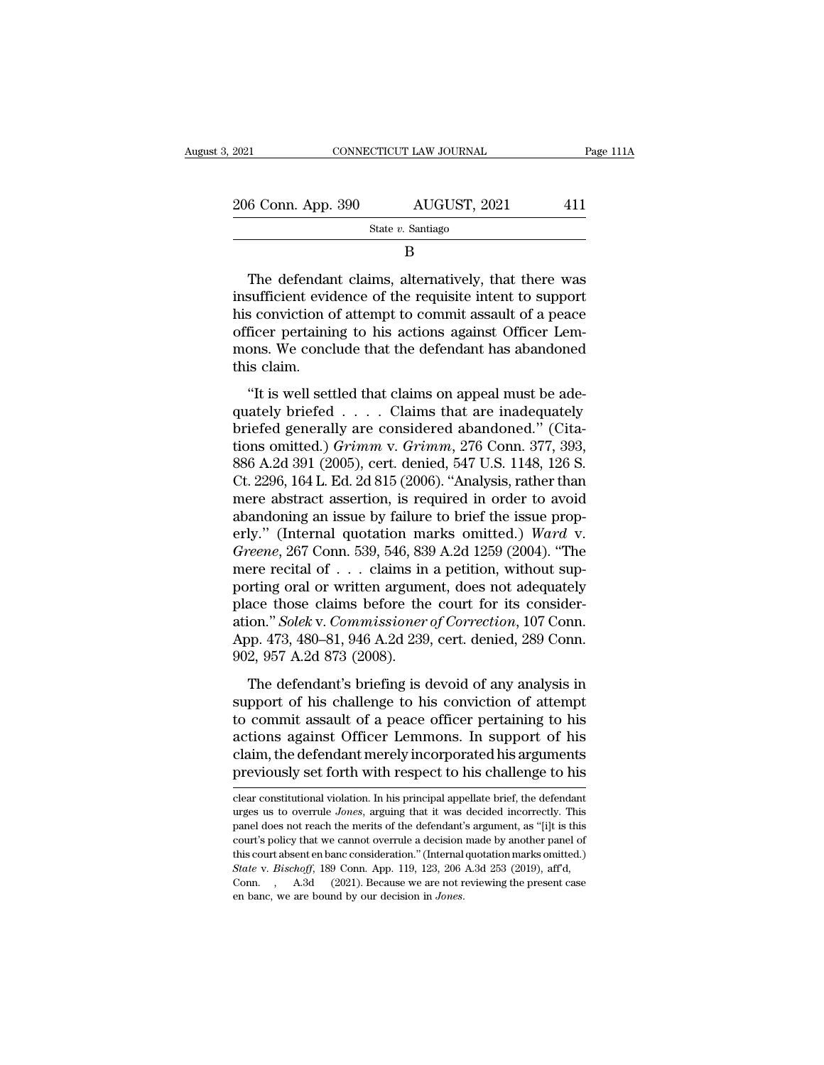B

The defendant claims, alternatively, that there was insufficient evidence of the requisite intent to support his conviction of attempt to commit assault of a peace officer pertaining to his actions against Officer Lemmons. We conclude that the defendant has abandoned this claim.

"It is well settled that claims on appeal must be adequately briefed . . . . Claims that are inadequately briefed generally are considered abandoned." (Citations omitted.) *Grimm* v. *Grimm*, 276 Conn. 377, 393, 886 A.2d 391 (2005), cert. denied, 547 U.S. 1148, 126 S. Ct. 2296, 164 L. Ed. 2d 815 (2006). "Analysis, rather than mere abstract assertion, is required in order to avoid abandoning an issue by failure to brief the issue properly." (Internal quotation marks omitted.) *Ward* v. *Greene*, 267 Conn. 539, 546, 839 A.2d 1259 (2004). "The mere recital of . . . claims in a petition, without supporting oral or written argument, does not adequately place those claims before the court for its consideration." *Solek* v. *Commissioner of Correction*, 107 Conn. App. 473, 480–81, 946 A.2d 239, cert. denied, 289 Conn. 902, 957 A.2d 873 (2008).

The defendant's briefing is devoid of any analysis in support of his challenge to his conviction of attempt to commit assault of a peace officer pertaining to his actions against Officer Lemmons. In support of his claim, the defendant merely incorporated his arguments previously set forth with respect to his challenge to his

clear constitutional violation. In his principal appellate brief, the defendant urges us to overrule *Jones*, arguing that it was decided incorrectly. This panel does not reach the merits of the defendant's argument, as "[i]t is this court's policy that we cannot overrule a decision made by another panel of this court absent en banc consideration." (Internal quotation marks omitted.) *State* v. *Bischoff*, 189 Conn. App. 119, 123, 206 A.3d 253 (2019), aff'd, Conn. , A.3d (2021). Because we are not reviewing the present case en banc, we are bound by our decision in *Jones*.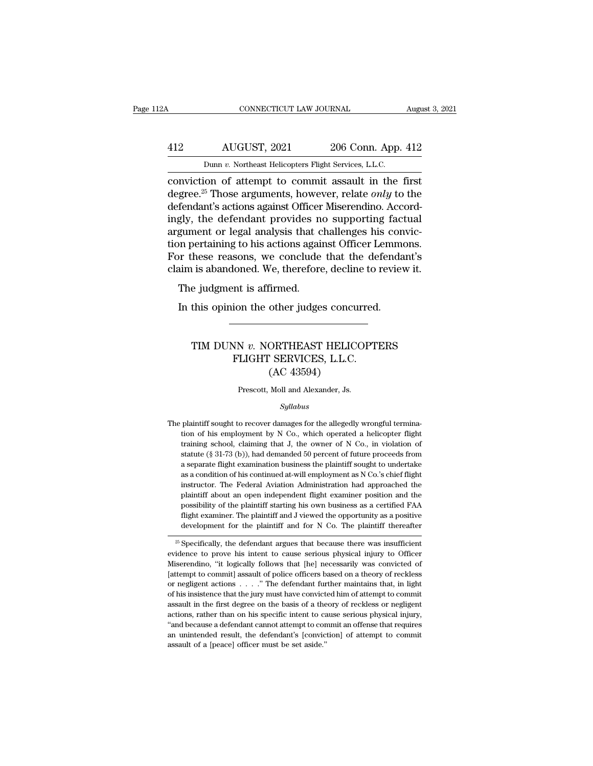conviction of attempt to commit assault in the first degree.[25] Those arguments, however, relate *only* to the defendant's actions against Officer Miserendino. Accordingly, the defendant provides no supporting factual argument or legal analysis that challenges his conviction pertaining to his actions against Officer Lemmons. For these reasons, we conclude that the defendant's claim is abandoned. We, therefore, decline to review it.

The judgment is affirmed.

In this opinion the other judges concurred.

---

## TIM DUNN *v.* NORTHEAST HELICOPTERS FLIGHT SERVICES, L.L.C. (AC 43594)

Prescott, Moll and Alexander, Js.

*Syllabus*

The plaintiff sought to recover damages for the allegedly wrongful termination of his employment by N Co., which operated a helicopter flight training school, claiming that J, the owner of N Co., in violation of statute (§ 31-73 (b)), had demanded 50 percent of future proceeds from a separate flight examination business the plaintiff sought to undertake as a condition of his continued at-will employment as N Co.'s chief flight instructor. The Federal Aviation Administration had approached the plaintiff about an open independent flight examiner position and the possibility of the plaintiff starting his own business as a certified FAA flight examiner. The plaintiff and J viewed the opportunity as a positive development for the plaintiff and for N Co. The plaintiff thereafter

---

[25] Specifically, the defendant argues that because there was insufficient evidence to prove his intent to cause serious physical injury to Officer Miserendino, "it logically follows that [he] necessarily was convicted of [attempt to commit] assault of police officers based on a theory of reckless or negligent actions . . . ." The defendant further maintains that, in light of his insistence that the jury must have convicted him of attempt to commit assault in the first degree on the basis of a theory of reckless or negligent actions, rather than on his specific intent to cause serious physical injury, "and because a defendant cannot attempt to commit an offense that requires an unintended result, the defendant's [conviction] of attempt to commit assault of a [peace] officer must be set aside."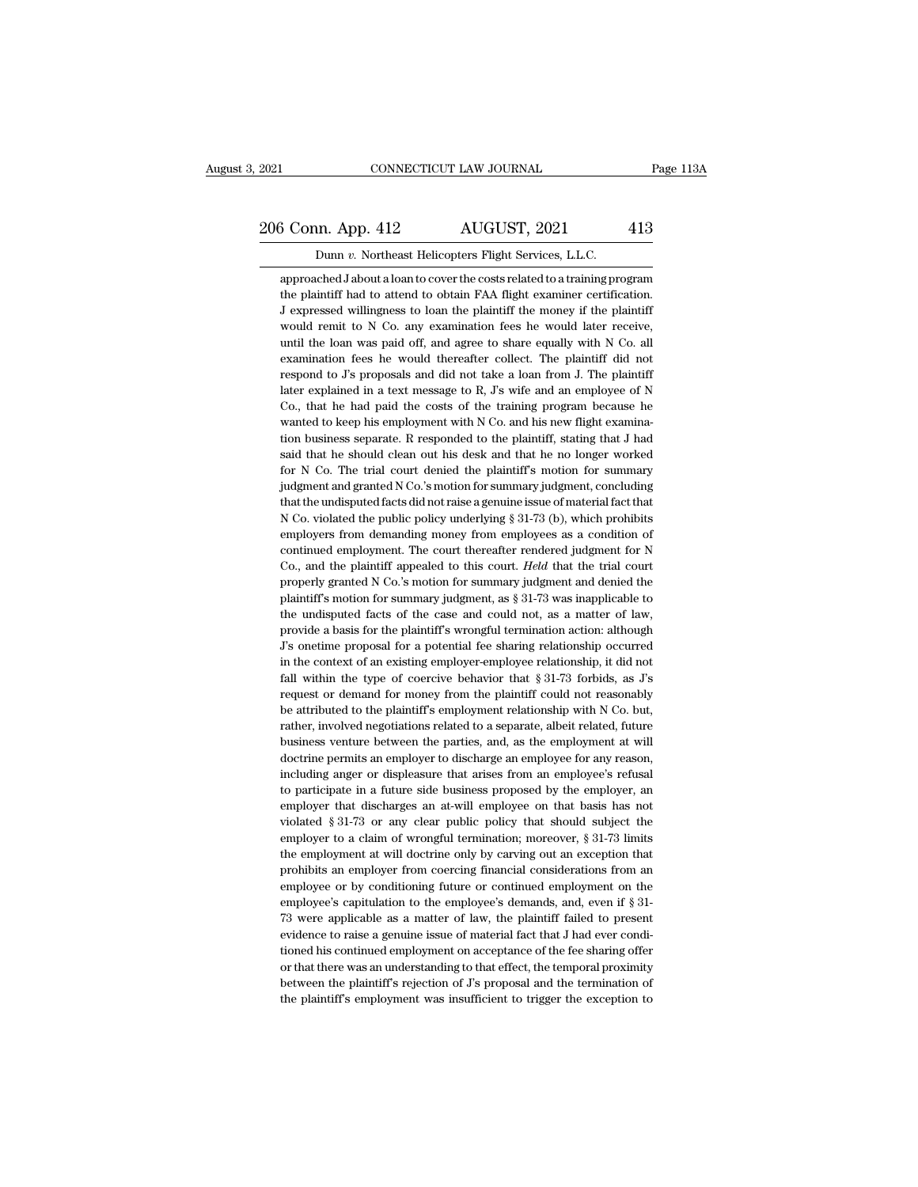approached J about a loan to cover the costs related to a training program the plaintiff had to attend to obtain FAA flight examiner certification. J expressed willingness to loan the plaintiff the money if the plaintiff would remit to N Co. any examination fees he would later receive, until the loan was paid off, and agree to share equally with N Co. all examination fees he would thereafter collect. The plaintiff did not respond to J's proposals and did not take a loan from J. The plaintiff later explained in a text message to R, J's wife and an employee of N Co., that he had paid the costs of the training program because he wanted to keep his employment with N Co. and his new flight examination business separate. R responded to the plaintiff, stating that J had said that he should clean out his desk and that he no longer worked for N Co. The trial court denied the plaintiff's motion for summary judgment and granted N Co.'s motion for summary judgment, concluding that the undisputed facts did not raise a genuine issue of material fact that N Co. violated the public policy underlying § 31-73 (b), which prohibits employers from demanding money from employees as a condition of continued employment. The court thereafter rendered judgment for N Co., and the plaintiff appealed to this court. *Held* that the trial court properly granted N Co.'s motion for summary judgment and denied the plaintiff's motion for summary judgment, as § 31-73 was inapplicable to the undisputed facts of the case and could not, as a matter of law, provide a basis for the plaintiff's wrongful termination action: although J's onetime proposal for a potential fee sharing relationship occurred in the context of an existing employer-employee relationship, it did not fall within the type of coercive behavior that § 31-73 forbids, as J's request or demand for money from the plaintiff could not reasonably be attributed to the plaintiff's employment relationship with N Co. but, rather, involved negotiations related to a separate, albeit related, future business venture between the parties, and, as the employment at will doctrine permits an employer to discharge an employee for any reason, including anger or displeasure that arises from an employee's refusal to participate in a future side business proposed by the employer, an employer that discharges an at-will employee on that basis has not violated § 31-73 or any clear public policy that should subject the employer to a claim of wrongful termination; moreover, § 31-73 limits the employment at will doctrine only by carving out an exception that prohibits an employer from coercing financial considerations from an employee or by conditioning future or continued employment on the employee's capitulation to the employee's demands, and, even if § 31-73 were applicable as a matter of law, the plaintiff failed to present evidence to raise a genuine issue of material fact that J had ever conditioned his continued employment on acceptance of the fee sharing offer or that there was an understanding to that effect, the temporal proximity between the plaintiff's rejection of J's proposal and the termination of the plaintiff's employment was insufficient to trigger the exception to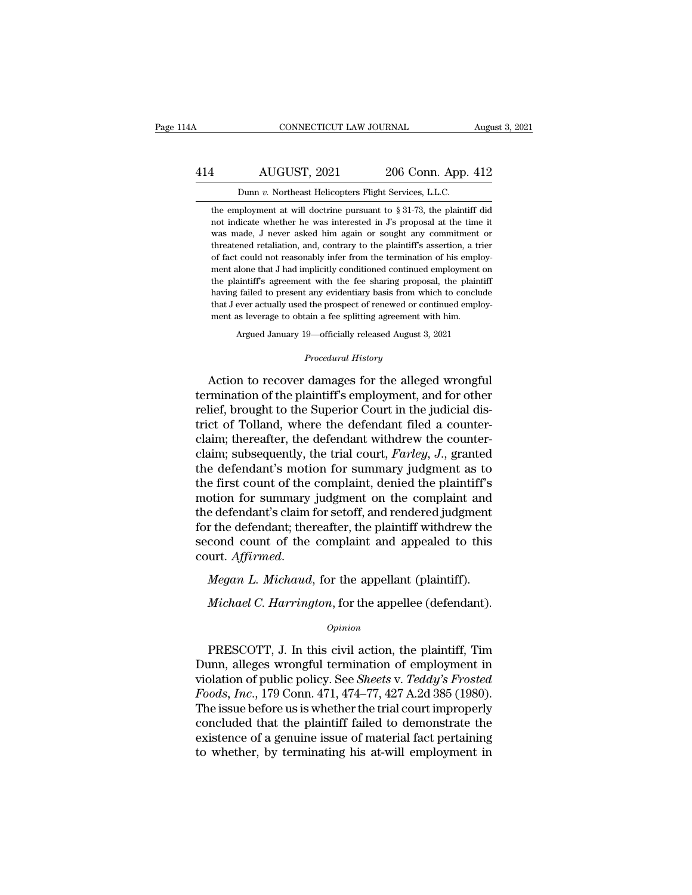the employment at will doctrine pursuant to § 31-73, the plaintiff did not indicate whether he was interested in J's proposal at the time it was made, J never asked him again or sought any commitment or threatened retaliation, and, contrary to the plaintiff's assertion, a trier of fact could not reasonably infer from the termination of his employment alone that J had implicitly conditioned continued employment on the plaintiff's agreement with the fee sharing proposal, the plaintiff having failed to present any evidentiary basis from which to conclude that J ever actually used the prospect of renewed or continued employment as leverage to obtain a fee splitting agreement with him.

Argued January 19—officially released August 3, 2021

*Procedural History*

Action to recover damages for the alleged wrongful termination of the plaintiff's employment, and for other relief, brought to the Superior Court in the judicial district of Tolland, where the defendant filed a counterclaim; thereafter, the defendant withdrew the counterclaim; subsequently, the trial court, *Farley*, *J.*, granted the defendant's motion for summary judgment as to the first count of the complaint, denied the plaintiff's motion for summary judgment on the complaint and the defendant's claim for setoff, and rendered judgment for the defendant; thereafter, the plaintiff withdrew the second count of the complaint and appealed to this court. *Affirmed.*

*Megan L. Michaud*, for the appellant (plaintiff).

*Michael C. Harrington*, for the appellee (defendant).

*Opinion*

PRESCOTT, J. In this civil action, the plaintiff, Tim Dunn, alleges wrongful termination of employment in violation of public policy. See *Sheets* v. *Teddy's Frosted Foods, Inc.*, 179 Conn. 471, 474–77, 427 A.2d 385 (1980). The issue before us is whether the trial court improperly concluded that the plaintiff failed to demonstrate the existence of a genuine issue of material fact pertaining to whether, by terminating his at-will employment in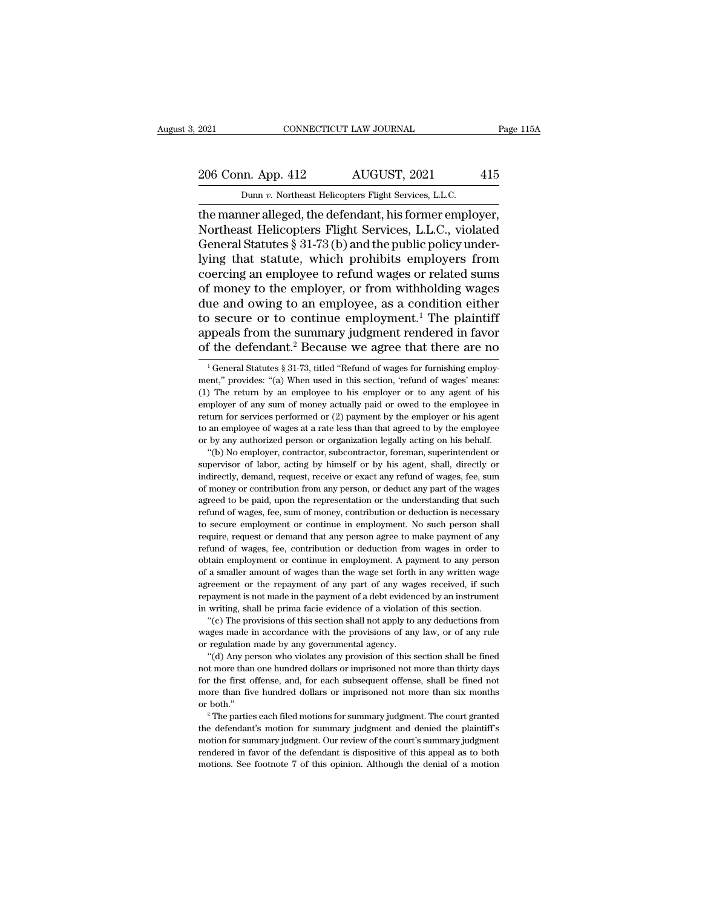the manner alleged, the defendant, his former employer, Northeast Helicopters Flight Services, L.L.C., violated General Statutes § 31-73 (b) and the public policy underlying that statute, which prohibits employers from coercing an employee to refund wages or related sums of money to the employer, or from withholding wages due and owing to an employee, as a condition either to secure or to continue employment.[1] The plaintiff appeals from the summary judgment rendered in favor of the defendant.[2] Because we agree that there are no

[1] General Statutes § 31-73, titled "Refund of wages for furnishing employment," provides: "(a) When used in this section, 'refund of wages' means: (1) The return by an employee to his employer or to any agent of his employer of any sum of money actually paid or owed to the employee in return for services performed or (2) payment by the employer or his agent to an employee of wages at a rate less than that agreed to by the employee or by any authorized person or organization legally acting on his behalf.

"(b) No employer, contractor, subcontractor, foreman, superintendent or supervisor of labor, acting by himself or by his agent, shall, directly or indirectly, demand, request, receive or exact any refund of wages, fee, sum of money or contribution from any person, or deduct any part of the wages agreed to be paid, upon the representation or the understanding that such refund of wages, fee, sum of money, contribution or deduction is necessary to secure employment or continue in employment. No such person shall require, request or demand that any person agree to make payment of any refund of wages, fee, contribution or deduction from wages in order to obtain employment or continue in employment. A payment to any person of a smaller amount of wages than the wage set forth in any written wage agreement or the repayment of any part of any wages received, if such repayment is not made in the payment of a debt evidenced by an instrument in writing, shall be prima facie evidence of a violation of this section.

"(c) The provisions of this section shall not apply to any deductions from wages made in accordance with the provisions of any law, or of any rule or regulation made by any governmental agency.

"(d) Any person who violates any provision of this section shall be fined not more than one hundred dollars or imprisoned not more than thirty days for the first offense, and, for each subsequent offense, shall be fined not more than five hundred dollars or imprisoned not more than six months or both."

[2] The parties each filed motions for summary judgment. The court granted the defendant's motion for summary judgment and denied the plaintiff's motion for summary judgment. Our review of the court's summary judgment rendered in favor of the defendant is dispositive of this appeal as to both motions. See footnote 7 of this opinion. Although the denial of a motion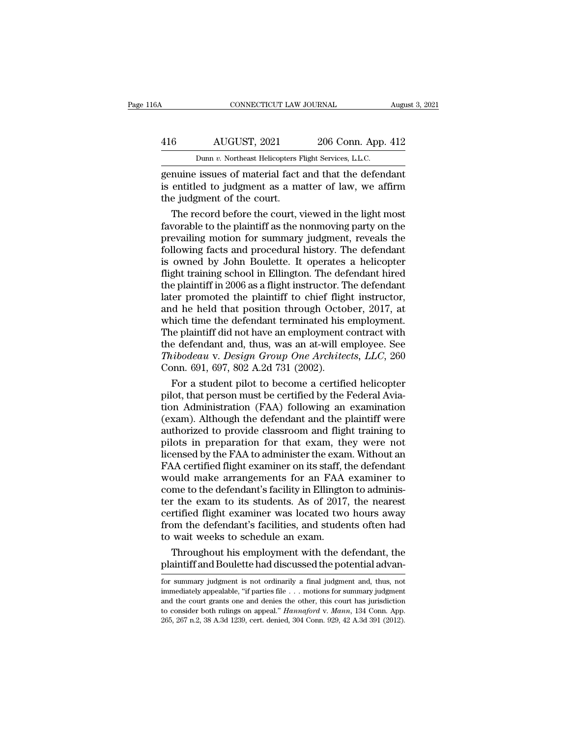genuine issues of material fact and that the defendant is entitled to judgment as a matter of law, we affirm the judgment of the court.

The record before the court, viewed in the light most favorable to the plaintiff as the nonmoving party on the prevailing motion for summary judgment, reveals the following facts and procedural history. The defendant is owned by John Boulette. It operates a helicopter flight training school in Ellington. The defendant hired the plaintiff in 2006 as a flight instructor. The defendant later promoted the plaintiff to chief flight instructor, and he held that position through October, 2017, at which time the defendant terminated his employment. The plaintiff did not have an employment contract with the defendant and, thus, was an at-will employee. See *Thibodeau* v. *Design Group One Architects, LLC*, 260 Conn. 691, 697, 802 A.2d 731 (2002).

For a student pilot to become a certified helicopter pilot, that person must be certified by the Federal Aviation Administration (FAA) following an examination (exam). Although the defendant and the plaintiff were authorized to provide classroom and flight training to pilots in preparation for that exam, they were not licensed by the FAA to administer the exam. Without an FAA certified flight examiner on its staff, the defendant would make arrangements for an FAA examiner to come to the defendant's facility in Ellington to administer the exam to its students. As of 2017, the nearest certified flight examiner was located two hours away from the defendant's facilities, and students often had to wait weeks to schedule an exam.

Throughout his employment with the defendant, the plaintiff and Boulette had discussed the potential advan-

---

for summary judgment is not ordinarily a final judgment and, thus, not immediately appealable, "if parties file . . . motions for summary judgment and the court grants one and denies the other, this court has jurisdiction to consider both rulings on appeal." *Hannaford* v. *Mann*, 134 Conn. App. 265, 267 n.2, 38 A.3d 1239, cert. denied, 304 Conn. 929, 42 A.3d 391 (2012).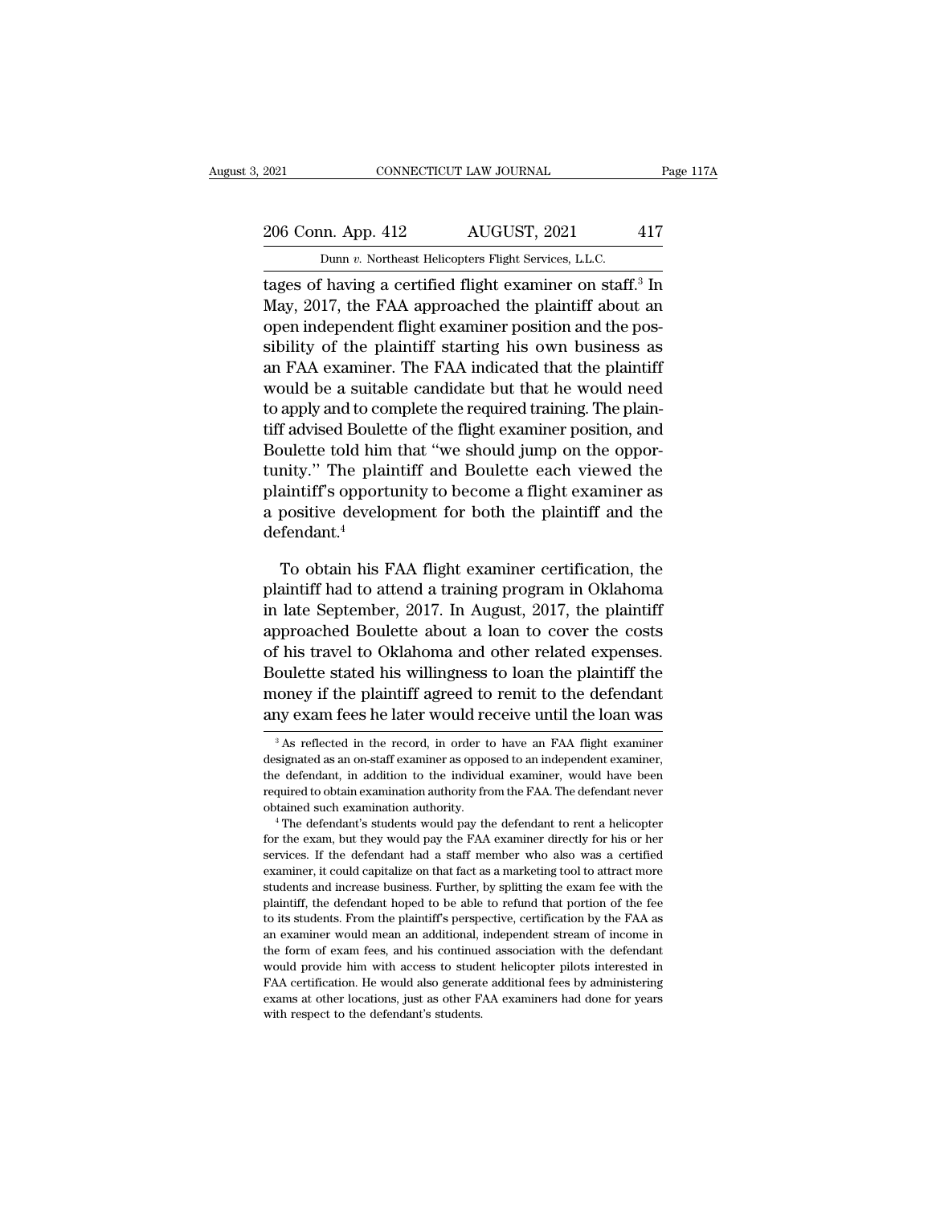tages of having a certified flight examiner on staff.[3] In May, 2017, the FAA approached the plaintiff about an open independent flight examiner position and the possibility of the plaintiff starting his own business as an FAA examiner. The FAA indicated that the plaintiff would be a suitable candidate but that he would need to apply and to complete the required training. The plaintiff advised Boulette of the flight examiner position, and Boulette told him that "we should jump on the opportunity." The plaintiff and Boulette each viewed the plaintiff's opportunity to become a flight examiner as a positive development for both the plaintiff and the defendant.[4]

To obtain his FAA flight examiner certification, the plaintiff had to attend a training program in Oklahoma in late September, 2017. In August, 2017, the plaintiff approached Boulette about a loan to cover the costs of his travel to Oklahoma and other related expenses. Boulette stated his willingness to loan the plaintiff the money if the plaintiff agreed to remit to the defendant any exam fees he later would receive until the loan was

---

[3] As reflected in the record, in order to have an FAA flight examiner designated as an on-staff examiner as opposed to an independent examiner, the defendant, in addition to the individual examiner, would have been required to obtain examination authority from the FAA. The defendant never obtained such examination authority.

[4] The defendant's students would pay the defendant to rent a helicopter for the exam, but they would pay the FAA examiner directly for his or her services. If the defendant had a staff member who also was a certified examiner, it could capitalize on that fact as a marketing tool to attract more students and increase business. Further, by splitting the exam fee with the plaintiff, the defendant hoped to be able to refund that portion of the fee to its students. From the plaintiff's perspective, certification by the FAA as an examiner would mean an additional, independent stream of income in the form of exam fees, and his continued association with the defendant would provide him with access to student helicopter pilots interested in FAA certification. He would also generate additional fees by administering exams at other locations, just as other FAA examiners had done for years with respect to the defendant's students.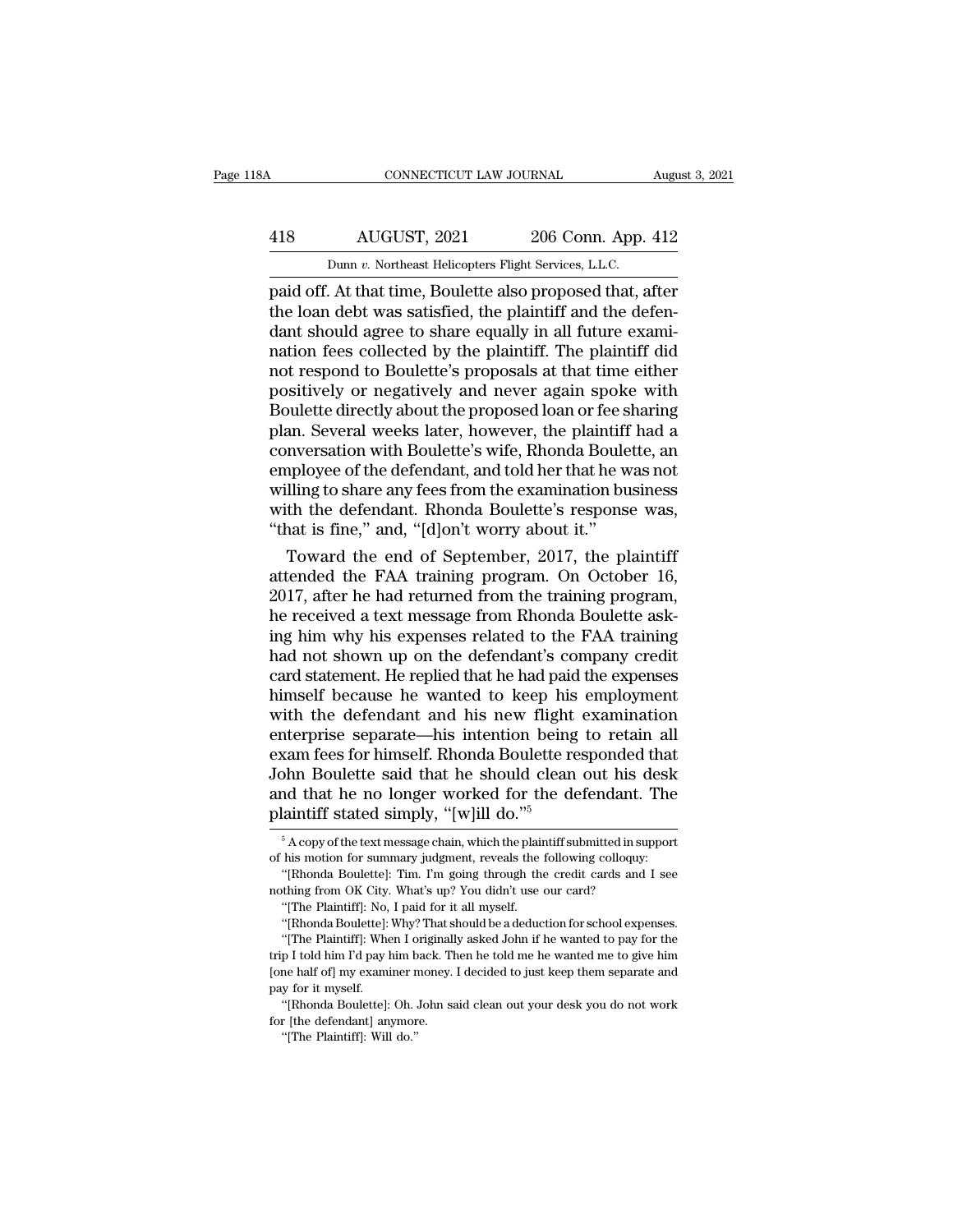paid off. At that time, Boulette also proposed that, after the loan debt was satisfied, the plaintiff and the defendant should agree to share equally in all future examination fees collected by the plaintiff. The plaintiff did not respond to Boulette's proposals at that time either positively or negatively and never again spoke with Boulette directly about the proposed loan or fee sharing plan. Several weeks later, however, the plaintiff had a conversation with Boulette's wife, Rhonda Boulette, an employee of the defendant, and told her that he was not willing to share any fees from the examination business with the defendant. Rhonda Boulette's response was, "that is fine," and, "[d]on't worry about it."

Toward the end of September, 2017, the plaintiff attended the FAA training program. On October 16, 2017, after he had returned from the training program, he received a text message from Rhonda Boulette asking him why his expenses related to the FAA training had not shown up on the defendant's company credit card statement. He replied that he had paid the expenses himself because he wanted to keep his employment with the defendant and his new flight examination enterprise separate—his intention being to retain all exam fees for himself. Rhonda Boulette responded that John Boulette said that he should clean out his desk and that he no longer worked for the defendant. The plaintiff stated simply, "[w]ill do."[5]

[5] A copy of the text message chain, which the plaintiff submitted in support of his motion for summary judgment, reveals the following colloquy:

"[Rhonda Boulette]: Tim. I'm going through the credit cards and I see nothing from OK City. What's up? You didn't use our card?

"[The Plaintiff]: No, I paid for it all myself.

"[Rhonda Boulette]: Why? That should be a deduction for school expenses.

"[The Plaintiff]: When I originally asked John if he wanted to pay for the trip I told him I'd pay him back. Then he told me he wanted me to give him [one half of] my examiner money. I decided to just keep them separate and pay for it myself.

"[Rhonda Boulette]: Oh. John said clean out your desk you do not work for [the defendant] anymore.

"[The Plaintiff]: Will do."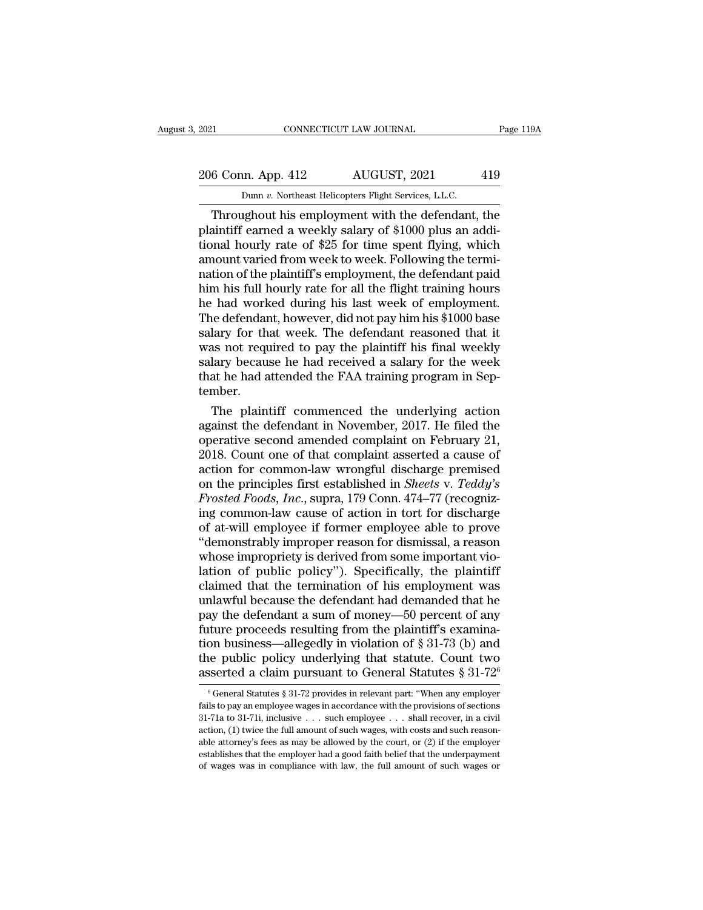Throughout his employment with the defendant, the plaintiff earned a weekly salary of $1000 plus an additional hourly rate of $25 for time spent flying, which amount varied from week to week. Following the termination of the plaintiff's employment, the defendant paid him his full hourly rate for all the flight training hours he had worked during his last week of employment. The defendant, however, did not pay him his $1000 base salary for that week. The defendant reasoned that it was not required to pay the plaintiff his final weekly salary because he had received a salary for the week that he had attended the FAA training program in September.

The plaintiff commenced the underlying action against the defendant in November, 2017. He filed the operative second amended complaint on February 21, 2018. Count one of that complaint asserted a cause of action for common-law wrongful discharge premised on the principles first established in *Sheets* v. *Teddy's Frosted Foods, Inc.*, supra, 179 Conn. 474–77 (recognizing common-law cause of action in tort for discharge of at-will employee if former employee able to prove "demonstrably improper reason for dismissal, a reason whose impropriety is derived from some important violation of public policy"). Specifically, the plaintiff claimed that the termination of his employment was unlawful because the defendant had demanded that he pay the defendant a sum of money—50 percent of any future proceeds resulting from the plaintiff's examination business—allegedly in violation of § 31-73 (b) and the public policy underlying that statute. Count two asserted a claim pursuant to General Statutes § 31-72[6]

[6] General Statutes § 31-72 provides in relevant part: "When any employer fails to pay an employee wages in accordance with the provisions of sections 31-71a to 31-71i, inclusive . . . such employee . . . shall recover, in a civil action, (1) twice the full amount of such wages, with costs and such reasonable attorney's fees as may be allowed by the court, or (2) if the employer establishes that the employer had a good faith belief that the underpayment of wages was in compliance with law, the full amount of such wages or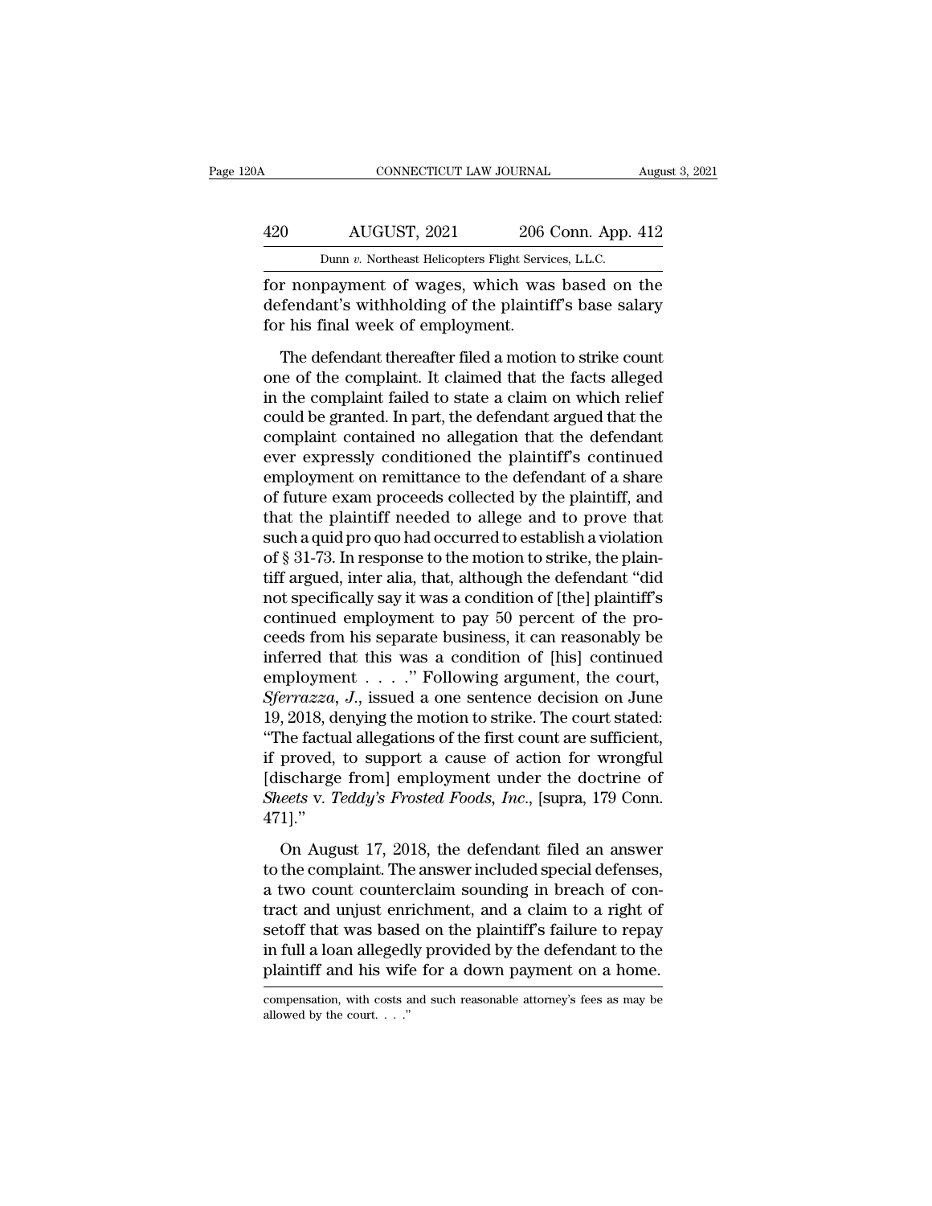for nonpayment of wages, which was based on the defendant's withholding of the plaintiff's base salary for his final week of employment.

The defendant thereafter filed a motion to strike count one of the complaint. It claimed that the facts alleged in the complaint failed to state a claim on which relief could be granted. In part, the defendant argued that the complaint contained no allegation that the defendant ever expressly conditioned the plaintiff's continued employment on remittance to the defendant of a share of future exam proceeds collected by the plaintiff, and that the plaintiff needed to allege and to prove that such a quid pro quo had occurred to establish a violation of § 31-73. In response to the motion to strike, the plaintiff argued, inter alia, that, although the defendant "did not specifically say it was a condition of [the] plaintiff's continued employment to pay 50 percent of the proceeds from his separate business, it can reasonably be inferred that this was a condition of [his] continued employment . . . ." Following argument, the court, *Sferrazza, J.*, issued a one sentence decision on June 19, 2018, denying the motion to strike. The court stated: "The factual allegations of the first count are sufficient, if proved, to support a cause of action for wrongful [discharge from] employment under the doctrine of *Sheets* v. *Teddy's Frosted Foods, Inc.*, [supra, 179 Conn. 471]."

On August 17, 2018, the defendant filed an answer to the complaint. The answer included special defenses, a two count counterclaim sounding in breach of contract and unjust enrichment, and a claim to a right of setoff that was based on the plaintiff's failure to repay in full a loan allegedly provided by the defendant to the plaintiff and his wife for a down payment on a home.

compensation, with costs and such reasonable attorney's fees as may be allowed by the court. . . ."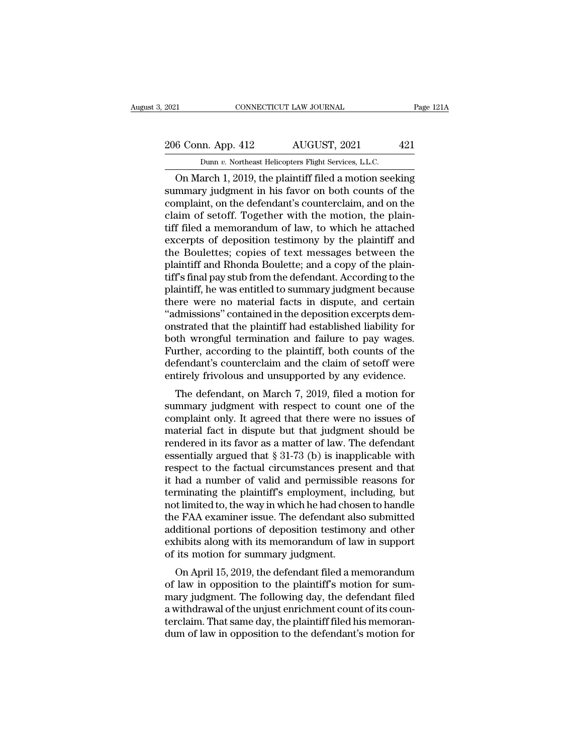On March 1, 2019, the plaintiff filed a motion seeking summary judgment in his favor on both counts of the complaint, on the defendant's counterclaim, and on the claim of setoff. Together with the motion, the plaintiff filed a memorandum of law, to which he attached excerpts of deposition testimony by the plaintiff and the Boulettes; copies of text messages between the plaintiff and Rhonda Boulette; and a copy of the plaintiff's final pay stub from the defendant. According to the plaintiff, he was entitled to summary judgment because there were no material facts in dispute, and certain "admissions" contained in the deposition excerpts demonstrated that the plaintiff had established liability for both wrongful termination and failure to pay wages. Further, according to the plaintiff, both counts of the defendant's counterclaim and the claim of setoff were entirely frivolous and unsupported by any evidence.

The defendant, on March 7, 2019, filed a motion for summary judgment with respect to count one of the complaint only. It agreed that there were no issues of material fact in dispute but that judgment should be rendered in its favor as a matter of law. The defendant essentially argued that § 31-73 (b) is inapplicable with respect to the factual circumstances present and that it had a number of valid and permissible reasons for terminating the plaintiff's employment, including, but not limited to, the way in which he had chosen to handle the FAA examiner issue. The defendant also submitted additional portions of deposition testimony and other exhibits along with its memorandum of law in support of its motion for summary judgment.

On April 15, 2019, the defendant filed a memorandum of law in opposition to the plaintiff's motion for summary judgment. The following day, the defendant filed a withdrawal of the unjust enrichment count of its counterclaim. That same day, the plaintiff filed his memorandum of law in opposition to the defendant's motion for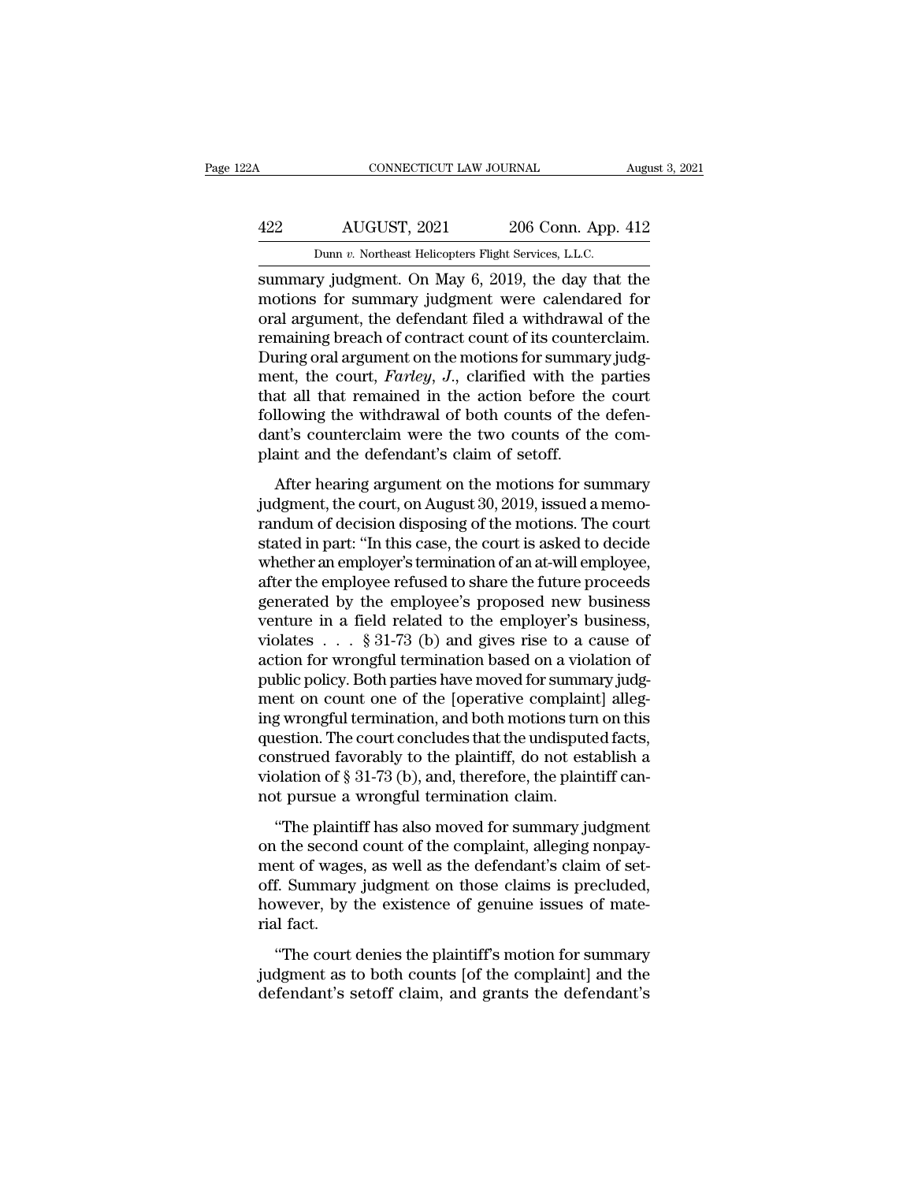summary judgment. On May 6, 2019, the day that the motions for summary judgment were calendared for oral argument, the defendant filed a withdrawal of the remaining breach of contract count of its counterclaim. During oral argument on the motions for summary judgment, the court, *Farley, J.*, clarified with the parties that all that remained in the action before the court following the withdrawal of both counts of the defendant's counterclaim were the two counts of the complaint and the defendant's claim of setoff.

After hearing argument on the motions for summary judgment, the court, on August 30, 2019, issued a memorandum of decision disposing of the motions. The court stated in part: "In this case, the court is asked to decide whether an employer's termination of an at-will employee, after the employee refused to share the future proceeds generated by the employee's proposed new business venture in a field related to the employer's business, violates . . . § 31-73 (b) and gives rise to a cause of action for wrongful termination based on a violation of public policy. Both parties have moved for summary judgment on count one of the [operative complaint] alleging wrongful termination, and both motions turn on this question. The court concludes that the undisputed facts, construed favorably to the plaintiff, do not establish a violation of § 31-73 (b), and, therefore, the plaintiff cannot pursue a wrongful termination claim.

"The plaintiff has also moved for summary judgment on the second count of the complaint, alleging nonpayment of wages, as well as the defendant's claim of setoff. Summary judgment on those claims is precluded, however, by the existence of genuine issues of material fact.

"The court denies the plaintiff's motion for summary judgment as to both counts [of the complaint] and the defendant's setoff claim, and grants the defendant's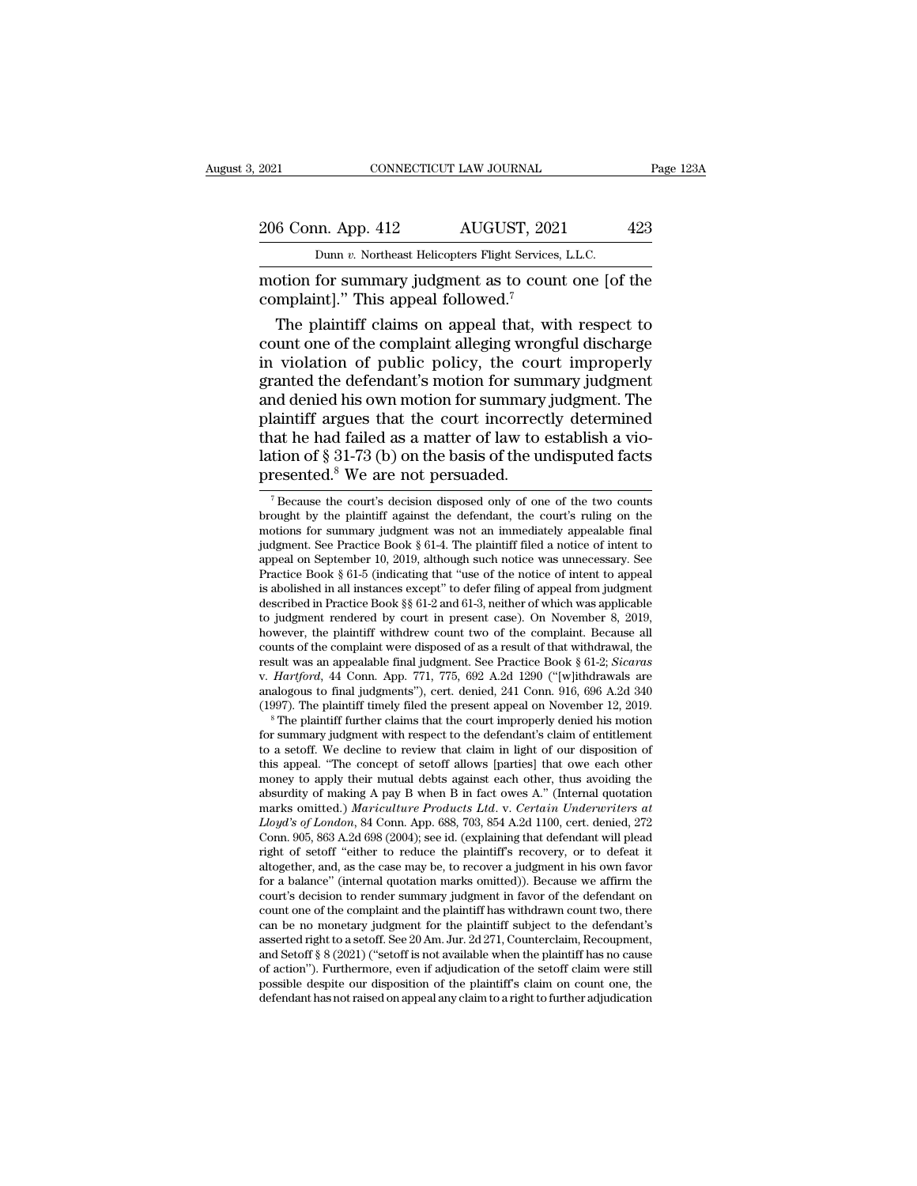motion for summary judgment as to count one [of the complaint]." This appeal followed.[7]

The plaintiff claims on appeal that, with respect to count one of the complaint alleging wrongful discharge in violation of public policy, the court improperly granted the defendant's motion for summary judgment and denied his own motion for summary judgment. The plaintiff argues that the court incorrectly determined that he had failed as a matter of law to establish a violation of § 31-73 (b) on the basis of the undisputed facts presented.[8] We are not persuaded.

---

[7] Because the court's decision disposed only of one of the two counts brought by the plaintiff against the defendant, the court's ruling on the motions for summary judgment was not an immediately appealable final judgment. See Practice Book § 61-4. The plaintiff filed a notice of intent to appeal on September 10, 2019, although such notice was unnecessary. See Practice Book § 61-5 (indicating that "use of the notice of intent to appeal is abolished in all instances except" to defer filing of appeal from judgment described in Practice Book §§ 61-2 and 61-3, neither of which was applicable to judgment rendered by court in present case). On November 8, 2019, however, the plaintiff withdrew count two of the complaint. Because all counts of the complaint were disposed of as a result of that withdrawal, the result was an appealable final judgment. See Practice Book § 61-2; *Sicaras* v. *Hartford*, 44 Conn. App. 771, 775, 692 A.2d 1290 ("[w]ithdrawals are analogous to final judgments"), cert. denied, 241 Conn. 916, 696 A.2d 340 (1997). The plaintiff timely filed the present appeal on November 12, 2019.

[8] The plaintiff further claims that the court improperly denied his motion for summary judgment with respect to the defendant's claim of entitlement to a setoff. We decline to review that claim in light of our disposition of this appeal. "The concept of setoff allows [parties] that owe each other money to apply their mutual debts against each other, thus avoiding the absurdity of making A pay B when B in fact owes A." (Internal quotation marks omitted.) *Mariculture Products Ltd.* v. *Certain Underwriters at Lloyd's of London*, 84 Conn. App. 688, 703, 854 A.2d 1100, cert. denied, 272 Conn. 905, 863 A.2d 698 (2004); see id. (explaining that defendant will plead right of setoff "either to reduce the plaintiff's recovery, or to defeat it altogether, and, as the case may be, to recover a judgment in his own favor for a balance" (internal quotation marks omitted)). Because we affirm the court's decision to render summary judgment in favor of the defendant on count one of the complaint and the plaintiff has withdrawn count two, there can be no monetary judgment for the plaintiff subject to the defendant's asserted right to a setoff. See 20 Am. Jur. 2d 271, Counterclaim, Recoupment, and Setoff § 8 (2021) ("setoff is not available when the plaintiff has no cause of action"). Furthermore, even if adjudication of the setoff claim were still possible despite our disposition of the plaintiff's claim on count one, the defendant has not raised on appeal any claim to a right to further adjudication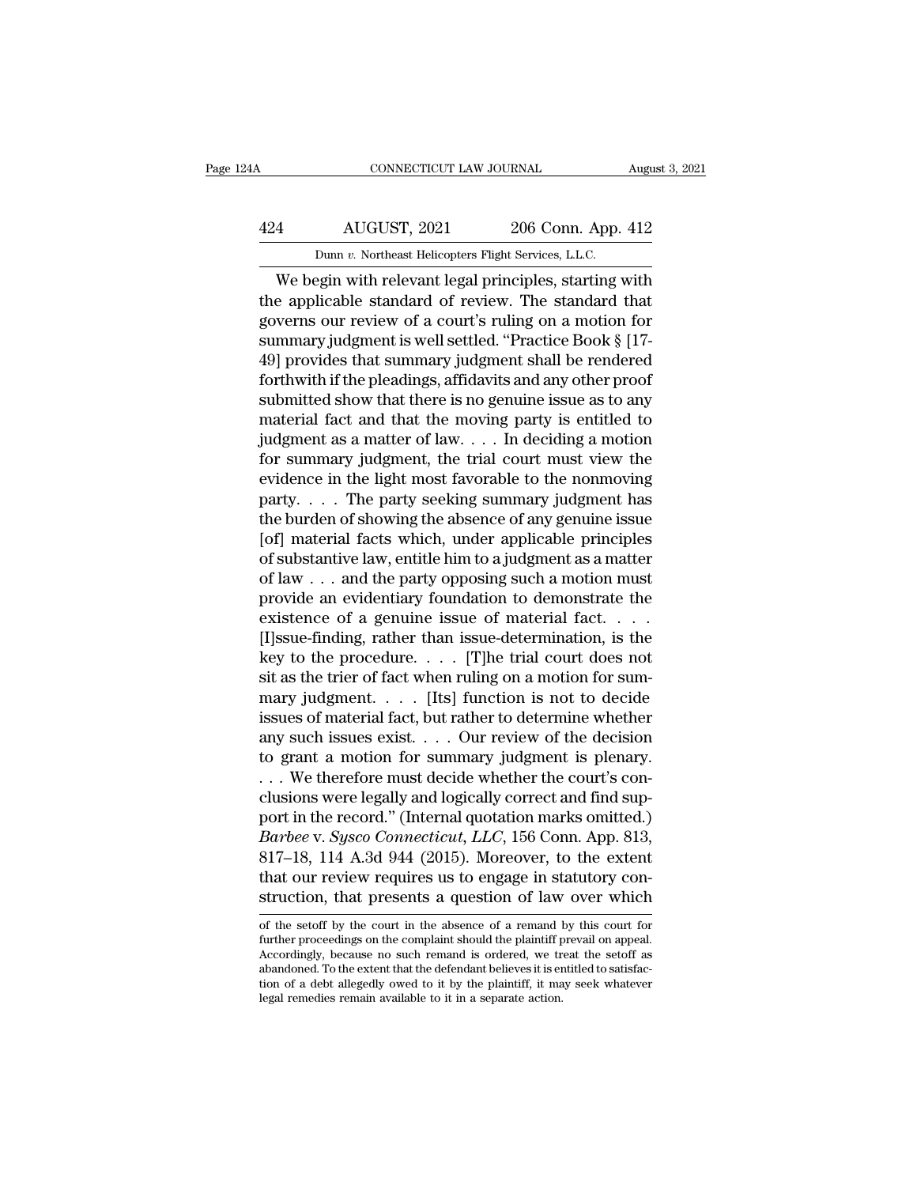We begin with relevant legal principles, starting with the applicable standard of review. The standard that governs our review of a court's ruling on a motion for summary judgment is well settled. "Practice Book § [17-49] provides that summary judgment shall be rendered forthwith if the pleadings, affidavits and any other proof submitted show that there is no genuine issue as to any material fact and that the moving party is entitled to judgment as a matter of law. . . . In deciding a motion for summary judgment, the trial court must view the evidence in the light most favorable to the nonmoving party. . . . The party seeking summary judgment has the burden of showing the absence of any genuine issue [of] material facts which, under applicable principles of substantive law, entitle him to a judgment as a matter of law . . . and the party opposing such a motion must provide an evidentiary foundation to demonstrate the existence of a genuine issue of material fact. . . . [I]ssue-finding, rather than issue-determination, is the key to the procedure. . . . [T]he trial court does not sit as the trier of fact when ruling on a motion for summary judgment. . . . [Its] function is not to decide issues of material fact, but rather to determine whether any such issues exist. . . . Our review of the decision to grant a motion for summary judgment is plenary. . . . We therefore must decide whether the court's conclusions were legally and logically correct and find support in the record." (Internal quotation marks omitted.) *Barbee* v. *Sysco Connecticut, LLC*, 156 Conn. App. 813, 817–18, 114 A.3d 944 (2015). Moreover, to the extent that our review requires us to engage in statutory construction, that presents a question of law over which

of the setoff by the court in the absence of a remand by this court for further proceedings on the complaint should the plaintiff prevail on appeal. Accordingly, because no such remand is ordered, we treat the setoff as abandoned. To the extent that the defendant believes it is entitled to satisfaction of a debt allegedly owed to it by the plaintiff, it may seek whatever legal remedies remain available to it in a separate action.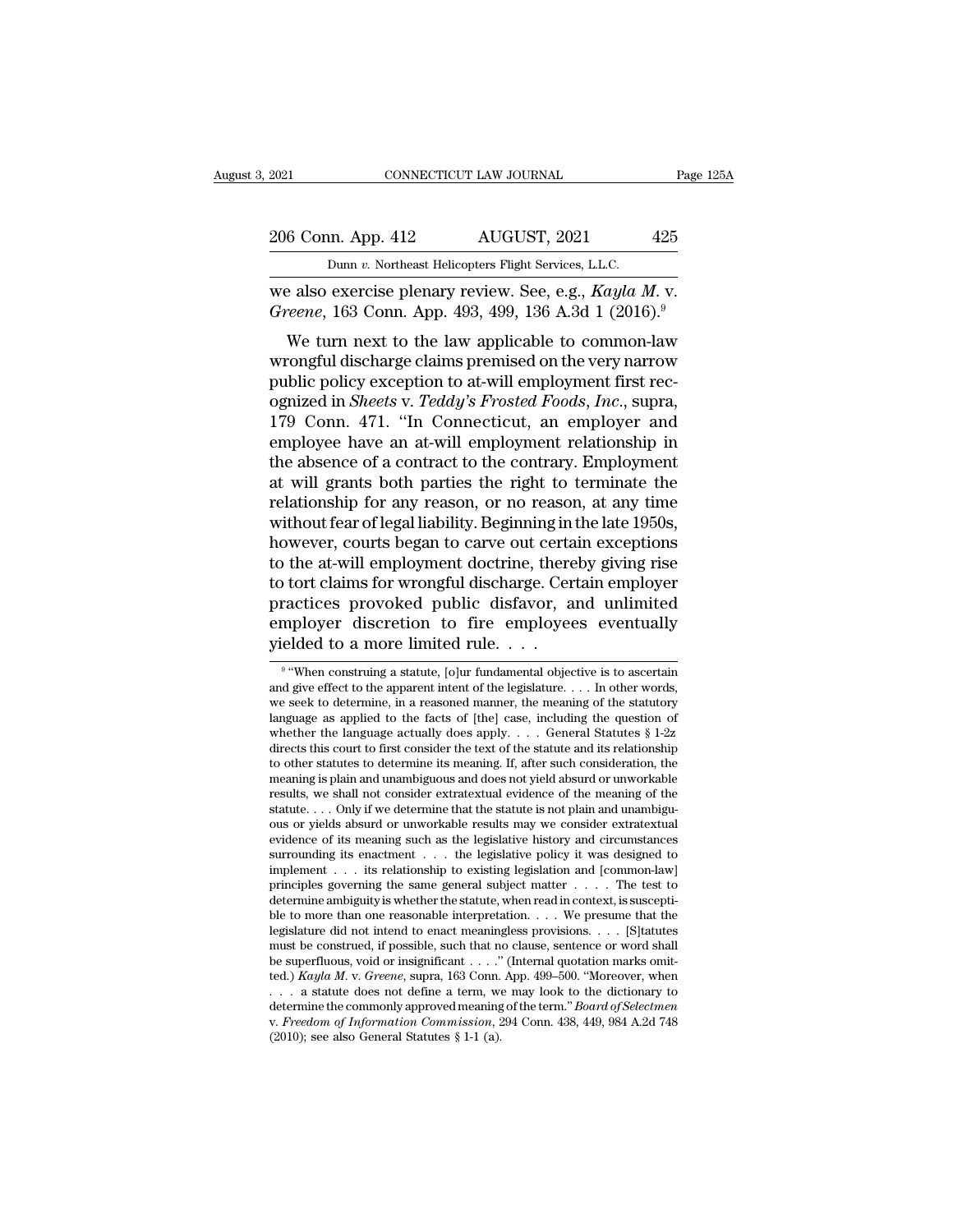we also exercise plenary review. See, e.g., *Kayla M.* v. *Greene*, 163 Conn. App. 493, 499, 136 A.3d 1 (2016).[9]

We turn next to the law applicable to common-law wrongful discharge claims premised on the very narrow public policy exception to at-will employment first recognized in *Sheets* v. *Teddy's Frosted Foods, Inc.*, supra, 179 Conn. 471. "In Connecticut, an employer and employee have an at-will employment relationship in the absence of a contract to the contrary. Employment at will grants both parties the right to terminate the relationship for any reason, or no reason, at any time without fear of legal liability. Beginning in the late 1950s, however, courts began to carve out certain exceptions to the at-will employment doctrine, thereby giving rise to tort claims for wrongful discharge. Certain employer practices provoked public disfavor, and unlimited employer discretion to fire employees eventually yielded to a more limited rule. . . .

[9] "When construing a statute, [o]ur fundamental objective is to ascertain and give effect to the apparent intent of the legislature. . . . In other words, we seek to determine, in a reasoned manner, the meaning of the statutory language as applied to the facts of [the] case, including the question of whether the language actually does apply. . . . General Statutes § 1-2z directs this court to first consider the text of the statute and its relationship to other statutes to determine its meaning. If, after such consideration, the meaning is plain and unambiguous and does not yield absurd or unworkable results, we shall not consider extratextual evidence of the meaning of the statute. . . . Only if we determine that the statute is not plain and unambiguous or yields absurd or unworkable results may we consider extratextual evidence of its meaning such as the legislative history and circumstances surrounding its enactment . . . the legislative policy it was designed to implement . . . its relationship to existing legislation and [common-law] principles governing the same general subject matter . . . . The test to determine ambiguity is whether the statute, when read in context, is susceptible to more than one reasonable interpretation. . . . We presume that the legislature did not intend to enact meaningless provisions. . . . [S]tatutes must be construed, if possible, such that no clause, sentence or word shall be superfluous, void or insignificant . . . ." (Internal quotation marks omitted.) *Kayla M.* v. *Greene*, supra, 163 Conn. App. 499–500. "Moreover, when . . . a statute does not define a term, we may look to the dictionary to determine the commonly approved meaning of the term." *Board of Selectmen* v. *Freedom of Information Commission*, 294 Conn. 438, 449, 984 A.2d 748 (2010); see also General Statutes § 1-1 (a).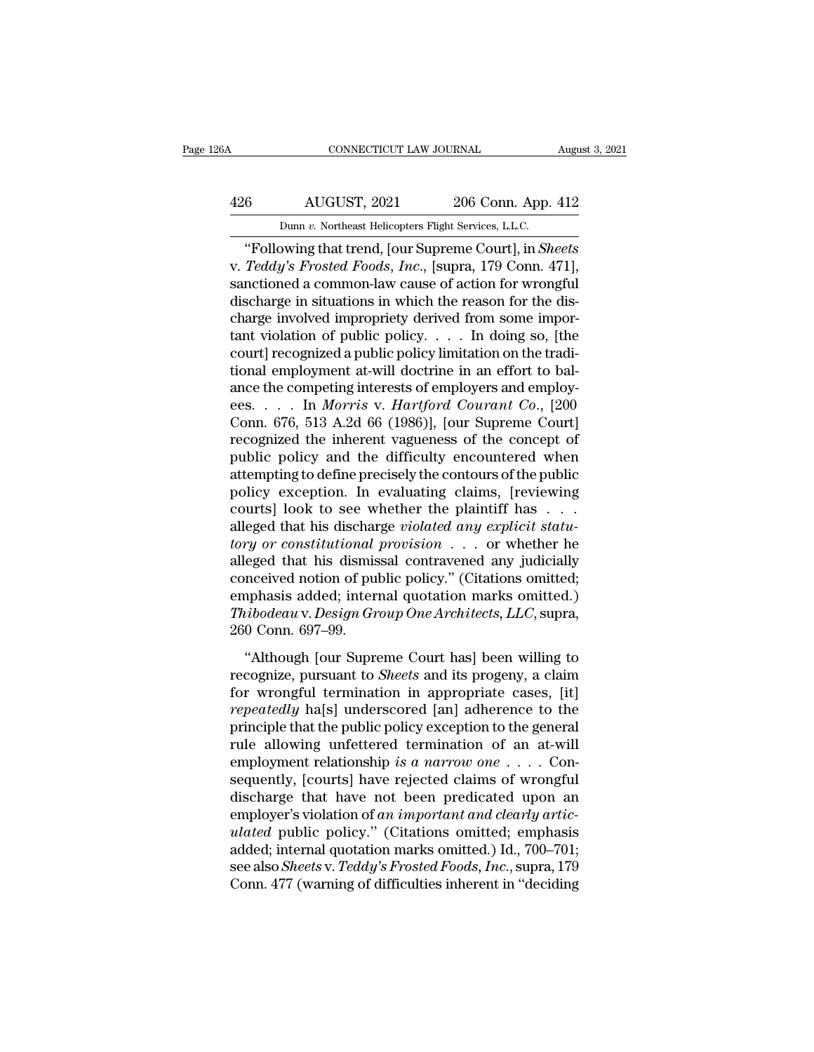"Following that trend, [our Supreme Court], in *Sheets* v. *Teddy's Frosted Foods, Inc.*, [supra, 179 Conn. 471], sanctioned a common-law cause of action for wrongful discharge in situations in which the reason for the discharge involved impropriety derived from some important violation of public policy. . . . In doing so, [the court] recognized a public policy limitation on the traditional employment at-will doctrine in an effort to balance the competing interests of employers and employees. . . . In *Morris* v. *Hartford Courant Co.*, [200 Conn. 676, 513 A.2d 66 (1986)], [our Supreme Court] recognized the inherent vagueness of the concept of public policy and the difficulty encountered when attempting to define precisely the contours of the public policy exception. In evaluating claims, [reviewing courts] look to see whether the plaintiff has . . . alleged that his discharge *violated any explicit statutory or constitutional provision* . . . or whether he alleged that his dismissal contravened any judicially conceived notion of public policy." (Citations omitted; emphasis added; internal quotation marks omitted.) *Thibodeau* v. *Design Group One Architects, LLC*, supra, 260 Conn. 697–99.

"Although [our Supreme Court has] been willing to recognize, pursuant to *Sheets* and its progeny, a claim for wrongful termination in appropriate cases, [it] *repeatedly* ha[s] underscored [an] adherence to the principle that the public policy exception to the general rule allowing unfettered termination of an at-will employment relationship *is a narrow one* . . . . Consequently, [courts] have rejected claims of wrongful discharge that have not been predicated upon an employer's violation of *an important and clearly articulated* public policy." (Citations omitted; emphasis added; internal quotation marks omitted.) Id., 700–701; see also *Sheets* v. *Teddy's Frosted Foods, Inc.*, supra, 179 Conn. 477 (warning of difficulties inherent in "deciding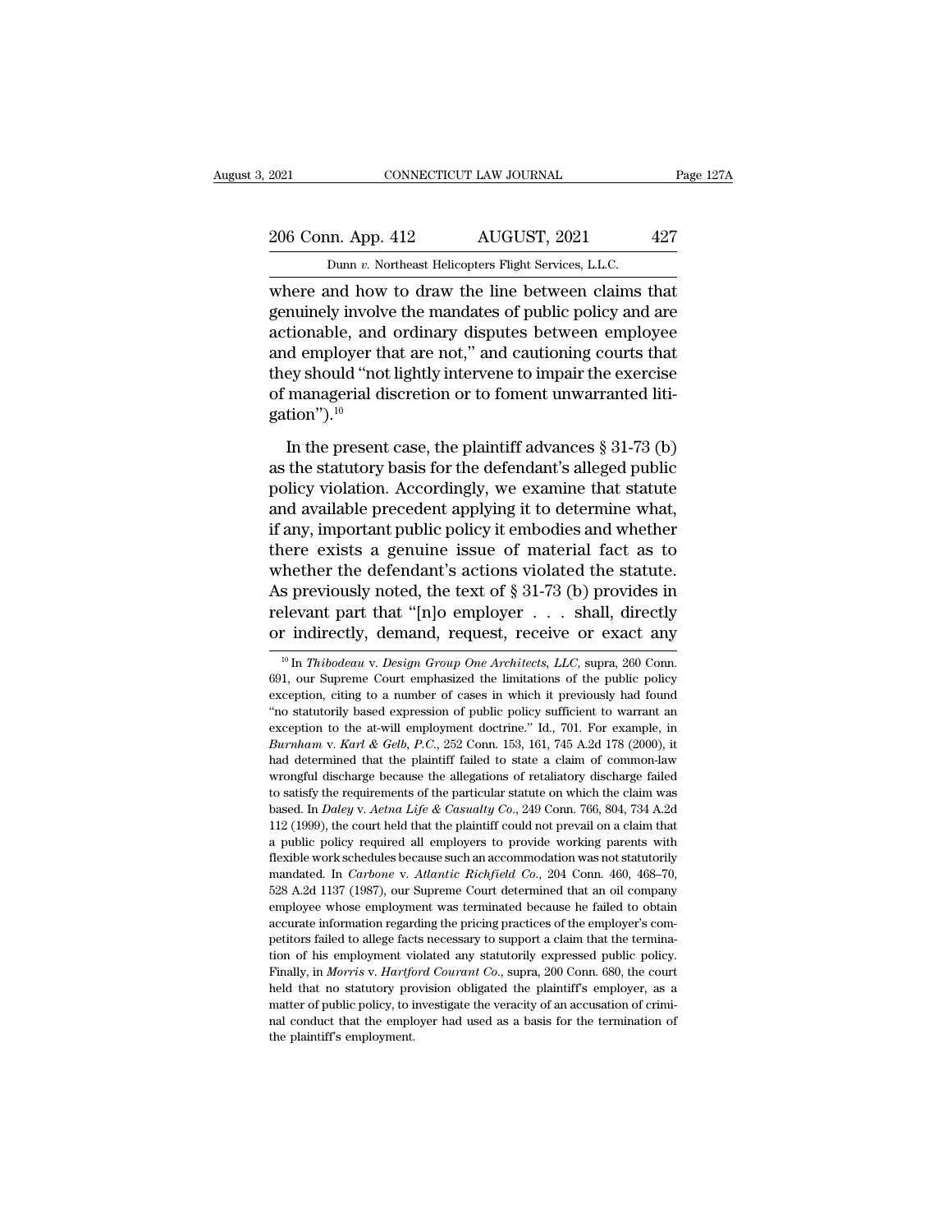where and how to draw the line between claims that genuinely involve the mandates of public policy and are actionable, and ordinary disputes between employee and employer that are not," and cautioning courts that they should "not lightly intervene to impair the exercise of managerial discretion or to foment unwarranted litigation").[10]

In the present case, the plaintiff advances § 31-73 (b) as the statutory basis for the defendant's alleged public policy violation. Accordingly, we examine that statute and available precedent applying it to determine what, if any, important public policy it embodies and whether there exists a genuine issue of material fact as to whether the defendant's actions violated the statute. As previously noted, the text of § 31-73 (b) provides in relevant part that "[n]o employer . . . shall, directly or indirectly, demand, request, receive or exact any

---

[10] In *Thibodeau* v. *Design Group One Architects, LLC*, supra, 260 Conn. 691, our Supreme Court emphasized the limitations of the public policy exception, citing to a number of cases in which it previously had found "no statutorily based expression of public policy sufficient to warrant an exception to the at-will employment doctrine." Id., 701. For example, in *Burnham* v. *Karl & Gelb, P.C.*, 252 Conn. 153, 161, 745 A.2d 178 (2000), it had determined that the plaintiff failed to state a claim of common-law wrongful discharge because the allegations of retaliatory discharge failed to satisfy the requirements of the particular statute on which the claim was based. In *Daley* v. *Aetna Life & Casualty Co.*, 249 Conn. 766, 804, 734 A.2d 112 (1999), the court held that the plaintiff could not prevail on a claim that a public policy required all employers to provide working parents with flexible work schedules because such an accommodation was not statutorily mandated. In *Carbone* v. *Atlantic Richfield Co.*, 204 Conn. 460, 468–70, 528 A.2d 1137 (1987), our Supreme Court determined that an oil company employee whose employment was terminated because he failed to obtain accurate information regarding the pricing practices of the employer's competitors failed to allege facts necessary to support a claim that the termination of his employment violated any statutorily expressed public policy. Finally, in *Morris* v. *Hartford Courant Co.*, supra, 200 Conn. 680, the court held that no statutory provision obligated the plaintiff's employer, as a matter of public policy, to investigate the veracity of an accusation of criminal conduct that the employer had used as a basis for the termination of the plaintiff's employment.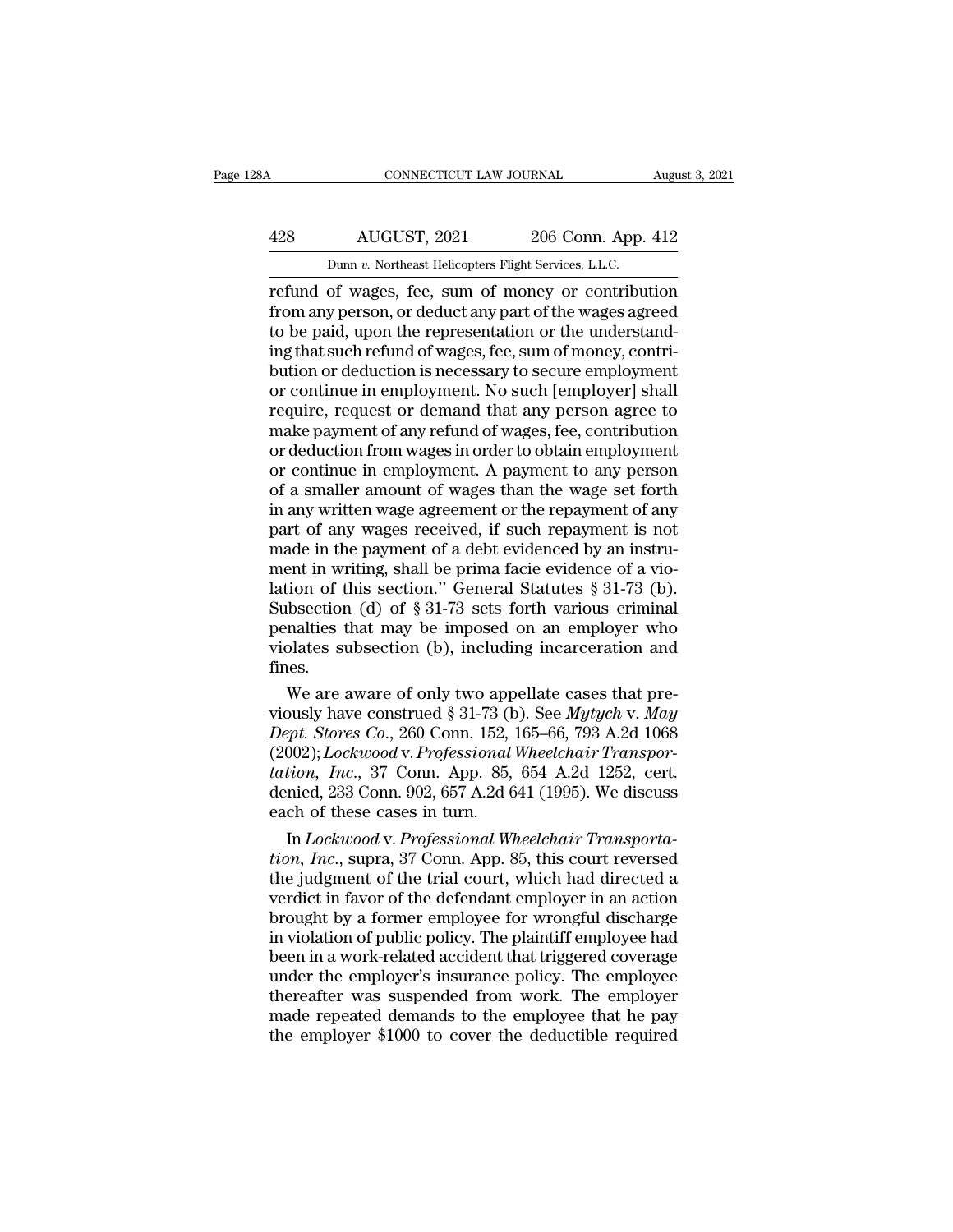refund of wages, fee, sum of money or contribution from any person, or deduct any part of the wages agreed to be paid, upon the representation or the understanding that such refund of wages, fee, sum of money, contribution or deduction is necessary to secure employment or continue in employment. No such [employer] shall require, request or demand that any person agree to make payment of any refund of wages, fee, contribution or deduction from wages in order to obtain employment or continue in employment. A payment to any person of a smaller amount of wages than the wage set forth in any written wage agreement or the repayment of any part of any wages received, if such repayment is not made in the payment of a debt evidenced by an instrument in writing, shall be prima facie evidence of a violation of this section." General Statutes § 31-73 (b). Subsection (d) of § 31-73 sets forth various criminal penalties that may be imposed on an employer who violates subsection (b), including incarceration and fines.

We are aware of only two appellate cases that previously have construed § 31-73 (b). See *Mytych* v. *May Dept. Stores Co.*, 260 Conn. 152, 165–66, 793 A.2d 1068 (2002); *Lockwood* v. *Professional Wheelchair Transportation, Inc.*, 37 Conn. App. 85, 654 A.2d 1252, cert. denied, 233 Conn. 902, 657 A.2d 641 (1995). We discuss each of these cases in turn.

In *Lockwood* v. *Professional Wheelchair Transportation, Inc.*, supra, 37 Conn. App. 85, this court reversed the judgment of the trial court, which had directed a verdict in favor of the defendant employer in an action brought by a former employee for wrongful discharge in violation of public policy. The plaintiff employee had been in a work-related accident that triggered coverage under the employer's insurance policy. The employee thereafter was suspended from work. The employer made repeated demands to the employee that he pay the employer $1000 to cover the deductible required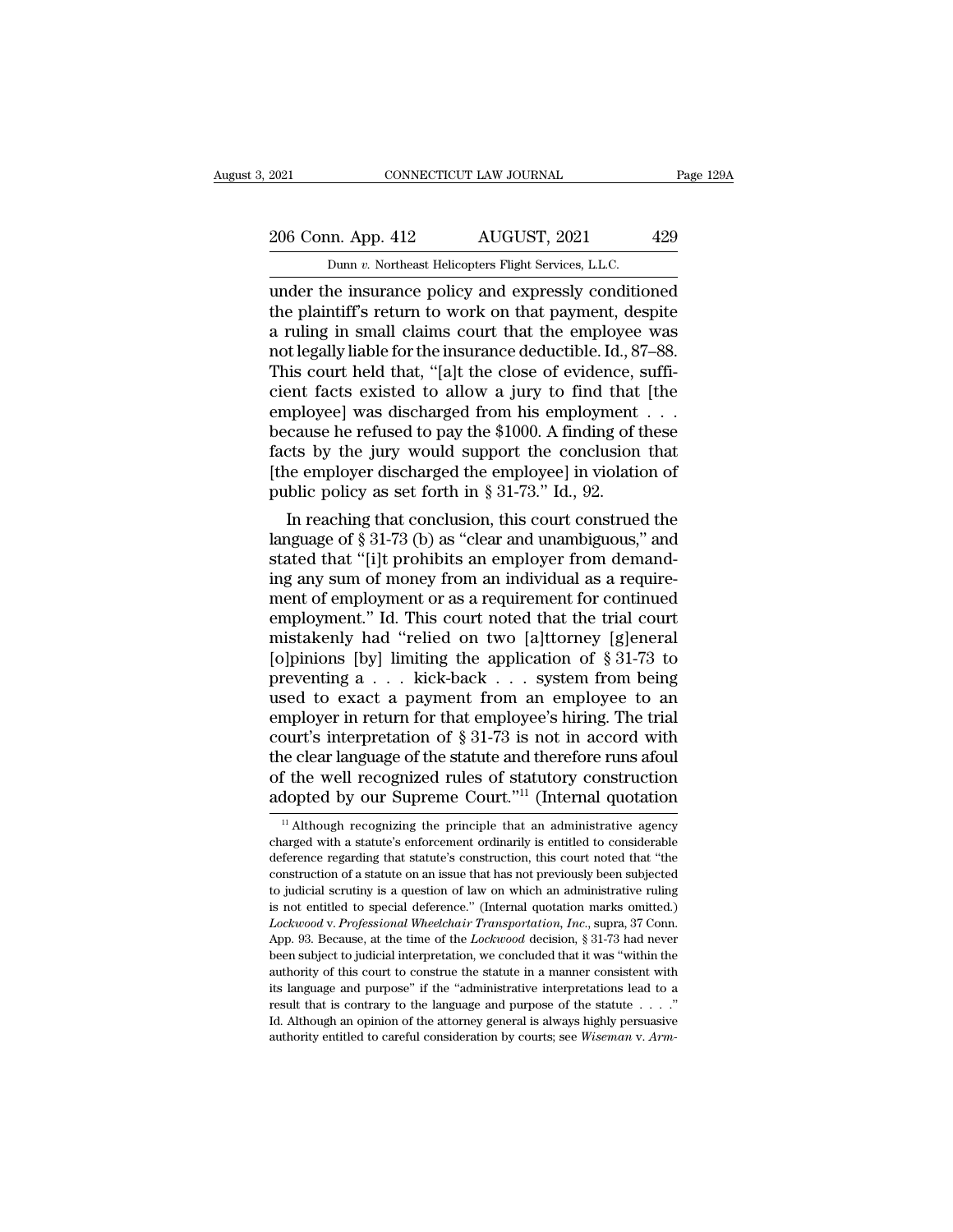under the insurance policy and expressly conditioned the plaintiff's return to work on that payment, despite a ruling in small claims court that the employee was not legally liable for the insurance deductible. Id., 87–88. This court held that, "[a]t the close of evidence, sufficient facts existed to allow a jury to find that [the employee] was discharged from his employment . . . because he refused to pay the $1000. A finding of these facts by the jury would support the conclusion that [the employer discharged the employee] in violation of public policy as set forth in § 31-73." Id., 92.

In reaching that conclusion, this court construed the language of § 31-73 (b) as "clear and unambiguous," and stated that "[i]t prohibits an employer from demanding any sum of money from an individual as a requirement of employment or as a requirement for continued employment." Id. This court noted that the trial court mistakenly had "relied on two [a]ttorney [g]eneral [o]pinions [by] limiting the application of § 31-73 to preventing a . . . kick-back . . . system from being used to exact a payment from an employee to an employer in return for that employee's hiring. The trial court's interpretation of § 31-73 is not in accord with the clear language of the statute and therefore runs afoul of the well recognized rules of statutory construction adopted by our Supreme Court."[11] (Internal quotation

[11] Although recognizing the principle that an administrative agency charged with a statute's enforcement ordinarily is entitled to considerable deference regarding that statute's construction, this court noted that "the construction of a statute on an issue that has not previously been subjected to judicial scrutiny is a question of law on which an administrative ruling is not entitled to special deference." (Internal quotation marks omitted.) *Lockwood* v. *Professional Wheelchair Transportation, Inc.*, supra, 37 Conn. App. 93. Because, at the time of the *Lockwood* decision, § 31-73 had never been subject to judicial interpretation, we concluded that it was "within the authority of this court to construe the statute in a manner consistent with its language and purpose" if the "administrative interpretations lead to a result that is contrary to the language and purpose of the statute . . . ." Id. Although an opinion of the attorney general is always highly persuasive authority entitled to careful consideration by courts; see *Wiseman* v. *Arm-*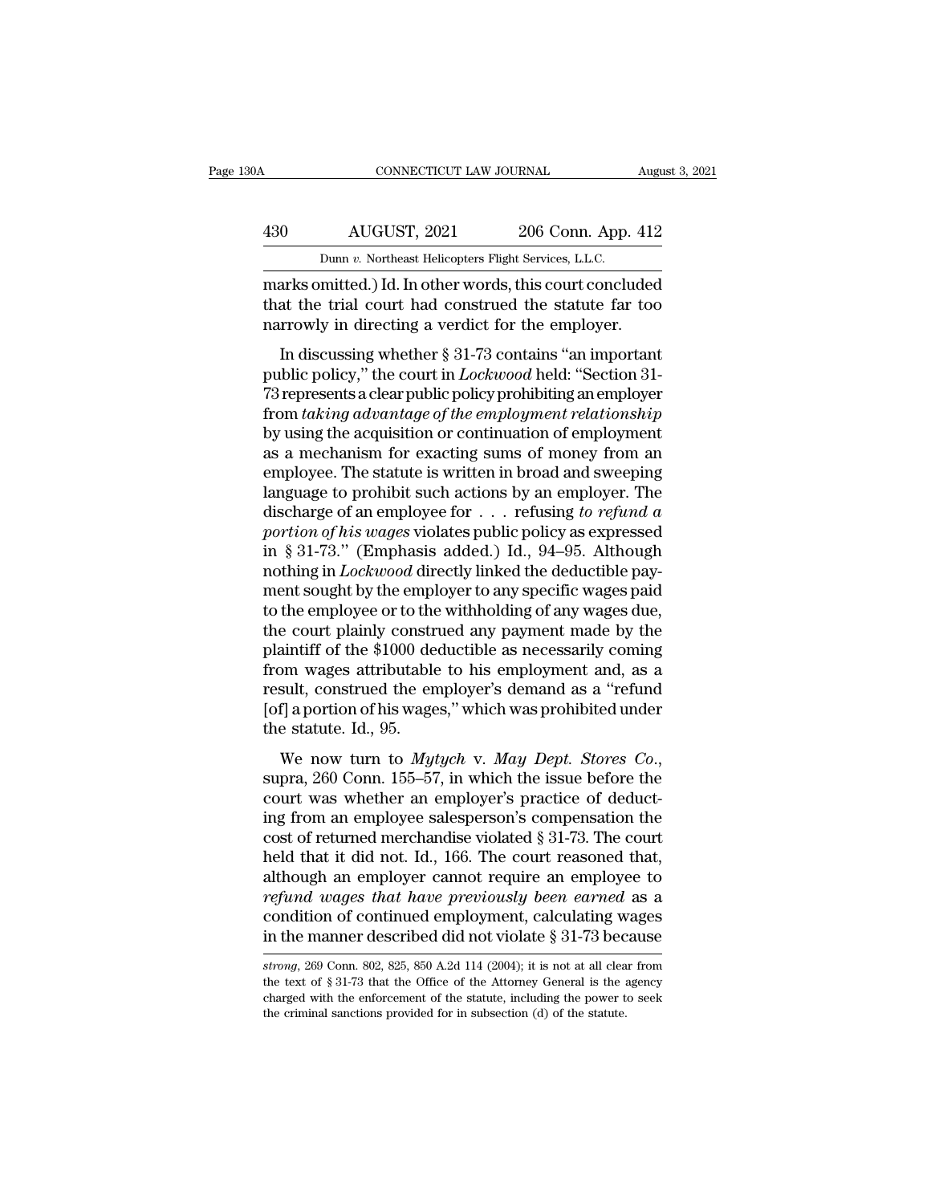marks omitted.) Id. In other words, this court concluded that the trial court had construed the statute far too narrowly in directing a verdict for the employer.

In discussing whether § 31-73 contains "an important public policy," the court in *Lockwood* held: "Section 31-73 represents a clear public policy prohibiting an employer from *taking advantage of the employment relationship* by using the acquisition or continuation of employment as a mechanism for exacting sums of money from an employee. The statute is written in broad and sweeping language to prohibit such actions by an employer. The discharge of an employee for . . . refusing *to refund a portion of his wages* violates public policy as expressed in § 31-73." (Emphasis added.) Id., 94–95. Although nothing in *Lockwood* directly linked the deductible payment sought by the employer to any specific wages paid to the employee or to the withholding of any wages due, the court plainly construed any payment made by the plaintiff of the $1000 deductible as necessarily coming from wages attributable to his employment and, as a result, construed the employer's demand as a "refund [of] a portion of his wages," which was prohibited under the statute. Id., 95.

We now turn to *Mytych* v. *May Dept. Stores Co.*, supra, 260 Conn. 155–57, in which the issue before the court was whether an employer's practice of deducting from an employee salesperson's compensation the cost of returned merchandise violated § 31-73. The court held that it did not. Id., 166. The court reasoned that, although an employer cannot require an employee to *refund wages that have previously been earned* as a condition of continued employment, calculating wages in the manner described did not violate § 31-73 because

*strong*, 269 Conn. 802, 825, 850 A.2d 114 (2004); it is not at all clear from the text of § 31-73 that the Office of the Attorney General is the agency charged with the enforcement of the statute, including the power to seek the criminal sanctions provided for in subsection (d) of the statute.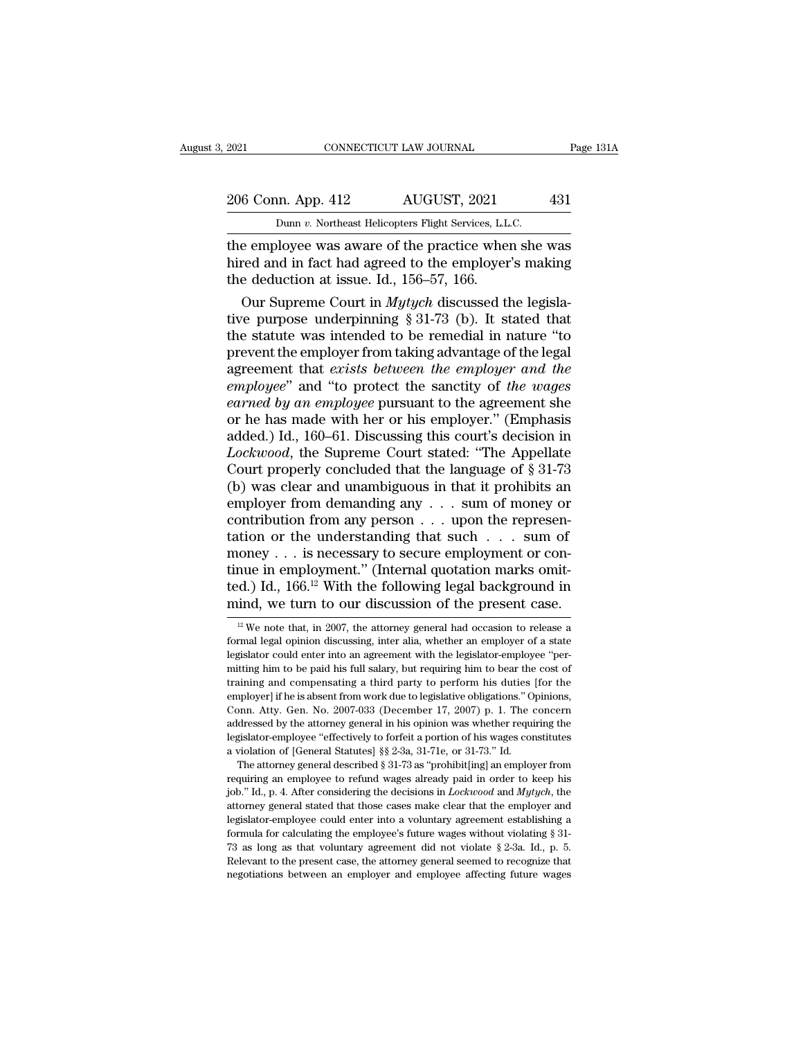the employee was aware of the practice when she was hired and in fact had agreed to the employer's making the deduction at issue. Id., 156–57, 166.

Our Supreme Court in *Mytych* discussed the legislative purpose underpinning § 31-73 (b). It stated that the statute was intended to be remedial in nature "to prevent the employer from taking advantage of the legal agreement that *exists between the employer and the employee*" and "to protect the sanctity of *the wages earned by an employee* pursuant to the agreement she or he has made with her or his employer." (Emphasis added.) Id., 160–61. Discussing this court's decision in *Lockwood*, the Supreme Court stated: "The Appellate Court properly concluded that the language of § 31-73 (b) was clear and unambiguous in that it prohibits an employer from demanding any . . . sum of money or contribution from any person . . . upon the representation or the understanding that such . . . sum of money . . . is necessary to secure employment or continue in employment." (Internal quotation marks omitted.) Id., 166.[12] With the following legal background in mind, we turn to our discussion of the present case.

[12] We note that, in 2007, the attorney general had occasion to release a formal legal opinion discussing, inter alia, whether an employer of a state legislator could enter into an agreement with the legislator-employee "permitting him to be paid his full salary, but requiring him to bear the cost of training and compensating a third party to perform his duties [for the employer] if he is absent from work due to legislative obligations." Opinions, Conn. Atty. Gen. No. 2007-033 (December 17, 2007) p. 1. The concern addressed by the attorney general in his opinion was whether requiring the legislator-employee "effectively to forfeit a portion of his wages constitutes a violation of [General Statutes] §§ 2-3a, 31-71e, or 31-73." Id.

The attorney general described § 31-73 as "prohibit[ing] an employer from requiring an employee to refund wages already paid in order to keep his job." Id., p. 4. After considering the decisions in *Lockwood* and *Mytych*, the attorney general stated that those cases make clear that the employer and legislator-employee could enter into a voluntary agreement establishing a formula for calculating the employee's future wages without violating § 31-73 as long as that voluntary agreement did not violate § 2-3a. Id., p. 5. Relevant to the present case, the attorney general seemed to recognize that negotiations between an employer and employee affecting future wages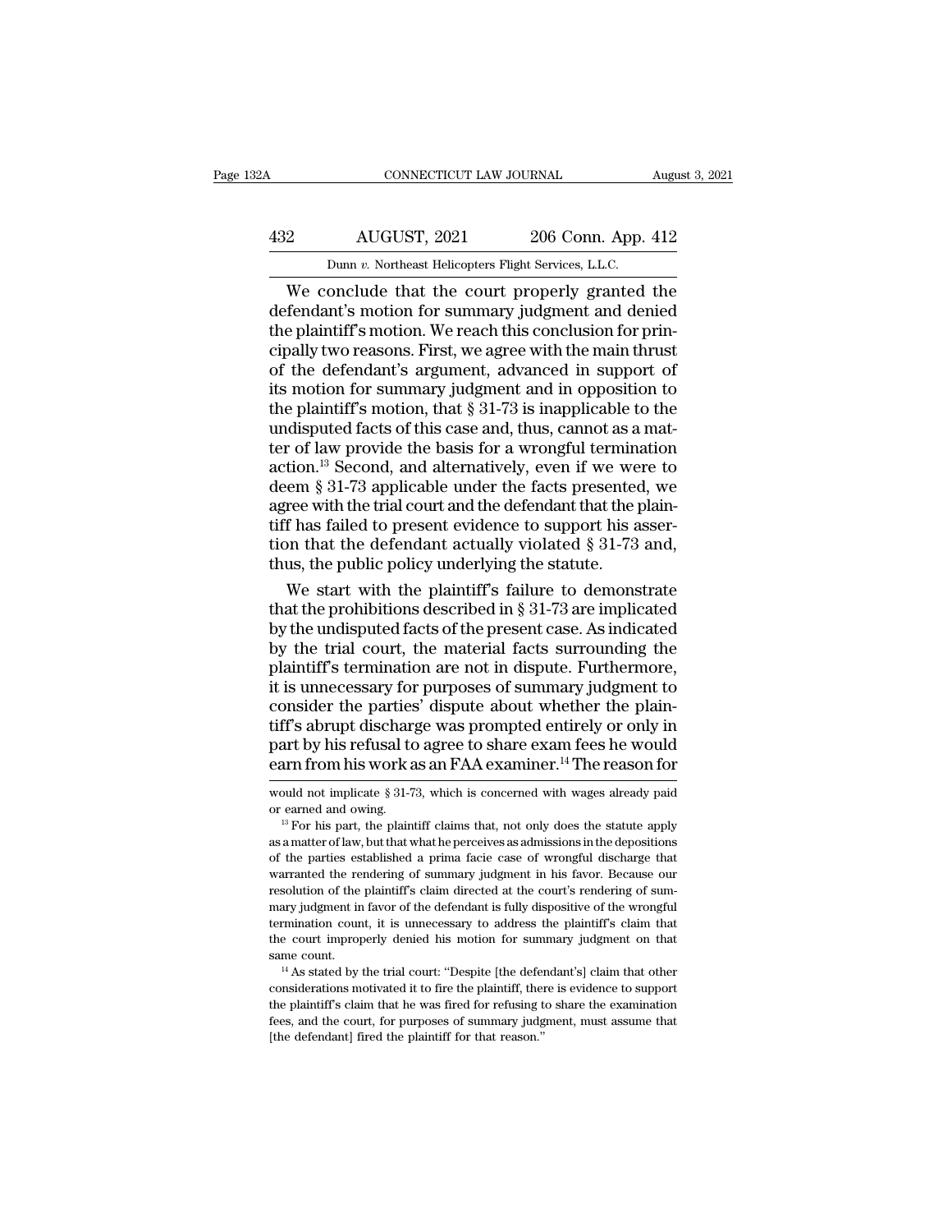We conclude that the court properly granted the defendant's motion for summary judgment and denied the plaintiff's motion. We reach this conclusion for principally two reasons. First, we agree with the main thrust of the defendant's argument, advanced in support of its motion for summary judgment and in opposition to the plaintiff's motion, that § 31-73 is inapplicable to the undisputed facts of this case and, thus, cannot as a matter of law provide the basis for a wrongful termination action.[13] Second, and alternatively, even if we were to deem § 31-73 applicable under the facts presented, we agree with the trial court and the defendant that the plaintiff has failed to present evidence to support his assertion that the defendant actually violated § 31-73 and, thus, the public policy underlying the statute.

We start with the plaintiff's failure to demonstrate that the prohibitions described in § 31-73 are implicated by the undisputed facts of the present case. As indicated by the trial court, the material facts surrounding the plaintiff's termination are not in dispute. Furthermore, it is unnecessary for purposes of summary judgment to consider the parties' dispute about whether the plaintiff's abrupt discharge was prompted entirely or only in part by his refusal to agree to share exam fees he would earn from his work as an FAA examiner.[14] The reason for

---

would not implicate § 31-73, which is concerned with wages already paid or earned and owing.

[13] For his part, the plaintiff claims that, not only does the statute apply as a matter of law, but that what he perceives as admissions in the depositions of the parties established a prima facie case of wrongful discharge that warranted the rendering of summary judgment in his favor. Because our resolution of the plaintiff's claim directed at the court's rendering of summary judgment in favor of the defendant is fully dispositive of the wrongful termination count, it is unnecessary to address the plaintiff's claim that the court improperly denied his motion for summary judgment on that same count.

[14] As stated by the trial court: "Despite [the defendant's] claim that other considerations motivated it to fire the plaintiff, there is evidence to support the plaintiff's claim that he was fired for refusing to share the examination fees, and the court, for purposes of summary judgment, must assume that [the defendant] fired the plaintiff for that reason."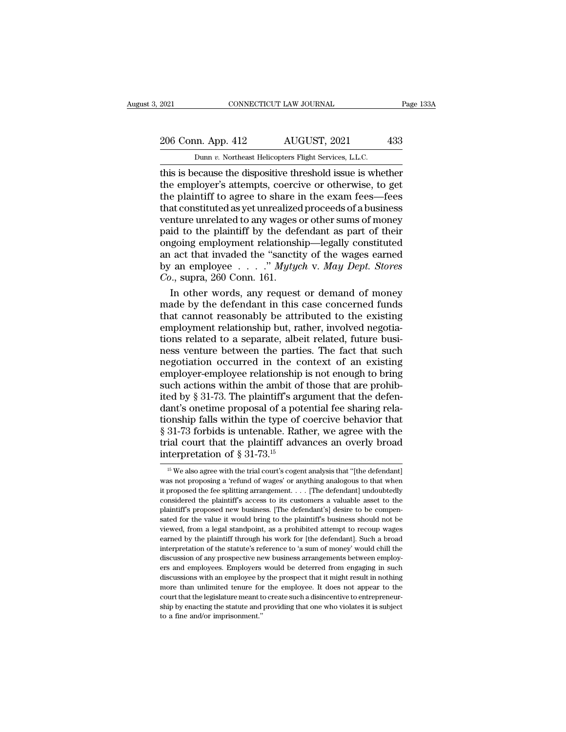this is because the dispositive threshold issue is whether the employer's attempts, coercive or otherwise, to get the plaintiff to agree to share in the exam fees—fees that constituted as yet unrealized proceeds of a business venture unrelated to any wages or other sums of money paid to the plaintiff by the defendant as part of their ongoing employment relationship—legally constituted an act that invaded the "sanctity of the wages earned by an employee . . . ." *Mytych* v. *May Dept. Stores Co.*, supra, 260 Conn. 161.

In other words, any request or demand of money made by the defendant in this case concerned funds that cannot reasonably be attributed to the existing employment relationship but, rather, involved negotiations related to a separate, albeit related, future business venture between the parties. The fact that such negotiation occurred in the context of an existing employer-employee relationship is not enough to bring such actions within the ambit of those that are prohibited by § 31-73. The plaintiff's argument that the defendant's onetime proposal of a potential fee sharing relationship falls within the type of coercive behavior that § 31-73 forbids is untenable. Rather, we agree with the trial court that the plaintiff advances an overly broad interpretation of § 31-73.[15]

[15] We also agree with the trial court's cogent analysis that "[the defendant] was not proposing a 'refund of wages' or anything analogous to that when it proposed the fee splitting arrangement. . . . [The defendant] undoubtedly considered the plaintiff's access to its customers a valuable asset to the plaintiff's proposed new business. [The defendant's] desire to be compensated for the value it would bring to the plaintiff's business should not be viewed, from a legal standpoint, as a prohibited attempt to recoup wages earned by the plaintiff through his work for [the defendant]. Such a broad interpretation of the statute's reference to 'a sum of money' would chill the discussion of any prospective new business arrangements between employers and employees. Employers would be deterred from engaging in such discussions with an employee by the prospect that it might result in nothing more than unlimited tenure for the employee. It does not appear to the court that the legislature meant to create such a disincentive to entrepreneurship by enacting the statute and providing that one who violates it is subject to a fine and/or imprisonment."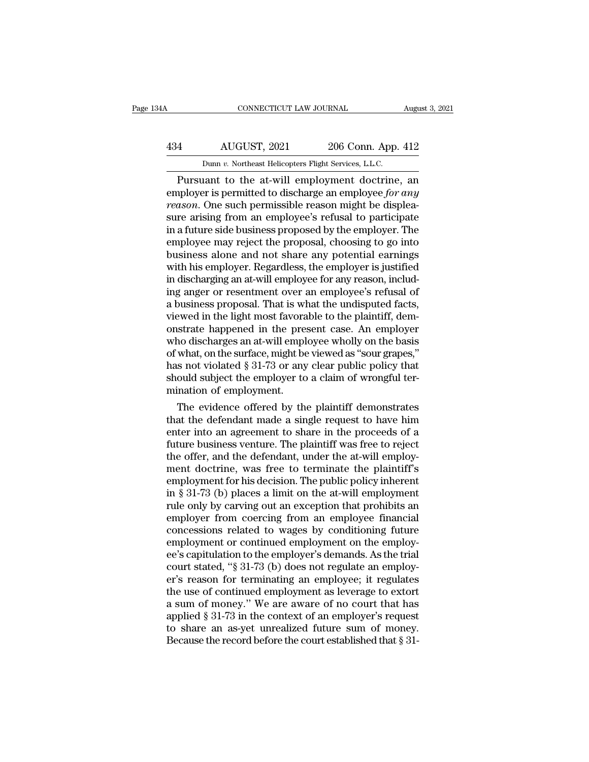Pursuant to the at-will employment doctrine, an employer is permitted to discharge an employee *for any reason*. One such permissible reason might be displeasure arising from an employee's refusal to participate in a future side business proposed by the employer. The employee may reject the proposal, choosing to go into business alone and not share any potential earnings with his employer. Regardless, the employer is justified in discharging an at-will employee for any reason, including anger or resentment over an employee's refusal of a business proposal. That is what the undisputed facts, viewed in the light most favorable to the plaintiff, demonstrate happened in the present case. An employer who discharges an at-will employee wholly on the basis of what, on the surface, might be viewed as "sour grapes," has not violated § 31-73 or any clear public policy that should subject the employer to a claim of wrongful termination of employment.

The evidence offered by the plaintiff demonstrates that the defendant made a single request to have him enter into an agreement to share in the proceeds of a future business venture. The plaintiff was free to reject the offer, and the defendant, under the at-will employment doctrine, was free to terminate the plaintiff's employment for his decision. The public policy inherent in § 31-73 (b) places a limit on the at-will employment rule only by carving out an exception that prohibits an employer from coercing from an employee financial concessions related to wages by conditioning future employment or continued employment on the employee's capitulation to the employer's demands. As the trial court stated, "§ 31-73 (b) does not regulate an employer's reason for terminating an employee; it regulates the use of continued employment as leverage to extort a sum of money." We are aware of no court that has applied § 31-73 in the context of an employer's request to share an as-yet unrealized future sum of money. Because the record before the court established that § 31-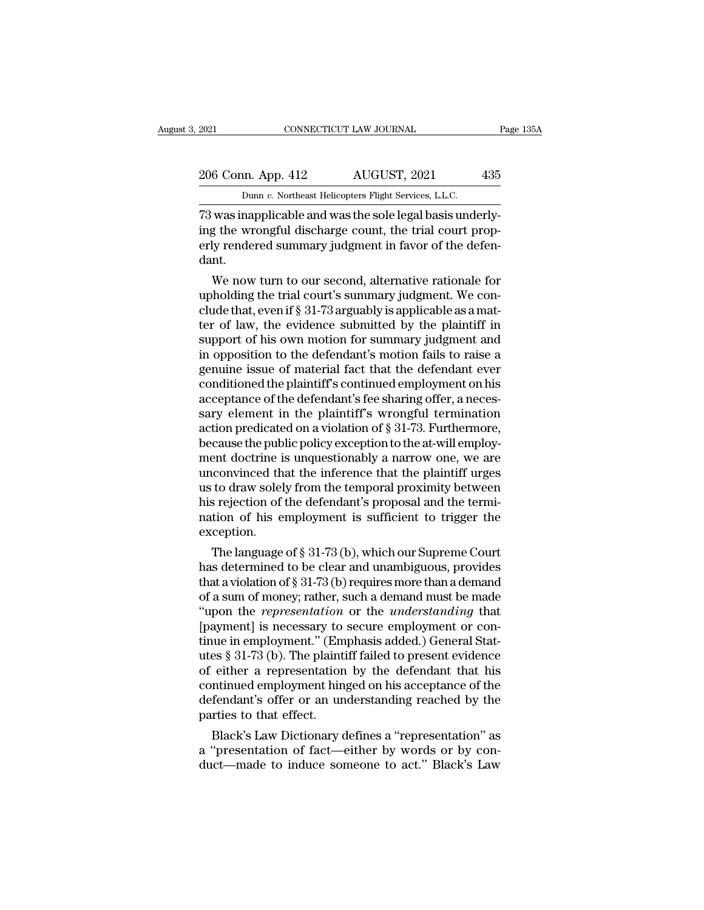73 was inapplicable and was the sole legal basis underlying the wrongful discharge count, the trial court properly rendered summary judgment in favor of the defendant.

We now turn to our second, alternative rationale for upholding the trial court's summary judgment. We conclude that, even if § 31-73 arguably is applicable as a matter of law, the evidence submitted by the plaintiff in support of his own motion for summary judgment and in opposition to the defendant's motion fails to raise a genuine issue of material fact that the defendant ever conditioned the plaintiff's continued employment on his acceptance of the defendant's fee sharing offer, a necessary element in the plaintiff's wrongful termination action predicated on a violation of § 31-73. Furthermore, because the public policy exception to the at-will employment doctrine is unquestionably a narrow one, we are unconvinced that the inference that the plaintiff urges us to draw solely from the temporal proximity between his rejection of the defendant's proposal and the termination of his employment is sufficient to trigger the exception.

The language of § 31-73 (b), which our Supreme Court has determined to be clear and unambiguous, provides that a violation of § 31-73 (b) requires more than a demand of a sum of money; rather, such a demand must be made "upon the *representation* or the *understanding* that [payment] is necessary to secure employment or continue in employment." (Emphasis added.) General Statutes § 31-73 (b). The plaintiff failed to present evidence of either a representation by the defendant that his continued employment hinged on his acceptance of the defendant's offer or an understanding reached by the parties to that effect.

Black's Law Dictionary defines a "representation" as a "presentation of fact—either by words or by conduct—made to induce someone to act." Black's Law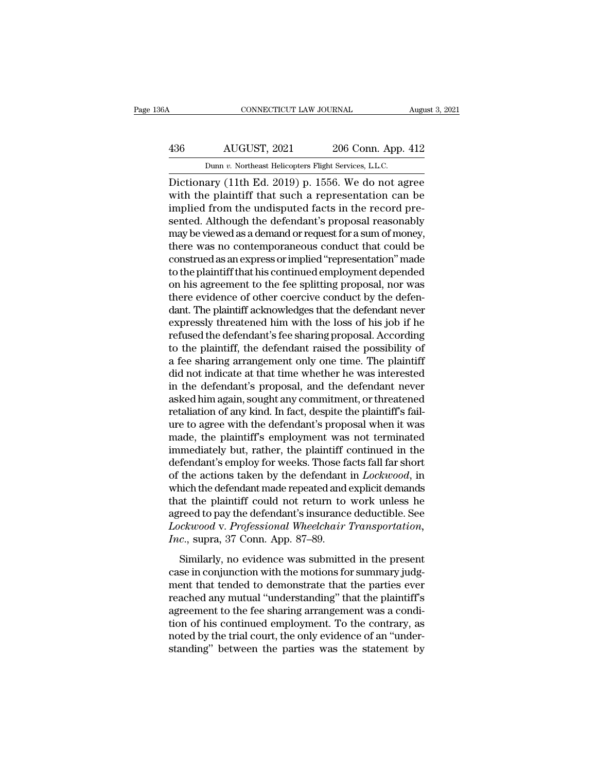Dictionary (11th Ed. 2019) p. 1556. We do not agree with the plaintiff that such a representation can be implied from the undisputed facts in the record presented. Although the defendant's proposal reasonably may be viewed as a demand or request for a sum of money, there was no contemporaneous conduct that could be construed as an express or implied "representation" made to the plaintiff that his continued employment depended on his agreement to the fee splitting proposal, nor was there evidence of other coercive conduct by the defendant. The plaintiff acknowledges that the defendant never expressly threatened him with the loss of his job if he refused the defendant's fee sharing proposal. According to the plaintiff, the defendant raised the possibility of a fee sharing arrangement only one time. The plaintiff did not indicate at that time whether he was interested in the defendant's proposal, and the defendant never asked him again, sought any commitment, or threatened retaliation of any kind. In fact, despite the plaintiff's failure to agree with the defendant's proposal when it was made, the plaintiff's employment was not terminated immediately but, rather, the plaintiff continued in the defendant's employ for weeks. Those facts fall far short of the actions taken by the defendant in *Lockwood*, in which the defendant made repeated and explicit demands that the plaintiff could not return to work unless he agreed to pay the defendant's insurance deductible. See *Lockwood* v. *Professional Wheelchair Transportation, Inc.*, supra, 37 Conn. App. 87–89.

Similarly, no evidence was submitted in the present case in conjunction with the motions for summary judgment that tended to demonstrate that the parties ever reached any mutual "understanding" that the plaintiff's agreement to the fee sharing arrangement was a condition of his continued employment. To the contrary, as noted by the trial court, the only evidence of an "understanding" between the parties was the statement by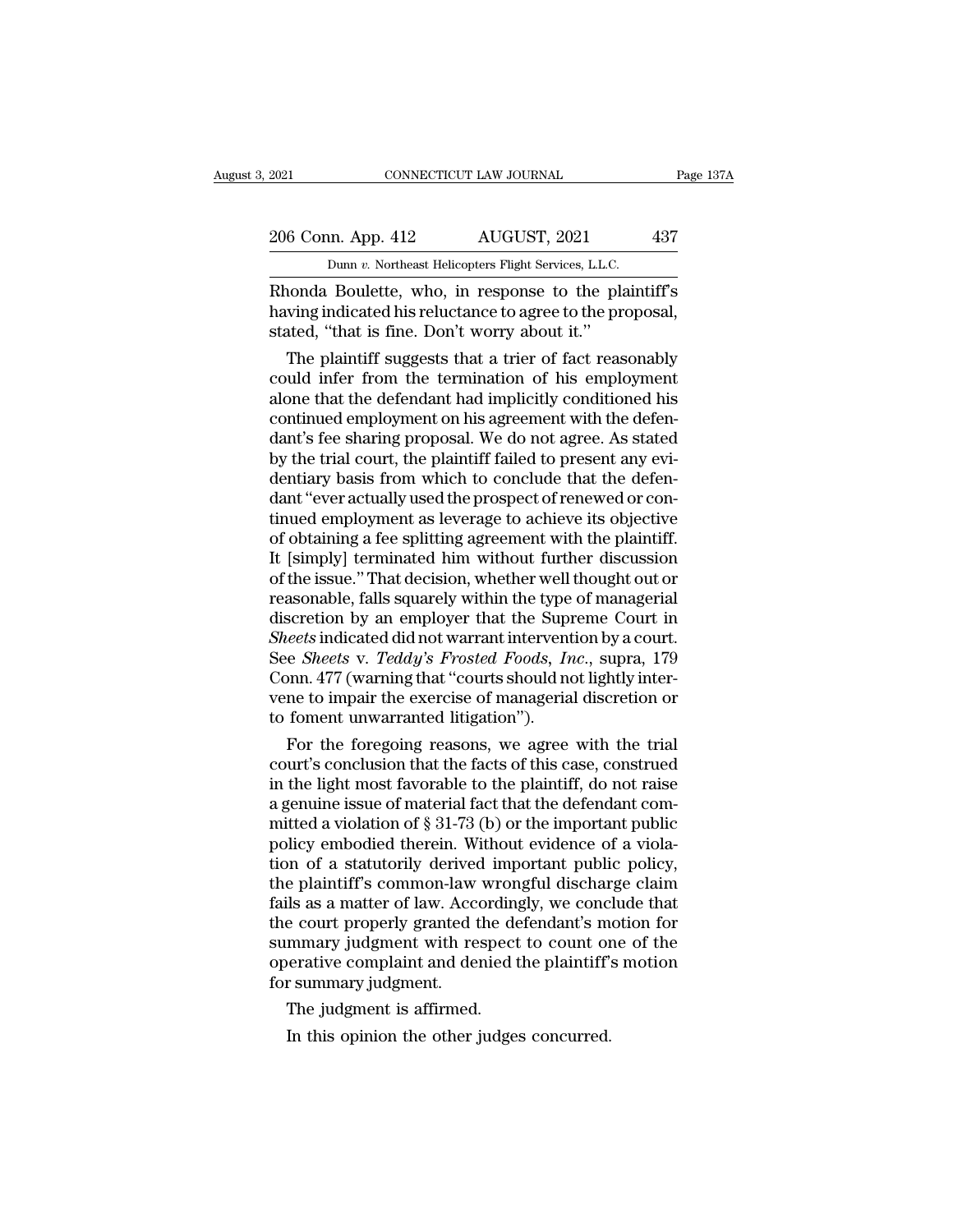Rhonda Boulette, who, in response to the plaintiff's having indicated his reluctance to agree to the proposal, stated, "that is fine. Don't worry about it."

The plaintiff suggests that a trier of fact reasonably could infer from the termination of his employment alone that the defendant had implicitly conditioned his continued employment on his agreement with the defendant's fee sharing proposal. We do not agree. As stated by the trial court, the plaintiff failed to present any evidentiary basis from which to conclude that the defendant "ever actually used the prospect of renewed or continued employment as leverage to achieve its objective of obtaining a fee splitting agreement with the plaintiff. It [simply] terminated him without further discussion of the issue." That decision, whether well thought out or reasonable, falls squarely within the type of managerial discretion by an employer that the Supreme Court in *Sheets* indicated did not warrant intervention by a court. See *Sheets* v. *Teddy's Frosted Foods, Inc.*, supra, 179 Conn. 477 (warning that "courts should not lightly intervene to impair the exercise of managerial discretion or to foment unwarranted litigation").

For the foregoing reasons, we agree with the trial court's conclusion that the facts of this case, construed in the light most favorable to the plaintiff, do not raise a genuine issue of material fact that the defendant committed a violation of § 31-73 (b) or the important public policy embodied therein. Without evidence of a violation of a statutorily derived important public policy, the plaintiff's common-law wrongful discharge claim fails as a matter of law. Accordingly, we conclude that the court properly granted the defendant's motion for summary judgment with respect to count one of the operative complaint and denied the plaintiff's motion for summary judgment.

The judgment is affirmed.

In this opinion the other judges concurred.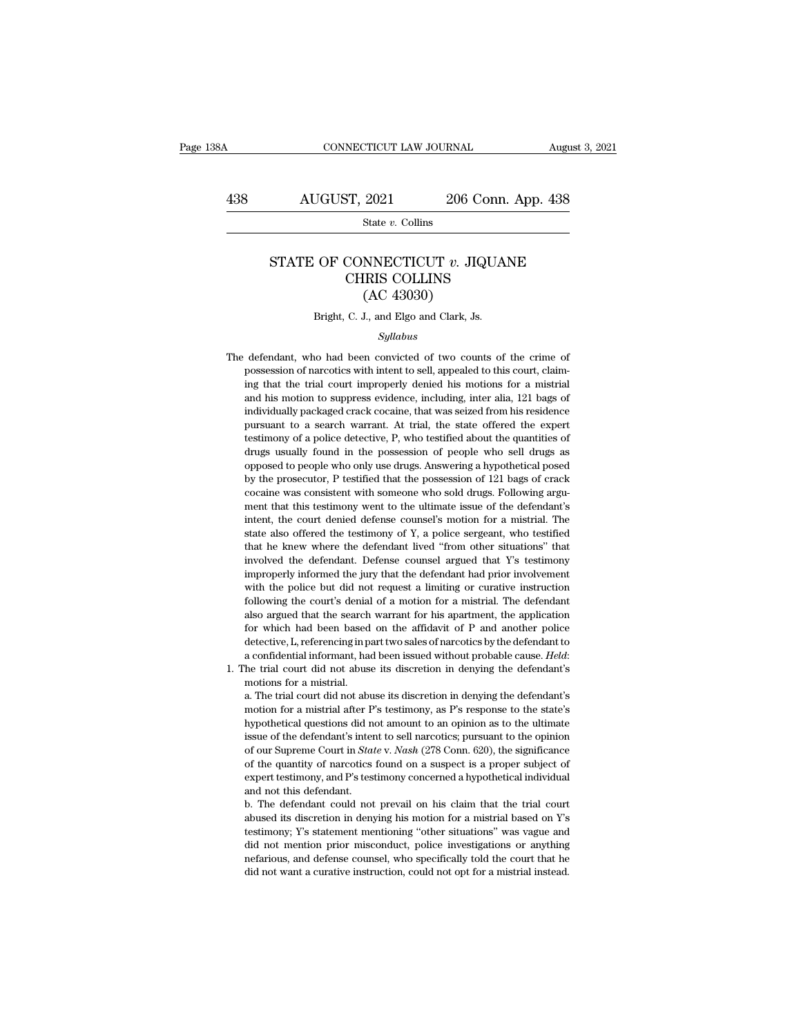# STATE OF CONNECTICUT *v.* JIQUANE CHRIS COLLINS
## (AC 43030)

Bright, C. J., and Elgo and Clark, Js.

*Syllabus*

The defendant, who had been convicted of two counts of the crime of possession of narcotics with intent to sell, appealed to this court, claiming that the trial court improperly denied his motions for a mistrial and his motion to suppress evidence, including, inter alia, 121 bags of individually packaged crack cocaine, that was seized from his residence pursuant to a search warrant. At trial, the state offered the expert testimony of a police detective, P, who testified about the quantities of drugs usually found in the possession of people who sell drugs as opposed to people who only use drugs. Answering a hypothetical posed by the prosecutor, P testified that the possession of 121 bags of crack cocaine was consistent with someone who sold drugs. Following argument that this testimony went to the ultimate issue of the defendant's intent, the court denied defense counsel's motion for a mistrial. The state also offered the testimony of Y, a police sergeant, who testified that he knew where the defendant lived "from other situations" that involved the defendant. Defense counsel argued that Y's testimony improperly informed the jury that the defendant had prior involvement with the police but did not request a limiting or curative instruction following the court's denial of a motion for a mistrial. The defendant also argued that the search warrant for his apartment, the application for which had been based on the affidavit of P and another police detective, L, referencing in part two sales of narcotics by the defendant to a confidential informant, had been issued without probable cause. *Held*:

1. The trial court did not abuse its discretion in denying the defendant's motions for a mistrial.

   a. The trial court did not abuse its discretion in denying the defendant's motion for a mistrial after P's testimony, as P's response to the state's hypothetical questions did not amount to an opinion as to the ultimate issue of the defendant's intent to sell narcotics; pursuant to the opinion of our Supreme Court in *State* v. *Nash* (278 Conn. 620), the significance of the quantity of narcotics found on a suspect is a proper subject of expert testimony, and P's testimony concerned a hypothetical individual and not this defendant.

   b. The defendant could not prevail on his claim that the trial court abused its discretion in denying his motion for a mistrial based on Y's testimony; Y's statement mentioning "other situations" was vague and did not mention prior misconduct, police investigations or anything nefarious, and defense counsel, who specifically told the court that he did not want a curative instruction, could not opt for a mistrial instead.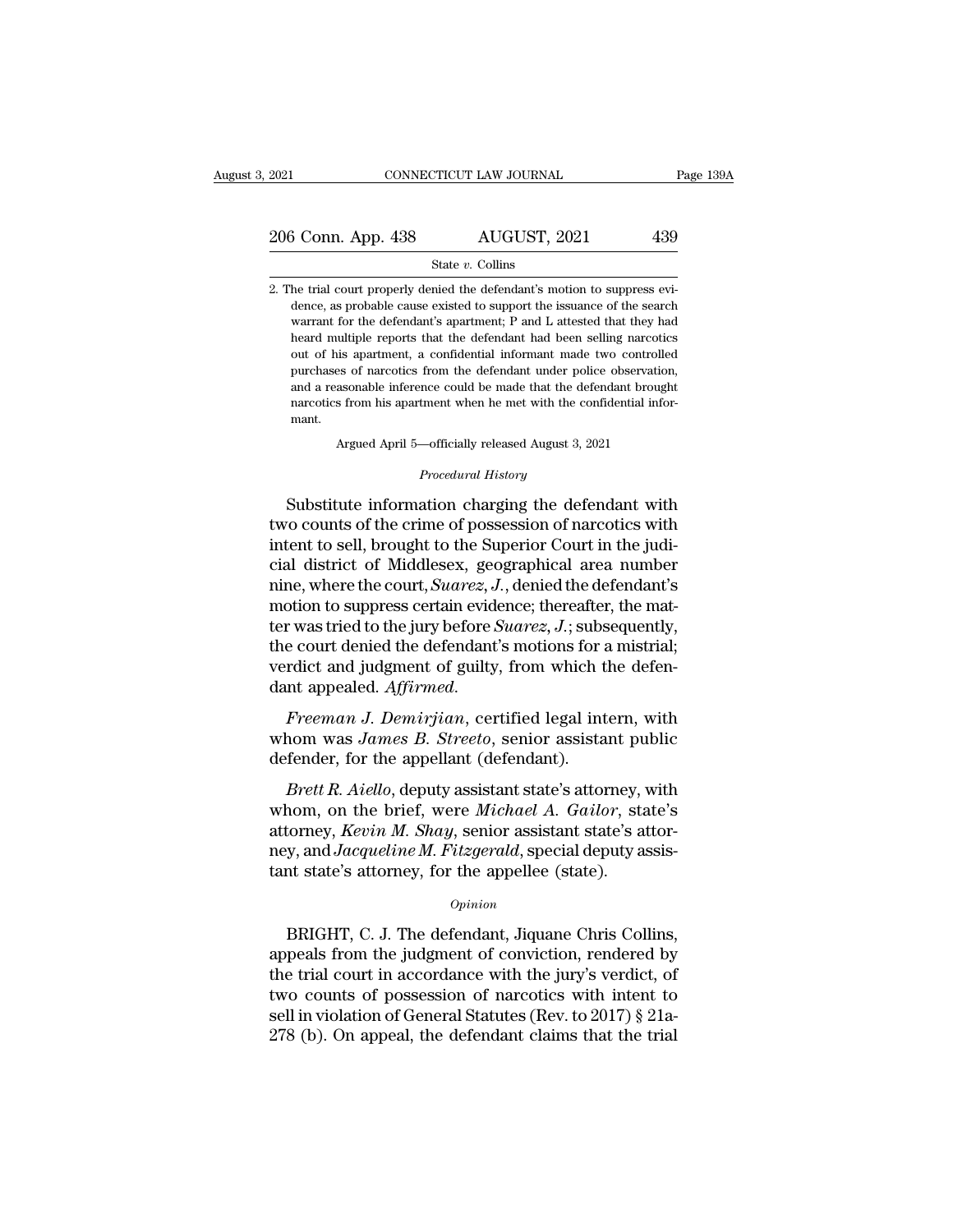2. The trial court properly denied the defendant's motion to suppress evidence, as probable cause existed to support the issuance of the search warrant for the defendant's apartment; P and L attested that they had heard multiple reports that the defendant had been selling narcotics out of his apartment, a confidential informant made two controlled purchases of narcotics from the defendant under police observation, and a reasonable inference could be made that the defendant brought narcotics from his apartment when he met with the confidential informant.

Argued April 5—officially released August 3, 2021

*Procedural History*

Substitute information charging the defendant with two counts of the crime of possession of narcotics with intent to sell, brought to the Superior Court in the judicial district of Middlesex, geographical area number nine, where the court, *Suarez, J.*, denied the defendant's motion to suppress certain evidence; thereafter, the matter was tried to the jury before *Suarez, J.*; subsequently, the court denied the defendant's motions for a mistrial; verdict and judgment of guilty, from which the defendant appealed. *Affirmed.*

*Freeman J. Demirjian*, certified legal intern, with whom was *James B. Streeto*, senior assistant public defender, for the appellant (defendant).

*Brett R. Aiello*, deputy assistant state's attorney, with whom, on the brief, were *Michael A. Gailor*, state's attorney, *Kevin M. Shay*, senior assistant state's attorney, and *Jacqueline M. Fitzgerald*, special deputy assistant state's attorney, for the appellee (state).

*Opinion*

BRIGHT, C. J. The defendant, Jiquane Chris Collins, appeals from the judgment of conviction, rendered by the trial court in accordance with the jury's verdict, of two counts of possession of narcotics with intent to sell in violation of General Statutes (Rev. to 2017) § 21a-278 (b). On appeal, the defendant claims that the trial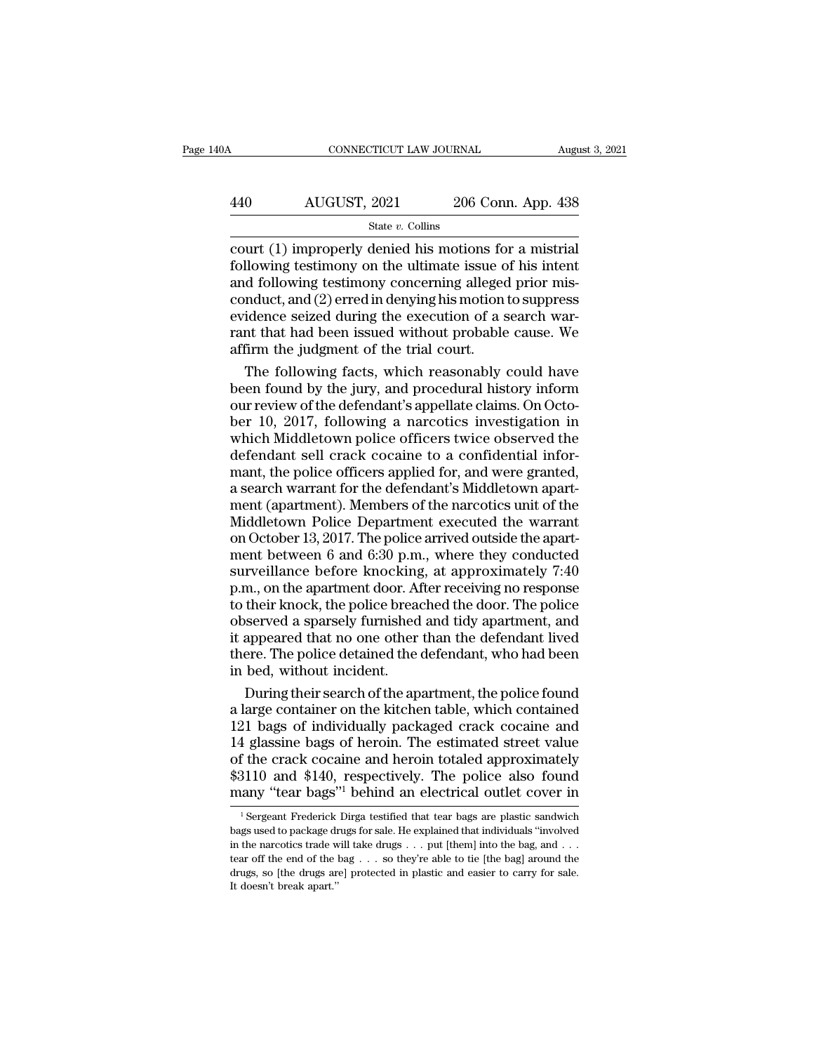court (1) improperly denied his motions for a mistrial following testimony on the ultimate issue of his intent and following testimony concerning alleged prior misconduct, and (2) erred in denying his motion to suppress evidence seized during the execution of a search warrant that had been issued without probable cause. We affirm the judgment of the trial court.

The following facts, which reasonably could have been found by the jury, and procedural history inform our review of the defendant's appellate claims. On October 10, 2017, following a narcotics investigation in which Middletown police officers twice observed the defendant sell crack cocaine to a confidential informant, the police officers applied for, and were granted, a search warrant for the defendant's Middletown apartment (apartment). Members of the narcotics unit of the Middletown Police Department executed the warrant on October 13, 2017. The police arrived outside the apartment between 6 and 6:30 p.m., where they conducted surveillance before knocking, at approximately 7:40 p.m., on the apartment door. After receiving no response to their knock, the police breached the door. The police observed a sparsely furnished and tidy apartment, and it appeared that no one other than the defendant lived there. The police detained the defendant, who had been in bed, without incident.

During their search of the apartment, the police found a large container on the kitchen table, which contained 121 bags of individually packaged crack cocaine and 14 glassine bags of heroin. The estimated street value of the crack cocaine and heroin totaled approximately $3110 and $140, respectively. The police also found many "tear bags"[1] behind an electrical outlet cover in

[1] Sergeant Frederick Dirga testified that tear bags are plastic sandwich bags used to package drugs for sale. He explained that individuals "involved in the narcotics trade will take drugs . . . put [them] into the bag, and . . . tear off the end of the bag . . . so they're able to tie [the bag] around the drugs, so [the drugs are] protected in plastic and easier to carry for sale. It doesn't break apart."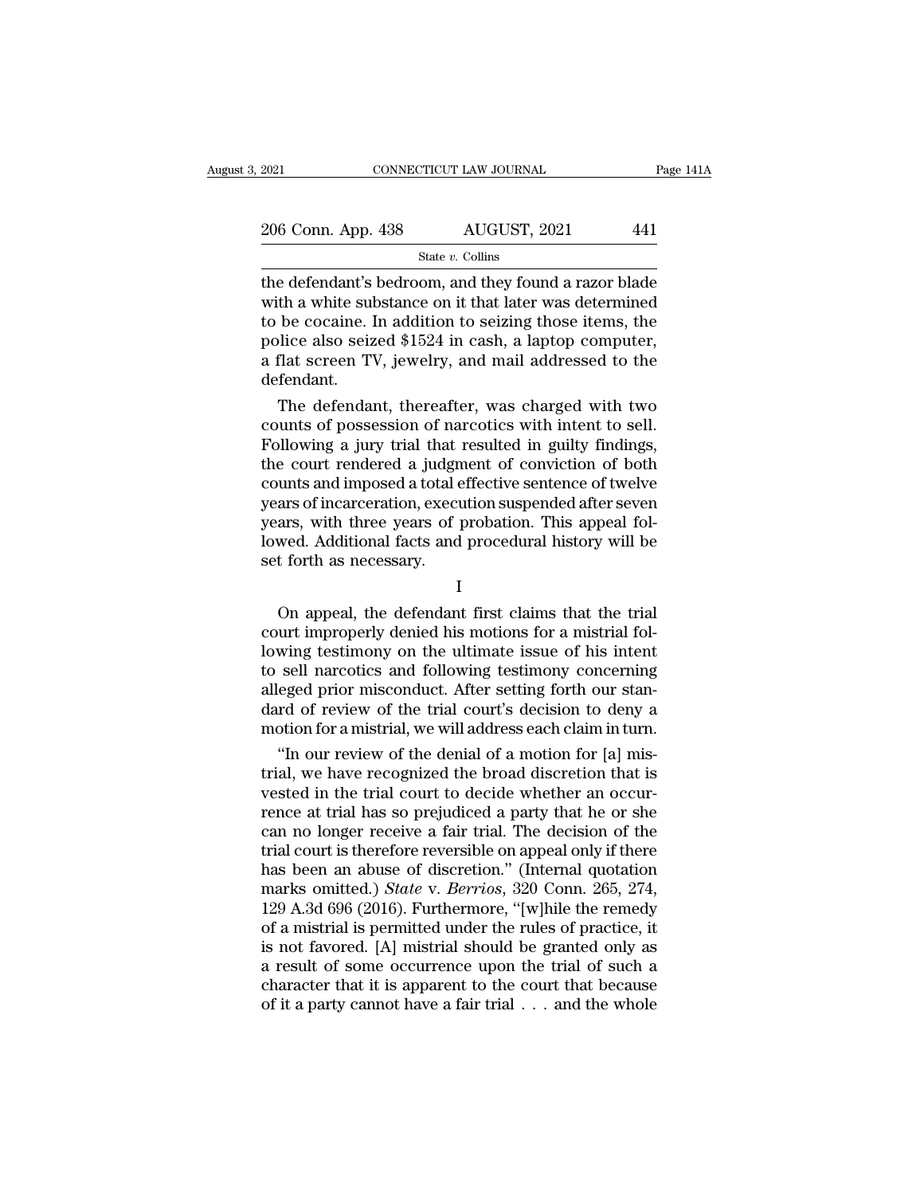the defendant's bedroom, and they found a razor blade with a white substance on it that later was determined to be cocaine. In addition to seizing those items, the police also seized $1524 in cash, a laptop computer, a flat screen TV, jewelry, and mail addressed to the defendant.

The defendant, thereafter, was charged with two counts of possession of narcotics with intent to sell. Following a jury trial that resulted in guilty findings, the court rendered a judgment of conviction of both counts and imposed a total effective sentence of twelve years of incarceration, execution suspended after seven years, with three years of probation. This appeal followed. Additional facts and procedural history will be set forth as necessary.

I

On appeal, the defendant first claims that the trial court improperly denied his motions for a mistrial following testimony on the ultimate issue of his intent to sell narcotics and following testimony concerning alleged prior misconduct. After setting forth our standard of review of the trial court's decision to deny a motion for a mistrial, we will address each claim in turn.

"In our review of the denial of a motion for [a] mistrial, we have recognized the broad discretion that is vested in the trial court to decide whether an occurrence at trial has so prejudiced a party that he or she can no longer receive a fair trial. The decision of the trial court is therefore reversible on appeal only if there has been an abuse of discretion." (Internal quotation marks omitted.) *State* v. *Berrios*, 320 Conn. 265, 274, 129 A.3d 696 (2016). Furthermore, "[w]hile the remedy of a mistrial is permitted under the rules of practice, it is not favored. [A] mistrial should be granted only as a result of some occurrence upon the trial of such a character that it is apparent to the court that because of it a party cannot have a fair trial . . . and the whole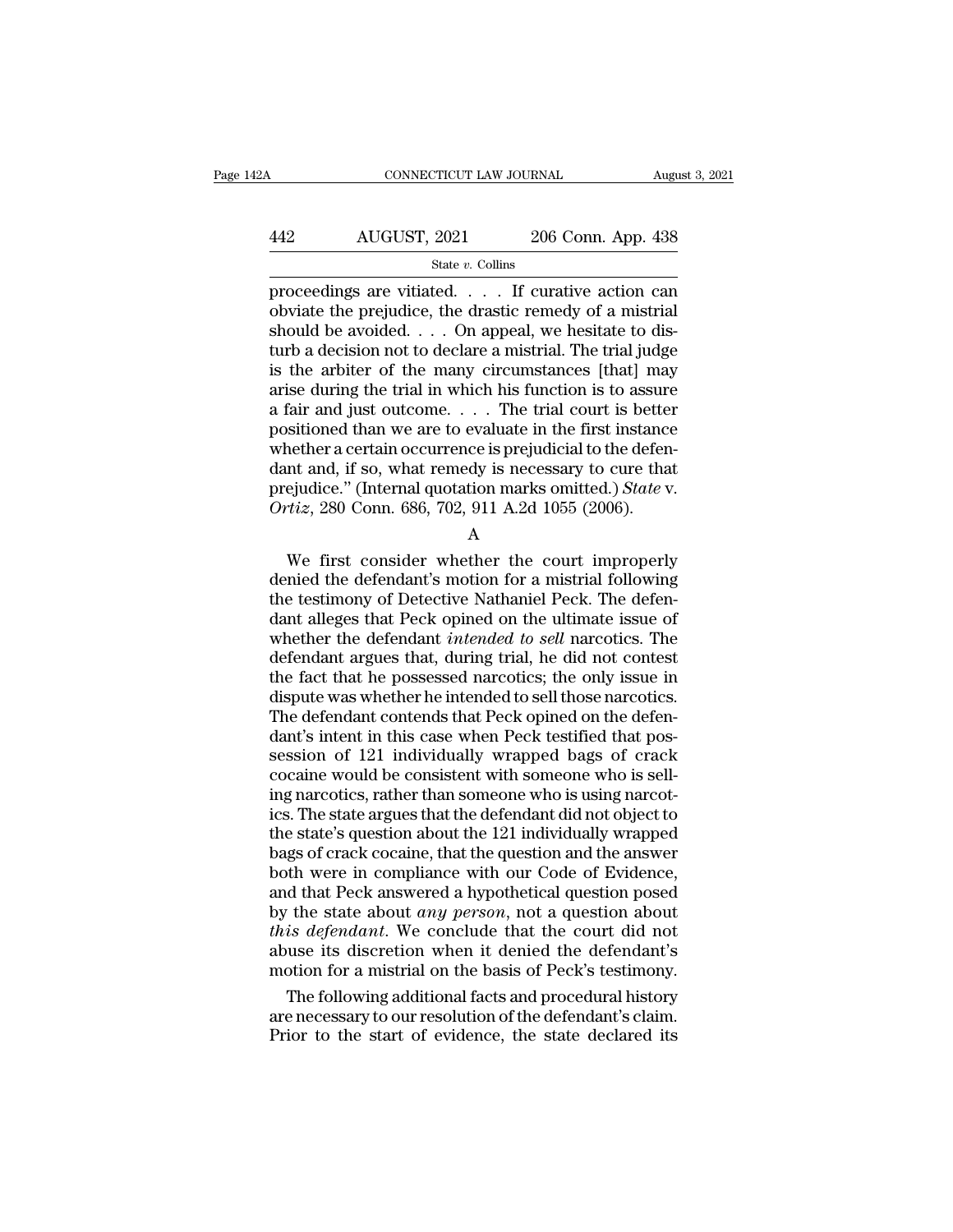proceedings are vitiated. . . . If curative action can obviate the prejudice, the drastic remedy of a mistrial should be avoided. . . . On appeal, we hesitate to disturb a decision not to declare a mistrial. The trial judge is the arbiter of the many circumstances [that] may arise during the trial in which his function is to assure a fair and just outcome. . . . The trial court is better positioned than we are to evaluate in the first instance whether a certain occurrence is prejudicial to the defendant and, if so, what remedy is necessary to cure that prejudice." (Internal quotation marks omitted.) *State* v. *Ortiz*, 280 Conn. 686, 702, 911 A.2d 1055 (2006).

A

We first consider whether the court improperly denied the defendant's motion for a mistrial following the testimony of Detective Nathaniel Peck. The defendant alleges that Peck opined on the ultimate issue of whether the defendant *intended to sell* narcotics. The defendant argues that, during trial, he did not contest the fact that he possessed narcotics; the only issue in dispute was whether he intended to sell those narcotics. The defendant contends that Peck opined on the defendant's intent in this case when Peck testified that possession of 121 individually wrapped bags of crack cocaine would be consistent with someone who is selling narcotics, rather than someone who is using narcotics. The state argues that the defendant did not object to the state's question about the 121 individually wrapped bags of crack cocaine, that the question and the answer both were in compliance with our Code of Evidence, and that Peck answered a hypothetical question posed by the state about *any person*, not a question about *this defendant*. We conclude that the court did not abuse its discretion when it denied the defendant's motion for a mistrial on the basis of Peck's testimony.

The following additional facts and procedural history are necessary to our resolution of the defendant's claim. Prior to the start of evidence, the state declared its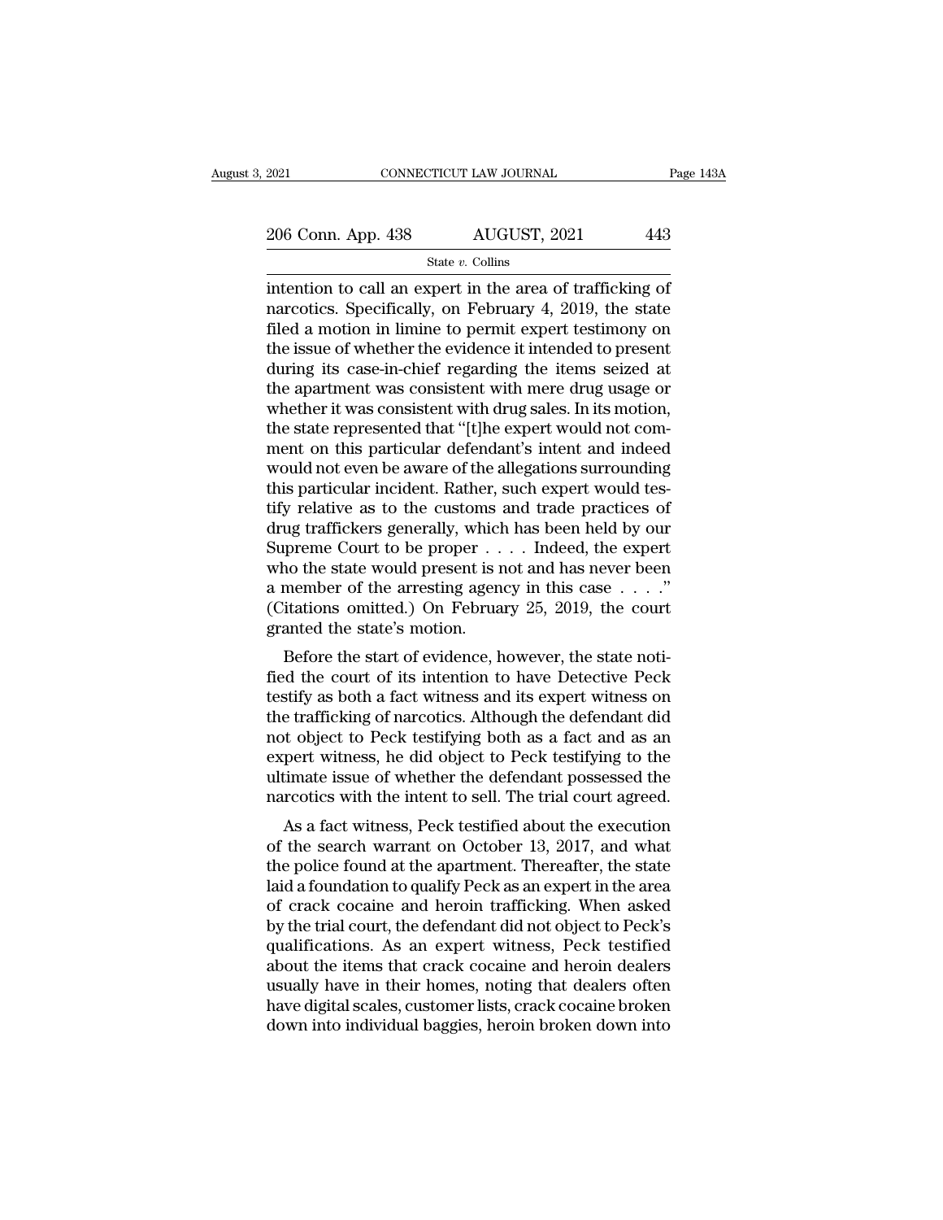intention to call an expert in the area of trafficking of narcotics. Specifically, on February 4, 2019, the state filed a motion in limine to permit expert testimony on the issue of whether the evidence it intended to present during its case-in-chief regarding the items seized at the apartment was consistent with mere drug usage or whether it was consistent with drug sales. In its motion, the state represented that "[t]he expert would not comment on this particular defendant's intent and indeed would not even be aware of the allegations surrounding this particular incident. Rather, such expert would testify relative as to the customs and trade practices of drug traffickers generally, which has been held by our Supreme Court to be proper . . . . Indeed, the expert who the state would present is not and has never been a member of the arresting agency in this case . . . ." (Citations omitted.) On February 25, 2019, the court granted the state's motion.

Before the start of evidence, however, the state notified the court of its intention to have Detective Peck testify as both a fact witness and its expert witness on the trafficking of narcotics. Although the defendant did not object to Peck testifying both as a fact and as an expert witness, he did object to Peck testifying to the ultimate issue of whether the defendant possessed the narcotics with the intent to sell. The trial court agreed.

As a fact witness, Peck testified about the execution of the search warrant on October 13, 2017, and what the police found at the apartment. Thereafter, the state laid a foundation to qualify Peck as an expert in the area of crack cocaine and heroin trafficking. When asked by the trial court, the defendant did not object to Peck's qualifications. As an expert witness, Peck testified about the items that crack cocaine and heroin dealers usually have in their homes, noting that dealers often have digital scales, customer lists, crack cocaine broken down into individual baggies, heroin broken down into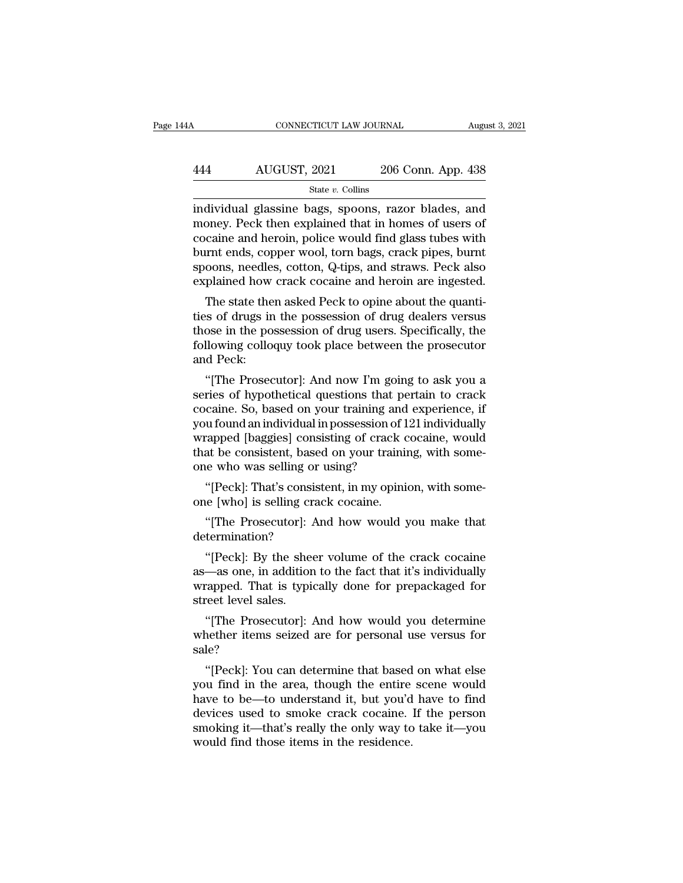individual glassine bags, spoons, razor blades, and money. Peck then explained that in homes of users of cocaine and heroin, police would find glass tubes with burnt ends, copper wool, torn bags, crack pipes, burnt spoons, needles, cotton, Q-tips, and straws. Peck also explained how crack cocaine and heroin are ingested.

The state then asked Peck to opine about the quantities of drugs in the possession of drug dealers versus those in the possession of drug users. Specifically, the following colloquy took place between the prosecutor and Peck:

"[The Prosecutor]: And now I'm going to ask you a series of hypothetical questions that pertain to crack cocaine. So, based on your training and experience, if you found an individual in possession of 121 individually wrapped [baggies] consisting of crack cocaine, would that be consistent, based on your training, with someone who was selling or using?

"[Peck]: That's consistent, in my opinion, with someone [who] is selling crack cocaine.

"[The Prosecutor]: And how would you make that determination?

"[Peck]: By the sheer volume of the crack cocaine as—as one, in addition to the fact that it's individually wrapped. That is typically done for prepackaged for street level sales.

"[The Prosecutor]: And how would you determine whether items seized are for personal use versus for sale?

"[Peck]: You can determine that based on what else you find in the area, though the entire scene would have to be—to understand it, but you'd have to find devices used to smoke crack cocaine. If the person smoking it—that's really the only way to take it—you would find those items in the residence.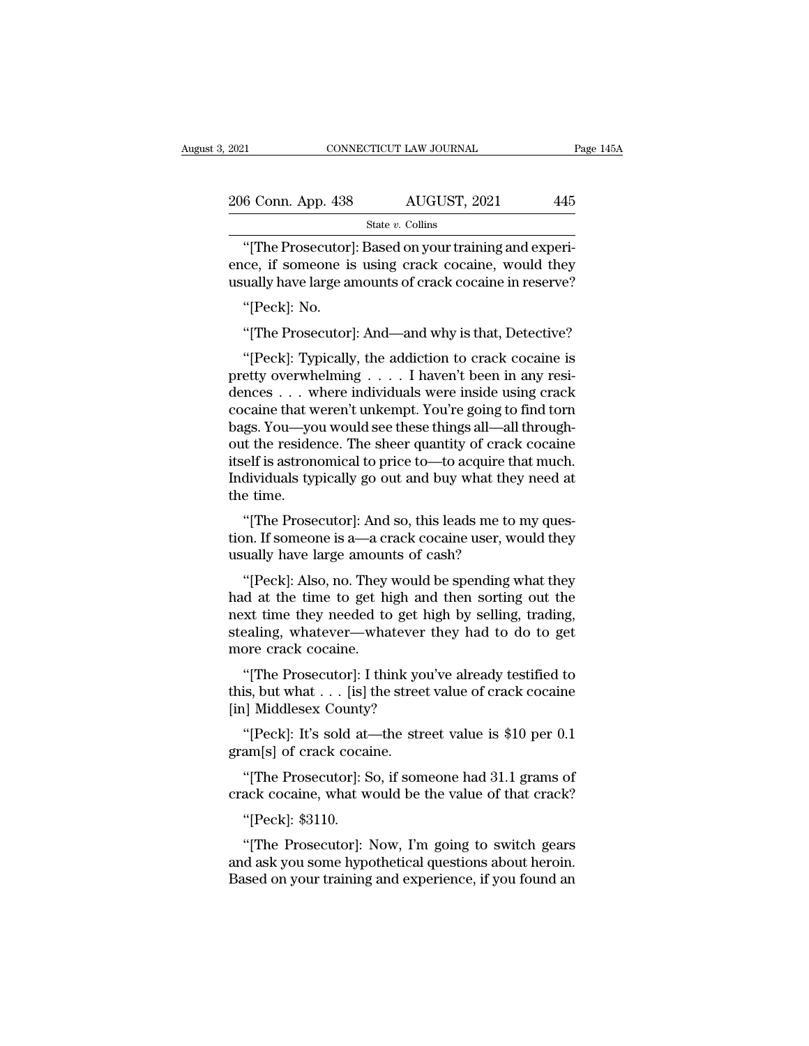"[The Prosecutor]: Based on your training and experience, if someone is using crack cocaine, would they usually have large amounts of crack cocaine in reserve?

"[Peck]: No.

"[The Prosecutor]: And—and why is that, Detective?

"[Peck]: Typically, the addiction to crack cocaine is pretty overwhelming . . . . I haven't been in any residences . . . where individuals were inside using crack cocaine that weren't unkempt. You're going to find torn bags. You—you would see these things all—all throughout the residence. The sheer quantity of crack cocaine itself is astronomical to price to—to acquire that much. Individuals typically go out and buy what they need at the time.

"[The Prosecutor]: And so, this leads me to my question. If someone is a—a crack cocaine user, would they usually have large amounts of cash?

"[Peck]: Also, no. They would be spending what they had at the time to get high and then sorting out the next time they needed to get high by selling, trading, stealing, whatever—whatever they had to do to get more crack cocaine.

"[The Prosecutor]: I think you've already testified to this, but what . . . [is] the street value of crack cocaine [in] Middlesex County?

"[Peck]: It's sold at—the street value is $10 per 0.1 gram[s] of crack cocaine.

"[The Prosecutor]: So, if someone had 31.1 grams of crack cocaine, what would be the value of that crack?

"[Peck]: $3110.

"[The Prosecutor]: Now, I'm going to switch gears and ask you some hypothetical questions about heroin. Based on your training and experience, if you found an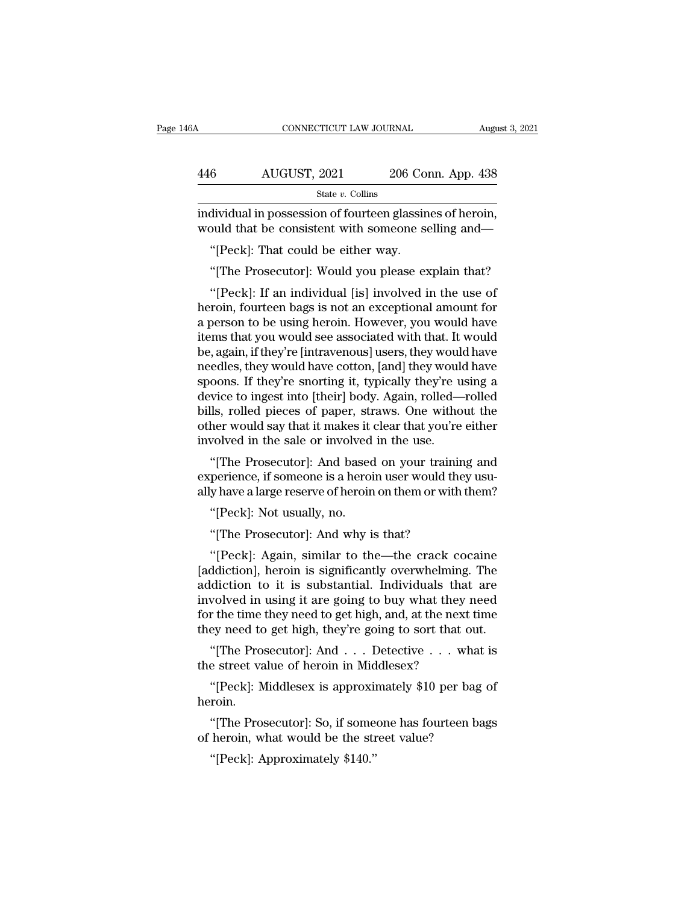individual in possession of fourteen glassines of heroin, would that be consistent with someone selling and—

"[Peck]: That could be either way.

"[The Prosecutor]: Would you please explain that?

"[Peck]: If an individual [is] involved in the use of heroin, fourteen bags is not an exceptional amount for a person to be using heroin. However, you would have items that you would see associated with that. It would be, again, if they're [intravenous] users, they would have needles, they would have cotton, [and] they would have spoons. If they're snorting it, typically they're using a device to ingest into [their] body. Again, rolled—rolled bills, rolled pieces of paper, straws. One without the other would say that it makes it clear that you're either involved in the sale or involved in the use.

"[The Prosecutor]: And based on your training and experience, if someone is a heroin user would they usually have a large reserve of heroin on them or with them?

"[Peck]: Not usually, no.

"[The Prosecutor]: And why is that?

"[Peck]: Again, similar to the—the crack cocaine [addiction], heroin is significantly overwhelming. The addiction to it is substantial. Individuals that are involved in using it are going to buy what they need for the time they need to get high, and, at the next time they need to get high, they're going to sort that out.

"[The Prosecutor]: And . . . Detective . . . what is the street value of heroin in Middlesex?

"[Peck]: Middlesex is approximately $10 per bag of heroin.

"[The Prosecutor]: So, if someone has fourteen bags of heroin, what would be the street value?

"[Peck]: Approximately $140."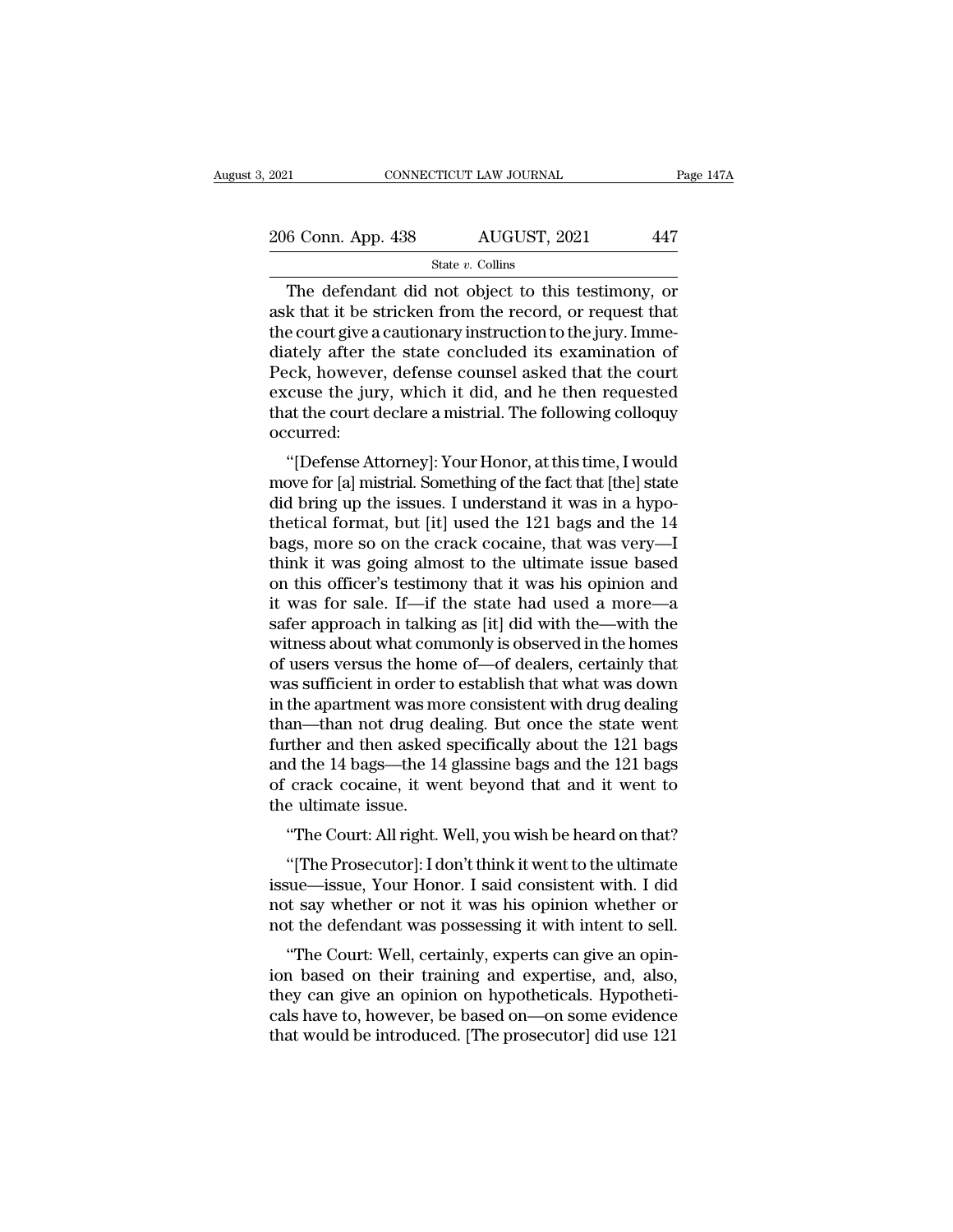The defendant did not object to this testimony, or ask that it be stricken from the record, or request that the court give a cautionary instruction to the jury. Immediately after the state concluded its examination of Peck, however, defense counsel asked that the court excuse the jury, which it did, and he then requested that the court declare a mistrial. The following colloquy occurred:

"[Defense Attorney]: Your Honor, at this time, I would move for [a] mistrial. Something of the fact that [the] state did bring up the issues. I understand it was in a hypothetical format, but [it] used the 121 bags and the 14 bags, more so on the crack cocaine, that was very—I think it was going almost to the ultimate issue based on this officer's testimony that it was his opinion and it was for sale. If—if the state had used a more—a safer approach in talking as [it] did with the—with the witness about what commonly is observed in the homes of users versus the home of—of dealers, certainly that was sufficient in order to establish that what was down in the apartment was more consistent with drug dealing than—than not drug dealing. But once the state went further and then asked specifically about the 121 bags and the 14 bags—the 14 glassine bags and the 121 bags of crack cocaine, it went beyond that and it went to the ultimate issue.

"The Court: All right. Well, you wish be heard on that?

"[The Prosecutor]: I don't think it went to the ultimate issue—issue, Your Honor. I said consistent with. I did not say whether or not it was his opinion whether or not the defendant was possessing it with intent to sell.

"The Court: Well, certainly, experts can give an opinion based on their training and expertise, and, also, they can give an opinion on hypotheticals. Hypotheticals have to, however, be based on—on some evidence that would be introduced. [The prosecutor] did use 121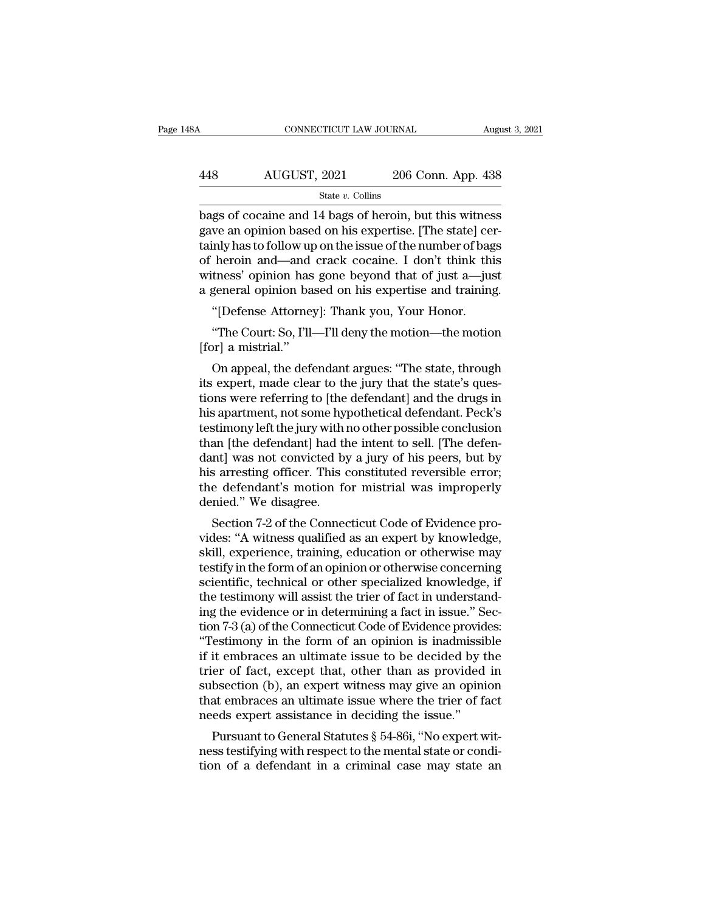bags of cocaine and 14 bags of heroin, but this witness gave an opinion based on his expertise. [The state] certainly has to follow up on the issue of the number of bags of heroin and—and crack cocaine. I don't think this witness' opinion has gone beyond that of just a—just a general opinion based on his expertise and training.

"[Defense Attorney]: Thank you, Your Honor.

"The Court: So, I'll—I'll deny the motion—the motion [for] a mistrial."

On appeal, the defendant argues: "The state, through its expert, made clear to the jury that the state's questions were referring to [the defendant] and the drugs in his apartment, not some hypothetical defendant. Peck's testimony left the jury with no other possible conclusion than [the defendant] had the intent to sell. [The defendant] was not convicted by a jury of his peers, but by his arresting officer. This constituted reversible error; the defendant's motion for mistrial was improperly denied." We disagree.

Section 7-2 of the Connecticut Code of Evidence provides: "A witness qualified as an expert by knowledge, skill, experience, training, education or otherwise may testify in the form of an opinion or otherwise concerning scientific, technical or other specialized knowledge, if the testimony will assist the trier of fact in understanding the evidence or in determining a fact in issue." Section 7-3 (a) of the Connecticut Code of Evidence provides: "Testimony in the form of an opinion is inadmissible if it embraces an ultimate issue to be decided by the trier of fact, except that, other than as provided in subsection (b), an expert witness may give an opinion that embraces an ultimate issue where the trier of fact needs expert assistance in deciding the issue."

Pursuant to General Statutes § 54-86i, "No expert witness testifying with respect to the mental state or condition of a defendant in a criminal case may state an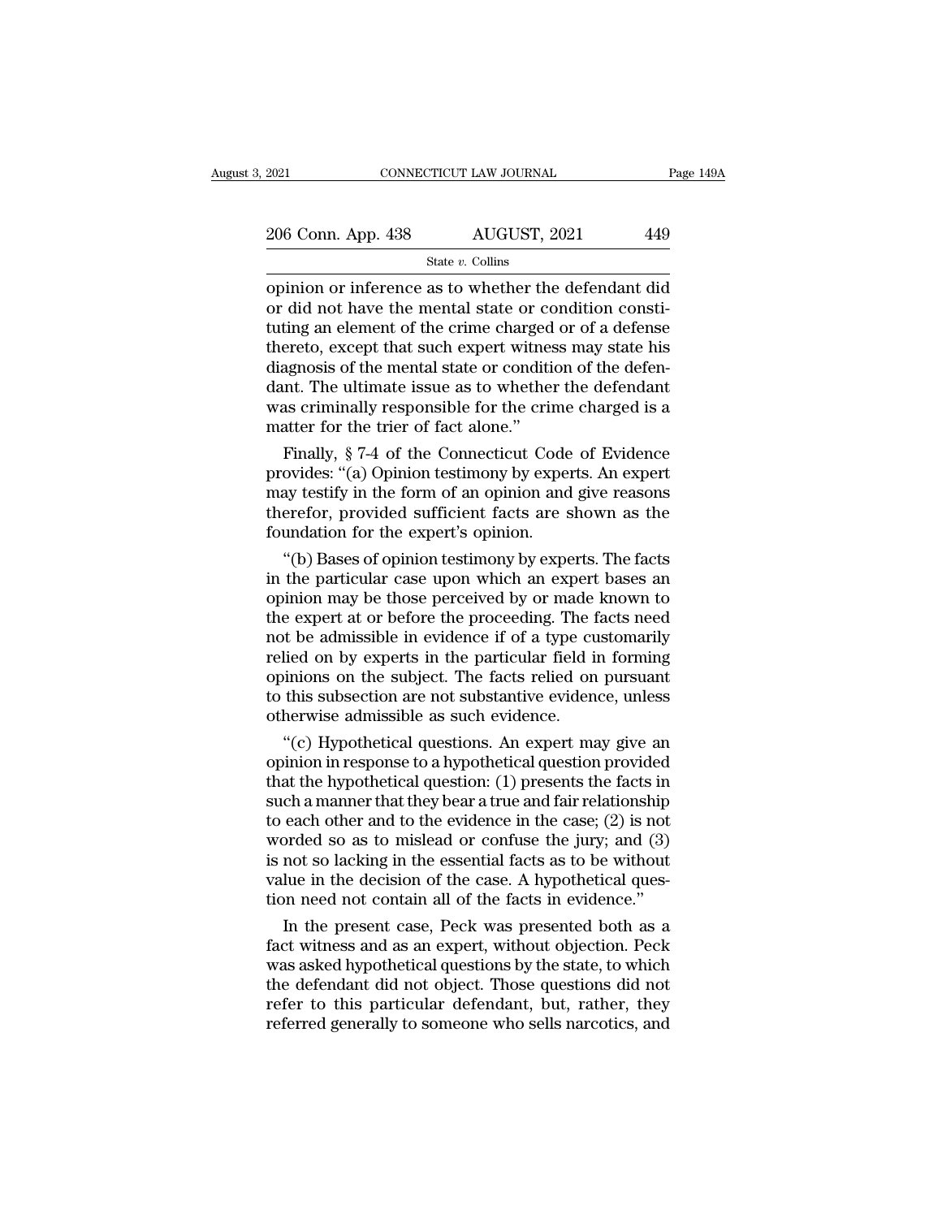opinion or inference as to whether the defendant did or did not have the mental state or condition constituting an element of the crime charged or of a defense thereto, except that such expert witness may state his diagnosis of the mental state or condition of the defendant. The ultimate issue as to whether the defendant was criminally responsible for the crime charged is a matter for the trier of fact alone."

Finally, § 7-4 of the Connecticut Code of Evidence provides: "(a) Opinion testimony by experts. An expert may testify in the form of an opinion and give reasons therefor, provided sufficient facts are shown as the foundation for the expert's opinion.

"(b) Bases of opinion testimony by experts. The facts in the particular case upon which an expert bases an opinion may be those perceived by or made known to the expert at or before the proceeding. The facts need not be admissible in evidence if of a type customarily relied on by experts in the particular field in forming opinions on the subject. The facts relied on pursuant to this subsection are not substantive evidence, unless otherwise admissible as such evidence.

"(c) Hypothetical questions. An expert may give an opinion in response to a hypothetical question provided that the hypothetical question: (1) presents the facts in such a manner that they bear a true and fair relationship to each other and to the evidence in the case; (2) is not worded so as to mislead or confuse the jury; and (3) is not so lacking in the essential facts as to be without value in the decision of the case. A hypothetical question need not contain all of the facts in evidence."

In the present case, Peck was presented both as a fact witness and as an expert, without objection. Peck was asked hypothetical questions by the state, to which the defendant did not object. Those questions did not refer to this particular defendant, but, rather, they referred generally to someone who sells narcotics, and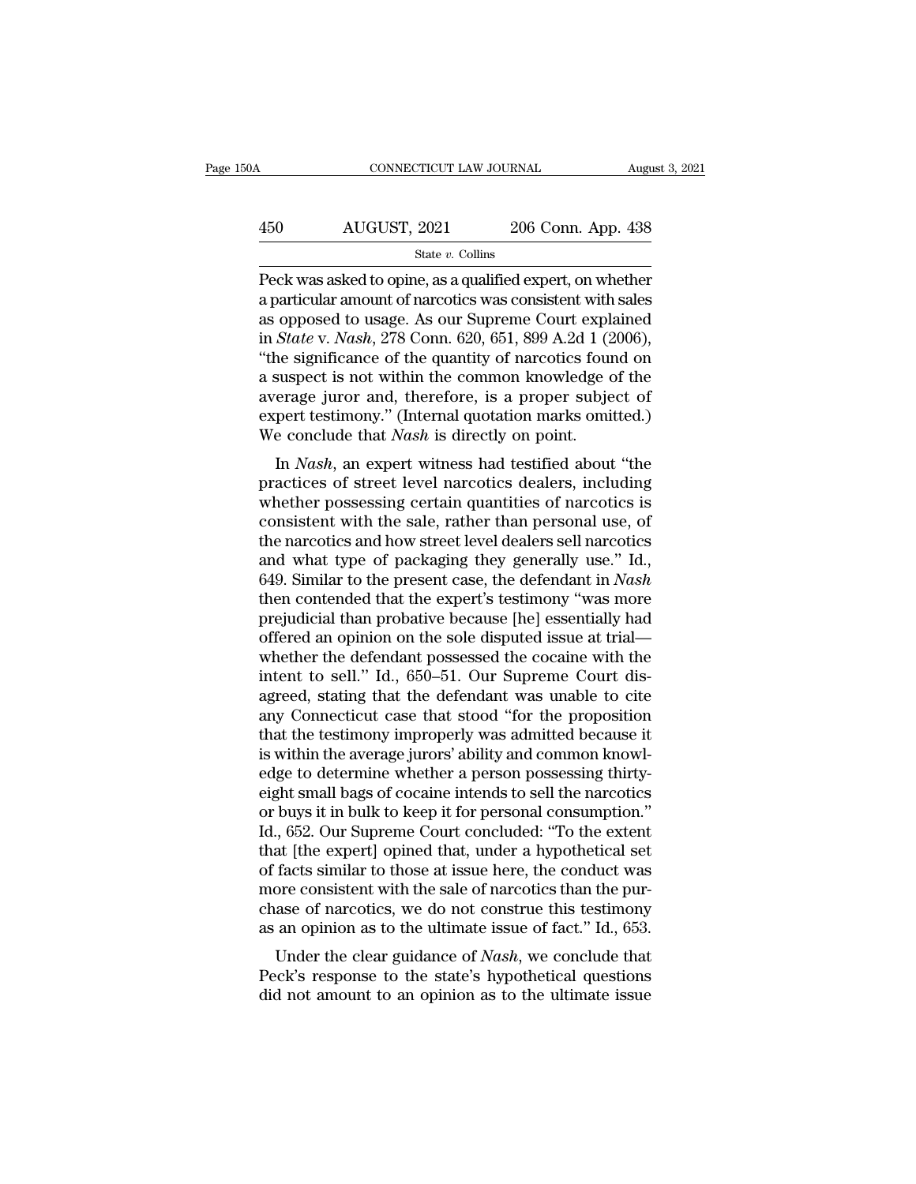Peck was asked to opine, as a qualified expert, on whether a particular amount of narcotics was consistent with sales as opposed to usage. As our Supreme Court explained in *State* v. *Nash*, 278 Conn. 620, 651, 899 A.2d 1 (2006), "the significance of the quantity of narcotics found on a suspect is not within the common knowledge of the average juror and, therefore, is a proper subject of expert testimony." (Internal quotation marks omitted.) We conclude that *Nash* is directly on point.

In *Nash*, an expert witness had testified about "the practices of street level narcotics dealers, including whether possessing certain quantities of narcotics is consistent with the sale, rather than personal use, of the narcotics and how street level dealers sell narcotics and what type of packaging they generally use." Id., 649. Similar to the present case, the defendant in *Nash* then contended that the expert's testimony "was more prejudicial than probative because [he] essentially had offered an opinion on the sole disputed issue at trial—whether the defendant possessed the cocaine with the intent to sell." Id., 650–51. Our Supreme Court disagreed, stating that the defendant was unable to cite any Connecticut case that stood "for the proposition that the testimony improperly was admitted because it is within the average jurors' ability and common knowledge to determine whether a person possessing thirty-eight small bags of cocaine intends to sell the narcotics or buys it in bulk to keep it for personal consumption." Id., 652. Our Supreme Court concluded: "To the extent that [the expert] opined that, under a hypothetical set of facts similar to those at issue here, the conduct was more consistent with the sale of narcotics than the purchase of narcotics, we do not construe this testimony as an opinion as to the ultimate issue of fact." Id., 653.

Under the clear guidance of *Nash*, we conclude that Peck's response to the state's hypothetical questions did not amount to an opinion as to the ultimate issue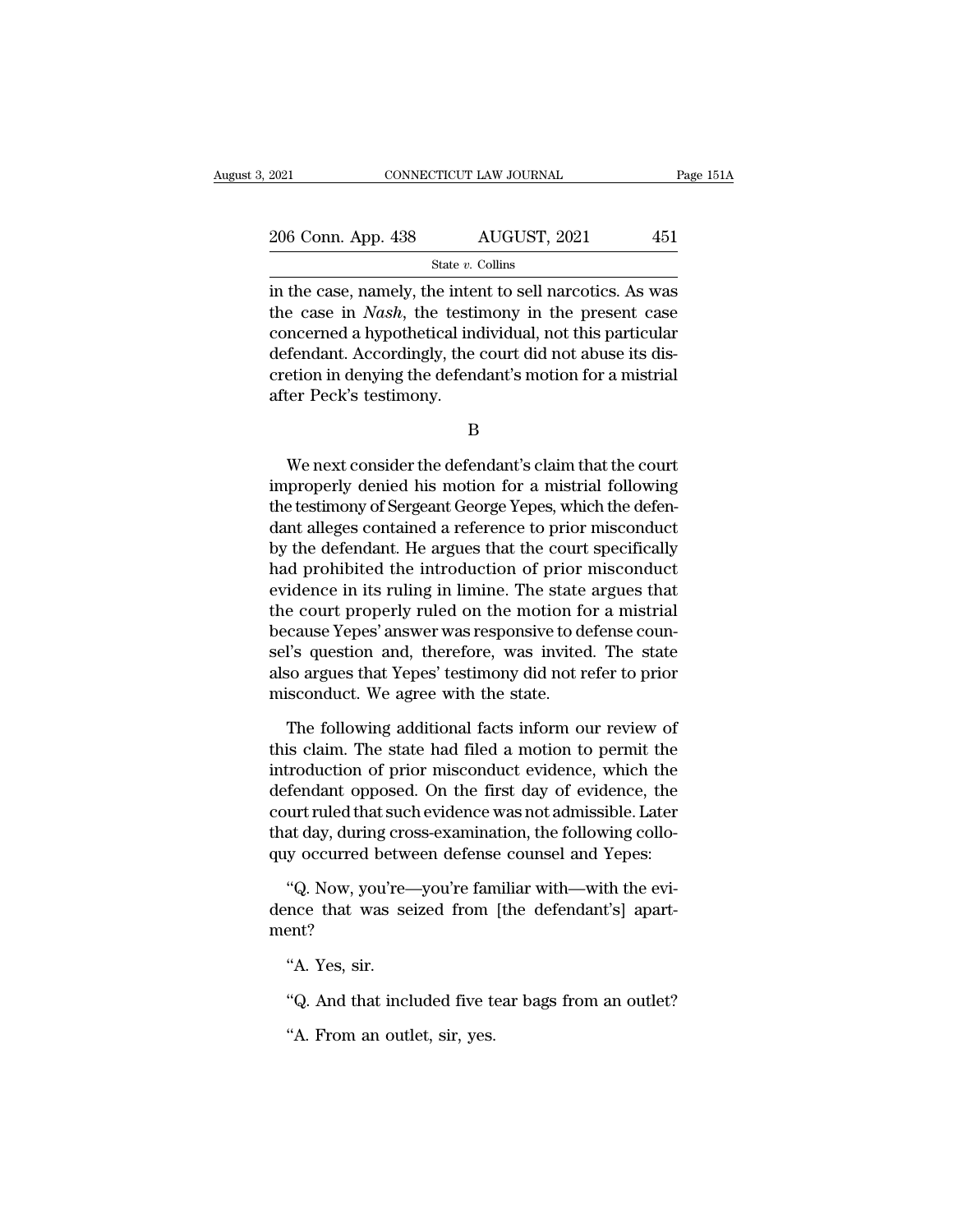in the case, namely, the intent to sell narcotics. As was the case in *Nash*, the testimony in the present case concerned a hypothetical individual, not this particular defendant. Accordingly, the court did not abuse its discretion in denying the defendant's motion for a mistrial after Peck's testimony.

B

We next consider the defendant's claim that the court improperly denied his motion for a mistrial following the testimony of Sergeant George Yepes, which the defendant alleges contained a reference to prior misconduct by the defendant. He argues that the court specifically had prohibited the introduction of prior misconduct evidence in its ruling in limine. The state argues that the court properly ruled on the motion for a mistrial because Yepes' answer was responsive to defense counsel's question and, therefore, was invited. The state also argues that Yepes' testimony did not refer to prior misconduct. We agree with the state.

The following additional facts inform our review of this claim. The state had filed a motion to permit the introduction of prior misconduct evidence, which the defendant opposed. On the first day of evidence, the court ruled that such evidence was not admissible. Later that day, during cross-examination, the following colloquy occurred between defense counsel and Yepes:

"Q. Now, you're—you're familiar with—with the evidence that was seized from [the defendant's] apartment?

"A. Yes, sir.

"Q. And that included five tear bags from an outlet?

"A. From an outlet, sir, yes.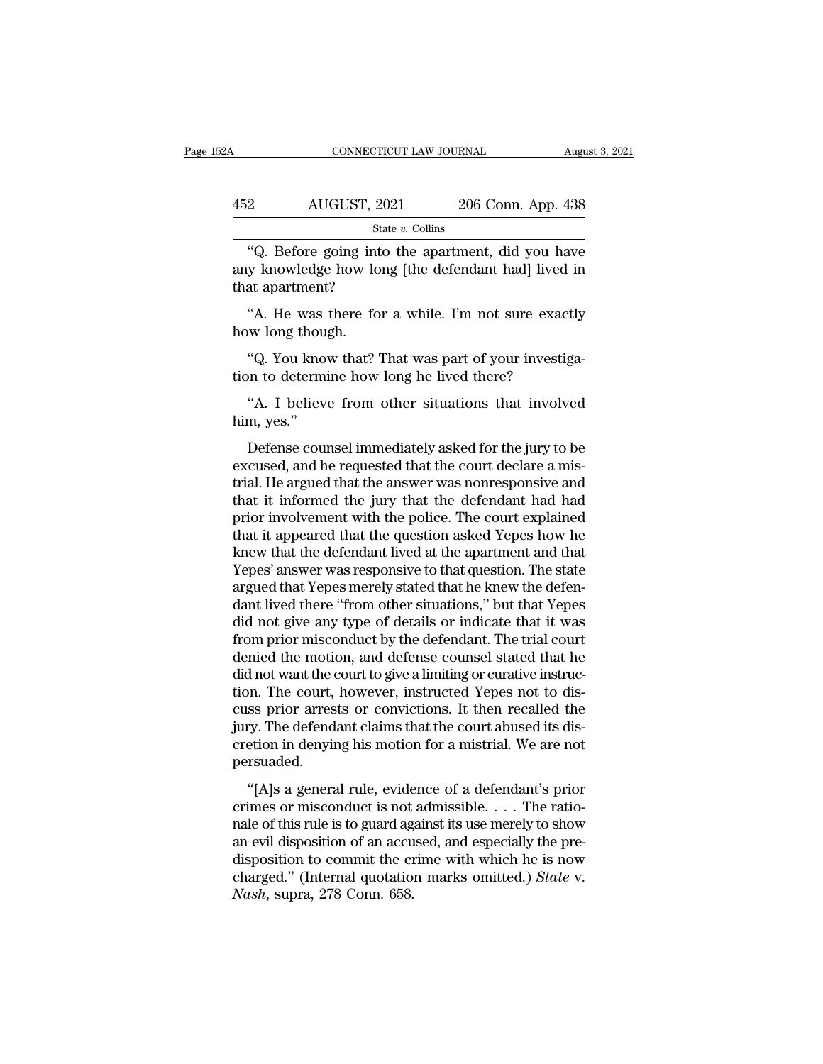"Q. Before going into the apartment, did you have any knowledge how long [the defendant had] lived in that apartment?

"A. He was there for a while. I'm not sure exactly how long though.

"Q. You know that? That was part of your investigation to determine how long he lived there?

"A. I believe from other situations that involved him, yes."

Defense counsel immediately asked for the jury to be excused, and he requested that the court declare a mistrial. He argued that the answer was nonresponsive and that it informed the jury that the defendant had had prior involvement with the police. The court explained that it appeared that the question asked Yepes how he knew that the defendant lived at the apartment and that Yepes' answer was responsive to that question. The state argued that Yepes merely stated that he knew the defendant lived there "from other situations," but that Yepes did not give any type of details or indicate that it was from prior misconduct by the defendant. The trial court denied the motion, and defense counsel stated that he did not want the court to give a limiting or curative instruction. The court, however, instructed Yepes not to discuss prior arrests or convictions. It then recalled the jury. The defendant claims that the court abused its discretion in denying his motion for a mistrial. We are not persuaded.

"[A]s a general rule, evidence of a defendant's prior crimes or misconduct is not admissible. . . . The rationale of this rule is to guard against its use merely to show an evil disposition of an accused, and especially the predisposition to commit the crime with which he is now charged." (Internal quotation marks omitted.) *State* v. *Nash*, supra, 278 Conn. 658.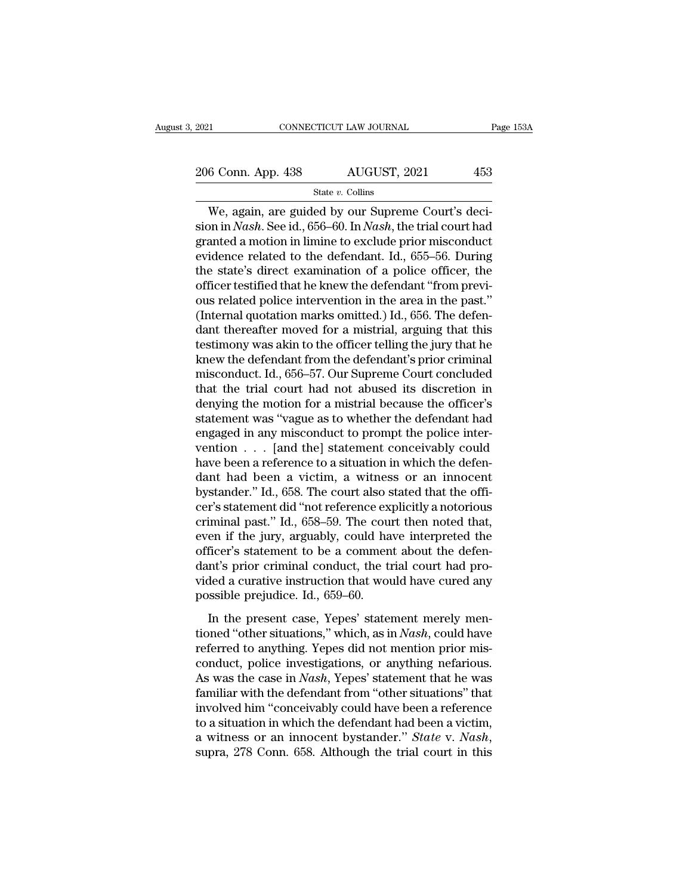We, again, are guided by our Supreme Court's decision in *Nash*. See id., 656–60. In *Nash*, the trial court had granted a motion in limine to exclude prior misconduct evidence related to the defendant. Id., 655–56. During the state's direct examination of a police officer, the officer testified that he knew the defendant "from previous related police intervention in the area in the past." (Internal quotation marks omitted.) Id., 656. The defendant thereafter moved for a mistrial, arguing that this testimony was akin to the officer telling the jury that he knew the defendant from the defendant's prior criminal misconduct. Id., 656–57. Our Supreme Court concluded that the trial court had not abused its discretion in denying the motion for a mistrial because the officer's statement was "vague as to whether the defendant had engaged in any misconduct to prompt the police intervention . . . [and the] statement conceivably could have been a reference to a situation in which the defendant had been a victim, a witness or an innocent bystander." Id., 658. The court also stated that the officer's statement did "not reference explicitly a notorious criminal past." Id., 658–59. The court then noted that, even if the jury, arguably, could have interpreted the officer's statement to be a comment about the defendant's prior criminal conduct, the trial court had provided a curative instruction that would have cured any possible prejudice. Id., 659–60.

In the present case, Yepes' statement merely mentioned "other situations," which, as in *Nash*, could have referred to anything. Yepes did not mention prior misconduct, police investigations, or anything nefarious. As was the case in *Nash*, Yepes' statement that he was familiar with the defendant from "other situations" that involved him "conceivably could have been a reference to a situation in which the defendant had been a victim, a witness or an innocent bystander." *State* v. *Nash*, supra, 278 Conn. 658. Although the trial court in this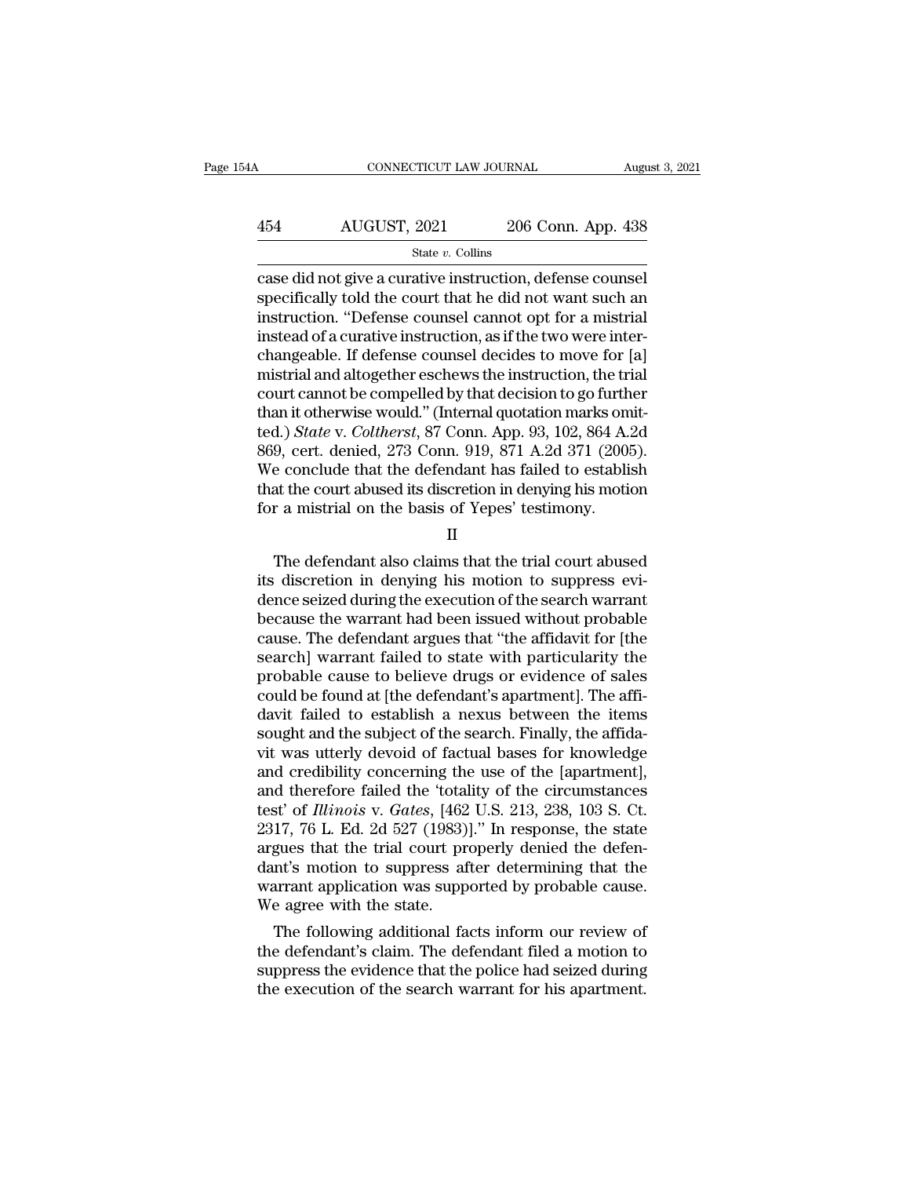case did not give a curative instruction, defense counsel specifically told the court that he did not want such an instruction. "Defense counsel cannot opt for a mistrial instead of a curative instruction, as if the two were interchangeable. If defense counsel decides to move for [a] mistrial and altogether eschews the instruction, the trial court cannot be compelled by that decision to go further than it otherwise would." (Internal quotation marks omitted.) *State* v. *Coltherst*, 87 Conn. App. 93, 102, 864 A.2d 869, cert. denied, 273 Conn. 919, 871 A.2d 371 (2005). We conclude that the defendant has failed to establish that the court abused its discretion in denying his motion for a mistrial on the basis of Yepes' testimony.

II

The defendant also claims that the trial court abused its discretion in denying his motion to suppress evidence seized during the execution of the search warrant because the warrant had been issued without probable cause. The defendant argues that "the affidavit for [the search] warrant failed to state with particularity the probable cause to believe drugs or evidence of sales could be found at [the defendant's apartment]. The affidavit failed to establish a nexus between the items sought and the subject of the search. Finally, the affidavit was utterly devoid of factual bases for knowledge and credibility concerning the use of the [apartment], and therefore failed the 'totality of the circumstances test' of *Illinois* v. *Gates*, [462 U.S. 213, 238, 103 S. Ct. 2317, 76 L. Ed. 2d 527 (1983)]." In response, the state argues that the trial court properly denied the defendant's motion to suppress after determining that the warrant application was supported by probable cause. We agree with the state.

The following additional facts inform our review of the defendant's claim. The defendant filed a motion to suppress the evidence that the police had seized during the execution of the search warrant for his apartment.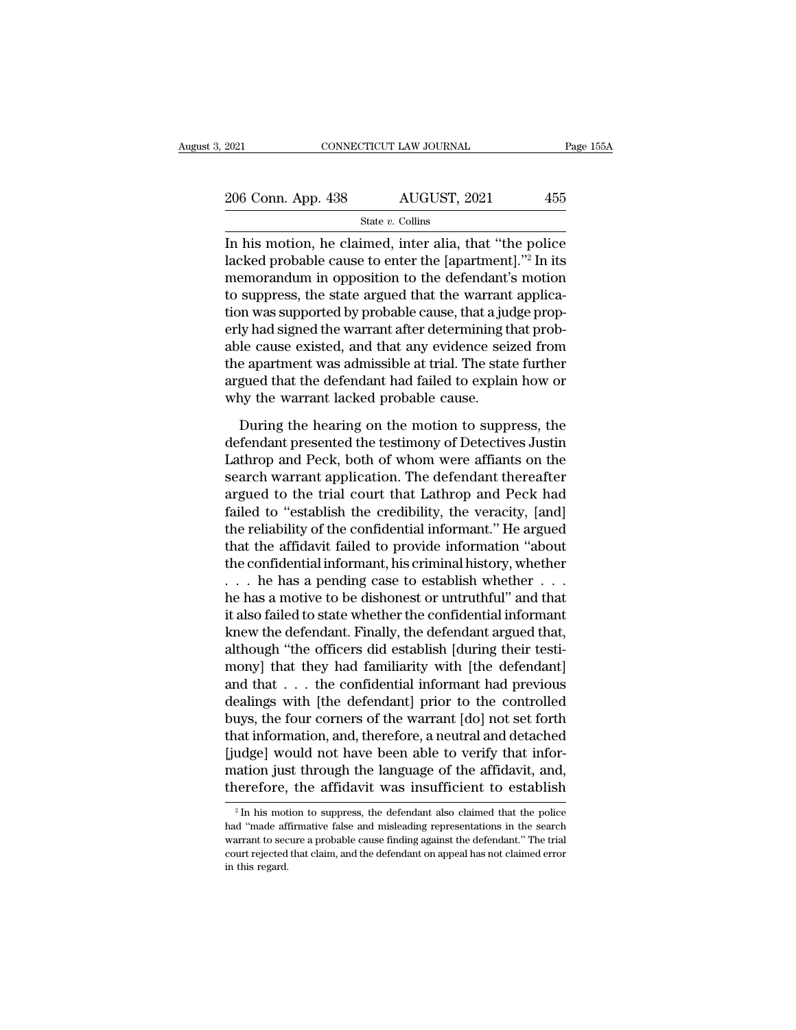In his motion, he claimed, inter alia, that "the police lacked probable cause to enter the [apartment]."[2] In its memorandum in opposition to the defendant's motion to suppress, the state argued that the warrant application was supported by probable cause, that a judge properly had signed the warrant after determining that probable cause existed, and that any evidence seized from the apartment was admissible at trial. The state further argued that the defendant had failed to explain how or why the warrant lacked probable cause.

During the hearing on the motion to suppress, the defendant presented the testimony of Detectives Justin Lathrop and Peck, both of whom were affiants on the search warrant application. The defendant thereafter argued to the trial court that Lathrop and Peck had failed to "establish the credibility, the veracity, [and] the reliability of the confidential informant." He argued that the affidavit failed to provide information "about the confidential informant, his criminal history, whether . . . he has a pending case to establish whether . . . he has a motive to be dishonest or untruthful" and that it also failed to state whether the confidential informant knew the defendant. Finally, the defendant argued that, although "the officers did establish [during their testimony] that they had familiarity with [the defendant] and that . . . the confidential informant had previous dealings with [the defendant] prior to the controlled buys, the four corners of the warrant [do] not set forth that information, and, therefore, a neutral and detached [judge] would not have been able to verify that information just through the language of the affidavit, and, therefore, the affidavit was insufficient to establish

[2] In his motion to suppress, the defendant also claimed that the police had "made affirmative false and misleading representations in the search warrant to secure a probable cause finding against the defendant." The trial court rejected that claim, and the defendant on appeal has not claimed error in this regard.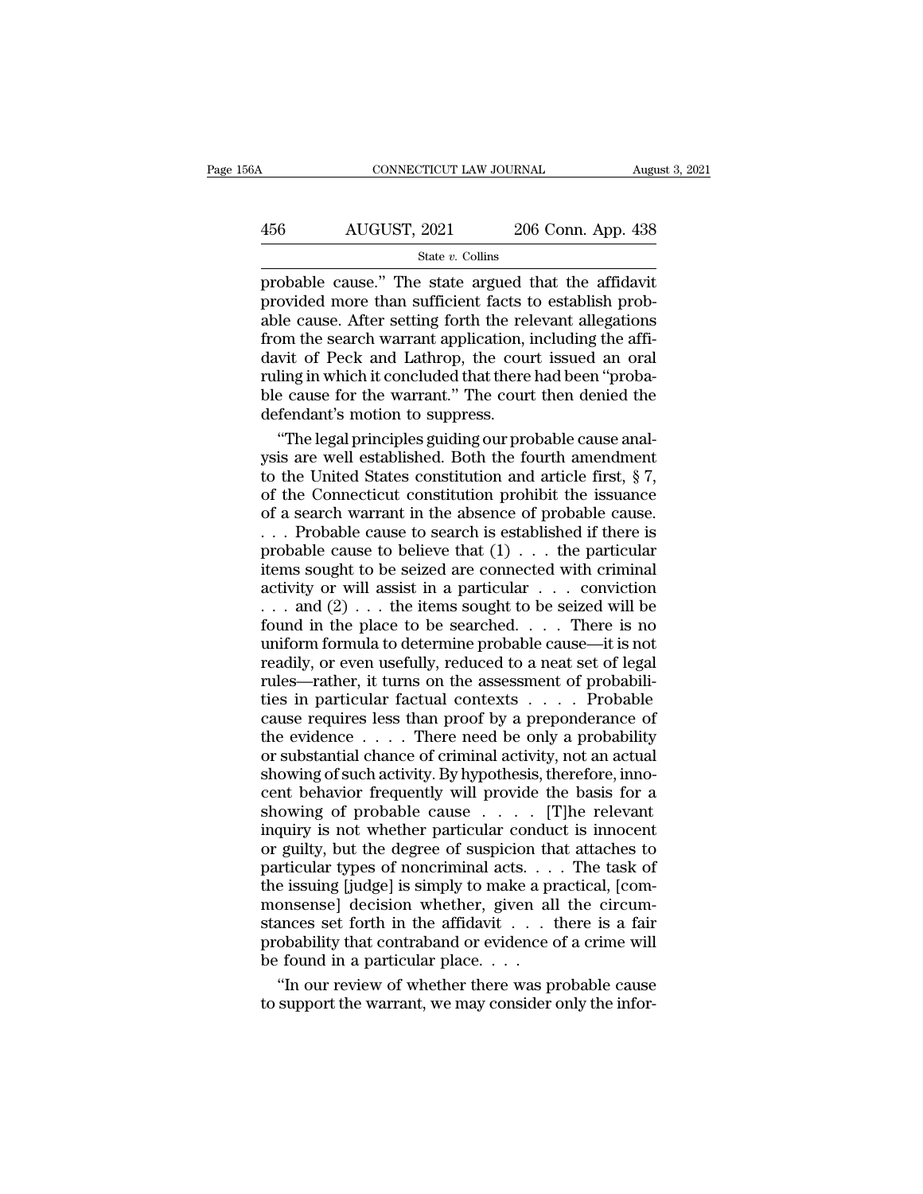probable cause." The state argued that the affidavit provided more than sufficient facts to establish probable cause. After setting forth the relevant allegations from the search warrant application, including the affidavit of Peck and Lathrop, the court issued an oral ruling in which it concluded that there had been "probable cause for the warrant." The court then denied the defendant's motion to suppress.

"The legal principles guiding our probable cause analysis are well established. Both the fourth amendment to the United States constitution and article first, § 7, of the Connecticut constitution prohibit the issuance of a search warrant in the absence of probable cause. . . . Probable cause to search is established if there is probable cause to believe that (1) . . . the particular items sought to be seized are connected with criminal activity or will assist in a particular . . . conviction . . . and (2) . . . the items sought to be seized will be found in the place to be searched. . . . There is no uniform formula to determine probable cause—it is not readily, or even usefully, reduced to a neat set of legal rules—rather, it turns on the assessment of probabilities in particular factual contexts . . . . Probable cause requires less than proof by a preponderance of the evidence . . . . There need be only a probability or substantial chance of criminal activity, not an actual showing of such activity. By hypothesis, therefore, innocent behavior frequently will provide the basis for a showing of probable cause . . . . [T]he relevant inquiry is not whether particular conduct is innocent or guilty, but the degree of suspicion that attaches to particular types of noncriminal acts. . . . The task of the issuing [judge] is simply to make a practical, [commonsense] decision whether, given all the circumstances set forth in the affidavit . . . there is a fair probability that contraband or evidence of a crime will be found in a particular place. . . .

"In our review of whether there was probable cause to support the warrant, we may consider only the infor-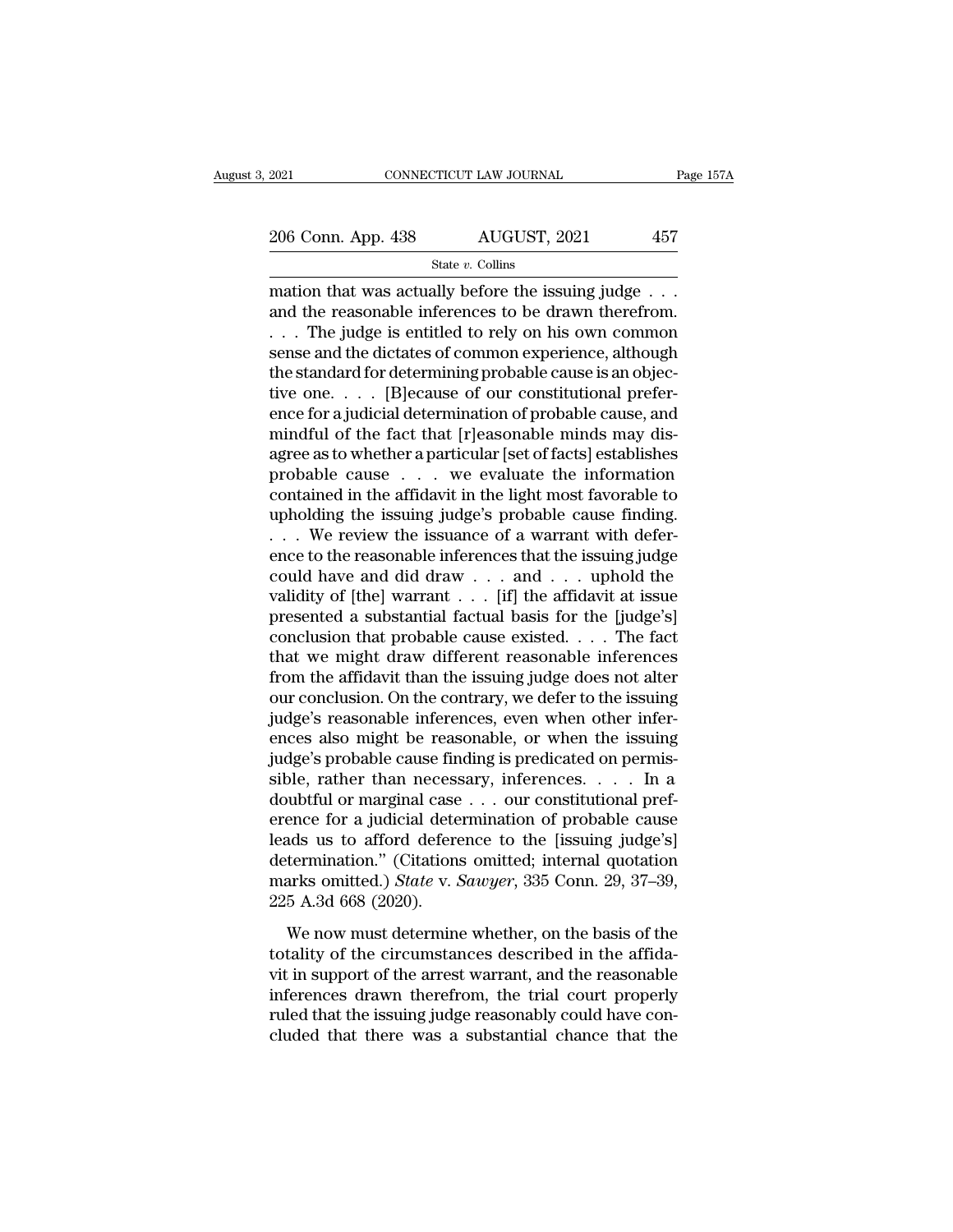mation that was actually before the issuing judge . . . and the reasonable inferences to be drawn therefrom. . . . The judge is entitled to rely on his own common sense and the dictates of common experience, although the standard for determining probable cause is an objective one. . . . [B]ecause of our constitutional preference for a judicial determination of probable cause, and mindful of the fact that [r]easonable minds may disagree as to whether a particular [set of facts] establishes probable cause . . . we evaluate the information contained in the affidavit in the light most favorable to upholding the issuing judge's probable cause finding. . . . We review the issuance of a warrant with deference to the reasonable inferences that the issuing judge could have and did draw . . . and . . . uphold the validity of [the] warrant . . . [if] the affidavit at issue presented a substantial factual basis for the [judge's] conclusion that probable cause existed. . . . The fact that we might draw different reasonable inferences from the affidavit than the issuing judge does not alter our conclusion. On the contrary, we defer to the issuing judge's reasonable inferences, even when other inferences also might be reasonable, or when the issuing judge's probable cause finding is predicated on permissible, rather than necessary, inferences. . . . In a doubtful or marginal case . . . our constitutional preference for a judicial determination of probable cause leads us to afford deference to the [issuing judge's] determination." (Citations omitted; internal quotation marks omitted.) *State* v. *Sawyer*, 335 Conn. 29, 37–39, 225 A.3d 668 (2020).

We now must determine whether, on the basis of the totality of the circumstances described in the affidavit in support of the arrest warrant, and the reasonable inferences drawn therefrom, the trial court properly ruled that the issuing judge reasonably could have concluded that there was a substantial chance that the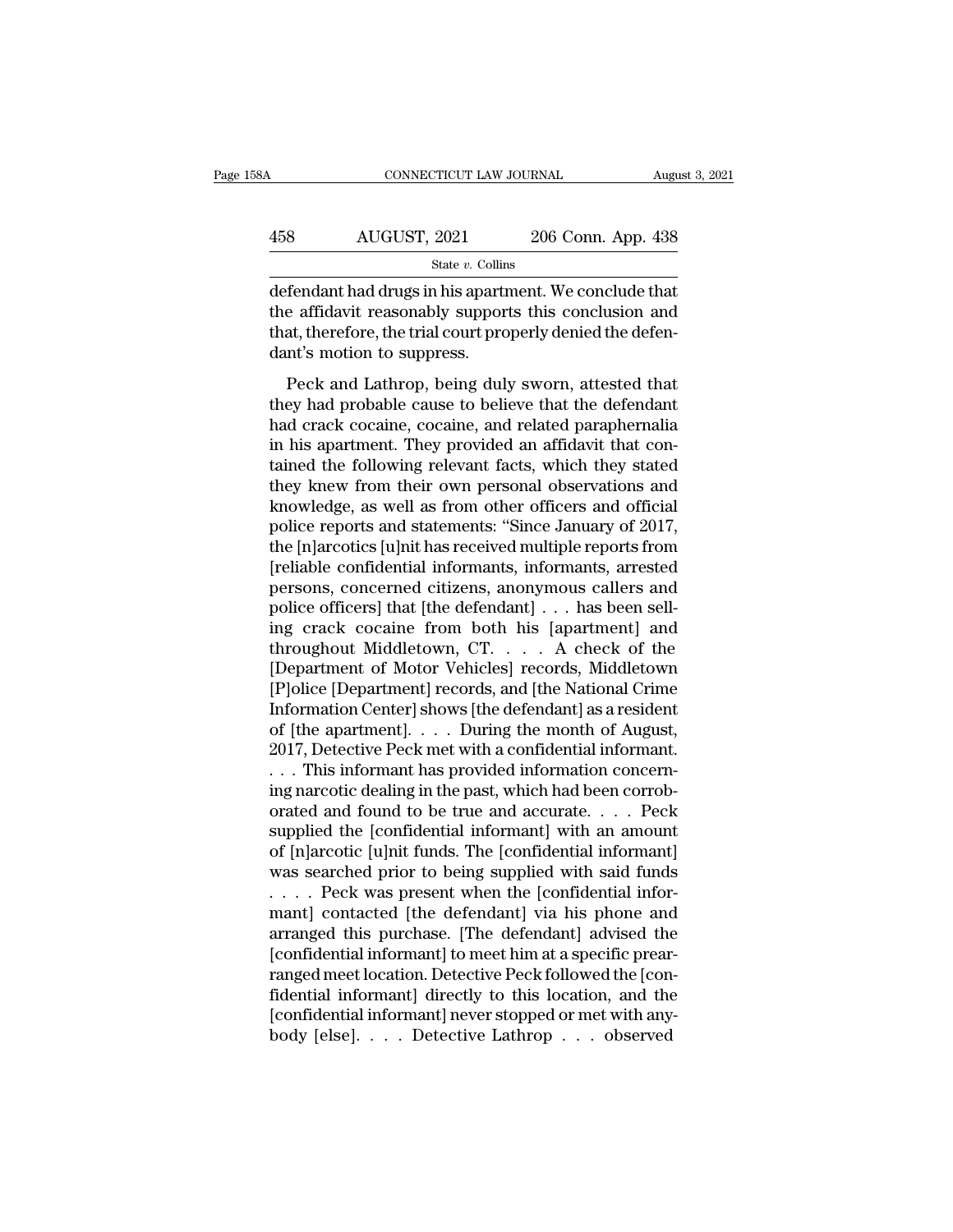defendant had drugs in his apartment. We conclude that the affidavit reasonably supports this conclusion and that, therefore, the trial court properly denied the defendant's motion to suppress.

Peck and Lathrop, being duly sworn, attested that they had probable cause to believe that the defendant had crack cocaine, cocaine, and related paraphernalia in his apartment. They provided an affidavit that contained the following relevant facts, which they stated they knew from their own personal observations and knowledge, as well as from other officers and official police reports and statements: "Since January of 2017, the [n]arcotics [u]nit has received multiple reports from [reliable confidential informants, informants, arrested persons, concerned citizens, anonymous callers and police officers] that [the defendant] . . . has been selling crack cocaine from both his [apartment] and throughout Middletown, CT. . . . A check of the [Department of Motor Vehicles] records, Middletown [P]olice [Department] records, and [the National Crime Information Center] shows [the defendant] as a resident of [the apartment]. . . . During the month of August, 2017, Detective Peck met with a confidential informant. . . . This informant has provided information concerning narcotic dealing in the past, which had been corroborated and found to be true and accurate. . . . Peck supplied the [confidential informant] with an amount of [n]arcotic [u]nit funds. The [confidential informant] was searched prior to being supplied with said funds . . . . Peck was present when the [confidential informant] contacted [the defendant] via his phone and arranged this purchase. [The defendant] advised the [confidential informant] to meet him at a specific prearranged meet location. Detective Peck followed the [confidential informant] directly to this location, and the [confidential informant] never stopped or met with anybody [else]. . . . Detective Lathrop . . . observed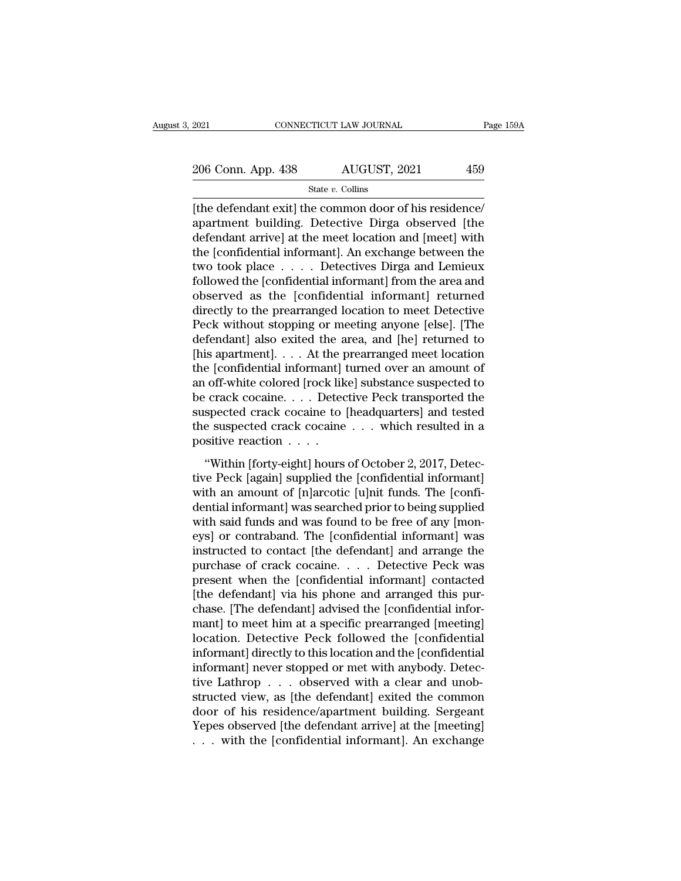[the defendant exit] the common door of his residence/apartment building. Detective Dirga observed [the defendant arrive] at the meet location and [meet] with the [confidential informant]. An exchange between the two took place . . . . Detectives Dirga and Lemieux followed the [confidential informant] from the area and observed as the [confidential informant] returned directly to the prearranged location to meet Detective Peck without stopping or meeting anyone [else]. [The defendant] also exited the area, and [he] returned to [his apartment]. . . . At the prearranged meet location the [confidential informant] turned over an amount of an off-white colored [rock like] substance suspected to be crack cocaine. . . . Detective Peck transported the suspected crack cocaine to [headquarters] and tested the suspected crack cocaine . . . which resulted in a positive reaction . . . .

"Within [forty-eight] hours of October 2, 2017, Detective Peck [again] supplied the [confidential informant] with an amount of [n]arcotic [u]nit funds. The [confidential informant] was searched prior to being supplied with said funds and was found to be free of any [moneys] or contraband. The [confidential informant] was instructed to contact [the defendant] and arrange the purchase of crack cocaine. . . . Detective Peck was present when the [confidential informant] contacted [the defendant] via his phone and arranged this purchase. [The defendant] advised the [confidential informant] to meet him at a specific prearranged [meeting] location. Detective Peck followed the [confidential informant] directly to this location and the [confidential informant] never stopped or met with anybody. Detective Lathrop . . . observed with a clear and unobstructed view, as [the defendant] exited the common door of his residence/apartment building. Sergeant Yepes observed [the defendant arrive] at the [meeting] . . . with the [confidential informant]. An exchange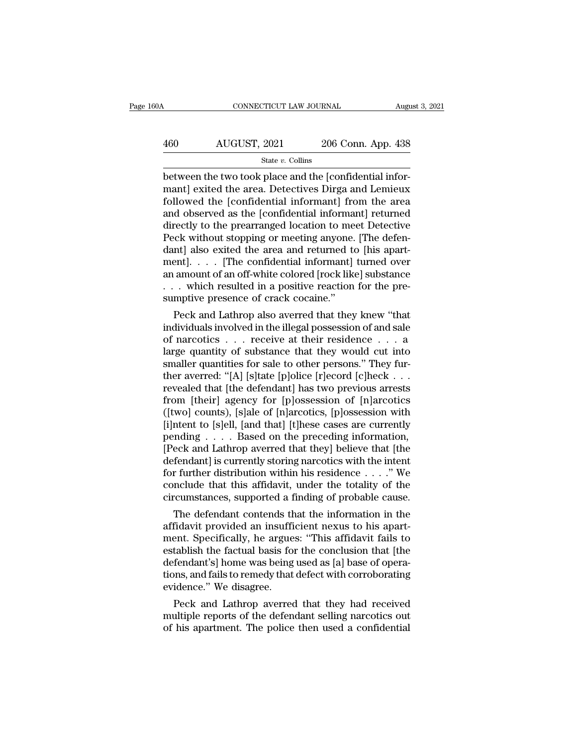between the two took place and the [confidential informant] exited the area. Detectives Dirga and Lemieux followed the [confidential informant] from the area and observed as the [confidential informant] returned directly to the prearranged location to meet Detective Peck without stopping or meeting anyone. [The defendant] also exited the area and returned to [his apartment]. . . . [The confidential informant] turned over an amount of an off-white colored [rock like] substance . . . which resulted in a positive reaction for the presumptive presence of crack cocaine."

Peck and Lathrop also averred that they knew "that individuals involved in the illegal possession of and sale of narcotics . . . receive at their residence . . . a large quantity of substance that they would cut into smaller quantities for sale to other persons." They further averred: "[A] [s]tate [p]olice [r]ecord [c]heck . . . revealed that [the defendant] has two previous arrests from [their] agency for [p]ossession of [n]arcotics ([two] counts), [s]ale of [n]arcotics, [p]ossession with [i]ntent to [s]ell, [and that] [t]hese cases are currently pending . . . . Based on the preceding information, [Peck and Lathrop averred that they] believe that [the defendant] is currently storing narcotics with the intent for further distribution within his residence . . . ." We conclude that this affidavit, under the totality of the circumstances, supported a finding of probable cause.

The defendant contends that the information in the affidavit provided an insufficient nexus to his apartment. Specifically, he argues: "This affidavit fails to establish the factual basis for the conclusion that [the defendant's] home was being used as [a] base of operations, and fails to remedy that defect with corroborating evidence." We disagree.

Peck and Lathrop averred that they had received multiple reports of the defendant selling narcotics out of his apartment. The police then used a confidential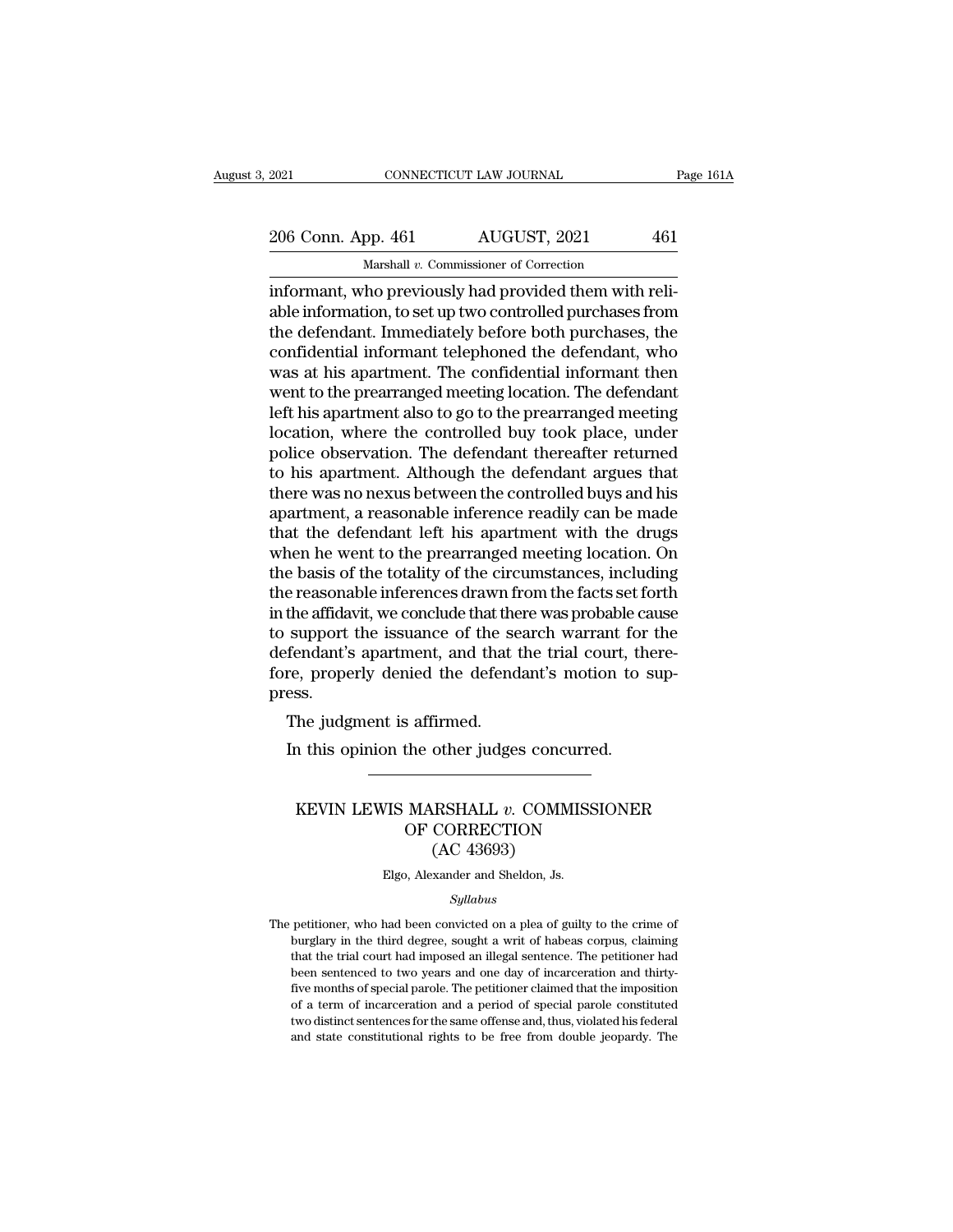informant, who previously had provided them with reliable information, to set up two controlled purchases from the defendant. Immediately before both purchases, the confidential informant telephoned the defendant, who was at his apartment. The confidential informant then went to the prearranged meeting location. The defendant left his apartment also to go to the prearranged meeting location, where the controlled buy took place, under police observation. The defendant thereafter returned to his apartment. Although the defendant argues that there was no nexus between the controlled buys and his apartment, a reasonable inference readily can be made that the defendant left his apartment with the drugs when he went to the prearranged meeting location. On the basis of the totality of the circumstances, including the reasonable inferences drawn from the facts set forth in the affidavit, we conclude that there was probable cause to support the issuance of the search warrant for the defendant's apartment, and that the trial court, therefore, properly denied the defendant's motion to suppress.

The judgment is affirmed.

In this opinion the other judges concurred.

---

# KEVIN LEWIS MARSHALL *v.* COMMISSIONER OF CORRECTION (AC 43693)

Elgo, Alexander and Sheldon, Js.

*Syllabus*

The petitioner, who had been convicted on a plea of guilty to the crime of burglary in the third degree, sought a writ of habeas corpus, claiming that the trial court had imposed an illegal sentence. The petitioner had been sentenced to two years and one day of incarceration and thirty-five months of special parole. The petitioner claimed that the imposition of a term of incarceration and a period of special parole constituted two distinct sentences for the same offense and, thus, violated his federal and state constitutional rights to be free from double jeopardy. The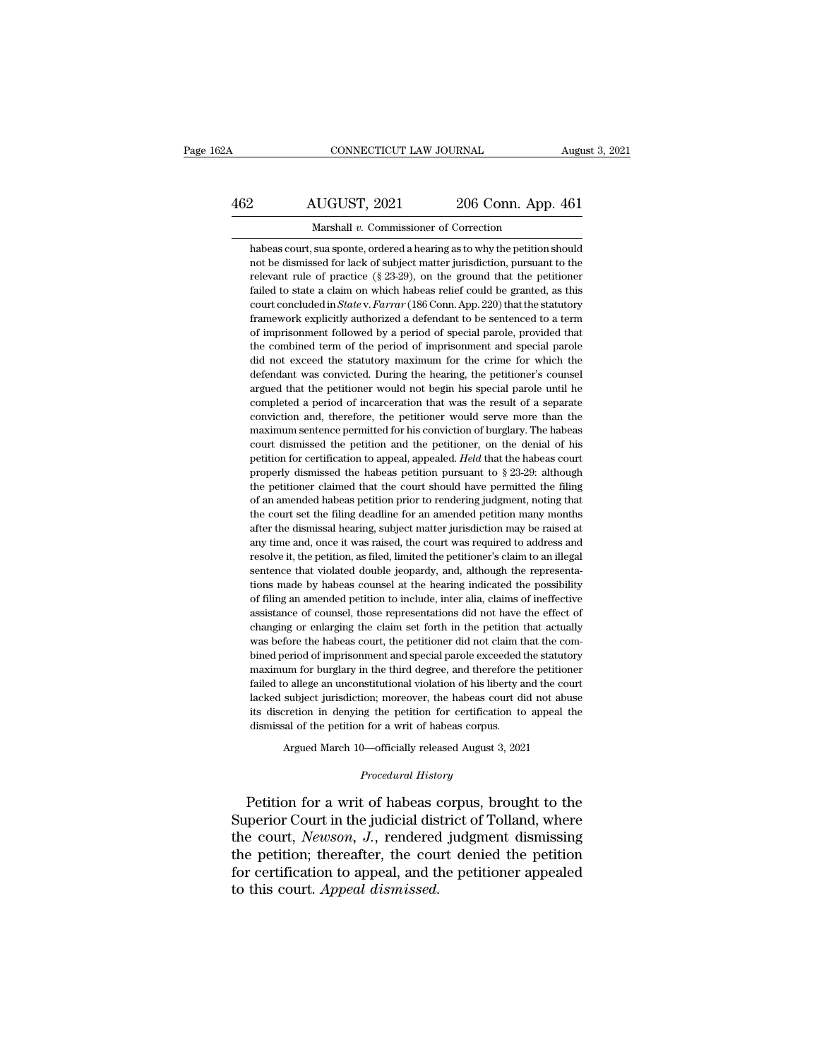habeas court, sua sponte, ordered a hearing as to why the petition should not be dismissed for lack of subject matter jurisdiction, pursuant to the relevant rule of practice (§ 23-29), on the ground that the petitioner failed to state a claim on which habeas relief could be granted, as this court concluded in *State* v. *Farrar* (186 Conn. App. 220) that the statutory framework explicitly authorized a defendant to be sentenced to a term of imprisonment followed by a period of special parole, provided that the combined term of the period of imprisonment and special parole did not exceed the statutory maximum for the crime for which the defendant was convicted. During the hearing, the petitioner's counsel argued that the petitioner would not begin his special parole until he completed a period of incarceration that was the result of a separate conviction and, therefore, the petitioner would serve more than the maximum sentence permitted for his conviction of burglary. The habeas court dismissed the petition and the petitioner, on the denial of his petition for certification to appeal, appealed. *Held* that the habeas court properly dismissed the habeas petition pursuant to § 23-29: although the petitioner claimed that the court should have permitted the filing of an amended habeas petition prior to rendering judgment, noting that the court set the filing deadline for an amended petition many months after the dismissal hearing, subject matter jurisdiction may be raised at any time and, once it was raised, the court was required to address and resolve it, the petition, as filed, limited the petitioner's claim to an illegal sentence that violated double jeopardy, and, although the representations made by habeas counsel at the hearing indicated the possibility of filing an amended petition to include, inter alia, claims of ineffective assistance of counsel, those representations did not have the effect of changing or enlarging the claim set forth in the petition that actually was before the habeas court, the petitioner did not claim that the combined period of imprisonment and special parole exceeded the statutory maximum for burglary in the third degree, and therefore the petitioner failed to allege an unconstitutional violation of his liberty and the court lacked subject jurisdiction; moreover, the habeas court did not abuse its discretion in denying the petition for certification to appeal the dismissal of the petition for a writ of habeas corpus.

Argued March 10—officially released August 3, 2021

*Procedural History*

Petition for a writ of habeas corpus, brought to the Superior Court in the judicial district of Tolland, where the court, *Newson, J.*, rendered judgment dismissing the petition; thereafter, the court denied the petition for certification to appeal, and the petitioner appealed to this court. *Appeal dismissed.*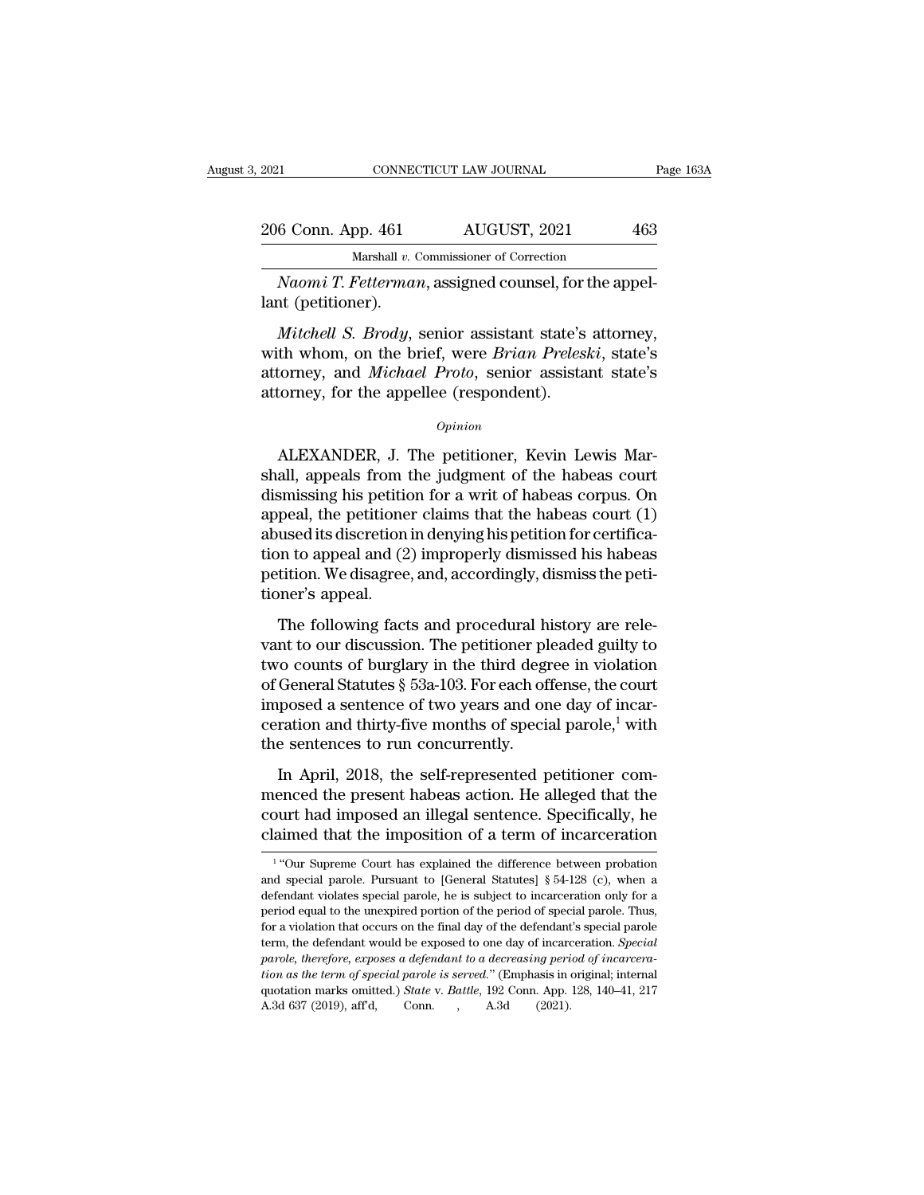*Naomi T. Fetterman*, assigned counsel, for the appellant (petitioner).

*Mitchell S. Brody*, senior assistant state's attorney, with whom, on the brief, were *Brian Preleski*, state's attorney, and *Michael Proto*, senior assistant state's attorney, for the appellee (respondent).

*Opinion*

ALEXANDER, J. The petitioner, Kevin Lewis Marshall, appeals from the judgment of the habeas court dismissing his petition for a writ of habeas corpus. On appeal, the petitioner claims that the habeas court (1) abused its discretion in denying his petition for certification to appeal and (2) improperly dismissed his habeas petition. We disagree, and, accordingly, dismiss the petitioner's appeal.

The following facts and procedural history are relevant to our discussion. The petitioner pleaded guilty to two counts of burglary in the third degree in violation of General Statutes § 53a-103. For each offense, the court imposed a sentence of two years and one day of incarceration and thirty-five months of special parole,[1] with the sentences to run concurrently.

In April, 2018, the self-represented petitioner commenced the present habeas action. He alleged that the court had imposed an illegal sentence. Specifically, he claimed that the imposition of a term of incarceration

[1] "Our Supreme Court has explained the difference between probation and special parole. Pursuant to [General Statutes] § 54-128 (c), when a defendant violates special parole, he is subject to incarceration only for a period equal to the unexpired portion of the period of special parole. Thus, for a violation that occurs on the final day of the defendant's special parole term, the defendant would be exposed to one day of incarceration. *Special parole, therefore, exposes a defendant to a decreasing period of incarceration as the term of special parole is served.*" (Emphasis in original; internal quotation marks omitted.) *State* v. *Battle*, 192 Conn. App. 128, 140–41, 217 A.3d 637 (2019), aff'd, Conn. , A.3d (2021).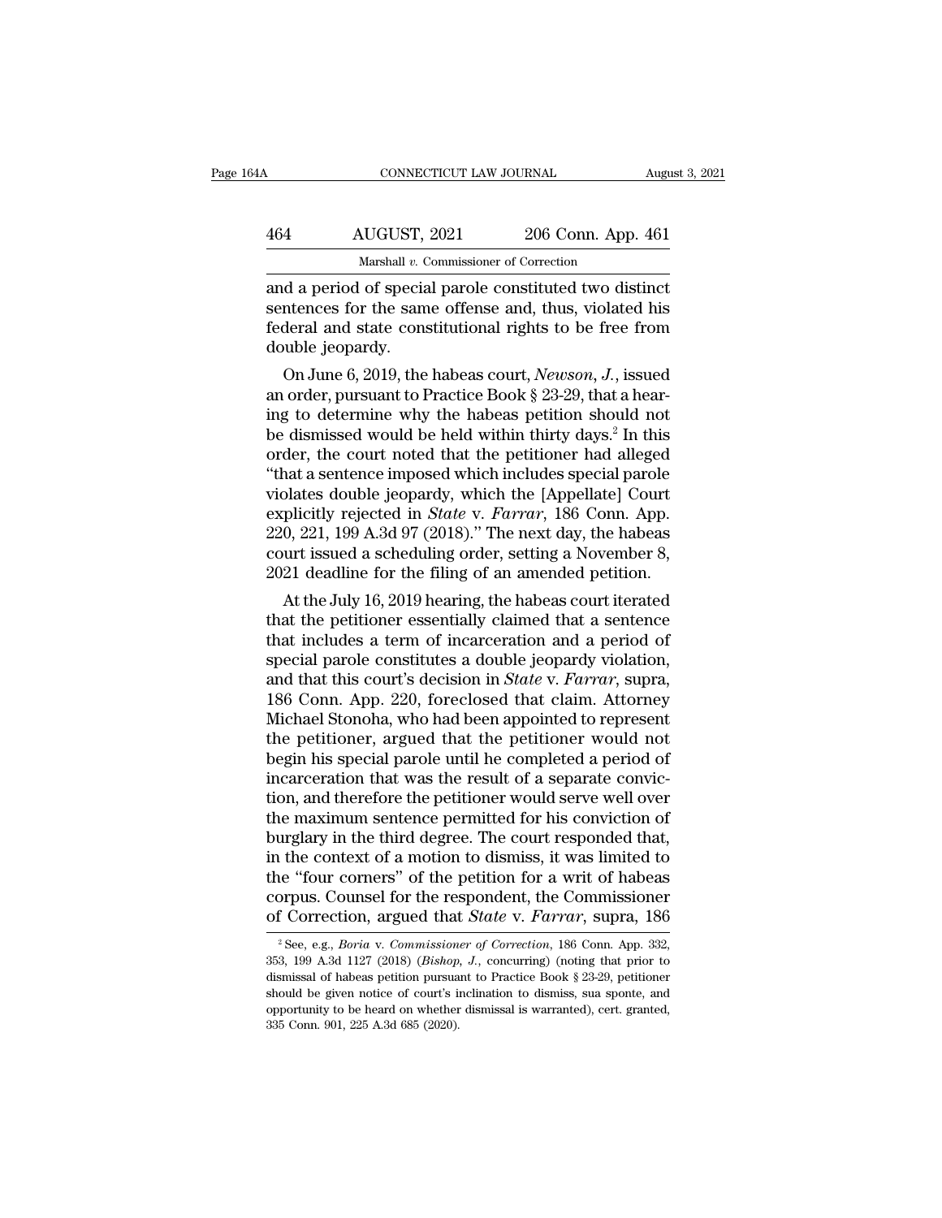and a period of special parole constituted two distinct sentences for the same offense and, thus, violated his federal and state constitutional rights to be free from double jeopardy.

On June 6, 2019, the habeas court, *Newson, J.*, issued an order, pursuant to Practice Book § 23-29, that a hearing to determine why the habeas petition should not be dismissed would be held within thirty days.[2] In this order, the court noted that the petitioner had alleged "that a sentence imposed which includes special parole violates double jeopardy, which the [Appellate] Court explicitly rejected in *State* v. *Farrar*, 186 Conn. App. 220, 221, 199 A.3d 97 (2018)." The next day, the habeas court issued a scheduling order, setting a November 8, 2021 deadline for the filing of an amended petition.

At the July 16, 2019 hearing, the habeas court iterated that the petitioner essentially claimed that a sentence that includes a term of incarceration and a period of special parole constitutes a double jeopardy violation, and that this court's decision in *State* v. *Farrar*, supra, 186 Conn. App. 220, foreclosed that claim. Attorney Michael Stonoha, who had been appointed to represent the petitioner, argued that the petitioner would not begin his special parole until he completed a period of incarceration that was the result of a separate conviction, and therefore the petitioner would serve well over the maximum sentence permitted for his conviction of burglary in the third degree. The court responded that, in the context of a motion to dismiss, it was limited to the "four corners" of the petition for a writ of habeas corpus. Counsel for the respondent, the Commissioner of Correction, argued that *State* v. *Farrar*, supra, 186

[2] See, e.g., *Boria* v. *Commissioner of Correction*, 186 Conn. App. 332, 353, 199 A.3d 1127 (2018) (*Bishop, J.*, concurring) (noting that prior to dismissal of habeas petition pursuant to Practice Book § 23-29, petitioner should be given notice of court's inclination to dismiss, sua sponte, and opportunity to be heard on whether dismissal is warranted), cert. granted, 335 Conn. 901, 225 A.3d 685 (2020).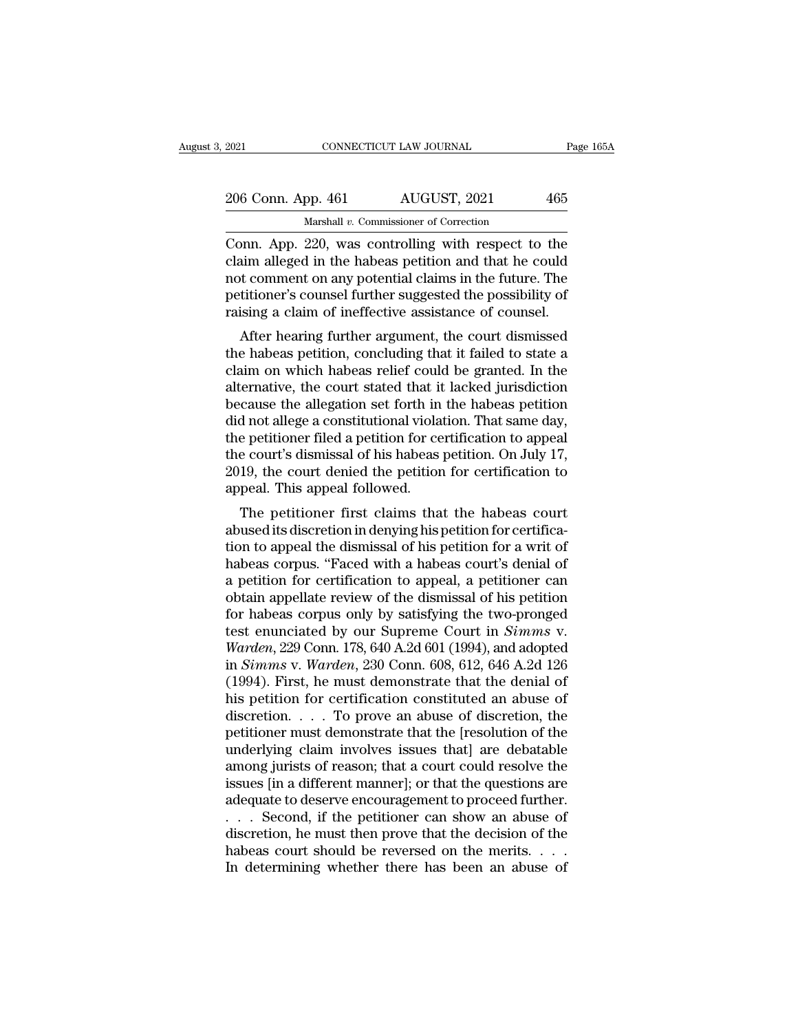Conn. App. 220, was controlling with respect to the claim alleged in the habeas petition and that he could not comment on any potential claims in the future. The petitioner's counsel further suggested the possibility of raising a claim of ineffective assistance of counsel.

After hearing further argument, the court dismissed the habeas petition, concluding that it failed to state a claim on which habeas relief could be granted. In the alternative, the court stated that it lacked jurisdiction because the allegation set forth in the habeas petition did not allege a constitutional violation. That same day, the petitioner filed a petition for certification to appeal the court's dismissal of his habeas petition. On July 17, 2019, the court denied the petition for certification to appeal. This appeal followed.

The petitioner first claims that the habeas court abused its discretion in denying his petition for certification to appeal the dismissal of his petition for a writ of habeas corpus. "Faced with a habeas court's denial of a petition for certification to appeal, a petitioner can obtain appellate review of the dismissal of his petition for habeas corpus only by satisfying the two-pronged test enunciated by our Supreme Court in *Simms* v. *Warden*, 229 Conn. 178, 640 A.2d 601 (1994), and adopted in *Simms* v. *Warden*, 230 Conn. 608, 612, 646 A.2d 126 (1994). First, he must demonstrate that the denial of his petition for certification constituted an abuse of discretion. . . . To prove an abuse of discretion, the petitioner must demonstrate that the [resolution of the underlying claim involves issues that] are debatable among jurists of reason; that a court could resolve the issues [in a different manner]; or that the questions are adequate to deserve encouragement to proceed further. . . . Second, if the petitioner can show an abuse of discretion, he must then prove that the decision of the habeas court should be reversed on the merits. . . . In determining whether there has been an abuse of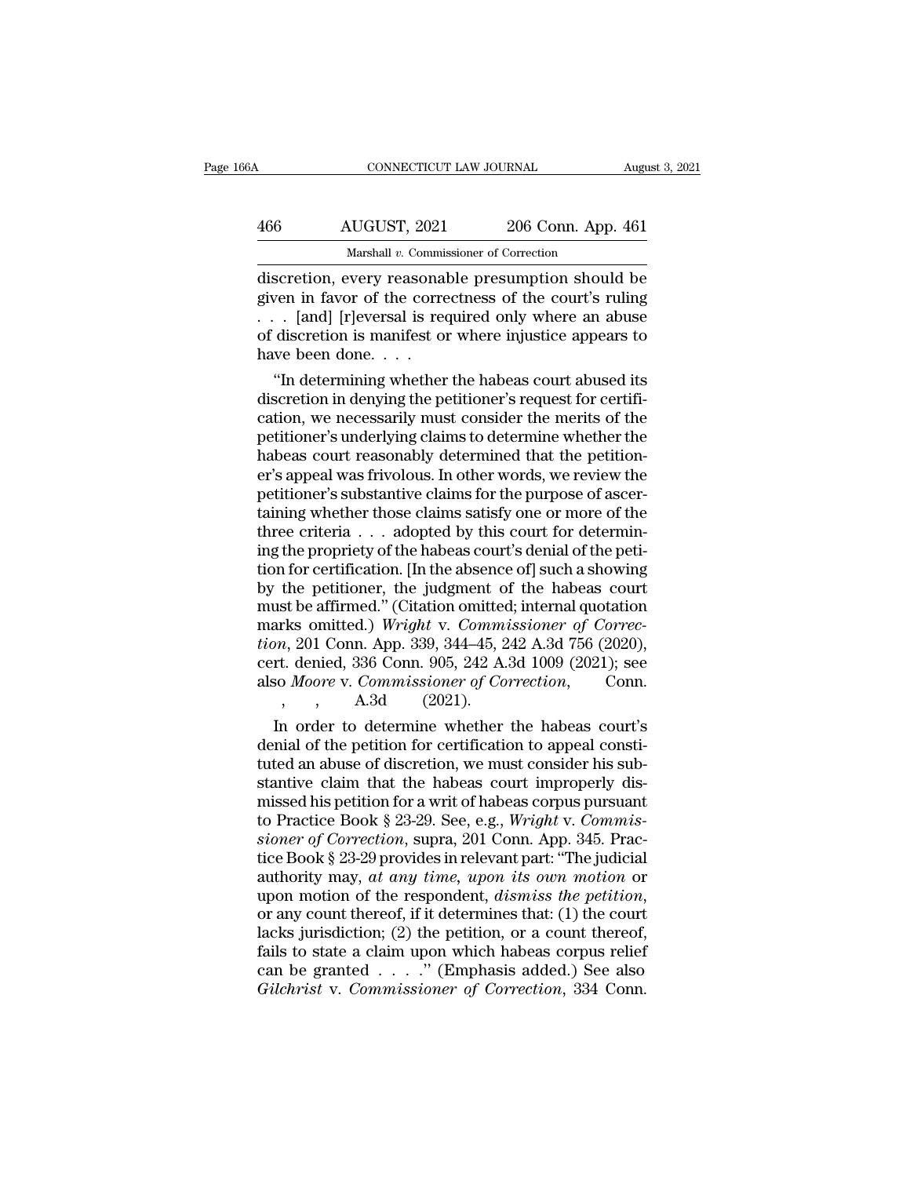discretion, every reasonable presumption should be given in favor of the correctness of the court's ruling . . . [and] [r]eversal is required only where an abuse of discretion is manifest or where injustice appears to have been done. . . .

"In determining whether the habeas court abused its discretion in denying the petitioner's request for certification, we necessarily must consider the merits of the petitioner's underlying claims to determine whether the habeas court reasonably determined that the petitioner's appeal was frivolous. In other words, we review the petitioner's substantive claims for the purpose of ascertaining whether those claims satisfy one or more of the three criteria . . . adopted by this court for determining the propriety of the habeas court's denial of the petition for certification. [In the absence of] such a showing by the petitioner, the judgment of the habeas court must be affirmed." (Citation omitted; internal quotation marks omitted.) *Wright* v. *Commissioner of Correction*, 201 Conn. App. 339, 344–45, 242 A.3d 756 (2020), cert. denied, 336 Conn. 905, 242 A.3d 1009 (2021); see also *Moore* v. *Commissioner of Correction*, Conn. , , A.3d (2021).

In order to determine whether the habeas court's denial of the petition for certification to appeal constituted an abuse of discretion, we must consider his substantive claim that the habeas court improperly dismissed his petition for a writ of habeas corpus pursuant to Practice Book § 23-29. See, e.g., *Wright* v. *Commissioner of Correction*, supra, 201 Conn. App. 345. Practice Book § 23-29 provides in relevant part: "The judicial authority may, *at any time, upon its own motion* or upon motion of the respondent, *dismiss the petition*, or any count thereof, if it determines that: (1) the court lacks jurisdiction; (2) the petition, or a count thereof, fails to state a claim upon which habeas corpus relief can be granted . . . ." (Emphasis added.) See also *Gilchrist* v. *Commissioner of Correction*, 334 Conn.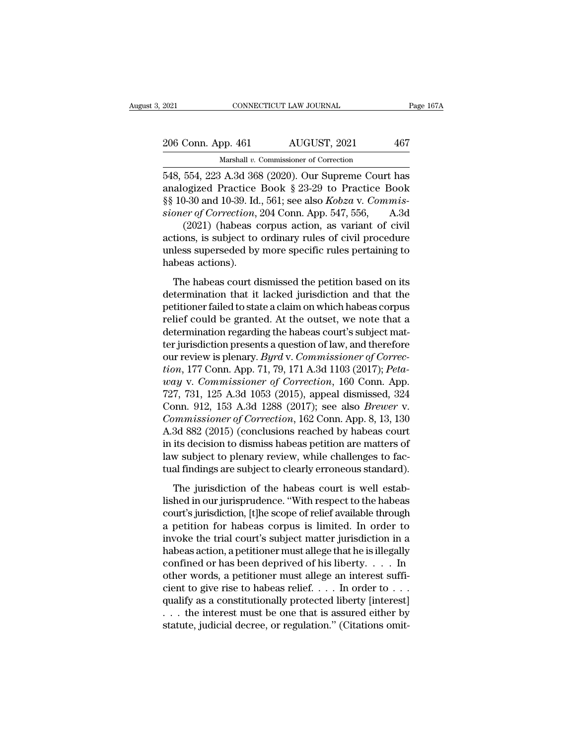548, 554, 223 A.3d 368 (2020). Our Supreme Court has analogized Practice Book § 23-29 to Practice Book §§ 10-30 and 10-39. Id., 561; see also *Kobza* v. *Commissioner of Correction*, 204 Conn. App. 547, 556, A.3d (2021) (habeas corpus action, as variant of civil actions, is subject to ordinary rules of civil procedure unless superseded by more specific rules pertaining to habeas actions).

The habeas court dismissed the petition based on its determination that it lacked jurisdiction and that the petitioner failed to state a claim on which habeas corpus relief could be granted. At the outset, we note that a determination regarding the habeas court's subject matter jurisdiction presents a question of law, and therefore our review is plenary. *Byrd* v. *Commissioner of Correction*, 177 Conn. App. 71, 79, 171 A.3d 1103 (2017); *Petaway* v. *Commissioner of Correction*, 160 Conn. App. 727, 731, 125 A.3d 1053 (2015), appeal dismissed, 324 Conn. 912, 153 A.3d 1288 (2017); see also *Brewer* v. *Commissioner of Correction*, 162 Conn. App. 8, 13, 130 A.3d 882 (2015) (conclusions reached by habeas court in its decision to dismiss habeas petition are matters of law subject to plenary review, while challenges to factual findings are subject to clearly erroneous standard).

The jurisdiction of the habeas court is well established in our jurisprudence. "With respect to the habeas court's jurisdiction, [t]he scope of relief available through a petition for habeas corpus is limited. In order to invoke the trial court's subject matter jurisdiction in a habeas action, a petitioner must allege that he is illegally confined or has been deprived of his liberty. . . . In other words, a petitioner must allege an interest sufficient to give rise to habeas relief. . . . In order to . . . qualify as a constitutionally protected liberty [interest] . . . the interest must be one that is assured either by statute, judicial decree, or regulation." (Citations omit-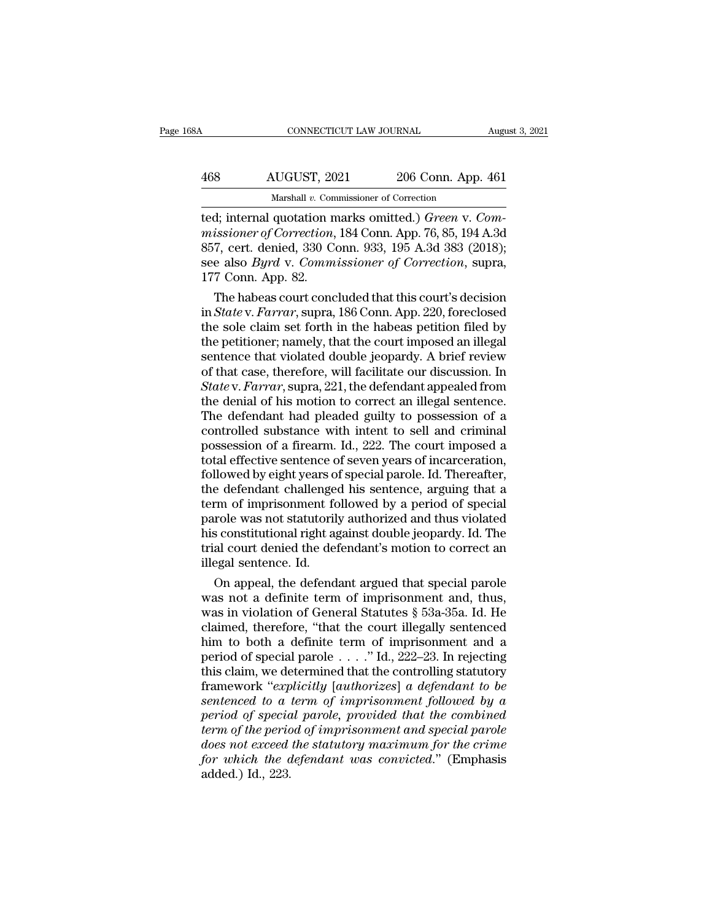ted; internal quotation marks omitted.) *Green* v. *Commissioner of Correction*, 184 Conn. App. 76, 85, 194 A.3d 857, cert. denied, 330 Conn. 933, 195 A.3d 383 (2018); see also *Byrd* v. *Commissioner of Correction*, supra, 177 Conn. App. 82.

The habeas court concluded that this court's decision in *State* v. *Farrar*, supra, 186 Conn. App. 220, foreclosed the sole claim set forth in the habeas petition filed by the petitioner; namely, that the court imposed an illegal sentence that violated double jeopardy. A brief review of that case, therefore, will facilitate our discussion. In *State* v. *Farrar*, supra, 221, the defendant appealed from the denial of his motion to correct an illegal sentence. The defendant had pleaded guilty to possession of a controlled substance with intent to sell and criminal possession of a firearm. Id., 222. The court imposed a total effective sentence of seven years of incarceration, followed by eight years of special parole. Id. Thereafter, the defendant challenged his sentence, arguing that a term of imprisonment followed by a period of special parole was not statutorily authorized and thus violated his constitutional right against double jeopardy. Id. The trial court denied the defendant's motion to correct an illegal sentence. Id.

On appeal, the defendant argued that special parole was not a definite term of imprisonment and, thus, was in violation of General Statutes § 53a-35a. Id. He claimed, therefore, "that the court illegally sentenced him to both a definite term of imprisonment and a period of special parole . . . ." Id., 222–23. In rejecting this claim, we determined that the controlling statutory framework "*explicitly* [*authorizes*] *a defendant to be sentenced to a term of imprisonment followed by a period of special parole, provided that the combined term of the period of imprisonment and special parole does not exceed the statutory maximum for the crime for which the defendant was convicted*." (Emphasis added.) Id., 223.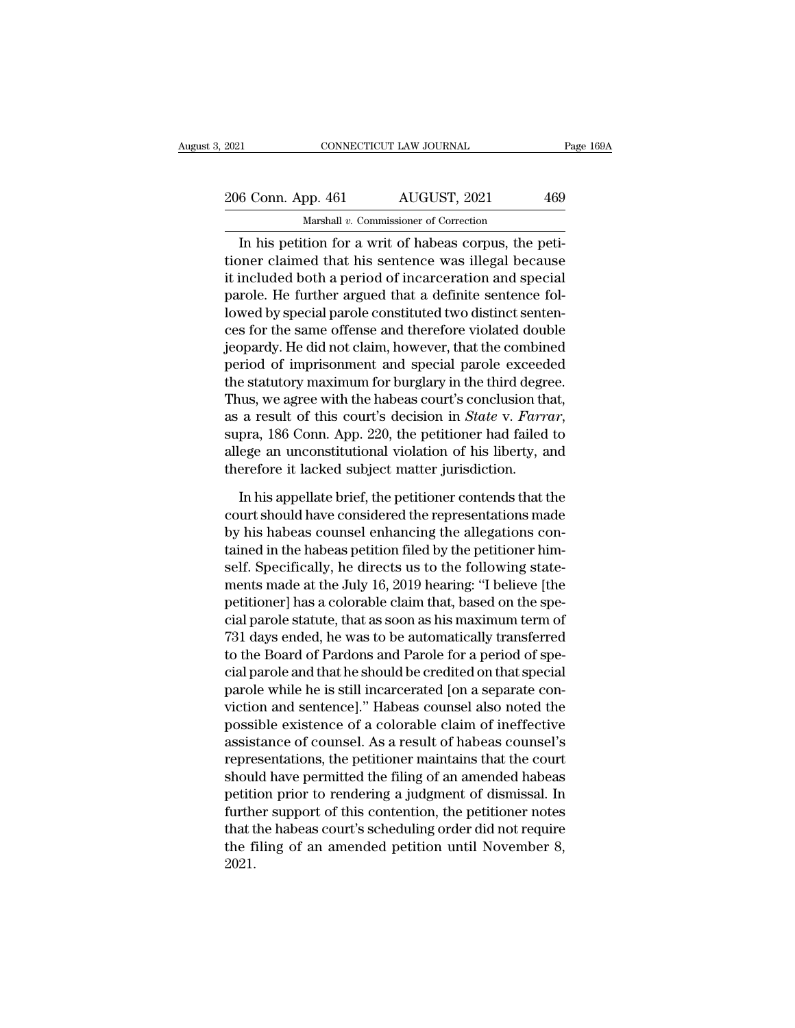In his petition for a writ of habeas corpus, the petitioner claimed that his sentence was illegal because it included both a period of incarceration and special parole. He further argued that a definite sentence followed by special parole constituted two distinct sentences for the same offense and therefore violated double jeopardy. He did not claim, however, that the combined period of imprisonment and special parole exceeded the statutory maximum for burglary in the third degree. Thus, we agree with the habeas court's conclusion that, as a result of this court's decision in *State* v. *Farrar*, supra, 186 Conn. App. 220, the petitioner had failed to allege an unconstitutional violation of his liberty, and therefore it lacked subject matter jurisdiction.

In his appellate brief, the petitioner contends that the court should have considered the representations made by his habeas counsel enhancing the allegations contained in the habeas petition filed by the petitioner himself. Specifically, he directs us to the following statements made at the July 16, 2019 hearing: "I believe [the petitioner] has a colorable claim that, based on the special parole statute, that as soon as his maximum term of 731 days ended, he was to be automatically transferred to the Board of Pardons and Parole for a period of special parole and that he should be credited on that special parole while he is still incarcerated [on a separate conviction and sentence]." Habeas counsel also noted the possible existence of a colorable claim of ineffective assistance of counsel. As a result of habeas counsel's representations, the petitioner maintains that the court should have permitted the filing of an amended habeas petition prior to rendering a judgment of dismissal. In further support of this contention, the petitioner notes that the habeas court's scheduling order did not require the filing of an amended petition until November 8, 2021.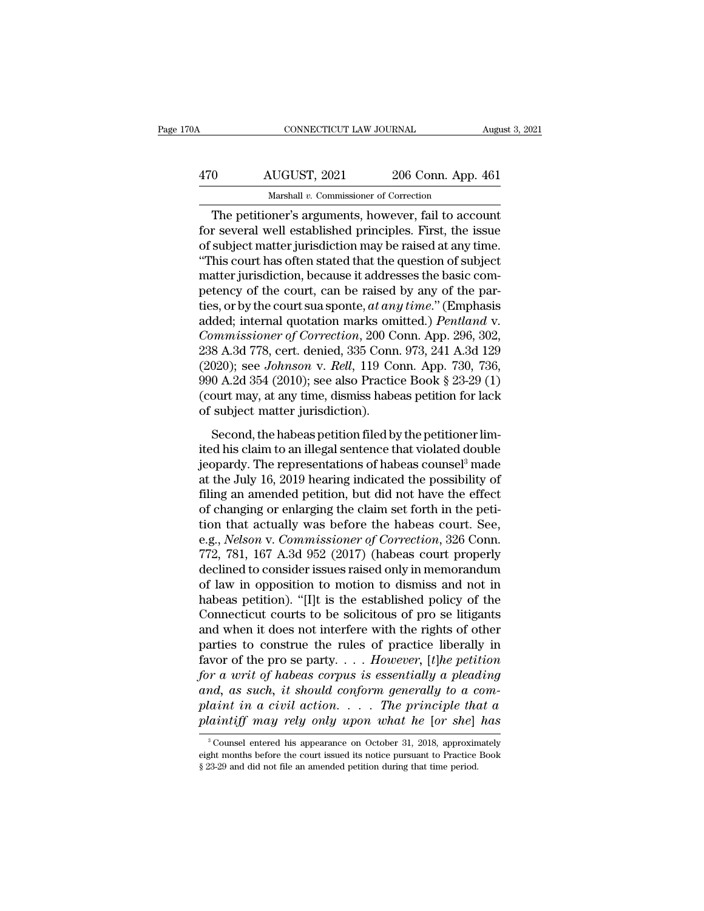The petitioner's arguments, however, fail to account for several well established principles. First, the issue of subject matter jurisdiction may be raised at any time. "This court has often stated that the question of subject matter jurisdiction, because it addresses the basic competency of the court, can be raised by any of the parties, or by the court sua sponte, *at any time*." (Emphasis added; internal quotation marks omitted.) *Pentland* v. *Commissioner of Correction*, 200 Conn. App. 296, 302, 238 A.3d 778, cert. denied, 335 Conn. 973, 241 A.3d 129 (2020); see *Johnson* v. *Rell*, 119 Conn. App. 730, 736, 990 A.2d 354 (2010); see also Practice Book § 23-29 (1) (court may, at any time, dismiss habeas petition for lack of subject matter jurisdiction).

Second, the habeas petition filed by the petitioner limited his claim to an illegal sentence that violated double jeopardy. The representations of habeas counsel[3] made at the July 16, 2019 hearing indicated the possibility of filing an amended petition, but did not have the effect of changing or enlarging the claim set forth in the petition that actually was before the habeas court. See, e.g., *Nelson* v. *Commissioner of Correction*, 326 Conn. 772, 781, 167 A.3d 952 (2017) (habeas court properly declined to consider issues raised only in memorandum of law in opposition to motion to dismiss and not in habeas petition). "[I]t is the established policy of the Connecticut courts to be solicitous of pro se litigants and when it does not interfere with the rights of other parties to construe the rules of practice liberally in favor of the pro se party. . . . *However, [t]he petition for a writ of habeas corpus is essentially a pleading and, as such, it should conform generally to a complaint in a civil action. . . . The principle that a plaintiff may rely only upon what he [or she] has*

[3] Counsel entered his appearance on October 31, 2018, approximately eight months before the court issued its notice pursuant to Practice Book § 23-29 and did not file an amended petition during that time period.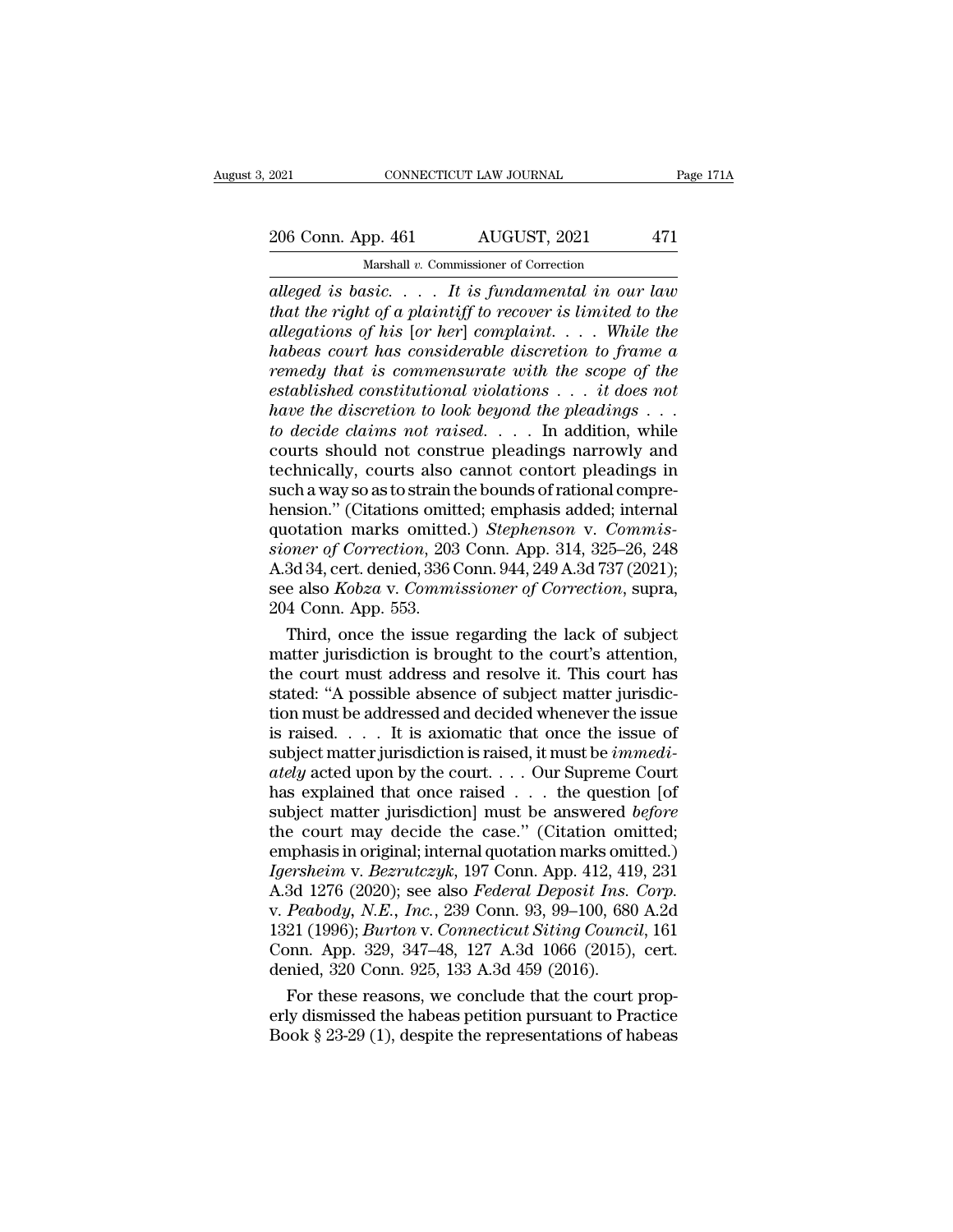*alleged is basic. . . . It is fundamental in our law that the right of a plaintiff to recover is limited to the allegations of his* [*or her*] *complaint. . . . While the habeas court has considerable discretion to frame a remedy that is commensurate with the scope of the established constitutional violations . . . it does not have the discretion to look beyond the pleadings . . . to decide claims not raised*. . . . In addition, while courts should not construe pleadings narrowly and technically, courts also cannot contort pleadings in such a way so as to strain the bounds of rational comprehension." (Citations omitted; emphasis added; internal quotation marks omitted.) *Stephenson* v. *Commissioner of Correction*, 203 Conn. App. 314, 325–26, 248 A.3d 34, cert. denied, 336 Conn. 944, 249 A.3d 737 (2021); see also *Kobza* v. *Commissioner of Correction*, supra, 204 Conn. App. 553.

Third, once the issue regarding the lack of subject matter jurisdiction is brought to the court's attention, the court must address and resolve it. This court has stated: "A possible absence of subject matter jurisdiction must be addressed and decided whenever the issue is raised. . . . It is axiomatic that once the issue of subject matter jurisdiction is raised, it must be *immediately* acted upon by the court. . . . Our Supreme Court has explained that once raised . . . the question [of subject matter jurisdiction] must be answered *before* the court may decide the case." (Citation omitted; emphasis in original; internal quotation marks omitted.) *Igersheim* v. *Bezrutczyk*, 197 Conn. App. 412, 419, 231 A.3d 1276 (2020); see also *Federal Deposit Ins. Corp.* v. *Peabody, N.E., Inc.*, 239 Conn. 93, 99–100, 680 A.2d 1321 (1996); *Burton* v. *Connecticut Siting Council*, 161 Conn. App. 329, 347–48, 127 A.3d 1066 (2015), cert. denied, 320 Conn. 925, 133 A.3d 459 (2016).

For these reasons, we conclude that the court properly dismissed the habeas petition pursuant to Practice Book § 23-29 (1), despite the representations of habeas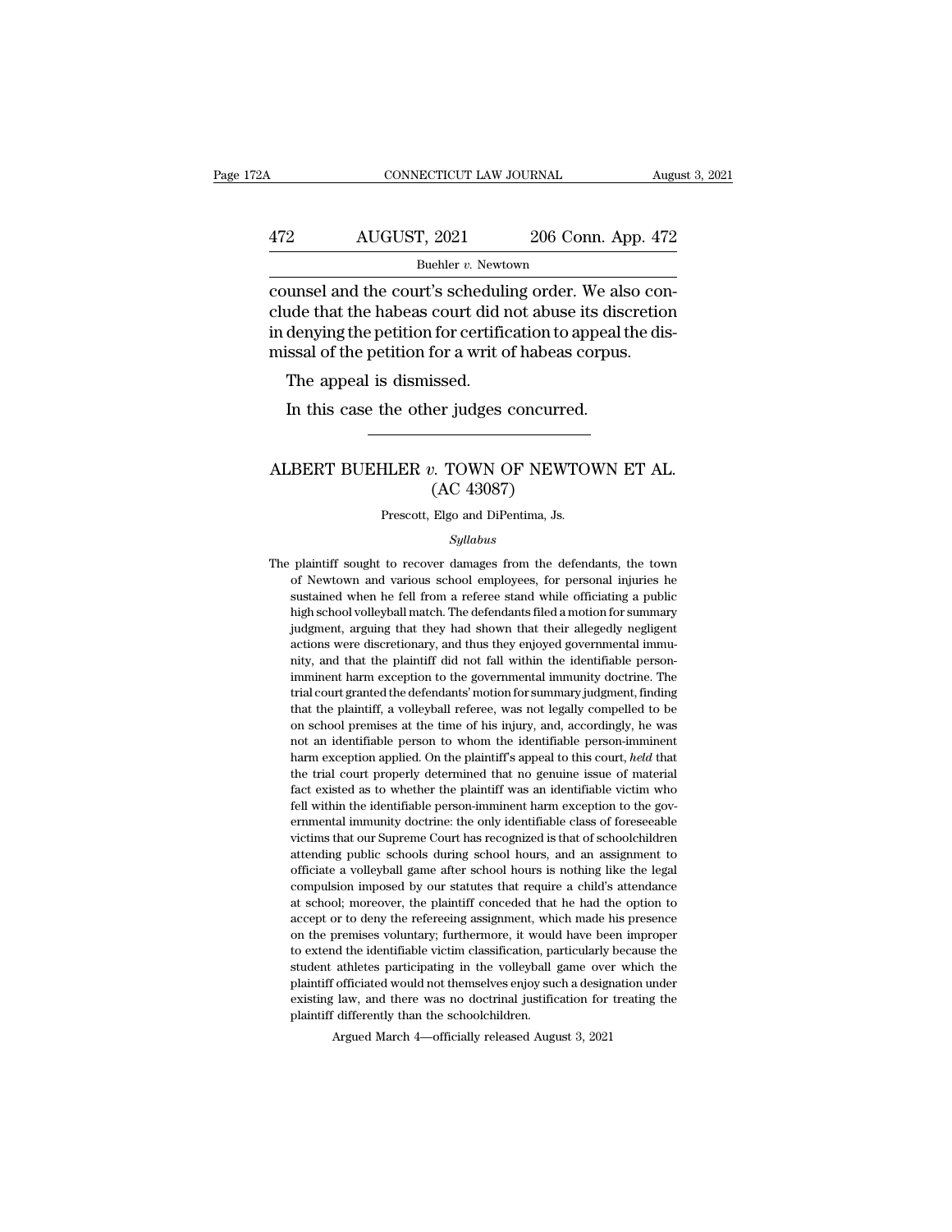counsel and the court's scheduling order. We also conclude that the habeas court did not abuse its discretion in denying the petition for certification to appeal the dismissal of the petition for a writ of habeas corpus.

The appeal is dismissed.

In this case the other judges concurred.

---

# ALBERT BUEHLER *v.* TOWN OF NEWTOWN ET AL. (AC 43087)

Prescott, Elgo and DiPentima, Js.

*Syllabus*

The plaintiff sought to recover damages from the defendants, the town of Newtown and various school employees, for personal injuries he sustained when he fell from a referee stand while officiating a public high school volleyball match. The defendants filed a motion for summary judgment, arguing that they had shown that their allegedly negligent actions were discretionary, and thus they enjoyed governmental immunity, and that the plaintiff did not fall within the identifiable person-imminent harm exception to the governmental immunity doctrine. The trial court granted the defendants' motion for summary judgment, finding that the plaintiff, a volleyball referee, was not legally compelled to be on school premises at the time of his injury, and, accordingly, he was not an identifiable person to whom the identifiable person-imminent harm exception applied. On the plaintiff's appeal to this court, *held* that the trial court properly determined that no genuine issue of material fact existed as to whether the plaintiff was an identifiable victim who fell within the identifiable person-imminent harm exception to the governmental immunity doctrine: the only identifiable class of foreseeable victims that our Supreme Court has recognized is that of schoolchildren attending public schools during school hours, and an assignment to officiate a volleyball game after school hours is nothing like the legal compulsion imposed by our statutes that require a child's attendance at school; moreover, the plaintiff conceded that he had the option to accept or to deny the refereeing assignment, which made his presence on the premises voluntary; furthermore, it would have been improper to extend the identifiable victim classification, particularly because the student athletes participating in the volleyball game over which the plaintiff officiated would not themselves enjoy such a designation under existing law, and there was no doctrinal justification for treating the plaintiff differently than the schoolchildren.

Argued March 4—officially released August 3, 2021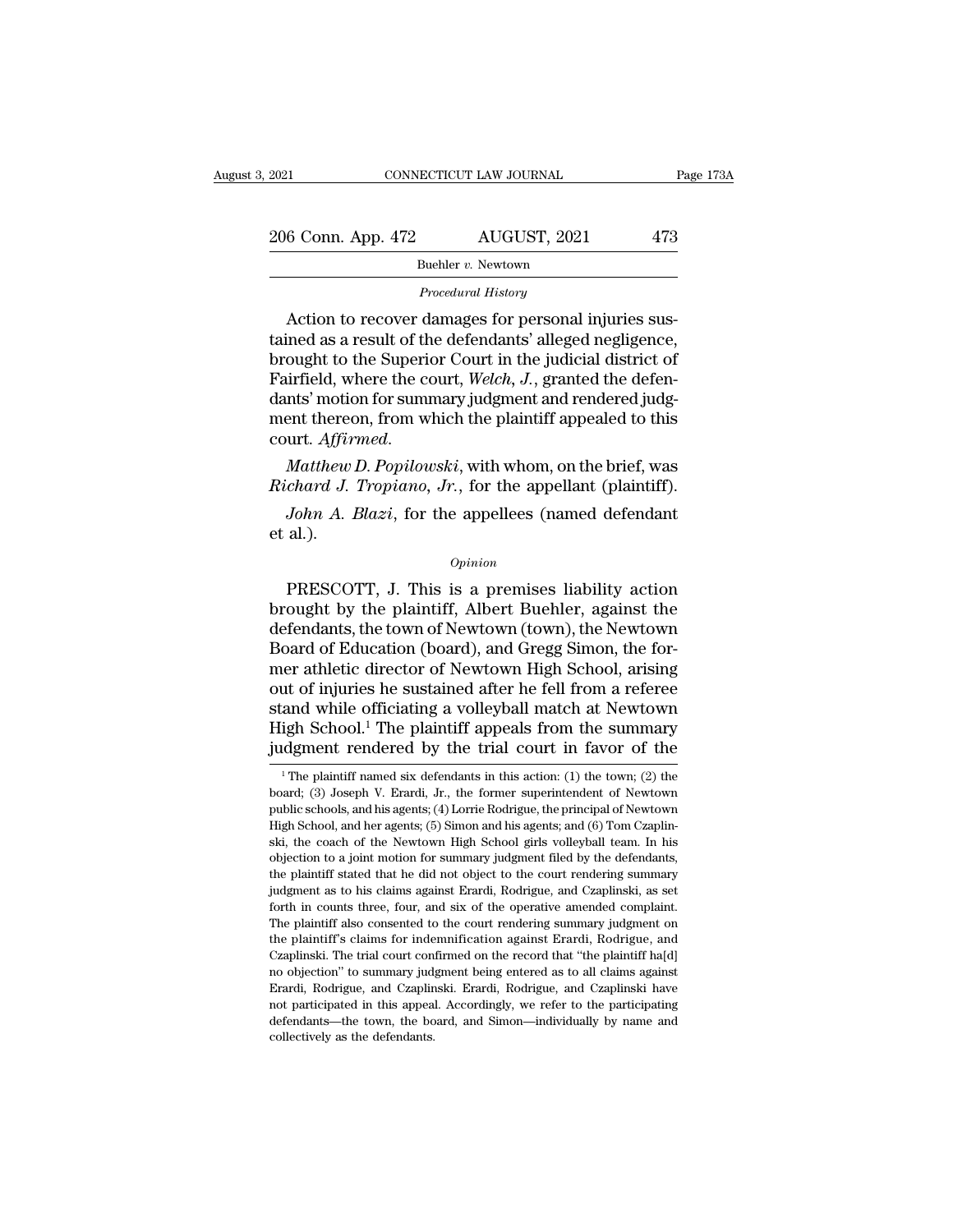*Procedural History*

Action to recover damages for personal injuries sustained as a result of the defendants' alleged negligence, brought to the Superior Court in the judicial district of Fairfield, where the court, *Welch, J.*, granted the defendants' motion for summary judgment and rendered judgment thereon, from which the plaintiff appealed to this court. *Affirmed.*

*Matthew D. Popilowski*, with whom, on the brief, was *Richard J. Tropiano, Jr.*, for the appellant (plaintiff).

*John A. Blazi*, for the appellees (named defendant et al.).

*Opinion*

PRESCOTT, J. This is a premises liability action brought by the plaintiff, Albert Buehler, against the defendants, the town of Newtown (town), the Newtown Board of Education (board), and Gregg Simon, the former athletic director of Newtown High School, arising out of injuries he sustained after he fell from a referee stand while officiating a volleyball match at Newtown High School.[1] The plaintiff appeals from the summary judgment rendered by the trial court in favor of the

[1] The plaintiff named six defendants in this action: (1) the town; (2) the board; (3) Joseph V. Erardi, Jr., the former superintendent of Newtown public schools, and his agents; (4) Lorrie Rodrigue, the principal of Newtown High School, and her agents; (5) Simon and his agents; and (6) Tom Czaplinski, the coach of the Newtown High School girls volleyball team. In his objection to a joint motion for summary judgment filed by the defendants, the plaintiff stated that he did not object to the court rendering summary judgment as to his claims against Erardi, Rodrigue, and Czaplinski, as set forth in counts three, four, and six of the operative amended complaint. The plaintiff also consented to the court rendering summary judgment on the plaintiff's claims for indemnification against Erardi, Rodrigue, and Czaplinski. The trial court confirmed on the record that "the plaintiff ha[d] no objection" to summary judgment being entered as to all claims against Erardi, Rodrigue, and Czaplinski. Erardi, Rodrigue, and Czaplinski have not participated in this appeal. Accordingly, we refer to the participating defendants—the town, the board, and Simon—individually by name and collectively as the defendants.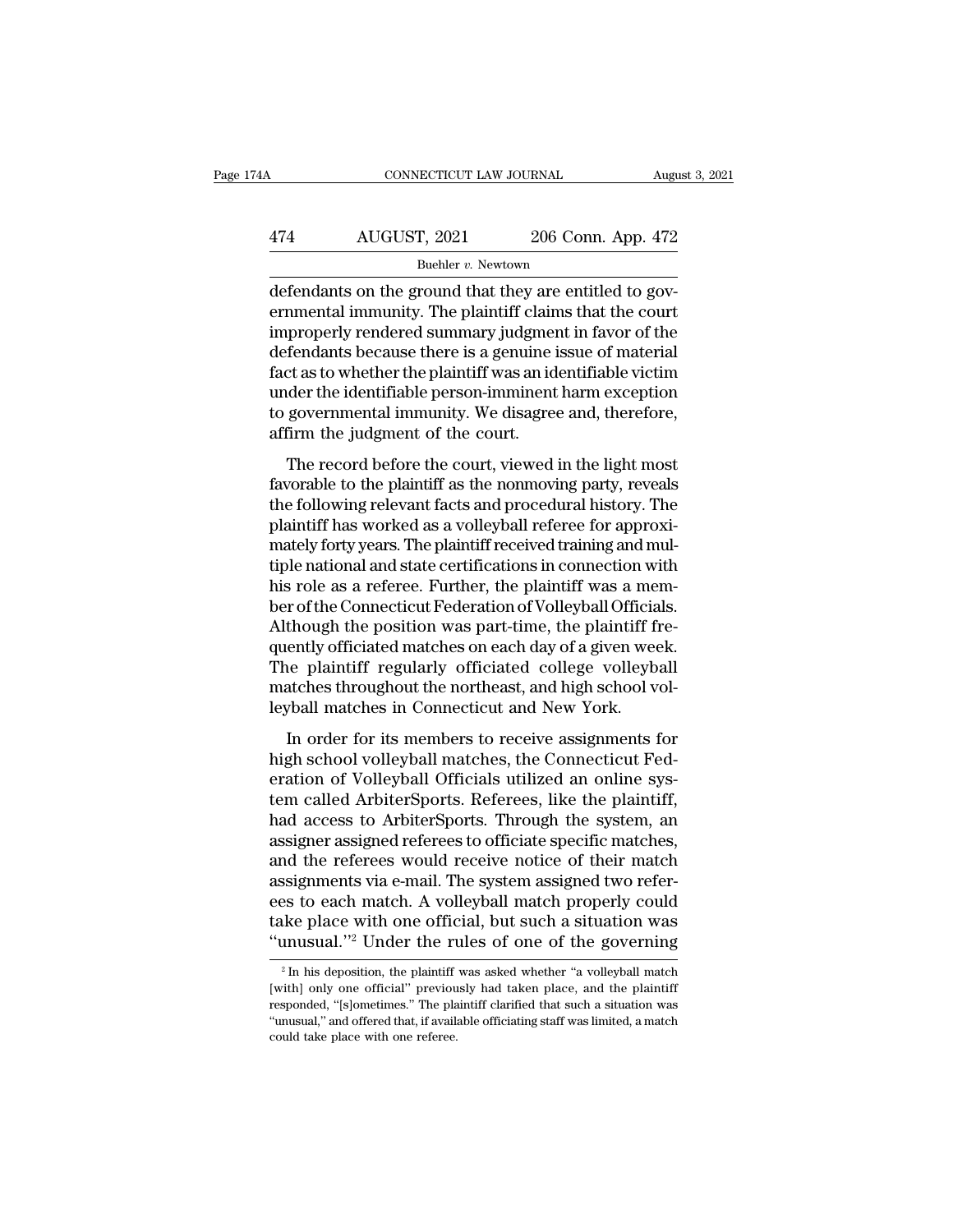defendants on the ground that they are entitled to governmental immunity. The plaintiff claims that the court improperly rendered summary judgment in favor of the defendants because there is a genuine issue of material fact as to whether the plaintiff was an identifiable victim under the identifiable person-imminent harm exception to governmental immunity. We disagree and, therefore, affirm the judgment of the court.

The record before the court, viewed in the light most favorable to the plaintiff as the nonmoving party, reveals the following relevant facts and procedural history. The plaintiff has worked as a volleyball referee for approximately forty years. The plaintiff received training and multiple national and state certifications in connection with his role as a referee. Further, the plaintiff was a member of the Connecticut Federation of Volleyball Officials. Although the position was part-time, the plaintiff frequently officiated matches on each day of a given week. The plaintiff regularly officiated college volleyball matches throughout the northeast, and high school volleyball matches in Connecticut and New York.

In order for its members to receive assignments for high school volleyball matches, the Connecticut Federation of Volleyball Officials utilized an online system called ArbiterSports. Referees, like the plaintiff, had access to ArbiterSports. Through the system, an assigner assigned referees to officiate specific matches, and the referees would receive notice of their match assignments via e-mail. The system assigned two referees to each match. A volleyball match properly could take place with one official, but such a situation was "unusual."[2] Under the rules of one of the governing

[2] In his deposition, the plaintiff was asked whether "a volleyball match [with] only one official" previously had taken place, and the plaintiff responded, "[s]ometimes." The plaintiff clarified that such a situation was "unusual," and offered that, if available officiating staff was limited, a match could take place with one referee.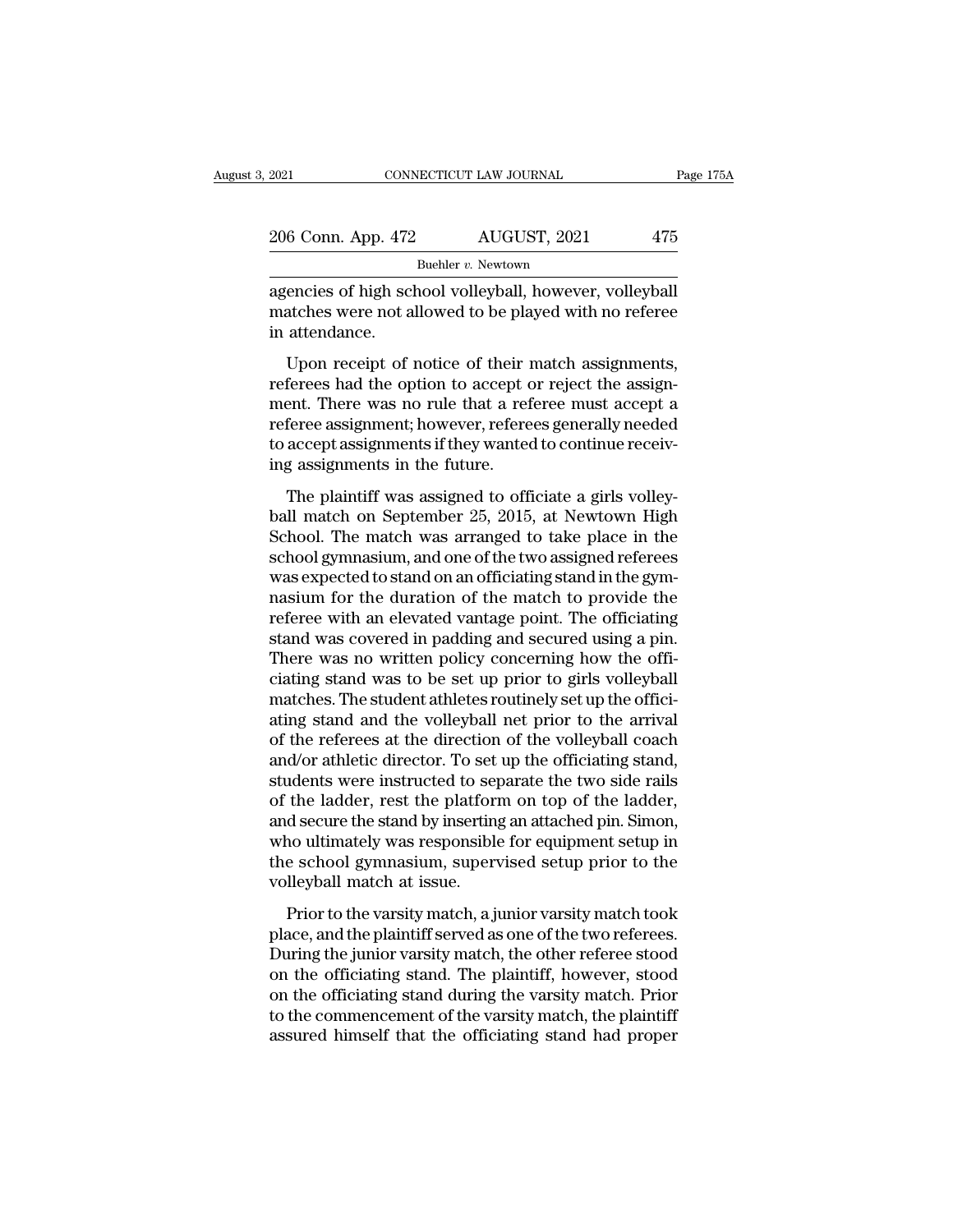agencies of high school volleyball, however, volleyball matches were not allowed to be played with no referee in attendance.

Upon receipt of notice of their match assignments, referees had the option to accept or reject the assignment. There was no rule that a referee must accept a referee assignment; however, referees generally needed to accept assignments if they wanted to continue receiving assignments in the future.

The plaintiff was assigned to officiate a girls volleyball match on September 25, 2015, at Newtown High School. The match was arranged to take place in the school gymnasium, and one of the two assigned referees was expected to stand on an officiating stand in the gymnasium for the duration of the match to provide the referee with an elevated vantage point. The officiating stand was covered in padding and secured using a pin. There was no written policy concerning how the officiating stand was to be set up prior to girls volleyball matches. The student athletes routinely set up the officiating stand and the volleyball net prior to the arrival of the referees at the direction of the volleyball coach and/or athletic director. To set up the officiating stand, students were instructed to separate the two side rails of the ladder, rest the platform on top of the ladder, and secure the stand by inserting an attached pin. Simon, who ultimately was responsible for equipment setup in the school gymnasium, supervised setup prior to the volleyball match at issue.

Prior to the varsity match, a junior varsity match took place, and the plaintiff served as one of the two referees. During the junior varsity match, the other referee stood on the officiating stand. The plaintiff, however, stood on the officiating stand during the varsity match. Prior to the commencement of the varsity match, the plaintiff assured himself that the officiating stand had proper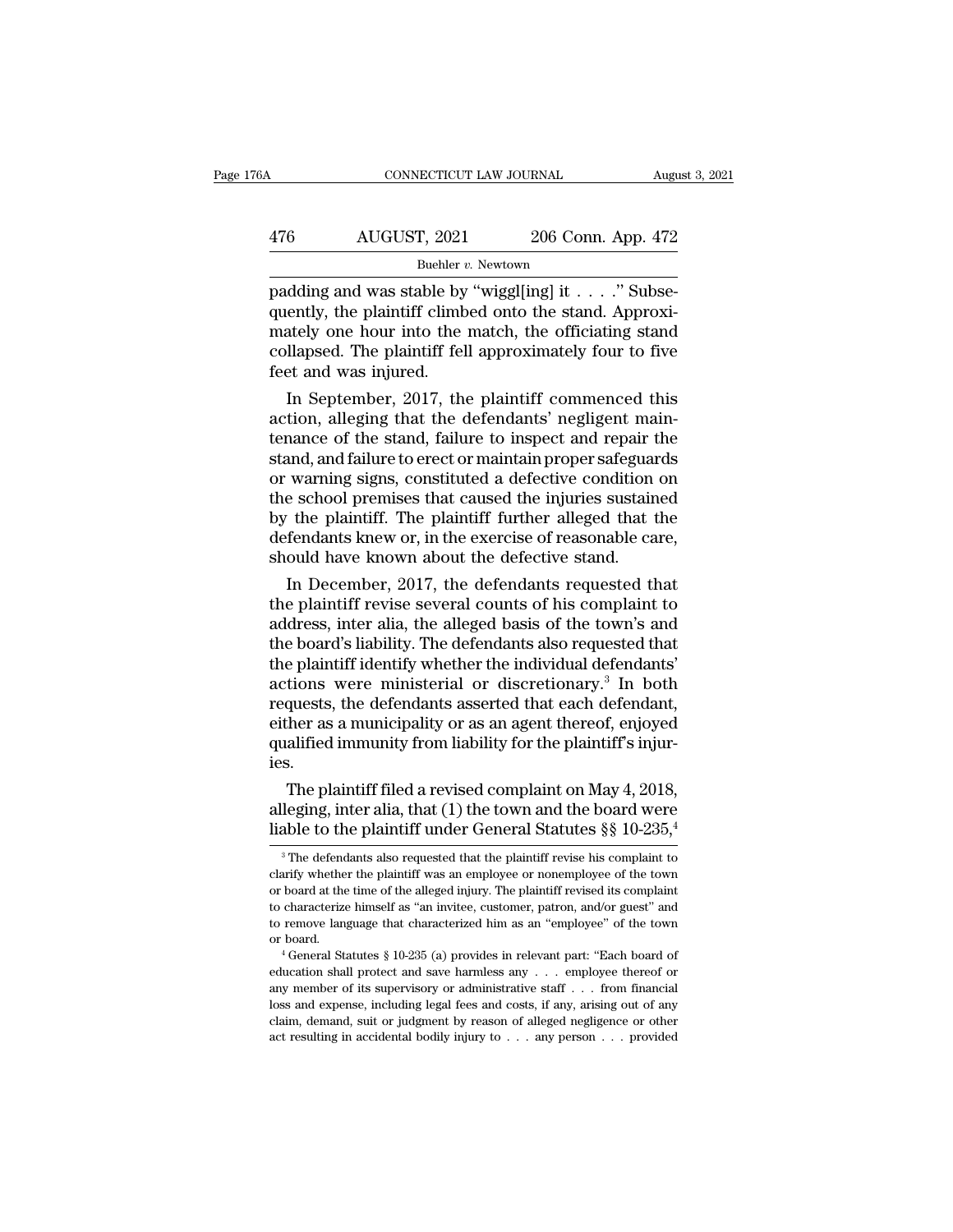padding and was stable by "wiggl[ing] it . . . ." Subsequently, the plaintiff climbed onto the stand. Approximately one hour into the match, the officiating stand collapsed. The plaintiff fell approximately four to five feet and was injured.

In September, 2017, the plaintiff commenced this action, alleging that the defendants' negligent maintenance of the stand, failure to inspect and repair the stand, and failure to erect or maintain proper safeguards or warning signs, constituted a defective condition on the school premises that caused the injuries sustained by the plaintiff. The plaintiff further alleged that the defendants knew or, in the exercise of reasonable care, should have known about the defective stand.

In December, 2017, the defendants requested that the plaintiff revise several counts of his complaint to address, inter alia, the alleged basis of the town's and the board's liability. The defendants also requested that the plaintiff identify whether the individual defendants' actions were ministerial or discretionary.[3] In both requests, the defendants asserted that each defendant, either as a municipality or as an agent thereof, enjoyed qualified immunity from liability for the plaintiff's injuries.

The plaintiff filed a revised complaint on May 4, 2018, alleging, inter alia, that (1) the town and the board were liable to the plaintiff under General Statutes §§ 10-235,[4]

---

[3] The defendants also requested that the plaintiff revise his complaint to clarify whether the plaintiff was an employee or nonemployee of the town or board at the time of the alleged injury. The plaintiff revised its complaint to characterize himself as "an invitee, customer, patron, and/or guest" and to remove language that characterized him as an "employee" of the town or board.

[4] General Statutes § 10-235 (a) provides in relevant part: "Each board of education shall protect and save harmless any . . . employee thereof or any member of its supervisory or administrative staff . . . from financial loss and expense, including legal fees and costs, if any, arising out of any claim, demand, suit or judgment by reason of alleged negligence or other act resulting in accidental bodily injury to . . . any person . . . provided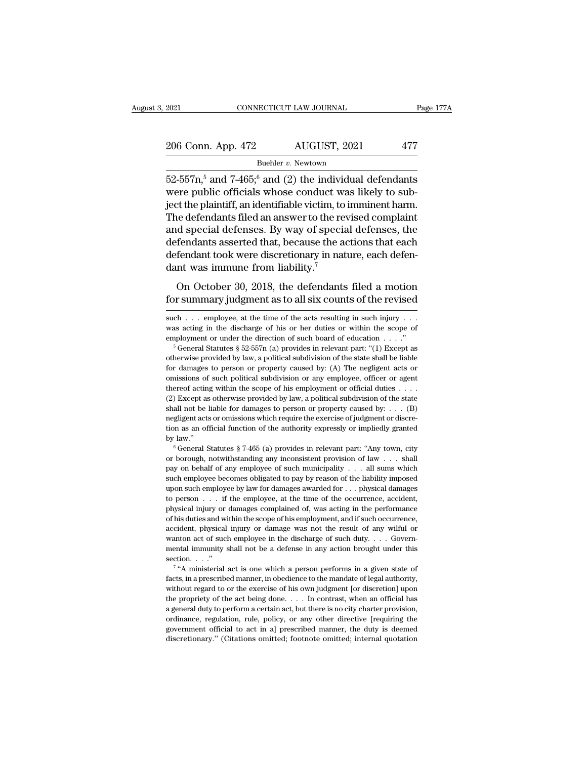52-557n,[5] and 7-465;[6] and (2) the individual defendants were public officials whose conduct was likely to subject the plaintiff, an identifiable victim, to imminent harm. The defendants filed an answer to the revised complaint and special defenses. By way of special defenses, the defendants asserted that, because the actions that each defendant took were discretionary in nature, each defendant was immune from liability.[7]

On October 30, 2018, the defendants filed a motion for summary judgment as to all six counts of the revised

such . . . employee, at the time of the acts resulting in such injury . . . was acting in the discharge of his or her duties or within the scope of employment or under the direction of such board of education . . . ."

[5] General Statutes § 52-557n (a) provides in relevant part: "(1) Except as otherwise provided by law, a political subdivision of the state shall be liable for damages to person or property caused by: (A) The negligent acts or omissions of such political subdivision or any employee, officer or agent thereof acting within the scope of his employment or official duties . . . . (2) Except as otherwise provided by law, a political subdivision of the state shall not be liable for damages to person or property caused by: . . . (B) negligent acts or omissions which require the exercise of judgment or discretion as an official function of the authority expressly or impliedly granted by law."

[6] General Statutes § 7-465 (a) provides in relevant part: "Any town, city or borough, notwithstanding any inconsistent provision of law . . . shall pay on behalf of any employee of such municipality . . . all sums which such employee becomes obligated to pay by reason of the liability imposed upon such employee by law for damages awarded for . . . physical damages to person . . . if the employee, at the time of the occurrence, accident, physical injury or damages complained of, was acting in the performance of his duties and within the scope of his employment, and if such occurrence, accident, physical injury or damage was not the result of any wilful or wanton act of such employee in the discharge of such duty. . . . Governmental immunity shall not be a defense in any action brought under this section. . . ."

[7] "A ministerial act is one which a person performs in a given state of facts, in a prescribed manner, in obedience to the mandate of legal authority, without regard to or the exercise of his own judgment [or discretion] upon the propriety of the act being done. . . . In contrast, when an official has a general duty to perform a certain act, but there is no city charter provision, ordinance, regulation, rule, policy, or any other directive [requiring the government official to act in a] prescribed manner, the duty is deemed discretionary." (Citations omitted; footnote omitted; internal quotation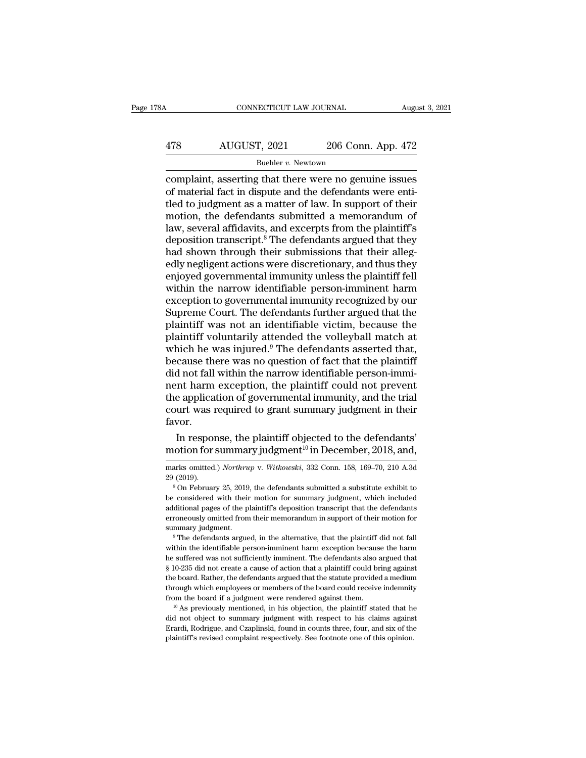complaint, asserting that there were no genuine issues of material fact in dispute and the defendants were entitled to judgment as a matter of law. In support of their motion, the defendants submitted a memorandum of law, several affidavits, and excerpts from the plaintiff's deposition transcript.[8] The defendants argued that they had shown through their submissions that their allegedly negligent actions were discretionary, and thus they enjoyed governmental immunity unless the plaintiff fell within the narrow identifiable person-imminent harm exception to governmental immunity recognized by our Supreme Court. The defendants further argued that the plaintiff was not an identifiable victim, because the plaintiff voluntarily attended the volleyball match at which he was injured.[9] The defendants asserted that, because there was no question of fact that the plaintiff did not fall within the narrow identifiable person-imminent harm exception, the plaintiff could not prevent the application of governmental immunity, and the trial court was required to grant summary judgment in their favor.

In response, the plaintiff objected to the defendants' motion for summary judgment[10] in December, 2018, and,

---

marks omitted.) *Northrup* v. *Witkowski*, 332 Conn. 158, 169–70, 210 A.3d 29 (2019).

[8] On February 25, 2019, the defendants submitted a substitute exhibit to be considered with their motion for summary judgment, which included additional pages of the plaintiff's deposition transcript that the defendants erroneously omitted from their memorandum in support of their motion for summary judgment.

[9] The defendants argued, in the alternative, that the plaintiff did not fall within the identifiable person-imminent harm exception because the harm he suffered was not sufficiently imminent. The defendants also argued that § 10-235 did not create a cause of action that a plaintiff could bring against the board. Rather, the defendants argued that the statute provided a medium through which employees or members of the board could receive indemnity from the board if a judgment were rendered against them.

[10] As previously mentioned, in his objection, the plaintiff stated that he did not object to summary judgment with respect to his claims against Erardi, Rodrigue, and Czaplinski, found in counts three, four, and six of the plaintiff's revised complaint respectively. See footnote one of this opinion.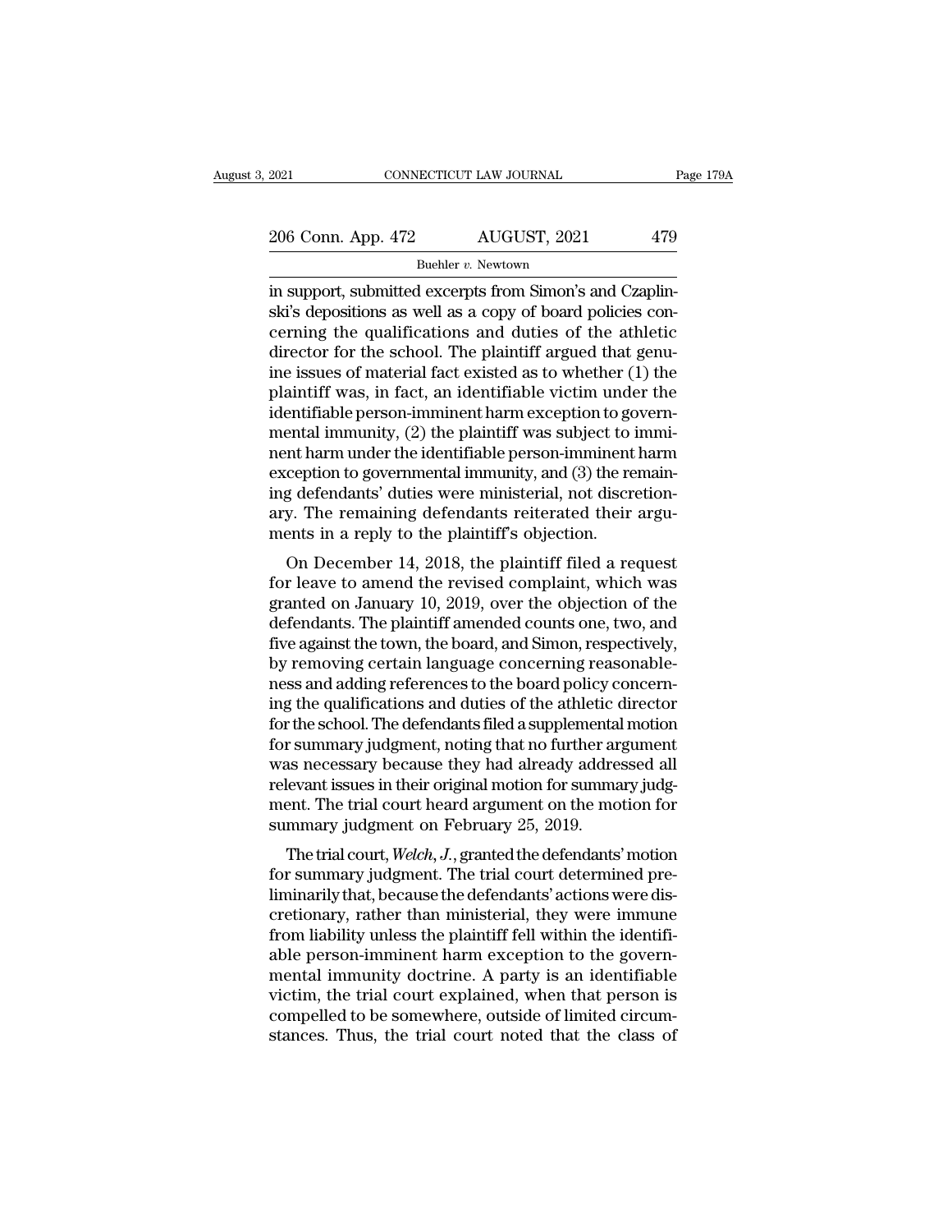in support, submitted excerpts from Simon's and Czaplinski's depositions as well as a copy of board policies concerning the qualifications and duties of the athletic director for the school. The plaintiff argued that genuine issues of material fact existed as to whether (1) the plaintiff was, in fact, an identifiable victim under the identifiable person-imminent harm exception to governmental immunity, (2) the plaintiff was subject to imminent harm under the identifiable person-imminent harm exception to governmental immunity, and (3) the remaining defendants' duties were ministerial, not discretionary. The remaining defendants reiterated their arguments in a reply to the plaintiff's objection.

On December 14, 2018, the plaintiff filed a request for leave to amend the revised complaint, which was granted on January 10, 2019, over the objection of the defendants. The plaintiff amended counts one, two, and five against the town, the board, and Simon, respectively, by removing certain language concerning reasonableness and adding references to the board policy concerning the qualifications and duties of the athletic director for the school. The defendants filed a supplemental motion for summary judgment, noting that no further argument was necessary because they had already addressed all relevant issues in their original motion for summary judgment. The trial court heard argument on the motion for summary judgment on February 25, 2019.

The trial court, *Welch, J.*, granted the defendants' motion for summary judgment. The trial court determined preliminarily that, because the defendants' actions were discretionary, rather than ministerial, they were immune from liability unless the plaintiff fell within the identifiable person-imminent harm exception to the governmental immunity doctrine. A party is an identifiable victim, the trial court explained, when that person is compelled to be somewhere, outside of limited circumstances. Thus, the trial court noted that the class of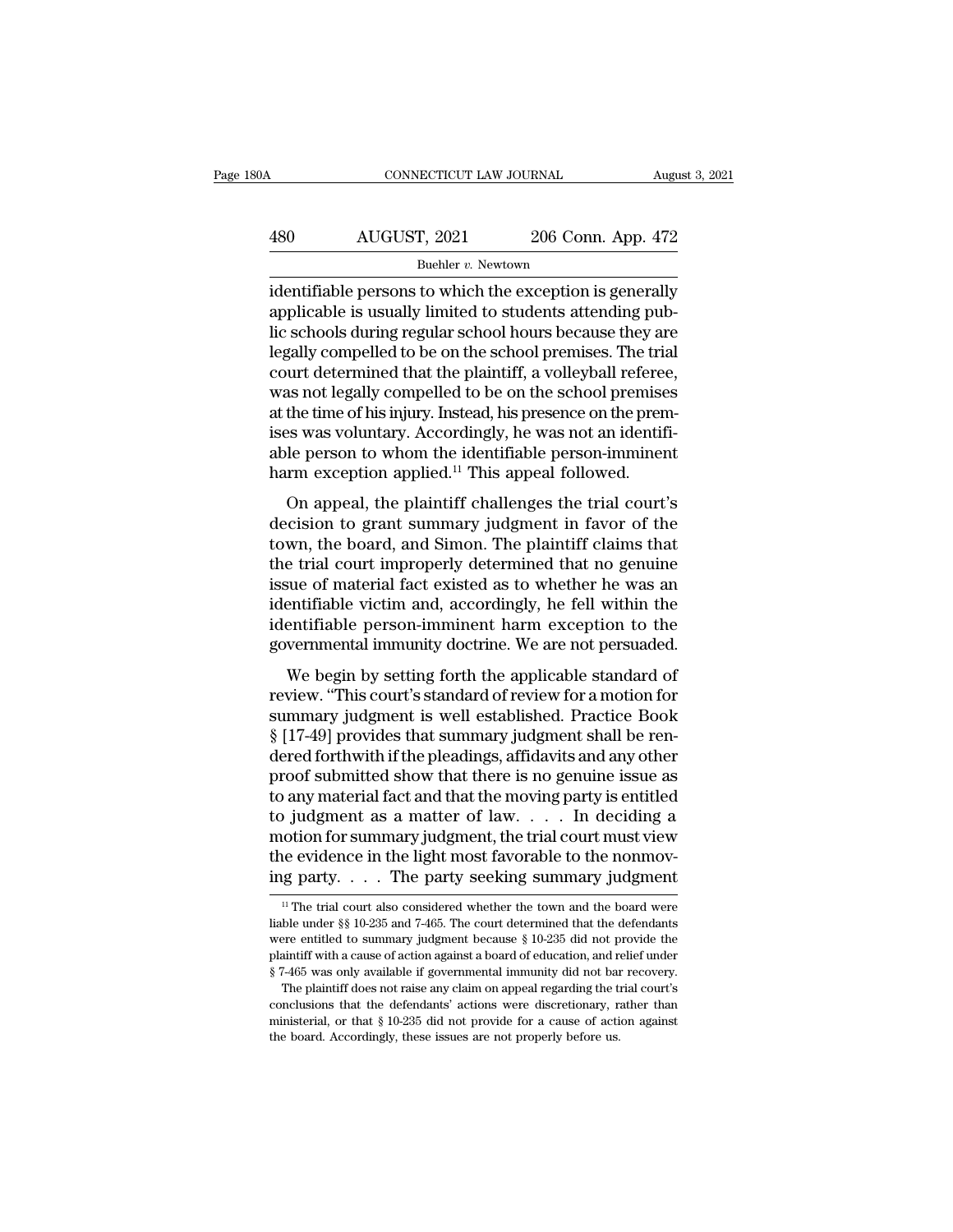identifiable persons to which the exception is generally applicable is usually limited to students attending public schools during regular school hours because they are legally compelled to be on the school premises. The trial court determined that the plaintiff, a volleyball referee, was not legally compelled to be on the school premises at the time of his injury. Instead, his presence on the premises was voluntary. Accordingly, he was not an identifiable person to whom the identifiable person-imminent harm exception applied.[11] This appeal followed.

On appeal, the plaintiff challenges the trial court's decision to grant summary judgment in favor of the town, the board, and Simon. The plaintiff claims that the trial court improperly determined that no genuine issue of material fact existed as to whether he was an identifiable victim and, accordingly, he fell within the identifiable person-imminent harm exception to the governmental immunity doctrine. We are not persuaded.

We begin by setting forth the applicable standard of review. "This court's standard of review for a motion for summary judgment is well established. Practice Book § [17-49] provides that summary judgment shall be rendered forthwith if the pleadings, affidavits and any other proof submitted show that there is no genuine issue as to any material fact and that the moving party is entitled to judgment as a matter of law. . . . In deciding a motion for summary judgment, the trial court must view the evidence in the light most favorable to the nonmoving party. . . . The party seeking summary judgment

---

[11] The trial court also considered whether the town and the board were liable under §§ 10-235 and 7-465. The court determined that the defendants were entitled to summary judgment because § 10-235 did not provide the plaintiff with a cause of action against a board of education, and relief under § 7-465 was only available if governmental immunity did not bar recovery.

The plaintiff does not raise any claim on appeal regarding the trial court's conclusions that the defendants' actions were discretionary, rather than ministerial, or that § 10-235 did not provide for a cause of action against the board. Accordingly, these issues are not properly before us.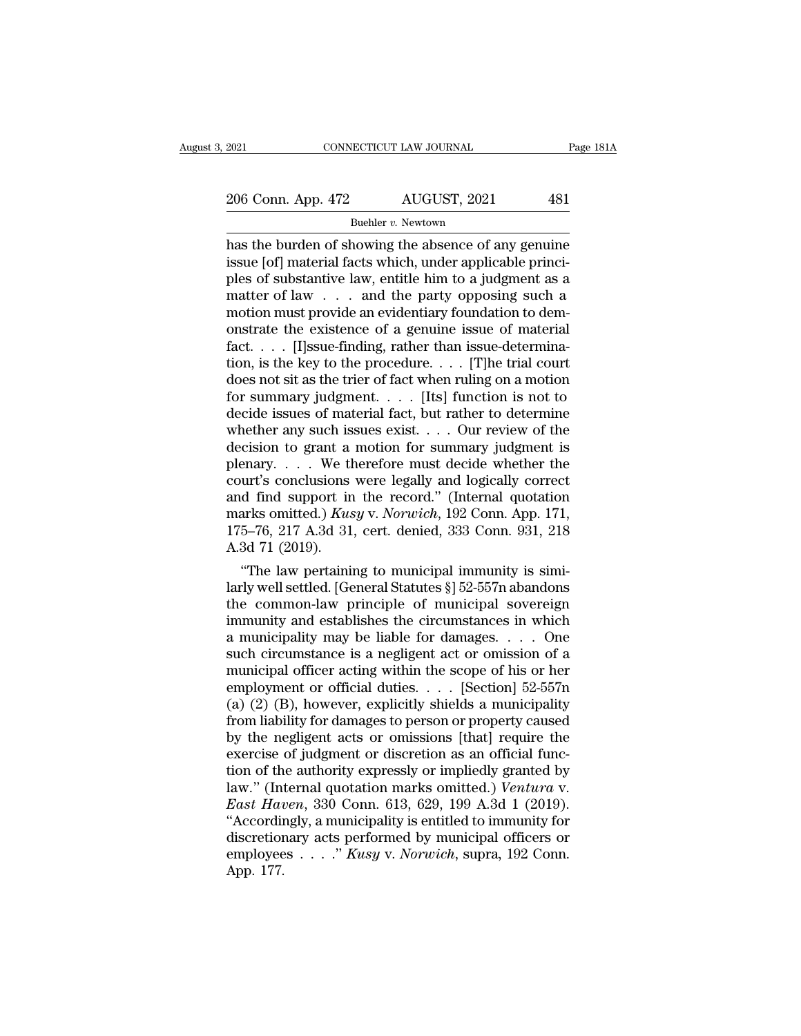has the burden of showing the absence of any genuine issue [of] material facts which, under applicable principles of substantive law, entitle him to a judgment as a matter of law . . . and the party opposing such a motion must provide an evidentiary foundation to demonstrate the existence of a genuine issue of material fact. . . . [I]ssue-finding, rather than issue-determination, is the key to the procedure. . . . [T]he trial court does not sit as the trier of fact when ruling on a motion for summary judgment. . . . [Its] function is not to decide issues of material fact, but rather to determine whether any such issues exist. . . . Our review of the decision to grant a motion for summary judgment is plenary. . . . We therefore must decide whether the court's conclusions were legally and logically correct and find support in the record." (Internal quotation marks omitted.) *Kusy* v. *Norwich*, 192 Conn. App. 171, 175–76, 217 A.3d 31, cert. denied, 333 Conn. 931, 218 A.3d 71 (2019).

"The law pertaining to municipal immunity is similarly well settled. [General Statutes §] 52-557n abandons the common-law principle of municipal sovereign immunity and establishes the circumstances in which a municipality may be liable for damages. . . . One such circumstance is a negligent act or omission of a municipal officer acting within the scope of his or her employment or official duties. . . . [Section] 52-557n (a) (2) (B), however, explicitly shields a municipality from liability for damages to person or property caused by the negligent acts or omissions [that] require the exercise of judgment or discretion as an official function of the authority expressly or impliedly granted by law." (Internal quotation marks omitted.) *Ventura* v. *East Haven*, 330 Conn. 613, 629, 199 A.3d 1 (2019). "Accordingly, a municipality is entitled to immunity for discretionary acts performed by municipal officers or employees . . . ." *Kusy* v. *Norwich*, supra, 192 Conn. App. 177.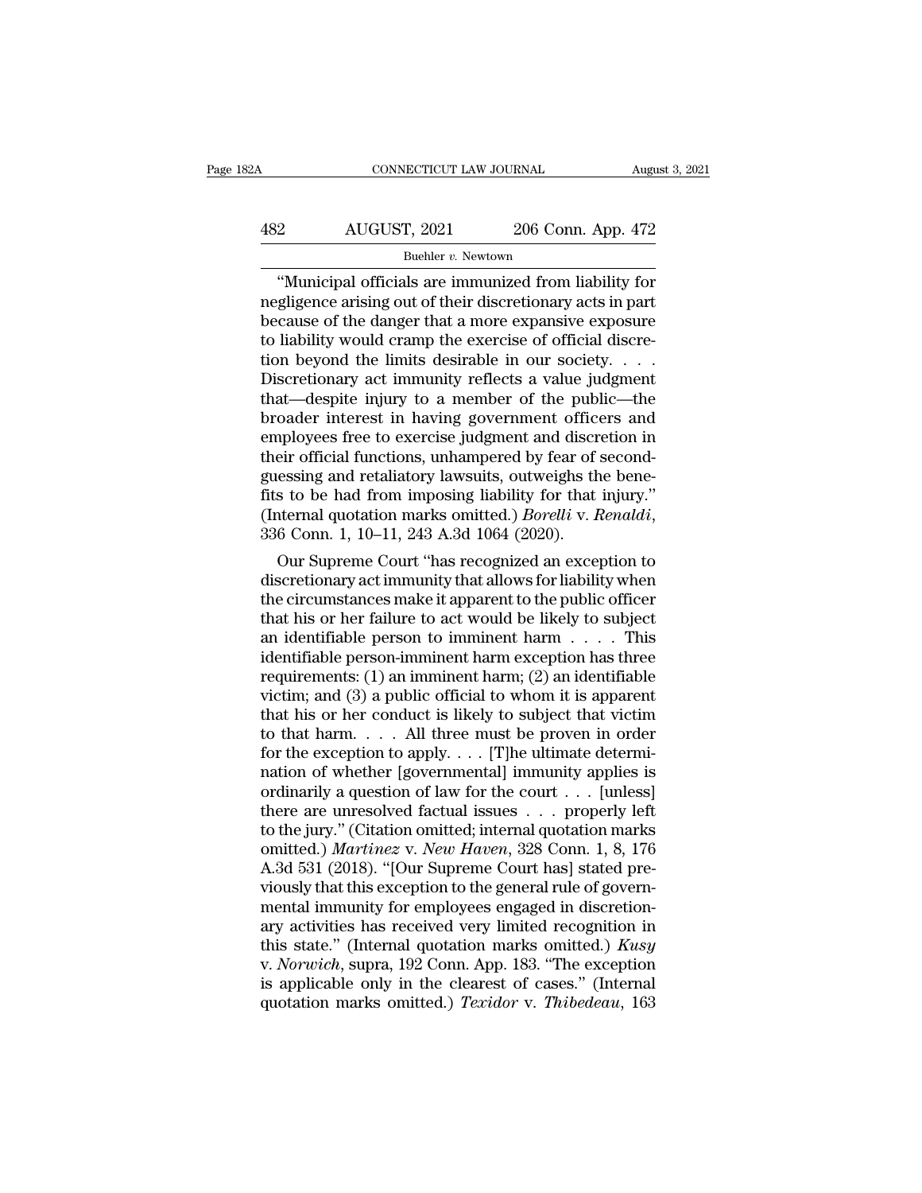"Municipal officials are immunized from liability for negligence arising out of their discretionary acts in part because of the danger that a more expansive exposure to liability would cramp the exercise of official discretion beyond the limits desirable in our society. . . . Discretionary act immunity reflects a value judgment that—despite injury to a member of the public—the broader interest in having government officers and employees free to exercise judgment and discretion in their official functions, unhampered by fear of second-guessing and retaliatory lawsuits, outweighs the benefits to be had from imposing liability for that injury." (Internal quotation marks omitted.) *Borelli* v. *Renaldi*, 336 Conn. 1, 10–11, 243 A.3d 1064 (2020).

Our Supreme Court "has recognized an exception to discretionary act immunity that allows for liability when the circumstances make it apparent to the public officer that his or her failure to act would be likely to subject an identifiable person to imminent harm . . . . This identifiable person-imminent harm exception has three requirements: (1) an imminent harm; (2) an identifiable victim; and (3) a public official to whom it is apparent that his or her conduct is likely to subject that victim to that harm. . . . All three must be proven in order for the exception to apply. . . . [T]he ultimate determination of whether [governmental] immunity applies is ordinarily a question of law for the court . . . [unless] there are unresolved factual issues . . . properly left to the jury." (Citation omitted; internal quotation marks omitted.) *Martinez* v. *New Haven*, 328 Conn. 1, 8, 176 A.3d 531 (2018). "[Our Supreme Court has] stated previously that this exception to the general rule of governmental immunity for employees engaged in discretionary activities has received very limited recognition in this state." (Internal quotation marks omitted.) *Kusy* v. *Norwich*, supra, 192 Conn. App. 183. "The exception is applicable only in the clearest of cases." (Internal quotation marks omitted.) *Texidor* v. *Thibedeau*, 163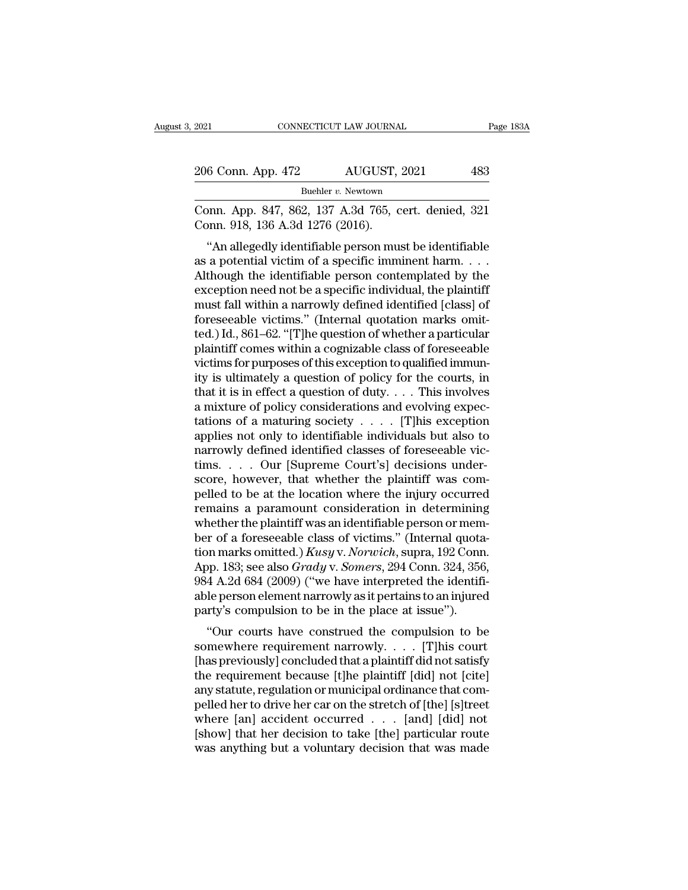Conn. App. 847, 862, 137 A.3d 765, cert. denied, 321 Conn. 918, 136 A.3d 1276 (2016).

"An allegedly identifiable person must be identifiable as a potential victim of a specific imminent harm. . . . Although the identifiable person contemplated by the exception need not be a specific individual, the plaintiff must fall within a narrowly defined identified [class] of foreseeable victims." (Internal quotation marks omitted.) Id., 861–62. "[T]he question of whether a particular plaintiff comes within a cognizable class of foreseeable victims for purposes of this exception to qualified immunity is ultimately a question of policy for the courts, in that it is in effect a question of duty. . . . This involves a mixture of policy considerations and evolving expectations of a maturing society . . . . [T]his exception applies not only to identifiable individuals but also to narrowly defined identified classes of foreseeable victims. . . . Our [Supreme Court's] decisions underscore, however, that whether the plaintiff was compelled to be at the location where the injury occurred remains a paramount consideration in determining whether the plaintiff was an identifiable person or member of a foreseeable class of victims." (Internal quotation marks omitted.) *Kusy* v. *Norwich*, supra, 192 Conn. App. 183; see also *Grady* v. *Somers*, 294 Conn. 324, 356, 984 A.2d 684 (2009) ("we have interpreted the identifiable person element narrowly as it pertains to an injured party's compulsion to be in the place at issue").

"Our courts have construed the compulsion to be somewhere requirement narrowly. . . . [T]his court [has previously] concluded that a plaintiff did not satisfy the requirement because [t]he plaintiff [did] not [cite] any statute, regulation or municipal ordinance that compelled her to drive her car on the stretch of [the] [s]treet where [an] accident occurred . . . [and] [did] not [show] that her decision to take [the] particular route was anything but a voluntary decision that was made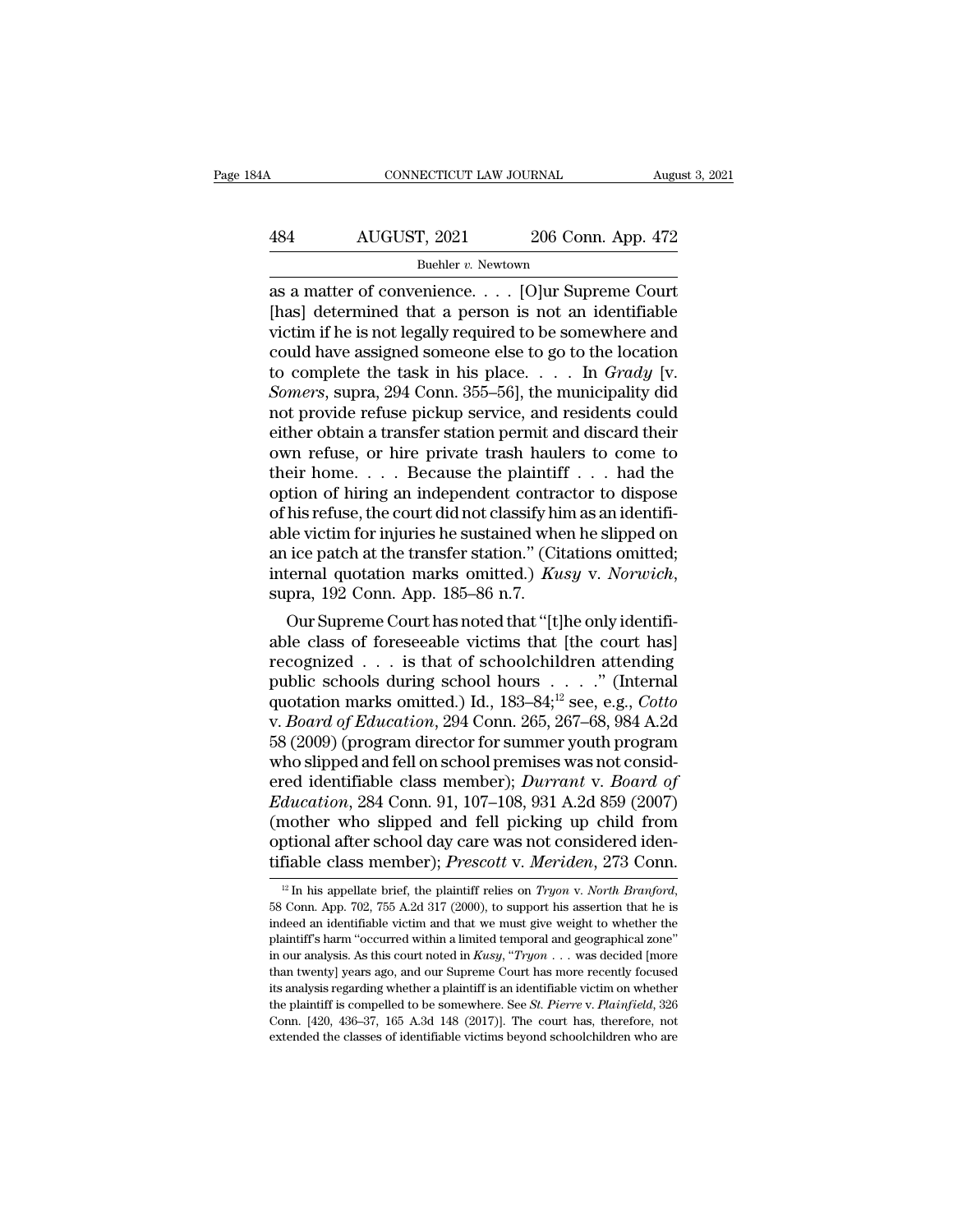as a matter of convenience. . . . [O]ur Supreme Court [has] determined that a person is not an identifiable victim if he is not legally required to be somewhere and could have assigned someone else to go to the location to complete the task in his place. . . . In *Grady* [v. *Somers*, supra, 294 Conn. 355–56], the municipality did not provide refuse pickup service, and residents could either obtain a transfer station permit and discard their own refuse, or hire private trash haulers to come to their home. . . . Because the plaintiff . . . had the option of hiring an independent contractor to dispose of his refuse, the court did not classify him as an identifiable victim for injuries he sustained when he slipped on an ice patch at the transfer station." (Citations omitted; internal quotation marks omitted.) *Kusy* v. *Norwich*, supra, 192 Conn. App. 185–86 n.7.

Our Supreme Court has noted that "[t]he only identifiable class of foreseeable victims that [the court has] recognized . . . is that of schoolchildren attending public schools during school hours . . . ." (Internal quotation marks omitted.) Id., 183–84;[12] see, e.g., *Cotto* v. *Board of Education*, 294 Conn. 265, 267–68, 984 A.2d 58 (2009) (program director for summer youth program who slipped and fell on school premises was not considered identifiable class member); *Durrant* v. *Board of Education*, 284 Conn. 91, 107–108, 931 A.2d 859 (2007) (mother who slipped and fell picking up child from optional after school day care was not considered identifiable class member); *Prescott* v. *Meriden*, 273 Conn.

[12] In his appellate brief, the plaintiff relies on *Tryon* v. *North Branford*, 58 Conn. App. 702, 755 A.2d 317 (2000), to support his assertion that he is indeed an identifiable victim and that we must give weight to whether the plaintiff's harm "occurred within a limited temporal and geographical zone" in our analysis. As this court noted in *Kusy*, "*Tryon* . . . was decided [more than twenty] years ago, and our Supreme Court has more recently focused its analysis regarding whether a plaintiff is an identifiable victim on whether the plaintiff is compelled to be somewhere. See *St. Pierre* v. *Plainfield*, 326 Conn. [420, 436–37, 165 A.3d 148 (2017)]. The court has, therefore, not extended the classes of identifiable victims beyond schoolchildren who are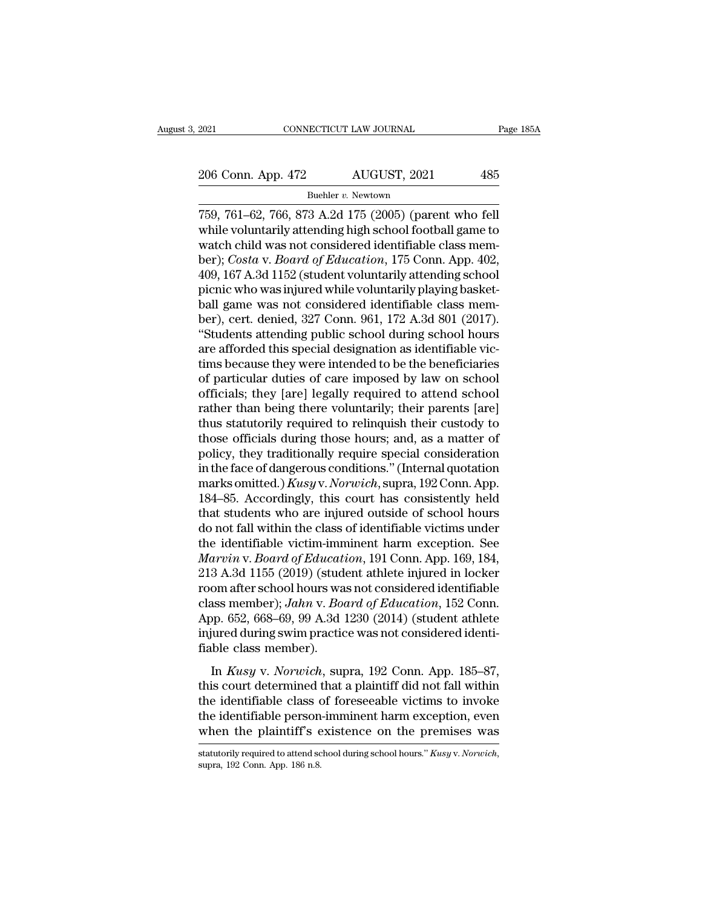759, 761–62, 766, 873 A.2d 175 (2005) (parent who fell while voluntarily attending high school football game to watch child was not considered identifiable class member); *Costa* v. *Board of Education*, 175 Conn. App. 402, 409, 167 A.3d 1152 (student voluntarily attending school picnic who was injured while voluntarily playing basketball game was not considered identifiable class member), cert. denied, 327 Conn. 961, 172 A.3d 801 (2017). "Students attending public school during school hours are afforded this special designation as identifiable victims because they were intended to be the beneficiaries of particular duties of care imposed by law on school officials; they [are] legally required to attend school rather than being there voluntarily; their parents [are] thus statutorily required to relinquish their custody to those officials during those hours; and, as a matter of policy, they traditionally require special consideration in the face of dangerous conditions." (Internal quotation marks omitted.) *Kusy* v. *Norwich*, supra, 192 Conn. App. 184–85. Accordingly, this court has consistently held that students who are injured outside of school hours do not fall within the class of identifiable victims under the identifiable victim-imminent harm exception. See *Marvin* v. *Board of Education*, 191 Conn. App. 169, 184, 213 A.3d 1155 (2019) (student athlete injured in locker room after school hours was not considered identifiable class member); *Jahn* v. *Board of Education*, 152 Conn. App. 652, 668–69, 99 A.3d 1230 (2014) (student athlete injured during swim practice was not considered identifiable class member).

In *Kusy* v. *Norwich*, supra, 192 Conn. App. 185–87, this court determined that a plaintiff did not fall within the identifiable class of foreseeable victims to invoke the identifiable person-imminent harm exception, even when the plaintiff's existence on the premises was

statutorily required to attend school during school hours." *Kusy* v. *Norwich*, supra, 192 Conn. App. 186 n.8.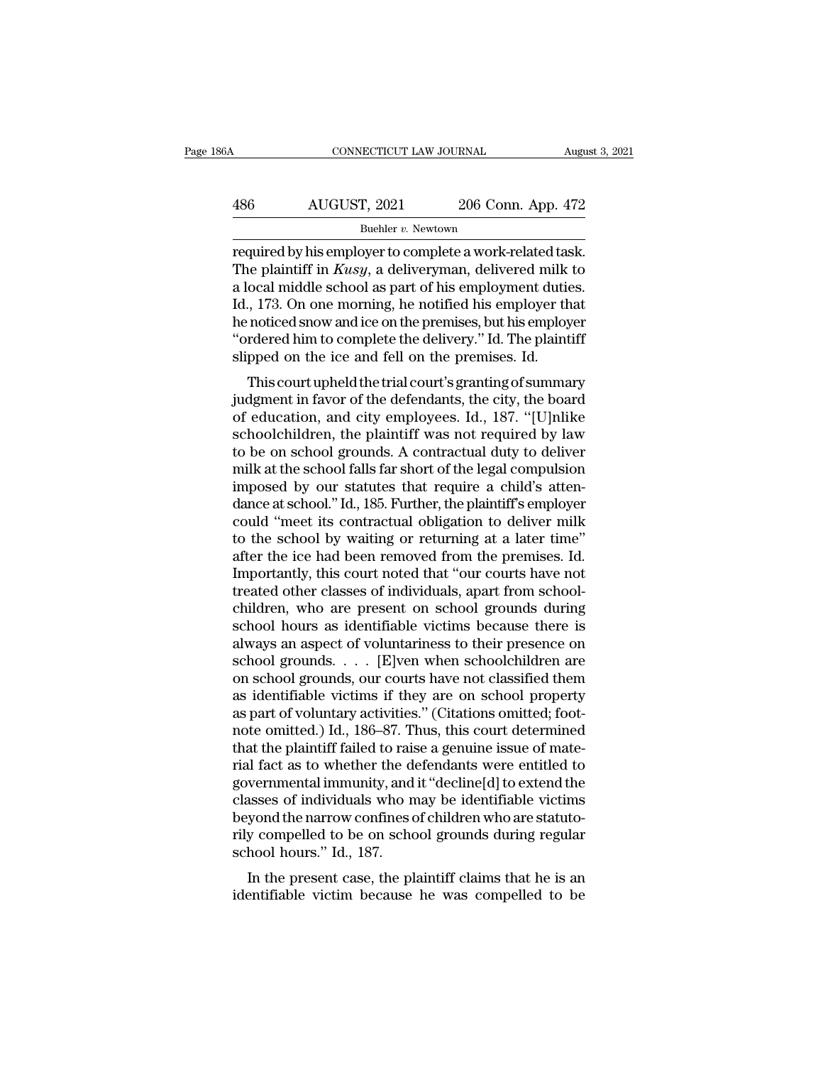required by his employer to complete a work-related task. The plaintiff in *Kusy*, a deliveryman, delivered milk to a local middle school as part of his employment duties. Id., 173. On one morning, he notified his employer that he noticed snow and ice on the premises, but his employer "ordered him to complete the delivery." Id. The plaintiff slipped on the ice and fell on the premises. Id.

This court upheld the trial court's granting of summary judgment in favor of the defendants, the city, the board of education, and city employees. Id., 187. "[U]nlike schoolchildren, the plaintiff was not required by law to be on school grounds. A contractual duty to deliver milk at the school falls far short of the legal compulsion imposed by our statutes that require a child's attendance at school." Id., 185. Further, the plaintiff's employer could "meet its contractual obligation to deliver milk to the school by waiting or returning at a later time" after the ice had been removed from the premises. Id. Importantly, this court noted that "our courts have not treated other classes of individuals, apart from schoolchildren, who are present on school grounds during school hours as identifiable victims because there is always an aspect of voluntariness to their presence on school grounds. . . . [E]ven when schoolchildren are on school grounds, our courts have not classified them as identifiable victims if they are on school property as part of voluntary activities." (Citations omitted; footnote omitted.) Id., 186–87. Thus, this court determined that the plaintiff failed to raise a genuine issue of material fact as to whether the defendants were entitled to governmental immunity, and it "decline[d] to extend the classes of individuals who may be identifiable victims beyond the narrow confines of children who are statutorily compelled to be on school grounds during regular school hours." Id., 187.

In the present case, the plaintiff claims that he is an identifiable victim because he was compelled to be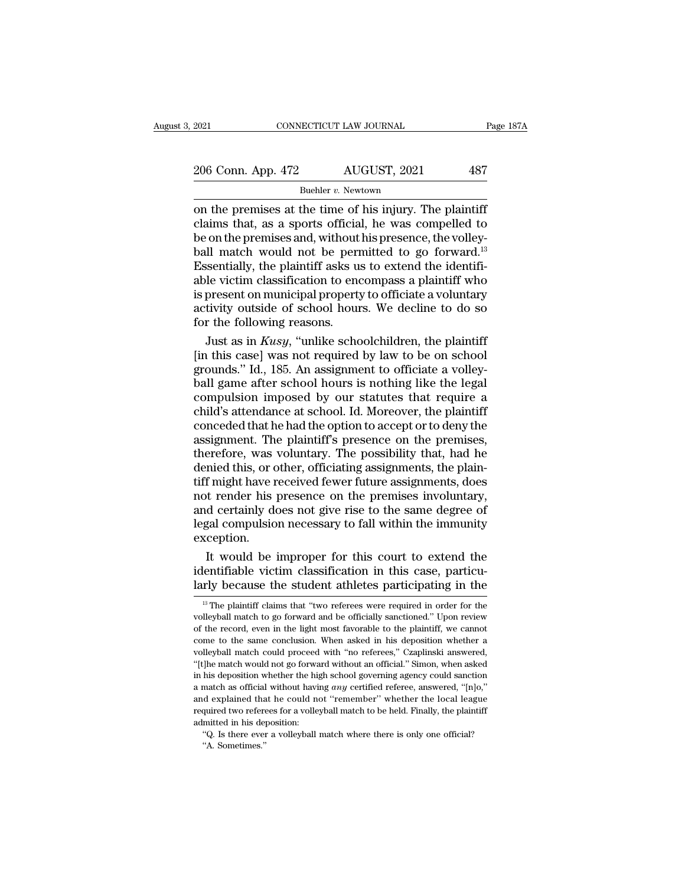on the premises at the time of his injury. The plaintiff claims that, as a sports official, he was compelled to be on the premises and, without his presence, the volleyball match would not be permitted to go forward.[13] Essentially, the plaintiff asks us to extend the identifiable victim classification to encompass a plaintiff who is present on municipal property to officiate a voluntary activity outside of school hours. We decline to do so for the following reasons.

Just as in *Kusy*, "unlike schoolchildren, the plaintiff [in this case] was not required by law to be on school grounds." Id., 185. An assignment to officiate a volleyball game after school hours is nothing like the legal compulsion imposed by our statutes that require a child's attendance at school. Id. Moreover, the plaintiff conceded that he had the option to accept or to deny the assignment. The plaintiff's presence on the premises, therefore, was voluntary. The possibility that, had he denied this, or other, officiating assignments, the plaintiff might have received fewer future assignments, does not render his presence on the premises involuntary, and certainly does not give rise to the same degree of legal compulsion necessary to fall within the immunity exception.

It would be improper for this court to extend the identifiable victim classification in this case, particularly because the student athletes participating in the

[13] The plaintiff claims that "two referees were required in order for the volleyball match to go forward and be officially sanctioned." Upon review of the record, even in the light most favorable to the plaintiff, we cannot come to the same conclusion. When asked in his deposition whether a volleyball match could proceed with "no referees," Czaplinski answered, "[t]he match would not go forward without an official." Simon, when asked in his deposition whether the high school governing agency could sanction a match as official without having *any* certified referee, answered, "[n]o," and explained that he could not "remember" whether the local league required two referees for a volleyball match to be held. Finally, the plaintiff admitted in his deposition:

"Q. Is there ever a volleyball match where there is only one official?

"A. Sometimes."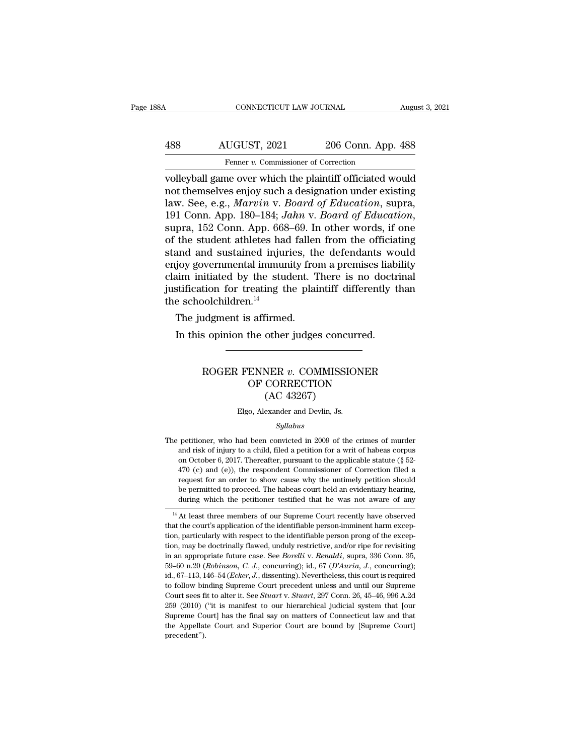volleyball game over which the plaintiff officiated would not themselves enjoy such a designation under existing law. See, e.g., *Marvin* v. *Board of Education*, supra, 191 Conn. App. 180–184; *Jahn* v. *Board of Education*, supra, 152 Conn. App. 668–69. In other words, if one of the student athletes had fallen from the officiating stand and sustained injuries, the defendants would enjoy governmental immunity from a premises liability claim initiated by the student. There is no doctrinal justification for treating the plaintiff differently than the schoolchildren.[14]

The judgment is affirmed.

In this opinion the other judges concurred.

---

## ROGER FENNER *v.* COMMISSIONER OF CORRECTION
## (AC 43267)

Elgo, Alexander and Devlin, Js.

*Syllabus*

The petitioner, who had been convicted in 2009 of the crimes of murder and risk of injury to a child, filed a petition for a writ of habeas corpus on October 6, 2017. Thereafter, pursuant to the applicable statute (§ 52-470 (c) and (e)), the respondent Commissioner of Correction filed a request for an order to show cause why the untimely petition should be permitted to proceed. The habeas court held an evidentiary hearing, during which the petitioner testified that he was not aware of any

---

[14] At least three members of our Supreme Court recently have observed that the court's application of the identifiable person-imminent harm exception, particularly with respect to the identifiable person prong of the exception, may be doctrinally flawed, unduly restrictive, and/or ripe for revisiting in an appropriate future case. See *Borelli* v. *Renaldi*, supra, 336 Conn. 35, 59–60 n.20 (*Robinson, C. J.*, concurring); id., 67 (*D'Auria, J.*, concurring); id., 67–113, 146–54 (*Ecker, J.*, dissenting). Nevertheless, this court is required to follow binding Supreme Court precedent unless and until our Supreme Court sees fit to alter it. See *Stuart* v. *Stuart*, 297 Conn. 26, 45–46, 996 A.2d 259 (2010) ("it is manifest to our hierarchical judicial system that [our Supreme Court] has the final say on matters of Connecticut law and that the Appellate Court and Superior Court are bound by [Supreme Court] precedent").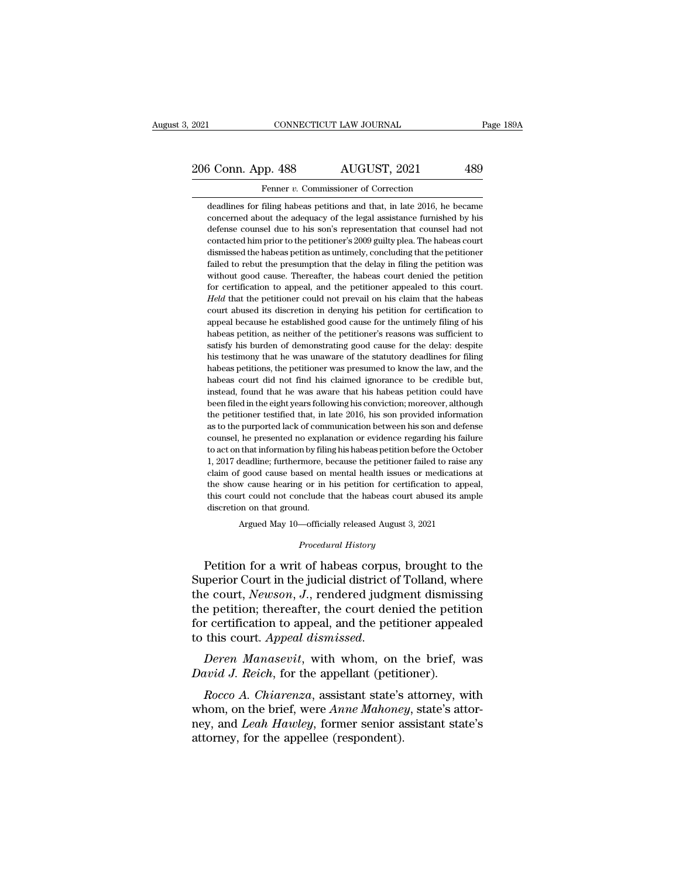deadlines for filing habeas petitions and that, in late 2016, he became concerned about the adequacy of the legal assistance furnished by his defense counsel due to his son's representation that counsel had not contacted him prior to the petitioner's 2009 guilty plea. The habeas court dismissed the habeas petition as untimely, concluding that the petitioner failed to rebut the presumption that the delay in filing the petition was without good cause. Thereafter, the habeas court denied the petition for certification to appeal, and the petitioner appealed to this court. *Held* that the petitioner could not prevail on his claim that the habeas court abused its discretion in denying his petition for certification to appeal because he established good cause for the untimely filing of his habeas petition, as neither of the petitioner's reasons was sufficient to satisfy his burden of demonstrating good cause for the delay: despite his testimony that he was unaware of the statutory deadlines for filing habeas petitions, the petitioner was presumed to know the law, and the habeas court did not find his claimed ignorance to be credible but, instead, found that he was aware that his habeas petition could have been filed in the eight years following his conviction; moreover, although the petitioner testified that, in late 2016, his son provided information as to the purported lack of communication between his son and defense counsel, he presented no explanation or evidence regarding his failure to act on that information by filing his habeas petition before the October 1, 2017 deadline; furthermore, because the petitioner failed to raise any claim of good cause based on mental health issues or medications at the show cause hearing or in his petition for certification to appeal, this court could not conclude that the habeas court abused its ample discretion on that ground.

Argued May 10—officially released August 3, 2021

*Procedural History*

Petition for a writ of habeas corpus, brought to the Superior Court in the judicial district of Tolland, where the court, *Newson, J.*, rendered judgment dismissing the petition; thereafter, the court denied the petition for certification to appeal, and the petitioner appealed to this court. *Appeal dismissed.*

*Deren Manasevit*, with whom, on the brief, was *David J. Reich*, for the appellant (petitioner).

*Rocco A. Chiarenza*, assistant state's attorney, with whom, on the brief, were *Anne Mahoney*, state's attorney, and *Leah Hawley*, former senior assistant state's attorney, for the appellee (respondent).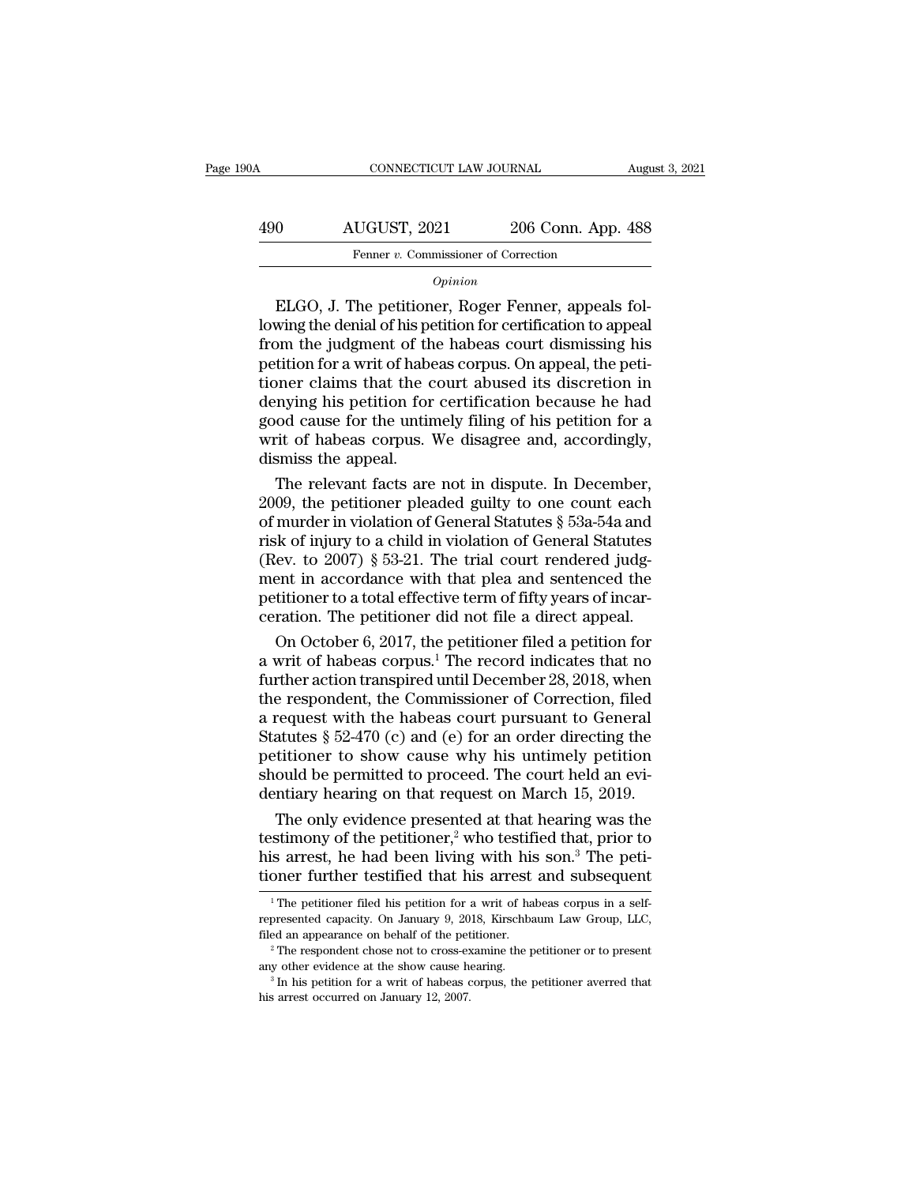*Opinion*

ELGO, J. The petitioner, Roger Fenner, appeals following the denial of his petition for certification to appeal from the judgment of the habeas court dismissing his petition for a writ of habeas corpus. On appeal, the petitioner claims that the court abused its discretion in denying his petition for certification because he had good cause for the untimely filing of his petition for a writ of habeas corpus. We disagree and, accordingly, dismiss the appeal.

The relevant facts are not in dispute. In December, 2009, the petitioner pleaded guilty to one count each of murder in violation of General Statutes § 53a-54a and risk of injury to a child in violation of General Statutes (Rev. to 2007) § 53-21. The trial court rendered judgment in accordance with that plea and sentenced the petitioner to a total effective term of fifty years of incarceration. The petitioner did not file a direct appeal.

On October 6, 2017, the petitioner filed a petition for a writ of habeas corpus.[1] The record indicates that no further action transpired until December 28, 2018, when the respondent, the Commissioner of Correction, filed a request with the habeas court pursuant to General Statutes § 52-470 (c) and (e) for an order directing the petitioner to show cause why his untimely petition should be permitted to proceed. The court held an evidentiary hearing on that request on March 15, 2019.

The only evidence presented at that hearing was the testimony of the petitioner,[2] who testified that, prior to his arrest, he had been living with his son.[3] The petitioner further testified that his arrest and subsequent

[1] The petitioner filed his petition for a writ of habeas corpus in a self-represented capacity. On January 9, 2018, Kirschbaum Law Group, LLC, filed an appearance on behalf of the petitioner.

[2] The respondent chose not to cross-examine the petitioner or to present any other evidence at the show cause hearing.

[3] In his petition for a writ of habeas corpus, the petitioner averred that his arrest occurred on January 12, 2007.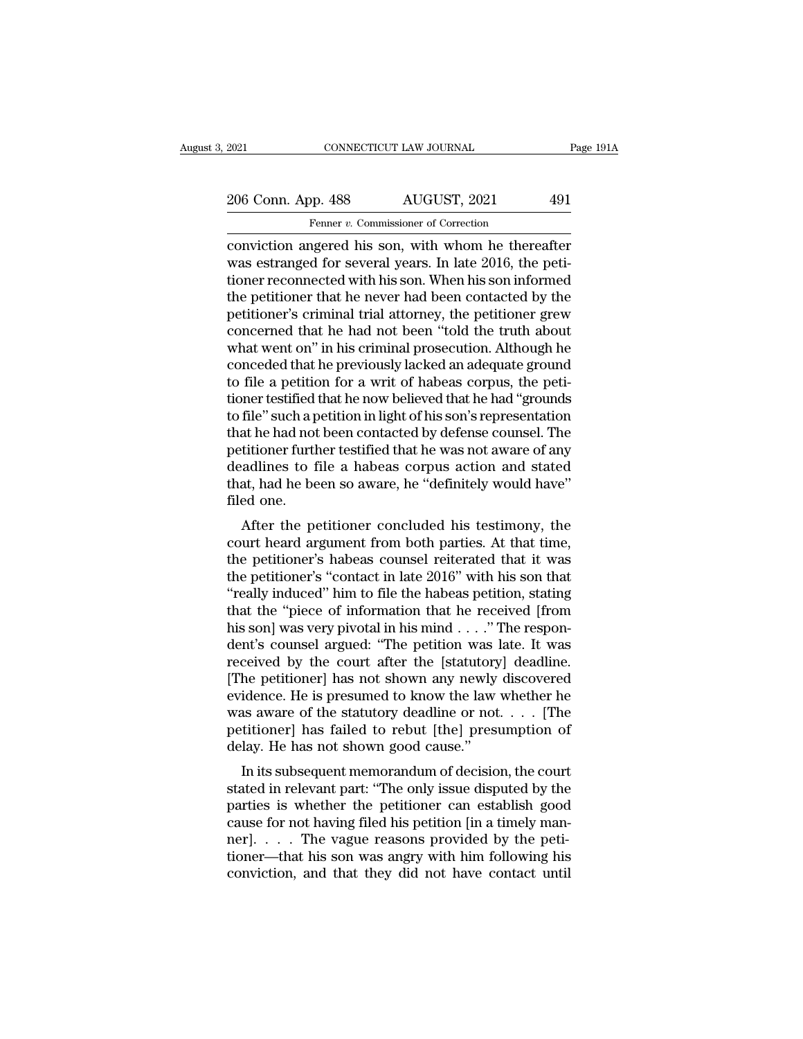conviction angered his son, with whom he thereafter was estranged for several years. In late 2016, the petitioner reconnected with his son. When his son informed the petitioner that he never had been contacted by the petitioner's criminal trial attorney, the petitioner grew concerned that he had not been "told the truth about what went on" in his criminal prosecution. Although he conceded that he previously lacked an adequate ground to file a petition for a writ of habeas corpus, the petitioner testified that he now believed that he had "grounds to file" such a petition in light of his son's representation that he had not been contacted by defense counsel. The petitioner further testified that he was not aware of any deadlines to file a habeas corpus action and stated that, had he been so aware, he "definitely would have" filed one.

After the petitioner concluded his testimony, the court heard argument from both parties. At that time, the petitioner's habeas counsel reiterated that it was the petitioner's "contact in late 2016" with his son that "really induced" him to file the habeas petition, stating that the "piece of information that he received [from his son] was very pivotal in his mind . . . ." The respondent's counsel argued: "The petition was late. It was received by the court after the [statutory] deadline. [The petitioner] has not shown any newly discovered evidence. He is presumed to know the law whether he was aware of the statutory deadline or not. . . . [The petitioner] has failed to rebut [the] presumption of delay. He has not shown good cause."

In its subsequent memorandum of decision, the court stated in relevant part: "The only issue disputed by the parties is whether the petitioner can establish good cause for not having filed his petition [in a timely manner]. . . . The vague reasons provided by the petitioner—that his son was angry with him following his conviction, and that they did not have contact until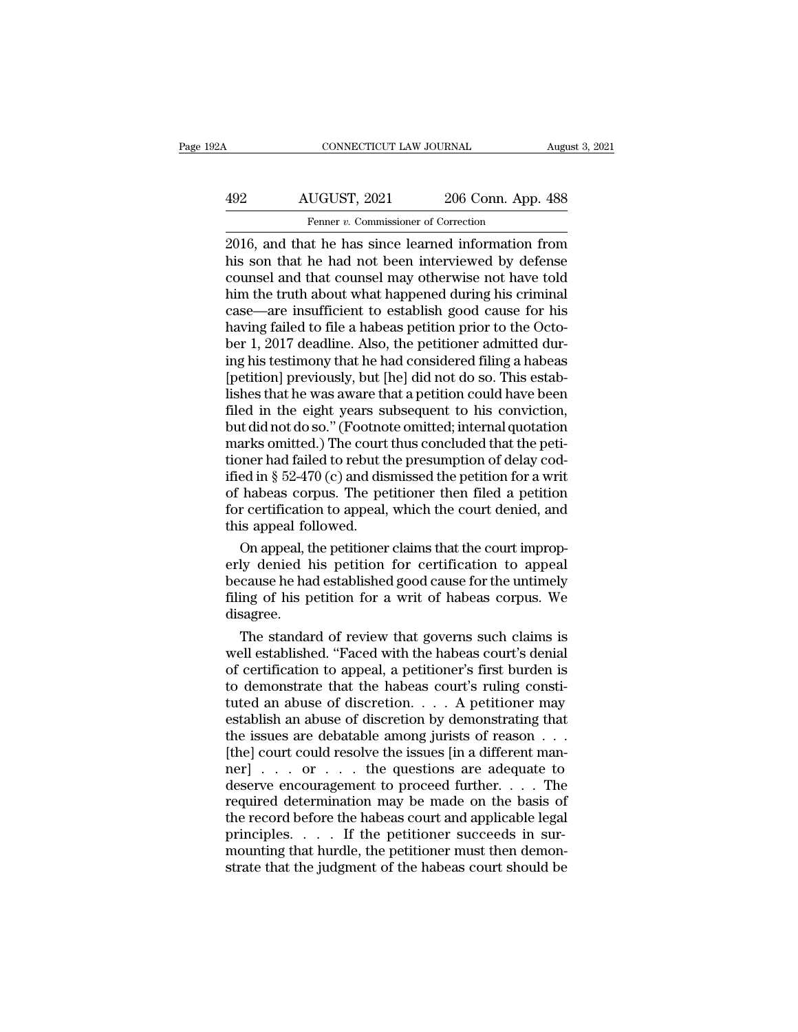2016, and that he has since learned information from his son that he had not been interviewed by defense counsel and that counsel may otherwise not have told him the truth about what happened during his criminal case—are insufficient to establish good cause for his having failed to file a habeas petition prior to the October 1, 2017 deadline. Also, the petitioner admitted during his testimony that he had considered filing a habeas [petition] previously, but [he] did not do so. This establishes that he was aware that a petition could have been filed in the eight years subsequent to his conviction, but did not do so." (Footnote omitted; internal quotation marks omitted.) The court thus concluded that the petitioner had failed to rebut the presumption of delay codified in § 52-470 (c) and dismissed the petition for a writ of habeas corpus. The petitioner then filed a petition for certification to appeal, which the court denied, and this appeal followed.

On appeal, the petitioner claims that the court improperly denied his petition for certification to appeal because he had established good cause for the untimely filing of his petition for a writ of habeas corpus. We disagree.

The standard of review that governs such claims is well established. "Faced with the habeas court's denial of certification to appeal, a petitioner's first burden is to demonstrate that the habeas court's ruling constituted an abuse of discretion. . . . A petitioner may establish an abuse of discretion by demonstrating that the issues are debatable among jurists of reason . . . [the] court could resolve the issues [in a different manner] . . . or . . . the questions are adequate to deserve encouragement to proceed further. . . . The required determination may be made on the basis of the record before the habeas court and applicable legal principles. . . . If the petitioner succeeds in surmounting that hurdle, the petitioner must then demonstrate that the judgment of the habeas court should be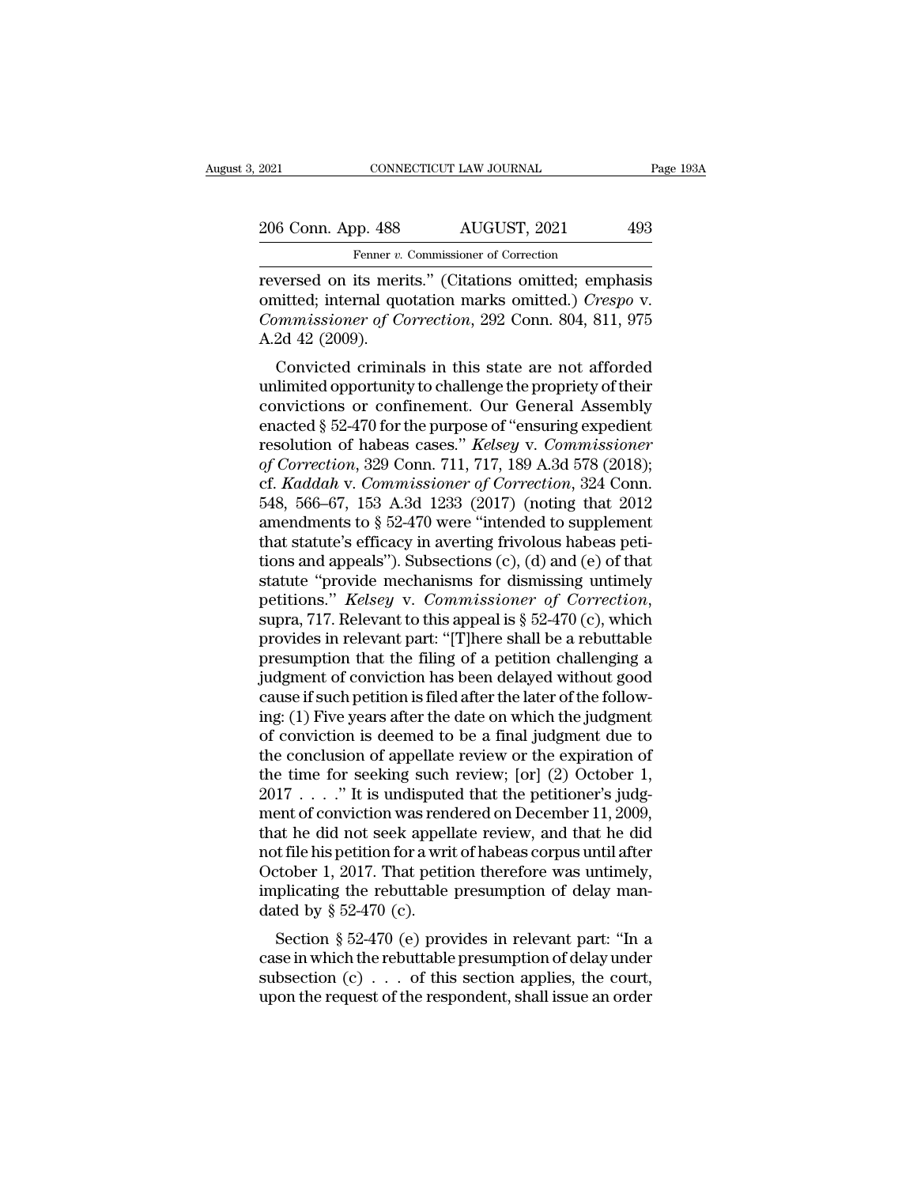reversed on its merits." (Citations omitted; emphasis omitted; internal quotation marks omitted.) *Crespo* v. *Commissioner of Correction*, 292 Conn. 804, 811, 975 A.2d 42 (2009).

Convicted criminals in this state are not afforded unlimited opportunity to challenge the propriety of their convictions or confinement. Our General Assembly enacted § 52-470 for the purpose of "ensuring expedient resolution of habeas cases." *Kelsey* v. *Commissioner of Correction*, 329 Conn. 711, 717, 189 A.3d 578 (2018); cf. *Kaddah* v. *Commissioner of Correction*, 324 Conn. 548, 566–67, 153 A.3d 1233 (2017) (noting that 2012 amendments to § 52-470 were "intended to supplement that statute's efficacy in averting frivolous habeas petitions and appeals"). Subsections (c), (d) and (e) of that statute "provide mechanisms for dismissing untimely petitions." *Kelsey* v. *Commissioner of Correction*, supra, 717. Relevant to this appeal is § 52-470 (c), which provides in relevant part: "[T]here shall be a rebuttable presumption that the filing of a petition challenging a judgment of conviction has been delayed without good cause if such petition is filed after the later of the following: (1) Five years after the date on which the judgment of conviction is deemed to be a final judgment due to the conclusion of appellate review or the expiration of the time for seeking such review; [or] (2) October 1, 2017 . . . ." It is undisputed that the petitioner's judgment of conviction was rendered on December 11, 2009, that he did not seek appellate review, and that he did not file his petition for a writ of habeas corpus until after October 1, 2017. That petition therefore was untimely, implicating the rebuttable presumption of delay mandated by § 52-470 (c).

Section § 52-470 (e) provides in relevant part: "In a case in which the rebuttable presumption of delay under subsection (c) . . . of this section applies, the court, upon the request of the respondent, shall issue an order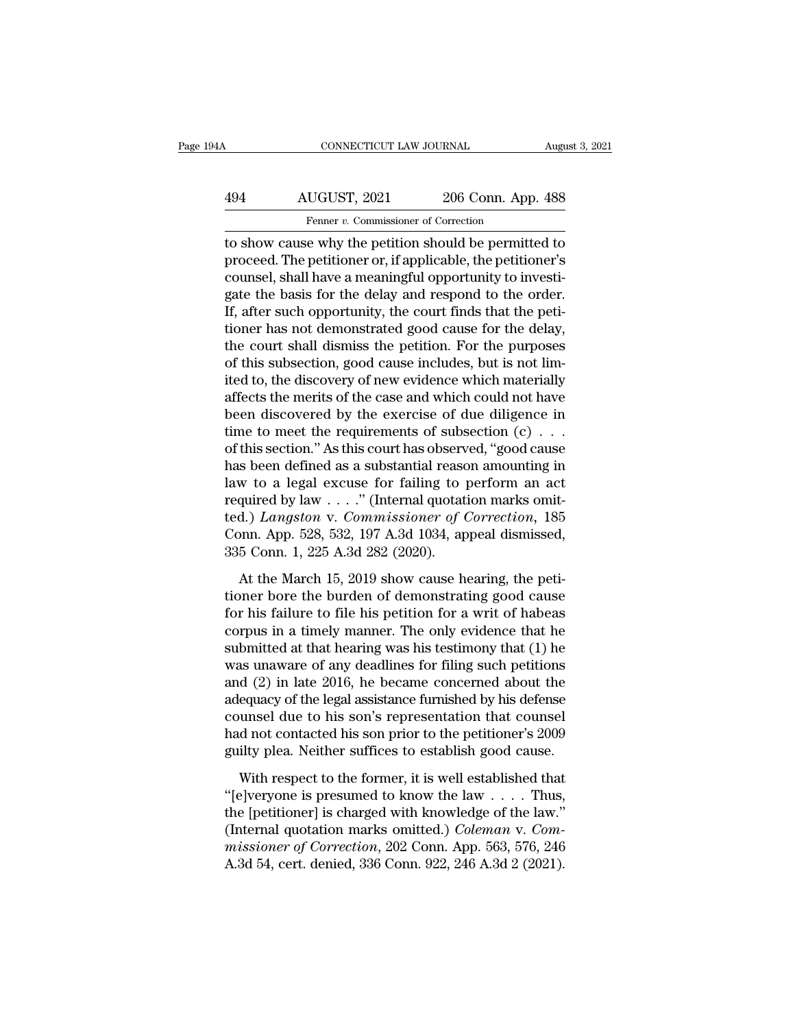to show cause why the petition should be permitted to proceed. The petitioner or, if applicable, the petitioner's counsel, shall have a meaningful opportunity to investigate the basis for the delay and respond to the order. If, after such opportunity, the court finds that the petitioner has not demonstrated good cause for the delay, the court shall dismiss the petition. For the purposes of this subsection, good cause includes, but is not limited to, the discovery of new evidence which materially affects the merits of the case and which could not have been discovered by the exercise of due diligence in time to meet the requirements of subsection (c) . . . of this section." As this court has observed, "good cause has been defined as a substantial reason amounting in law to a legal excuse for failing to perform an act required by law . . . ." (Internal quotation marks omitted.) *Langston* v. *Commissioner of Correction*, 185 Conn. App. 528, 532, 197 A.3d 1034, appeal dismissed, 335 Conn. 1, 225 A.3d 282 (2020).

At the March 15, 2019 show cause hearing, the petitioner bore the burden of demonstrating good cause for his failure to file his petition for a writ of habeas corpus in a timely manner. The only evidence that he submitted at that hearing was his testimony that (1) he was unaware of any deadlines for filing such petitions and (2) in late 2016, he became concerned about the adequacy of the legal assistance furnished by his defense counsel due to his son's representation that counsel had not contacted his son prior to the petitioner's 2009 guilty plea. Neither suffices to establish good cause.

With respect to the former, it is well established that "[e]veryone is presumed to know the law . . . . Thus, the [petitioner] is charged with knowledge of the law." (Internal quotation marks omitted.) *Coleman* v. *Commissioner of Correction*, 202 Conn. App. 563, 576, 246 A.3d 54, cert. denied, 336 Conn. 922, 246 A.3d 2 (2021).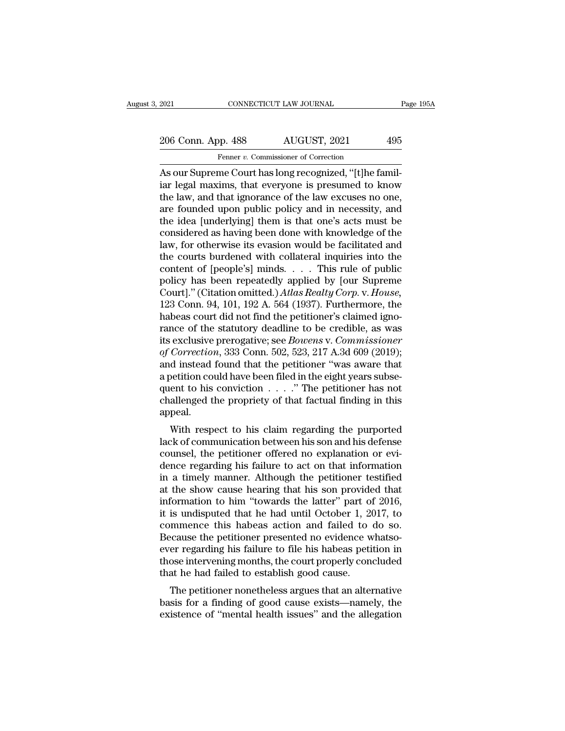As our Supreme Court has long recognized, "[t]he familiar legal maxims, that everyone is presumed to know the law, and that ignorance of the law excuses no one, are founded upon public policy and in necessity, and the idea [underlying] them is that one's acts must be considered as having been done with knowledge of the law, for otherwise its evasion would be facilitated and the courts burdened with collateral inquiries into the content of [people's] minds. . . . This rule of public policy has been repeatedly applied by [our Supreme Court]." (Citation omitted.) *Atlas Realty Corp.* v. *House*, 123 Conn. 94, 101, 192 A. 564 (1937). Furthermore, the habeas court did not find the petitioner's claimed ignorance of the statutory deadline to be credible, as was its exclusive prerogative; see *Bowens* v. *Commissioner of Correction*, 333 Conn. 502, 523, 217 A.3d 609 (2019); and instead found that the petitioner "was aware that a petition could have been filed in the eight years subsequent to his conviction . . . ." The petitioner has not challenged the propriety of that factual finding in this appeal.

With respect to his claim regarding the purported lack of communication between his son and his defense counsel, the petitioner offered no explanation or evidence regarding his failure to act on that information in a timely manner. Although the petitioner testified at the show cause hearing that his son provided that information to him "towards the latter" part of 2016, it is undisputed that he had until October 1, 2017, to commence this habeas action and failed to do so. Because the petitioner presented no evidence whatsoever regarding his failure to file his habeas petition in those intervening months, the court properly concluded that he had failed to establish good cause.

The petitioner nonetheless argues that an alternative basis for a finding of good cause exists—namely, the existence of "mental health issues" and the allegation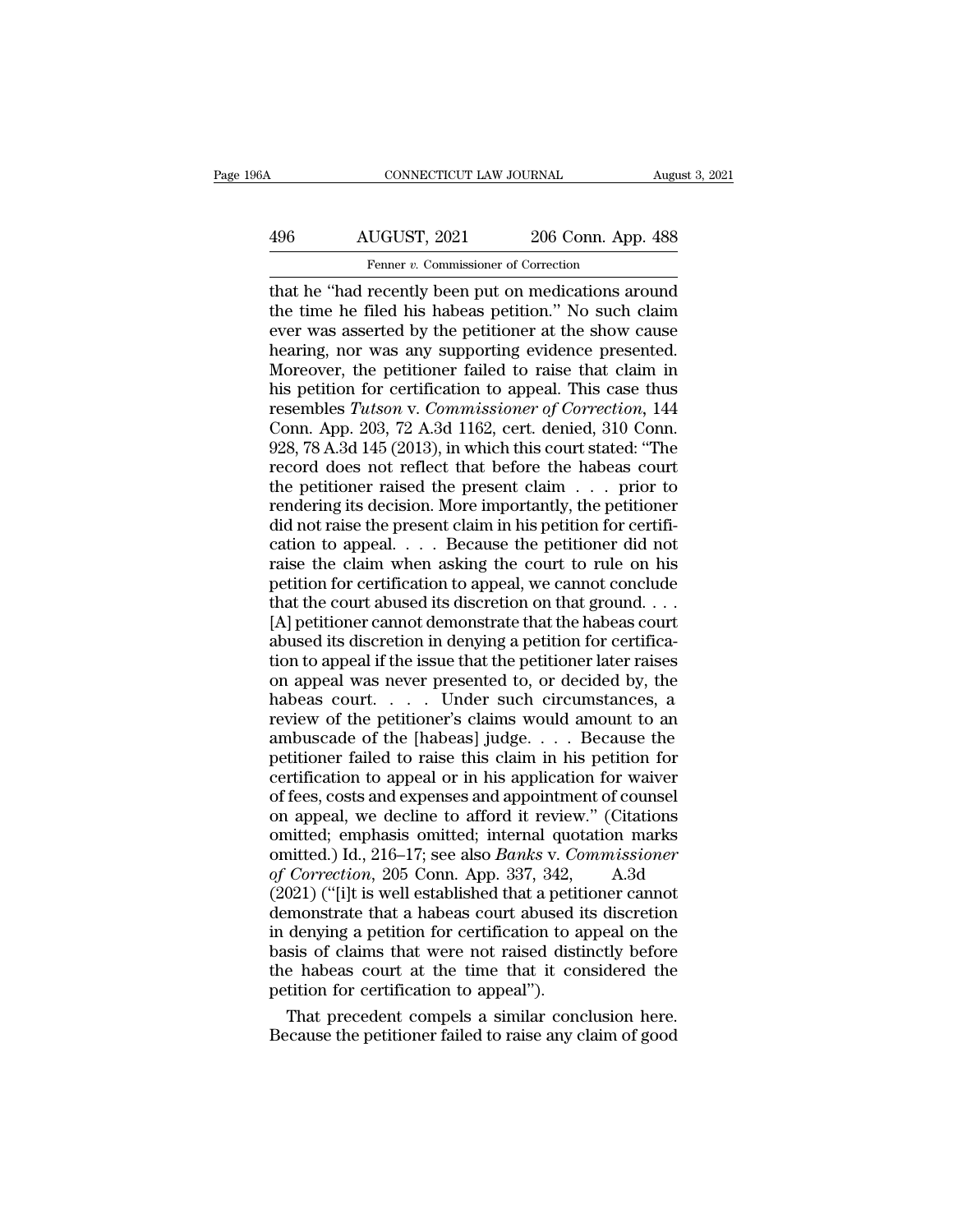that he "had recently been put on medications around the time he filed his habeas petition." No such claim ever was asserted by the petitioner at the show cause hearing, nor was any supporting evidence presented. Moreover, the petitioner failed to raise that claim in his petition for certification to appeal. This case thus resembles *Tutson* v. *Commissioner of Correction*, 144 Conn. App. 203, 72 A.3d 1162, cert. denied, 310 Conn. 928, 78 A.3d 145 (2013), in which this court stated: "The record does not reflect that before the habeas court the petitioner raised the present claim . . . prior to rendering its decision. More importantly, the petitioner did not raise the present claim in his petition for certification to appeal. . . . Because the petitioner did not raise the claim when asking the court to rule on his petition for certification to appeal, we cannot conclude that the court abused its discretion on that ground. . . . [A] petitioner cannot demonstrate that the habeas court abused its discretion in denying a petition for certification to appeal if the issue that the petitioner later raises on appeal was never presented to, or decided by, the habeas court. . . . Under such circumstances, a review of the petitioner's claims would amount to an ambuscade of the [habeas] judge. . . . Because the petitioner failed to raise this claim in his petition for certification to appeal or in his application for waiver of fees, costs and expenses and appointment of counsel on appeal, we decline to afford it review." (Citations omitted; emphasis omitted; internal quotation marks omitted.) Id., 216–17; see also *Banks* v. *Commissioner of Correction*, 205 Conn. App. 337, 342, A.3d (2021) ("[i]t is well established that a petitioner cannot demonstrate that a habeas court abused its discretion in denying a petition for certification to appeal on the basis of claims that were not raised distinctly before the habeas court at the time that it considered the petition for certification to appeal").

That precedent compels a similar conclusion here. Because the petitioner failed to raise any claim of good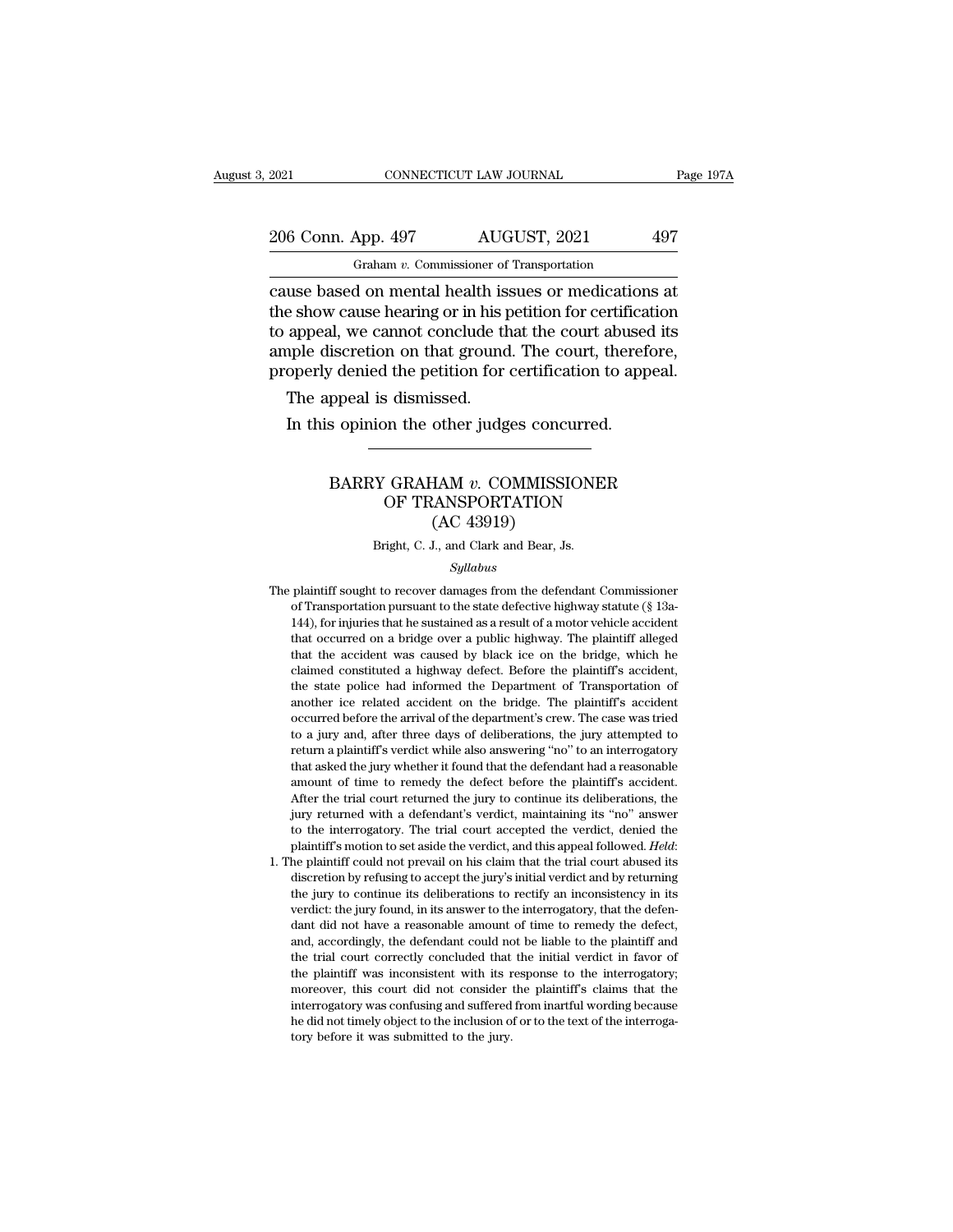cause based on mental health issues or medications at the show cause hearing or in his petition for certification to appeal, we cannot conclude that the court abused its ample discretion on that ground. The court, therefore, properly denied the petition for certification to appeal.

The appeal is dismissed.

In this opinion the other judges concurred.

---

# BARRY GRAHAM *v.* COMMISSIONER OF TRANSPORTATION
## (AC 43919)

Bright, C. J., and Clark and Bear, Js.

*Syllabus*

The plaintiff sought to recover damages from the defendant Commissioner of Transportation pursuant to the state defective highway statute (§ 13a-144), for injuries that he sustained as a result of a motor vehicle accident that occurred on a bridge over a public highway. The plaintiff alleged that the accident was caused by black ice on the bridge, which he claimed constituted a highway defect. Before the plaintiff's accident, the state police had informed the Department of Transportation of another ice related accident on the bridge. The plaintiff's accident occurred before the arrival of the department's crew. The case was tried to a jury and, after three days of deliberations, the jury attempted to return a plaintiff's verdict while also answering "no" to an interrogatory that asked the jury whether it found that the defendant had a reasonable amount of time to remedy the defect before the plaintiff's accident. After the trial court returned the jury to continue its deliberations, the jury returned with a defendant's verdict, maintaining its "no" answer to the interrogatory. The trial court accepted the verdict, denied the plaintiff's motion to set aside the verdict, and this appeal followed. *Held*:

1. The plaintiff could not prevail on his claim that the trial court abused its discretion by refusing to accept the jury's initial verdict and by returning the jury to continue its deliberations to rectify an inconsistency in its verdict: the jury found, in its answer to the interrogatory, that the defendant did not have a reasonable amount of time to remedy the defect, and, accordingly, the defendant could not be liable to the plaintiff and the trial court correctly concluded that the initial verdict in favor of the plaintiff was inconsistent with its response to the interrogatory; moreover, this court did not consider the plaintiff's claims that the interrogatory was confusing and suffered from inartful wording because he did not timely object to the inclusion of or to the text of the interrogatory before it was submitted to the jury.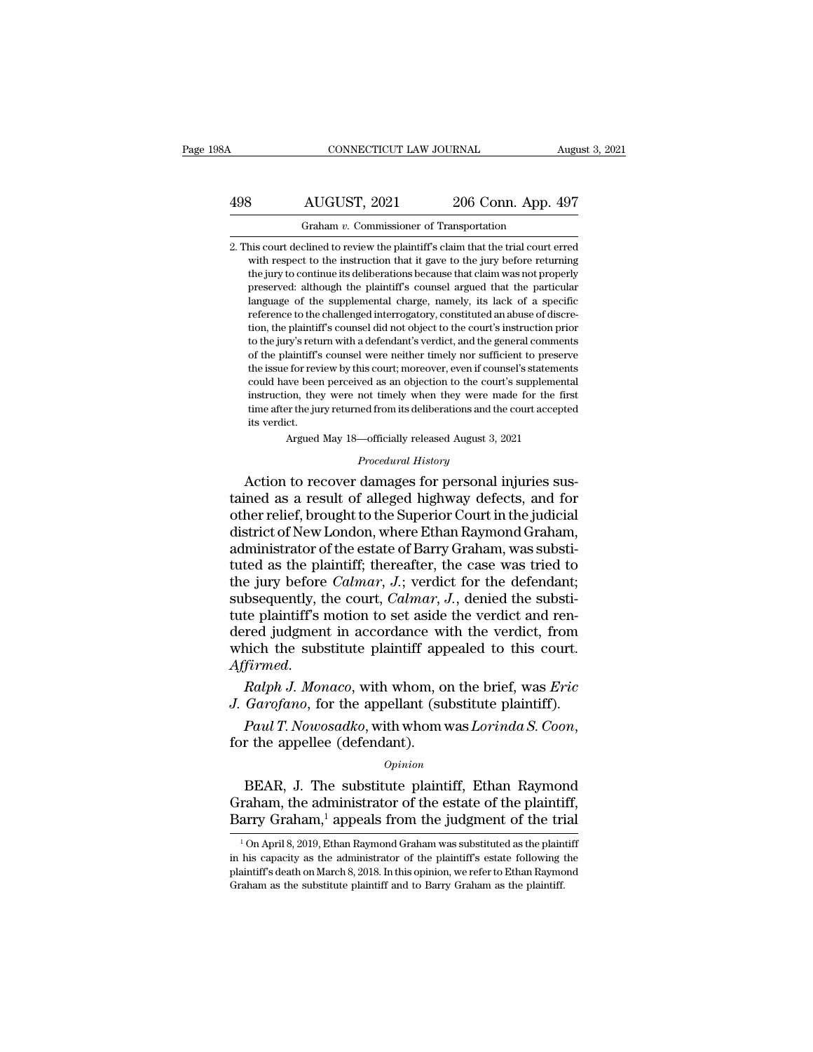2. This court declined to review the plaintiff's claim that the trial court erred with respect to the instruction that it gave to the jury before returning the jury to continue its deliberations because that claim was not properly preserved: although the plaintiff's counsel argued that the particular language of the supplemental charge, namely, its lack of a specific reference to the challenged interrogatory, constituted an abuse of discretion, the plaintiff's counsel did not object to the court's instruction prior to the jury's return with a defendant's verdict, and the general comments of the plaintiff's counsel were neither timely nor sufficient to preserve the issue for review by this court; moreover, even if counsel's statements could have been perceived as an objection to the court's supplemental instruction, they were not timely when they were made for the first time after the jury returned from its deliberations and the court accepted its verdict.

Argued May 18—officially released August 3, 2021

*Procedural History*

Action to recover damages for personal injuries sustained as a result of alleged highway defects, and for other relief, brought to the Superior Court in the judicial district of New London, where Ethan Raymond Graham, administrator of the estate of Barry Graham, was substituted as the plaintiff; thereafter, the case was tried to the jury before *Calmar, J.*; verdict for the defendant; subsequently, the court, *Calmar, J.*, denied the substitute plaintiff's motion to set aside the verdict and rendered judgment in accordance with the verdict, from which the substitute plaintiff appealed to this court. *Affirmed.*

*Ralph J. Monaco*, with whom, on the brief, was *Eric J. Garofano*, for the appellant (substitute plaintiff).

*Paul T. Nowosadko*, with whom was *Lorinda S. Coon*, for the appellee (defendant).

*Opinion*

BEAR, J. The substitute plaintiff, Ethan Raymond Graham, the administrator of the estate of the plaintiff, Barry Graham,[1] appeals from the judgment of the trial

[1] On April 8, 2019, Ethan Raymond Graham was substituted as the plaintiff in his capacity as the administrator of the plaintiff's estate following the plaintiff's death on March 8, 2018. In this opinion, we refer to Ethan Raymond Graham as the substitute plaintiff and to Barry Graham as the plaintiff.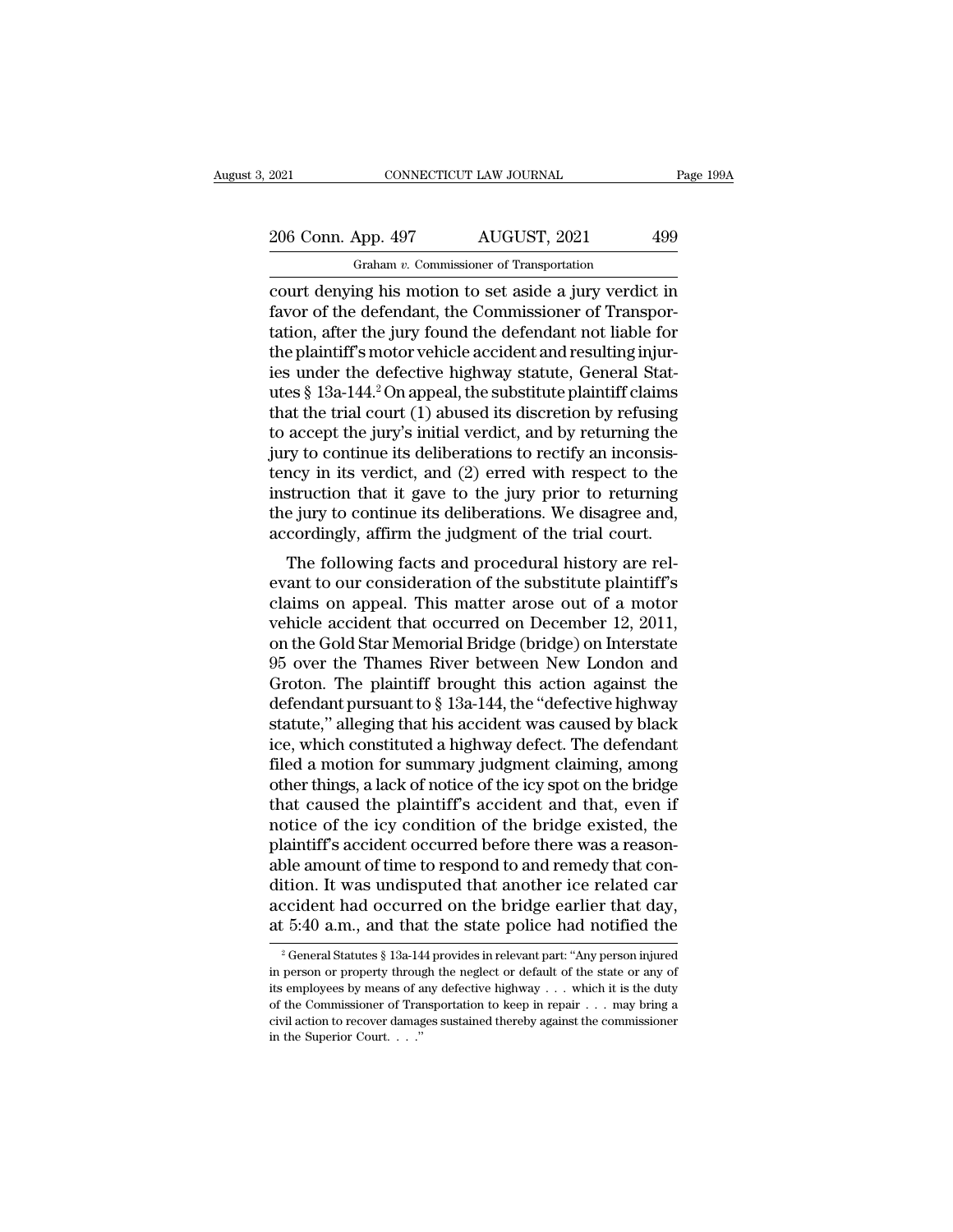court denying his motion to set aside a jury verdict in favor of the defendant, the Commissioner of Transportation, after the jury found the defendant not liable for the plaintiff's motor vehicle accident and resulting injuries under the defective highway statute, General Statutes § 13a-144.[2] On appeal, the substitute plaintiff claims that the trial court (1) abused its discretion by refusing to accept the jury's initial verdict, and by returning the jury to continue its deliberations to rectify an inconsistency in its verdict, and (2) erred with respect to the instruction that it gave to the jury prior to returning the jury to continue its deliberations. We disagree and, accordingly, affirm the judgment of the trial court.

The following facts and procedural history are relevant to our consideration of the substitute plaintiff's claims on appeal. This matter arose out of a motor vehicle accident that occurred on December 12, 2011, on the Gold Star Memorial Bridge (bridge) on Interstate 95 over the Thames River between New London and Groton. The plaintiff brought this action against the defendant pursuant to § 13a-144, the "defective highway statute," alleging that his accident was caused by black ice, which constituted a highway defect. The defendant filed a motion for summary judgment claiming, among other things, a lack of notice of the icy spot on the bridge that caused the plaintiff's accident and that, even if notice of the icy condition of the bridge existed, the plaintiff's accident occurred before there was a reasonable amount of time to respond to and remedy that condition. It was undisputed that another ice related car accident had occurred on the bridge earlier that day, at 5:40 a.m., and that the state police had notified the

[2] General Statutes § 13a-144 provides in relevant part: "Any person injured in person or property through the neglect or default of the state or any of its employees by means of any defective highway . . . which it is the duty of the Commissioner of Transportation to keep in repair . . . may bring a civil action to recover damages sustained thereby against the commissioner in the Superior Court. . . ."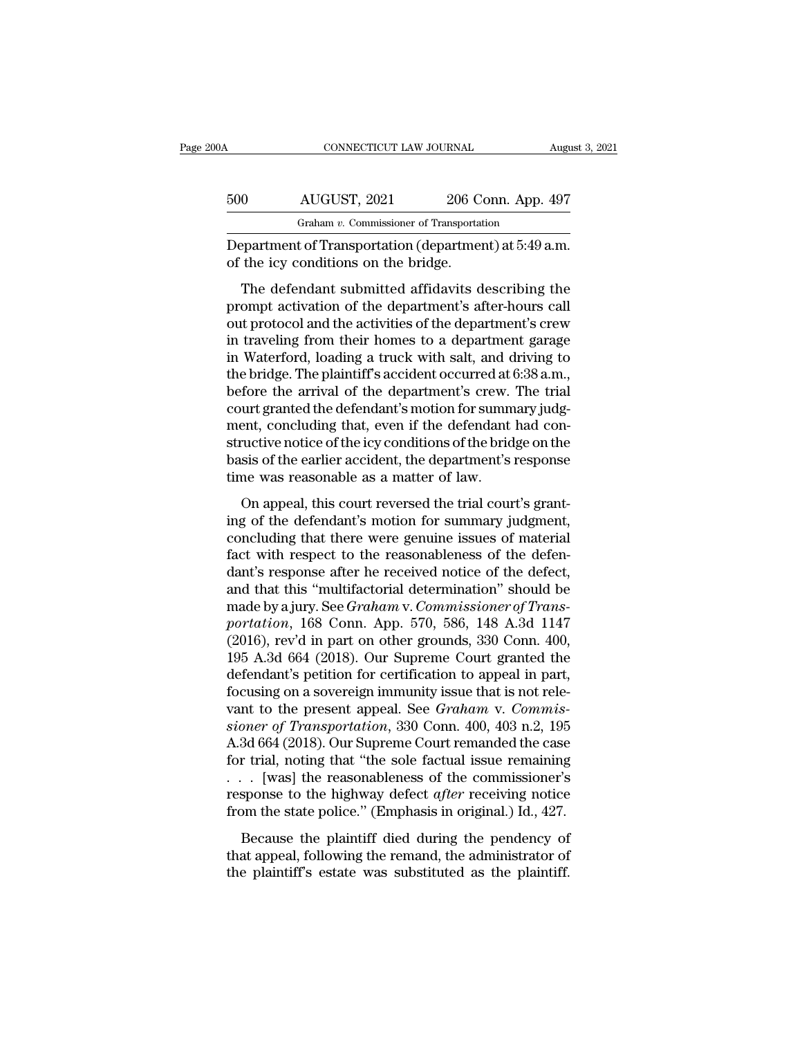Department of Transportation (department) at 5:49 a.m. of the icy conditions on the bridge.

The defendant submitted affidavits describing the prompt activation of the department's after-hours call out protocol and the activities of the department's crew in traveling from their homes to a department garage in Waterford, loading a truck with salt, and driving to the bridge. The plaintiff's accident occurred at 6:38 a.m., before the arrival of the department's crew. The trial court granted the defendant's motion for summary judgment, concluding that, even if the defendant had constructive notice of the icy conditions of the bridge on the basis of the earlier accident, the department's response time was reasonable as a matter of law.

On appeal, this court reversed the trial court's granting of the defendant's motion for summary judgment, concluding that there were genuine issues of material fact with respect to the reasonableness of the defendant's response after he received notice of the defect, and that this "multifactorial determination" should be made by a jury. See *Graham* v. *Commissioner of Transportation*, 168 Conn. App. 570, 586, 148 A.3d 1147 (2016), rev'd in part on other grounds, 330 Conn. 400, 195 A.3d 664 (2018). Our Supreme Court granted the defendant's petition for certification to appeal in part, focusing on a sovereign immunity issue that is not relevant to the present appeal. See *Graham* v. *Commissioner of Transportation*, 330 Conn. 400, 403 n.2, 195 A.3d 664 (2018). Our Supreme Court remanded the case for trial, noting that "the sole factual issue remaining . . . [was] the reasonableness of the commissioner's response to the highway defect *after* receiving notice from the state police." (Emphasis in original.) Id., 427.

Because the plaintiff died during the pendency of that appeal, following the remand, the administrator of the plaintiff's estate was substituted as the plaintiff.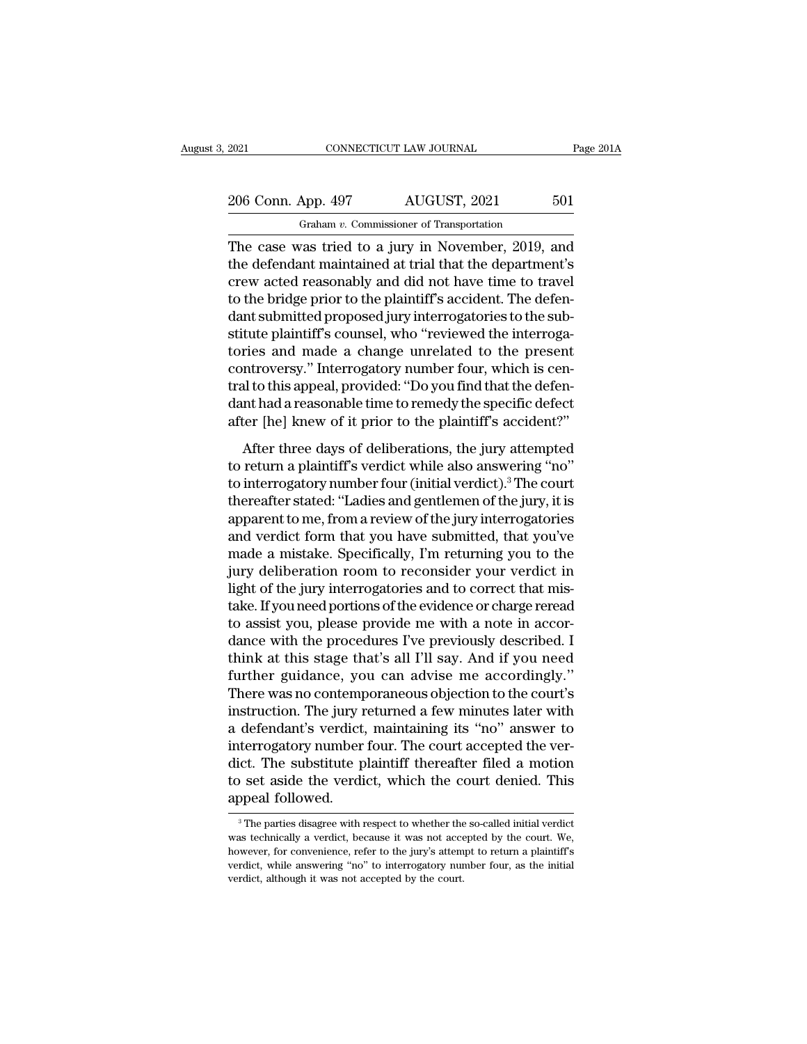The case was tried to a jury in November, 2019, and the defendant maintained at trial that the department's crew acted reasonably and did not have time to travel to the bridge prior to the plaintiff's accident. The defendant submitted proposed jury interrogatories to the substitute plaintiff's counsel, who "reviewed the interrogatories and made a change unrelated to the present controversy." Interrogatory number four, which is central to this appeal, provided: "Do you find that the defendant had a reasonable time to remedy the specific defect after [he] knew of it prior to the plaintiff's accident?"

After three days of deliberations, the jury attempted to return a plaintiff's verdict while also answering "no" to interrogatory number four (initial verdict).[3] The court thereafter stated: "Ladies and gentlemen of the jury, it is apparent to me, from a review of the jury interrogatories and verdict form that you have submitted, that you've made a mistake. Specifically, I'm returning you to the jury deliberation room to reconsider your verdict in light of the jury interrogatories and to correct that mistake. If you need portions of the evidence or charge reread to assist you, please provide me with a note in accordance with the procedures I've previously described. I think at this stage that's all I'll say. And if you need further guidance, you can advise me accordingly." There was no contemporaneous objection to the court's instruction. The jury returned a few minutes later with a defendant's verdict, maintaining its "no" answer to interrogatory number four. The court accepted the verdict. The substitute plaintiff thereafter filed a motion to set aside the verdict, which the court denied. This appeal followed.

[3] The parties disagree with respect to whether the so-called initial verdict was technically a verdict, because it was not accepted by the court. We, however, for convenience, refer to the jury's attempt to return a plaintiff's verdict, while answering "no" to interrogatory number four, as the initial verdict, although it was not accepted by the court.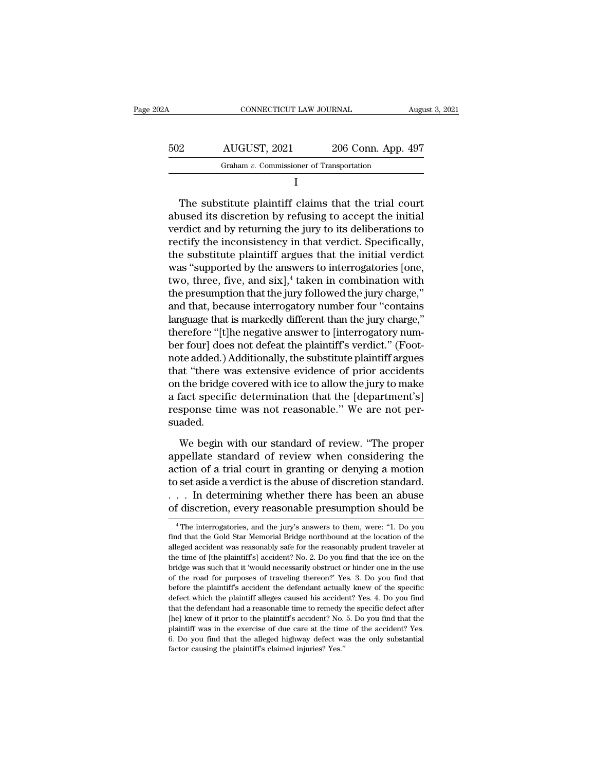I

The substitute plaintiff claims that the trial court abused its discretion by refusing to accept the initial verdict and by returning the jury to its deliberations to rectify the inconsistency in that verdict. Specifically, the substitute plaintiff argues that the initial verdict was "supported by the answers to interrogatories [one, two, three, five, and six],[4] taken in combination with the presumption that the jury followed the jury charge," and that, because interrogatory number four "contains language that is markedly different than the jury charge," therefore "[t]he negative answer to [interrogatory number four] does not defeat the plaintiff's verdict." (Footnote added.) Additionally, the substitute plaintiff argues that "there was extensive evidence of prior accidents on the bridge covered with ice to allow the jury to make a fact specific determination that the [department's] response time was not reasonable." We are not persuaded.

We begin with our standard of review. "The proper appellate standard of review when considering the action of a trial court in granting or denying a motion to set aside a verdict is the abuse of discretion standard. . . . In determining whether there has been an abuse of discretion, every reasonable presumption should be

[4] The interrogatories, and the jury's answers to them, were: "1. Do you find that the Gold Star Memorial Bridge northbound at the location of the alleged accident was reasonably safe for the reasonably prudent traveler at the time of [the plaintiff's] accident? No. 2. Do you find that the ice on the bridge was such that it 'would necessarily obstruct or hinder one in the use of the road for purposes of traveling thereon?' Yes. 3. Do you find that before the plaintiff's accident the defendant actually knew of the specific defect which the plaintiff alleges caused his accident? Yes. 4. Do you find that the defendant had a reasonable time to remedy the specific defect after [he] knew of it prior to the plaintiff's accident? No. 5. Do you find that the plaintiff was in the exercise of due care at the time of the accident? Yes. 6. Do you find that the alleged highway defect was the only substantial factor causing the plaintiff's claimed injuries? Yes."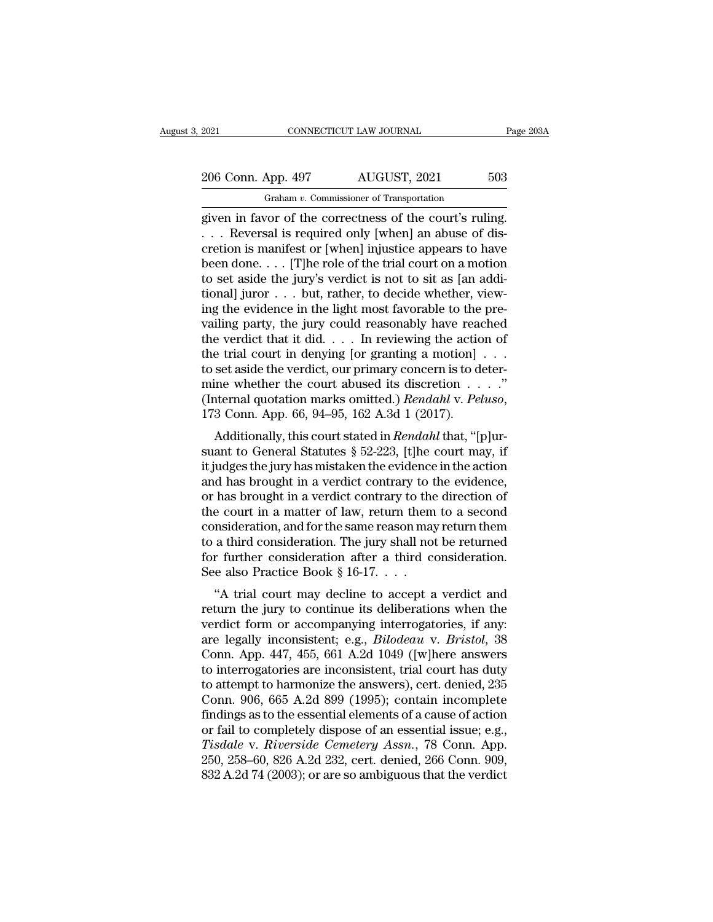given in favor of the correctness of the court's ruling. . . . Reversal is required only [when] an abuse of discretion is manifest or [when] injustice appears to have been done. . . . [T]he role of the trial court on a motion to set aside the jury's verdict is not to sit as [an additional] juror . . . but, rather, to decide whether, viewing the evidence in the light most favorable to the prevailing party, the jury could reasonably have reached the verdict that it did. . . . In reviewing the action of the trial court in denying [or granting a motion] . . . to set aside the verdict, our primary concern is to determine whether the court abused its discretion . . . ." (Internal quotation marks omitted.) *Rendahl* v. *Peluso*, 173 Conn. App. 66, 94–95, 162 A.3d 1 (2017).

Additionally, this court stated in *Rendahl* that, "[p]ursuant to General Statutes § 52-223, [t]he court may, if it judges the jury has mistaken the evidence in the action and has brought in a verdict contrary to the evidence, or has brought in a verdict contrary to the direction of the court in a matter of law, return them to a second consideration, and for the same reason may return them to a third consideration. The jury shall not be returned for further consideration after a third consideration. See also Practice Book § 16-17. . . .

"A trial court may decline to accept a verdict and return the jury to continue its deliberations when the verdict form or accompanying interrogatories, if any: are legally inconsistent; e.g., *Bilodeau* v. *Bristol*, 38 Conn. App. 447, 455, 661 A.2d 1049 ([w]here answers to interrogatories are inconsistent, trial court has duty to attempt to harmonize the answers), cert. denied, 235 Conn. 906, 665 A.2d 899 (1995); contain incomplete findings as to the essential elements of a cause of action or fail to completely dispose of an essential issue; e.g., *Tisdale* v. *Riverside Cemetery Assn.*, 78 Conn. App. 250, 258–60, 826 A.2d 232, cert. denied, 266 Conn. 909, 832 A.2d 74 (2003); or are so ambiguous that the verdict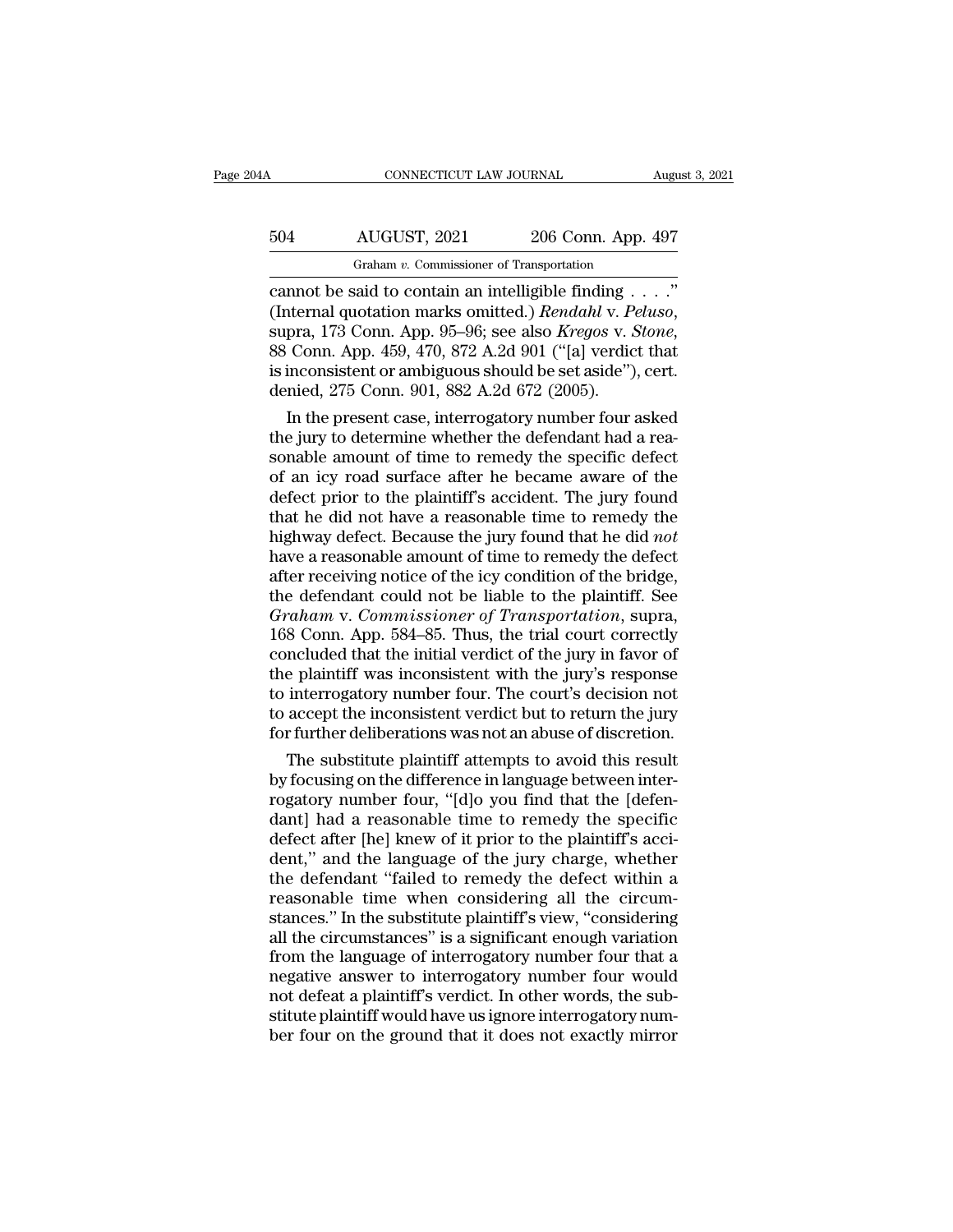cannot be said to contain an intelligible finding . . . .'' (Internal quotation marks omitted.) *Rendahl* v. *Peluso*, supra, 173 Conn. App. 95–96; see also *Kregos* v. *Stone*, 88 Conn. App. 459, 470, 872 A.2d 901 (''[a] verdict that is inconsistent or ambiguous should be set aside''), cert. denied, 275 Conn. 901, 882 A.2d 672 (2005).

In the present case, interrogatory number four asked the jury to determine whether the defendant had a reasonable amount of time to remedy the specific defect of an icy road surface after he became aware of the defect prior to the plaintiff's accident. The jury found that he did not have a reasonable time to remedy the highway defect. Because the jury found that he did *not* have a reasonable amount of time to remedy the defect after receiving notice of the icy condition of the bridge, the defendant could not be liable to the plaintiff. See *Graham* v. *Commissioner of Transportation*, supra, 168 Conn. App. 584–85. Thus, the trial court correctly concluded that the initial verdict of the jury in favor of the plaintiff was inconsistent with the jury's response to interrogatory number four. The court's decision not to accept the inconsistent verdict but to return the jury for further deliberations was not an abuse of discretion.

The substitute plaintiff attempts to avoid this result by focusing on the difference in language between interrogatory number four, ''[d]o you find that the [defendant] had a reasonable time to remedy the specific defect after [he] knew of it prior to the plaintiff's accident,'' and the language of the jury charge, whether the defendant ''failed to remedy the defect within a reasonable time when considering all the circumstances.'' In the substitute plaintiff's view, ''considering all the circumstances'' is a significant enough variation from the language of interrogatory number four that a negative answer to interrogatory number four would not defeat a plaintiff's verdict. In other words, the substitute plaintiff would have us ignore interrogatory number four on the ground that it does not exactly mirror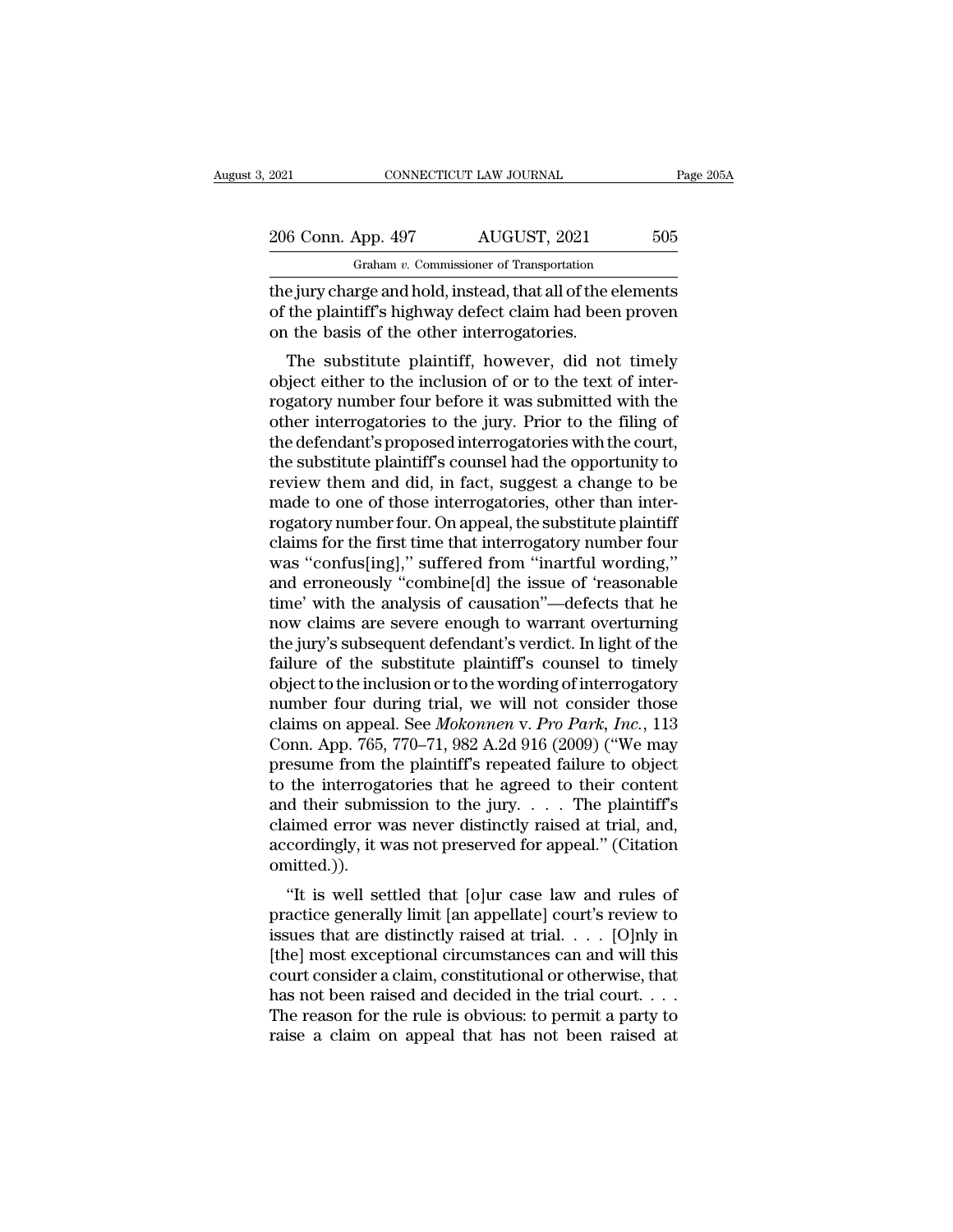the jury charge and hold, instead, that all of the elements of the plaintiff's highway defect claim had been proven on the basis of the other interrogatories.

The substitute plaintiff, however, did not timely object either to the inclusion of or to the text of interrogatory number four before it was submitted with the other interrogatories to the jury. Prior to the filing of the defendant's proposed interrogatories with the court, the substitute plaintiff's counsel had the opportunity to review them and did, in fact, suggest a change to be made to one of those interrogatories, other than interrogatory number four. On appeal, the substitute plaintiff claims for the first time that interrogatory number four was "confus[ing]," suffered from "inartful wording," and erroneously "combine[d] the issue of 'reasonable time' with the analysis of causation"—defects that he now claims are severe enough to warrant overturning the jury's subsequent defendant's verdict. In light of the failure of the substitute plaintiff's counsel to timely object to the inclusion or to the wording of interrogatory number four during trial, we will not consider those claims on appeal. See *Mokonnen* v. *Pro Park, Inc.*, 113 Conn. App. 765, 770–71, 982 A.2d 916 (2009) ("We may presume from the plaintiff's repeated failure to object to the interrogatories that he agreed to their content and their submission to the jury. . . . The plaintiff's claimed error was never distinctly raised at trial, and, accordingly, it was not preserved for appeal." (Citation omitted.)).

"It is well settled that [o]ur case law and rules of practice generally limit [an appellate] court's review to issues that are distinctly raised at trial. . . . [O]nly in [the] most exceptional circumstances can and will this court consider a claim, constitutional or otherwise, that has not been raised and decided in the trial court. . . . The reason for the rule is obvious: to permit a party to raise a claim on appeal that has not been raised at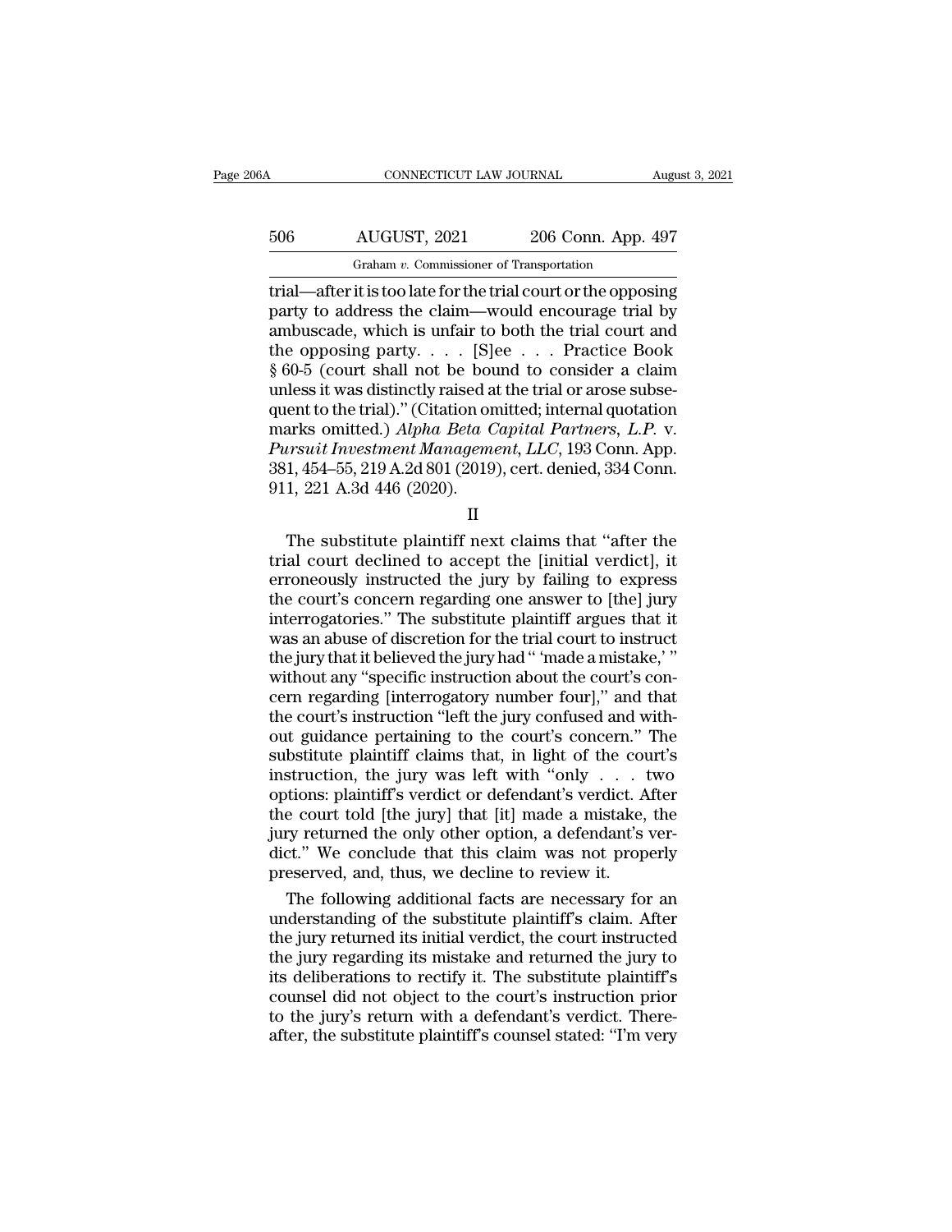trial—after it is too late for the trial court or the opposing party to address the claim—would encourage trial by ambuscade, which is unfair to both the trial court and the opposing party. . . . [S]ee . . . Practice Book § 60-5 (court shall not be bound to consider a claim unless it was distinctly raised at the trial or arose subsequent to the trial)." (Citation omitted; internal quotation marks omitted.) *Alpha Beta Capital Partners, L.P.* v. *Pursuit Investment Management, LLC*, 193 Conn. App. 381, 454–55, 219 A.2d 801 (2019), cert. denied, 334 Conn. 911, 221 A.3d 446 (2020).

II

The substitute plaintiff next claims that "after the trial court declined to accept the [initial verdict], it erroneously instructed the jury by failing to express the court's concern regarding one answer to [the] jury interrogatories." The substitute plaintiff argues that it was an abuse of discretion for the trial court to instruct the jury that it believed the jury had " 'made a mistake,' " without any "specific instruction about the court's concern regarding [interrogatory number four]," and that the court's instruction "left the jury confused and without guidance pertaining to the court's concern." The substitute plaintiff claims that, in light of the court's instruction, the jury was left with "only . . . two options: plaintiff's verdict or defendant's verdict. After the court told [the jury] that [it] made a mistake, the jury returned the only other option, a defendant's verdict." We conclude that this claim was not properly preserved, and, thus, we decline to review it.

The following additional facts are necessary for an understanding of the substitute plaintiff's claim. After the jury returned its initial verdict, the court instructed the jury regarding its mistake and returned the jury to its deliberations to rectify it. The substitute plaintiff's counsel did not object to the court's instruction prior to the jury's return with a defendant's verdict. Thereafter, the substitute plaintiff's counsel stated: "I'm very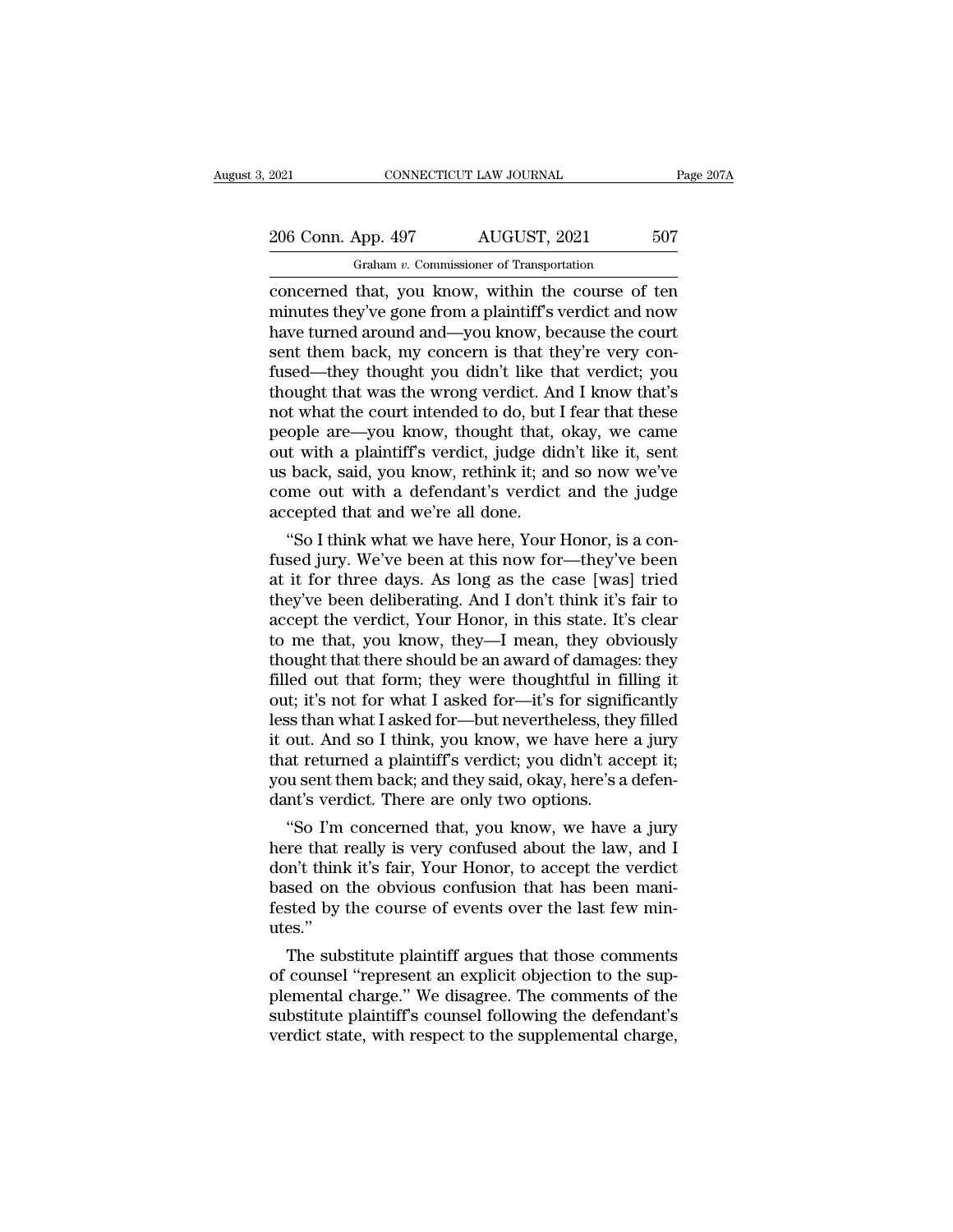concerned that, you know, within the course of ten minutes they've gone from a plaintiff's verdict and now have turned around and—you know, because the court sent them back, my concern is that they're very confused—they thought you didn't like that verdict; you thought that was the wrong verdict. And I know that's not what the court intended to do, but I fear that these people are—you know, thought that, okay, we came out with a plaintiff's verdict, judge didn't like it, sent us back, said, you know, rethink it; and so now we've come out with a defendant's verdict and the judge accepted that and we're all done.

"So I think what we have here, Your Honor, is a confused jury. We've been at this now for—they've been at it for three days. As long as the case [was] tried they've been deliberating. And I don't think it's fair to accept the verdict, Your Honor, in this state. It's clear to me that, you know, they—I mean, they obviously thought that there should be an award of damages: they filled out that form; they were thoughtful in filling it out; it's not for what I asked for—it's for significantly less than what I asked for—but nevertheless, they filled it out. And so I think, you know, we have here a jury that returned a plaintiff's verdict; you didn't accept it; you sent them back; and they said, okay, here's a defendant's verdict. There are only two options.

"So I'm concerned that, you know, we have a jury here that really is very confused about the law, and I don't think it's fair, Your Honor, to accept the verdict based on the obvious confusion that has been manifested by the course of events over the last few minutes."

The substitute plaintiff argues that those comments of counsel "represent an explicit objection to the supplemental charge." We disagree. The comments of the substitute plaintiff's counsel following the defendant's verdict state, with respect to the supplemental charge,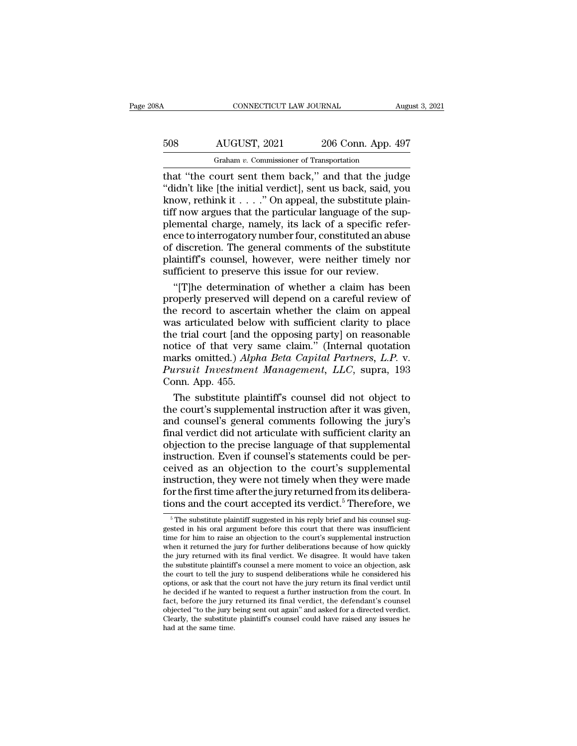that "the court sent them back," and that the judge "didn't like [the initial verdict], sent us back, said, you know, rethink it . . . ." On appeal, the substitute plaintiff now argues that the particular language of the supplemental charge, namely, its lack of a specific reference to interrogatory number four, constituted an abuse of discretion. The general comments of the substitute plaintiff's counsel, however, were neither timely nor sufficient to preserve this issue for our review.

"[T]he determination of whether a claim has been properly preserved will depend on a careful review of the record to ascertain whether the claim on appeal was articulated below with sufficient clarity to place the trial court [and the opposing party] on reasonable notice of that very same claim." (Internal quotation marks omitted.) *Alpha Beta Capital Partners, L.P.* v. *Pursuit Investment Management, LLC*, supra, 193 Conn. App. 455.

The substitute plaintiff's counsel did not object to the court's supplemental instruction after it was given, and counsel's general comments following the jury's final verdict did not articulate with sufficient clarity an objection to the precise language of that supplemental instruction. Even if counsel's statements could be perceived as an objection to the court's supplemental instruction, they were not timely when they were made for the first time after the jury returned from its deliberations and the court accepted its verdict.[5] Therefore, we

[5] The substitute plaintiff suggested in his reply brief and his counsel suggested in his oral argument before this court that there was insufficient time for him to raise an objection to the court's supplemental instruction when it returned the jury for further deliberations because of how quickly the jury returned with its final verdict. We disagree. It would have taken the substitute plaintiff's counsel a mere moment to voice an objection, ask the court to tell the jury to suspend deliberations while he considered his options, or ask that the court not have the jury return its final verdict until he decided if he wanted to request a further instruction from the court. In fact, before the jury returned its final verdict, the defendant's counsel objected "to the jury being sent out again" and asked for a directed verdict. Clearly, the substitute plaintiff's counsel could have raised any issues he had at the same time.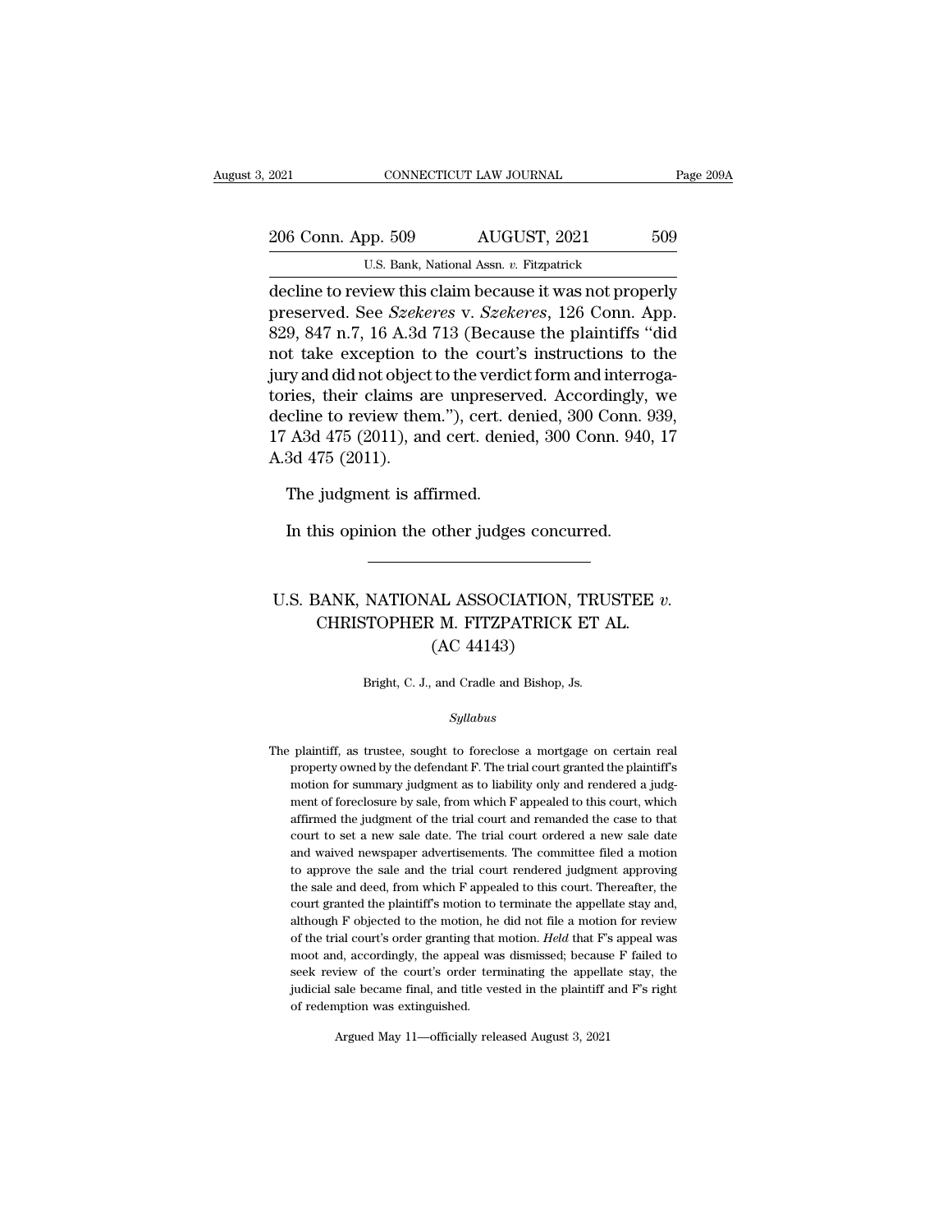decline to review this claim because it was not properly preserved. See *Szekeres* v. *Szekeres*, 126 Conn. App. 829, 847 n.7, 16 A.3d 713 (Because the plaintiffs "did not take exception to the court's instructions to the jury and did not object to the verdict form and interrogatories, their claims are unpreserved. Accordingly, we decline to review them."), cert. denied, 300 Conn. 939, 17 A3d 475 (2011), and cert. denied, 300 Conn. 940, 17 A.3d 475 (2011).

The judgment is affirmed.

In this opinion the other judges concurred.

---

# U.S. BANK, NATIONAL ASSOCIATION, TRUSTEE *v.* CHRISTOPHER M. FITZPATRICK ET AL. (AC 44143)

Bright, C. J., and Cradle and Bishop, Js.

*Syllabus*

The plaintiff, as trustee, sought to foreclose a mortgage on certain real property owned by the defendant F. The trial court granted the plaintiff's motion for summary judgment as to liability only and rendered a judgment of foreclosure by sale, from which F appealed to this court, which affirmed the judgment of the trial court and remanded the case to that court to set a new sale date. The trial court ordered a new sale date and waived newspaper advertisements. The committee filed a motion to approve the sale and the trial court rendered judgment approving the sale and deed, from which F appealed to this court. Thereafter, the court granted the plaintiff's motion to terminate the appellate stay and, although F objected to the motion, he did not file a motion for review of the trial court's order granting that motion. *Held* that F's appeal was moot and, accordingly, the appeal was dismissed; because F failed to seek review of the court's order terminating the appellate stay, the judicial sale became final, and title vested in the plaintiff and F's right of redemption was extinguished.

Argued May 11—officially released August 3, 2021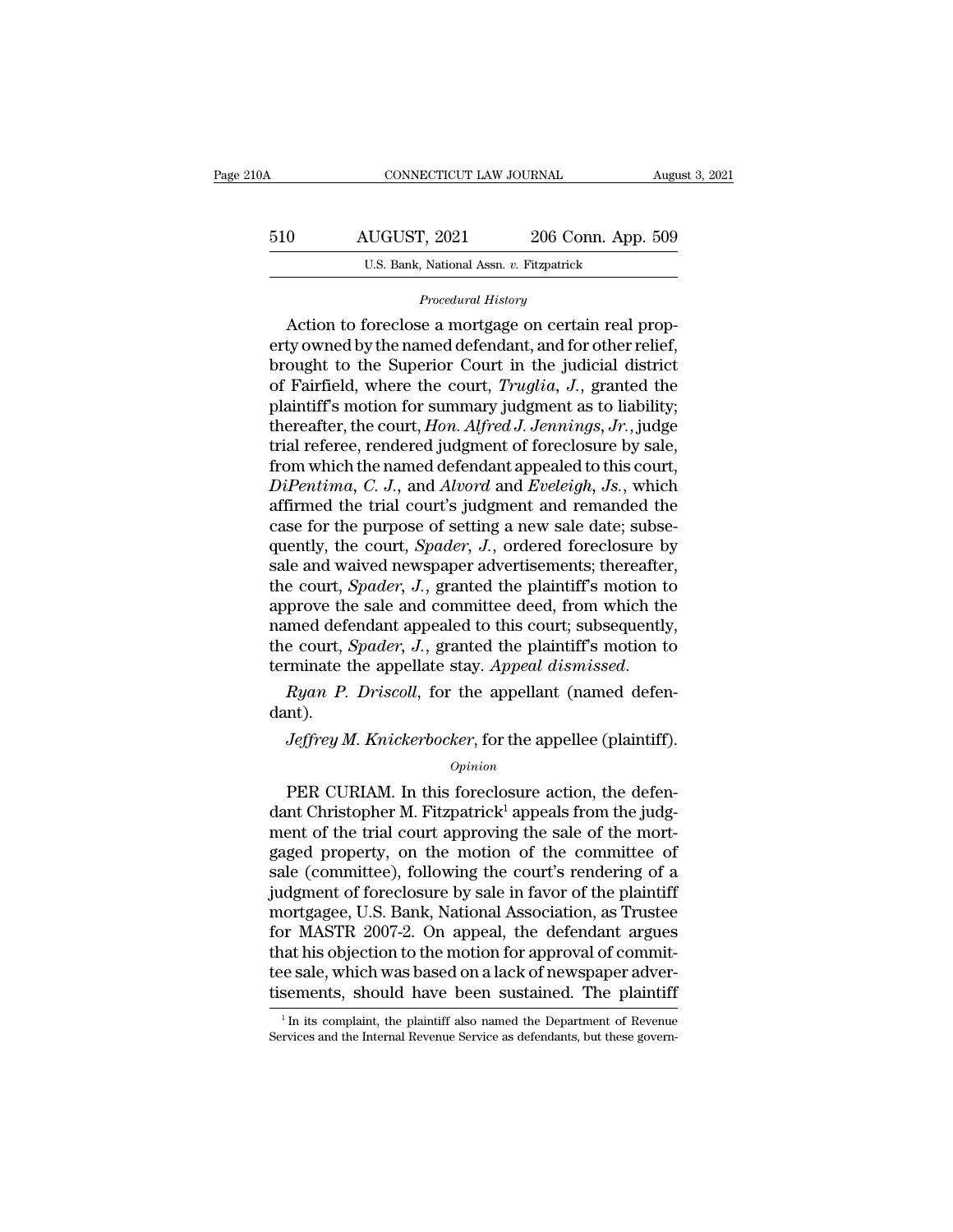*Procedural History*

Action to foreclose a mortgage on certain real property owned by the named defendant, and for other relief, brought to the Superior Court in the judicial district of Fairfield, where the court, *Truglia*, *J.*, granted the plaintiff's motion for summary judgment as to liability; thereafter, the court, *Hon. Alfred J. Jennings*, *Jr.*, judge trial referee, rendered judgment of foreclosure by sale, from which the named defendant appealed to this court, *DiPentima*, *C. J.*, and *Alvord* and *Eveleigh*, *Js.*, which affirmed the trial court's judgment and remanded the case for the purpose of setting a new sale date; subsequently, the court, *Spader*, *J.*, ordered foreclosure by sale and waived newspaper advertisements; thereafter, the court, *Spader*, *J.*, granted the plaintiff's motion to approve the sale and committee deed, from which the named defendant appealed to this court; subsequently, the court, *Spader*, *J.*, granted the plaintiff's motion to terminate the appellate stay. *Appeal dismissed*.

*Ryan P. Driscoll*, for the appellant (named defendant).

*Jeffrey M. Knickerbocker*, for the appellee (plaintiff).

*Opinion*

PER CURIAM. In this foreclosure action, the defendant Christopher M. Fitzpatrick[1] appeals from the judgment of the trial court approving the sale of the mortgaged property, on the motion of the committee of sale (committee), following the court's rendering of a judgment of foreclosure by sale in favor of the plaintiff mortgagee, U.S. Bank, National Association, as Trustee for MASTR 2007-2. On appeal, the defendant argues that his objection to the motion for approval of committee sale, which was based on a lack of newspaper advertisements, should have been sustained. The plaintiff

[1] In its complaint, the plaintiff also named the Department of Revenue Services and the Internal Revenue Service as defendants, but these govern-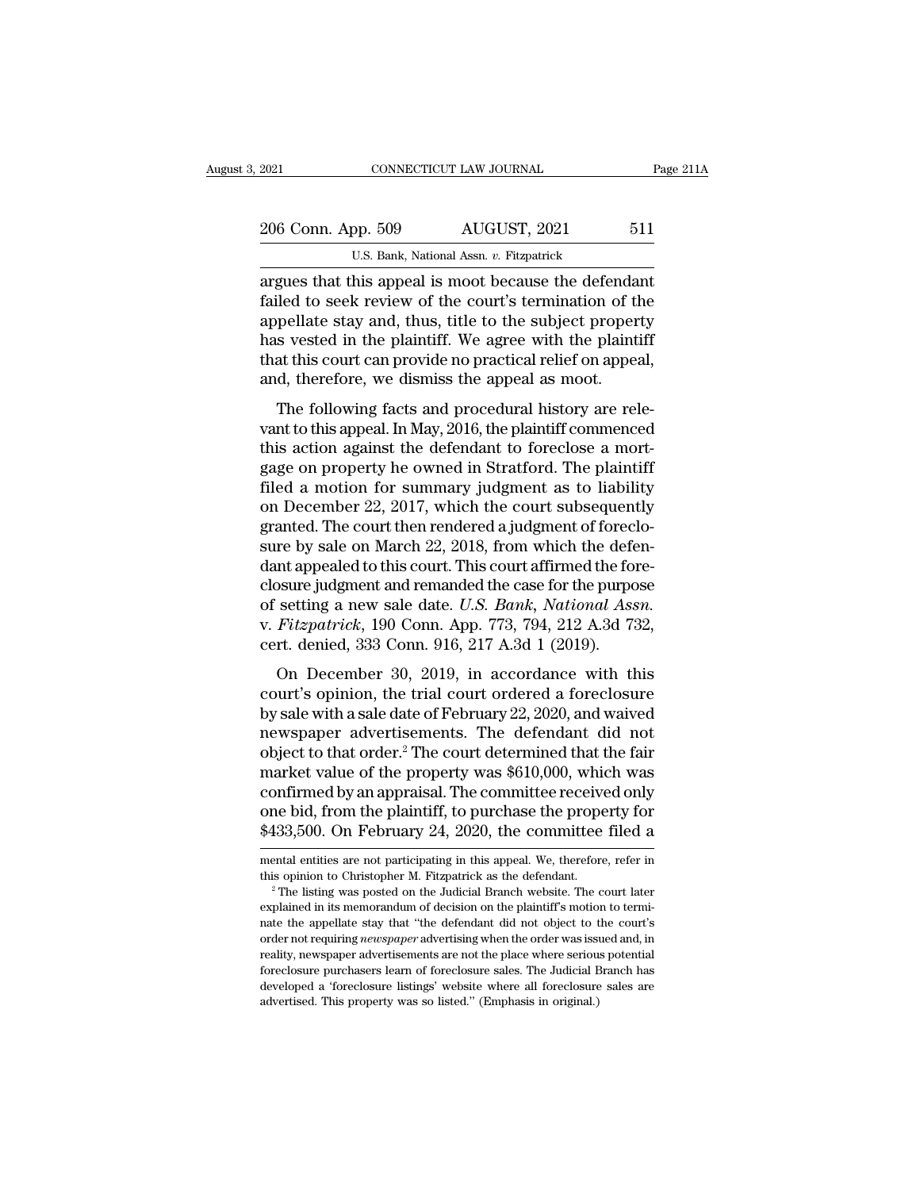argues that this appeal is moot because the defendant failed to seek review of the court's termination of the appellate stay and, thus, title to the subject property has vested in the plaintiff. We agree with the plaintiff that this court can provide no practical relief on appeal, and, therefore, we dismiss the appeal as moot.

The following facts and procedural history are relevant to this appeal. In May, 2016, the plaintiff commenced this action against the defendant to foreclose a mortgage on property he owned in Stratford. The plaintiff filed a motion for summary judgment as to liability on December 22, 2017, which the court subsequently granted. The court then rendered a judgment of foreclosure by sale on March 22, 2018, from which the defendant appealed to this court. This court affirmed the foreclosure judgment and remanded the case for the purpose of setting a new sale date. *U.S. Bank, National Assn.* v. *Fitzpatrick*, 190 Conn. App. 773, 794, 212 A.3d 732, cert. denied, 333 Conn. 916, 217 A.3d 1 (2019).

On December 30, 2019, in accordance with this court's opinion, the trial court ordered a foreclosure by sale with a sale date of February 22, 2020, and waived newspaper advertisements. The defendant did not object to that order.[2] The court determined that the fair market value of the property was $610,000, which was confirmed by an appraisal. The committee received only one bid, from the plaintiff, to purchase the property for $433,500. On February 24, 2020, the committee filed a

mental entities are not participating in this appeal. We, therefore, refer in this opinion to Christopher M. Fitzpatrick as the defendant.

[2] The listing was posted on the Judicial Branch website. The court later explained in its memorandum of decision on the plaintiff's motion to terminate the appellate stay that "the defendant did not object to the court's order not requiring *newspaper* advertising when the order was issued and, in reality, newspaper advertisements are not the place where serious potential foreclosure purchasers learn of foreclosure sales. The Judicial Branch has developed a 'foreclosure listings' website where all foreclosure sales are advertised. This property was so listed." (Emphasis in original.)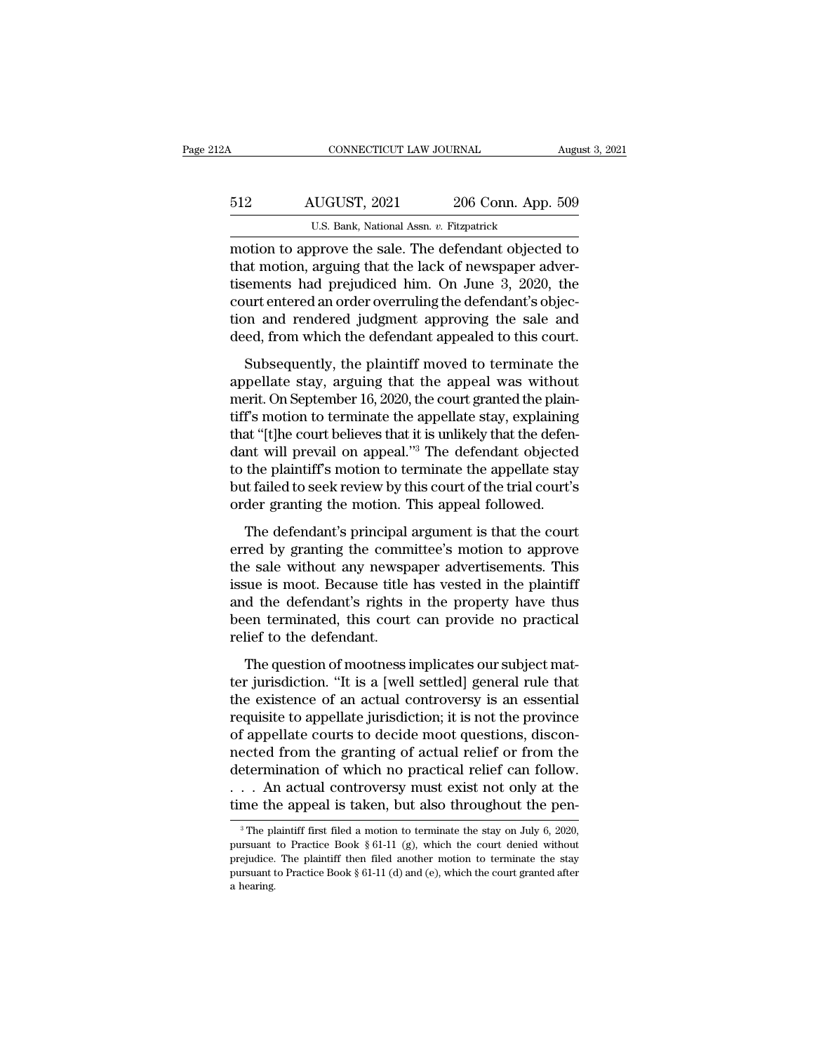motion to approve the sale. The defendant objected to that motion, arguing that the lack of newspaper advertisements had prejudiced him. On June 3, 2020, the court entered an order overruling the defendant's objection and rendered judgment approving the sale and deed, from which the defendant appealed to this court.

Subsequently, the plaintiff moved to terminate the appellate stay, arguing that the appeal was without merit. On September 16, 2020, the court granted the plaintiff's motion to terminate the appellate stay, explaining that "[t]he court believes that it is unlikely that the defendant will prevail on appeal."[3] The defendant objected to the plaintiff's motion to terminate the appellate stay but failed to seek review by this court of the trial court's order granting the motion. This appeal followed.

The defendant's principal argument is that the court erred by granting the committee's motion to approve the sale without any newspaper advertisements. This issue is moot. Because title has vested in the plaintiff and the defendant's rights in the property have thus been terminated, this court can provide no practical relief to the defendant.

The question of mootness implicates our subject matter jurisdiction. "It is a [well settled] general rule that the existence of an actual controversy is an essential requisite to appellate jurisdiction; it is not the province of appellate courts to decide moot questions, disconnected from the granting of actual relief or from the determination of which no practical relief can follow. . . . An actual controversy must exist not only at the time the appeal is taken, but also throughout the pen-

[3] The plaintiff first filed a motion to terminate the stay on July 6, 2020, pursuant to Practice Book § 61-11 (g), which the court denied without prejudice. The plaintiff then filed another motion to terminate the stay pursuant to Practice Book § 61-11 (d) and (e), which the court granted after a hearing.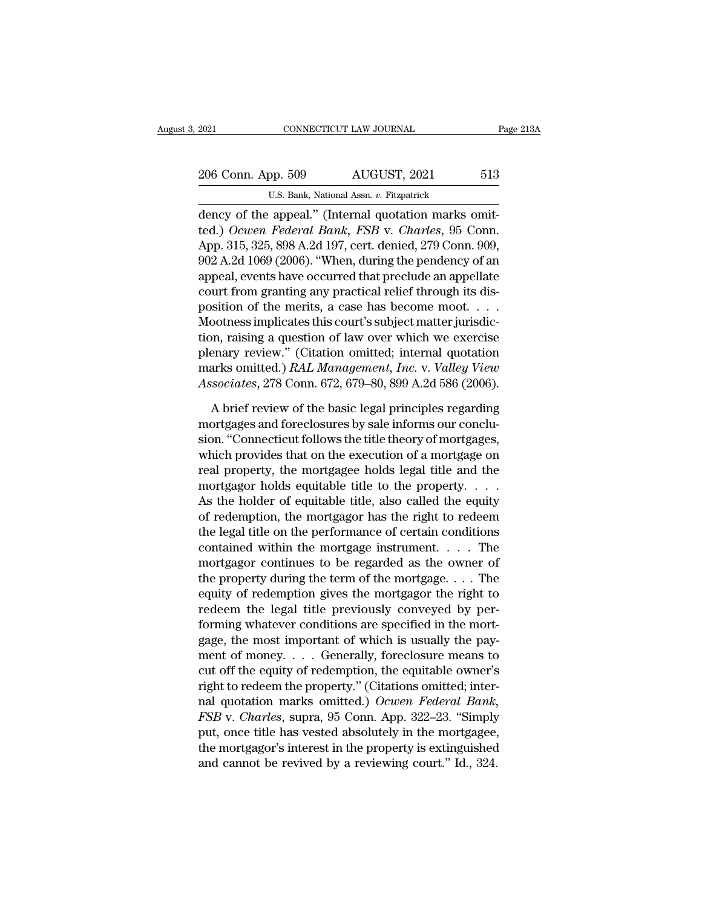dency of the appeal." (Internal quotation marks omitted.) *Ocwen Federal Bank, FSB* v. *Charles*, 95 Conn. App. 315, 325, 898 A.2d 197, cert. denied, 279 Conn. 909, 902 A.2d 1069 (2006). "When, during the pendency of an appeal, events have occurred that preclude an appellate court from granting any practical relief through its disposition of the merits, a case has become moot. . . . Mootness implicates this court's subject matter jurisdiction, raising a question of law over which we exercise plenary review." (Citation omitted; internal quotation marks omitted.) *RAL Management, Inc.* v. *Valley View Associates*, 278 Conn. 672, 679–80, 899 A.2d 586 (2006).

A brief review of the basic legal principles regarding mortgages and foreclosures by sale informs our conclusion. "Connecticut follows the title theory of mortgages, which provides that on the execution of a mortgage on real property, the mortgagee holds legal title and the mortgagor holds equitable title to the property. . . . As the holder of equitable title, also called the equity of redemption, the mortgagor has the right to redeem the legal title on the performance of certain conditions contained within the mortgage instrument. . . . The mortgagor continues to be regarded as the owner of the property during the term of the mortgage. . . . The equity of redemption gives the mortgagor the right to redeem the legal title previously conveyed by performing whatever conditions are specified in the mortgage, the most important of which is usually the payment of money. . . . Generally, foreclosure means to cut off the equity of redemption, the equitable owner's right to redeem the property." (Citations omitted; internal quotation marks omitted.) *Ocwen Federal Bank, FSB* v. *Charles*, supra, 95 Conn. App. 322–23. "Simply put, once title has vested absolutely in the mortgagee, the mortgagor's interest in the property is extinguished and cannot be revived by a reviewing court." Id., 324.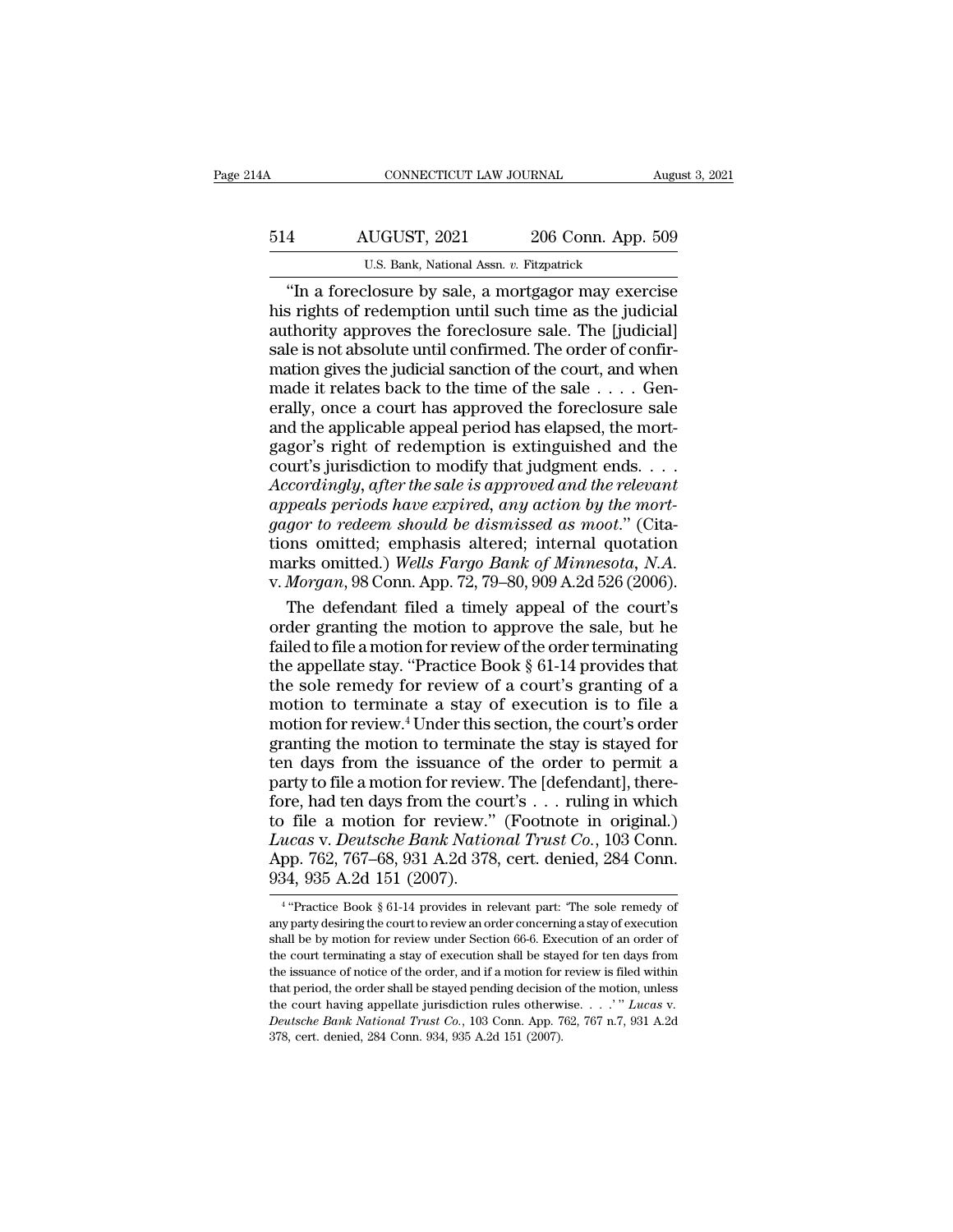"In a foreclosure by sale, a mortgagor may exercise his rights of redemption until such time as the judicial authority approves the foreclosure sale. The [judicial] sale is not absolute until confirmed. The order of confirmation gives the judicial sanction of the court, and when made it relates back to the time of the sale . . . . Generally, once a court has approved the foreclosure sale and the applicable appeal period has elapsed, the mortgagor's right of redemption is extinguished and the court's jurisdiction to modify that judgment ends. . . . *Accordingly, after the sale is approved and the relevant appeals periods have expired, any action by the mortgagor to redeem should be dismissed as moot.*" (Citations omitted; emphasis altered; internal quotation marks omitted.) *Wells Fargo Bank of Minnesota, N.A.* v. *Morgan*, 98 Conn. App. 72, 79–80, 909 A.2d 526 (2006).

The defendant filed a timely appeal of the court's order granting the motion to approve the sale, but he failed to file a motion for review of the order terminating the appellate stay. "Practice Book § 61-14 provides that the sole remedy for review of a court's granting of a motion to terminate a stay of execution is to file a motion for review.[4] Under this section, the court's order granting the motion to terminate the stay is stayed for ten days from the issuance of the order to permit a party to file a motion for review. The [defendant], therefore, had ten days from the court's . . . ruling in which to file a motion for review." (Footnote in original.) *Lucas* v. *Deutsche Bank National Trust Co.*, 103 Conn. App. 762, 767–68, 931 A.2d 378, cert. denied, 284 Conn. 934, 935 A.2d 151 (2007).

---

[4] "Practice Book § 61-14 provides in relevant part: 'The sole remedy of any party desiring the court to review an order concerning a stay of execution shall be by motion for review under Section 66-6. Execution of an order of the court terminating a stay of execution shall be stayed for ten days from the issuance of notice of the order, and if a motion for review is filed within that period, the order shall be stayed pending decision of the motion, unless the court having appellate jurisdiction rules otherwise. . . .' " *Lucas* v. *Deutsche Bank National Trust Co.*, 103 Conn. App. 762, 767 n.7, 931 A.2d 378, cert. denied, 284 Conn. 934, 935 A.2d 151 (2007).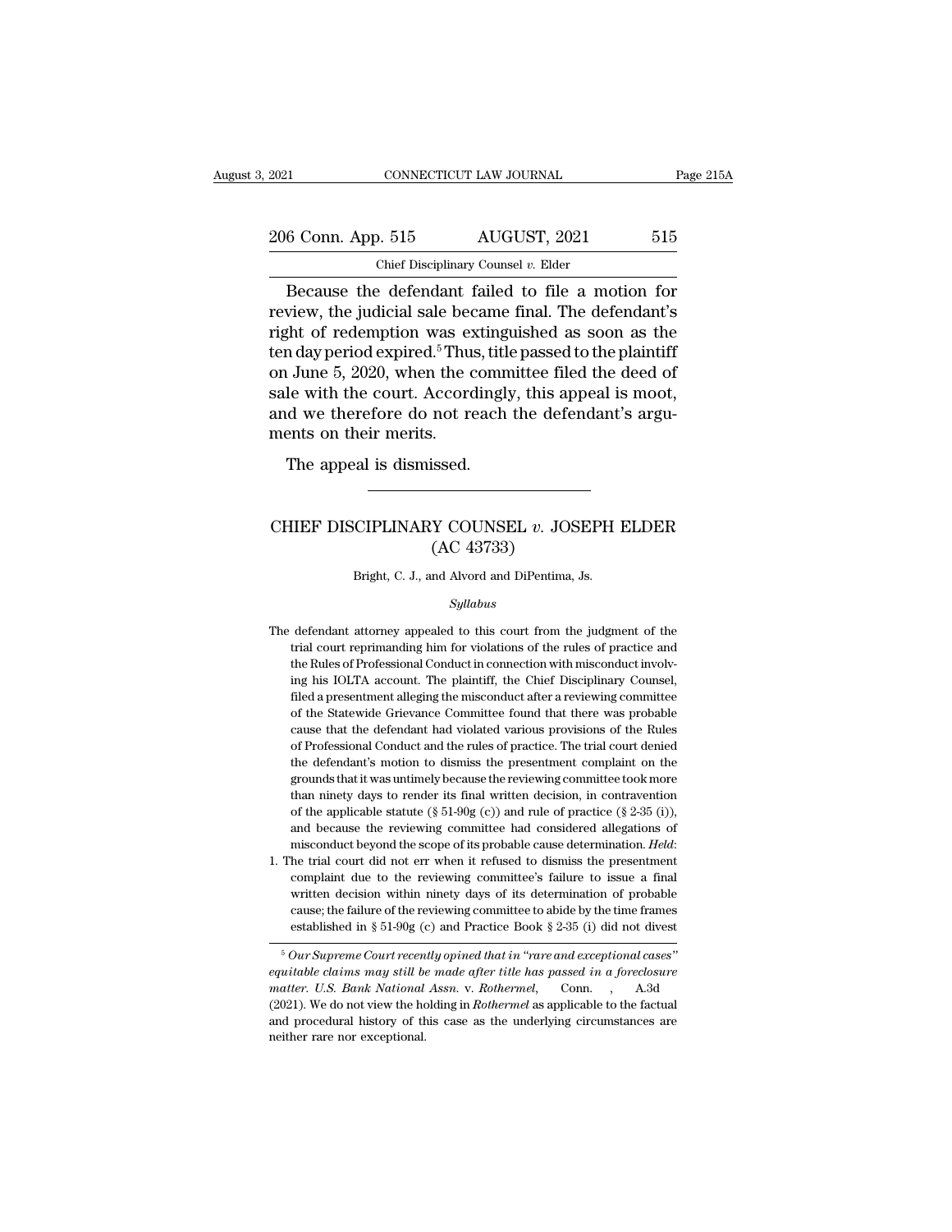Because the defendant failed to file a motion for review, the judicial sale became final. The defendant's right of redemption was extinguished as soon as the ten day period expired.[5] Thus, title passed to the plaintiff on June 5, 2020, when the committee filed the deed of sale with the court. Accordingly, this appeal is moot, and we therefore do not reach the defendant's arguments on their merits.

The appeal is dismissed.

---

# CHIEF DISCIPLINARY COUNSEL *v.* JOSEPH ELDER (AC 43733)

Bright, C. J., and Alvord and DiPentima, Js.

*Syllabus*

The defendant attorney appealed to this court from the judgment of the trial court reprimanding him for violations of the rules of practice and the Rules of Professional Conduct in connection with misconduct involving his IOLTA account. The plaintiff, the Chief Disciplinary Counsel, filed a presentment alleging the misconduct after a reviewing committee of the Statewide Grievance Committee found that there was probable cause that the defendant had violated various provisions of the Rules of Professional Conduct and the rules of practice. The trial court denied the defendant's motion to dismiss the presentment complaint on the grounds that it was untimely because the reviewing committee took more than ninety days to render its final written decision, in contravention of the applicable statute (§ 51-90g (c)) and rule of practice (§ 2-35 (i)), and because the reviewing committee had considered allegations of misconduct beyond the scope of its probable cause determination. *Held*:

1. The trial court did not err when it refused to dismiss the presentment complaint due to the reviewing committee's failure to issue a final written decision within ninety days of its determination of probable cause; the failure of the reviewing committee to abide by the time frames established in § 51-90g (c) and Practice Book § 2-35 (i) did not divest

---

[5] *Our Supreme Court recently opined that in "rare and exceptional cases" equitable claims may still be made after title has passed in a foreclosure matter. U.S. Bank National Assn.* v. *Rothermel*, Conn. , A.3d (2021). We do not view the holding in *Rothermel* as applicable to the factual and procedural history of this case as the underlying circumstances are neither rare nor exceptional.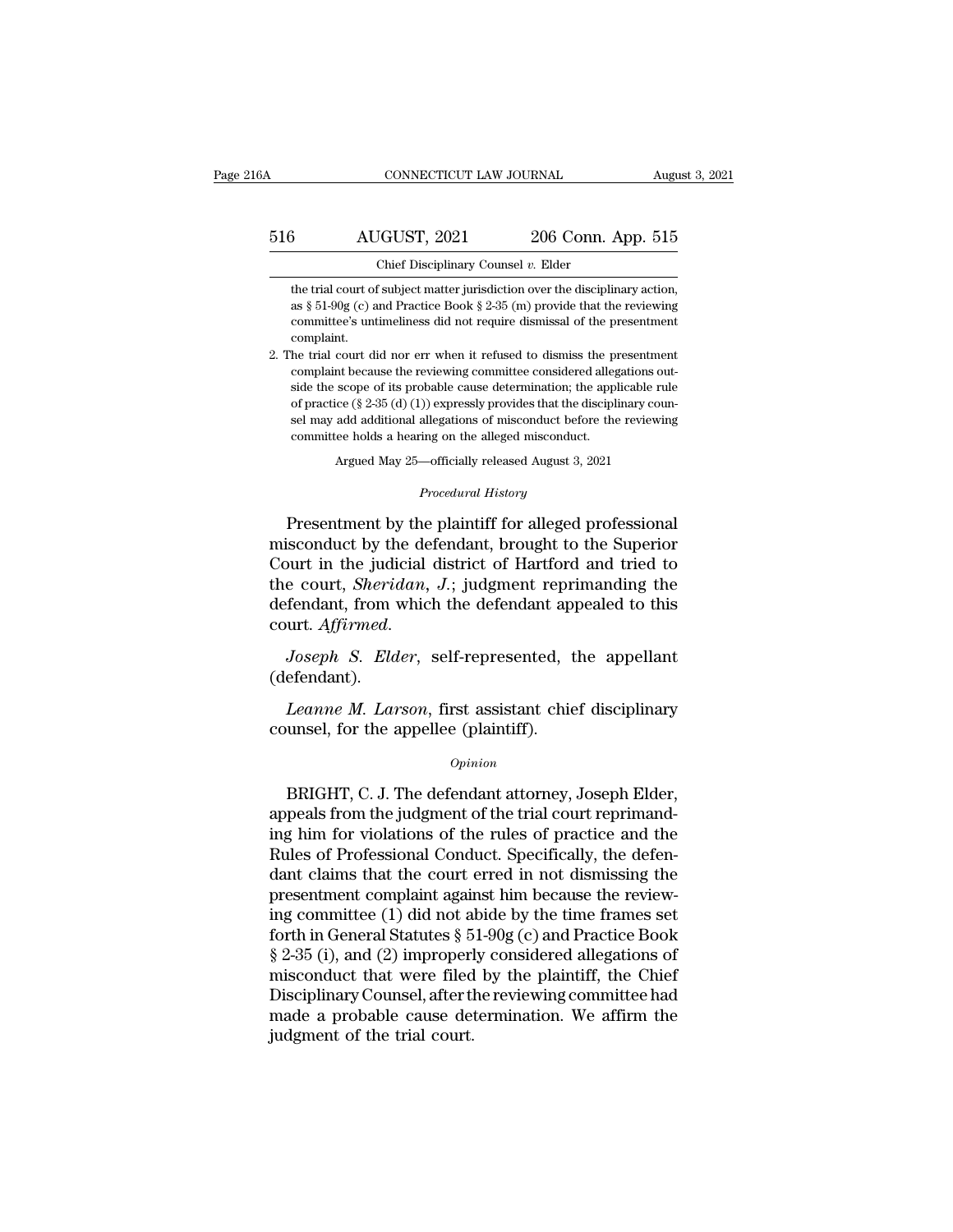the trial court of subject matter jurisdiction over the disciplinary action, as § 51-90g (c) and Practice Book § 2-35 (m) provide that the reviewing committee's untimeliness did not require dismissal of the presentment complaint.

2. The trial court did nor err when it refused to dismiss the presentment complaint because the reviewing committee considered allegations outside the scope of its probable cause determination; the applicable rule of practice (§ 2-35 (d) (1)) expressly provides that the disciplinary counsel may add additional allegations of misconduct before the reviewing committee holds a hearing on the alleged misconduct.

Argued May 25—officially released August 3, 2021

*Procedural History*

Presentment by the plaintiff for alleged professional misconduct by the defendant, brought to the Superior Court in the judicial district of Hartford and tried to the court, *Sheridan*, *J.*; judgment reprimanding the defendant, from which the defendant appealed to this court. *Affirmed*.

*Joseph S. Elder*, self-represented, the appellant (defendant).

*Leanne M. Larson*, first assistant chief disciplinary counsel, for the appellee (plaintiff).

*Opinion*

BRIGHT, C. J. The defendant attorney, Joseph Elder, appeals from the judgment of the trial court reprimanding him for violations of the rules of practice and the Rules of Professional Conduct. Specifically, the defendant claims that the court erred in not dismissing the presentment complaint against him because the reviewing committee (1) did not abide by the time frames set forth in General Statutes § 51-90g (c) and Practice Book § 2-35 (i), and (2) improperly considered allegations of misconduct that were filed by the plaintiff, the Chief Disciplinary Counsel, after the reviewing committee had made a probable cause determination. We affirm the judgment of the trial court.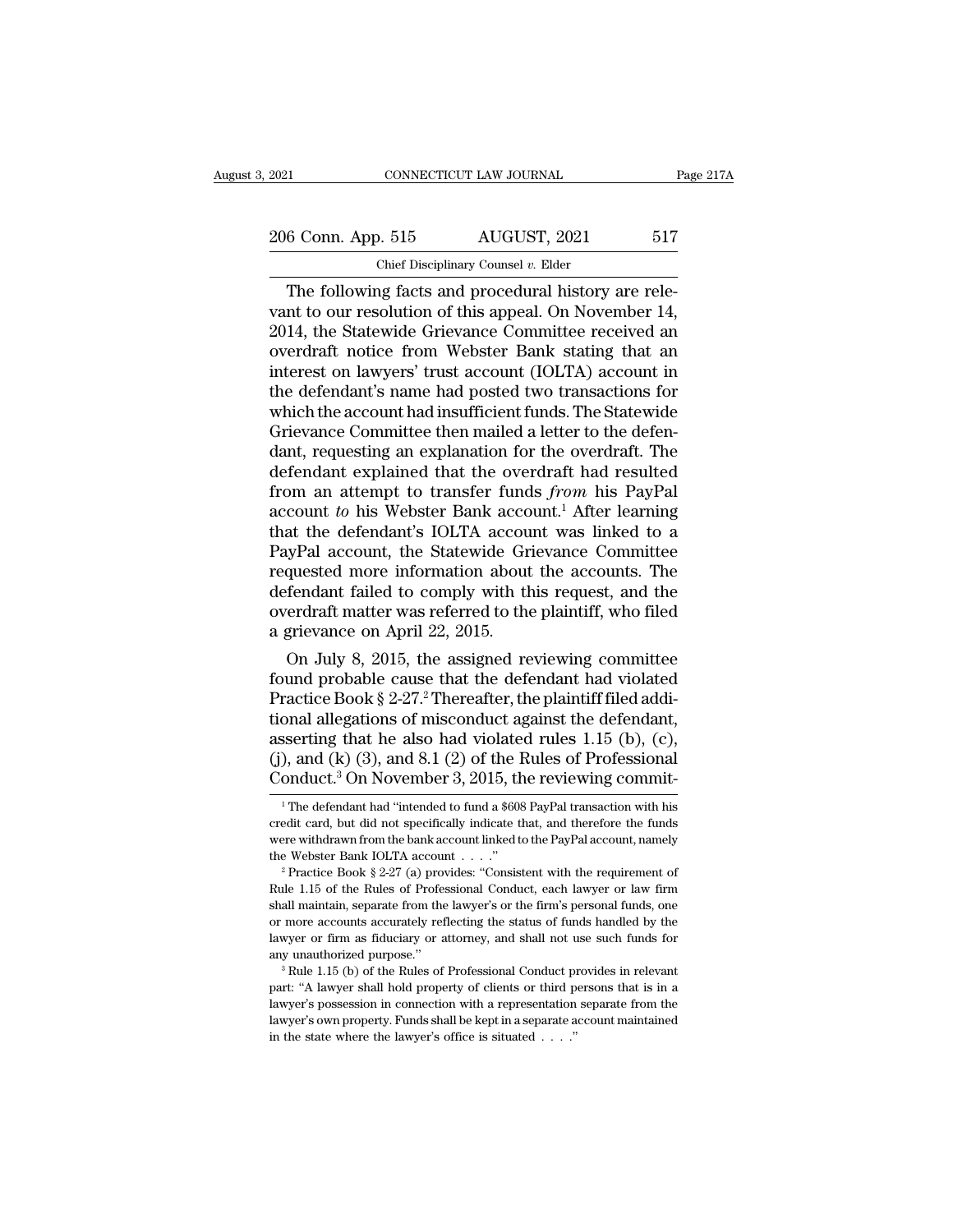The following facts and procedural history are relevant to our resolution of this appeal. On November 14, 2014, the Statewide Grievance Committee received an overdraft notice from Webster Bank stating that an interest on lawyers' trust account (IOLTA) account in the defendant's name had posted two transactions for which the account had insufficient funds. The Statewide Grievance Committee then mailed a letter to the defendant, requesting an explanation for the overdraft. The defendant explained that the overdraft had resulted from an attempt to transfer funds *from* his PayPal account *to* his Webster Bank account.[1] After learning that the defendant's IOLTA account was linked to a PayPal account, the Statewide Grievance Committee requested more information about the accounts. The defendant failed to comply with this request, and the overdraft matter was referred to the plaintiff, who filed a grievance on April 22, 2015.

On July 8, 2015, the assigned reviewing committee found probable cause that the defendant had violated Practice Book § 2-27.[2] Thereafter, the plaintiff filed additional allegations of misconduct against the defendant, asserting that he also had violated rules 1.15 (b), (c), (j), and (k) (3), and 8.1 (2) of the Rules of Professional Conduct.[3] On November 3, 2015, the reviewing commit-

---

[1] The defendant had "intended to fund a $608 PayPal transaction with his credit card, but did not specifically indicate that, and therefore the funds were withdrawn from the bank account linked to the PayPal account, namely the Webster Bank IOLTA account . . . ."

[2] Practice Book § 2-27 (a) provides: "Consistent with the requirement of Rule 1.15 of the Rules of Professional Conduct, each lawyer or law firm shall maintain, separate from the lawyer's or the firm's personal funds, one or more accounts accurately reflecting the status of funds handled by the lawyer or firm as fiduciary or attorney, and shall not use such funds for any unauthorized purpose."

[3] Rule 1.15 (b) of the Rules of Professional Conduct provides in relevant part: "A lawyer shall hold property of clients or third persons that is in a lawyer's possession in connection with a representation separate from the lawyer's own property. Funds shall be kept in a separate account maintained in the state where the lawyer's office is situated . . . ."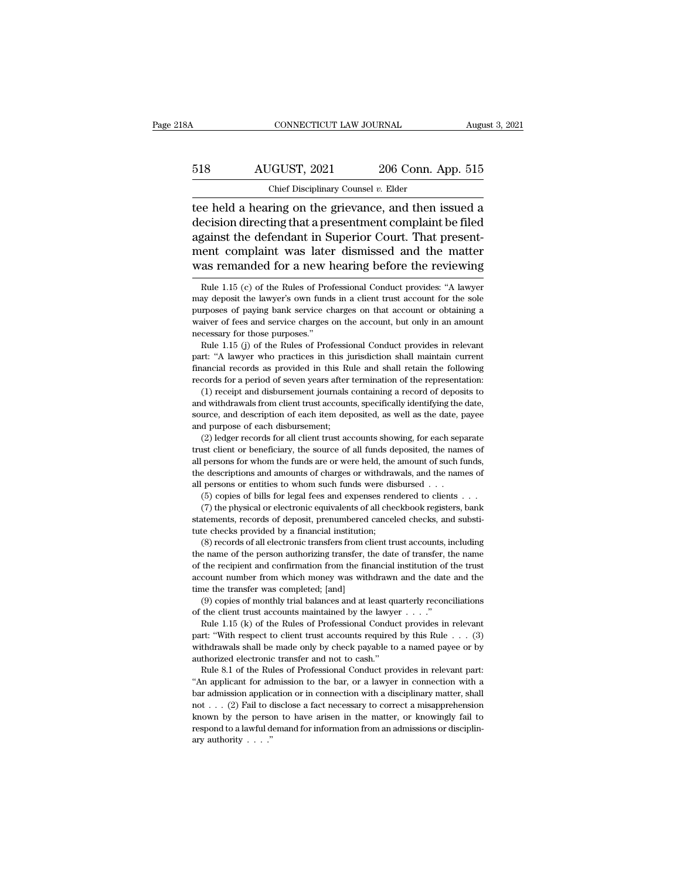tee held a hearing on the grievance, and then issued a decision directing that a presentment complaint be filed against the defendant in Superior Court. That presentment complaint was later dismissed and the matter was remanded for a new hearing before the reviewing

Rule 1.15 (c) of the Rules of Professional Conduct provides: "A lawyer may deposit the lawyer's own funds in a client trust account for the sole purposes of paying bank service charges on that account or obtaining a waiver of fees and service charges on the account, but only in an amount necessary for those purposes."

Rule 1.15 (j) of the Rules of Professional Conduct provides in relevant part: "A lawyer who practices in this jurisdiction shall maintain current financial records as provided in this Rule and shall retain the following records for a period of seven years after termination of the representation:

(1) receipt and disbursement journals containing a record of deposits to and withdrawals from client trust accounts, specifically identifying the date, source, and description of each item deposited, as well as the date, payee and purpose of each disbursement;

(2) ledger records for all client trust accounts showing, for each separate trust client or beneficiary, the source of all funds deposited, the names of all persons for whom the funds are or were held, the amount of such funds, the descriptions and amounts of charges or withdrawals, and the names of all persons or entities to whom such funds were disbursed . . .

(5) copies of bills for legal fees and expenses rendered to clients . . .

(7) the physical or electronic equivalents of all checkbook registers, bank statements, records of deposit, prenumbered canceled checks, and substitute checks provided by a financial institution;

(8) records of all electronic transfers from client trust accounts, including the name of the person authorizing transfer, the date of transfer, the name of the recipient and confirmation from the financial institution of the trust account number from which money was withdrawn and the date and the time the transfer was completed; [and]

(9) copies of monthly trial balances and at least quarterly reconciliations of the client trust accounts maintained by the lawyer . . . ."

Rule 1.15 (k) of the Rules of Professional Conduct provides in relevant part: "With respect to client trust accounts required by this Rule . . . (3) withdrawals shall be made only by check payable to a named payee or by authorized electronic transfer and not to cash."

Rule 8.1 of the Rules of Professional Conduct provides in relevant part: "An applicant for admission to the bar, or a lawyer in connection with a bar admission application or in connection with a disciplinary matter, shall not . . . (2) Fail to disclose a fact necessary to correct a misapprehension known by the person to have arisen in the matter, or knowingly fail to respond to a lawful demand for information from an admissions or disciplinary authority . . . ."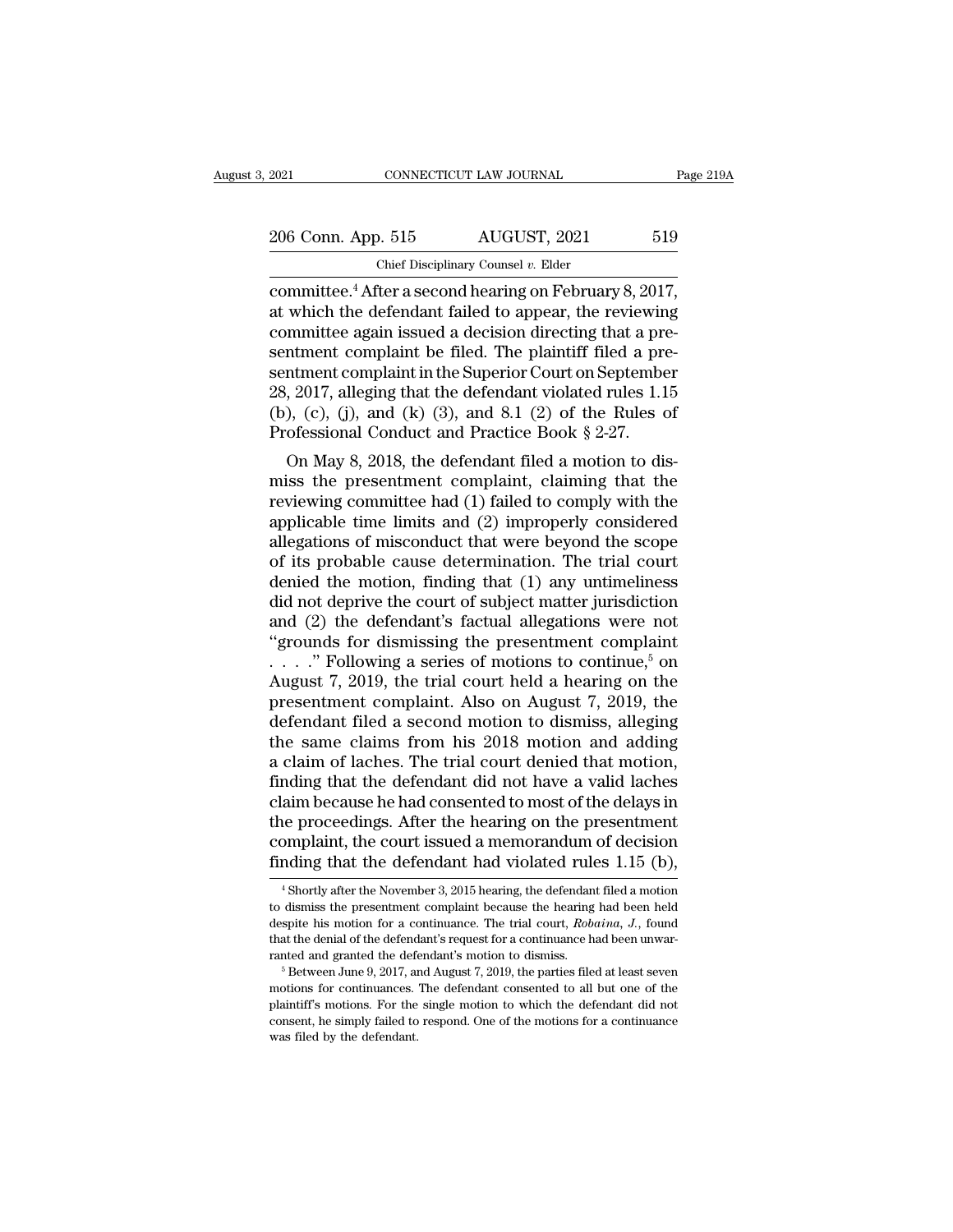committee.[4] After a second hearing on February 8, 2017, at which the defendant failed to appear, the reviewing committee again issued a decision directing that a presentment complaint be filed. The plaintiff filed a presentment complaint in the Superior Court on September 28, 2017, alleging that the defendant violated rules 1.15 (b), (c), (j), and (k) (3), and 8.1 (2) of the Rules of Professional Conduct and Practice Book § 2-27.

On May 8, 2018, the defendant filed a motion to dismiss the presentment complaint, claiming that the reviewing committee had (1) failed to comply with the applicable time limits and (2) improperly considered allegations of misconduct that were beyond the scope of its probable cause determination. The trial court denied the motion, finding that (1) any untimeliness did not deprive the court of subject matter jurisdiction and (2) the defendant's factual allegations were not "grounds for dismissing the presentment complaint . . . ." Following a series of motions to continue,[5] on August 7, 2019, the trial court held a hearing on the presentment complaint. Also on August 7, 2019, the defendant filed a second motion to dismiss, alleging the same claims from his 2018 motion and adding a claim of laches. The trial court denied that motion, finding that the defendant did not have a valid laches claim because he had consented to most of the delays in the proceedings. After the hearing on the presentment complaint, the court issued a memorandum of decision finding that the defendant had violated rules 1.15 (b),

[4] Shortly after the November 3, 2015 hearing, the defendant filed a motion to dismiss the presentment complaint because the hearing had been held despite his motion for a continuance. The trial court, *Robaina, J.*, found that the denial of the defendant's request for a continuance had been unwarranted and granted the defendant's motion to dismiss.

[5] Between June 9, 2017, and August 7, 2019, the parties filed at least seven motions for continuances. The defendant consented to all but one of the plaintiff's motions. For the single motion to which the defendant did not consent, he simply failed to respond. One of the motions for a continuance was filed by the defendant.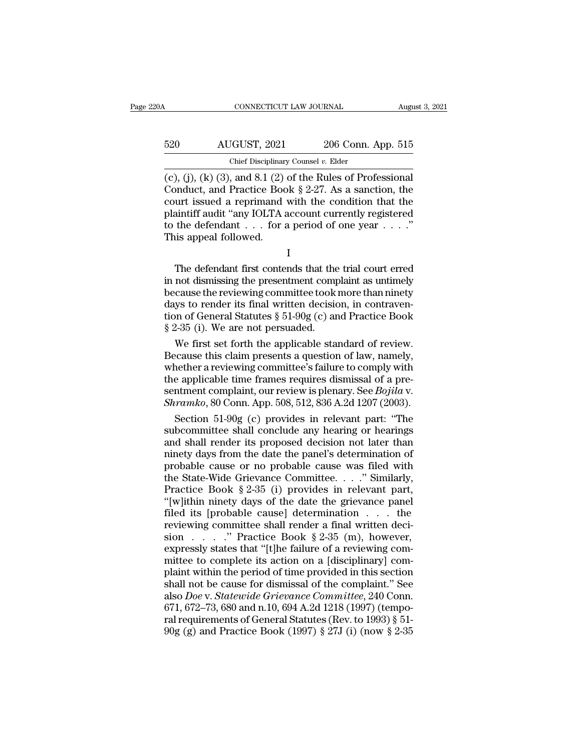(c), (j), (k) (3), and 8.1 (2) of the Rules of Professional Conduct, and Practice Book § 2-27. As a sanction, the court issued a reprimand with the condition that the plaintiff audit "any IOLTA account currently registered to the defendant . . . for a period of one year . . . ." This appeal followed.

I

The defendant first contends that the trial court erred in not dismissing the presentment complaint as untimely because the reviewing committee took more than ninety days to render its final written decision, in contravention of General Statutes § 51-90g (c) and Practice Book § 2-35 (i). We are not persuaded.

We first set forth the applicable standard of review. Because this claim presents a question of law, namely, whether a reviewing committee's failure to comply with the applicable time frames requires dismissal of a presentment complaint, our review is plenary. See *Bojila* v. *Shramko*, 80 Conn. App. 508, 512, 836 A.2d 1207 (2003).

Section 51-90g (c) provides in relevant part: "The subcommittee shall conclude any hearing or hearings and shall render its proposed decision not later than ninety days from the date the panel's determination of probable cause or no probable cause was filed with the State-Wide Grievance Committee. . . ." Similarly, Practice Book § 2-35 (i) provides in relevant part, "[w]ithin ninety days of the date the grievance panel filed its [probable cause] determination . . . the reviewing committee shall render a final written decision . . . ." Practice Book § 2-35 (m), however, expressly states that "[t]he failure of a reviewing committee to complete its action on a [disciplinary] complaint within the period of time provided in this section shall not be cause for dismissal of the complaint." See also *Doe* v. *Statewide Grievance Committee*, 240 Conn. 671, 672–73, 680 and n.10, 694 A.2d 1218 (1997) (temporal requirements of General Statutes (Rev. to 1993) § 51-90g (g) and Practice Book (1997) § 27J (i) (now § 2-35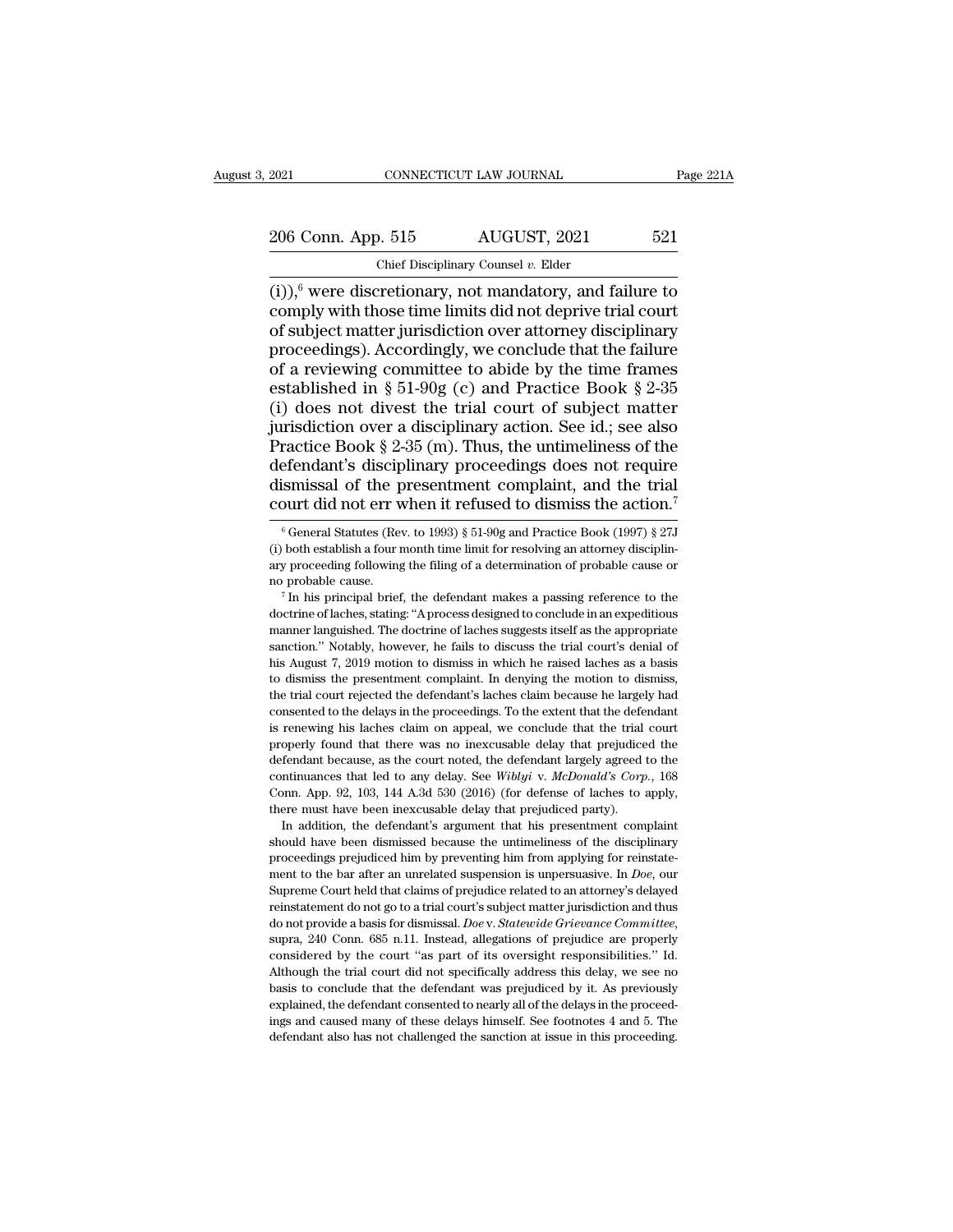(i)),[6] were discretionary, not mandatory, and failure to comply with those time limits did not deprive trial court of subject matter jurisdiction over attorney disciplinary proceedings). Accordingly, we conclude that the failure of a reviewing committee to abide by the time frames established in § 51-90g (c) and Practice Book § 2-35 (i) does not divest the trial court of subject matter jurisdiction over a disciplinary action. See id.; see also Practice Book § 2-35 (m). Thus, the untimeliness of the defendant's disciplinary proceedings does not require dismissal of the presentment complaint, and the trial court did not err when it refused to dismiss the action.[7]

[6] General Statutes (Rev. to 1993) § 51-90g and Practice Book (1997) § 27J (i) both establish a four month time limit for resolving an attorney disciplinary proceeding following the filing of a determination of probable cause or no probable cause.

[7] In his principal brief, the defendant makes a passing reference to the doctrine of laches, stating: "A process designed to conclude in an expeditious manner languished. The doctrine of laches suggests itself as the appropriate sanction." Notably, however, he fails to discuss the trial court's denial of his August 7, 2019 motion to dismiss in which he raised laches as a basis to dismiss the presentment complaint. In denying the motion to dismiss, the trial court rejected the defendant's laches claim because he largely had consented to the delays in the proceedings. To the extent that the defendant is renewing his laches claim on appeal, we conclude that the trial court properly found that there was no inexcusable delay that prejudiced the defendant because, as the court noted, the defendant largely agreed to the continuances that led to any delay. See *Wiblyi* v. *McDonald's Corp.*, 168 Conn. App. 92, 103, 144 A.3d 530 (2016) (for defense of laches to apply, there must have been inexcusable delay that prejudiced party).

In addition, the defendant's argument that his presentment complaint should have been dismissed because the untimeliness of the disciplinary proceedings prejudiced him by preventing him from applying for reinstatement to the bar after an unrelated suspension is unpersuasive. In *Doe*, our Supreme Court held that claims of prejudice related to an attorney's delayed reinstatement do not go to a trial court's subject matter jurisdiction and thus do not provide a basis for dismissal. *Doe* v. *Statewide Grievance Committee*, supra, 240 Conn. 685 n.11. Instead, allegations of prejudice are properly considered by the court "as part of its oversight responsibilities." Id. Although the trial court did not specifically address this delay, we see no basis to conclude that the defendant was prejudiced by it. As previously explained, the defendant consented to nearly all of the delays in the proceedings and caused many of these delays himself. See footnotes 4 and 5. The defendant also has not challenged the sanction at issue in this proceeding.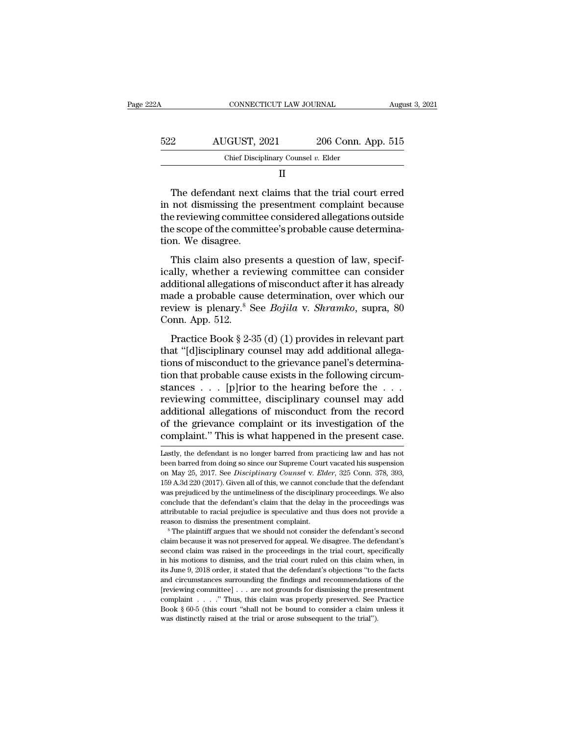II

The defendant next claims that the trial court erred in not dismissing the presentment complaint because the reviewing committee considered allegations outside the scope of the committee's probable cause determination. We disagree.

This claim also presents a question of law, specifically, whether a reviewing committee can consider additional allegations of misconduct after it has already made a probable cause determination, over which our review is plenary.[8] See *Bojila* v. *Shramko*, supra, 80 Conn. App. 512.

Practice Book § 2-35 (d) (1) provides in relevant part that "[d]isciplinary counsel may add additional allegations of misconduct to the grievance panel's determination that probable cause exists in the following circumstances . . . [p]rior to the hearing before the . . . reviewing committee, disciplinary counsel may add additional allegations of misconduct from the record of the grievance complaint or its investigation of the complaint." This is what happened in the present case.

---

Lastly, the defendant is no longer barred from practicing law and has not been barred from doing so since our Supreme Court vacated his suspension on May 25, 2017. See *Disciplinary Counsel* v. *Elder*, 325 Conn. 378, 393, 159 A.3d 220 (2017). Given all of this, we cannot conclude that the defendant was prejudiced by the untimeliness of the disciplinary proceedings. We also conclude that the defendant's claim that the delay in the proceedings was attributable to racial prejudice is speculative and thus does not provide a reason to dismiss the presentment complaint.

[8] The plaintiff argues that we should not consider the defendant's second claim because it was not preserved for appeal. We disagree. The defendant's second claim was raised in the proceedings in the trial court, specifically in his motions to dismiss, and the trial court ruled on this claim when, in its June 9, 2018 order, it stated that the defendant's objections "to the facts and circumstances surrounding the findings and recommendations of the [reviewing committee] . . . are not grounds for dismissing the presentment complaint . . . ." Thus, this claim was properly preserved. See Practice Book § 60-5 (this court "shall not be bound to consider a claim unless it was distinctly raised at the trial or arose subsequent to the trial").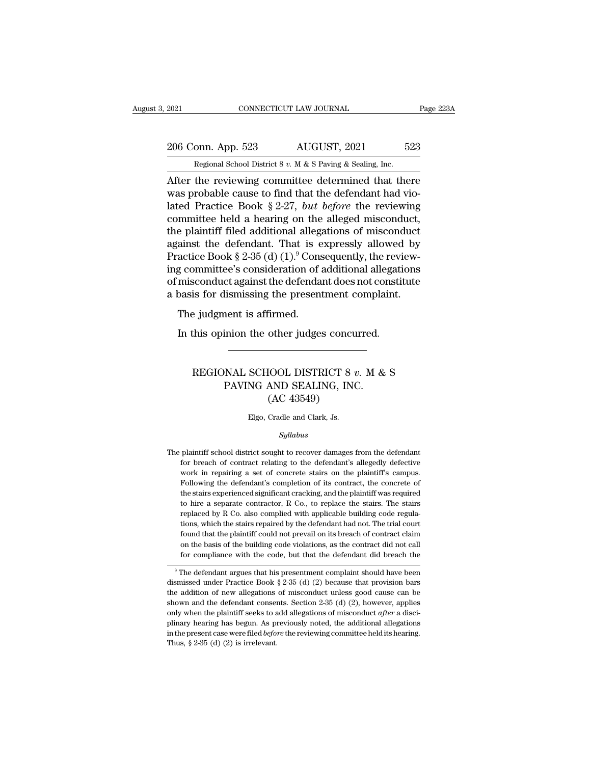After the reviewing committee determined that there was probable cause to find that the defendant had violated Practice Book § 2-27, *but before* the reviewing committee held a hearing on the alleged misconduct, the plaintiff filed additional allegations of misconduct against the defendant. That is expressly allowed by Practice Book § 2-35 (d) (1).[9] Consequently, the reviewing committee's consideration of additional allegations of misconduct against the defendant does not constitute a basis for dismissing the presentment complaint.

The judgment is affirmed.

In this opinion the other judges concurred.

---

# REGIONAL SCHOOL DISTRICT 8 *v.* M & S PAVING AND SEALING, INC.
## (AC 43549)

Elgo, Cradle and Clark, Js.

*Syllabus*

The plaintiff school district sought to recover damages from the defendant for breach of contract relating to the defendant's allegedly defective work in repairing a set of concrete stairs on the plaintiff's campus. Following the defendant's completion of its contract, the concrete of the stairs experienced significant cracking, and the plaintiff was required to hire a separate contractor, R Co., to replace the stairs. The stairs replaced by R Co. also complied with applicable building code regulations, which the stairs repaired by the defendant had not. The trial court found that the plaintiff could not prevail on its breach of contract claim on the basis of the building code violations, as the contract did not call for compliance with the code, but that the defendant did breach the

---

[9] The defendant argues that his presentment complaint should have been dismissed under Practice Book § 2-35 (d) (2) because that provision bars the addition of new allegations of misconduct unless good cause can be shown and the defendant consents. Section 2-35 (d) (2), however, applies only when the plaintiff seeks to add allegations of misconduct *after* a disciplinary hearing has begun. As previously noted, the additional allegations in the present case were filed *before* the reviewing committee held its hearing. Thus, § 2-35 (d) (2) is irrelevant.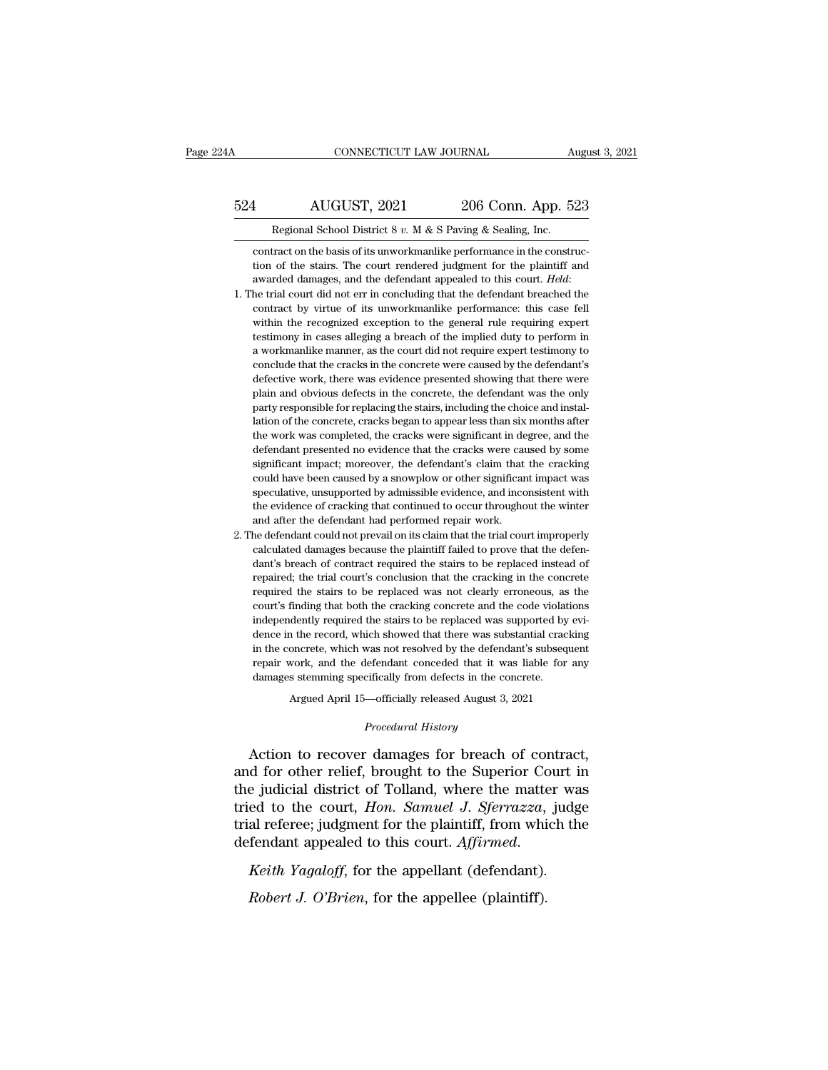contract on the basis of its unworkmanlike performance in the construction of the stairs. The court rendered judgment for the plaintiff and awarded damages, and the defendant appealed to this court. *Held*:

1. The trial court did not err in concluding that the defendant breached the contract by virtue of its unworkmanlike performance: this case fell within the recognized exception to the general rule requiring expert testimony in cases alleging a breach of the implied duty to perform in a workmanlike manner, as the court did not require expert testimony to conclude that the cracks in the concrete were caused by the defendant's defective work, there was evidence presented showing that there were plain and obvious defects in the concrete, the defendant was the only party responsible for replacing the stairs, including the choice and installation of the concrete, cracks began to appear less than six months after the work was completed, the cracks were significant in degree, and the defendant presented no evidence that the cracks were caused by some significant impact; moreover, the defendant's claim that the cracking could have been caused by a snowplow or other significant impact was speculative, unsupported by admissible evidence, and inconsistent with the evidence of cracking that continued to occur throughout the winter and after the defendant had performed repair work.

2. The defendant could not prevail on its claim that the trial court improperly calculated damages because the plaintiff failed to prove that the defendant's breach of contract required the stairs to be replaced instead of repaired; the trial court's conclusion that the cracking in the concrete required the stairs to be replaced was not clearly erroneous, as the court's finding that both the cracking concrete and the code violations independently required the stairs to be replaced was supported by evidence in the record, which showed that there was substantial cracking in the concrete, which was not resolved by the defendant's subsequent repair work, and the defendant conceded that it was liable for any damages stemming specifically from defects in the concrete.

Argued April 15—officially released August 3, 2021

*Procedural History*

Action to recover damages for breach of contract, and for other relief, brought to the Superior Court in the judicial district of Tolland, where the matter was tried to the court, *Hon. Samuel J. Sferrazza*, judge trial referee; judgment for the plaintiff, from which the defendant appealed to this court. *Affirmed*.

*Keith Yagaloff*, for the appellant (defendant).

*Robert J. O'Brien*, for the appellee (plaintiff).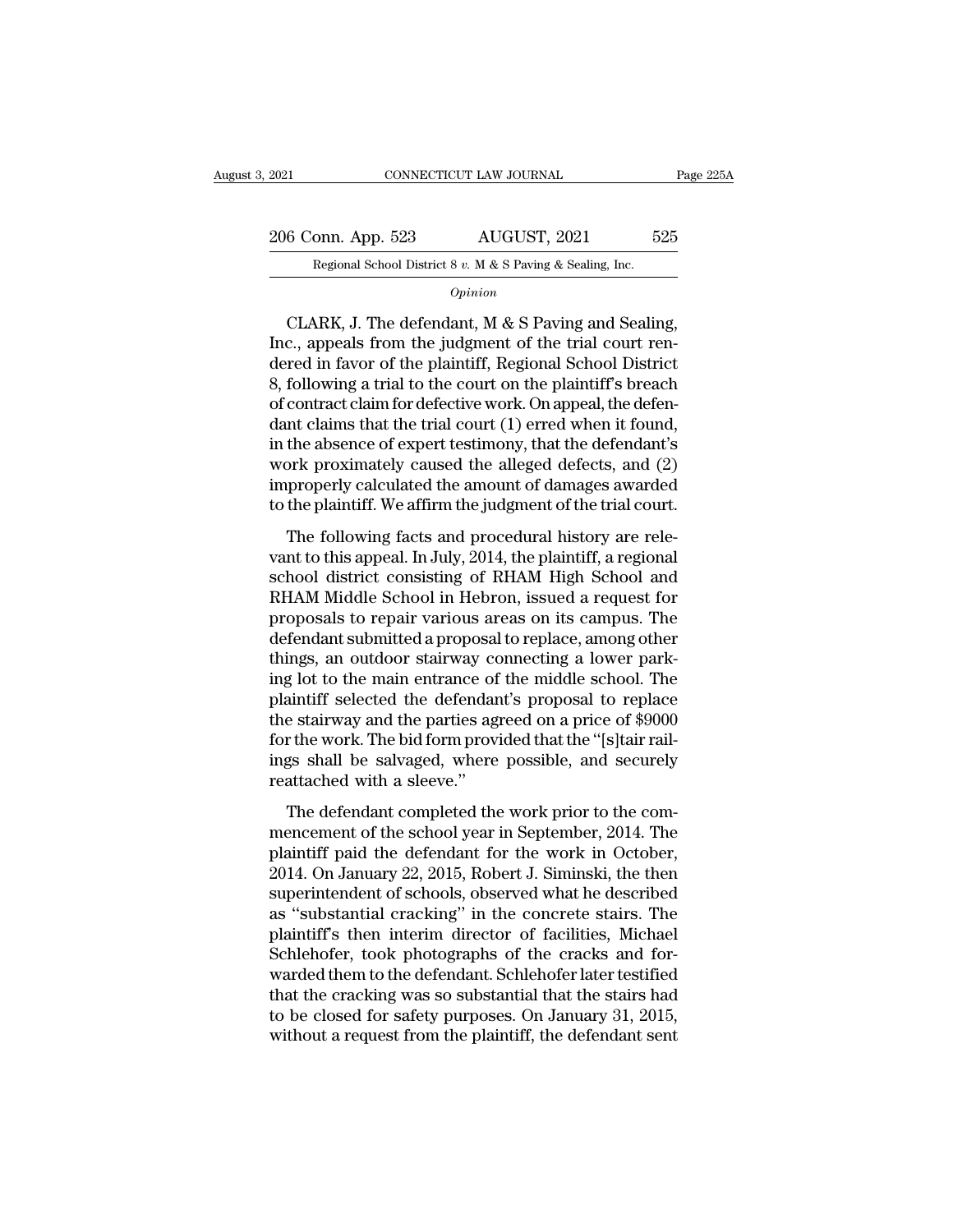*Opinion*

CLARK, J. The defendant, M & S Paving and Sealing, Inc., appeals from the judgment of the trial court rendered in favor of the plaintiff, Regional School District 8, following a trial to the court on the plaintiff's breach of contract claim for defective work. On appeal, the defendant claims that the trial court (1) erred when it found, in the absence of expert testimony, that the defendant's work proximately caused the alleged defects, and (2) improperly calculated the amount of damages awarded to the plaintiff. We affirm the judgment of the trial court.

The following facts and procedural history are relevant to this appeal. In July, 2014, the plaintiff, a regional school district consisting of RHAM High School and RHAM Middle School in Hebron, issued a request for proposals to repair various areas on its campus. The defendant submitted a proposal to replace, among other things, an outdoor stairway connecting a lower parking lot to the main entrance of the middle school. The plaintiff selected the defendant's proposal to replace the stairway and the parties agreed on a price of $9000 for the work. The bid form provided that the "[s]tair railings shall be salvaged, where possible, and securely reattached with a sleeve."

The defendant completed the work prior to the commencement of the school year in September, 2014. The plaintiff paid the defendant for the work in October, 2014. On January 22, 2015, Robert J. Siminski, the then superintendent of schools, observed what he described as "substantial cracking" in the concrete stairs. The plaintiff's then interim director of facilities, Michael Schlehofer, took photographs of the cracks and forwarded them to the defendant. Schlehofer later testified that the cracking was so substantial that the stairs had to be closed for safety purposes. On January 31, 2015, without a request from the plaintiff, the defendant sent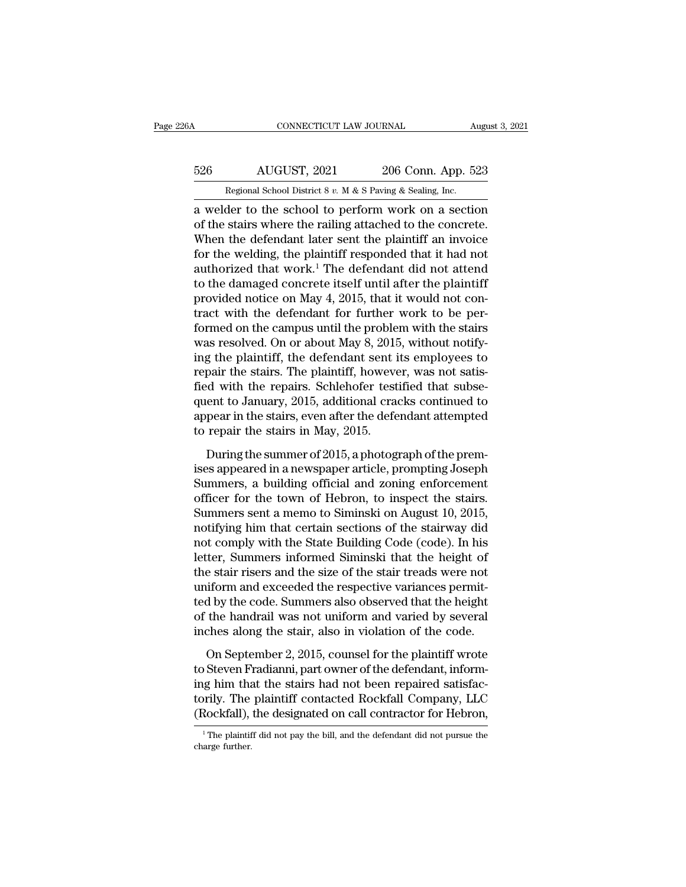a welder to the school to perform work on a section of the stairs where the railing attached to the concrete. When the defendant later sent the plaintiff an invoice for the welding, the plaintiff responded that it had not authorized that work.[1] The defendant did not attend to the damaged concrete itself until after the plaintiff provided notice on May 4, 2015, that it would not contract with the defendant for further work to be performed on the campus until the problem with the stairs was resolved. On or about May 8, 2015, without notifying the plaintiff, the defendant sent its employees to repair the stairs. The plaintiff, however, was not satisfied with the repairs. Schlehofer testified that subsequent to January, 2015, additional cracks continued to appear in the stairs, even after the defendant attempted to repair the stairs in May, 2015.

During the summer of 2015, a photograph of the premises appeared in a newspaper article, prompting Joseph Summers, a building official and zoning enforcement officer for the town of Hebron, to inspect the stairs. Summers sent a memo to Siminski on August 10, 2015, notifying him that certain sections of the stairway did not comply with the State Building Code (code). In his letter, Summers informed Siminski that the height of the stair risers and the size of the stair treads were not uniform and exceeded the respective variances permitted by the code. Summers also observed that the height of the handrail was not uniform and varied by several inches along the stair, also in violation of the code.

On September 2, 2015, counsel for the plaintiff wrote to Steven Fradianni, part owner of the defendant, informing him that the stairs had not been repaired satisfactorily. The plaintiff contacted Rockfall Company, LLC (Rockfall), the designated on call contractor for Hebron,

[1] The plaintiff did not pay the bill, and the defendant did not pursue the charge further.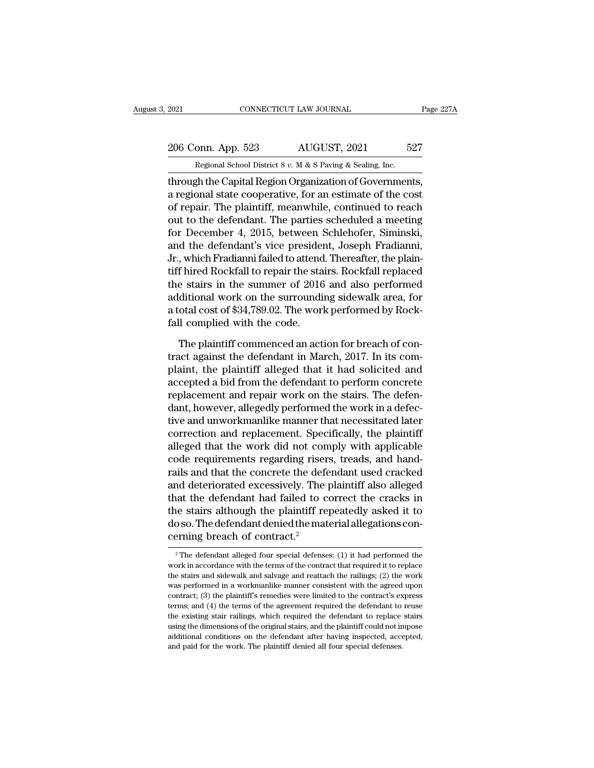through the Capital Region Organization of Governments, a regional state cooperative, for an estimate of the cost of repair. The plaintiff, meanwhile, continued to reach out to the defendant. The parties scheduled a meeting for December 4, 2015, between Schlehofer, Siminski, and the defendant's vice president, Joseph Fradianni, Jr., which Fradianni failed to attend. Thereafter, the plaintiff hired Rockfall to repair the stairs. Rockfall replaced the stairs in the summer of 2016 and also performed additional work on the surrounding sidewalk area, for a total cost of $34,789.02. The work performed by Rockfall complied with the code.

The plaintiff commenced an action for breach of contract against the defendant in March, 2017. In its complaint, the plaintiff alleged that it had solicited and accepted a bid from the defendant to perform concrete replacement and repair work on the stairs. The defendant, however, allegedly performed the work in a defective and unworkmanlike manner that necessitated later correction and replacement. Specifically, the plaintiff alleged that the work did not comply with applicable code requirements regarding risers, treads, and handrails and that the concrete the defendant used cracked and deteriorated excessively. The plaintiff also alleged that the defendant had failed to correct the cracks in the stairs although the plaintiff repeatedly asked it to do so. The defendant denied the material allegations concerning breach of contract.[2]

[2] The defendant alleged four special defenses: (1) it had performed the work in accordance with the terms of the contract that required it to replace the stairs and sidewalk and salvage and reattach the railings; (2) the work was performed in a workmanlike manner consistent with the agreed upon contract; (3) the plaintiff's remedies were limited to the contract's express terms; and (4) the terms of the agreement required the defendant to reuse the existing stair railings, which required the defendant to replace stairs using the dimensions of the original stairs, and the plaintiff could not impose additional conditions on the defendant after having inspected, accepted, and paid for the work. The plaintiff denied all four special defenses.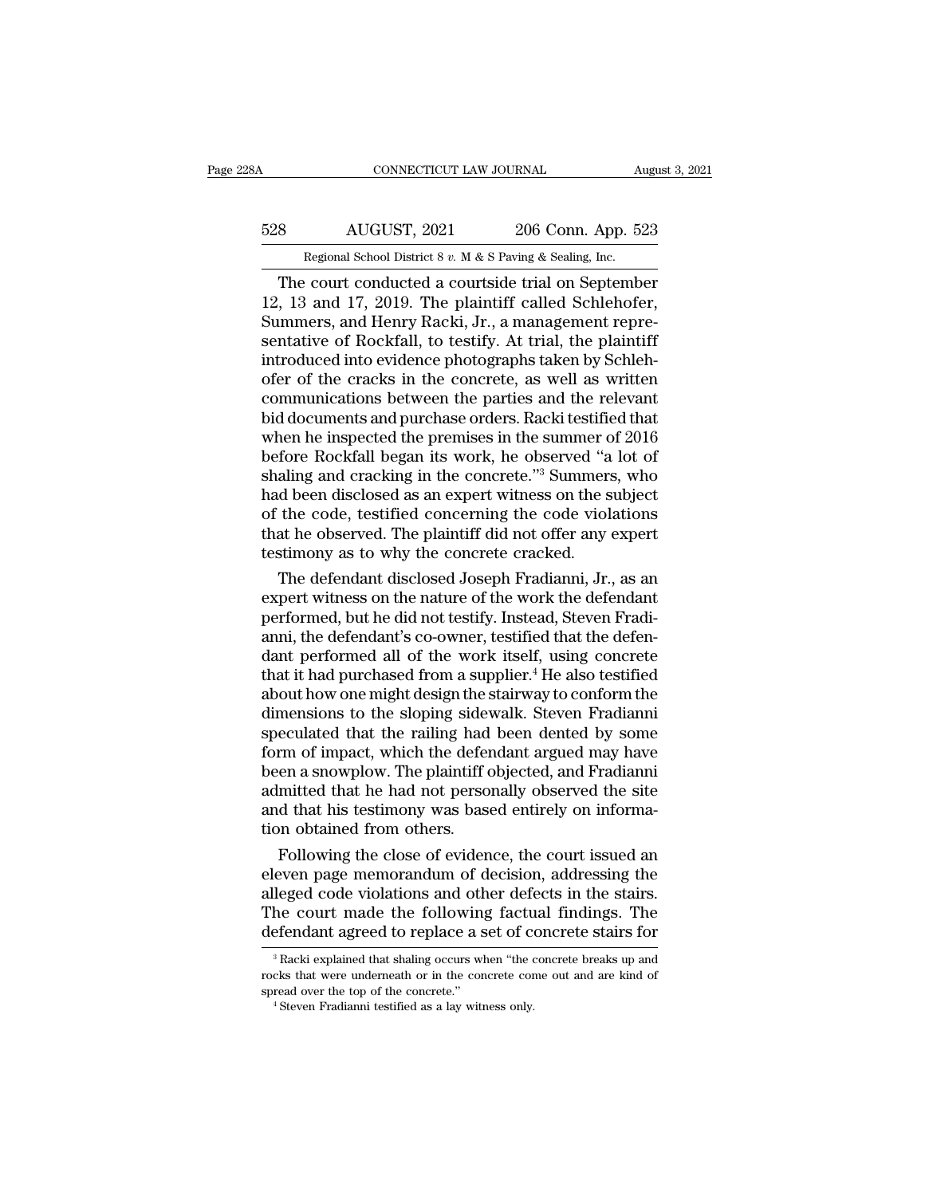The court conducted a courtside trial on September 12, 13 and 17, 2019. The plaintiff called Schlehofer, Summers, and Henry Racki, Jr., a management representative of Rockfall, to testify. At trial, the plaintiff introduced into evidence photographs taken by Schlehofer of the cracks in the concrete, as well as written communications between the parties and the relevant bid documents and purchase orders. Racki testified that when he inspected the premises in the summer of 2016 before Rockfall began its work, he observed "a lot of shaling and cracking in the concrete."[3] Summers, who had been disclosed as an expert witness on the subject of the code, testified concerning the code violations that he observed. The plaintiff did not offer any expert testimony as to why the concrete cracked.

The defendant disclosed Joseph Fradianni, Jr., as an expert witness on the nature of the work the defendant performed, but he did not testify. Instead, Steven Fradianni, the defendant's co-owner, testified that the defendant performed all of the work itself, using concrete that it had purchased from a supplier.[4] He also testified about how one might design the stairway to conform the dimensions to the sloping sidewalk. Steven Fradianni speculated that the railing had been dented by some form of impact, which the defendant argued may have been a snowplow. The plaintiff objected, and Fradianni admitted that he had not personally observed the site and that his testimony was based entirely on information obtained from others.

Following the close of evidence, the court issued an eleven page memorandum of decision, addressing the alleged code violations and other defects in the stairs. The court made the following factual findings. The defendant agreed to replace a set of concrete stairs for

[3] Racki explained that shaling occurs when "the concrete breaks up and rocks that were underneath or in the concrete come out and are kind of spread over the top of the concrete."

[4] Steven Fradianni testified as a lay witness only.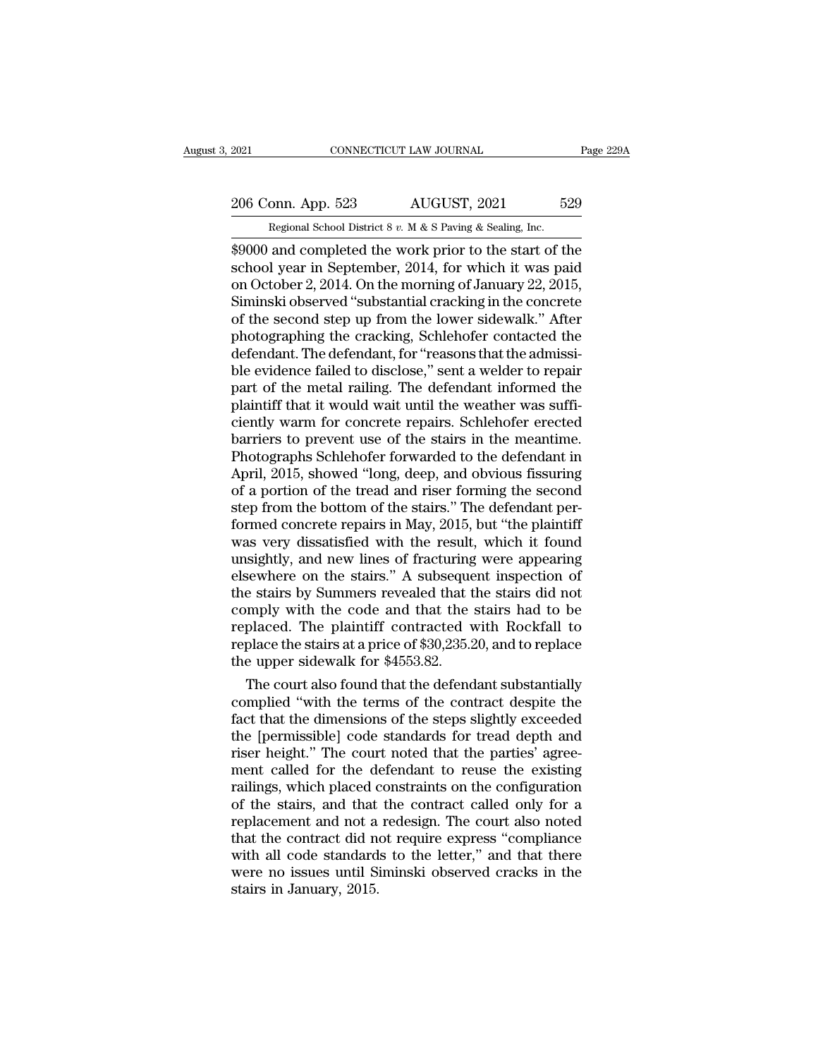$9000 and completed the work prior to the start of the school year in September, 2014, for which it was paid on October 2, 2014. On the morning of January 22, 2015, Siminski observed "substantial cracking in the concrete of the second step up from the lower sidewalk." After photographing the cracking, Schlehofer contacted the defendant. The defendant, for "reasons that the admissible evidence failed to disclose," sent a welder to repair part of the metal railing. The defendant informed the plaintiff that it would wait until the weather was sufficiently warm for concrete repairs. Schlehofer erected barriers to prevent use of the stairs in the meantime. Photographs Schlehofer forwarded to the defendant in April, 2015, showed "long, deep, and obvious fissuring of a portion of the tread and riser forming the second step from the bottom of the stairs." The defendant performed concrete repairs in May, 2015, but "the plaintiff was very dissatisfied with the result, which it found unsightly, and new lines of fracturing were appearing elsewhere on the stairs." A subsequent inspection of the stairs by Summers revealed that the stairs did not comply with the code and that the stairs had to be replaced. The plaintiff contracted with Rockfall to replace the stairs at a price of $30,235.20, and to replace the upper sidewalk for $4553.82.

The court also found that the defendant substantially complied "with the terms of the contract despite the fact that the dimensions of the steps slightly exceeded the [permissible] code standards for tread depth and riser height." The court noted that the parties' agreement called for the defendant to reuse the existing railings, which placed constraints on the configuration of the stairs, and that the contract called only for a replacement and not a redesign. The court also noted that the contract did not require express "compliance with all code standards to the letter," and that there were no issues until Siminski observed cracks in the stairs in January, 2015.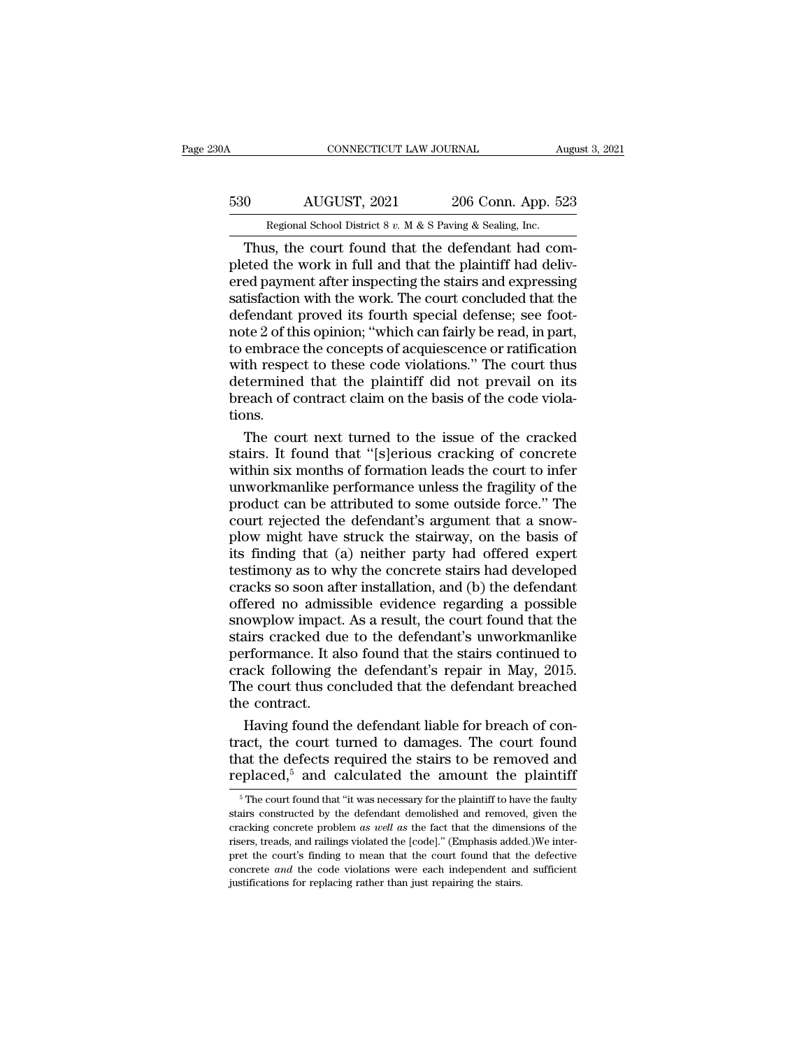Thus, the court found that the defendant had completed the work in full and that the plaintiff had delivered payment after inspecting the stairs and expressing satisfaction with the work. The court concluded that the defendant proved its fourth special defense; see footnote 2 of this opinion; "which can fairly be read, in part, to embrace the concepts of acquiescence or ratification with respect to these code violations." The court thus determined that the plaintiff did not prevail on its breach of contract claim on the basis of the code violations.

The court next turned to the issue of the cracked stairs. It found that "[s]erious cracking of concrete within six months of formation leads the court to infer unworkmanlike performance unless the fragility of the product can be attributed to some outside force." The court rejected the defendant's argument that a snowplow might have struck the stairway, on the basis of its finding that (a) neither party had offered expert testimony as to why the concrete stairs had developed cracks so soon after installation, and (b) the defendant offered no admissible evidence regarding a possible snowplow impact. As a result, the court found that the stairs cracked due to the defendant's unworkmanlike performance. It also found that the stairs continued to crack following the defendant's repair in May, 2015. The court thus concluded that the defendant breached the contract.

Having found the defendant liable for breach of contract, the court turned to damages. The court found that the defects required the stairs to be removed and replaced,[5] and calculated the amount the plaintiff

[5] The court found that "it was necessary for the plaintiff to have the faulty stairs constructed by the defendant demolished and removed, given the cracking concrete problem *as well as* the fact that the dimensions of the risers, treads, and railings violated the [code]." (Emphasis added.)We interpret the court's finding to mean that the court found that the defective concrete *and* the code violations were each independent and sufficient justifications for replacing rather than just repairing the stairs.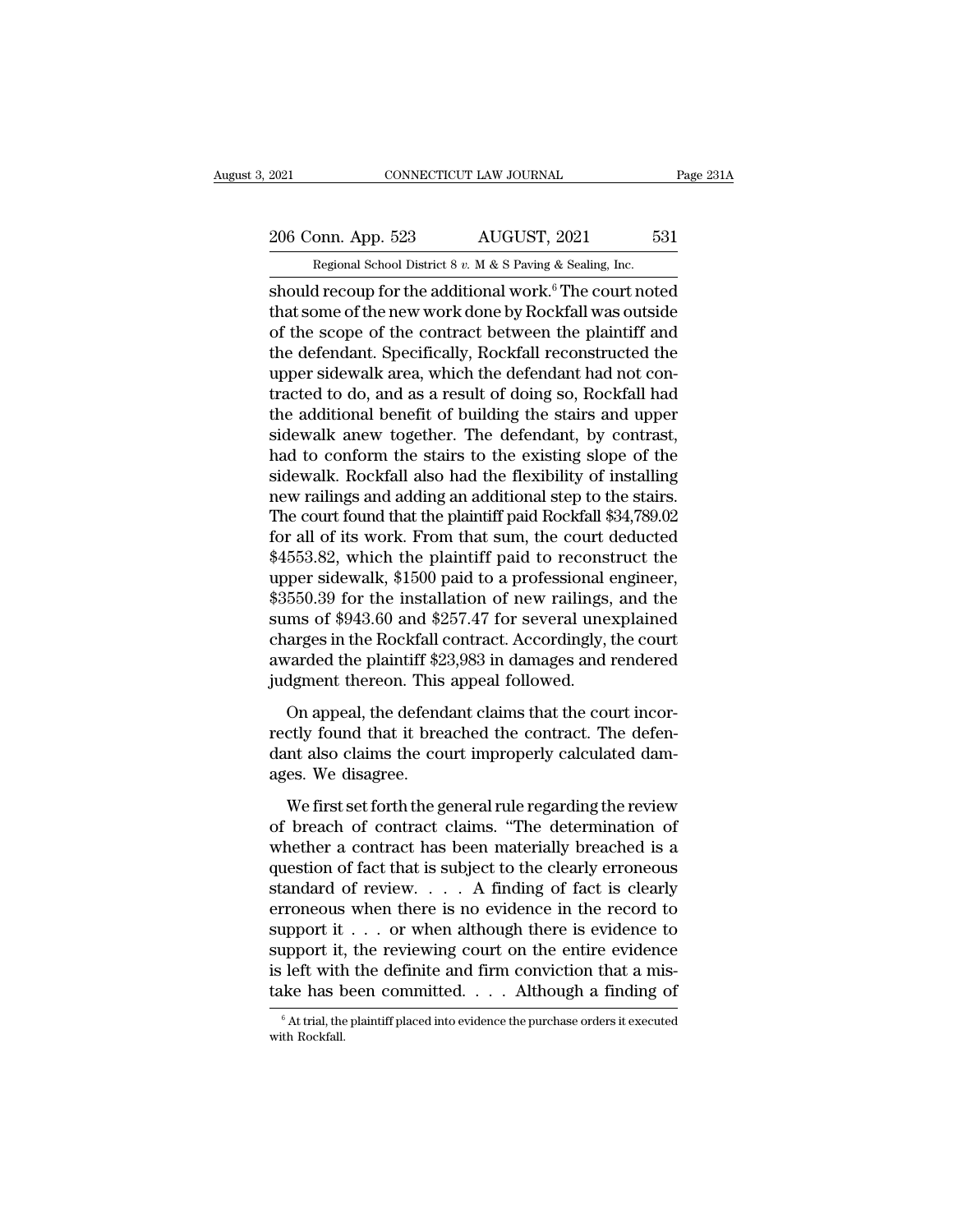should recoup for the additional work.[6] The court noted that some of the new work done by Rockfall was outside of the scope of the contract between the plaintiff and the defendant. Specifically, Rockfall reconstructed the upper sidewalk area, which the defendant had not contracted to do, and as a result of doing so, Rockfall had the additional benefit of building the stairs and upper sidewalk anew together. The defendant, by contrast, had to conform the stairs to the existing slope of the sidewalk. Rockfall also had the flexibility of installing new railings and adding an additional step to the stairs. The court found that the plaintiff paid Rockfall $34,789.02 for all of its work. From that sum, the court deducted $4553.82, which the plaintiff paid to reconstruct the upper sidewalk, $1500 paid to a professional engineer, $3550.39 for the installation of new railings, and the sums of $943.60 and $257.47 for several unexplained charges in the Rockfall contract. Accordingly, the court awarded the plaintiff $23,983 in damages and rendered judgment thereon. This appeal followed.

On appeal, the defendant claims that the court incorrectly found that it breached the contract. The defendant also claims the court improperly calculated damages. We disagree.

We first set forth the general rule regarding the review of breach of contract claims. "The determination of whether a contract has been materially breached is a question of fact that is subject to the clearly erroneous standard of review. . . . A finding of fact is clearly erroneous when there is no evidence in the record to support it . . . or when although there is evidence to support it, the reviewing court on the entire evidence is left with the definite and firm conviction that a mistake has been committed. . . . Although a finding of

[6] At trial, the plaintiff placed into evidence the purchase orders it executed with Rockfall.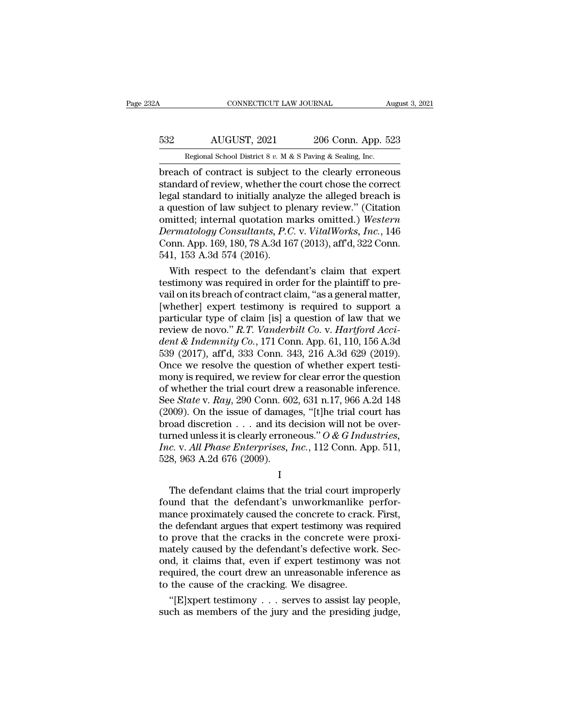breach of contract is subject to the clearly erroneous standard of review, whether the court chose the correct legal standard to initially analyze the alleged breach is a question of law subject to plenary review." (Citation omitted; internal quotation marks omitted.) *Western Dermatology Consultants, P.C.* v. *VitalWorks, Inc.*, 146 Conn. App. 169, 180, 78 A.3d 167 (2013), aff'd, 322 Conn. 541, 153 A.3d 574 (2016).

With respect to the defendant's claim that expert testimony was required in order for the plaintiff to prevail on its breach of contract claim, "as a general matter, [whether] expert testimony is required to support a particular type of claim [is] a question of law that we review de novo." *R.T. Vanderbilt Co.* v. *Hartford Accident & Indemnity Co.*, 171 Conn. App. 61, 110, 156 A.3d 539 (2017), aff'd, 333 Conn. 343, 216 A.3d 629 (2019). Once we resolve the question of whether expert testimony is required, we review for clear error the question of whether the trial court drew a reasonable inference. See *State* v. *Ray*, 290 Conn. 602, 631 n.17, 966 A.2d 148 (2009). On the issue of damages, "[t]he trial court has broad discretion . . . and its decision will not be overturned unless it is clearly erroneous." *O & G Industries, Inc.* v. *All Phase Enterprises, Inc.*, 112 Conn. App. 511, 528, 963 A.2d 676 (2009).

## I

The defendant claims that the trial court improperly found that the defendant's unworkmanlike performance proximately caused the concrete to crack. First, the defendant argues that expert testimony was required to prove that the cracks in the concrete were proximately caused by the defendant's defective work. Second, it claims that, even if expert testimony was not required, the court drew an unreasonable inference as to the cause of the cracking. We disagree.

"[E]xpert testimony . . . serves to assist lay people, such as members of the jury and the presiding judge,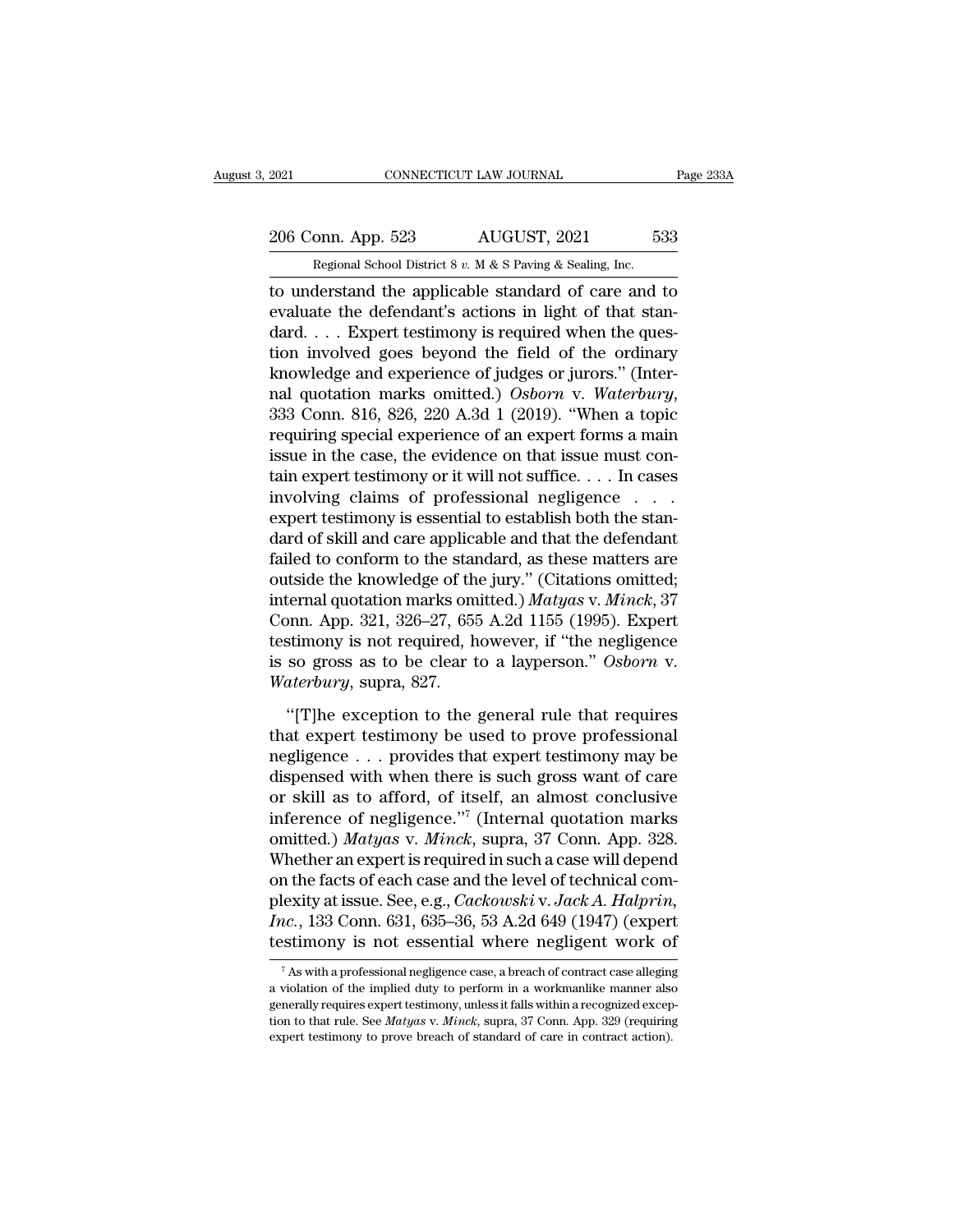to understand the applicable standard of care and to evaluate the defendant's actions in light of that standard. . . . Expert testimony is required when the question involved goes beyond the field of the ordinary knowledge and experience of judges or jurors." (Internal quotation marks omitted.) *Osborn* v. *Waterbury*, 333 Conn. 816, 826, 220 A.3d 1 (2019). "When a topic requiring special experience of an expert forms a main issue in the case, the evidence on that issue must contain expert testimony or it will not suffice. . . . In cases involving claims of professional negligence . . . expert testimony is essential to establish both the standard of skill and care applicable and that the defendant failed to conform to the standard, as these matters are outside the knowledge of the jury." (Citations omitted; internal quotation marks omitted.) *Matyas* v. *Minck*, 37 Conn. App. 321, 326–27, 655 A.2d 1155 (1995). Expert testimony is not required, however, if "the negligence is so gross as to be clear to a layperson." *Osborn* v. *Waterbury*, supra, 827.

"[T]he exception to the general rule that requires that expert testimony be used to prove professional negligence . . . provides that expert testimony may be dispensed with when there is such gross want of care or skill as to afford, of itself, an almost conclusive inference of negligence."[7] (Internal quotation marks omitted.) *Matyas* v. *Minck*, supra, 37 Conn. App. 328. Whether an expert is required in such a case will depend on the facts of each case and the level of technical complexity at issue. See, e.g., *Cackowski* v. *Jack A. Halprin, Inc.*, 133 Conn. 631, 635–36, 53 A.2d 649 (1947) (expert testimony is not essential where negligent work of

[7] As with a professional negligence case, a breach of contract case alleging a violation of the implied duty to perform in a workmanlike manner also generally requires expert testimony, unless it falls within a recognized exception to that rule. See *Matyas* v. *Minck*, supra, 37 Conn. App. 329 (requiring expert testimony to prove breach of standard of care in contract action).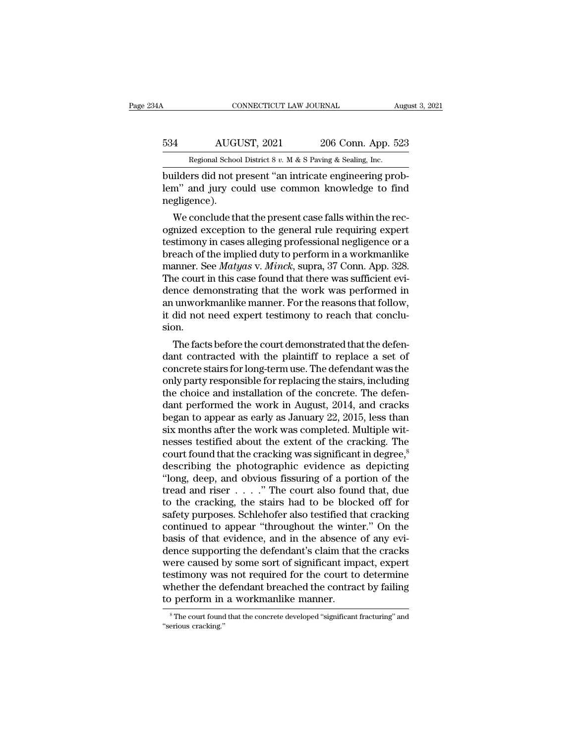builders did not present "an intricate engineering problem" and jury could use common knowledge to find negligence).

We conclude that the present case falls within the recognized exception to the general rule requiring expert testimony in cases alleging professional negligence or a breach of the implied duty to perform in a workmanlike manner. See *Matyas* v. *Minck*, supra, 37 Conn. App. 328. The court in this case found that there was sufficient evidence demonstrating that the work was performed in an unworkmanlike manner. For the reasons that follow, it did not need expert testimony to reach that conclusion.

The facts before the court demonstrated that the defendant contracted with the plaintiff to replace a set of concrete stairs for long-term use. The defendant was the only party responsible for replacing the stairs, including the choice and installation of the concrete. The defendant performed the work in August, 2014, and cracks began to appear as early as January 22, 2015, less than six months after the work was completed. Multiple witnesses testified about the extent of the cracking. The court found that the cracking was significant in degree,[8] describing the photographic evidence as depicting "long, deep, and obvious fissuring of a portion of the tread and riser . . . ." The court also found that, due to the cracking, the stairs had to be blocked off for safety purposes. Schlehofer also testified that cracking continued to appear "throughout the winter." On the basis of that evidence, and in the absence of any evidence supporting the defendant's claim that the cracks were caused by some sort of significant impact, expert testimony was not required for the court to determine whether the defendant breached the contract by failing to perform in a workmanlike manner.

[8] The court found that the concrete developed "significant fracturing" and "serious cracking."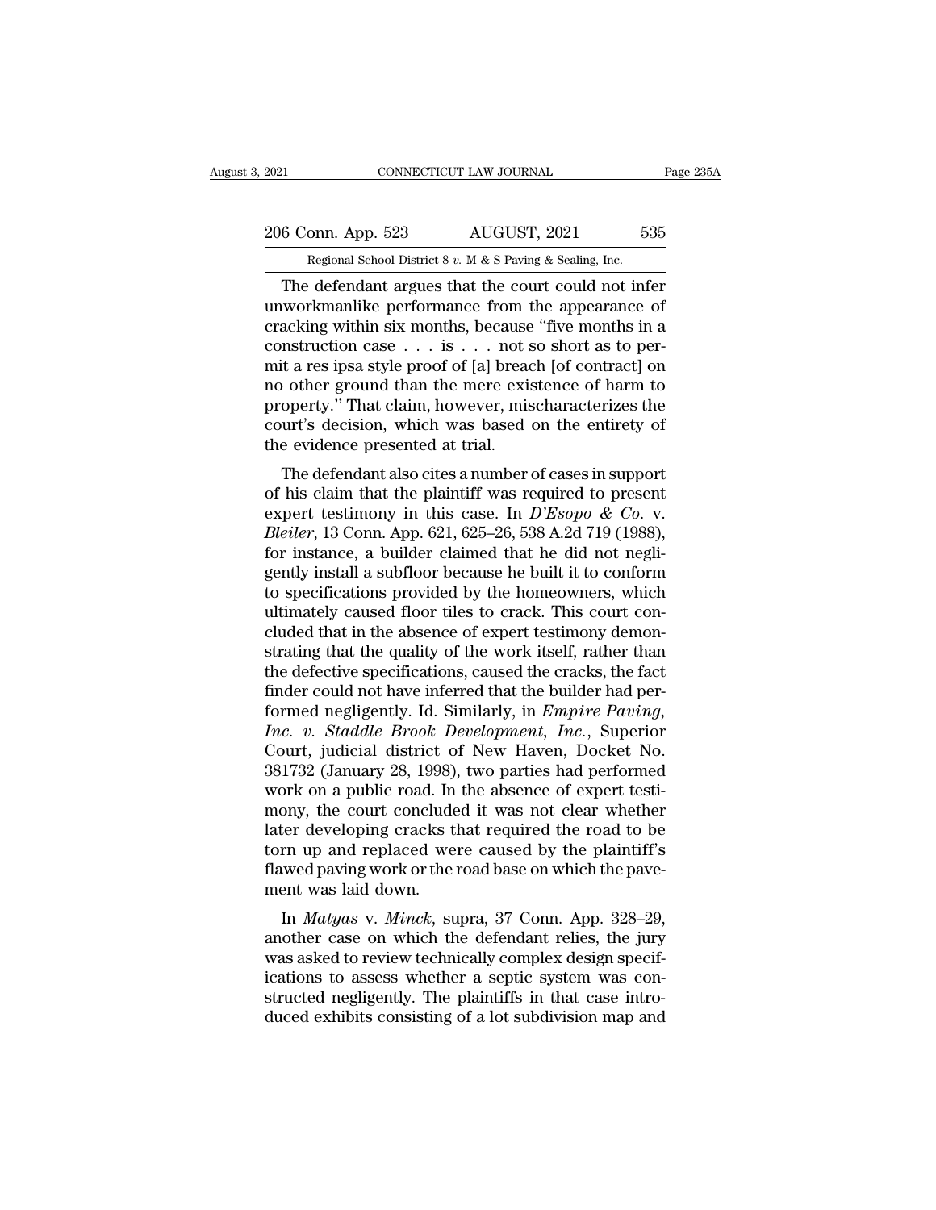The defendant argues that the court could not infer unworkmanlike performance from the appearance of cracking within six months, because "five months in a construction case . . . is . . . not so short as to permit a res ipsa style proof of [a] breach [of contract] on no other ground than the mere existence of harm to property." That claim, however, mischaracterizes the court's decision, which was based on the entirety of the evidence presented at trial.

The defendant also cites a number of cases in support of his claim that the plaintiff was required to present expert testimony in this case. In *D'Esopo & Co.* v. *Bleiler*, 13 Conn. App. 621, 625–26, 538 A.2d 719 (1988), for instance, a builder claimed that he did not negligently install a subfloor because he built it to conform to specifications provided by the homeowners, which ultimately caused floor tiles to crack. This court concluded that in the absence of expert testimony demonstrating that the quality of the work itself, rather than the defective specifications, caused the cracks, the fact finder could not have inferred that the builder had performed negligently. Id. Similarly, in *Empire Paving, Inc. v. Staddle Brook Development, Inc.*, Superior Court, judicial district of New Haven, Docket No. 381732 (January 28, 1998), two parties had performed work on a public road. In the absence of expert testimony, the court concluded it was not clear whether later developing cracks that required the road to be torn up and replaced were caused by the plaintiff's flawed paving work or the road base on which the pavement was laid down.

In *Matyas* v. *Minck*, supra, 37 Conn. App. 328–29, another case on which the defendant relies, the jury was asked to review technically complex design specifications to assess whether a septic system was constructed negligently. The plaintiffs in that case introduced exhibits consisting of a lot subdivision map and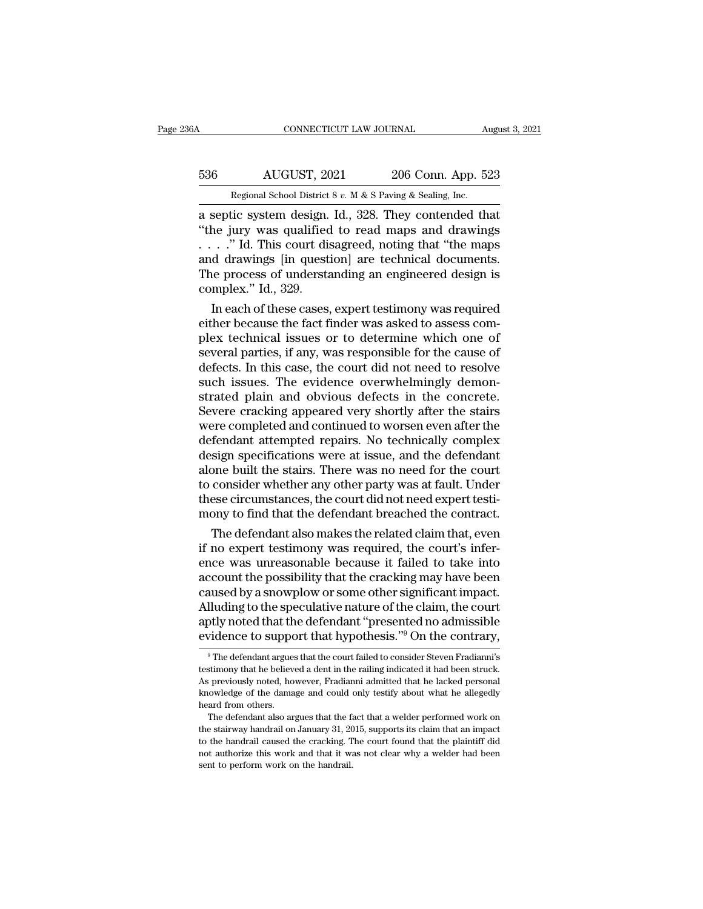a septic system design. Id., 328. They contended that "the jury was qualified to read maps and drawings . . . ." Id. This court disagreed, noting that "the maps and drawings [in question] are technical documents. The process of understanding an engineered design is complex." Id., 329.

In each of these cases, expert testimony was required either because the fact finder was asked to assess complex technical issues or to determine which one of several parties, if any, was responsible for the cause of defects. In this case, the court did not need to resolve such issues. The evidence overwhelmingly demonstrated plain and obvious defects in the concrete. Severe cracking appeared very shortly after the stairs were completed and continued to worsen even after the defendant attempted repairs. No technically complex design specifications were at issue, and the defendant alone built the stairs. There was no need for the court to consider whether any other party was at fault. Under these circumstances, the court did not need expert testimony to find that the defendant breached the contract.

The defendant also makes the related claim that, even if no expert testimony was required, the court's inference was unreasonable because it failed to take into account the possibility that the cracking may have been caused by a snowplow or some other significant impact. Alluding to the speculative nature of the claim, the court aptly noted that the defendant "presented no admissible evidence to support that hypothesis."[9] On the contrary,

[9] The defendant argues that the court failed to consider Steven Fradianni's testimony that he believed a dent in the railing indicated it had been struck. As previously noted, however, Fradianni admitted that he lacked personal knowledge of the damage and could only testify about what he allegedly heard from others.

The defendant also argues that the fact that a welder performed work on the stairway handrail on January 31, 2015, supports its claim that an impact to the handrail caused the cracking. The court found that the plaintiff did not authorize this work and that it was not clear why a welder had been sent to perform work on the handrail.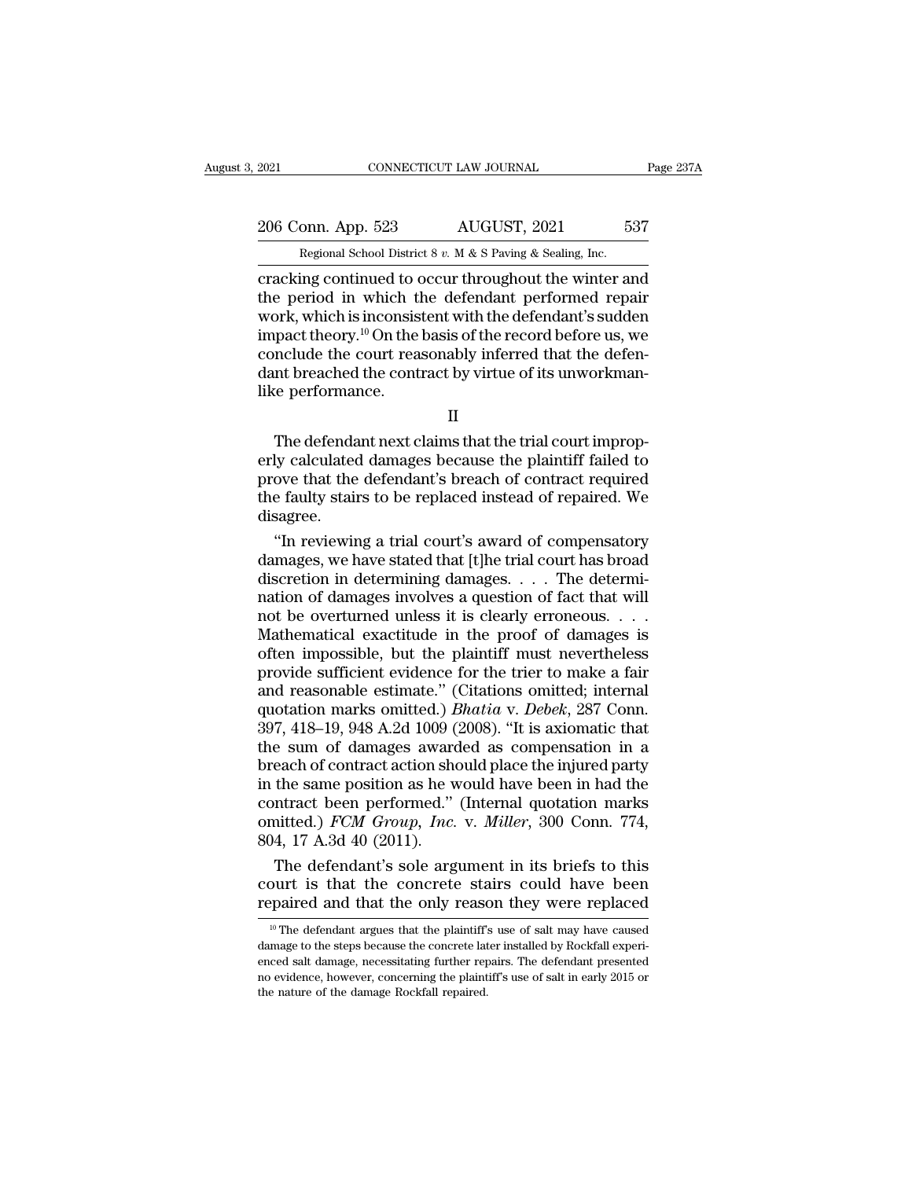cracking continued to occur throughout the winter and the period in which the defendant performed repair work, which is inconsistent with the defendant's sudden impact theory.[10] On the basis of the record before us, we conclude the court reasonably inferred that the defendant breached the contract by virtue of its unworkmanlike performance.

II

The defendant next claims that the trial court improperly calculated damages because the plaintiff failed to prove that the defendant's breach of contract required the faulty stairs to be replaced instead of repaired. We disagree.

"In reviewing a trial court's award of compensatory damages, we have stated that [t]he trial court has broad discretion in determining damages. . . . The determination of damages involves a question of fact that will not be overturned unless it is clearly erroneous. . . . Mathematical exactitude in the proof of damages is often impossible, but the plaintiff must nevertheless provide sufficient evidence for the trier to make a fair and reasonable estimate." (Citations omitted; internal quotation marks omitted.) *Bhatia* v. *Debek*, 287 Conn. 397, 418–19, 948 A.2d 1009 (2008). "It is axiomatic that the sum of damages awarded as compensation in a breach of contract action should place the injured party in the same position as he would have been in had the contract been performed." (Internal quotation marks omitted.) *FCM Group, Inc.* v. *Miller*, 300 Conn. 774, 804, 17 A.3d 40 (2011).

The defendant's sole argument in its briefs to this court is that the concrete stairs could have been repaired and that the only reason they were replaced

[10] The defendant argues that the plaintiff's use of salt may have caused damage to the steps because the concrete later installed by Rockfall experienced salt damage, necessitating further repairs. The defendant presented no evidence, however, concerning the plaintiff's use of salt in early 2015 or the nature of the damage Rockfall repaired.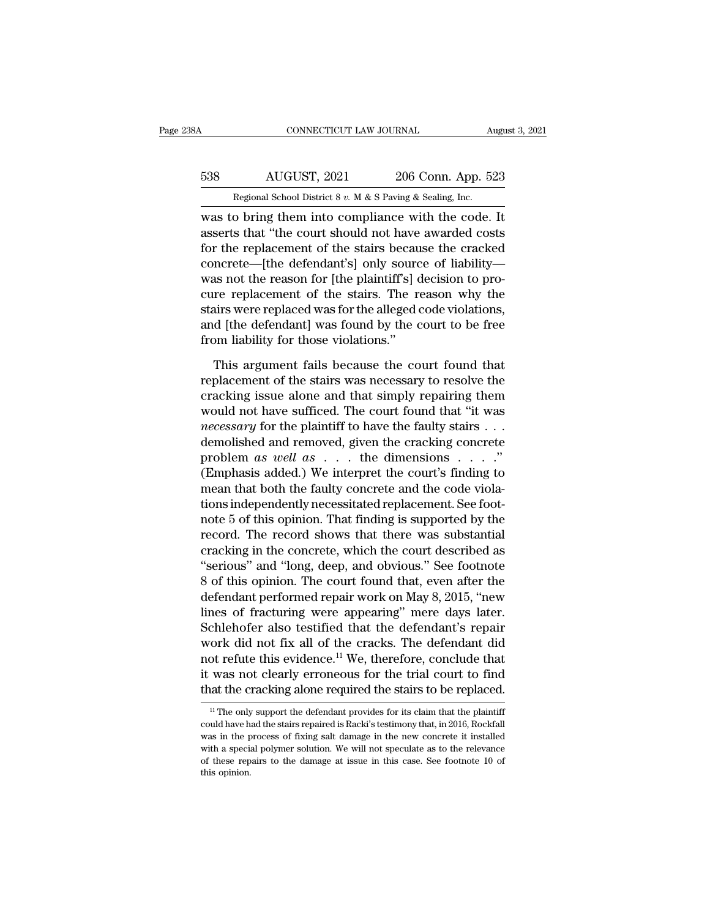was to bring them into compliance with the code. It asserts that "the court should not have awarded costs for the replacement of the stairs because the cracked concrete—[the defendant's] only source of liability—was not the reason for [the plaintiff's] decision to procure replacement of the stairs. The reason why the stairs were replaced was for the alleged code violations, and [the defendant] was found by the court to be free from liability for those violations."

This argument fails because the court found that replacement of the stairs was necessary to resolve the cracking issue alone and that simply repairing them would not have sufficed. The court found that "it was *necessary* for the plaintiff to have the faulty stairs . . . demolished and removed, given the cracking concrete problem *as well as* . . . the dimensions . . . ." (Emphasis added.) We interpret the court's finding to mean that both the faulty concrete and the code violations independently necessitated replacement. See footnote 5 of this opinion. That finding is supported by the record. The record shows that there was substantial cracking in the concrete, which the court described as "serious" and "long, deep, and obvious." See footnote 8 of this opinion. The court found that, even after the defendant performed repair work on May 8, 2015, "new lines of fracturing were appearing" mere days later. Schlehofer also testified that the defendant's repair work did not fix all of the cracks. The defendant did not refute this evidence.[11] We, therefore, conclude that it was not clearly erroneous for the trial court to find that the cracking alone required the stairs to be replaced.

[11] The only support the defendant provides for its claim that the plaintiff could have had the stairs repaired is Racki's testimony that, in 2016, Rockfall was in the process of fixing salt damage in the new concrete it installed with a special polymer solution. We will not speculate as to the relevance of these repairs to the damage at issue in this case. See footnote 10 of this opinion.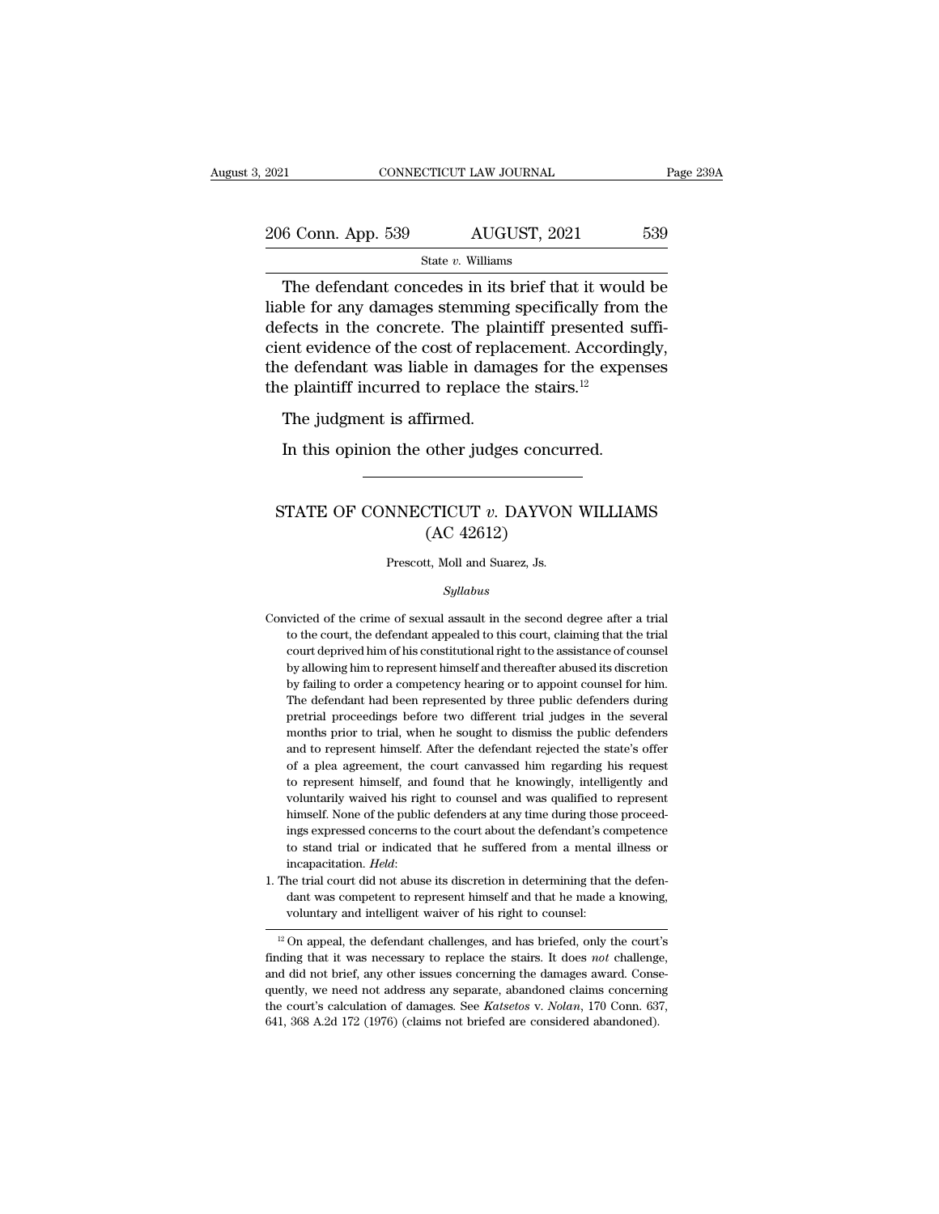The defendant concedes in its brief that it would be liable for any damages stemming specifically from the defects in the concrete. The plaintiff presented sufficient evidence of the cost of replacement. Accordingly, the defendant was liable in damages for the expenses the plaintiff incurred to replace the stairs.[12]

The judgment is affirmed.

In this opinion the other judges concurred.

---

# STATE OF CONNECTICUT *v.* DAYVON WILLIAMS
## (AC 42612)

Prescott, Moll and Suarez, Js.

*Syllabus*

Convicted of the crime of sexual assault in the second degree after a trial to the court, the defendant appealed to this court, claiming that the trial court deprived him of his constitutional right to the assistance of counsel by allowing him to represent himself and thereafter abused its discretion by failing to order a competency hearing or to appoint counsel for him. The defendant had been represented by three public defenders during pretrial proceedings before two different trial judges in the several months prior to trial, when he sought to dismiss the public defenders and to represent himself. After the defendant rejected the state's offer of a plea agreement, the court canvassed him regarding his request to represent himself, and found that he knowingly, intelligently and voluntarily waived his right to counsel and was qualified to represent himself. None of the public defenders at any time during those proceedings expressed concerns to the court about the defendant's competence to stand trial or indicated that he suffered from a mental illness or incapacitation. *Held*:

1. The trial court did not abuse its discretion in determining that the defendant was competent to represent himself and that he made a knowing, voluntary and intelligent waiver of his right to counsel:

---

[12] On appeal, the defendant challenges, and has briefed, only the court's finding that it was necessary to replace the stairs. It does *not* challenge, and did not brief, any other issues concerning the damages award. Consequently, we need not address any separate, abandoned claims concerning the court's calculation of damages. See *Katsetos* v. *Nolan*, 170 Conn. 637, 641, 368 A.2d 172 (1976) (claims not briefed are considered abandoned).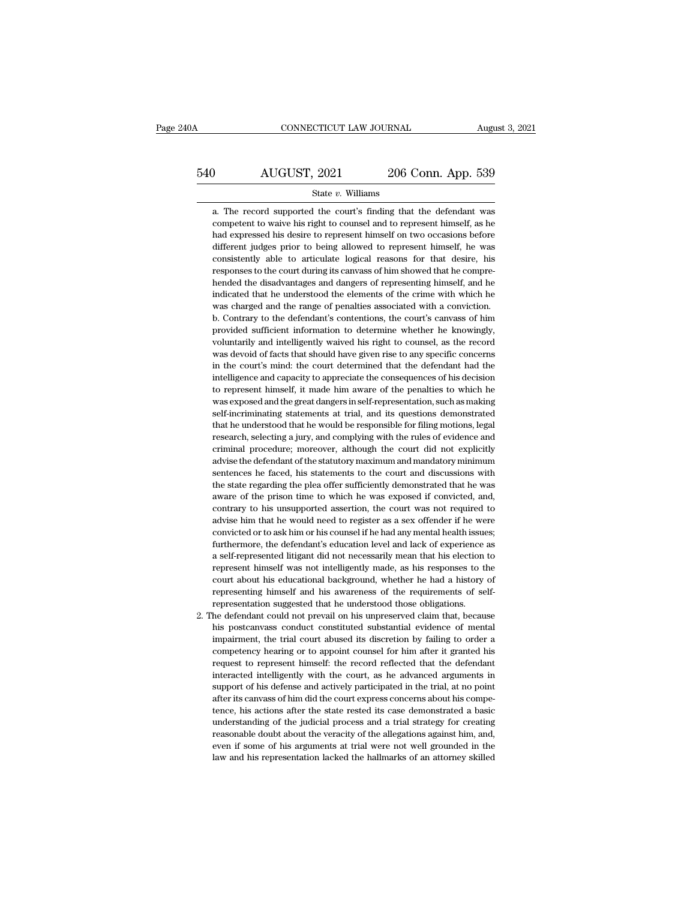a. The record supported the court's finding that the defendant was competent to waive his right to counsel and to represent himself, as he had expressed his desire to represent himself on two occasions before different judges prior to being allowed to represent himself, he was consistently able to articulate logical reasons for that desire, his responses to the court during its canvass of him showed that he comprehended the disadvantages and dangers of representing himself, and he indicated that he understood the elements of the crime with which he was charged and the range of penalties associated with a conviction.

b. Contrary to the defendant's contentions, the court's canvass of him provided sufficient information to determine whether he knowingly, voluntarily and intelligently waived his right to counsel, as the record was devoid of facts that should have given rise to any specific concerns in the court's mind: the court determined that the defendant had the intelligence and capacity to appreciate the consequences of his decision to represent himself, it made him aware of the penalties to which he was exposed and the great dangers in self-representation, such as making self-incriminating statements at trial, and its questions demonstrated that he understood that he would be responsible for filing motions, legal research, selecting a jury, and complying with the rules of evidence and criminal procedure; moreover, although the court did not explicitly advise the defendant of the statutory maximum and mandatory minimum sentences he faced, his statements to the court and discussions with the state regarding the plea offer sufficiently demonstrated that he was aware of the prison time to which he was exposed if convicted, and, contrary to his unsupported assertion, the court was not required to advise him that he would need to register as a sex offender if he were convicted or to ask him or his counsel if he had any mental health issues; furthermore, the defendant's education level and lack of experience as a self-represented litigant did not necessarily mean that his election to represent himself was not intelligently made, as his responses to the court about his educational background, whether he had a history of representing himself and his awareness of the requirements of self-representation suggested that he understood those obligations.

2. The defendant could not prevail on his unpreserved claim that, because his postcanvass conduct constituted substantial evidence of mental impairment, the trial court abused its discretion by failing to order a competency hearing or to appoint counsel for him after it granted his request to represent himself: the record reflected that the defendant interacted intelligently with the court, as he advanced arguments in support of his defense and actively participated in the trial, at no point after its canvass of him did the court express concerns about his competence, his actions after the state rested its case demonstrated a basic understanding of the judicial process and a trial strategy for creating reasonable doubt about the veracity of the allegations against him, and, even if some of his arguments at trial were not well grounded in the law and his representation lacked the hallmarks of an attorney skilled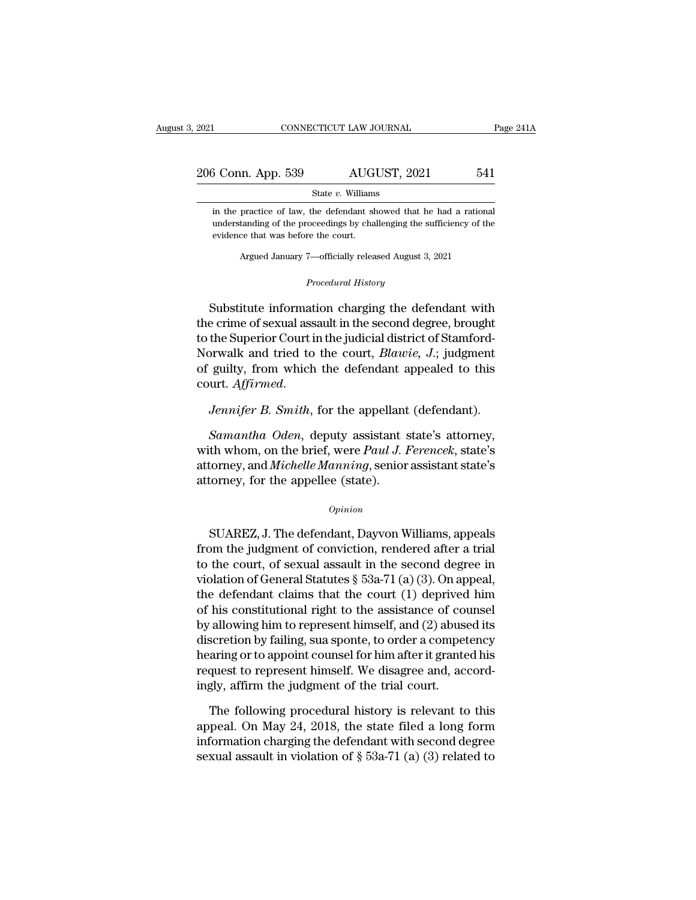in the practice of law, the defendant showed that he had a rational understanding of the proceedings by challenging the sufficiency of the evidence that was before the court.

Argued January 7—officially released August 3, 2021

*Procedural History*

Substitute information charging the defendant with the crime of sexual assault in the second degree, brought to the Superior Court in the judicial district of Stamford-Norwalk and tried to the court, *Blawie, J.*; judgment of guilty, from which the defendant appealed to this court. *Affirmed.*

*Jennifer B. Smith*, for the appellant (defendant).

*Samantha Oden*, deputy assistant state's attorney, with whom, on the brief, were *Paul J. Ferencek*, state's attorney, and *Michelle Manning*, senior assistant state's attorney, for the appellee (state).

*Opinion*

SUAREZ, J. The defendant, Dayvon Williams, appeals from the judgment of conviction, rendered after a trial to the court, of sexual assault in the second degree in violation of General Statutes § 53a-71 (a) (3). On appeal, the defendant claims that the court (1) deprived him of his constitutional right to the assistance of counsel by allowing him to represent himself, and (2) abused its discretion by failing, sua sponte, to order a competency hearing or to appoint counsel for him after it granted his request to represent himself. We disagree and, accordingly, affirm the judgment of the trial court.

The following procedural history is relevant to this appeal. On May 24, 2018, the state filed a long form information charging the defendant with second degree sexual assault in violation of § 53a-71 (a) (3) related to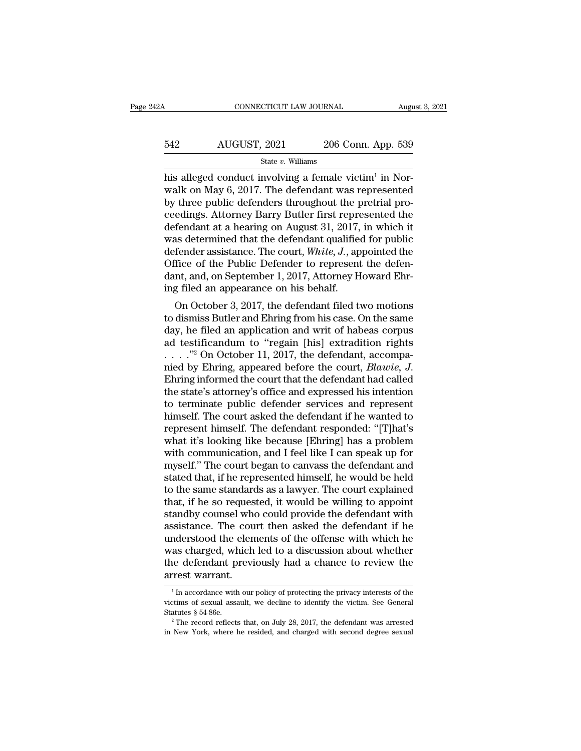his alleged conduct involving a female victim[1] in Norwalk on May 6, 2017. The defendant was represented by three public defenders throughout the pretrial proceedings. Attorney Barry Butler first represented the defendant at a hearing on August 31, 2017, in which it was determined that the defendant qualified for public defender assistance. The court, *White, J.*, appointed the Office of the Public Defender to represent the defendant, and, on September 1, 2017, Attorney Howard Ehring filed an appearance on his behalf.

On October 3, 2017, the defendant filed two motions to dismiss Butler and Ehring from his case. On the same day, he filed an application and writ of habeas corpus ad testificandum to "regain [his] extradition rights . . . ."[2] On October 11, 2017, the defendant, accompanied by Ehring, appeared before the court, *Blawie, J.* Ehring informed the court that the defendant had called the state's attorney's office and expressed his intention to terminate public defender services and represent himself. The court asked the defendant if he wanted to represent himself. The defendant responded: "[T]hat's what it's looking like because [Ehring] has a problem with communication, and I feel like I can speak up for myself." The court began to canvass the defendant and stated that, if he represented himself, he would be held to the same standards as a lawyer. The court explained that, if he so requested, it would be willing to appoint standby counsel who could provide the defendant with assistance. The court then asked the defendant if he understood the elements of the offense with which he was charged, which led to a discussion about whether the defendant previously had a chance to review the arrest warrant.

[1] In accordance with our policy of protecting the privacy interests of the victims of sexual assault, we decline to identify the victim. See General Statutes § 54-86e.

[2] The record reflects that, on July 28, 2017, the defendant was arrested in New York, where he resided, and charged with second degree sexual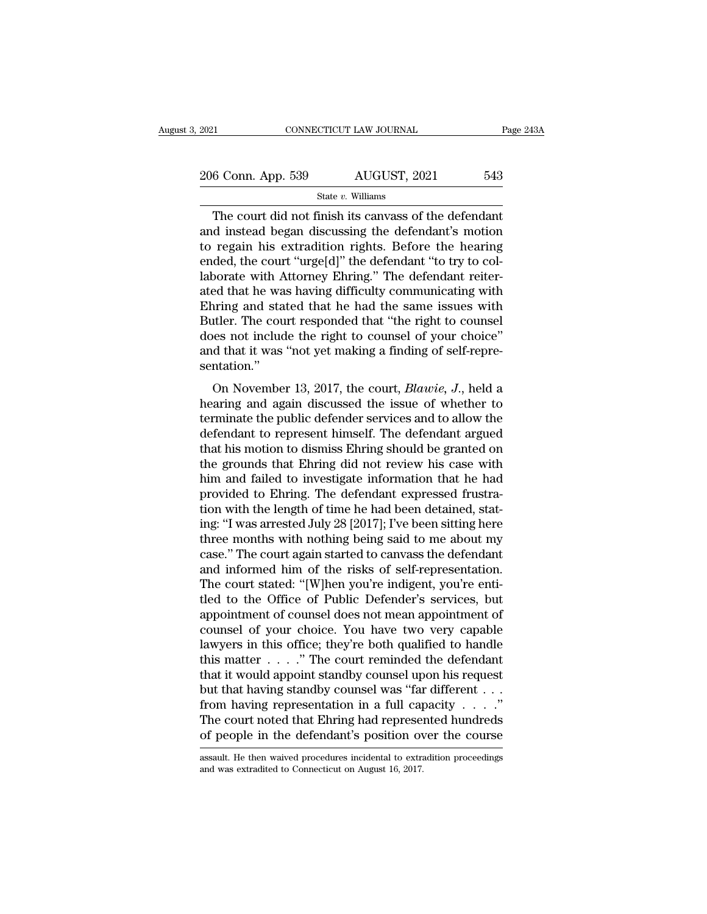The court did not finish its canvass of the defendant and instead began discussing the defendant's motion to regain his extradition rights. Before the hearing ended, the court "urge[d]" the defendant "to try to collaborate with Attorney Ehring." The defendant reiterated that he was having difficulty communicating with Ehring and stated that he had the same issues with Butler. The court responded that "the right to counsel does not include the right to counsel of your choice" and that it was "not yet making a finding of self-representation."

On November 13, 2017, the court, *Blawie, J.*, held a hearing and again discussed the issue of whether to terminate the public defender services and to allow the defendant to represent himself. The defendant argued that his motion to dismiss Ehring should be granted on the grounds that Ehring did not review his case with him and failed to investigate information that he had provided to Ehring. The defendant expressed frustration with the length of time he had been detained, stating: "I was arrested July 28 [2017]; I've been sitting here three months with nothing being said to me about my case." The court again started to canvass the defendant and informed him of the risks of self-representation. The court stated: "[W]hen you're indigent, you're entitled to the Office of Public Defender's services, but appointment of counsel does not mean appointment of counsel of your choice. You have two very capable lawyers in this office; they're both qualified to handle this matter . . . ." The court reminded the defendant that it would appoint standby counsel upon his request but that having standby counsel was "far different . . . from having representation in a full capacity . . . ." The court noted that Ehring had represented hundreds of people in the defendant's position over the course

assault. He then waived procedures incidental to extradition proceedings and was extradited to Connecticut on August 16, 2017.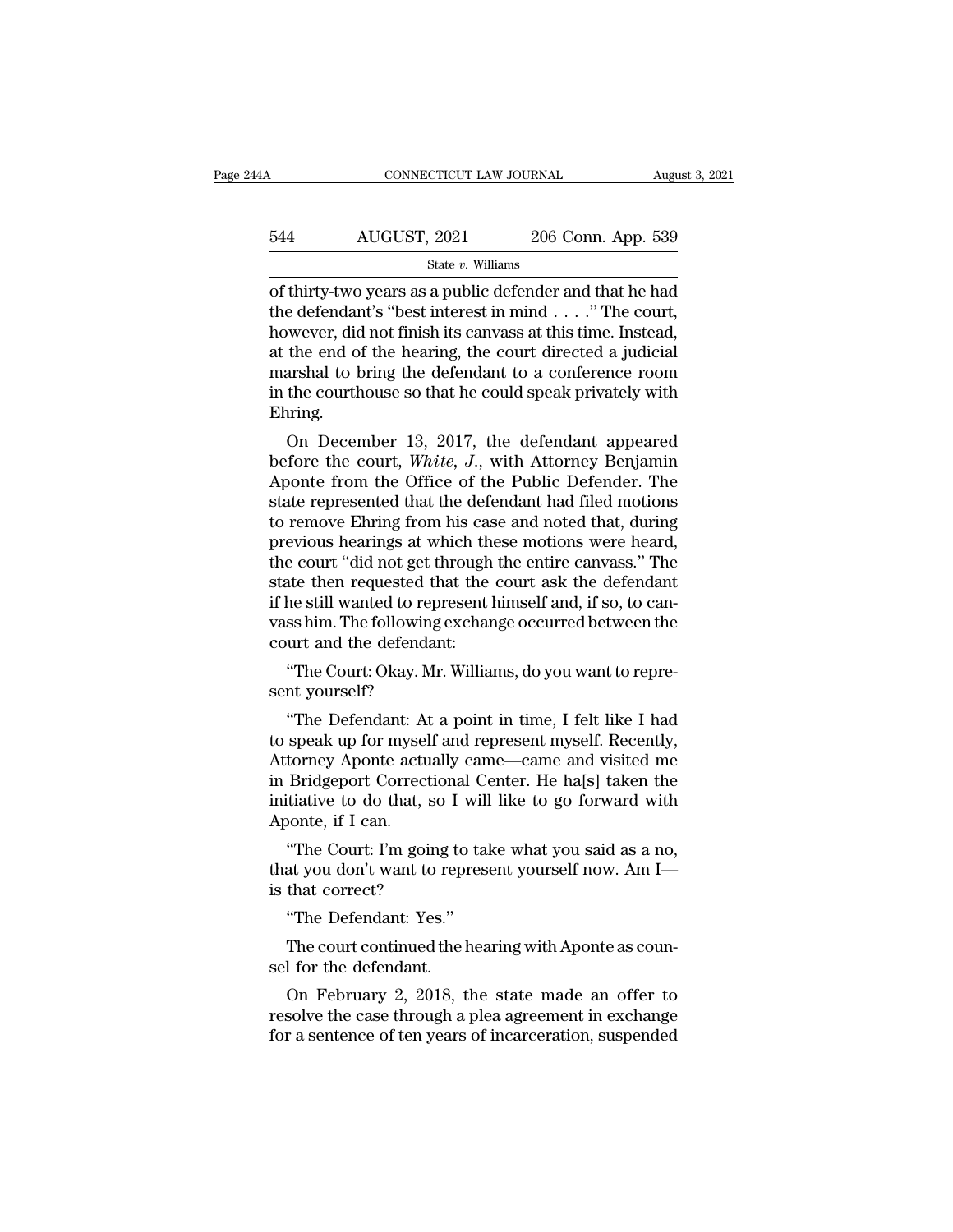of thirty-two years as a public defender and that he had the defendant's "best interest in mind . . . ." The court, however, did not finish its canvass at this time. Instead, at the end of the hearing, the court directed a judicial marshal to bring the defendant to a conference room in the courthouse so that he could speak privately with Ehring.

On December 13, 2017, the defendant appeared before the court, *White*, *J.*, with Attorney Benjamin Aponte from the Office of the Public Defender. The state represented that the defendant had filed motions to remove Ehring from his case and noted that, during previous hearings at which these motions were heard, the court "did not get through the entire canvass." The state then requested that the court ask the defendant if he still wanted to represent himself and, if so, to canvass him. The following exchange occurred between the court and the defendant:

"The Court: Okay. Mr. Williams, do you want to represent yourself?

"The Defendant: At a point in time, I felt like I had to speak up for myself and represent myself. Recently, Attorney Aponte actually came—came and visited me in Bridgeport Correctional Center. He ha[s] taken the initiative to do that, so I will like to go forward with Aponte, if I can.

"The Court: I'm going to take what you said as a no, that you don't want to represent yourself now. Am I—is that correct?

"The Defendant: Yes."

The court continued the hearing with Aponte as counsel for the defendant.

On February 2, 2018, the state made an offer to resolve the case through a plea agreement in exchange for a sentence of ten years of incarceration, suspended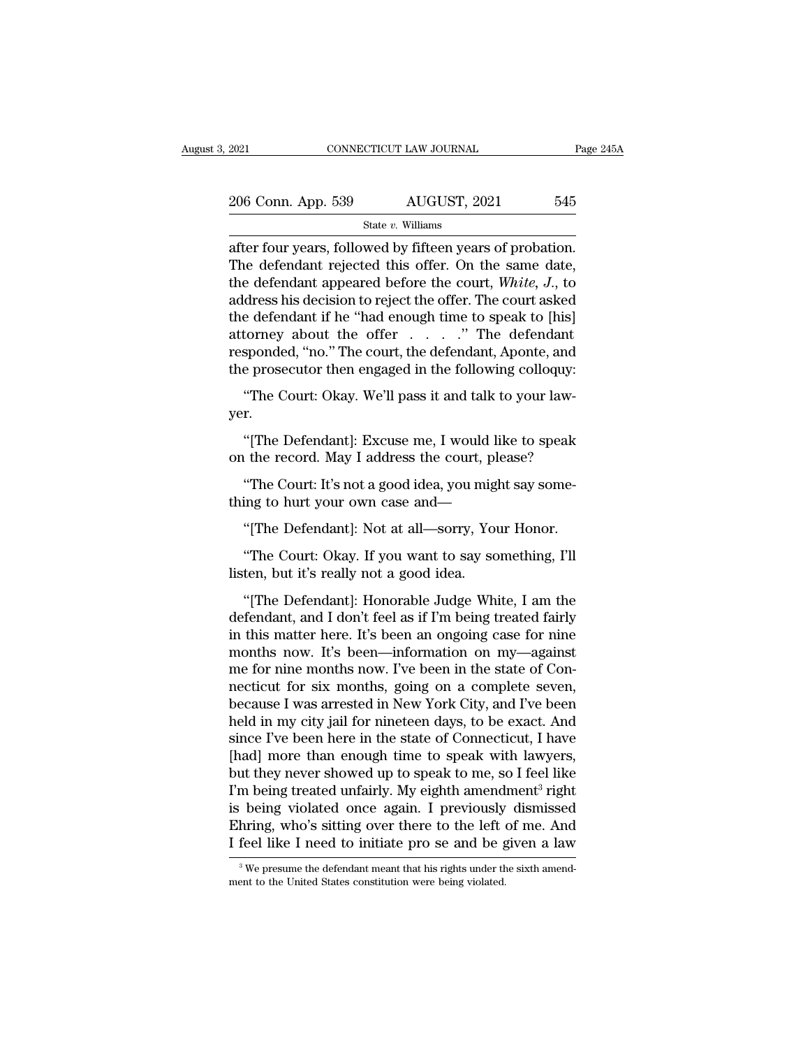after four years, followed by fifteen years of probation. The defendant rejected this offer. On the same date, the defendant appeared before the court, *White*, *J.*, to address his decision to reject the offer. The court asked the defendant if he "had enough time to speak to [his] attorney about the offer . . . ." The defendant responded, "no." The court, the defendant, Aponte, and the prosecutor then engaged in the following colloquy:

"The Court: Okay. We'll pass it and talk to your lawyer.

"[The Defendant]: Excuse me, I would like to speak on the record. May I address the court, please?

"The Court: It's not a good idea, you might say something to hurt your own case and—

"[The Defendant]: Not at all—sorry, Your Honor.

"The Court: Okay. If you want to say something, I'll listen, but it's really not a good idea.

"[The Defendant]: Honorable Judge White, I am the defendant, and I don't feel as if I'm being treated fairly in this matter here. It's been an ongoing case for nine months now. It's been—information on my—against me for nine months now. I've been in the state of Connecticut for six months, going on a complete seven, because I was arrested in New York City, and I've been held in my city jail for nineteen days, to be exact. And since I've been here in the state of Connecticut, I have [had] more than enough time to speak with lawyers, but they never showed up to speak to me, so I feel like I'm being treated unfairly. My eighth amendment[3] right is being violated once again. I previously dismissed Ehring, who's sitting over there to the left of me. And I feel like I need to initiate pro se and be given a law

[3] We presume the defendant meant that his rights under the sixth amendment to the United States constitution were being violated.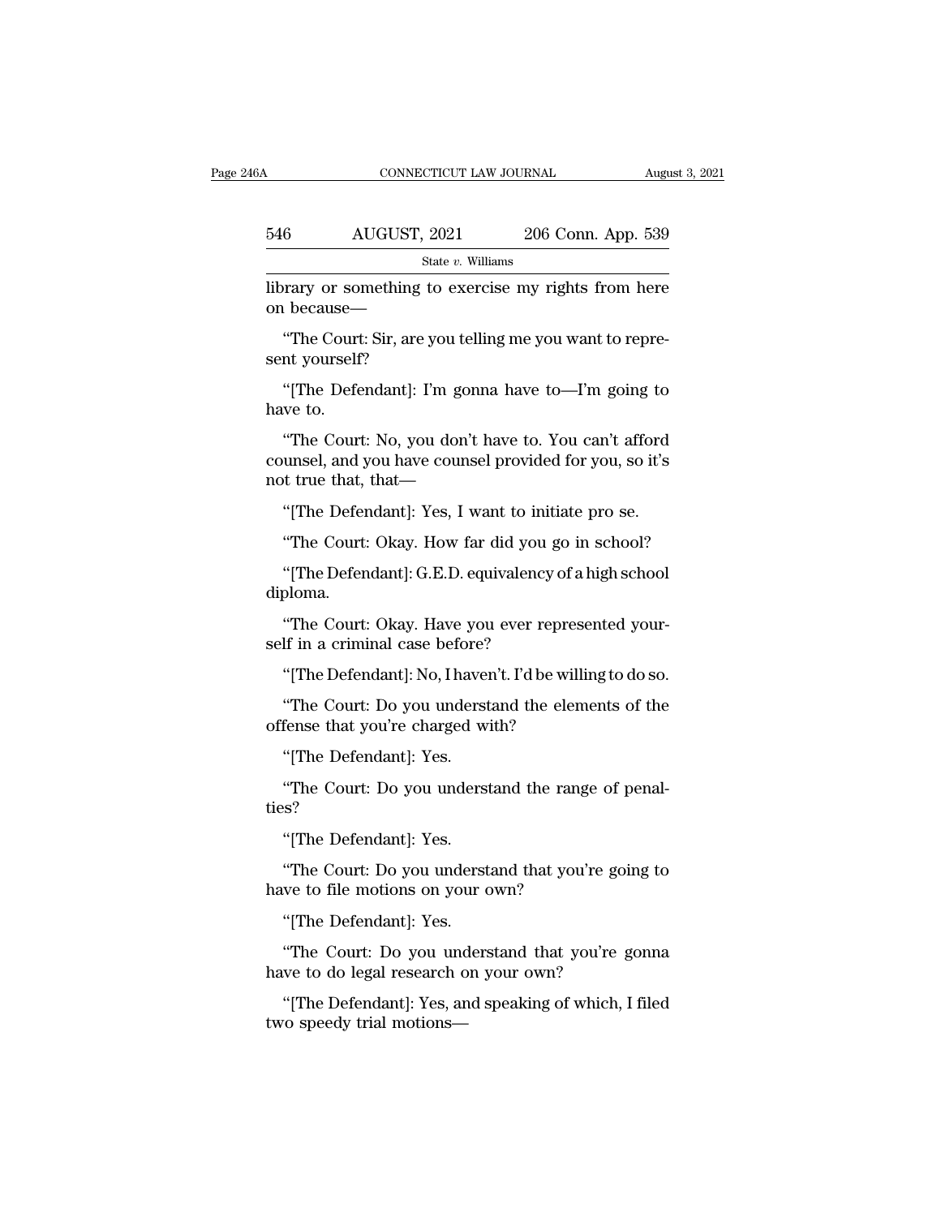library or something to exercise my rights from here on because—

"The Court: Sir, are you telling me you want to represent yourself?

"[The Defendant]: I'm gonna have to—I'm going to have to.

"The Court: No, you don't have to. You can't afford counsel, and you have counsel provided for you, so it's not true that, that—

"[The Defendant]: Yes, I want to initiate pro se.

"The Court: Okay. How far did you go in school?

"[The Defendant]: G.E.D. equivalency of a high school diploma.

"The Court: Okay. Have you ever represented yourself in a criminal case before?

"[The Defendant]: No, I haven't. I'd be willing to do so.

"The Court: Do you understand the elements of the offense that you're charged with?

"[The Defendant]: Yes.

"The Court: Do you understand the range of penalties?

"[The Defendant]: Yes.

"The Court: Do you understand that you're going to have to file motions on your own?

"[The Defendant]: Yes.

"The Court: Do you understand that you're gonna have to do legal research on your own?

"[The Defendant]: Yes, and speaking of which, I filed two speedy trial motions—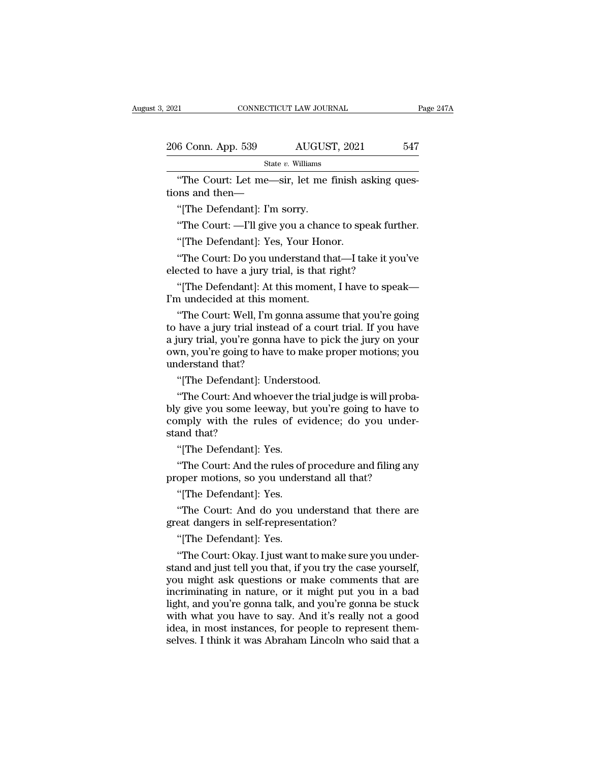"The Court: Let me—sir, let me finish asking questions and then—

"[The Defendant]: I'm sorry.

"The Court: —I'll give you a chance to speak further.

"[The Defendant]: Yes, Your Honor.

"The Court: Do you understand that—I take it you've elected to have a jury trial, is that right?

"[The Defendant]: At this moment, I have to speak—I'm undecided at this moment.

"The Court: Well, I'm gonna assume that you're going to have a jury trial instead of a court trial. If you have a jury trial, you're gonna have to pick the jury on your own, you're going to have to make proper motions; you understand that?

"[The Defendant]: Understood.

"The Court: And whoever the trial judge is will probably give you some leeway, but you're going to have to comply with the rules of evidence; do you understand that?

"[The Defendant]: Yes.

"The Court: And the rules of procedure and filing any proper motions, so you understand all that?

"[The Defendant]: Yes.

"The Court: And do you understand that there are great dangers in self-representation?

"[The Defendant]: Yes.

"The Court: Okay. I just want to make sure you understand and just tell you that, if you try the case yourself, you might ask questions or make comments that are incriminating in nature, or it might put you in a bad light, and you're gonna talk, and you're gonna be stuck with what you have to say. And it's really not a good idea, in most instances, for people to represent themselves. I think it was Abraham Lincoln who said that a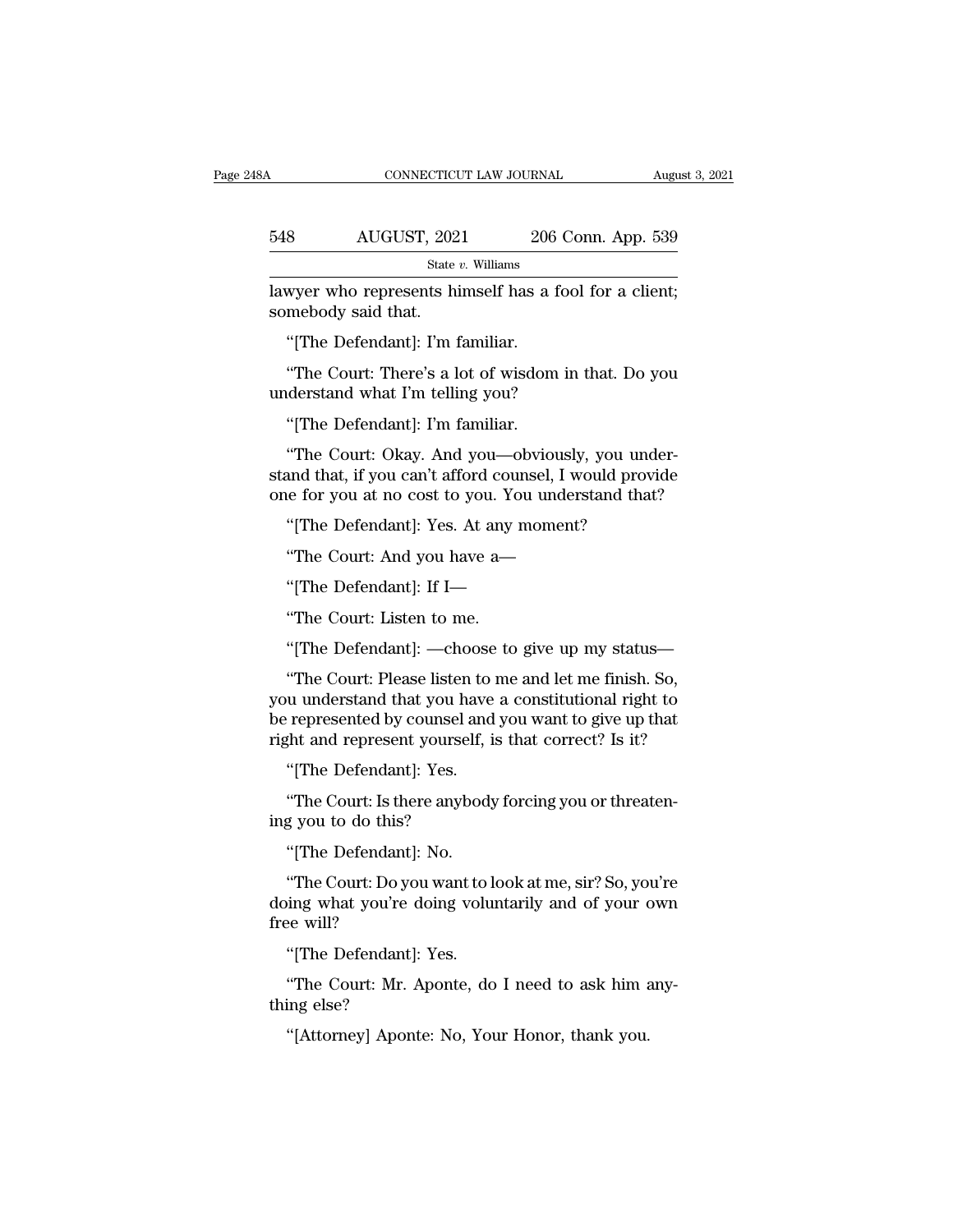lawyer who represents himself has a fool for a client; somebody said that.

"[The Defendant]: I'm familiar.

"The Court: There's a lot of wisdom in that. Do you understand what I'm telling you?

"[The Defendant]: I'm familiar.

"The Court: Okay. And you—obviously, you understand that, if you can't afford counsel, I would provide one for you at no cost to you. You understand that?

"[The Defendant]: Yes. At any moment?

"The Court: And you have a—

"[The Defendant]: If I—

"The Court: Listen to me.

"[The Defendant]: —choose to give up my status—

"The Court: Please listen to me and let me finish. So, you understand that you have a constitutional right to be represented by counsel and you want to give up that right and represent yourself, is that correct? Is it?

"[The Defendant]: Yes.

"The Court: Is there anybody forcing you or threatening you to do this?

"[The Defendant]: No.

"The Court: Do you want to look at me, sir? So, you're doing what you're doing voluntarily and of your own free will?

"[The Defendant]: Yes.

"The Court: Mr. Aponte, do I need to ask him anything else?

"[Attorney] Aponte: No, Your Honor, thank you.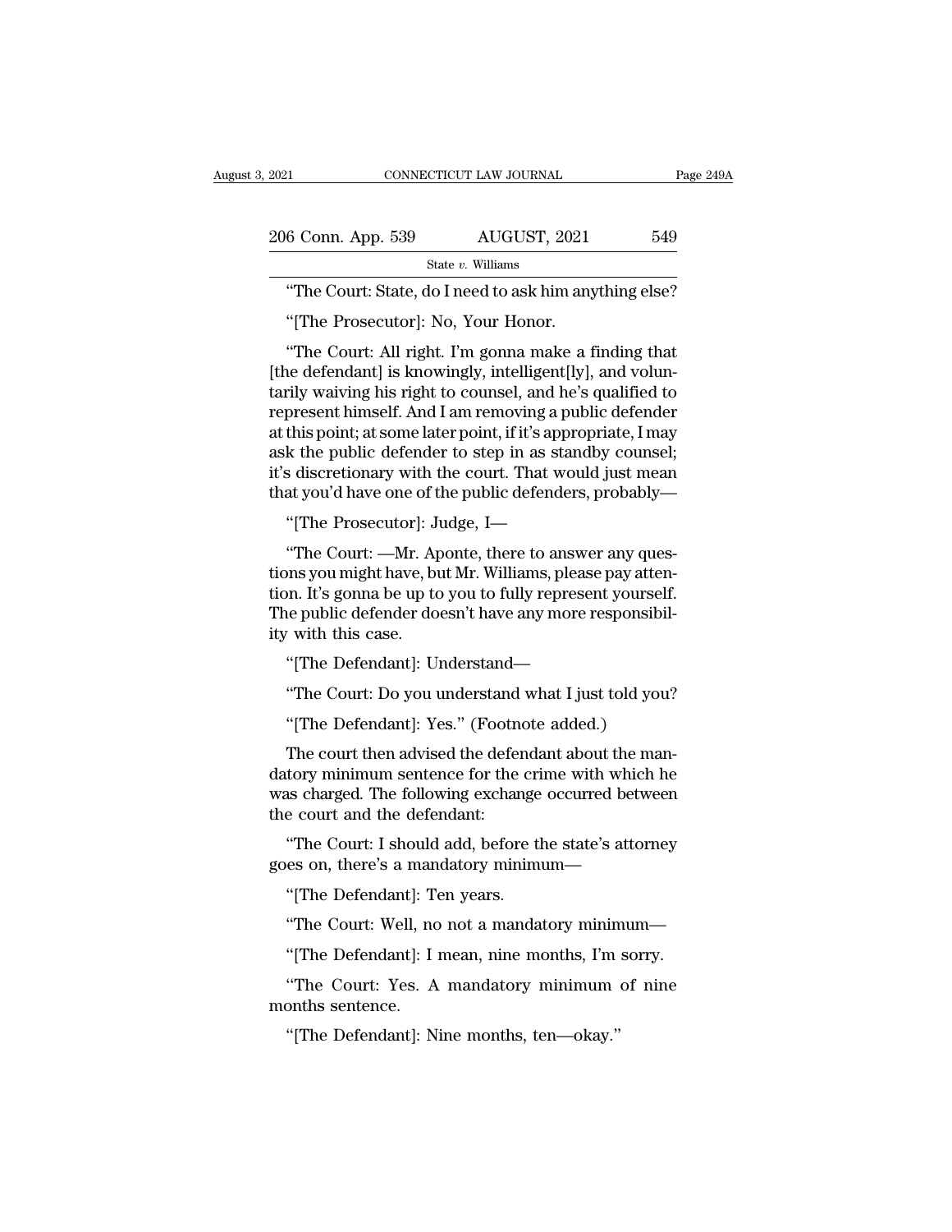"The Court: State, do I need to ask him anything else?

"[The Prosecutor]: No, Your Honor.

"The Court: All right. I'm gonna make a finding that [the defendant] is knowingly, intelligent[ly], and voluntarily waiving his right to counsel, and he's qualified to represent himself. And I am removing a public defender at this point; at some later point, if it's appropriate, I may ask the public defender to step in as standby counsel; it's discretionary with the court. That would just mean that you'd have one of the public defenders, probably—

"[The Prosecutor]: Judge, I—

"The Court: —Mr. Aponte, there to answer any questions you might have, but Mr. Williams, please pay attention. It's gonna be up to you to fully represent yourself. The public defender doesn't have any more responsibility with this case.

"[The Defendant]: Understand—

"The Court: Do you understand what I just told you?

"[The Defendant]: Yes." (Footnote added.)

The court then advised the defendant about the mandatory minimum sentence for the crime with which he was charged. The following exchange occurred between the court and the defendant:

"The Court: I should add, before the state's attorney goes on, there's a mandatory minimum—

"[The Defendant]: Ten years.

"The Court: Well, no not a mandatory minimum—

"[The Defendant]: I mean, nine months, I'm sorry.

"The Court: Yes. A mandatory minimum of nine months sentence.

"[The Defendant]: Nine months, ten—okay."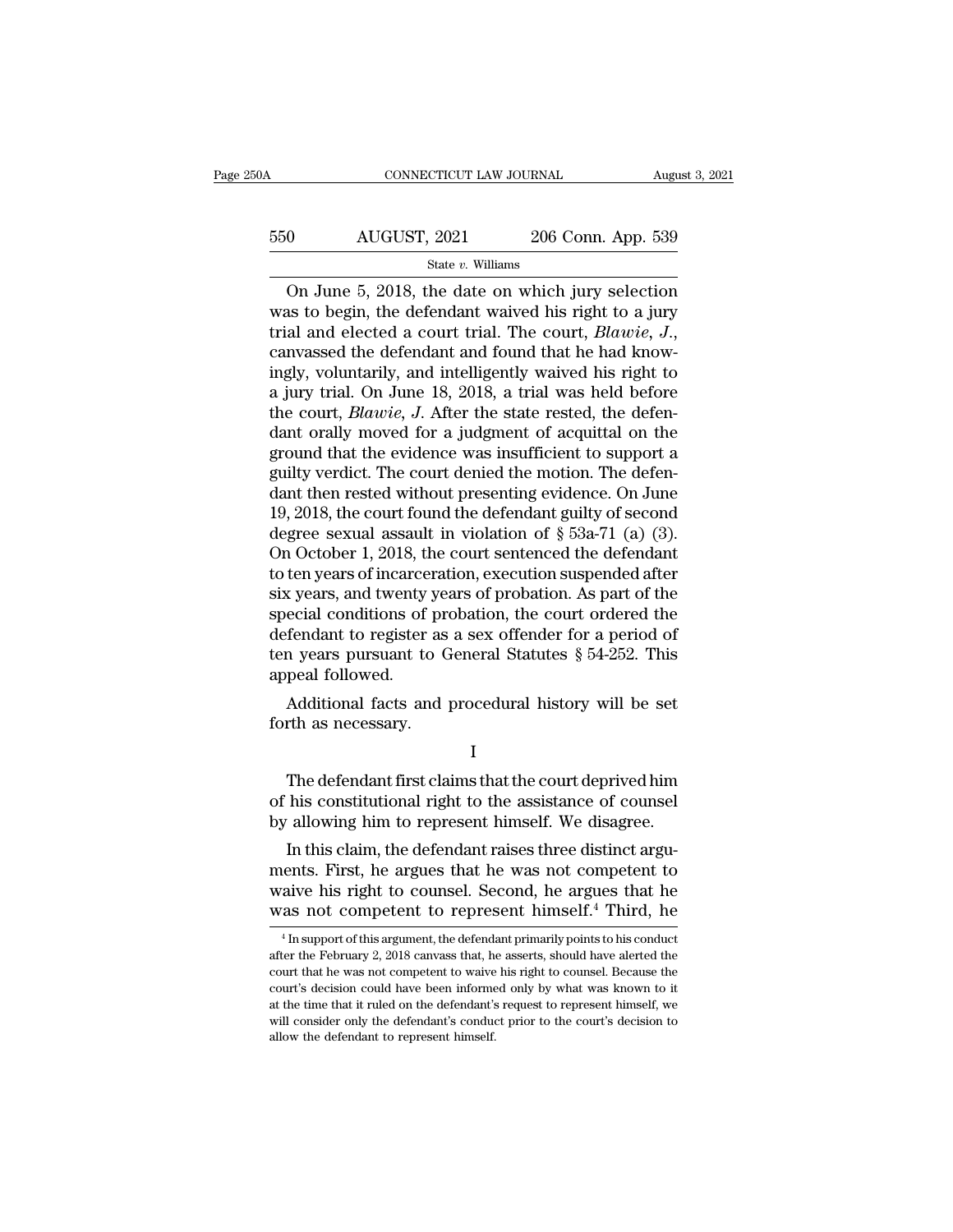On June 5, 2018, the date on which jury selection was to begin, the defendant waived his right to a jury trial and elected a court trial. The court, *Blawie, J.*, canvassed the defendant and found that he had knowingly, voluntarily, and intelligently waived his right to a jury trial. On June 18, 2018, a trial was held before the court, *Blawie, J*. After the state rested, the defendant orally moved for a judgment of acquittal on the ground that the evidence was insufficient to support a guilty verdict. The court denied the motion. The defendant then rested without presenting evidence. On June 19, 2018, the court found the defendant guilty of second degree sexual assault in violation of § 53a-71 (a) (3). On October 1, 2018, the court sentenced the defendant to ten years of incarceration, execution suspended after six years, and twenty years of probation. As part of the special conditions of probation, the court ordered the defendant to register as a sex offender for a period of ten years pursuant to General Statutes § 54-252. This appeal followed.

Additional facts and procedural history will be set forth as necessary.

## I

The defendant first claims that the court deprived him of his constitutional right to the assistance of counsel by allowing him to represent himself. We disagree.

In this claim, the defendant raises three distinct arguments. First, he argues that he was not competent to waive his right to counsel. Second, he argues that he was not competent to represent himself.[4] Third, he

[4] In support of this argument, the defendant primarily points to his conduct after the February 2, 2018 canvass that, he asserts, should have alerted the court that he was not competent to waive his right to counsel. Because the court's decision could have been informed only by what was known to it at the time that it ruled on the defendant's request to represent himself, we will consider only the defendant's conduct prior to the court's decision to allow the defendant to represent himself.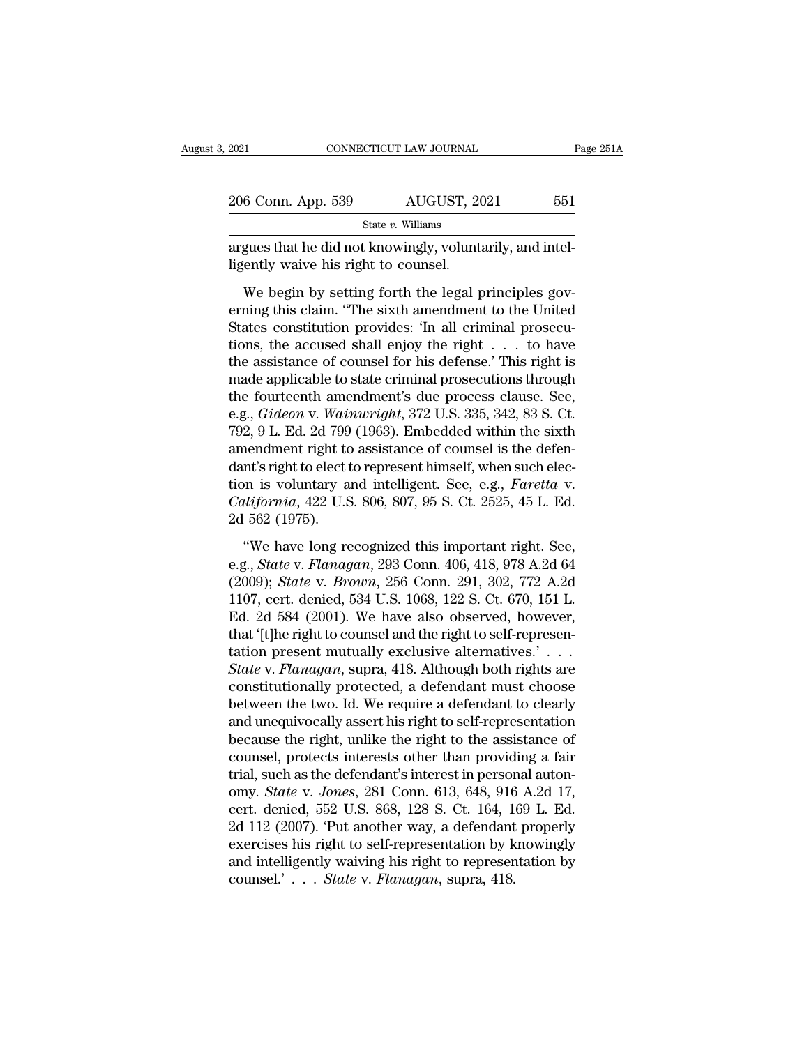argues that he did not knowingly, voluntarily, and intelligently waive his right to counsel.

We begin by setting forth the legal principles governing this claim. "The sixth amendment to the United States constitution provides: 'In all criminal prosecutions, the accused shall enjoy the right . . . to have the assistance of counsel for his defense.' This right is made applicable to state criminal prosecutions through the fourteenth amendment's due process clause. See, e.g., *Gideon* v. *Wainwright*, 372 U.S. 335, 342, 83 S. Ct. 792, 9 L. Ed. 2d 799 (1963). Embedded within the sixth amendment right to assistance of counsel is the defendant's right to elect to represent himself, when such election is voluntary and intelligent. See, e.g., *Faretta* v. *California*, 422 U.S. 806, 807, 95 S. Ct. 2525, 45 L. Ed. 2d 562 (1975).

"We have long recognized this important right. See, e.g., *State* v. *Flanagan*, 293 Conn. 406, 418, 978 A.2d 64 (2009); *State* v. *Brown*, 256 Conn. 291, 302, 772 A.2d 1107, cert. denied, 534 U.S. 1068, 122 S. Ct. 670, 151 L. Ed. 2d 584 (2001). We have also observed, however, that '[t]he right to counsel and the right to self-representation present mutually exclusive alternatives.' . . . *State* v. *Flanagan*, supra, 418. Although both rights are constitutionally protected, a defendant must choose between the two. Id. We require a defendant to clearly and unequivocally assert his right to self-representation because the right, unlike the right to the assistance of counsel, protects interests other than providing a fair trial, such as the defendant's interest in personal autonomy. *State* v. *Jones*, 281 Conn. 613, 648, 916 A.2d 17, cert. denied, 552 U.S. 868, 128 S. Ct. 164, 169 L. Ed. 2d 112 (2007). 'Put another way, a defendant properly exercises his right to self-representation by knowingly and intelligently waiving his right to representation by counsel.' . . . *State* v. *Flanagan*, supra, 418.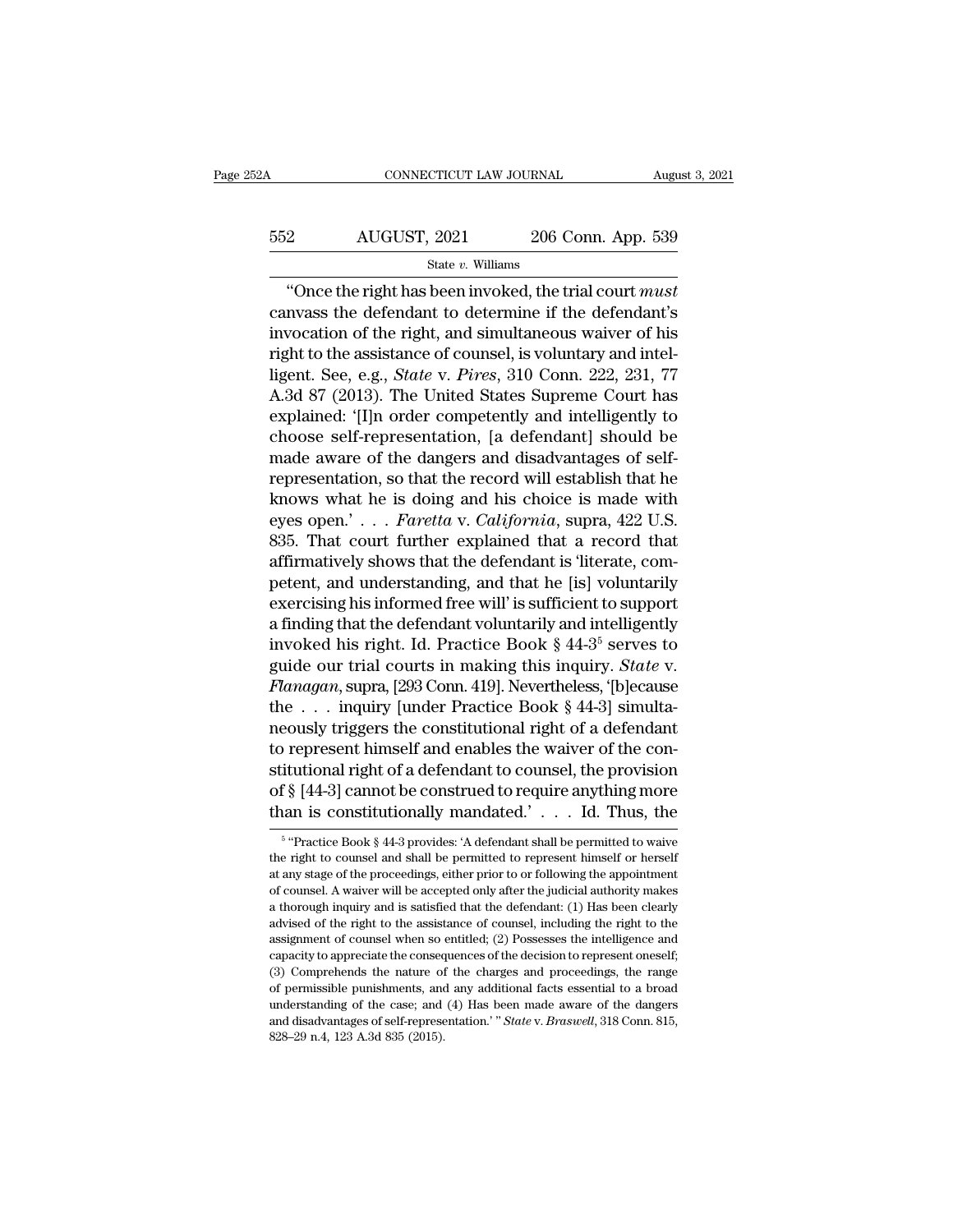"Once the right has been invoked, the trial court *must* canvass the defendant to determine if the defendant's invocation of the right, and simultaneous waiver of his right to the assistance of counsel, is voluntary and intelligent. See, e.g., *State* v. *Pires*, 310 Conn. 222, 231, 77 A.3d 87 (2013). The United States Supreme Court has explained: '[I]n order competently and intelligently to choose self-representation, [a defendant] should be made aware of the dangers and disadvantages of self-representation, so that the record will establish that he knows what he is doing and his choice is made with eyes open.' . . . *Faretta* v. *California*, supra, 422 U.S. 835. That court further explained that a record that affirmatively shows that the defendant is 'literate, competent, and understanding, and that he [is] voluntarily exercising his informed free will' is sufficient to support a finding that the defendant voluntarily and intelligently invoked his right. Id. Practice Book § 44-3[5] serves to guide our trial courts in making this inquiry. *State* v. *Flanagan*, supra, [293 Conn. 419]. Nevertheless, '[b]ecause the . . . inquiry [under Practice Book § 44-3] simultaneously triggers the constitutional right of a defendant to represent himself and enables the waiver of the constitutional right of a defendant to counsel, the provision of § [44-3] cannot be construed to require anything more than is constitutionally mandated.' . . . Id. Thus, the

[5] "Practice Book § 44-3 provides: 'A defendant shall be permitted to waive the right to counsel and shall be permitted to represent himself or herself at any stage of the proceedings, either prior to or following the appointment of counsel. A waiver will be accepted only after the judicial authority makes a thorough inquiry and is satisfied that the defendant: (1) Has been clearly advised of the right to the assistance of counsel, including the right to the assignment of counsel when so entitled; (2) Possesses the intelligence and capacity to appreciate the consequences of the decision to represent oneself; (3) Comprehends the nature of the charges and proceedings, the range of permissible punishments, and any additional facts essential to a broad understanding of the case; and (4) Has been made aware of the dangers and disadvantages of self-representation.' " *State* v. *Braswell*, 318 Conn. 815, 828–29 n.4, 123 A.3d 835 (2015).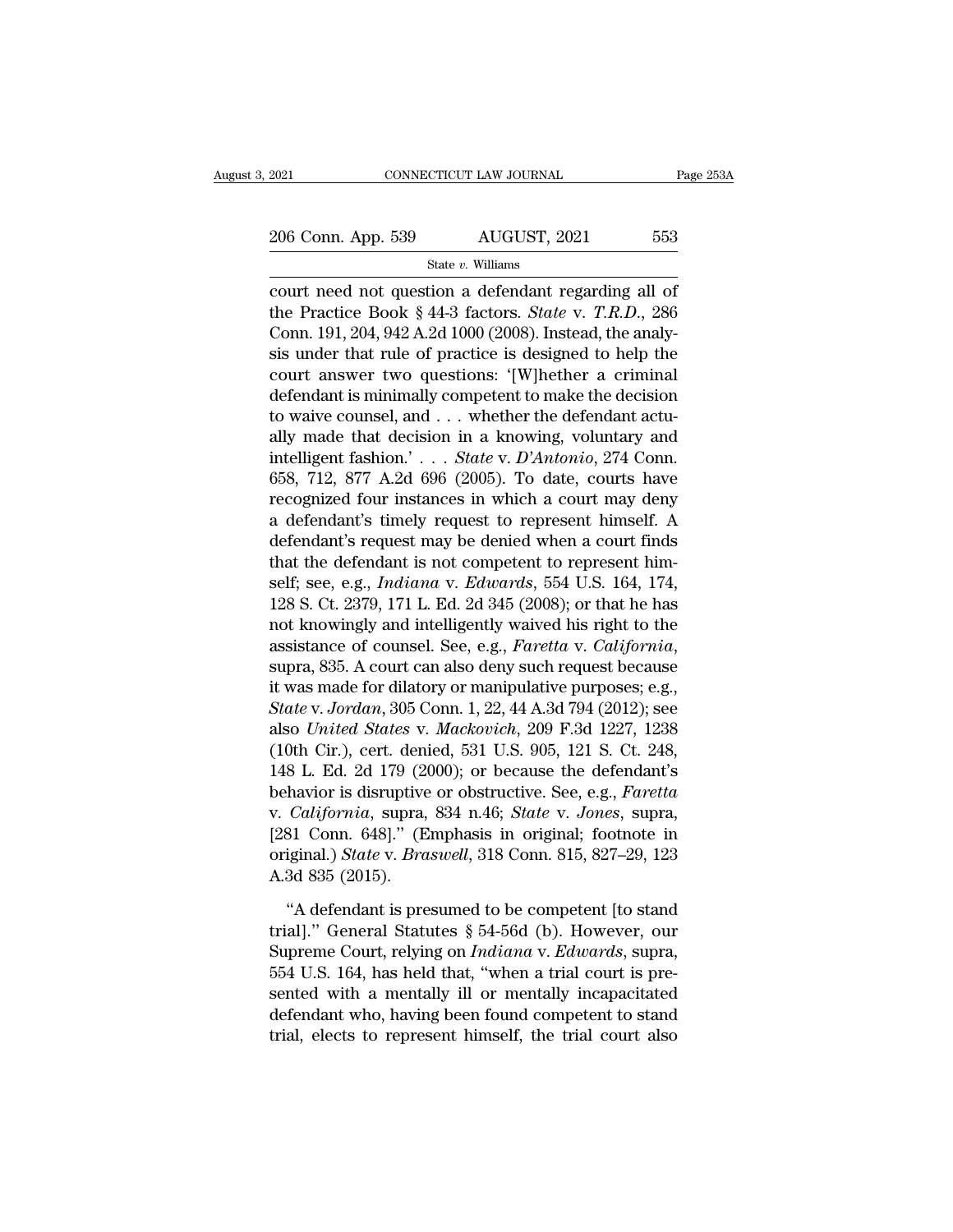court need not question a defendant regarding all of the Practice Book § 44-3 factors. *State* v. *T.R.D.*, 286 Conn. 191, 204, 942 A.2d 1000 (2008). Instead, the analysis under that rule of practice is designed to help the court answer two questions: '[W]hether a criminal defendant is minimally competent to make the decision to waive counsel, and . . . whether the defendant actually made that decision in a knowing, voluntary and intelligent fashion.' . . . *State* v. *D'Antonio*, 274 Conn. 658, 712, 877 A.2d 696 (2005). To date, courts have recognized four instances in which a court may deny a defendant's timely request to represent himself. A defendant's request may be denied when a court finds that the defendant is not competent to represent himself; see, e.g., *Indiana* v. *Edwards*, 554 U.S. 164, 174, 128 S. Ct. 2379, 171 L. Ed. 2d 345 (2008); or that he has not knowingly and intelligently waived his right to the assistance of counsel. See, e.g., *Faretta* v. *California*, supra, 835. A court can also deny such request because it was made for dilatory or manipulative purposes; e.g., *State* v. *Jordan*, 305 Conn. 1, 22, 44 A.3d 794 (2012); see also *United States* v. *Mackovich*, 209 F.3d 1227, 1238 (10th Cir.), cert. denied, 531 U.S. 905, 121 S. Ct. 248, 148 L. Ed. 2d 179 (2000); or because the defendant's behavior is disruptive or obstructive. See, e.g., *Faretta* v. *California*, supra, 834 n.46; *State* v. *Jones*, supra, [281 Conn. 648]." (Emphasis in original; footnote in original.) *State* v. *Braswell*, 318 Conn. 815, 827–29, 123 A.3d 835 (2015).

"A defendant is presumed to be competent [to stand trial]." General Statutes § 54-56d (b). However, our Supreme Court, relying on *Indiana* v. *Edwards*, supra, 554 U.S. 164, has held that, "when a trial court is presented with a mentally ill or mentally incapacitated defendant who, having been found competent to stand trial, elects to represent himself, the trial court also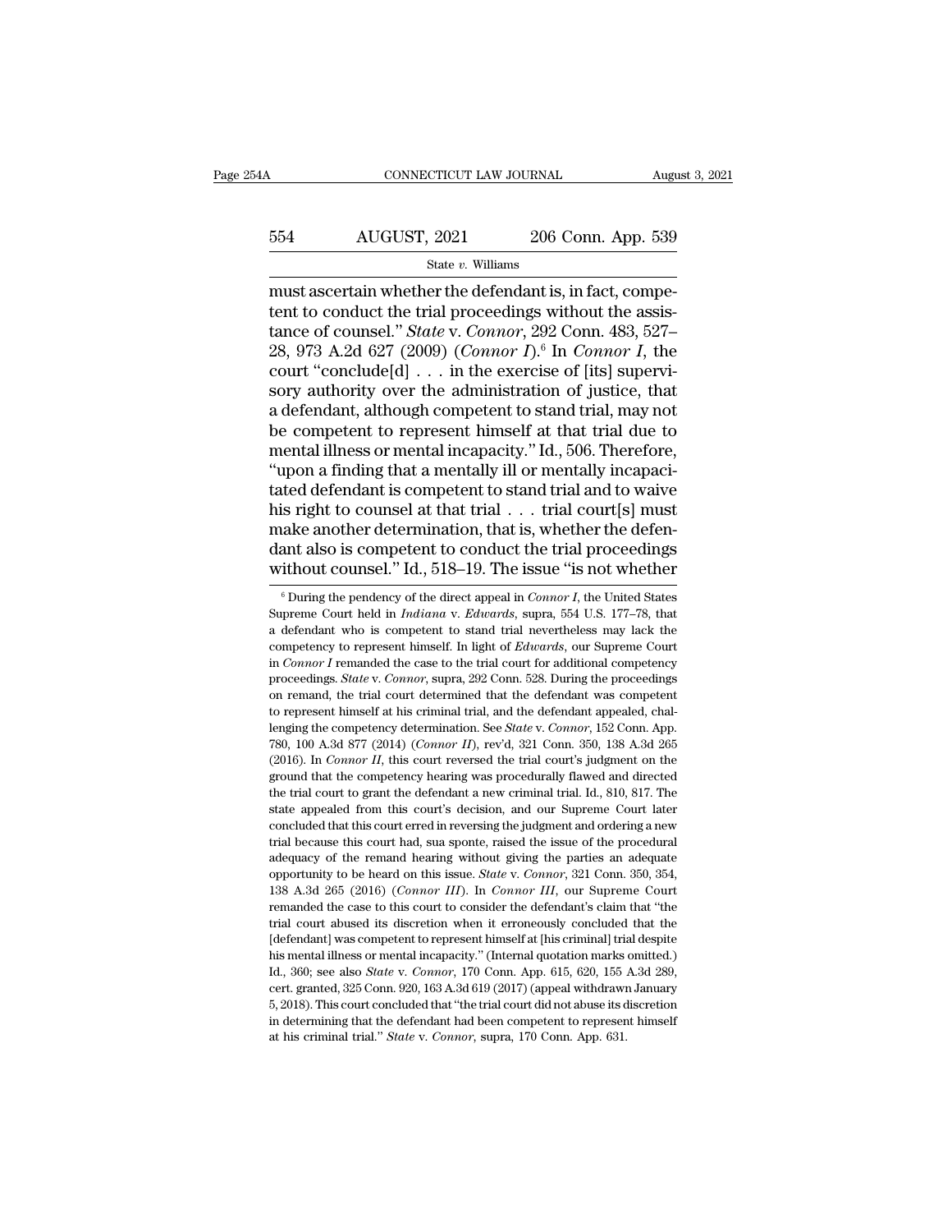must ascertain whether the defendant is, in fact, competent to conduct the trial proceedings without the assistance of counsel." *State* v. *Connor*, 292 Conn. 483, 527–28, 973 A.2d 627 (2009) (*Connor I*).[6] In *Connor I*, the court "conclude[d] . . . in the exercise of [its] supervisory authority over the administration of justice, that a defendant, although competent to stand trial, may not be competent to represent himself at that trial due to mental illness or mental incapacity." Id., 506. Therefore, "upon a finding that a mentally ill or mentally incapacitated defendant is competent to stand trial and to waive his right to counsel at that trial . . . trial court[s] must make another determination, that is, whether the defendant also is competent to conduct the trial proceedings without counsel." Id., 518–19. The issue "is not whether

[6] During the pendency of the direct appeal in *Connor I*, the United States Supreme Court held in *Indiana* v. *Edwards*, supra, 554 U.S. 177–78, that a defendant who is competent to stand trial nevertheless may lack the competency to represent himself. In light of *Edwards*, our Supreme Court in *Connor I* remanded the case to the trial court for additional competency proceedings. *State* v. *Connor*, supra, 292 Conn. 528. During the proceedings on remand, the trial court determined that the defendant was competent to represent himself at his criminal trial, and the defendant appealed, challenging the competency determination. See *State* v. *Connor*, 152 Conn. App. 780, 100 A.3d 877 (2014) (*Connor II*), rev'd, 321 Conn. 350, 138 A.3d 265 (2016). In *Connor II*, this court reversed the trial court's judgment on the ground that the competency hearing was procedurally flawed and directed the trial court to grant the defendant a new criminal trial. Id., 810, 817. The state appealed from this court's decision, and our Supreme Court later concluded that this court erred in reversing the judgment and ordering a new trial because this court had, sua sponte, raised the issue of the procedural adequacy of the remand hearing without giving the parties an adequate opportunity to be heard on this issue. *State* v. *Connor*, 321 Conn. 350, 354, 138 A.3d 265 (2016) (*Connor III*). In *Connor III*, our Supreme Court remanded the case to this court to consider the defendant's claim that "the trial court abused its discretion when it erroneously concluded that the [defendant] was competent to represent himself at [his criminal] trial despite his mental illness or mental incapacity." (Internal quotation marks omitted.) Id., 360; see also *State* v. *Connor*, 170 Conn. App. 615, 620, 155 A.3d 289, cert. granted, 325 Conn. 920, 163 A.3d 619 (2017) (appeal withdrawn January 5, 2018). This court concluded that "the trial court did not abuse its discretion in determining that the defendant had been competent to represent himself at his criminal trial." *State* v. *Connor*, supra, 170 Conn. App. 631.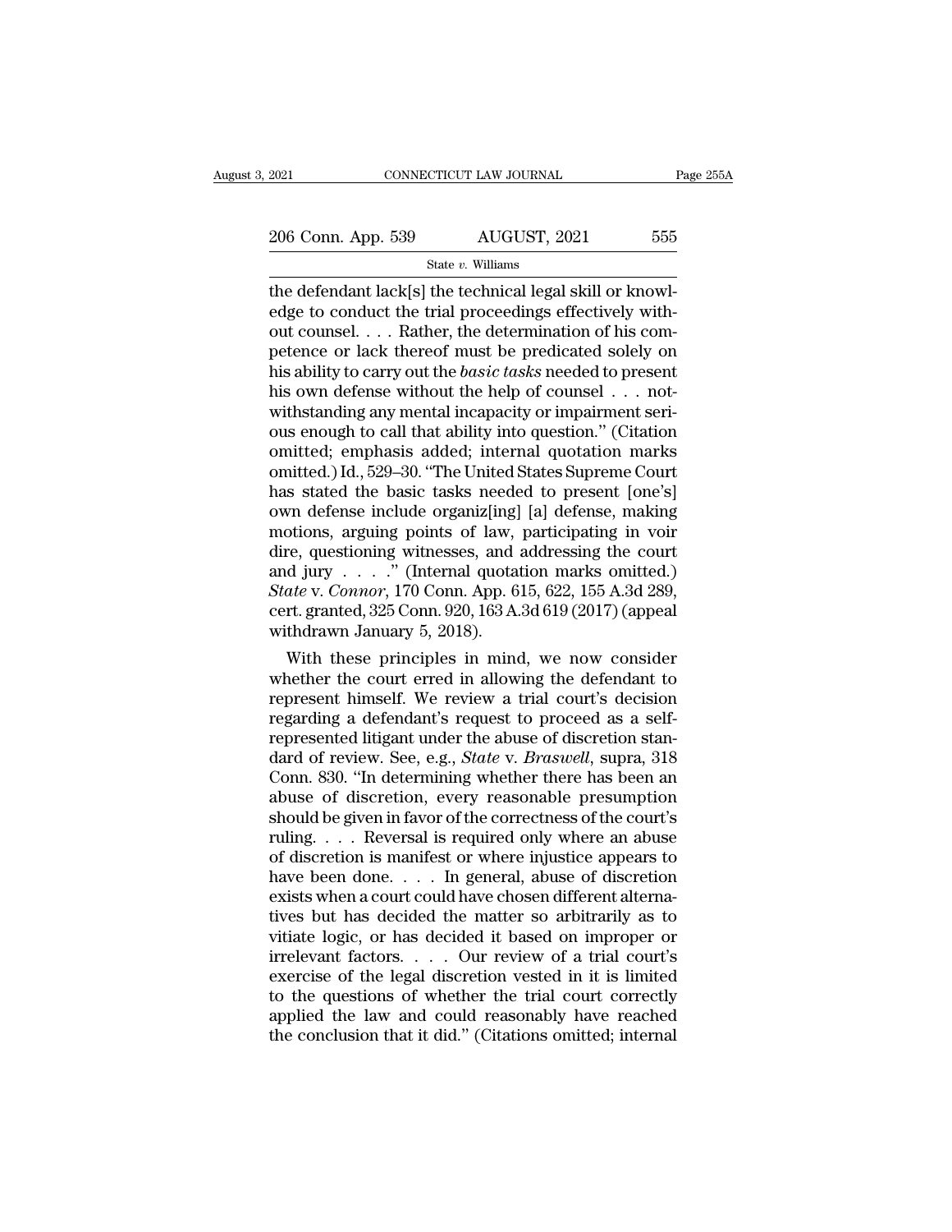the defendant lack[s] the technical legal skill or knowledge to conduct the trial proceedings effectively without counsel. . . . Rather, the determination of his competence or lack thereof must be predicated solely on his ability to carry out the *basic tasks* needed to present his own defense without the help of counsel . . . notwithstanding any mental incapacity or impairment serious enough to call that ability into question." (Citation omitted; emphasis added; internal quotation marks omitted.) Id., 529–30. "The United States Supreme Court has stated the basic tasks needed to present [one's] own defense include organiz[ing] [a] defense, making motions, arguing points of law, participating in voir dire, questioning witnesses, and addressing the court and jury . . . ." (Internal quotation marks omitted.) *State* v. *Connor*, 170 Conn. App. 615, 622, 155 A.3d 289, cert. granted, 325 Conn. 920, 163 A.3d 619 (2017) (appeal withdrawn January 5, 2018).

With these principles in mind, we now consider whether the court erred in allowing the defendant to represent himself. We review a trial court's decision regarding a defendant's request to proceed as a self-represented litigant under the abuse of discretion standard of review. See, e.g., *State* v. *Braswell*, supra, 318 Conn. 830. "In determining whether there has been an abuse of discretion, every reasonable presumption should be given in favor of the correctness of the court's ruling. . . . Reversal is required only where an abuse of discretion is manifest or where injustice appears to have been done. . . . In general, abuse of discretion exists when a court could have chosen different alternatives but has decided the matter so arbitrarily as to vitiate logic, or has decided it based on improper or irrelevant factors. . . . Our review of a trial court's exercise of the legal discretion vested in it is limited to the questions of whether the trial court correctly applied the law and could reasonably have reached the conclusion that it did." (Citations omitted; internal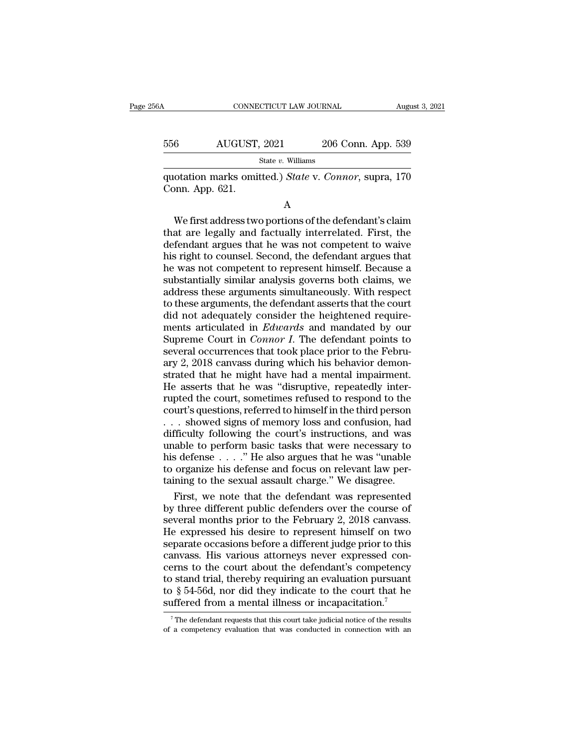quotation marks omitted.) *State* v. *Connor*, supra, 170 Conn. App. 621.

A

We first address two portions of the defendant's claim that are legally and factually interrelated. First, the defendant argues that he was not competent to waive his right to counsel. Second, the defendant argues that he was not competent to represent himself. Because a substantially similar analysis governs both claims, we address these arguments simultaneously. With respect to these arguments, the defendant asserts that the court did not adequately consider the heightened requirements articulated in *Edwards* and mandated by our Supreme Court in *Connor I*. The defendant points to several occurrences that took place prior to the February 2, 2018 canvass during which his behavior demonstrated that he might have had a mental impairment. He asserts that he was "disruptive, repeatedly interrupted the court, sometimes refused to respond to the court's questions, referred to himself in the third person . . . showed signs of memory loss and confusion, had difficulty following the court's instructions, and was unable to perform basic tasks that were necessary to his defense . . . ." He also argues that he was "unable to organize his defense and focus on relevant law pertaining to the sexual assault charge." We disagree.

First, we note that the defendant was represented by three different public defenders over the course of several months prior to the February 2, 2018 canvass. He expressed his desire to represent himself on two separate occasions before a different judge prior to this canvass. His various attorneys never expressed concerns to the court about the defendant's competency to stand trial, thereby requiring an evaluation pursuant to § 54-56d, nor did they indicate to the court that he suffered from a mental illness or incapacitation.[7]

[7] The defendant requests that this court take judicial notice of the results of a competency evaluation that was conducted in connection with an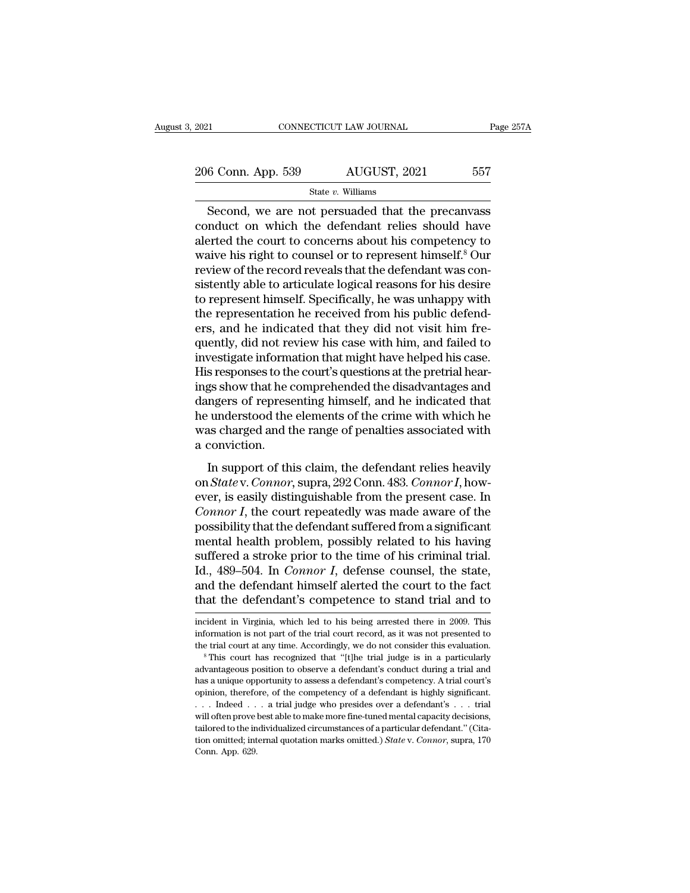Second, we are not persuaded that the precanvass conduct on which the defendant relies should have alerted the court to concerns about his competency to waive his right to counsel or to represent himself.[8] Our review of the record reveals that the defendant was consistently able to articulate logical reasons for his desire to represent himself. Specifically, he was unhappy with the representation he received from his public defenders, and he indicated that they did not visit him frequently, did not review his case with him, and failed to investigate information that might have helped his case. His responses to the court's questions at the pretrial hearings show that he comprehended the disadvantages and dangers of representing himself, and he indicated that he understood the elements of the crime with which he was charged and the range of penalties associated with a conviction.

In support of this claim, the defendant relies heavily on *State* v. *Connor*, supra, 292 Conn. 483. *Connor I*, however, is easily distinguishable from the present case. In *Connor I*, the court repeatedly was made aware of the possibility that the defendant suffered from a significant mental health problem, possibly related to his having suffered a stroke prior to the time of his criminal trial. Id., 489–504. In *Connor I*, defense counsel, the state, and the defendant himself alerted the court to the fact that the defendant's competence to stand trial and to

incident in Virginia, which led to his being arrested there in 2009. This information is not part of the trial court record, as it was not presented to the trial court at any time. Accordingly, we do not consider this evaluation.

[8] This court has recognized that "[t]he trial judge is in a particularly advantageous position to observe a defendant's conduct during a trial and has a unique opportunity to assess a defendant's competency. A trial court's opinion, therefore, of the competency of a defendant is highly significant. . . . Indeed . . . a trial judge who presides over a defendant's . . . trial will often prove best able to make more fine-tuned mental capacity decisions, tailored to the individualized circumstances of a particular defendant." (Citation omitted; internal quotation marks omitted.) *State* v. *Connor*, supra, 170 Conn. App. 629.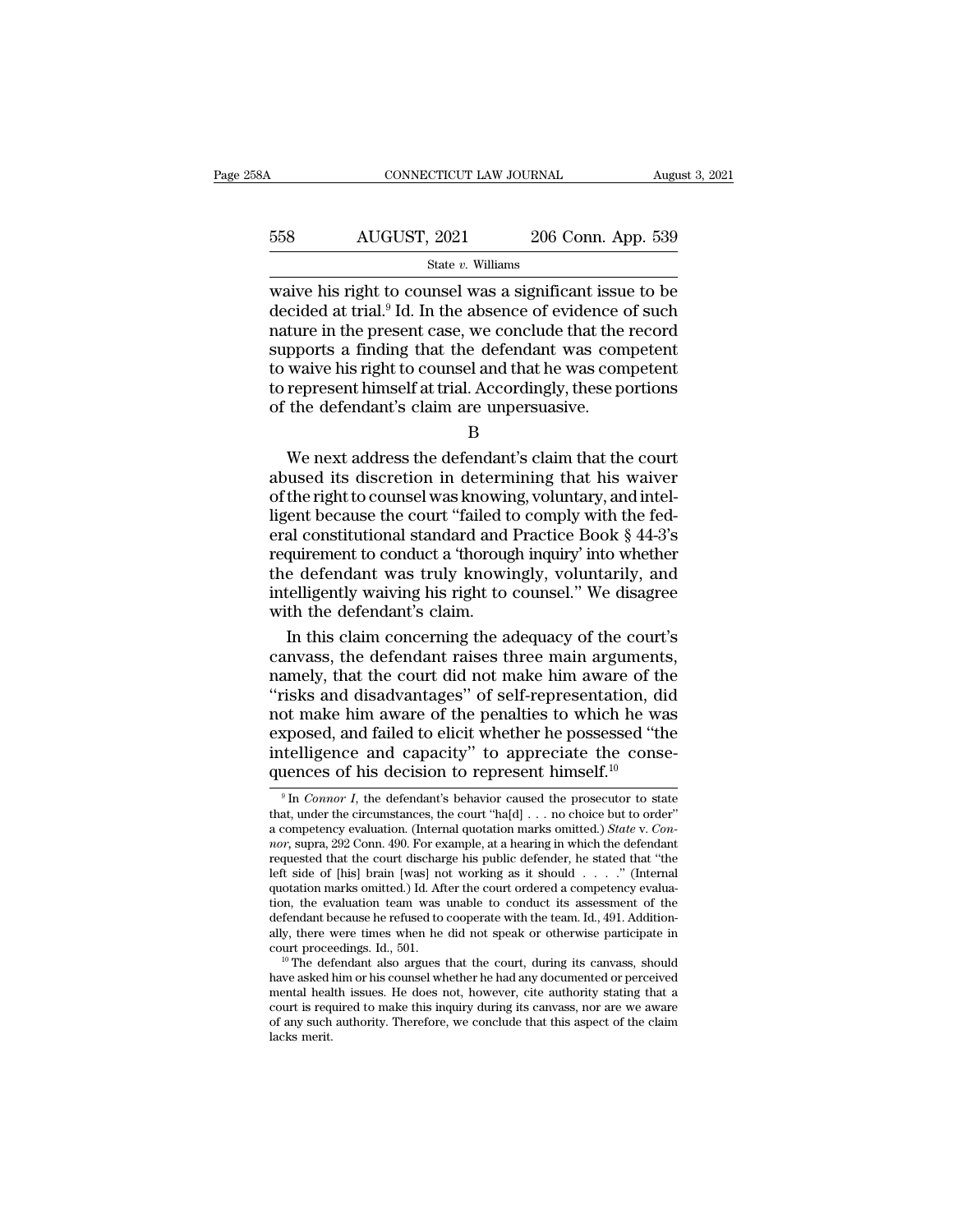waive his right to counsel was a significant issue to be decided at trial.[9] Id. In the absence of evidence of such nature in the present case, we conclude that the record supports a finding that the defendant was competent to waive his right to counsel and that he was competent to represent himself at trial. Accordingly, these portions of the defendant's claim are unpersuasive.

B

We next address the defendant's claim that the court abused its discretion in determining that his waiver of the right to counsel was knowing, voluntary, and intelligent because the court "failed to comply with the federal constitutional standard and Practice Book § 44-3's requirement to conduct a 'thorough inquiry' into whether the defendant was truly knowingly, voluntarily, and intelligently waiving his right to counsel." We disagree with the defendant's claim.

In this claim concerning the adequacy of the court's canvass, the defendant raises three main arguments, namely, that the court did not make him aware of the "risks and disadvantages" of self-representation, did not make him aware of the penalties to which he was exposed, and failed to elicit whether he possessed "the intelligence and capacity" to appreciate the consequences of his decision to represent himself.[10]

[9] In *Connor I*, the defendant's behavior caused the prosecutor to state that, under the circumstances, the court "ha[d] . . . no choice but to order" a competency evaluation. (Internal quotation marks omitted.) *State* v. *Connor*, supra, 292 Conn. 490. For example, at a hearing in which the defendant requested that the court discharge his public defender, he stated that "the left side of [his] brain [was] not working as it should . . . ." (Internal quotation marks omitted.) Id. After the court ordered a competency evaluation, the evaluation team was unable to conduct its assessment of the defendant because he refused to cooperate with the team. Id., 491. Additionally, there were times when he did not speak or otherwise participate in court proceedings. Id., 501.

[10] The defendant also argues that the court, during its canvass, should have asked him or his counsel whether he had any documented or perceived mental health issues. He does not, however, cite authority stating that a court is required to make this inquiry during its canvass, nor are we aware of any such authority. Therefore, we conclude that this aspect of the claim lacks merit.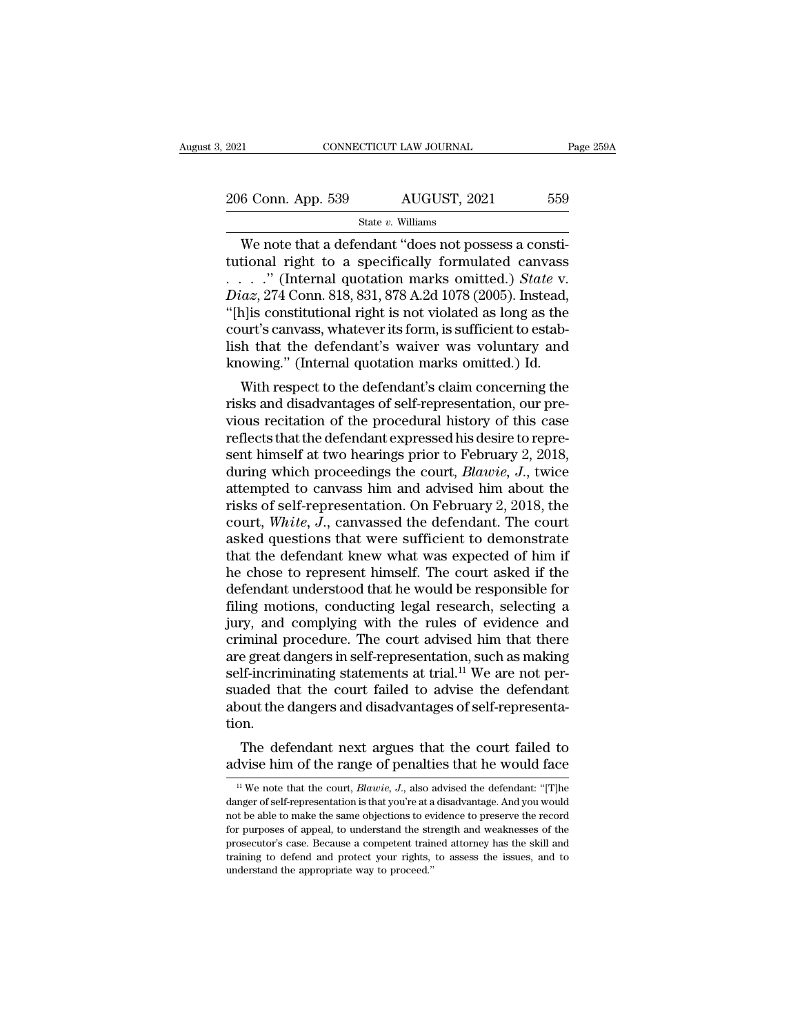We note that a defendant "does not possess a constitutional right to a specifically formulated canvass . . . ." (Internal quotation marks omitted.) *State* v. *Diaz*, 274 Conn. 818, 831, 878 A.2d 1078 (2005). Instead, "[h]is constitutional right is not violated as long as the court's canvass, whatever its form, is sufficient to establish that the defendant's waiver was voluntary and knowing." (Internal quotation marks omitted.) Id.

With respect to the defendant's claim concerning the risks and disadvantages of self-representation, our previous recitation of the procedural history of this case reflects that the defendant expressed his desire to represent himself at two hearings prior to February 2, 2018, during which proceedings the court, *Blawie*, *J.*, twice attempted to canvass him and advised him about the risks of self-representation. On February 2, 2018, the court, *White*, *J.*, canvassed the defendant. The court asked questions that were sufficient to demonstrate that the defendant knew what was expected of him if he chose to represent himself. The court asked if the defendant understood that he would be responsible for filing motions, conducting legal research, selecting a jury, and complying with the rules of evidence and criminal procedure. The court advised him that there are great dangers in self-representation, such as making self-incriminating statements at trial.[11] We are not persuaded that the court failed to advise the defendant about the dangers and disadvantages of self-representation.

The defendant next argues that the court failed to advise him of the range of penalties that he would face

[11] We note that the court, *Blawie*, *J.*, also advised the defendant: "[T]he danger of self-representation is that you're at a disadvantage. And you would not be able to make the same objections to evidence to preserve the record for purposes of appeal, to understand the strength and weaknesses of the prosecutor's case. Because a competent trained attorney has the skill and training to defend and protect your rights, to assess the issues, and to understand the appropriate way to proceed."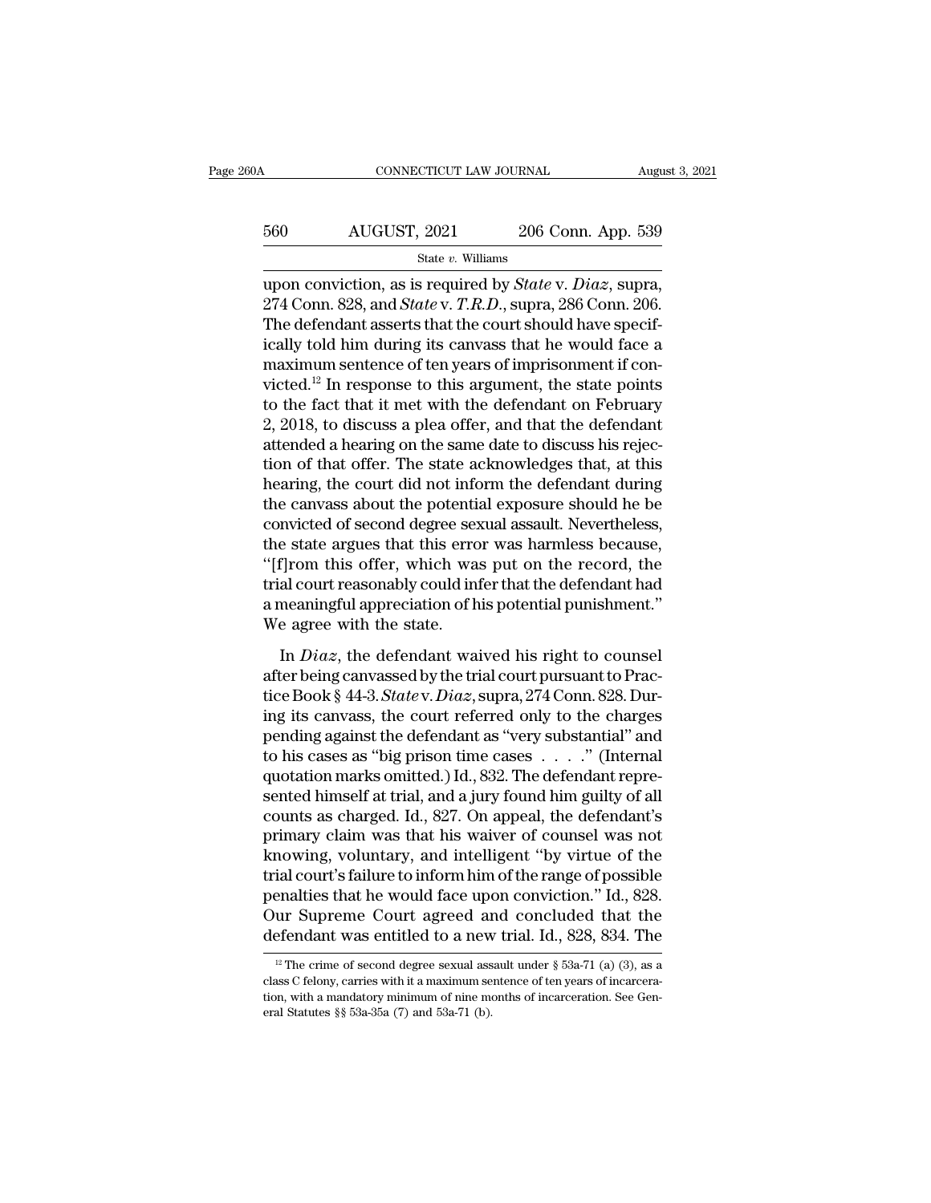upon conviction, as is required by *State* v. *Diaz*, supra, 274 Conn. 828, and *State* v. *T.R.D.*, supra, 286 Conn. 206. The defendant asserts that the court should have specifically told him during its canvass that he would face a maximum sentence of ten years of imprisonment if convicted.[12] In response to this argument, the state points to the fact that it met with the defendant on February 2, 2018, to discuss a plea offer, and that the defendant attended a hearing on the same date to discuss his rejection of that offer. The state acknowledges that, at this hearing, the court did not inform the defendant during the canvass about the potential exposure should he be convicted of second degree sexual assault. Nevertheless, the state argues that this error was harmless because, "[f]rom this offer, which was put on the record, the trial court reasonably could infer that the defendant had a meaningful appreciation of his potential punishment." We agree with the state.

In *Diaz*, the defendant waived his right to counsel after being canvassed by the trial court pursuant to Practice Book § 44-3. *State* v. *Diaz*, supra, 274 Conn. 828. During its canvass, the court referred only to the charges pending against the defendant as "very substantial" and to his cases as "big prison time cases . . . ." (Internal quotation marks omitted.) Id., 832. The defendant represented himself at trial, and a jury found him guilty of all counts as charged. Id., 827. On appeal, the defendant's primary claim was that his waiver of counsel was not knowing, voluntary, and intelligent "by virtue of the trial court's failure to inform him of the range of possible penalties that he would face upon conviction." Id., 828. Our Supreme Court agreed and concluded that the defendant was entitled to a new trial. Id., 828, 834. The

[12] The crime of second degree sexual assault under § 53a-71 (a) (3), as a class C felony, carries with it a maximum sentence of ten years of incarceration, with a mandatory minimum of nine months of incarceration. See General Statutes §§ 53a-35a (7) and 53a-71 (b).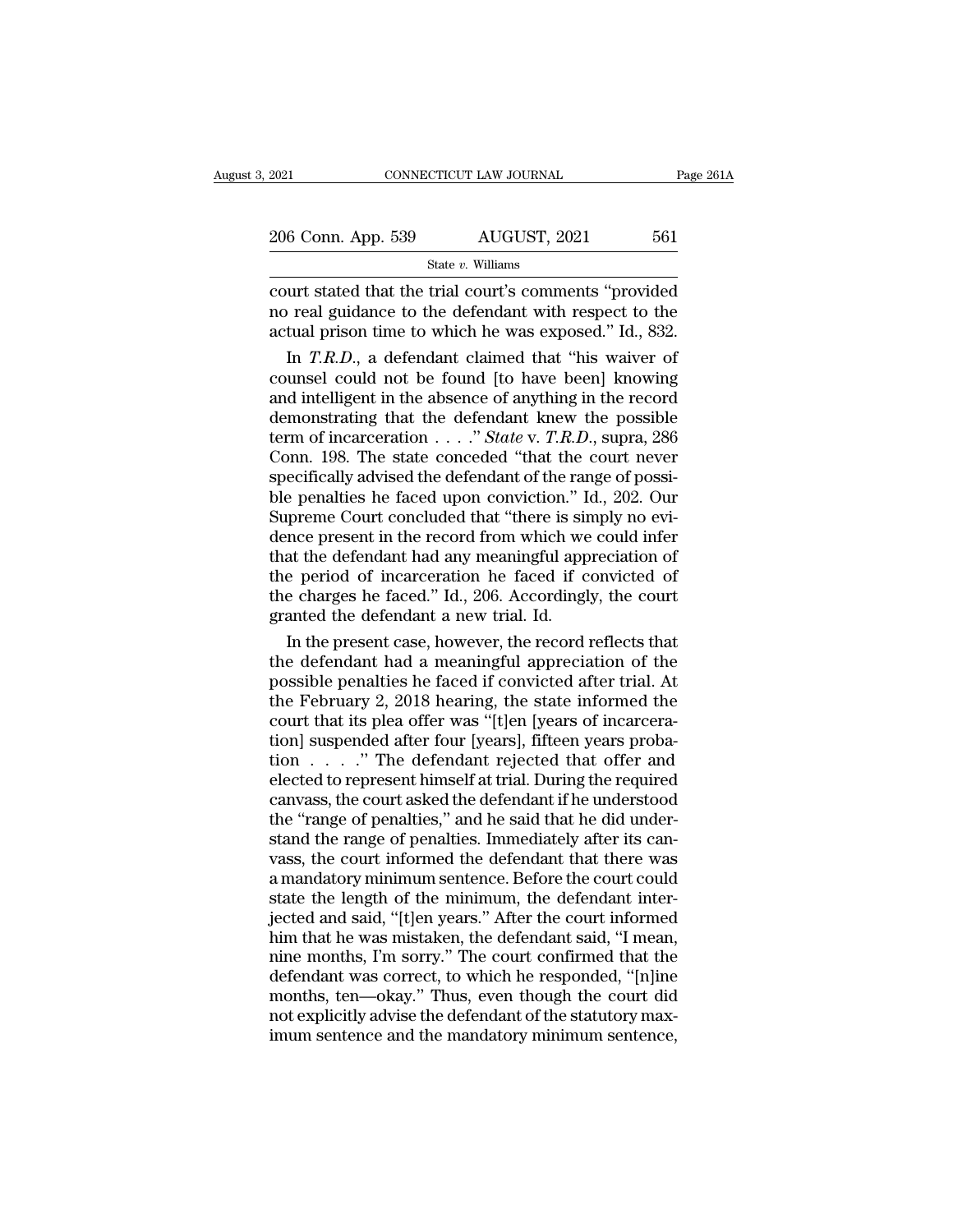court stated that the trial court's comments "provided no real guidance to the defendant with respect to the actual prison time to which he was exposed." Id., 832.

In *T.R.D.*, a defendant claimed that "his waiver of counsel could not be found [to have been] knowing and intelligent in the absence of anything in the record demonstrating that the defendant knew the possible term of incarceration . . . ." *State* v. *T.R.D.*, supra, 286 Conn. 198. The state conceded "that the court never specifically advised the defendant of the range of possible penalties he faced upon conviction." Id., 202. Our Supreme Court concluded that "there is simply no evidence present in the record from which we could infer that the defendant had any meaningful appreciation of the period of incarceration he faced if convicted of the charges he faced." Id., 206. Accordingly, the court granted the defendant a new trial. Id.

In the present case, however, the record reflects that the defendant had a meaningful appreciation of the possible penalties he faced if convicted after trial. At the February 2, 2018 hearing, the state informed the court that its plea offer was "[t]en [years of incarceration] suspended after four [years], fifteen years probation . . . ." The defendant rejected that offer and elected to represent himself at trial. During the required canvass, the court asked the defendant if he understood the "range of penalties," and he said that he did understand the range of penalties. Immediately after its canvass, the court informed the defendant that there was a mandatory minimum sentence. Before the court could state the length of the minimum, the defendant interjected and said, "[t]en years." After the court informed him that he was mistaken, the defendant said, "I mean, nine months, I'm sorry." The court confirmed that the defendant was correct, to which he responded, "[n]ine months, ten—okay." Thus, even though the court did not explicitly advise the defendant of the statutory maximum sentence and the mandatory minimum sentence,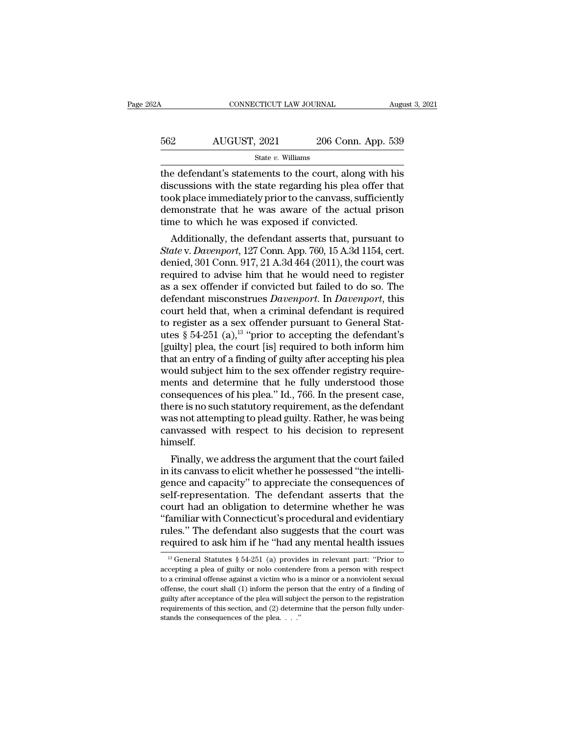the defendant's statements to the court, along with his discussions with the state regarding his plea offer that took place immediately prior to the canvass, sufficiently demonstrate that he was aware of the actual prison time to which he was exposed if convicted.

Additionally, the defendant asserts that, pursuant to *State* v. *Davenport*, 127 Conn. App. 760, 15 A.3d 1154, cert. denied, 301 Conn. 917, 21 A.3d 464 (2011), the court was required to advise him that he would need to register as a sex offender if convicted but failed to do so. The defendant misconstrues *Davenport*. In *Davenport*, this court held that, when a criminal defendant is required to register as a sex offender pursuant to General Statutes § 54-251 (a),[13] "prior to accepting the defendant's [guilty] plea, the court [is] required to both inform him that an entry of a finding of guilty after accepting his plea would subject him to the sex offender registry requirements and determine that he fully understood those consequences of his plea." Id., 766. In the present case, there is no such statutory requirement, as the defendant was not attempting to plead guilty. Rather, he was being canvassed with respect to his decision to represent himself.

Finally, we address the argument that the court failed in its canvass to elicit whether he possessed "the intelligence and capacity" to appreciate the consequences of self-representation. The defendant asserts that the court had an obligation to determine whether he was "familiar with Connecticut's procedural and evidentiary rules." The defendant also suggests that the court was required to ask him if he "had any mental health issues

[13] General Statutes § 54-251 (a) provides in relevant part: "Prior to accepting a plea of guilty or nolo contendere from a person with respect to a criminal offense against a victim who is a minor or a nonviolent sexual offense, the court shall (1) inform the person that the entry of a finding of guilty after acceptance of the plea will subject the person to the registration requirements of this section, and (2) determine that the person fully understands the consequences of the plea. . . ."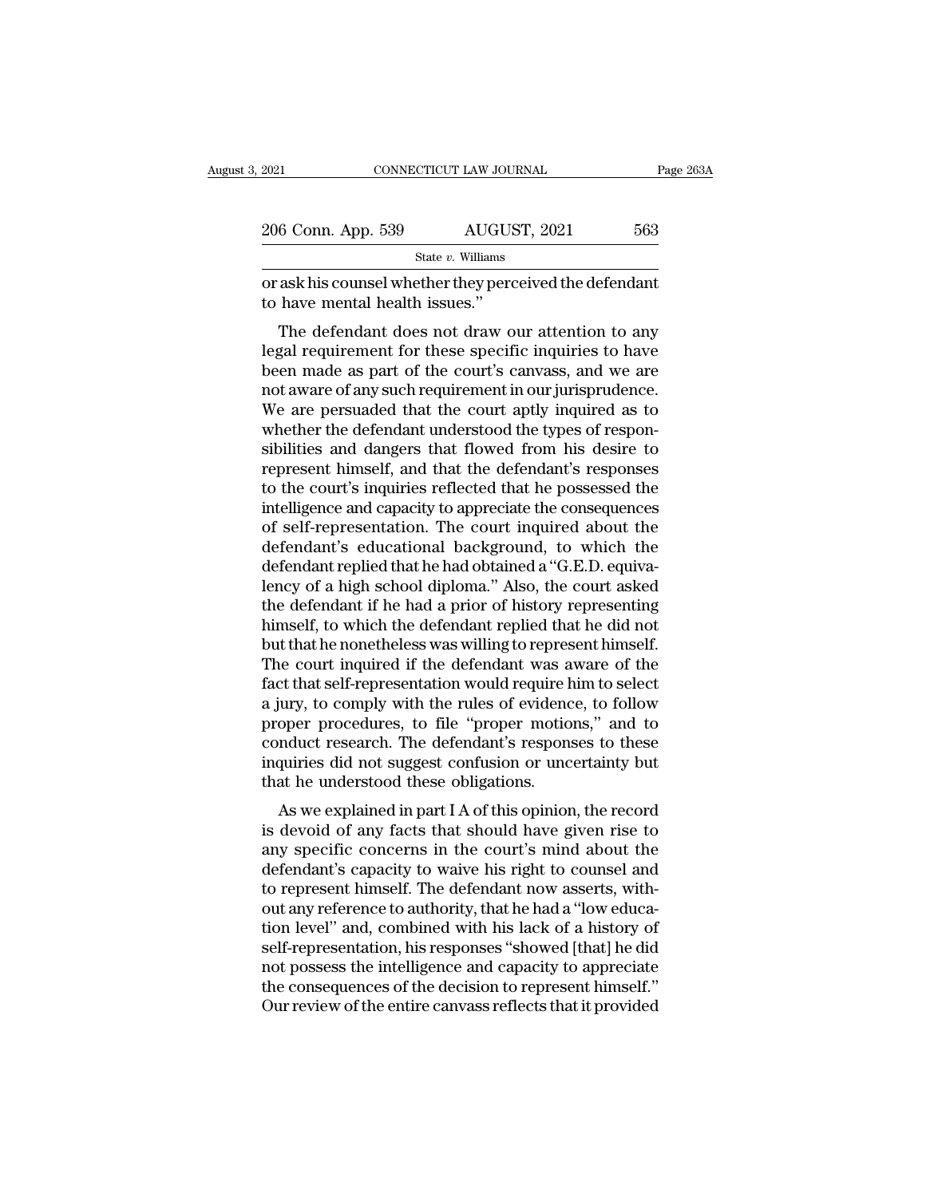or ask his counsel whether they perceived the defendant to have mental health issues."

The defendant does not draw our attention to any legal requirement for these specific inquiries to have been made as part of the court's canvass, and we are not aware of any such requirement in our jurisprudence. We are persuaded that the court aptly inquired as to whether the defendant understood the types of responsibilities and dangers that flowed from his desire to represent himself, and that the defendant's responses to the court's inquiries reflected that he possessed the intelligence and capacity to appreciate the consequences of self-representation. The court inquired about the defendant's educational background, to which the defendant replied that he had obtained a "G.E.D. equivalency of a high school diploma." Also, the court asked the defendant if he had a prior of history representing himself, to which the defendant replied that he did not but that he nonetheless was willing to represent himself. The court inquired if the defendant was aware of the fact that self-representation would require him to select a jury, to comply with the rules of evidence, to follow proper procedures, to file "proper motions," and to conduct research. The defendant's responses to these inquiries did not suggest confusion or uncertainty but that he understood these obligations.

As we explained in part I A of this opinion, the record is devoid of any facts that should have given rise to any specific concerns in the court's mind about the defendant's capacity to waive his right to counsel and to represent himself. The defendant now asserts, without any reference to authority, that he had a "low education level" and, combined with his lack of a history of self-representation, his responses "showed [that] he did not possess the intelligence and capacity to appreciate the consequences of the decision to represent himself." Our review of the entire canvass reflects that it provided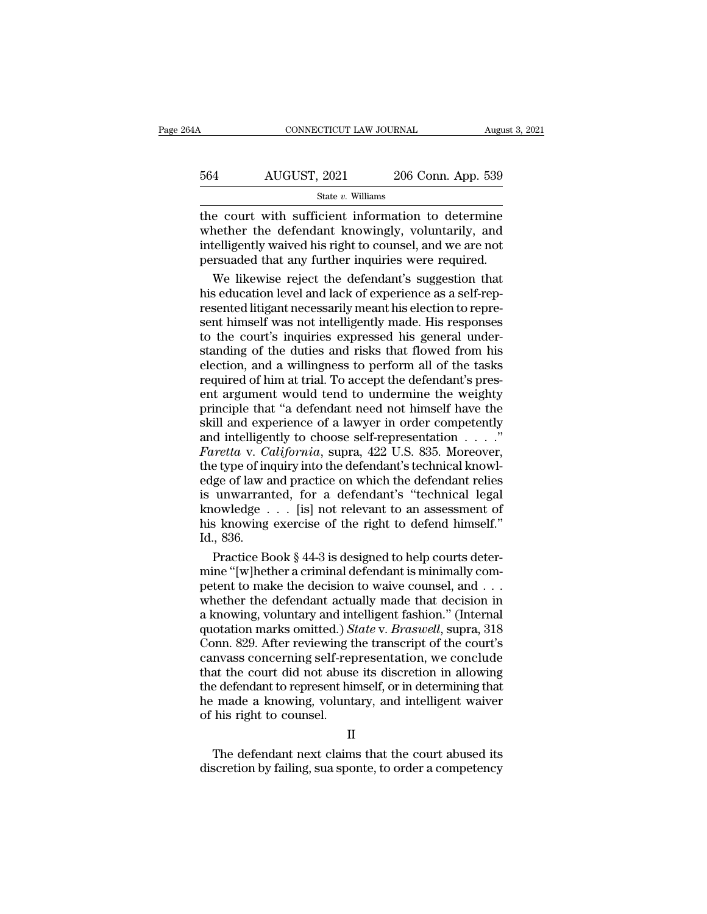the court with sufficient information to determine whether the defendant knowingly, voluntarily, and intelligently waived his right to counsel, and we are not persuaded that any further inquiries were required.

We likewise reject the defendant's suggestion that his education level and lack of experience as a self-represented litigant necessarily meant his election to represent himself was not intelligently made. His responses to the court's inquiries expressed his general understanding of the duties and risks that flowed from his election, and a willingness to perform all of the tasks required of him at trial. To accept the defendant's present argument would tend to undermine the weighty principle that "a defendant need not himself have the skill and experience of a lawyer in order competently and intelligently to choose self-representation . . . ." *Faretta* v. *California*, supra, 422 U.S. 835. Moreover, the type of inquiry into the defendant's technical knowledge of law and practice on which the defendant relies is unwarranted, for a defendant's "technical legal knowledge . . . [is] not relevant to an assessment of his knowing exercise of the right to defend himself." Id., 836.

Practice Book § 44-3 is designed to help courts determine "[w]hether a criminal defendant is minimally competent to make the decision to waive counsel, and . . . whether the defendant actually made that decision in a knowing, voluntary and intelligent fashion." (Internal quotation marks omitted.) *State* v. *Braswell*, supra, 318 Conn. 829. After reviewing the transcript of the court's canvass concerning self-representation, we conclude that the court did not abuse its discretion in allowing the defendant to represent himself, or in determining that he made a knowing, voluntary, and intelligent waiver of his right to counsel.

II

The defendant next claims that the court abused its discretion by failing, sua sponte, to order a competency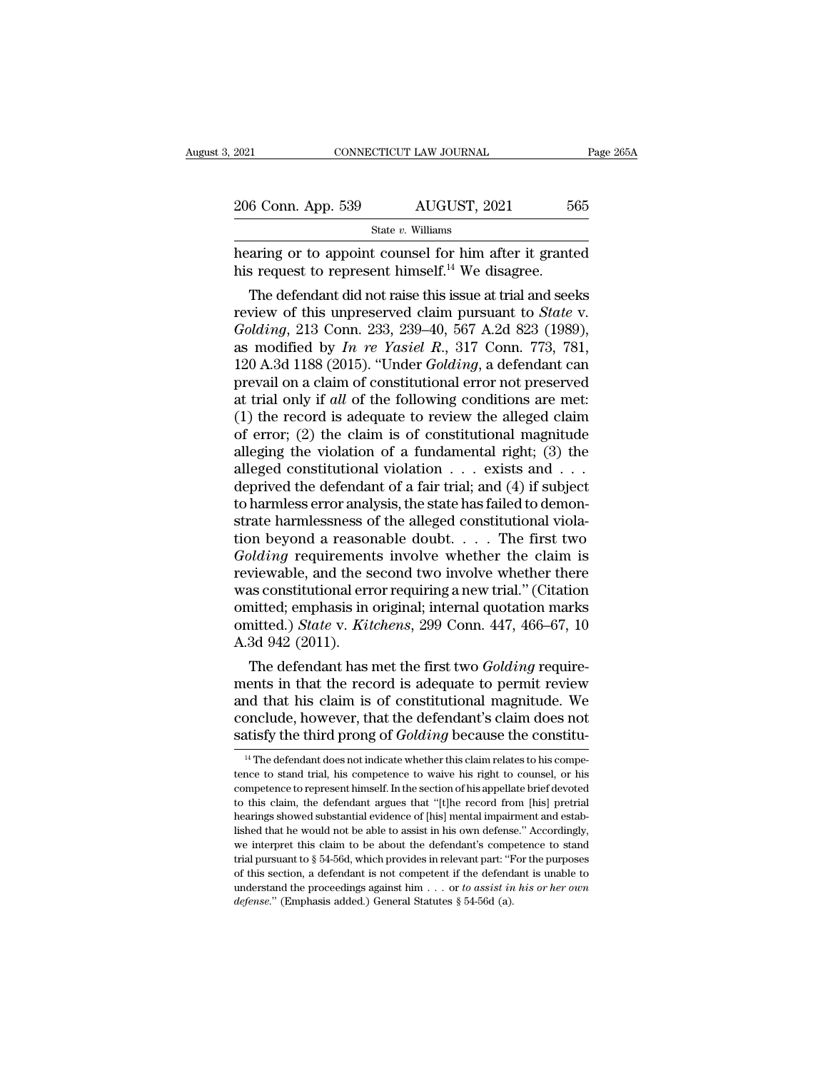hearing or to appoint counsel for him after it granted his request to represent himself.[14] We disagree.

The defendant did not raise this issue at trial and seeks review of this unpreserved claim pursuant to *State* v. *Golding*, 213 Conn. 233, 239–40, 567 A.2d 823 (1989), as modified by *In re Yasiel R.*, 317 Conn. 773, 781, 120 A.3d 1188 (2015). "Under *Golding*, a defendant can prevail on a claim of constitutional error not preserved at trial only if *all* of the following conditions are met: (1) the record is adequate to review the alleged claim of error; (2) the claim is of constitutional magnitude alleging the violation of a fundamental right; (3) the alleged constitutional violation . . . exists and . . . deprived the defendant of a fair trial; and (4) if subject to harmless error analysis, the state has failed to demonstrate harmlessness of the alleged constitutional violation beyond a reasonable doubt. . . . The first two *Golding* requirements involve whether the claim is reviewable, and the second two involve whether there was constitutional error requiring a new trial." (Citation omitted; emphasis in original; internal quotation marks omitted.) *State* v. *Kitchens*, 299 Conn. 447, 466–67, 10 A.3d 942 (2011).

The defendant has met the first two *Golding* requirements in that the record is adequate to permit review and that his claim is of constitutional magnitude. We conclude, however, that the defendant's claim does not satisfy the third prong of *Golding* because the constitu-

[14] The defendant does not indicate whether this claim relates to his competence to stand trial, his competence to waive his right to counsel, or his competence to represent himself. In the section of his appellate brief devoted to this claim, the defendant argues that "[t]he record from [his] pretrial hearings showed substantial evidence of [his] mental impairment and established that he would not be able to assist in his own defense." Accordingly, we interpret this claim to be about the defendant's competence to stand trial pursuant to § 54-56d, which provides in relevant part: "For the purposes of this section, a defendant is not competent if the defendant is unable to understand the proceedings against him . . . or *to assist in his or her own defense*." (Emphasis added.) General Statutes § 54-56d (a).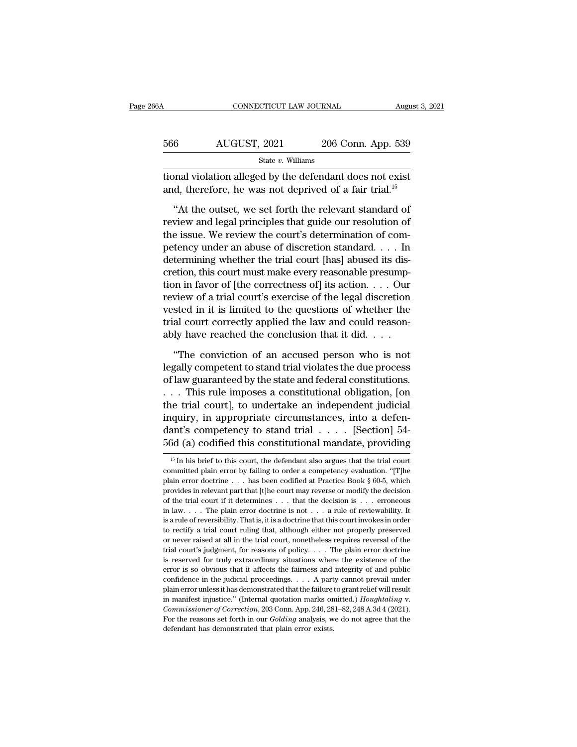tional violation alleged by the defendant does not exist and, therefore, he was not deprived of a fair trial.[15]

"At the outset, we set forth the relevant standard of review and legal principles that guide our resolution of the issue. We review the court's determination of competency under an abuse of discretion standard. . . . In determining whether the trial court [has] abused its discretion, this court must make every reasonable presumption in favor of [the correctness of] its action. . . . Our review of a trial court's exercise of the legal discretion vested in it is limited to the questions of whether the trial court correctly applied the law and could reasonably have reached the conclusion that it did. . . .

"The conviction of an accused person who is not legally competent to stand trial violates the due process of law guaranteed by the state and federal constitutions. . . . This rule imposes a constitutional obligation, [on the trial court], to undertake an independent judicial inquiry, in appropriate circumstances, into a defendant's competency to stand trial . . . . [Section] 54-56d (a) codified this constitutional mandate, providing

---

[15] In his brief to this court, the defendant also argues that the trial court committed plain error by failing to order a competency evaluation. "[T]he plain error doctrine . . . has been codified at Practice Book § 60-5, which provides in relevant part that [t]he court may reverse or modify the decision of the trial court if it determines . . . that the decision is . . . erroneous in law. . . . The plain error doctrine is not . . . a rule of reviewability. It is a rule of reversibility. That is, it is a doctrine that this court invokes in order to rectify a trial court ruling that, although either not properly preserved or never raised at all in the trial court, nonetheless requires reversal of the trial court's judgment, for reasons of policy. . . . The plain error doctrine is reserved for truly extraordinary situations where the existence of the error is so obvious that it affects the fairness and integrity of and public confidence in the judicial proceedings. . . . A party cannot prevail under plain error unless it has demonstrated that the failure to grant relief will result in manifest injustice." (Internal quotation marks omitted.) *Houghtaling* v. *Commissioner of Correction*, 203 Conn. App. 246, 281–82, 248 A.3d 4 (2021). For the reasons set forth in our *Golding* analysis, we do not agree that the defendant has demonstrated that plain error exists.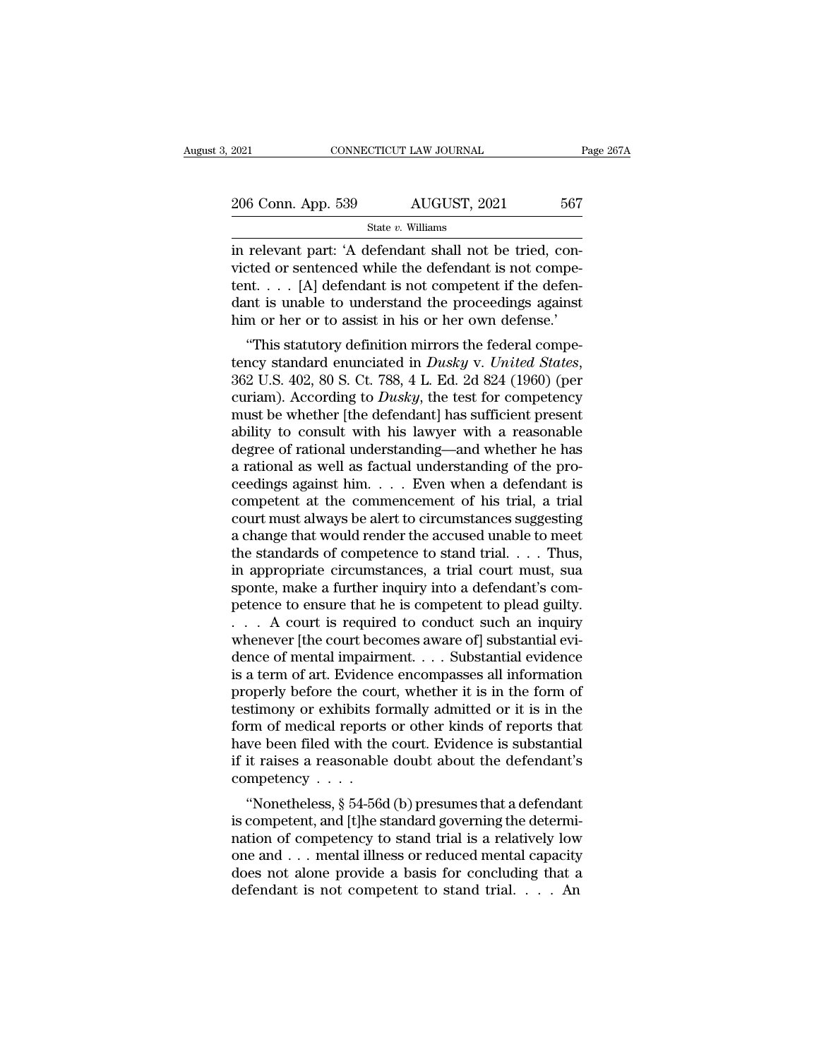in relevant part: 'A defendant shall not be tried, convicted or sentenced while the defendant is not competent. . . . [A] defendant is not competent if the defendant is unable to understand the proceedings against him or her or to assist in his or her own defense.'

"This statutory definition mirrors the federal competency standard enunciated in *Dusky* v. *United States*, 362 U.S. 402, 80 S. Ct. 788, 4 L. Ed. 2d 824 (1960) (per curiam). According to *Dusky*, the test for competency must be whether [the defendant] has sufficient present ability to consult with his lawyer with a reasonable degree of rational understanding—and whether he has a rational as well as factual understanding of the proceedings against him. . . . Even when a defendant is competent at the commencement of his trial, a trial court must always be alert to circumstances suggesting a change that would render the accused unable to meet the standards of competence to stand trial. . . . Thus, in appropriate circumstances, a trial court must, sua sponte, make a further inquiry into a defendant's competence to ensure that he is competent to plead guilty. . . . A court is required to conduct such an inquiry whenever [the court becomes aware of] substantial evidence of mental impairment. . . . Substantial evidence is a term of art. Evidence encompasses all information properly before the court, whether it is in the form of testimony or exhibits formally admitted or it is in the form of medical reports or other kinds of reports that have been filed with the court. Evidence is substantial if it raises a reasonable doubt about the defendant's competency . . . .

"Nonetheless, § 54-56d (b) presumes that a defendant is competent, and [t]he standard governing the determination of competency to stand trial is a relatively low one and . . . mental illness or reduced mental capacity does not alone provide a basis for concluding that a defendant is not competent to stand trial. . . . An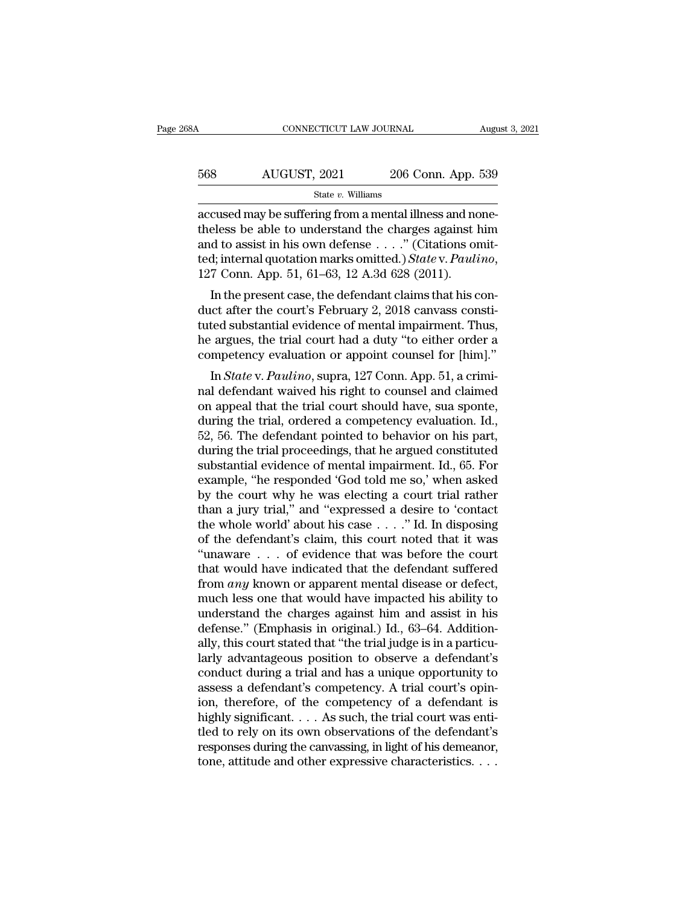accused may be suffering from a mental illness and nonetheless be able to understand the charges against him and to assist in his own defense . . . ." (Citations omitted; internal quotation marks omitted.) *State* v. *Paulino*, 127 Conn. App. 51, 61–63, 12 A.3d 628 (2011).

In the present case, the defendant claims that his conduct after the court's February 2, 2018 canvass constituted substantial evidence of mental impairment. Thus, he argues, the trial court had a duty "to either order a competency evaluation or appoint counsel for [him]."

In *State* v. *Paulino*, supra, 127 Conn. App. 51, a criminal defendant waived his right to counsel and claimed on appeal that the trial court should have, sua sponte, during the trial, ordered a competency evaluation. Id., 52, 56. The defendant pointed to behavior on his part, during the trial proceedings, that he argued constituted substantial evidence of mental impairment. Id., 65. For example, "he responded 'God told me so,' when asked by the court why he was electing a court trial rather than a jury trial," and "expressed a desire to 'contact the whole world' about his case . . . ." Id. In disposing of the defendant's claim, this court noted that it was "unaware . . . of evidence that was before the court that would have indicated that the defendant suffered from *any* known or apparent mental disease or defect, much less one that would have impacted his ability to understand the charges against him and assist in his defense." (Emphasis in original.) Id., 63–64. Additionally, this court stated that "the trial judge is in a particularly advantageous position to observe a defendant's conduct during a trial and has a unique opportunity to assess a defendant's competency. A trial court's opinion, therefore, of the competency of a defendant is highly significant. . . . As such, the trial court was entitled to rely on its own observations of the defendant's responses during the canvassing, in light of his demeanor, tone, attitude and other expressive characteristics. . . .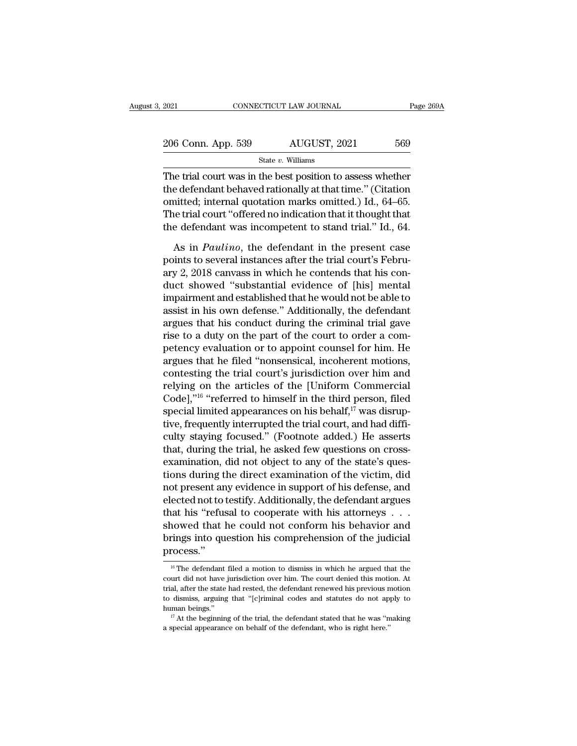The trial court was in the best position to assess whether the defendant behaved rationally at that time." (Citation omitted; internal quotation marks omitted.) Id., 64–65. The trial court "offered no indication that it thought that the defendant was incompetent to stand trial." Id., 64.

As in *Paulino*, the defendant in the present case points to several instances after the trial court's February 2, 2018 canvass in which he contends that his conduct showed "substantial evidence of [his] mental impairment and established that he would not be able to assist in his own defense." Additionally, the defendant argues that his conduct during the criminal trial gave rise to a duty on the part of the court to order a competency evaluation or to appoint counsel for him. He argues that he filed "nonsensical, incoherent motions, contesting the trial court's jurisdiction over him and relying on the articles of the [Uniform Commercial Code],"[16] "referred to himself in the third person, filed special limited appearances on his behalf,[17] was disruptive, frequently interrupted the trial court, and had difficulty staying focused." (Footnote added.) He asserts that, during the trial, he asked few questions on cross-examination, did not object to any of the state's questions during the direct examination of the victim, did not present any evidence in support of his defense, and elected not to testify. Additionally, the defendant argues that his "refusal to cooperate with his attorneys . . . showed that he could not conform his behavior and brings into question his comprehension of the judicial process."

[16] The defendant filed a motion to dismiss in which he argued that the court did not have jurisdiction over him. The court denied this motion. At trial, after the state had rested, the defendant renewed his previous motion to dismiss, arguing that "[c]riminal codes and statutes do not apply to human beings."

[17] At the beginning of the trial, the defendant stated that he was "making a special appearance on behalf of the defendant, who is right here."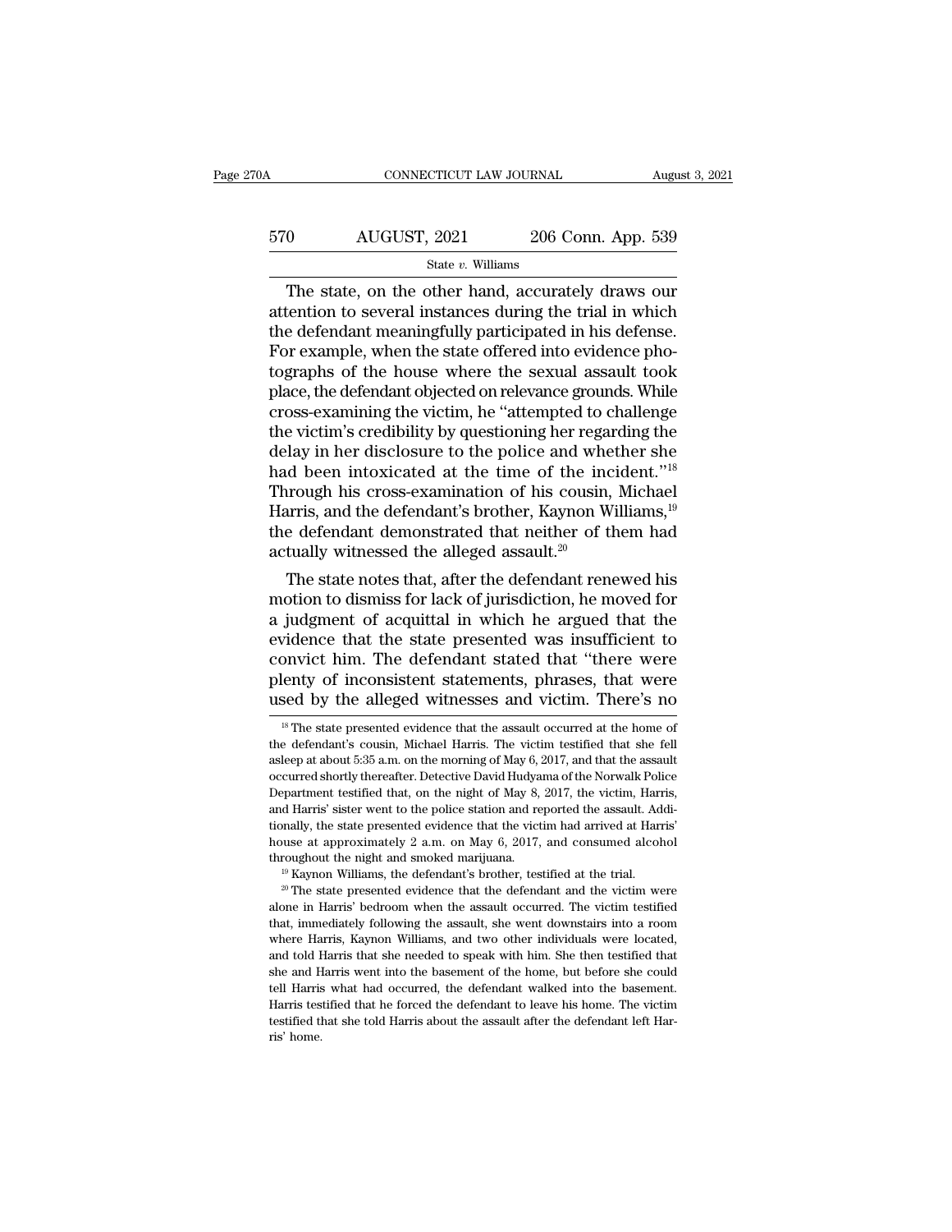The state, on the other hand, accurately draws our attention to several instances during the trial in which the defendant meaningfully participated in his defense. For example, when the state offered into evidence photographs of the house where the sexual assault took place, the defendant objected on relevance grounds. While cross-examining the victim, he "attempted to challenge the victim's credibility by questioning her regarding the delay in her disclosure to the police and whether she had been intoxicated at the time of the incident."[18] Through his cross-examination of his cousin, Michael Harris, and the defendant's brother, Kaynon Williams,[19] the defendant demonstrated that neither of them had actually witnessed the alleged assault.[20]

The state notes that, after the defendant renewed his motion to dismiss for lack of jurisdiction, he moved for a judgment of acquittal in which he argued that the evidence that the state presented was insufficient to convict him. The defendant stated that "there were plenty of inconsistent statements, phrases, that were used by the alleged witnesses and victim. There's no

[18] The state presented evidence that the assault occurred at the home of the defendant's cousin, Michael Harris. The victim testified that she fell asleep at about 5:35 a.m. on the morning of May 6, 2017, and that the assault occurred shortly thereafter. Detective David Hudyama of the Norwalk Police Department testified that, on the night of May 8, 2017, the victim, Harris, and Harris' sister went to the police station and reported the assault. Additionally, the state presented evidence that the victim had arrived at Harris' house at approximately 2 a.m. on May 6, 2017, and consumed alcohol throughout the night and smoked marijuana.

[19] Kaynon Williams, the defendant's brother, testified at the trial.

[20] The state presented evidence that the defendant and the victim were alone in Harris' bedroom when the assault occurred. The victim testified that, immediately following the assault, she went downstairs into a room where Harris, Kaynon Williams, and two other individuals were located, and told Harris that she needed to speak with him. She then testified that she and Harris went into the basement of the home, but before she could tell Harris what had occurred, the defendant walked into the basement. Harris testified that he forced the defendant to leave his home. The victim testified that she told Harris about the assault after the defendant left Harris' home.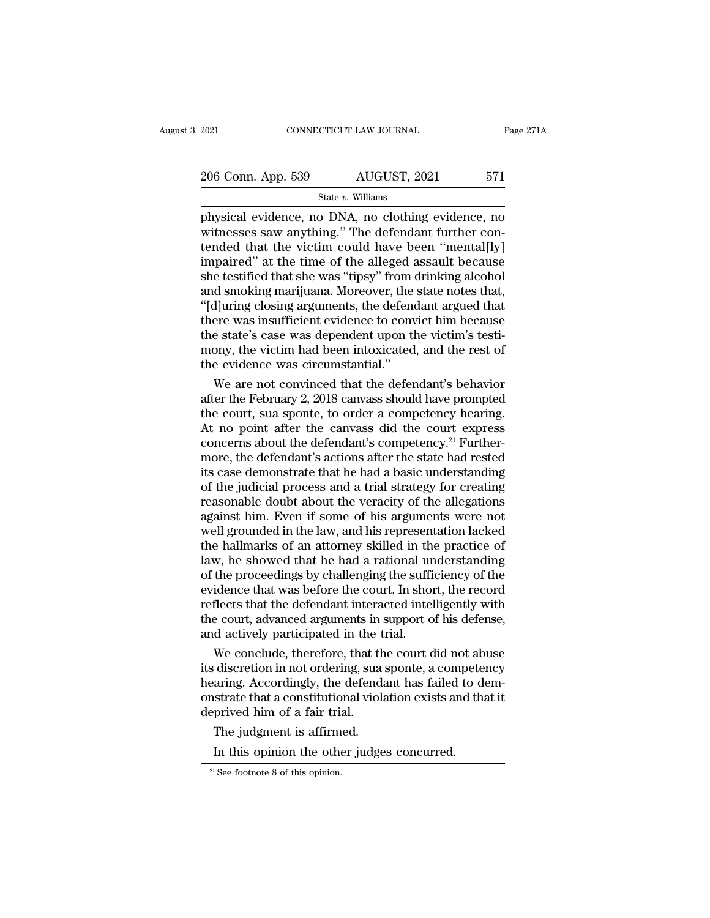physical evidence, no DNA, no clothing evidence, no witnesses saw anything." The defendant further contended that the victim could have been "mental[ly] impaired" at the time of the alleged assault because she testified that she was "tipsy" from drinking alcohol and smoking marijuana. Moreover, the state notes that, "[d]uring closing arguments, the defendant argued that there was insufficient evidence to convict him because the state's case was dependent upon the victim's testimony, the victim had been intoxicated, and the rest of the evidence was circumstantial."

We are not convinced that the defendant's behavior after the February 2, 2018 canvass should have prompted the court, sua sponte, to order a competency hearing. At no point after the canvass did the court express concerns about the defendant's competency.[21] Furthermore, the defendant's actions after the state had rested its case demonstrate that he had a basic understanding of the judicial process and a trial strategy for creating reasonable doubt about the veracity of the allegations against him. Even if some of his arguments were not well grounded in the law, and his representation lacked the hallmarks of an attorney skilled in the practice of law, he showed that he had a rational understanding of the proceedings by challenging the sufficiency of the evidence that was before the court. In short, the record reflects that the defendant interacted intelligently with the court, advanced arguments in support of his defense, and actively participated in the trial.

We conclude, therefore, that the court did not abuse its discretion in not ordering, sua sponte, a competency hearing. Accordingly, the defendant has failed to demonstrate that a constitutional violation exists and that it deprived him of a fair trial.

The judgment is affirmed.

In this opinion the other judges concurred.

[21] See footnote 8 of this opinion.